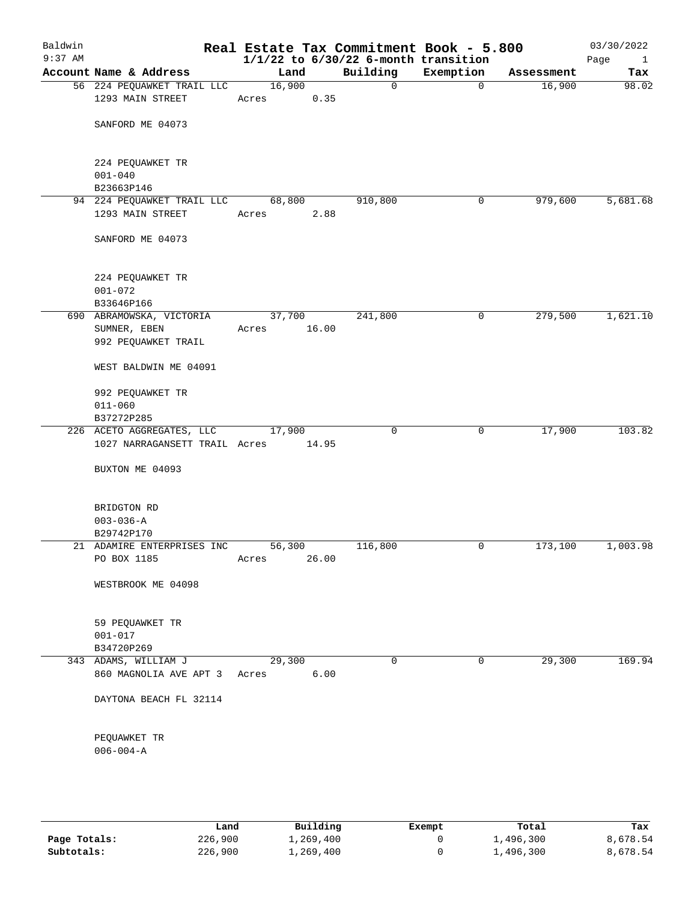Baldwin 9:37 AM

# Real Estate Tax Commitment Book - 5.800

## 1/1/22 to 6/30/22 6-month transition

03/30/2022

| Account | Name & Address | Land | Building | Exemption | Assessment | Tax |
|---|---|---|---|---|---|---|
| 56 | 224 PEQUAWKET TRAIL LLC<br>1293 MAIN STREET<br><br>SANFORD ME 04073<br><br>224 PEQUAWKET TR<br>001-040<br>B23663P146 | 16,900<br>Acres 0.35 | 0 | 0 | 16,900 | 98.02 |
| 94 | 224 PEQUAWKET TRAIL LLC<br>1293 MAIN STREET<br><br>SANFORD ME 04073<br><br>224 PEQUAWKET TR<br>001-072<br>B33646P166 | 68,800<br>Acres 2.88 | 910,800 | 0 | 979,600 | 5,681.68 |
| 690 | ABRAMOWSKA, VICTORIA<br>SUMNER, EBEN<br>992 PEQUAWKET TRAIL<br><br>WEST BALDWIN ME 04091<br><br>992 PEQUAWKET TR<br>011-060<br>B37272P285 | 37,700<br>Acres 16.00 | 241,800 | 0 | 279,500 | 1,621.10 |
| 226 | ACETO AGGREGATES, LLC<br>1027 NARRAGANSETT TRAIL<br><br>BUXTON ME 04093<br><br>BRIDGTON RD<br>003-036-A<br>B29742P170 | 17,900<br>Acres 14.95 | 0 | 0 | 17,900 | 103.82 |
| 21 | ADAMIRE ENTERPRISES INC<br>PO BOX 1185<br><br>WESTBROOK ME 04098<br><br>59 PEQUAWKET TR<br>001-017<br>B34720P269 | 56,300<br>Acres 26.00 | 116,800 | 0 | 173,100 | 1,003.98 |
| 343 | ADAMS, WILLIAM J<br>860 MAGNOLIA AVE APT 3<br><br>DAYTONA BEACH FL 32114<br><br>PEQUAWKET TR<br>006-004-A | 29,300<br>Acres 6.00 | 0 | 0 | 29,300 | 169.94 |

| | Land | Building | Exempt | Total | Tax |
|---|---|---|---|---|---|
| **Page Totals:** | 226,900 | 1,269,400 | 0 | 1,496,300 | 8,678.54 |
| **Subtotals:** | 226,900 | 1,269,400 | 0 | 1,496,300 | 8,678.54 |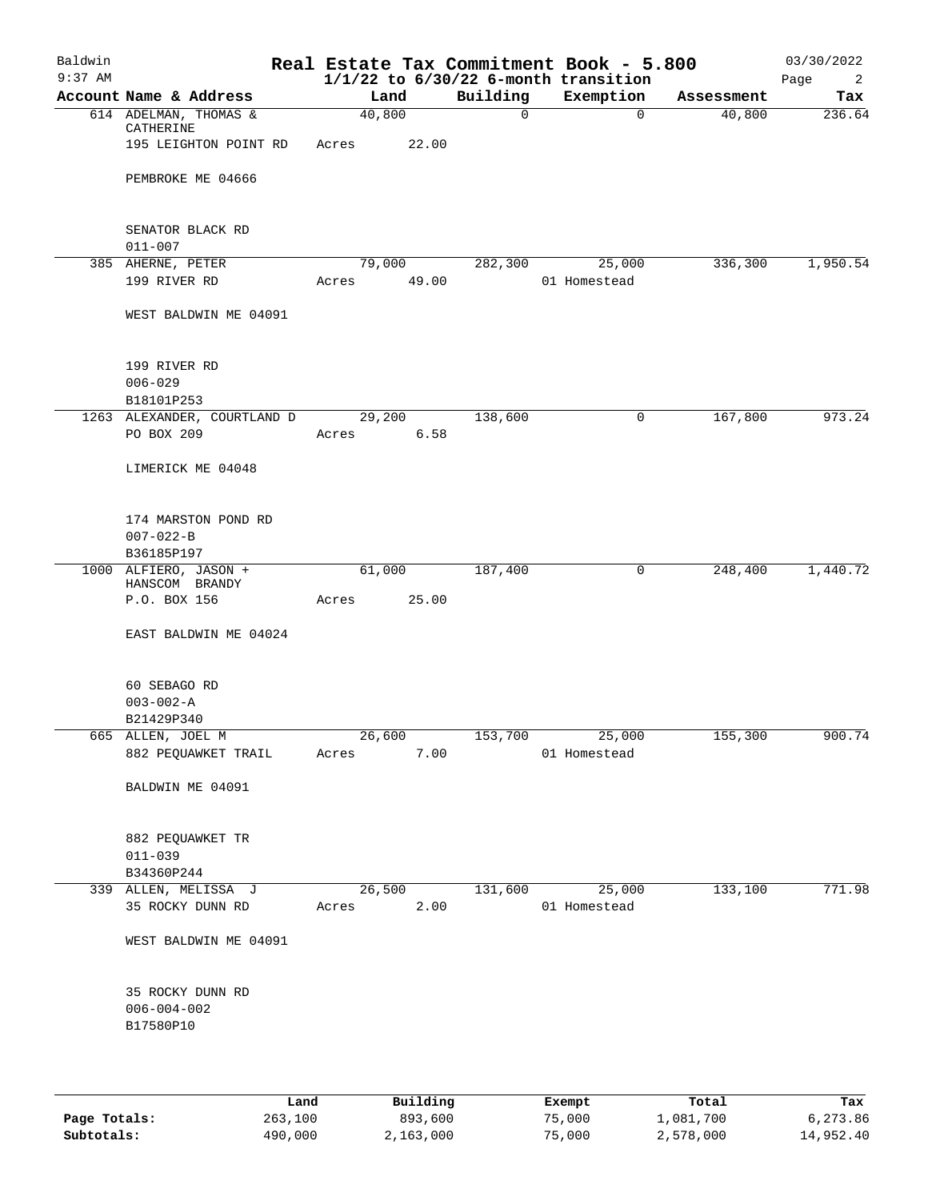# Real Estate Tax Commitment Book - 5.800

Baldwin
9:37 AM

03/30/2022

1/1/22 to 6/30/22 6-month transition

| Account Name & Address | Land | Building | Exemption | Assessment | Tax |
|---|---|---|---|---|---|
| 614 ADELMAN, THOMAS & CATHERINE | 40,800 | 0 | 0 | 40,800 | 236.64 |
| 195 LEIGHTON POINT RD | Acres 22.00 | | | | |
| PEMBROKE ME 04666 | | | | | |
| SENATOR BLACK RD | | | | | |
| 011-007 | | | | | |
| 385 AHERNE, PETER | 79,000 | 282,300 | 25,000 | 336,300 | 1,950.54 |
| 199 RIVER RD | Acres 49.00 | | 01 Homestead | | |
| WEST BALDWIN ME 04091 | | | | | |
| 199 RIVER RD | | | | | |
| 006-029 | | | | | |
| B18101P253 | | | | | |
| 1263 ALEXANDER, COURTLAND D | 29,200 | 138,600 | 0 | 167,800 | 973.24 |
| PO BOX 209 | Acres 6.58 | | | | |
| LIMERICK ME 04048 | | | | | |
| 174 MARSTON POND RD | | | | | |
| 007-022-B | | | | | |
| B36185P197 | | | | | |
| 1000 ALFIERO, JASON + HANSCOM BRANDY | 61,000 | 187,400 | 0 | 248,400 | 1,440.72 |
| P.O. BOX 156 | Acres 25.00 | | | | |
| EAST BALDWIN ME 04024 | | | | | |
| 60 SEBAGO RD | | | | | |
| 003-002-A | | | | | |
| B21429P340 | | | | | |
| 665 ALLEN, JOEL M | 26,600 | 153,700 | 25,000 | 155,300 | 900.74 |
| 882 PEQUAWKET TRAIL | Acres 7.00 | | 01 Homestead | | |
| BALDWIN ME 04091 | | | | | |
| 882 PEQUAWKET TR | | | | | |
| 011-039 | | | | | |
| B34360P244 | | | | | |
| 339 ALLEN, MELISSA J | 26,500 | 131,600 | 25,000 | 133,100 | 771.98 |
| 35 ROCKY DUNN RD | Acres 2.00 | | 01 Homestead | | |
| WEST BALDWIN ME 04091 | | | | | |
| 35 ROCKY DUNN RD | | | | | |
| 006-004-002 | | | | | |
| B17580P10 | | | | | |

| | Land | Building | Exempt | Total | Tax |
|---|---|---|---|---|---|
| Page Totals: | 263,100 | 893,600 | 75,000 | 1,081,700 | 6,273.86 |
| Subtotals: | 490,000 | 2,163,000 | 75,000 | 2,578,000 | 14,952.40 |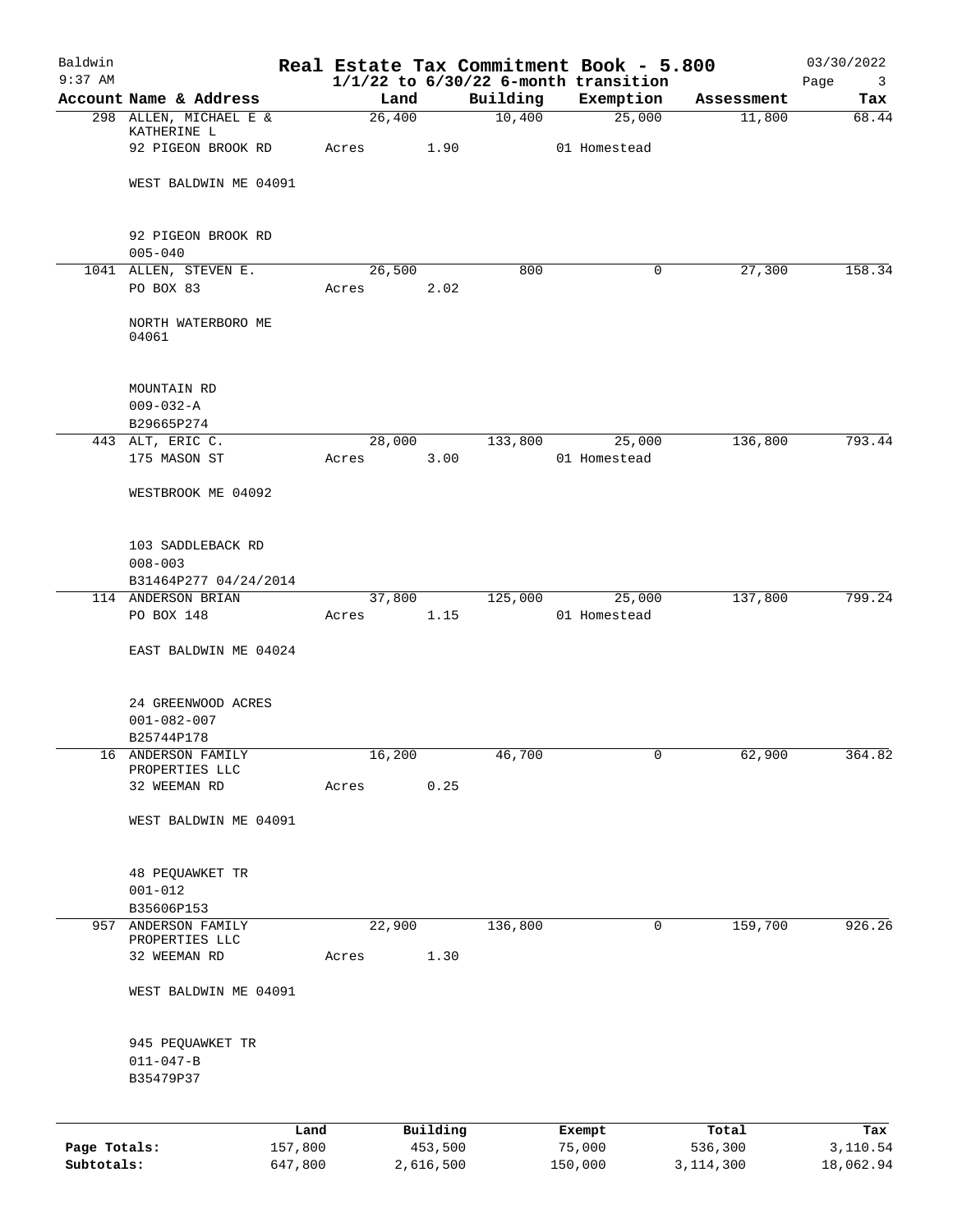# Real Estate Tax Commitment Book - 5.800

Baldwin
9:37 AM

**1/1/22 to 6/30/22 6-month transition**

03/30/2022

| Account | Name & Address | Land | Building | Exemption | Assessment | Tax |
|---|---|---|---|---|---|---|
| 298 | ALLEN, MICHAEL E & KATHERINE L<br>92 PIGEON BROOK RD<br>WEST BALDWIN ME 04091<br>92 PIGEON BROOK RD<br>005-040 | 26,400<br>Acres 1.90 | 10,400 | 25,000<br>01 Homestead | 11,800 | 68.44 |
| 1041 | ALLEN, STEVEN E.<br>PO BOX 83<br>NORTH WATERBORO ME 04061<br>MOUNTAIN RD<br>009-032-A<br>B29665P274 | 26,500<br>Acres 2.02 | 800 | 0 | 27,300 | 158.34 |
| 443 | ALT, ERIC C.<br>175 MASON ST<br>WESTBROOK ME 04092<br>103 SADDLEBACK RD<br>008-003<br>B31464P277 04/24/2014 | 28,000<br>Acres 3.00 | 133,800 | 25,000<br>01 Homestead | 136,800 | 793.44 |
| 114 | ANDERSON BRIAN<br>PO BOX 148<br>EAST BALDWIN ME 04024<br>24 GREENWOOD ACRES<br>001-082-007<br>B25744P178 | 37,800<br>Acres 1.15 | 125,000 | 25,000<br>01 Homestead | 137,800 | 799.24 |
| 16 | ANDERSON FAMILY PROPERTIES LLC<br>32 WEEMAN RD<br>WEST BALDWIN ME 04091<br>48 PEQUAWKET TR<br>001-012<br>B35606P153 | 16,200<br>Acres 0.25 | 46,700 | 0 | 62,900 | 364.82 |
| 957 | ANDERSON FAMILY PROPERTIES LLC<br>32 WEEMAN RD<br>WEST BALDWIN ME 04091<br>945 PEQUAWKET TR<br>011-047-B<br>B35479P37 | 22,900<br>Acres 1.30 | 136,800 | 0 | 159,700 | 926.26 |

| | Land | Building | Exempt | Total | Tax |
|---|---|---|---|---|---|
| **Page Totals:** | 157,800 | 453,500 | 75,000 | 536,300 | 3,110.54 |
| **Subtotals:** | 647,800 | 2,616,500 | 150,000 | 3,114,300 | 18,062.94 |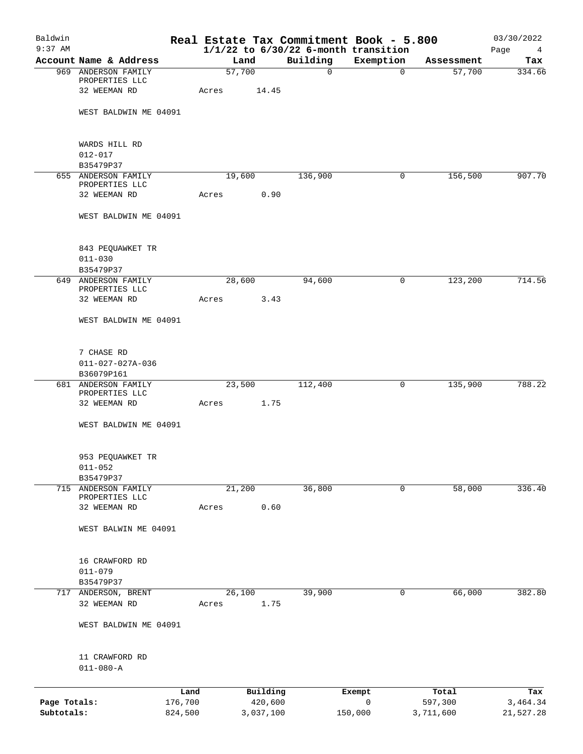# Real Estate Tax Commitment Book - 5.800

Baldwin
9:37 AM

03/30/2022

$1/1/22$ to $6/30/22$ 6-month transition

| Account Name & Address | Land | Building | Exemption | Assessment | Tax |
|---|---|---|---|---|---|
| 969 ANDERSON FAMILY PROPERTIES LLC<br>32 WEEMAN RD<br><br>WEST BALDWIN ME 04091<br><br>WARDS HILL RD<br>012-017<br>B35479P37 | 57,700<br>Acres 14.45 | 0 | 0 | 57,700 | 334.66 |
| 655 ANDERSON FAMILY PROPERTIES LLC<br>32 WEEMAN RD<br><br>WEST BALDWIN ME 04091<br><br>843 PEQUAWKET TR<br>011-030<br>B35479P37 | 19,600<br>Acres 0.90 | 136,900 | 0 | 156,500 | 907.70 |
| 649 ANDERSON FAMILY PROPERTIES LLC<br>32 WEEMAN RD<br><br>WEST BALDWIN ME 04091<br><br>7 CHASE RD<br>011-027-027A-036<br>B36079P161 | 28,600<br>Acres 3.43 | 94,600 | 0 | 123,200 | 714.56 |
| 681 ANDERSON FAMILY PROPERTIES LLC<br>32 WEEMAN RD<br><br>WEST BALDWIN ME 04091<br><br>953 PEQUAWKET TR<br>011-052<br>B35479P37 | 23,500<br>Acres 1.75 | 112,400 | 0 | 135,900 | 788.22 |
| 715 ANDERSON FAMILY PROPERTIES LLC<br>32 WEEMAN RD<br><br>WEST BALWIN ME 04091<br><br>16 CRAWFORD RD<br>011-079<br>B35479P37 | 21,200<br>Acres 0.60 | 36,800 | 0 | 58,000 | 336.40 |
| 717 ANDERSON, BRENT<br>32 WEEMAN RD<br><br>WEST BALDWIN ME 04091<br><br>11 CRAWFORD RD<br>011-080-A | 26,100<br>Acres 1.75 | 39,900 | 0 | 66,000 | 382.80 |

| | Land | Building | Exempt | Total | Tax |
|---|---|---|---|---|---|
| Page Totals: | 176,700 | 420,600 | 0 | 597,300 | 3,464.34 |
| Subtotals: | 824,500 | 3,037,100 | 150,000 | 3,711,600 | 21,527.28 |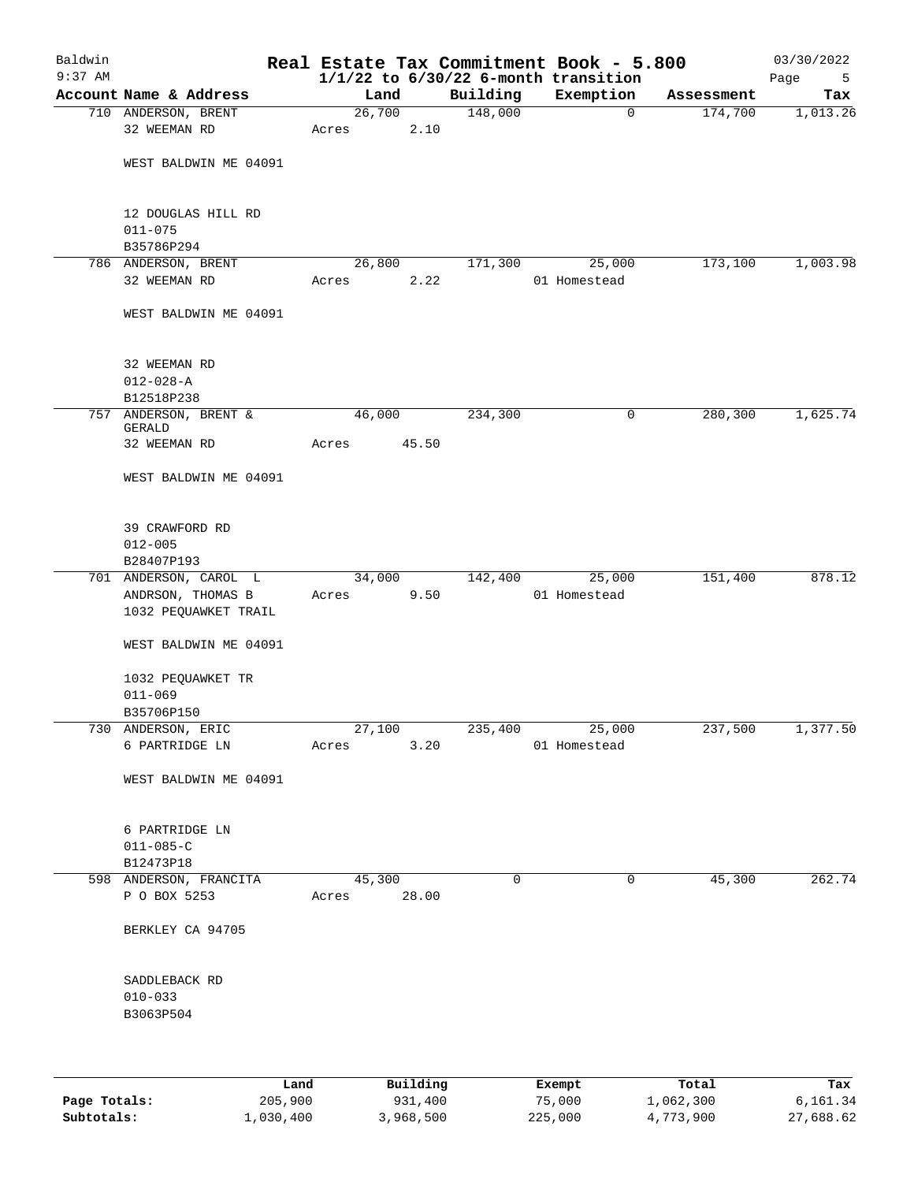# Real Estate Tax Commitment Book - 5.800

Baldwin
9:37 AM

$1/1/22$ to $6/30/22$ 6-month transition

03/30/2022

| Account Name & Address | Land | Building | Exemption | Assessment | Tax |
|---|---|---|---|---|---|
| 710 ANDERSON, BRENT<br>32 WEEMAN RD<br><br>WEST BALDWIN ME 04091<br><br>12 DOUGLAS HILL RD<br>011-075<br>B35786P294 | 26,700<br>Acres 2.10 | 148,000 | 0 | 174,700 | 1,013.26 |
| 786 ANDERSON, BRENT<br>32 WEEMAN RD<br><br>WEST BALDWIN ME 04091<br><br>32 WEEMAN RD<br>012-028-A<br>B12518P238 | 26,800<br>Acres 2.22 | 171,300 | 25,000<br>01 Homestead | 173,100 | 1,003.98 |
| 757 ANDERSON, BRENT & GERALD<br>32 WEEMAN RD<br><br>WEST BALDWIN ME 04091<br><br>39 CRAWFORD RD<br>012-005<br>B28407P193 | 46,000<br>Acres 45.50 | 234,300 | 0 | 280,300 | 1,625.74 |
| 701 ANDERSON, CAROL L<br>ANDRSON, THOMAS B<br>1032 PEQUAWKET TRAIL<br><br>WEST BALDWIN ME 04091<br><br>1032 PEQUAWKET TR<br>011-069<br>B35706P150 | 34,000<br>Acres 9.50 | 142,400 | 25,000<br>01 Homestead | 151,400 | 878.12 |
| 730 ANDERSON, ERIC<br>6 PARTRIDGE LN<br><br>WEST BALDWIN ME 04091<br><br>6 PARTRIDGE LN<br>011-085-C<br>B12473P18 | 27,100<br>Acres 3.20 | 235,400 | 25,000<br>01 Homestead | 237,500 | 1,377.50 |
| 598 ANDERSON, FRANCITA<br>P O BOX 5253<br><br>BERKLEY CA 94705<br><br>SADDLEBACK RD<br>010-033<br>B3063P504 | 45,300<br>Acres 28.00 | 0 | 0 | 45,300 | 262.74 |

| | Land | Building | Exempt | Total | Tax |
|---|---|---|---|---|---|
| Page Totals: | 205,900 | 931,400 | 75,000 | 1,062,300 | 6,161.34 |
| Subtotals: | 1,030,400 | 3,968,500 | 225,000 | 4,773,900 | 27,688.62 |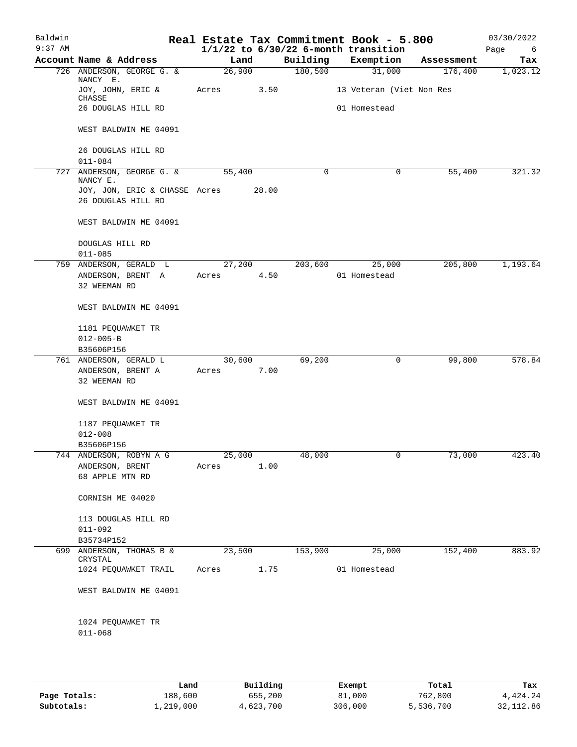# Real Estate Tax Commitment Book - 5.800

Baldwin 9:37 AM — $1/1/22$ to $6/30/22$ 6-month transition — 03/30/2022

| Account Name & Address | Land | Building | Exemption | Assessment | Tax |
|---|---|---|---|---|---|
| 726 ANDERSON, GEORGE G. & NANCY E.<br>JOY, JOHN, ERIC & CHASSE<br>26 DOUGLAS HILL RD<br>WEST BALDWIN ME 04091<br>26 DOUGLAS HILL RD<br>011-084 | 26,900<br>Acres 3.50 | 180,500 | 31,000<br>13 Veteran (Viet Non Res<br>01 Homestead | 176,400 | 1,023.12 |
| 727 ANDERSON, GEORGE G. & NANCY E.<br>JOY, JON, ERIC & CHASSE<br>26 DOUGLAS HILL RD<br>WEST BALDWIN ME 04091<br>DOUGLAS HILL RD<br>011-085 | 55,400<br>Acres 28.00 | 0 | 0 | 55,400 | 321.32 |
| 759 ANDERSON, GERALD L<br>ANDERSON, BRENT A<br>32 WEEMAN RD<br>WEST BALDWIN ME 04091<br>1181 PEQUAWKET TR<br>012-005-B<br>B35606P156 | 27,200<br>Acres 4.50 | 203,600 | 25,000<br>01 Homestead | 205,800 | 1,193.64 |
| 761 ANDERSON, GERALD L<br>ANDERSON, BRENT A<br>32 WEEMAN RD<br>WEST BALDWIN ME 04091<br>1187 PEQUAWKET TR<br>012-008<br>B35606P156 | 30,600<br>Acres 7.00 | 69,200 | 0 | 99,800 | 578.84 |
| 744 ANDERSON, ROBYN A G<br>ANDERSON, BRENT<br>68 APPLE MTN RD<br>CORNISH ME 04020<br>113 DOUGLAS HILL RD<br>011-092<br>B35734P152 | 25,000<br>Acres 1.00 | 48,000 | 0 | 73,000 | 423.40 |
| 699 ANDERSON, THOMAS B & CRYSTAL<br>1024 PEQUAWKET TRAIL<br>WEST BALDWIN ME 04091<br>1024 PEQUAWKET TR<br>011-068 | 23,500<br>Acres 1.75 | 153,900 | 25,000<br>01 Homestead | 152,400 | 883.92 |

| | Land | Building | Exempt | Total | Tax |
|---|---|---|---|---|---|
| Page Totals: | 188,600 | 655,200 | 81,000 | 762,800 | 4,424.24 |
| Subtotals: | 1,219,000 | 4,623,700 | 306,000 | 5,536,700 | 32,112.86 |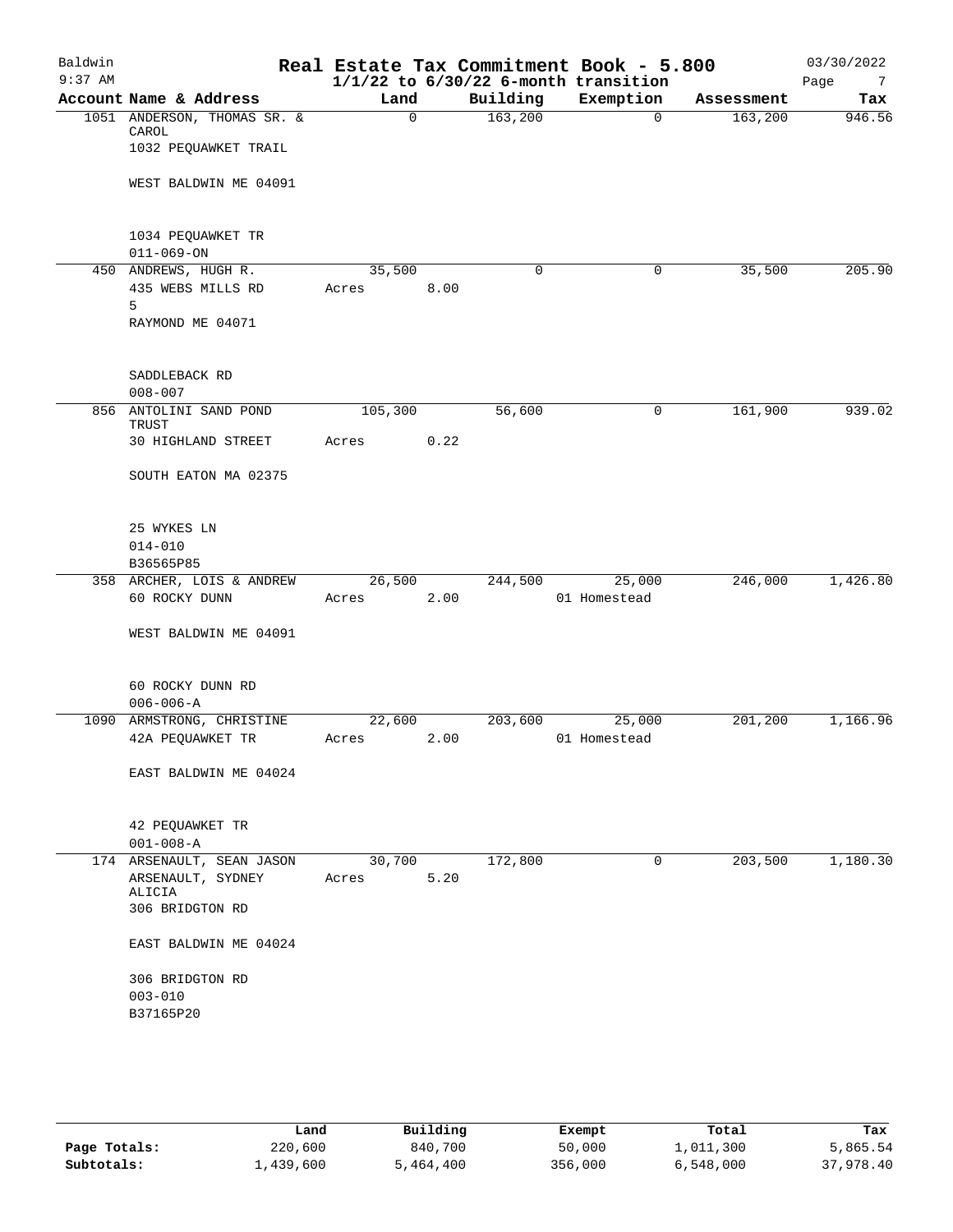Baldwin 9:37 AM

# Real Estate Tax Commitment Book - 5.800

## 1/1/22 to 6/30/22 6-month transition

03/30/2022

| Account | Name & Address | Land | Building | Exemption | Assessment | Tax |
|---|---|---|---|---|---|---|
| 1051 | ANDERSON, THOMAS SR. & CAROL<br>1032 PEQUAWKET TRAIL<br><br>WEST BALDWIN ME 04091<br><br>1034 PEQUAWKET TR<br>011-069-ON | 0 | 163,200 | 0 | 163,200 | 946.56 |
| 450 | ANDREWS, HUGH R.<br>435 WEBS MILLS RD<br>5<br>RAYMOND ME 04071<br><br>SADDLEBACK RD<br>008-007 | 35,500<br>Acres 8.00 | 0 | 0 | 35,500 | 205.90 |
| 856 | ANTOLINI SAND POND TRUST<br>30 HIGHLAND STREET<br><br>SOUTH EATON MA 02375<br><br>25 WYKES LN<br>014-010<br>B36565P85 | 105,300<br>Acres 0.22 | 56,600 | 0 | 161,900 | 939.02 |
| 358 | ARCHER, LOIS & ANDREW<br>60 ROCKY DUNN<br><br>WEST BALDWIN ME 04091<br><br>60 ROCKY DUNN RD<br>006-006-A | 26,500<br>Acres 2.00 | 244,500 | 25,000<br>01 Homestead | 246,000 | 1,426.80 |
| 1090 | ARMSTRONG, CHRISTINE<br>42A PEQUAWKET TR<br><br>EAST BALDWIN ME 04024<br><br>42 PEQUAWKET TR<br>001-008-A | 22,600<br>Acres 2.00 | 203,600 | 25,000<br>01 Homestead | 201,200 | 1,166.96 |
| 174 | ARSENAULT, SEAN JASON<br>ARSENAULT, SYDNEY ALICIA<br>306 BRIDGTON RD<br><br>EAST BALDWIN ME 04024<br><br>306 BRIDGTON RD<br>003-010<br>B37165P20 | 30,700<br>Acres 5.20 | 172,800 | 0 | 203,500 | 1,180.30 |

| | Land | Building | Exempt | Total | Tax |
|---|---|---|---|---|---|
| Page Totals: | 220,600 | 840,700 | 50,000 | 1,011,300 | 5,865.54 |
| Subtotals: | 1,439,600 | 5,464,400 | 356,000 | 6,548,000 | 37,978.40 |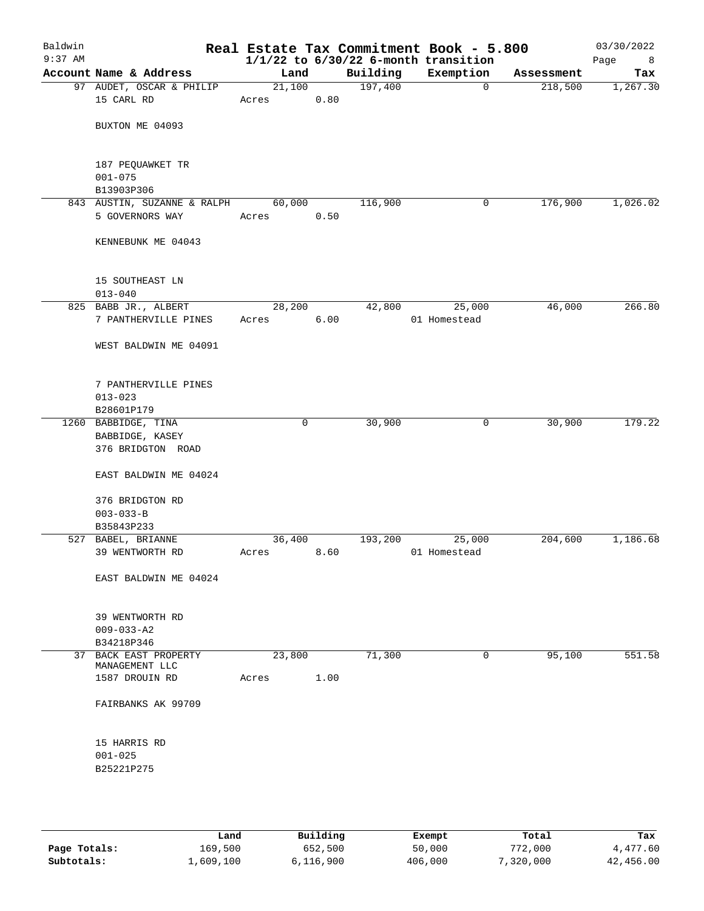# Real Estate Tax Commitment Book - 5.800

Baldwin 9:37 AM — 1/1/22 to 6/30/22 6-month transition — 03/30/2022

| Account | Name & Address | Land | Building | Exemption | Assessment | Tax |
|---|---|---|---|---|---|---|
| 97 | AUDET, OSCAR & PHILIP<br>15 CARL RD<br>BUXTON ME 04093<br>187 PEQUAWKET TR<br>001-075<br>B13903P306 | 21,100<br>Acres 0.80 | 197,400 | 0 | 218,500 | 1,267.30 |
| 843 | AUSTIN, SUZANNE & RALPH<br>5 GOVERNORS WAY<br>KENNEBUNK ME 04043<br>15 SOUTHEAST LN<br>013-040 | 60,000<br>Acres 0.50 | 116,900 | 0 | 176,900 | 1,026.02 |
| 825 | BABB JR., ALBERT<br>7 PANTHERVILLE PINES<br>WEST BALDWIN ME 04091<br>7 PANTHERVILLE PINES<br>013-023<br>B28601P179 | 28,200<br>Acres 6.00 | 42,800 | 25,000<br>01 Homestead | 46,000 | 266.80 |
| 1260 | BABBIDGE, TINA<br>BABBIDGE, KASEY<br>376 BRIDGTON ROAD<br>EAST BALDWIN ME 04024<br>376 BRIDGTON RD<br>003-033-B<br>B35843P233 | 0 | 30,900 | 0 | 30,900 | 179.22 |
| 527 | BABEL, BRIANNE<br>39 WENTWORTH RD<br>EAST BALDWIN ME 04024<br>39 WENTWORTH RD<br>009-033-A2<br>B34218P346 | 36,400<br>Acres 8.60 | 193,200 | 25,000<br>01 Homestead | 204,600 | 1,186.68 |
| 37 | BACK EAST PROPERTY MANAGEMENT LLC<br>1587 DROUIN RD<br>FAIRBANKS AK 99709<br>15 HARRIS RD<br>001-025<br>B25221P275 | 23,800<br>Acres 1.00 | 71,300 | 0 | 95,100 | 551.58 |

| | Land | Building | Exempt | Total | Tax |
|---|---|---|---|---|---|
| Page Totals: | 169,500 | 652,500 | 50,000 | 772,000 | 4,477.60 |
| Subtotals: | 1,609,100 | 6,116,900 | 406,000 | 7,320,000 | 42,456.00 |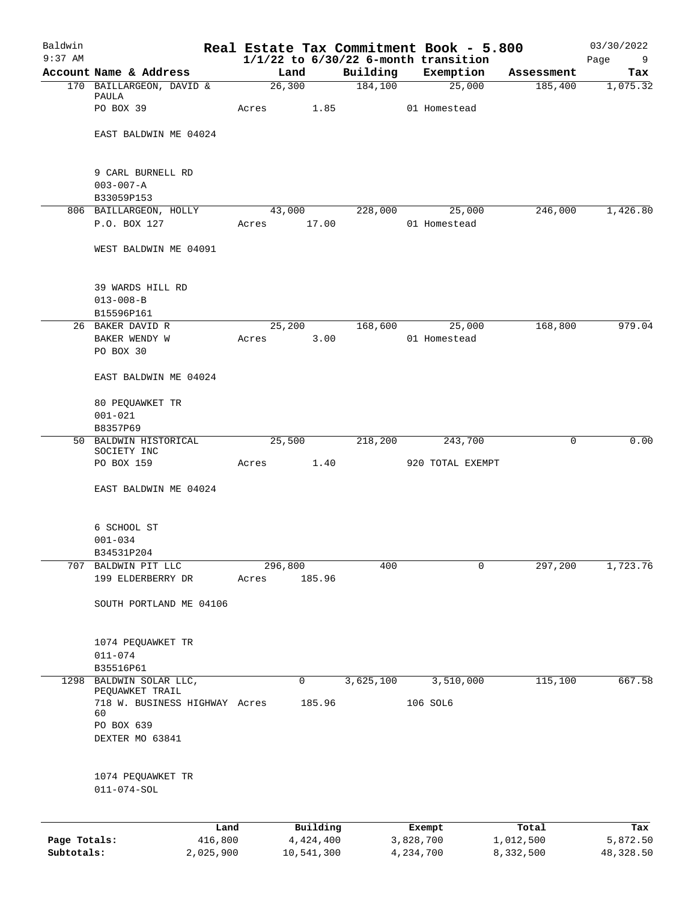# Real Estate Tax Commitment Book - 5.800

Baldwin
9:37 AM

$1/1/22$ to $6/30/22$ 6-month transition

03/30/2022

| Account Name & Address | Land | Building | Exemption | Assessment | Tax |
|---|---|---|---|---|---|
| 170 BAILLARGEON, DAVID & PAULA | 26,300 | 184,100 | 25,000 | 185,400 | 1,075.32 |
| PO BOX 39 | Acres 1.85 | | 01 Homestead | | |
| EAST BALDWIN ME 04024 | | | | | |
| 9 CARL BURNELL RD | | | | | |
| 003-007-A | | | | | |
| B33059P153 | | | | | |
| 806 BAILLARGEON, HOLLY | 43,000 | 228,000 | 25,000 | 246,000 | 1,426.80 |
| P.O. BOX 127 | Acres 17.00 | | 01 Homestead | | |
| WEST BALDWIN ME 04091 | | | | | |
| 39 WARDS HILL RD | | | | | |
| 013-008-B | | | | | |
| B15596P161 | | | | | |
| 26 BAKER DAVID R | 25,200 | 168,600 | 25,000 | 168,800 | 979.04 |
| BAKER WENDY W | Acres 3.00 | | 01 Homestead | | |
| PO BOX 30 | | | | | |
| EAST BALDWIN ME 04024 | | | | | |
| 80 PEQUAWKET TR | | | | | |
| 001-021 | | | | | |
| B8357P69 | | | | | |
| 50 BALDWIN HISTORICAL SOCIETY INC | 25,500 | 218,200 | 243,700 | 0 | 0.00 |
| PO BOX 159 | Acres 1.40 | | 920 TOTAL EXEMPT | | |
| EAST BALDWIN ME 04024 | | | | | |
| 6 SCHOOL ST | | | | | |
| 001-034 | | | | | |
| B34531P204 | | | | | |
| 707 BALDWIN PIT LLC | 296,800 | 400 | 0 | 297,200 | 1,723.76 |
| 199 ELDERBERRY DR | Acres 185.96 | | | | |
| SOUTH PORTLAND ME 04106 | | | | | |
| 1074 PEQUAWKET TR | | | | | |
| 011-074 | | | | | |
| B35516P61 | | | | | |
| 1298 BALDWIN SOLAR LLC, PEQUAWKET TRAIL | 0 | 3,625,100 | 3,510,000 | 115,100 | 667.58 |
| 718 W. BUSINESS HIGHWAY 60 | Acres 185.96 | | 106 SOL6 | | |
| PO BOX 639 | | | | | |
| DEXTER MO 63841 | | | | | |
| 1074 PEQUAWKET TR | | | | | |
| 011-074-SOL | | | | | |

| | Land | Building | Exempt | Total | Tax |
|---|---|---|---|---|---|
| Page Totals: | 416,800 | 4,424,400 | 3,828,700 | 1,012,500 | 5,872.50 |
| Subtotals: | 2,025,900 | 10,541,300 | 4,234,700 | 8,332,500 | 48,328.50 |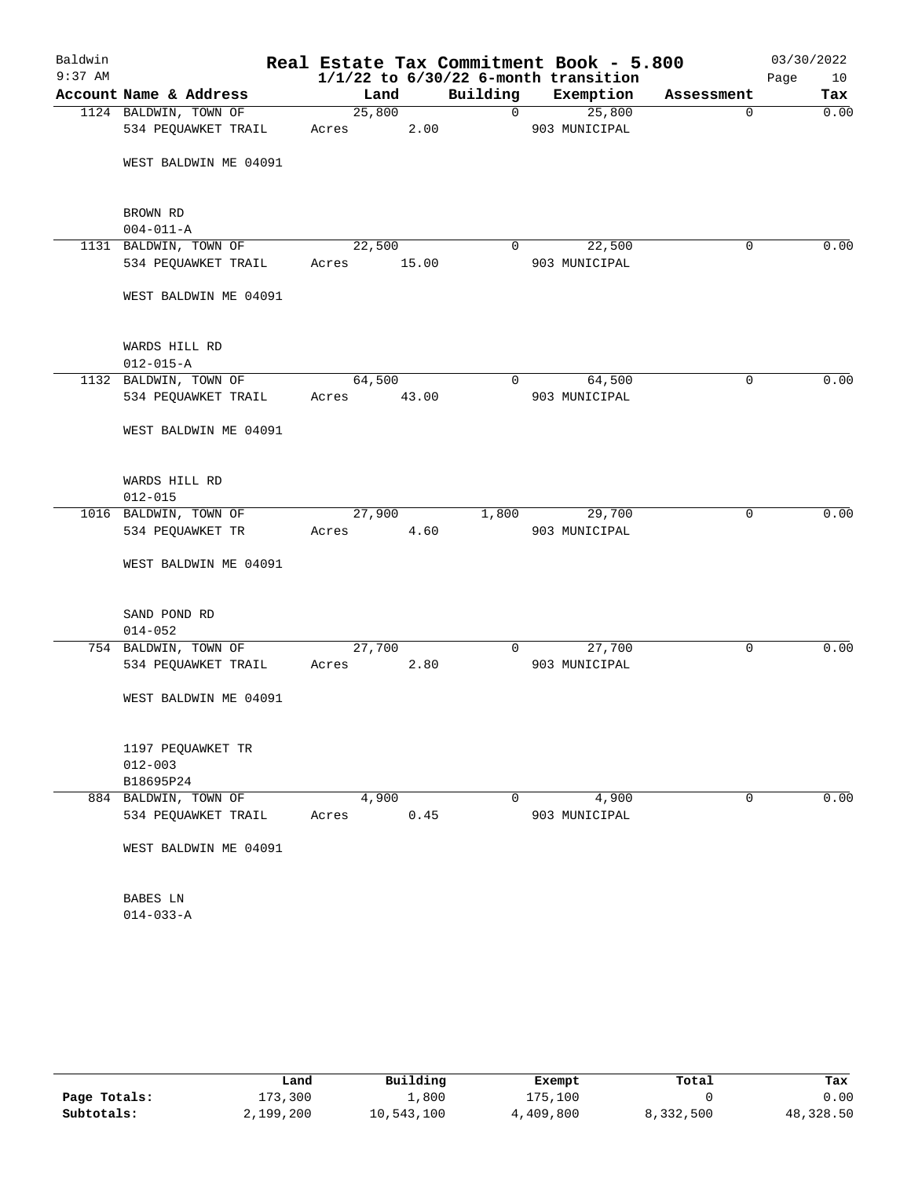# Real Estate Tax Commitment Book - 5.800

Baldwin
9:37 AM

03/30/2022

$1/1/22$ to $6/30/22$ 6-month transition

| Account | Name & Address | Land | Building | Exemption | Assessment | Tax |
|---|---|---|---|---|---|---|
| 1124 | BALDWIN, TOWN OF<br>534 PEQUAWKET TRAIL<br><br>WEST BALDWIN ME 04091<br><br>BROWN RD<br>004-011-A | 25,800<br>Acres 2.00 | 0 | 25,800<br>903 MUNICIPAL | 0 | 0.00 |
| 1131 | BALDWIN, TOWN OF<br>534 PEQUAWKET TRAIL<br><br>WEST BALDWIN ME 04091<br><br>WARDS HILL RD<br>012-015-A | 22,500<br>Acres 15.00 | 0 | 22,500<br>903 MUNICIPAL | 0 | 0.00 |
| 1132 | BALDWIN, TOWN OF<br>534 PEQUAWKET TRAIL<br><br>WEST BALDWIN ME 04091<br><br>WARDS HILL RD<br>012-015 | 64,500<br>Acres 43.00 | 0 | 64,500<br>903 MUNICIPAL | 0 | 0.00 |
| 1016 | BALDWIN, TOWN OF<br>534 PEQUAWKET TR<br><br>WEST BALDWIN ME 04091<br><br>SAND POND RD<br>014-052 | 27,900<br>Acres 4.60 | 1,800 | 29,700<br>903 MUNICIPAL | 0 | 0.00 |
| 754 | BALDWIN, TOWN OF<br>534 PEQUAWKET TRAIL<br><br>WEST BALDWIN ME 04091<br><br>1197 PEQUAWKET TR<br>012-003<br>B18695P24 | 27,700<br>Acres 2.80 | 0 | 27,700<br>903 MUNICIPAL | 0 | 0.00 |
| 884 | BALDWIN, TOWN OF<br>534 PEQUAWKET TRAIL<br><br>WEST BALDWIN ME 04091<br><br>BABES LN<br>014-033-A | 4,900<br>Acres 0.45 | 0 | 4,900<br>903 MUNICIPAL | 0 | 0.00 |

| | Land | Building | Exempt | Total | Tax |
|---|---|---|---|---|---|
| Page Totals: | 173,300 | 1,800 | 175,100 | 0 | 0.00 |
| Subtotals: | 2,199,200 | 10,543,100 | 4,409,800 | 8,332,500 | 48,328.50 |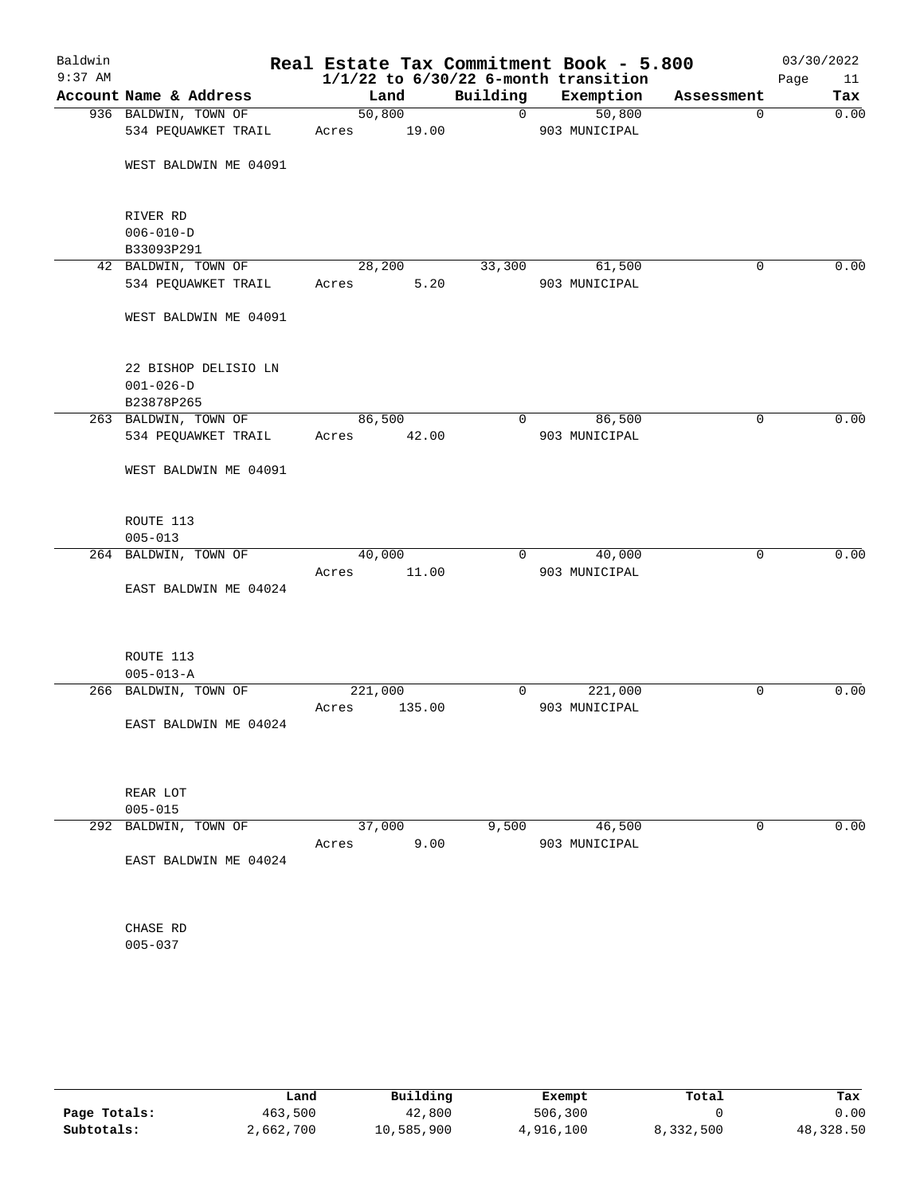# Real Estate Tax Commitment Book - 5.800

Baldwin
9:37 AM

$1/1/22$ to $6/30/22$ 6-month transition

03/30/2022

| Account Name & Address | Land | Building | Exemption | Assessment | Tax |
|---|---|---|---|---|---|
| 936 BALDWIN, TOWN OF<br>534 PEQUAWKET TRAIL<br><br>WEST BALDWIN ME 04091<br><br>RIVER RD<br>006-010-D<br>B33093P291 | 50,800<br>Acres 19.00 | 0 | 50,800<br>903 MUNICIPAL | 0 | 0.00 |
| 42 BALDWIN, TOWN OF<br>534 PEQUAWKET TRAIL<br><br>WEST BALDWIN ME 04091<br><br>22 BISHOP DELISIO LN<br>001-026-D<br>B23878P265 | 28,200<br>Acres 5.20 | 33,300 | 61,500<br>903 MUNICIPAL | 0 | 0.00 |
| 263 BALDWIN, TOWN OF<br>534 PEQUAWKET TRAIL<br><br>WEST BALDWIN ME 04091<br><br>ROUTE 113<br>005-013 | 86,500<br>Acres 42.00 | 0 | 86,500<br>903 MUNICIPAL | 0 | 0.00 |
| 264 BALDWIN, TOWN OF<br><br>EAST BALDWIN ME 04024<br><br>ROUTE 113<br>005-013-A | 40,000<br>Acres 11.00 | 0 | 40,000<br>903 MUNICIPAL | 0 | 0.00 |
| 266 BALDWIN, TOWN OF<br><br>EAST BALDWIN ME 04024<br><br>REAR LOT<br>005-015 | 221,000<br>Acres 135.00 | 0 | 221,000<br>903 MUNICIPAL | 0 | 0.00 |
| 292 BALDWIN, TOWN OF<br><br>EAST BALDWIN ME 04024<br><br>CHASE RD<br>005-037 | 37,000<br>Acres 9.00 | 9,500 | 46,500<br>903 MUNICIPAL | 0 | 0.00 |

| | Land | Building | Exempt | Total | Tax |
|---|---|---|---|---|---|
| Page Totals: | 463,500 | 42,800 | 506,300 | 0 | 0.00 |
| Subtotals: | 2,662,700 | 10,585,900 | 4,916,100 | 8,332,500 | 48,328.50 |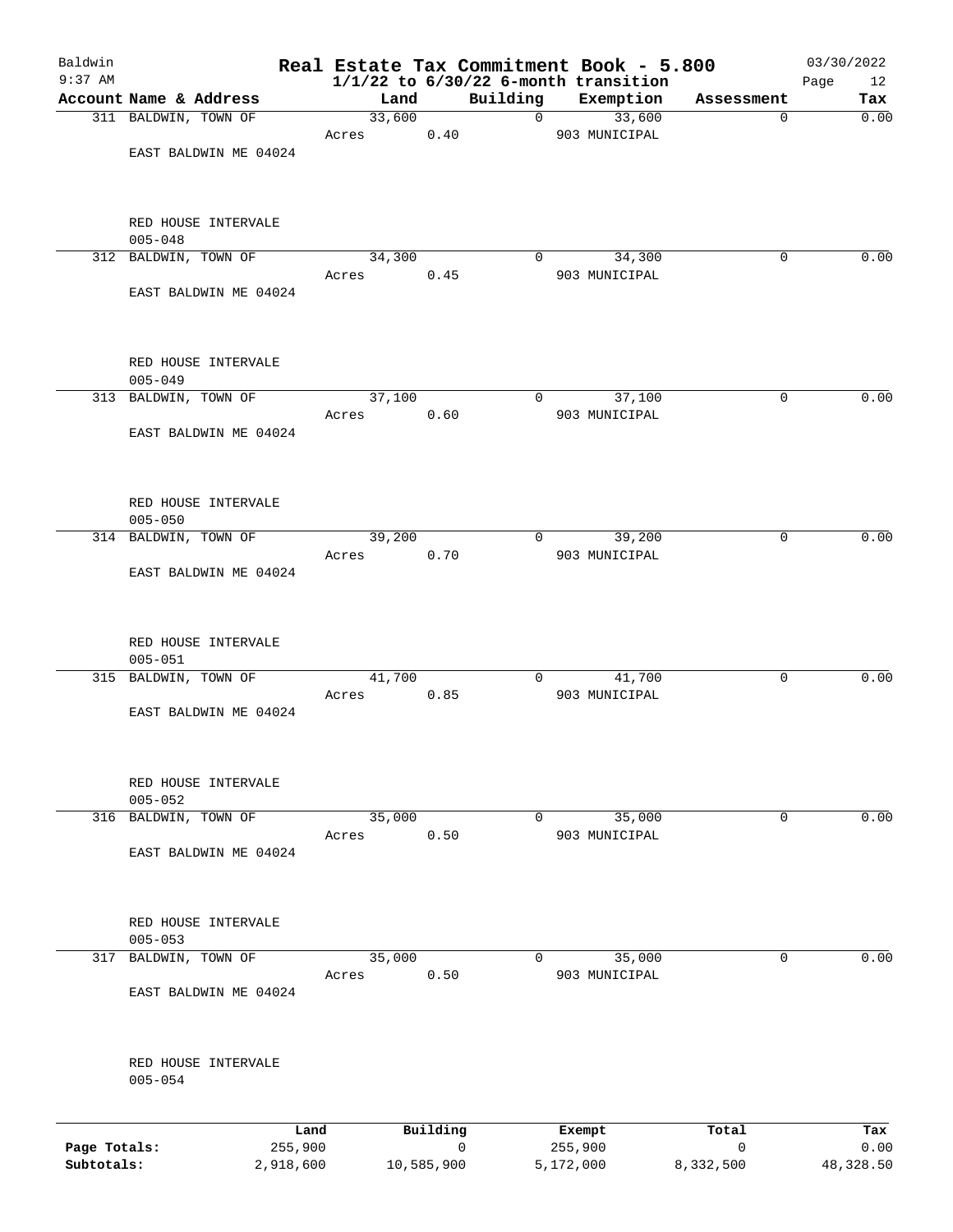# Real Estate Tax Commitment Book - 5.800

Baldwin
9:37 AM

**1/1/22 to 6/30/22 6-month transition**

03/30/2022

| Account Name & Address | Land | Building | Exemption | Assessment | Tax |
|---|---|---|---|---|---|
| 311 BALDWIN, TOWN OF | 33,600 | 0 | 33,600 | 0 | 0.00 |
| EAST BALDWIN ME 04024 | Acres 0.40 | | 903 MUNICIPAL | | |
| RED HOUSE INTERVALE | | | | | |
| 005-048 | | | | | |
| 312 BALDWIN, TOWN OF | 34,300 | 0 | 34,300 | 0 | 0.00 |
| EAST BALDWIN ME 04024 | Acres 0.45 | | 903 MUNICIPAL | | |
| RED HOUSE INTERVALE | | | | | |
| 005-049 | | | | | |
| 313 BALDWIN, TOWN OF | 37,100 | 0 | 37,100 | 0 | 0.00 |
| EAST BALDWIN ME 04024 | Acres 0.60 | | 903 MUNICIPAL | | |
| RED HOUSE INTERVALE | | | | | |
| 005-050 | | | | | |
| 314 BALDWIN, TOWN OF | 39,200 | 0 | 39,200 | 0 | 0.00 |
| EAST BALDWIN ME 04024 | Acres 0.70 | | 903 MUNICIPAL | | |
| RED HOUSE INTERVALE | | | | | |
| 005-051 | | | | | |
| 315 BALDWIN, TOWN OF | 41,700 | 0 | 41,700 | 0 | 0.00 |
| EAST BALDWIN ME 04024 | Acres 0.85 | | 903 MUNICIPAL | | |
| RED HOUSE INTERVALE | | | | | |
| 005-052 | | | | | |
| 316 BALDWIN, TOWN OF | 35,000 | 0 | 35,000 | 0 | 0.00 |
| EAST BALDWIN ME 04024 | Acres 0.50 | | 903 MUNICIPAL | | |
| RED HOUSE INTERVALE | | | | | |
| 005-053 | | | | | |
| 317 BALDWIN, TOWN OF | 35,000 | 0 | 35,000 | 0 | 0.00 |
| EAST BALDWIN ME 04024 | Acres 0.50 | | 903 MUNICIPAL | | |
| RED HOUSE INTERVALE | | | | | |
| 005-054 | | | | | |

| | Land | Building | Exempt | Total | Tax |
|---|---|---|---|---|---|
| **Page Totals:** | 255,900 | 0 | 255,900 | 0 | 0.00 |
| **Subtotals:** | 2,918,600 | 10,585,900 | 5,172,000 | 8,332,500 | 48,328.50 |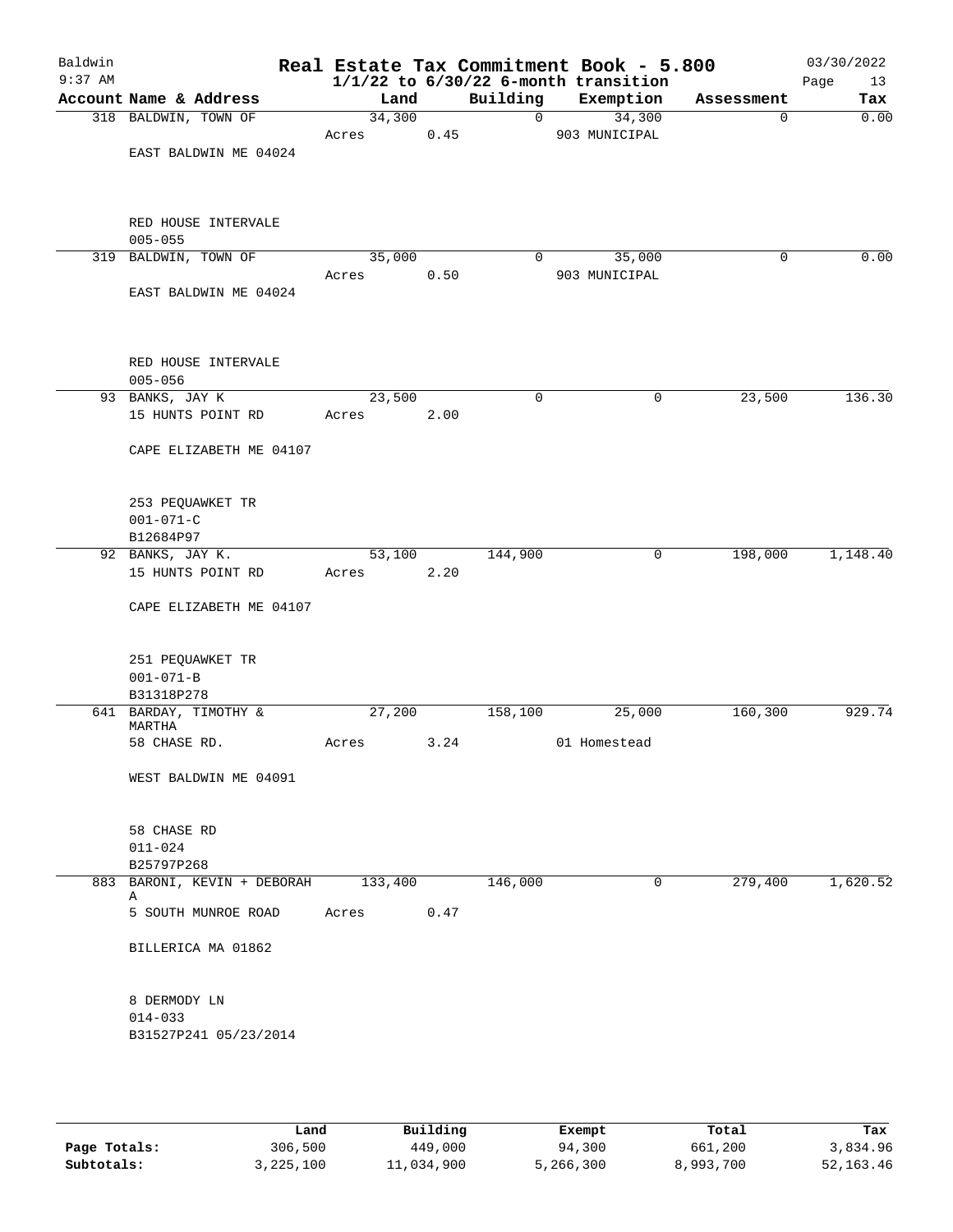# Real Estate Tax Commitment Book - 5.800

**1/1/22 to 6/30/22 6-month transition**

Baldwin 9:37 AM — 03/30/2022

| Account | Name & Address | Land | Building | Exemption | Assessment | Tax |
|---|---|---|---|---|---|---|
| 318 | BALDWIN, TOWN OF<br>EAST BALDWIN ME 04024<br>RED HOUSE INTERVALE<br>005-055 | 34,300<br>Acres 0.45 | 0 | 34,300<br>903 MUNICIPAL | 0 | 0.00 |
| 319 | BALDWIN, TOWN OF<br>EAST BALDWIN ME 04024<br>RED HOUSE INTERVALE<br>005-056 | 35,000<br>Acres 0.50 | 0 | 35,000<br>903 MUNICIPAL | 0 | 0.00 |
| 93 | BANKS, JAY K<br>15 HUNTS POINT RD<br>CAPE ELIZABETH ME 04107<br>253 PEQUAWKET TR<br>001-071-C<br>B12684P97 | 23,500<br>Acres 2.00 | 0 | 0 | 23,500 | 136.30 |
| 92 | BANKS, JAY K.<br>15 HUNTS POINT RD<br>CAPE ELIZABETH ME 04107<br>251 PEQUAWKET TR<br>001-071-B<br>B31318P278 | 53,100<br>Acres 2.20 | 144,900 | 0 | 198,000 | 1,148.40 |
| 641 | BARDAY, TIMOTHY & MARTHA<br>58 CHASE RD.<br>WEST BALDWIN ME 04091<br>58 CHASE RD<br>011-024<br>B25797P268 | 27,200<br>Acres 3.24 | 158,100 | 25,000<br>01 Homestead | 160,300 | 929.74 |
| 883 | BARONI, KEVIN + DEBORAH A<br>5 SOUTH MUNROE ROAD<br>BILLERICA MA 01862<br>8 DERMODY LN<br>014-033<br>B31527P241 05/23/2014 | 133,400<br>Acres 0.47 | 146,000 | 0 | 279,400 | 1,620.52 |

| | Land | Building | Exempt | Total | Tax |
|---|---|---|---|---|---|
| Page Totals: | 306,500 | 449,000 | 94,300 | 661,200 | 3,834.96 |
| Subtotals: | 3,225,100 | 11,034,900 | 5,266,300 | 8,993,700 | 52,163.46 |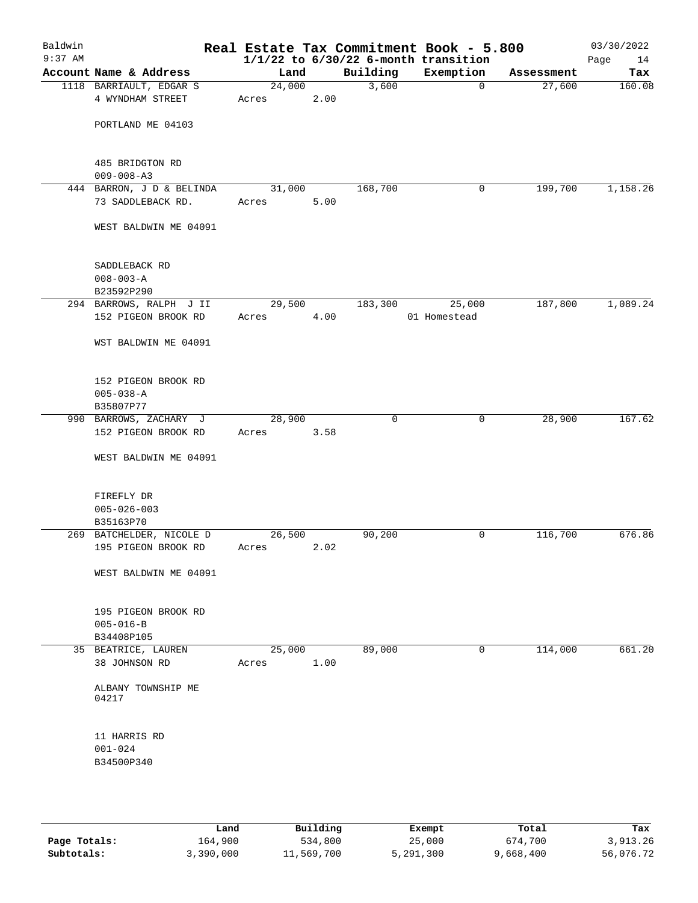# Real Estate Tax Commitment Book - 5.800

Baldwin
9:37 AM

$1/1/22$ to $6/30/22$ 6-month transition

03/30/2022

| Account Name & Address | Land | Building | Exemption | Assessment | Tax |
|---|---|---|---|---|---|
| 1118 BARRIAULT, EDGAR S<br>4 WYNDHAM STREET<br><br>PORTLAND ME 04103<br><br>485 BRIDGTON RD<br>009-008-A3 | 24,000<br>Acres 2.00 | 3,600 | 0 | 27,600 | 160.08 |
| 444 BARRON, J D & BELINDA<br>73 SADDLEBACK RD.<br><br>WEST BALDWIN ME 04091<br><br>SADDLEBACK RD<br>008-003-A<br>B23592P290 | 31,000<br>Acres 5.00 | 168,700 | 0 | 199,700 | 1,158.26 |
| 294 BARROWS, RALPH J II<br>152 PIGEON BROOK RD<br><br>WST BALDWIN ME 04091<br><br>152 PIGEON BROOK RD<br>005-038-A<br>B35807P77 | 29,500<br>Acres 4.00 | 183,300 | 25,000<br>01 Homestead | 187,800 | 1,089.24 |
| 990 BARROWS, ZACHARY J<br>152 PIGEON BROOK RD<br><br>WEST BALDWIN ME 04091<br><br>FIREFLY DR<br>005-026-003<br>B35163P70 | 28,900<br>Acres 3.58 | 0 | 0 | 28,900 | 167.62 |
| 269 BATCHELDER, NICOLE D<br>195 PIGEON BROOK RD<br><br>WEST BALDWIN ME 04091<br><br>195 PIGEON BROOK RD<br>005-016-B<br>B34408P105 | 26,500<br>Acres 2.02 | 90,200 | 0 | 116,700 | 676.86 |
| 35 BEATRICE, LAUREN<br>38 JOHNSON RD<br><br>ALBANY TOWNSHIP ME<br>04217<br><br>11 HARRIS RD<br>001-024<br>B34500P340 | 25,000<br>Acres 1.00 | 89,000 | 0 | 114,000 | 661.20 |

| | Land | Building | Exempt | Total | Tax |
|---|---|---|---|---|---|
| **Page Totals:** | 164,900 | 534,800 | 25,000 | 674,700 | 3,913.26 |
| **Subtotals:** | 3,390,000 | 11,569,700 | 5,291,300 | 9,668,400 | 56,076.72 |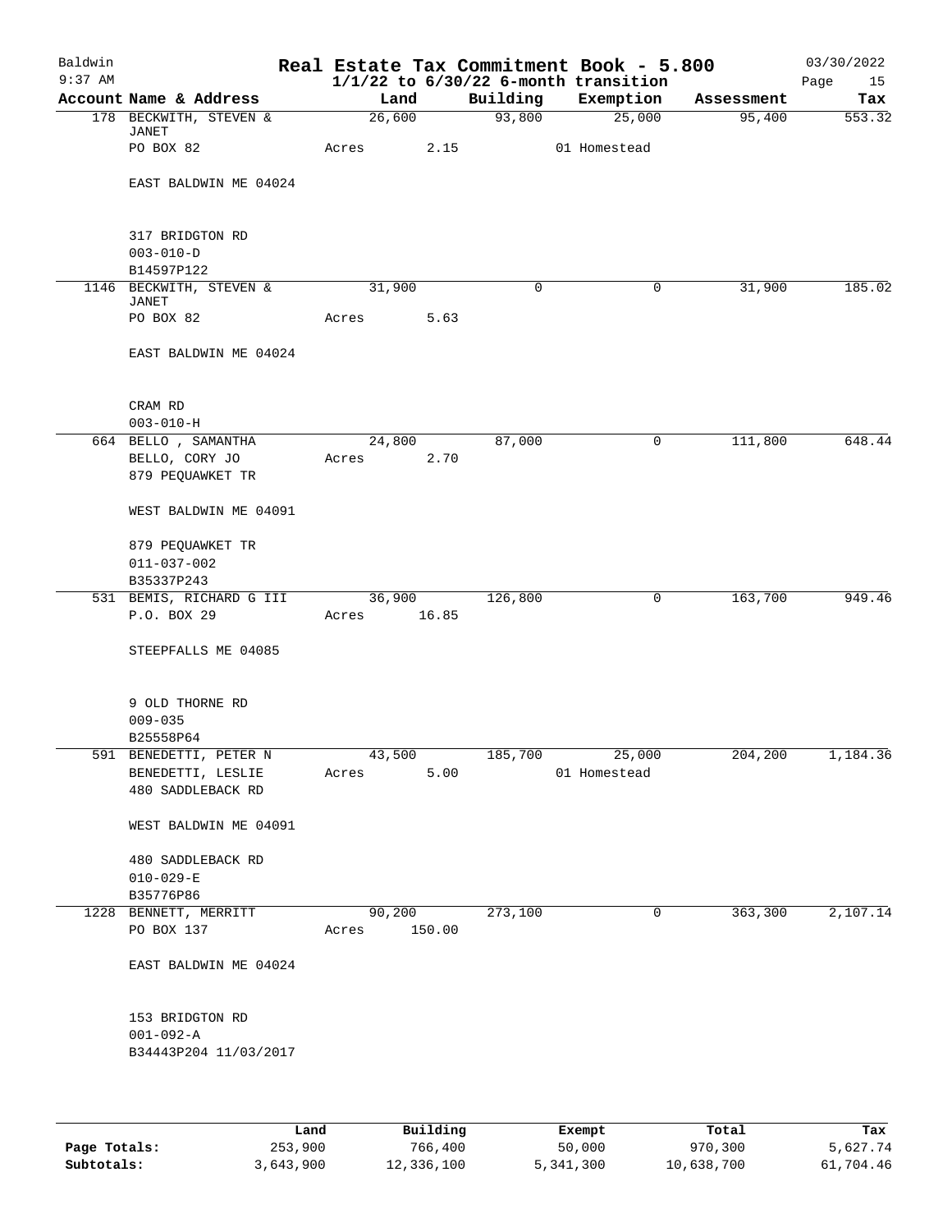# Real Estate Tax Commitment Book - 5.800

Baldwin 9:37 AM — 1/1/22 to 6/30/22 6-month transition — 03/30/2022

| Account Name & Address | Land | Building | Exemption | Assessment | Tax |
|---|---|---|---|---|---|
| 178 BECKWITH, STEVEN & JANET<br>PO BOX 82<br><br>EAST BALDWIN ME 04024<br><br>317 BRIDGTON RD<br>003-010-D<br>B14597P122 | 26,600<br>Acres 2.15 | 93,800 | 25,000<br>01 Homestead | 95,400 | 553.32 |
| 1146 BECKWITH, STEVEN & JANET<br>PO BOX 82<br><br>EAST BALDWIN ME 04024<br><br>CRAM RD<br>003-010-H | 31,900<br>Acres 5.63 | 0 | 0 | 31,900 | 185.02 |
| 664 BELLO , SAMANTHA<br>BELLO, CORY JO<br>879 PEQUAWKET TR<br><br>WEST BALDWIN ME 04091<br><br>879 PEQUAWKET TR<br>011-037-002<br>B35337P243 | 24,800<br>Acres 2.70 | 87,000 | 0 | 111,800 | 648.44 |
| 531 BEMIS, RICHARD G III<br>P.O. BOX 29<br><br>STEEPFALLS ME 04085<br><br>9 OLD THORNE RD<br>009-035<br>B25558P64 | 36,900<br>Acres 16.85 | 126,800 | 0 | 163,700 | 949.46 |
| 591 BENEDETTI, PETER N<br>BENEDETTI, LESLIE<br>480 SADDLEBACK RD<br><br>WEST BALDWIN ME 04091<br><br>480 SADDLEBACK RD<br>010-029-E<br>B35776P86 | 43,500<br>Acres 5.00 | 185,700 | 25,000<br>01 Homestead | 204,200 | 1,184.36 |
| 1228 BENNETT, MERRITT<br>PO BOX 137<br><br>EAST BALDWIN ME 04024<br><br>153 BRIDGTON RD<br>001-092-A<br>B34443P204 11/03/2017 | 90,200<br>Acres 150.00 | 273,100 | 0 | 363,300 | 2,107.14 |

| | Land | Building | Exempt | Total | Tax |
|---|---|---|---|---|---|
| Page Totals: | 253,900 | 766,400 | 50,000 | 970,300 | 5,627.74 |
| Subtotals: | 3,643,900 | 12,336,100 | 5,341,300 | 10,638,700 | 61,704.46 |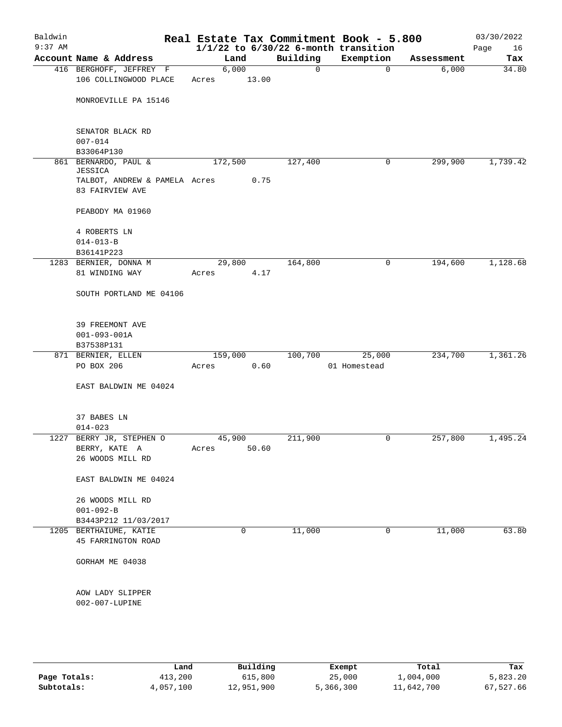# Real Estate Tax Commitment Book - 5.800

Baldwin 9:37 AM — 03/30/2022

$1/1/22$ to $6/30/22$ 6-month transition

| Account | Name & Address | Land | Building | Exemption | Assessment | Tax |
|---|---|---|---|---|---|---|
| 416 | BERGHOFF, JEFFREY F<br>106 COLLINGWOOD PLACE<br><br>MONROEVILLE PA 15146<br><br>SENATOR BLACK RD<br>007-014<br>B33064P130 | 6,000<br>Acres 13.00 | 0 | 0 | 6,000 | 34.80 |
| 861 | BERNARDO, PAUL & JESSICA<br>TALBOT, ANDREW & PAMELA<br>83 FAIRVIEW AVE<br><br>PEABODY MA 01960<br><br>4 ROBERTS LN<br>014-013-B<br>B36141P223 | 172,500<br>Acres 0.75 | 127,400 | 0 | 299,900 | 1,739.42 |
| 1283 | BERNIER, DONNA M<br>81 WINDING WAY<br><br>SOUTH PORTLAND ME 04106<br><br>39 FREEMONT AVE<br>001-093-001A<br>B37538P131 | 29,800<br>Acres 4.17 | 164,800 | 0 | 194,600 | 1,128.68 |
| 871 | BERNIER, ELLEN<br>PO BOX 206<br><br>EAST BALDWIN ME 04024<br><br>37 BABES LN<br>014-023 | 159,000<br>Acres 0.60 | 100,700 | 25,000<br>01 Homestead | 234,700 | 1,361.26 |
| 1227 | BERRY JR, STEPHEN O<br>BERRY, KATE A<br>26 WOODS MILL RD<br><br>EAST BALDWIN ME 04024<br><br>26 WOODS MILL RD<br>001-092-B<br>B3443P212 11/03/2017 | 45,900<br>Acres 50.60 | 211,900 | 0 | 257,800 | 1,495.24 |
| 1205 | BERTHAIUME, KATIE<br>45 FARRINGTON ROAD<br><br>GORHAM ME 04038<br><br>AOW LADY SLIPPER<br>002-007-LUPINE | 0 | 11,000 | 0 | 11,000 | 63.80 |

| | Land | Building | Exempt | Total | Tax |
|---|---|---|---|---|---|
| Page Totals: | 413,200 | 615,800 | 25,000 | 1,004,000 | 5,823.20 |
| Subtotals: | 4,057,100 | 12,951,900 | 5,366,300 | 11,642,700 | 67,527.66 |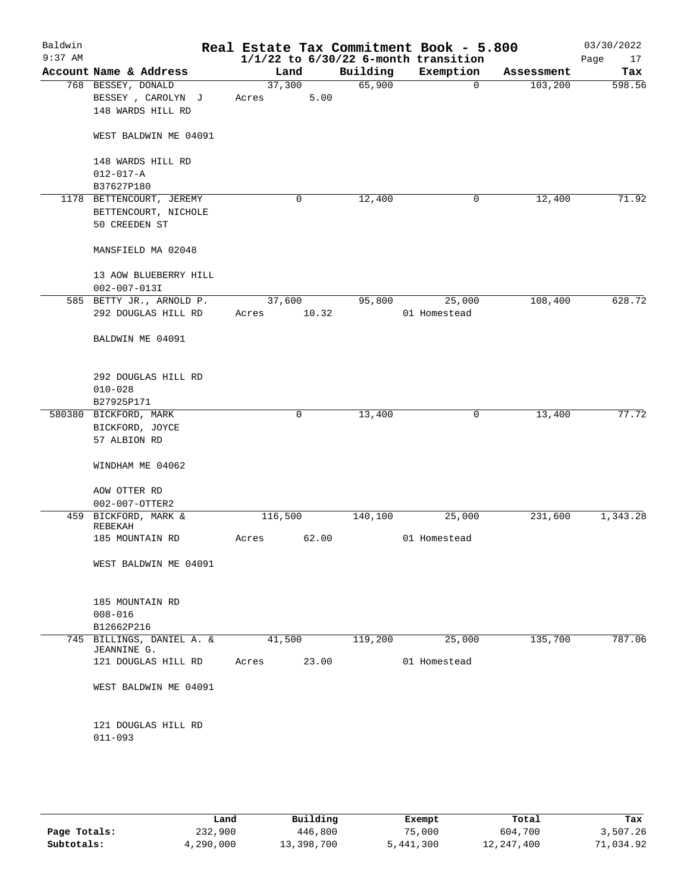# Real Estate Tax Commitment Book - 5.800

Baldwin 9:37 AM — $1/1/22$ to $6/30/22$ 6-month transition — 03/30/2022

| Account Name & Address | Land | Building | Exemption | Assessment | Tax |
|---|---|---|---|---|---|
| 768 BESSEY, DONALD<br>BESSEY , CAROLYN J<br>148 WARDS HILL RD<br><br>WEST BALDWIN ME 04091<br><br>148 WARDS HILL RD<br>012-017-A<br>B37627P180 | 37,300<br>Acres 5.00 | 65,900 | 0 | 103,200 | 598.56 |
| 1178 BETTENCOURT, JEREMY<br>BETTENCOURT, NICHOLE<br>50 CREEDEN ST<br><br>MANSFIELD MA 02048<br><br>13 AOW BLUEBERRY HILL<br>002-007-013I | 0 | 12,400 | 0 | 12,400 | 71.92 |
| 585 BETTY JR., ARNOLD P.<br>292 DOUGLAS HILL RD<br><br>BALDWIN ME 04091<br><br>292 DOUGLAS HILL RD<br>010-028<br>B27925P171 | 37,600<br>Acres 10.32 | 95,800 | 25,000<br>01 Homestead | 108,400 | 628.72 |
| 580380 BICKFORD, MARK<br>BICKFORD, JOYCE<br>57 ALBION RD<br><br>WINDHAM ME 04062<br><br>AOW OTTER RD<br>002-007-OTTER2 | 0 | 13,400 | 0 | 13,400 | 77.72 |
| 459 BICKFORD, MARK & REBEKAH<br>185 MOUNTAIN RD<br><br>WEST BALDWIN ME 04091<br><br>185 MOUNTAIN RD<br>008-016<br>B12662P216 | 116,500<br>Acres 62.00 | 140,100 | 25,000<br>01 Homestead | 231,600 | 1,343.28 |
| 745 BILLINGS, DANIEL A. & JEANNINE G.<br>121 DOUGLAS HILL RD<br><br>WEST BALDWIN ME 04091<br><br>121 DOUGLAS HILL RD<br>011-093 | 41,500<br>Acres 23.00 | 119,200 | 25,000<br>01 Homestead | 135,700 | 787.06 |

| | Land | Building | Exempt | Total | Tax |
|---|---|---|---|---|---|
| **Page Totals:** | 232,900 | 446,800 | 75,000 | 604,700 | 3,507.26 |
| **Subtotals:** | 4,290,000 | 13,398,700 | 5,441,300 | 12,247,400 | 71,034.92 |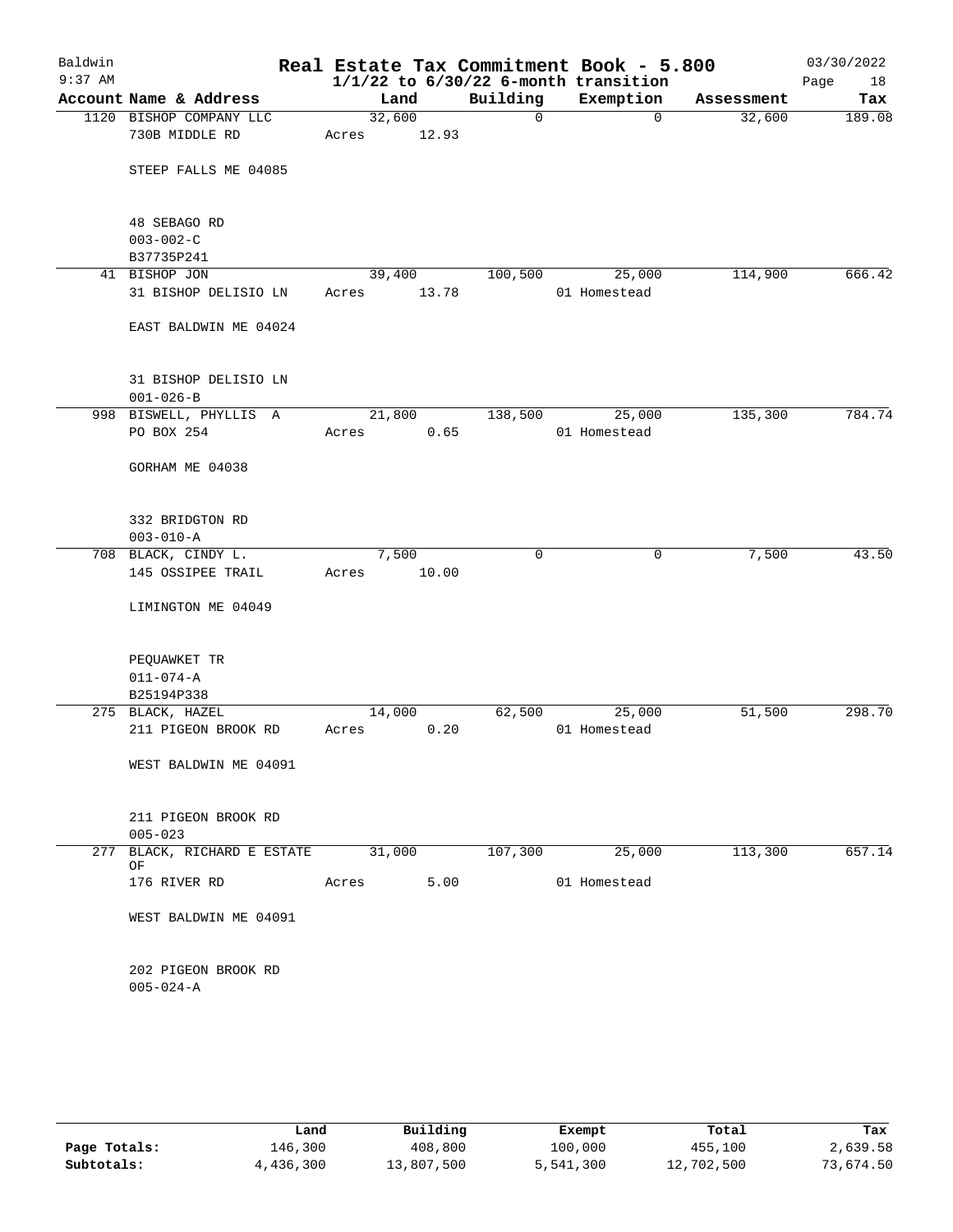Baldwin 9:37 AM

# Real Estate Tax Commitment Book - 5.800

## 1/1/22 to 6/30/22 6-month transition

03/30/2022

| Account Name & Address | Land | Building | Exemption | Assessment | Tax |
|---|---|---|---|---|---|
| 1120 BISHOP COMPANY LLC<br>730B MIDDLE RD<br><br>STEEP FALLS ME 04085<br><br>48 SEBAGO RD<br>003-002-C<br>B37735P241 | 32,600<br>Acres 12.93 | 0 | 0 | 32,600 | 189.08 |
| 41 BISHOP JON<br>31 BISHOP DELISIO LN<br><br>EAST BALDWIN ME 04024<br><br>31 BISHOP DELISIO LN<br>001-026-B | 39,400<br>Acres 13.78 | 100,500 | 25,000<br>01 Homestead | 114,900 | 666.42 |
| 998 BISWELL, PHYLLIS A<br>PO BOX 254<br><br>GORHAM ME 04038<br><br>332 BRIDGTON RD<br>003-010-A | 21,800<br>Acres 0.65 | 138,500 | 25,000<br>01 Homestead | 135,300 | 784.74 |
| 708 BLACK, CINDY L.<br>145 OSSIPEE TRAIL<br><br>LIMINGTON ME 04049<br><br>PEQUAWKET TR<br>011-074-A<br>B25194P338 | 7,500<br>Acres 10.00 | 0 | 0 | 7,500 | 43.50 |
| 275 BLACK, HAZEL<br>211 PIGEON BROOK RD<br><br>WEST BALDWIN ME 04091<br><br>211 PIGEON BROOK RD<br>005-023 | 14,000<br>Acres 0.20 | 62,500 | 25,000<br>01 Homestead | 51,500 | 298.70 |
| 277 BLACK, RICHARD E ESTATE OF<br>176 RIVER RD<br><br>WEST BALDWIN ME 04091<br><br>202 PIGEON BROOK RD<br>005-024-A | 31,000<br>Acres 5.00 | 107,300 | 25,000<br>01 Homestead | 113,300 | 657.14 |

| | Land | Building | Exempt | Total | Tax |
|---|---|---|---|---|---|
| Page Totals: | 146,300 | 408,800 | 100,000 | 455,100 | 2,639.58 |
| Subtotals: | 4,436,300 | 13,807,500 | 5,541,300 | 12,702,500 | 73,674.50 |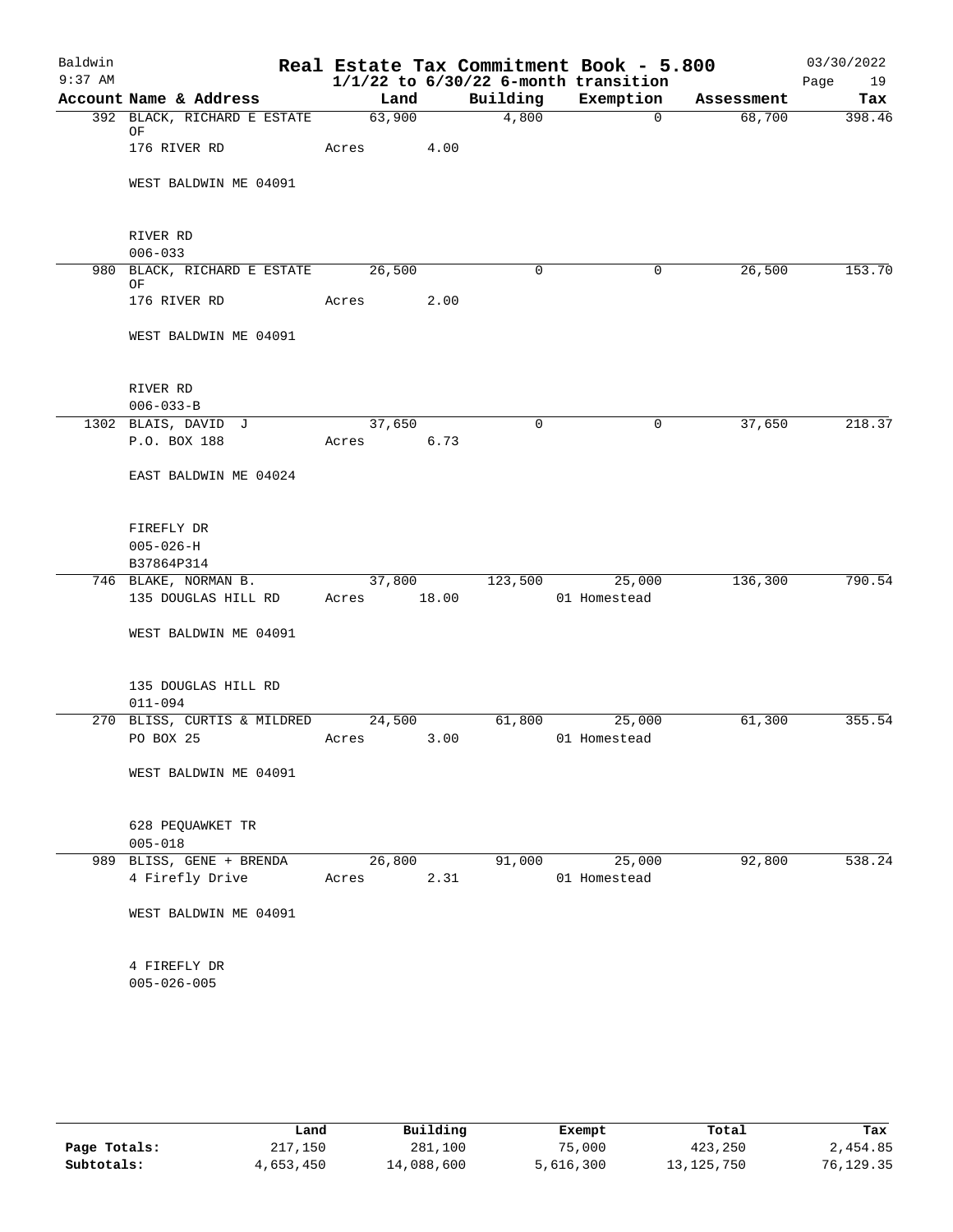# Baldwin Real Estate Tax Commitment Book - 5.800

9:37 AM — 1/1/22 to 6/30/22 6-month transition — 03/30/2022

| Account | Name & Address | Land | Building | Exemption | Assessment | Tax |
|---|---|---|---|---|---|---|
| 392 | BLACK, RICHARD E ESTATE OF<br>176 RIVER RD<br>WEST BALDWIN ME 04091<br>RIVER RD<br>006-033 | 63,900<br>Acres 4.00 | 4,800 | 0 | 68,700 | 398.46 |
| 980 | BLACK, RICHARD E ESTATE OF<br>176 RIVER RD<br>WEST BALDWIN ME 04091<br>RIVER RD<br>006-033-B | 26,500<br>Acres 2.00 | 0 | 0 | 26,500 | 153.70 |
| 1302 | BLAIS, DAVID J<br>P.O. BOX 188<br>EAST BALDWIN ME 04024<br>FIREFLY DR<br>005-026-H<br>B37864P314 | 37,650<br>Acres 6.73 | 0 | 0 | 37,650 | 218.37 |
| 746 | BLAKE, NORMAN B.<br>135 DOUGLAS HILL RD<br>WEST BALDWIN ME 04091<br>135 DOUGLAS HILL RD<br>011-094 | 37,800<br>Acres 18.00 | 123,500 | 25,000<br>01 Homestead | 136,300 | 790.54 |
| 270 | BLISS, CURTIS & MILDRED<br>PO BOX 25<br>WEST BALDWIN ME 04091<br>628 PEQUAWKET TR<br>005-018 | 24,500<br>Acres 3.00 | 61,800 | 25,000<br>01 Homestead | 61,300 | 355.54 |
| 989 | BLISS, GENE + BRENDA<br>4 Firefly Drive<br>WEST BALDWIN ME 04091<br>4 FIREFLY DR<br>005-026-005 | 26,800<br>Acres 2.31 | 91,000 | 25,000<br>01 Homestead | 92,800 | 538.24 |

| | Land | Building | Exempt | Total | Tax |
|---|---|---|---|---|---|
| Page Totals: | 217,150 | 281,100 | 75,000 | 423,250 | 2,454.85 |
| Subtotals: | 4,653,450 | 14,088,600 | 5,616,300 | 13,125,750 | 76,129.35 |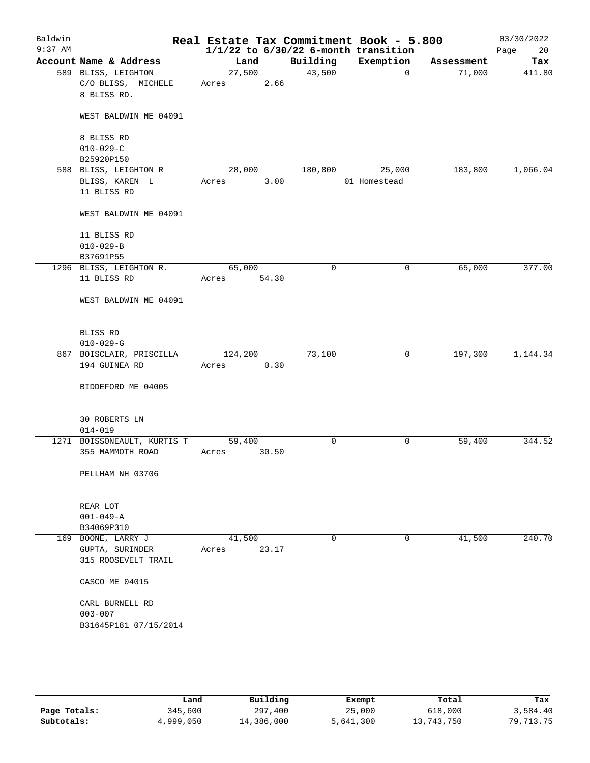# Real Estate Tax Commitment Book - 5.800

Baldwin 9:37 AM — 03/30/2022

$1/1/22$ to $6/30/22$ 6-month transition

| Account Name & Address | Land | Building | Exemption | Assessment | Tax |
|---|---|---|---|---|---|
| 589 BLISS, LEIGHTON<br>C/O BLISS, MICHELE<br>8 BLISS RD.<br><br>WEST BALDWIN ME 04091<br><br>8 BLISS RD<br>010-029-C<br>B25920P150 | 27,500<br>Acres 2.66 | 43,500 | 0 | 71,000 | 411.80 |
| 588 BLISS, LEIGHTON R<br>BLISS, KAREN L<br>11 BLISS RD<br><br>WEST BALDWIN ME 04091<br><br>11 BLISS RD<br>010-029-B<br>B37691P55 | 28,000<br>Acres 3.00 | 180,800 | 25,000<br>01 Homestead | 183,800 | 1,066.04 |
| 1296 BLISS, LEIGHTON R.<br>11 BLISS RD<br><br>WEST BALDWIN ME 04091<br><br>BLISS RD<br>010-029-G | 65,000<br>Acres 54.30 | 0 | 0 | 65,000 | 377.00 |
| 867 BOISCLAIR, PRISCILLA<br>194 GUINEA RD<br><br>BIDDEFORD ME 04005<br><br>30 ROBERTS LN<br>014-019 | 124,200<br>Acres 0.30 | 73,100 | 0 | 197,300 | 1,144.34 |
| 1271 BOISSONEAULT, KURTIS T<br>355 MAMMOTH ROAD<br><br>PELLHAM NH 03706<br><br>REAR LOT<br>001-049-A<br>B34069P310 | 59,400<br>Acres 30.50 | 0 | 0 | 59,400 | 344.52 |
| 169 BOONE, LARRY J<br>GUPTA, SURINDER<br>315 ROOSEVELT TRAIL<br><br>CASCO ME 04015<br><br>CARL BURNELL RD<br>003-007<br>B31645P181 07/15/2014 | 41,500<br>Acres 23.17 | 0 | 0 | 41,500 | 240.70 |

| | Land | Building | Exempt | Total | Tax |
|---|---|---|---|---|---|
| **Page Totals:** | 345,600 | 297,400 | 25,000 | 618,000 | 3,584.40 |
| **Subtotals:** | 4,999,050 | 14,386,000 | 5,641,300 | 13,743,750 | 79,713.75 |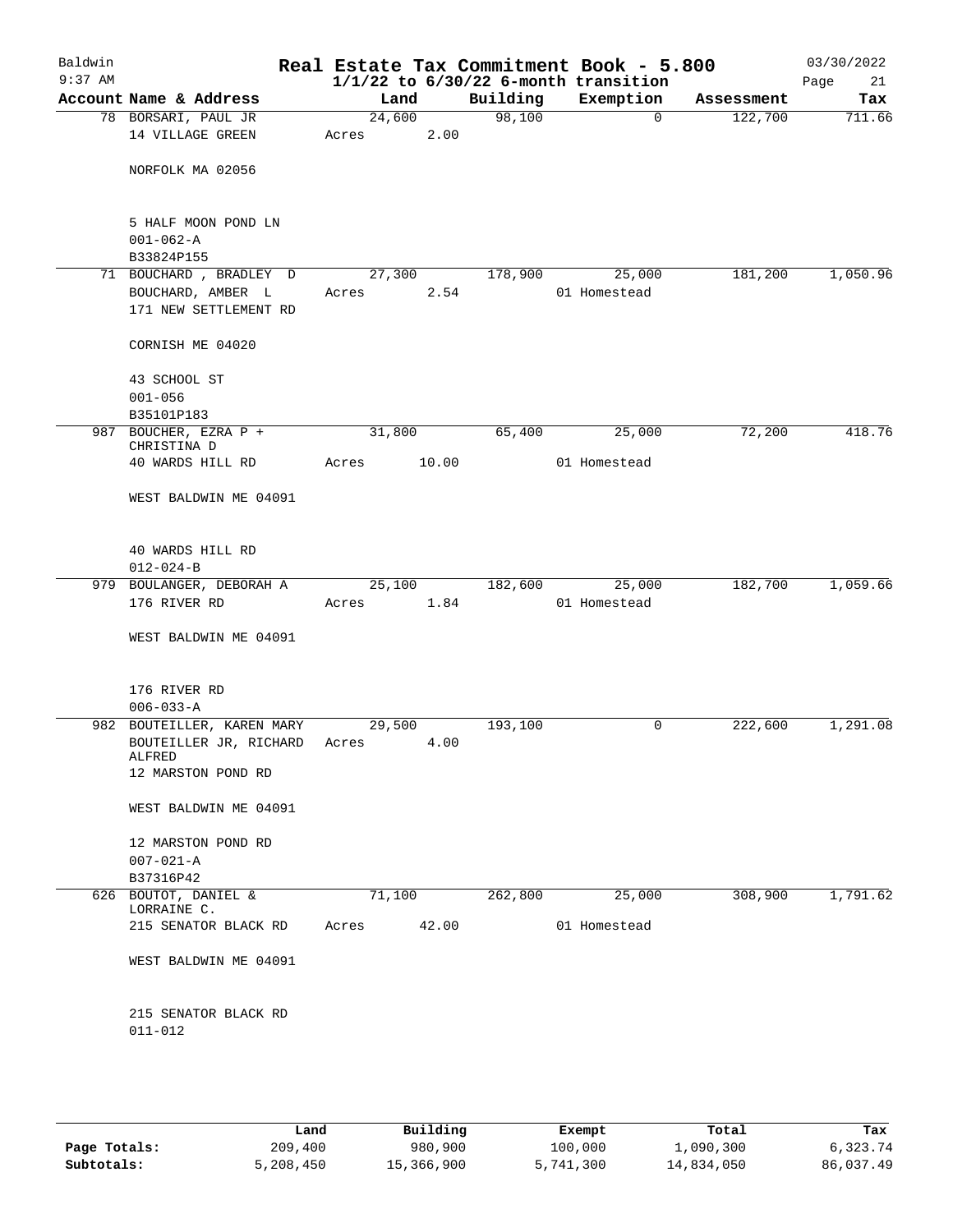# Real Estate Tax Commitment Book - 5.800

Baldwin 9:37 AM — 03/30/2022

$1/1/22$ to $6/30/22$ 6-month transition

| Account Name & Address | Land | Building | Exemption | Assessment | Tax |
|---|---|---|---|---|---|
| 78 BORSARI, PAUL JR<br>14 VILLAGE GREEN<br><br>NORFOLK MA 02056<br><br>5 HALF MOON POND LN<br>001-062-A<br>B33824P155 | 24,600<br>Acres 2.00 | 98,100 | 0 | 122,700 | 711.66 |
| 71 BOUCHARD , BRADLEY D<br>BOUCHARD, AMBER L<br>171 NEW SETTLEMENT RD<br><br>CORNISH ME 04020<br><br>43 SCHOOL ST<br>001-056<br>B35101P183 | 27,300<br>Acres 2.54 | 178,900 | 25,000<br>01 Homestead | 181,200 | 1,050.96 |
| 987 BOUCHER, EZRA P + CHRISTINA D<br>40 WARDS HILL RD<br><br>WEST BALDWIN ME 04091<br><br>40 WARDS HILL RD<br>012-024-B | 31,800<br>Acres 10.00 | 65,400 | 25,000<br>01 Homestead | 72,200 | 418.76 |
| 979 BOULANGER, DEBORAH A<br>176 RIVER RD<br><br>WEST BALDWIN ME 04091<br><br>176 RIVER RD<br>006-033-A | 25,100<br>Acres 1.84 | 182,600 | 25,000<br>01 Homestead | 182,700 | 1,059.66 |
| 982 BOUTEILLER, KAREN MARY<br>BOUTEILLER JR, RICHARD ALFRED<br>12 MARSTON POND RD<br><br>WEST BALDWIN ME 04091<br><br>12 MARSTON POND RD<br>007-021-A<br>B37316P42 | 29,500<br>Acres 4.00 | 193,100 | 0 | 222,600 | 1,291.08 |
| 626 BOUTOT, DANIEL & LORRAINE C.<br>215 SENATOR BLACK RD<br><br>WEST BALDWIN ME 04091<br><br>215 SENATOR BLACK RD<br>011-012 | 71,100<br>Acres 42.00 | 262,800 | 25,000<br>01 Homestead | 308,900 | 1,791.62 |

| | Land | Building | Exempt | Total | Tax |
|---|---|---|---|---|---|
| Page Totals: | 209,400 | 980,900 | 100,000 | 1,090,300 | 6,323.74 |
| Subtotals: | 5,208,450 | 15,366,900 | 5,741,300 | 14,834,050 | 86,037.49 |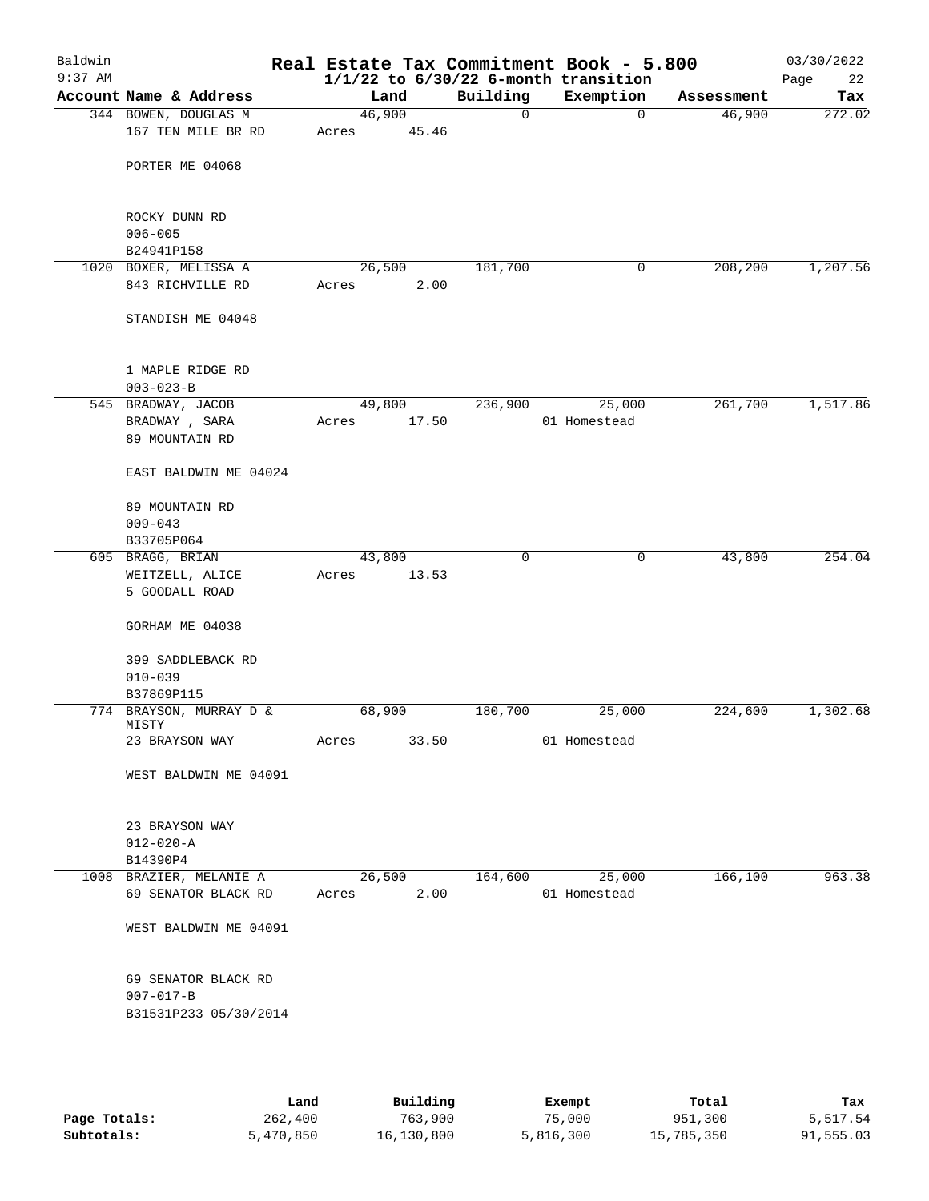# Real Estate Tax Commitment Book - 5.800

Baldwin
9:37 AM

$1/1/22$ to $6/30/22$ 6-month transition

03/30/2022

| Account Name & Address | Land | Building | Exemption | Assessment | Tax |
|---|---|---|---|---|---|
| 344 BOWEN, DOUGLAS M<br>167 TEN MILE BR RD<br><br>PORTER ME 04068<br><br>ROCKY DUNN RD<br>006-005<br>B24941P158 | 46,900<br>Acres 45.46 | 0 | 0 | 46,900 | 272.02 |
| 1020 BOXER, MELISSA A<br>843 RICHVILLE RD<br><br>STANDISH ME 04048<br><br>1 MAPLE RIDGE RD<br>003-023-B | 26,500<br>Acres 2.00 | 181,700 | 0 | 208,200 | 1,207.56 |
| 545 BRADWAY, JACOB<br>BRADWAY , SARA<br>89 MOUNTAIN RD<br><br>EAST BALDWIN ME 04024<br><br>89 MOUNTAIN RD<br>009-043<br>B33705P064 | 49,800<br>Acres 17.50 | 236,900 | 25,000<br>01 Homestead | 261,700 | 1,517.86 |
| 605 BRAGG, BRIAN<br>WEITZELL, ALICE<br>5 GOODALL ROAD<br><br>GORHAM ME 04038<br><br>399 SADDLEBACK RD<br>010-039<br>B37869P115 | 43,800<br>Acres 13.53 | 0 | 0 | 43,800 | 254.04 |
| 774 BRAYSON, MURRAY D & MISTY<br>23 BRAYSON WAY<br><br>WEST BALDWIN ME 04091<br><br>23 BRAYSON WAY<br>012-020-A<br>B14390P4 | 68,900<br>Acres 33.50 | 180,700 | 25,000<br>01 Homestead | 224,600 | 1,302.68 |
| 1008 BRAZIER, MELANIE A<br>69 SENATOR BLACK RD<br><br>WEST BALDWIN ME 04091<br><br>69 SENATOR BLACK RD<br>007-017-B<br>B31531P233 05/30/2014 | 26,500<br>Acres 2.00 | 164,600 | 25,000<br>01 Homestead | 166,100 | 963.38 |

| | Land | Building | Exempt | Total | Tax |
|---|---|---|---|---|---|
| Page Totals: | 262,400 | 763,900 | 75,000 | 951,300 | 5,517.54 |
| Subtotals: | 5,470,850 | 16,130,800 | 5,816,300 | 15,785,350 | 91,555.03 |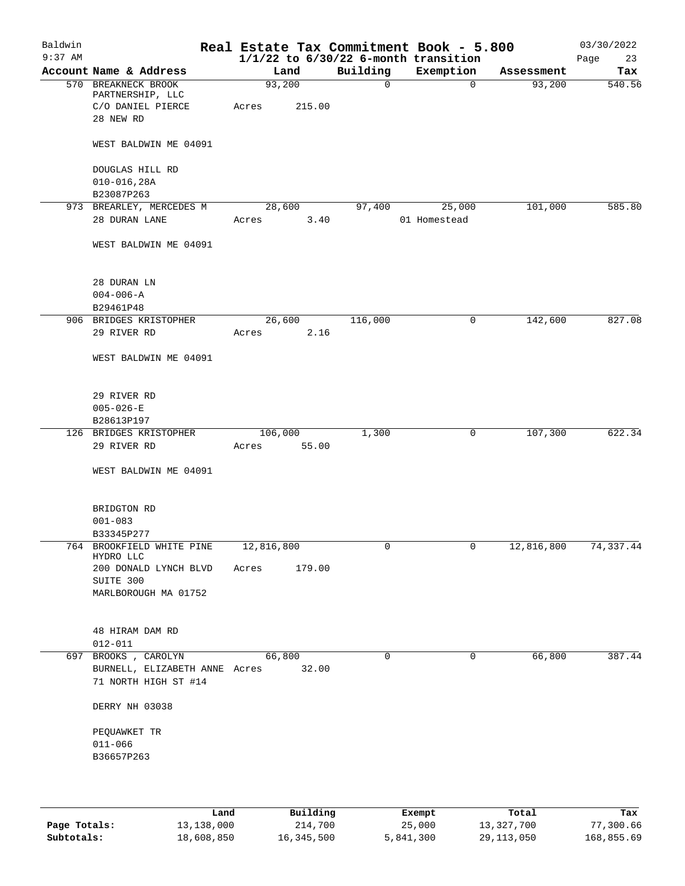# Baldwin — Real Estate Tax Commitment Book - 5.800

9:37 AM — 1/1/22 to 6/30/22 6-month transition — 03/30/2022

| Account Name & Address | Land | Building | Exemption | Assessment | Tax |
|---|---|---|---|---|---|
| 570 BREAKNECK BROOK PARTNERSHIP, LLC<br>C/O DANIEL PIERCE<br>28 NEW RD<br><br>WEST BALDWIN ME 04091<br><br>DOUGLAS HILL RD<br>010-016,28A<br>B23087P263 | 93,200<br>Acres 215.00 | 0 | 0 | 93,200 | 540.56 |
| 973 BREARLEY, MERCEDES M<br>28 DURAN LANE<br><br>WEST BALDWIN ME 04091<br><br>28 DURAN LN<br>004-006-A<br>B29461P48 | 28,600<br>Acres 3.40 | 97,400 | 25,000<br>01 Homestead | 101,000 | 585.80 |
| 906 BRIDGES KRISTOPHER<br>29 RIVER RD<br><br>WEST BALDWIN ME 04091<br><br>29 RIVER RD<br>005-026-E<br>B28613P197 | 26,600<br>Acres 2.16 | 116,000 | 0 | 142,600 | 827.08 |
| 126 BRIDGES KRISTOPHER<br>29 RIVER RD<br><br>WEST BALDWIN ME 04091<br><br>BRIDGTON RD<br>001-083<br>B33345P277 | 106,000<br>Acres 55.00 | 1,300 | 0 | 107,300 | 622.34 |
| 764 BROOKFIELD WHITE PINE HYDRO LLC<br>200 DONALD LYNCH BLVD<br>SUITE 300<br>MARLBOROUGH MA 01752<br><br>48 HIRAM DAM RD<br>012-011 | 12,816,800<br>Acres 179.00 | 0 | 0 | 12,816,800 | 74,337.44 |
| 697 BROOKS , CAROLYN<br>BURNELL, ELIZABETH ANNE<br>71 NORTH HIGH ST #14<br><br>DERRY NH 03038<br><br>PEQUAWKET TR<br>011-066<br>B36657P263 | 66,800<br>Acres 32.00 | 0 | 0 | 66,800 | 387.44 |

| | Land | Building | Exempt | Total | Tax |
|---|---|---|---|---|---|
| Page Totals: | 13,138,000 | 214,700 | 25,000 | 13,327,700 | 77,300.66 |
| Subtotals: | 18,608,850 | 16,345,500 | 5,841,300 | 29,113,050 | 168,855.69 |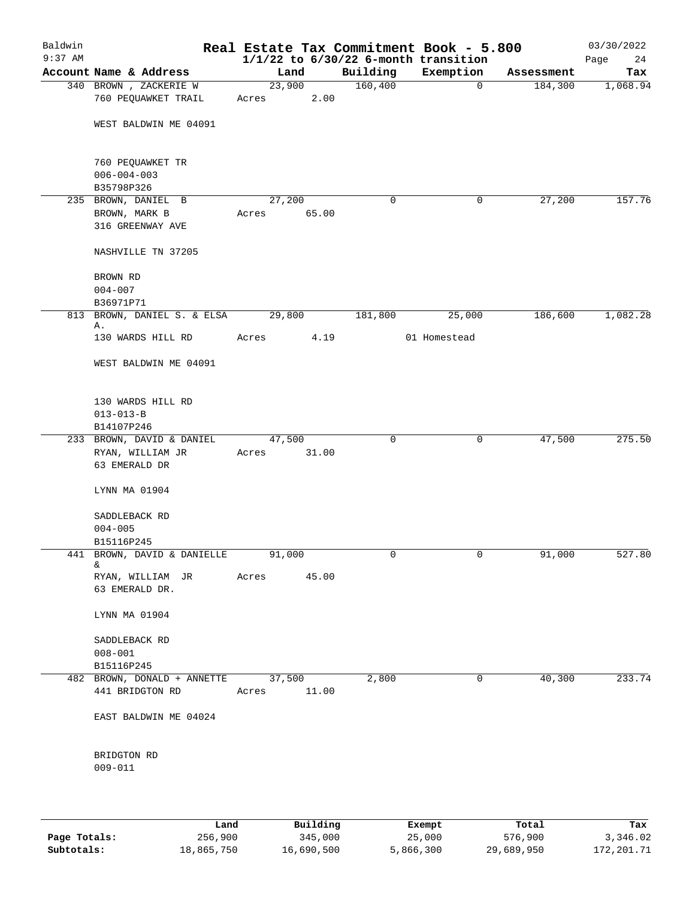# Real Estate Tax Commitment Book - 5.800

**1/1/22 to 6/30/22 6-month transition**

Baldwin
9:37 AM
03/30/2022

| Account | Name & Address | Land | Building | Exemption | Assessment | Tax |
|---|---|---|---|---|---|---|
| 340 | BROWN , ZACKERIE W | 23,900 | 160,400 | 0 | 184,300 | 1,068.94 |
| | 760 PEQUAWKET TRAIL | Acres 2.00 | | | | |
| | WEST BALDWIN ME 04091 | | | | | |
| | 760 PEQUAWKET TR | | | | | |
| | 006-004-003 | | | | | |
| | B35798P326 | | | | | |
| 235 | BROWN, DANIEL B | 27,200 | 0 | 0 | 27,200 | 157.76 |
| | BROWN, MARK B | Acres 65.00 | | | | |
| | 316 GREENWAY AVE | | | | | |
| | NASHVILLE TN 37205 | | | | | |
| | BROWN RD | | | | | |
| | 004-007 | | | | | |
| | B36971P71 | | | | | |
| 813 | BROWN, DANIEL S. & ELSA A. | 29,800 | 181,800 | 25,000 | 186,600 | 1,082.28 |
| | 130 WARDS HILL RD | Acres 4.19 | | 01 Homestead | | |
| | WEST BALDWIN ME 04091 | | | | | |
| | 130 WARDS HILL RD | | | | | |
| | 013-013-B | | | | | |
| | B14107P246 | | | | | |
| 233 | BROWN, DAVID & DANIEL | 47,500 | 0 | 0 | 47,500 | 275.50 |
| | RYAN, WILLIAM JR | Acres 31.00 | | | | |
| | 63 EMERALD DR | | | | | |
| | LYNN MA 01904 | | | | | |
| | SADDLEBACK RD | | | | | |
| | 004-005 | | | | | |
| | B15116P245 | | | | | |
| 441 | BROWN, DAVID & DANIELLE & | 91,000 | 0 | 0 | 91,000 | 527.80 |
| | RYAN, WILLIAM JR | Acres 45.00 | | | | |
| | 63 EMERALD DR. | | | | | |
| | LYNN MA 01904 | | | | | |
| | SADDLEBACK RD | | | | | |
| | 008-001 | | | | | |
| | B15116P245 | | | | | |
| 482 | BROWN, DONALD + ANNETTE | 37,500 | 2,800 | 0 | 40,300 | 233.74 |
| | 441 BRIDGTON RD | Acres 11.00 | | | | |
| | EAST BALDWIN ME 04024 | | | | | |
| | BRIDGTON RD | | | | | |
| | 009-011 | | | | | |

| | Land | Building | Exempt | Total | Tax |
|---|---|---|---|---|---|
| **Page Totals:** | 256,900 | 345,000 | 25,000 | 576,900 | 3,346.02 |
| **Subtotals:** | 18,865,750 | 16,690,500 | 5,866,300 | 29,689,950 | 172,201.71 |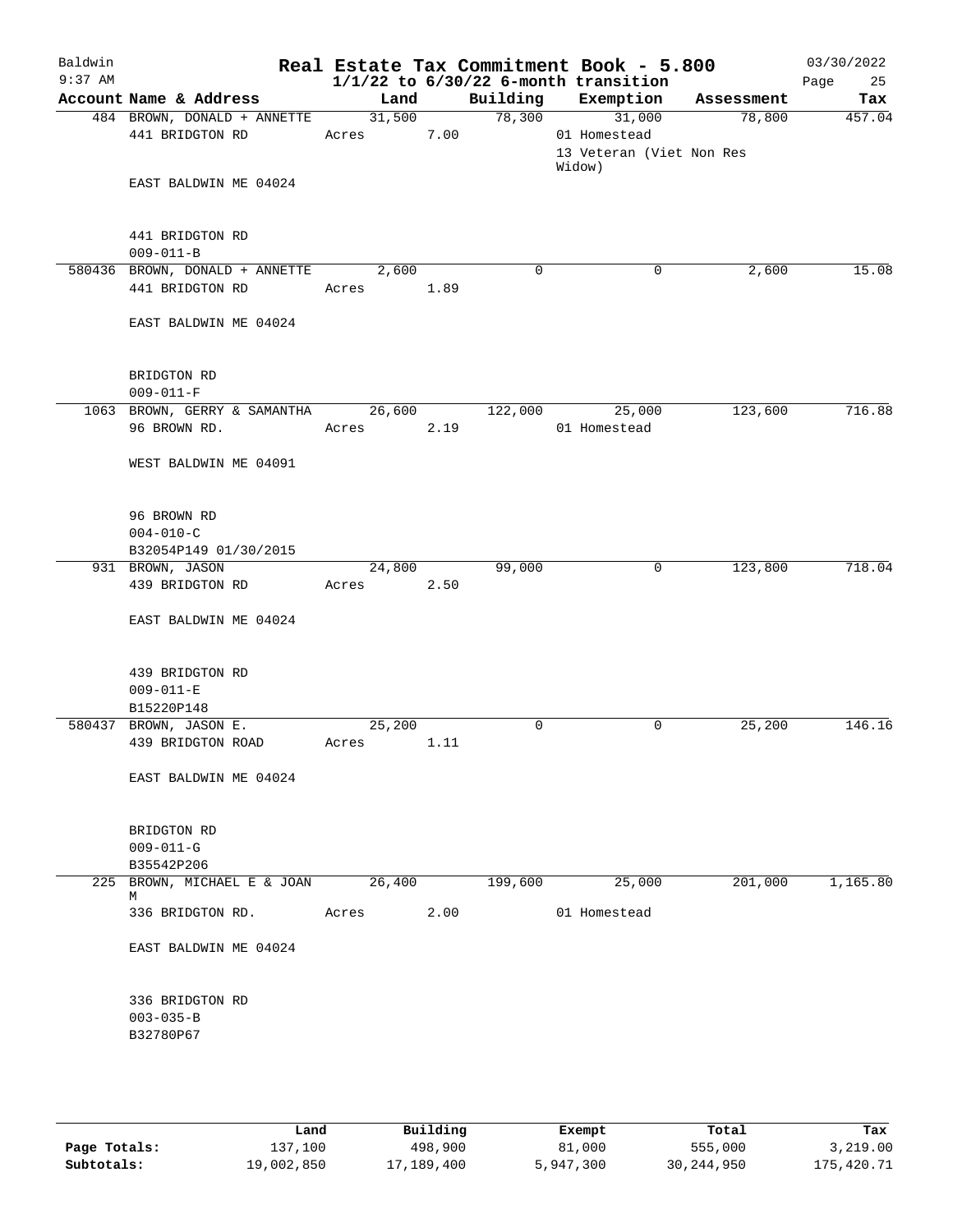# Real Estate Tax Commitment Book - 5.800

Baldwin 9:37 AM — $1/1/22$ to $6/30/22$ 6-month transition — 03/30/2022

| Account | Name & Address | Land | Building | Exemption | Assessment | Tax |
|---|---|---|---|---|---|---|
| 484 | BROWN, DONALD + ANNETTE<br>441 BRIDGTON RD<br>EAST BALDWIN ME 04024<br><br>441 BRIDGTON RD<br>009-011-B | 31,500<br>Acres 7.00 | 78,300 | 31,000<br>01 Homestead<br>13 Veteran (Viet Non Res Widow) | 78,800 | 457.04 |
| 580436 | BROWN, DONALD + ANNETTE<br>441 BRIDGTON RD<br>EAST BALDWIN ME 04024<br><br>BRIDGTON RD<br>009-011-F | 2,600<br>Acres 1.89 | 0 | 0 | 2,600 | 15.08 |
| 1063 | BROWN, GERRY & SAMANTHA<br>96 BROWN RD.<br>WEST BALDWIN ME 04091<br><br>96 BROWN RD<br>004-010-C<br>B32054P149 01/30/2015 | 26,600<br>Acres 2.19 | 122,000 | 25,000<br>01 Homestead | 123,600 | 716.88 |
| 931 | BROWN, JASON<br>439 BRIDGTON RD<br>EAST BALDWIN ME 04024<br><br>439 BRIDGTON RD<br>009-011-E<br>B15220P148 | 24,800<br>Acres 2.50 | 99,000 | 0 | 123,800 | 718.04 |
| 580437 | BROWN, JASON E.<br>439 BRIDGTON ROAD<br>EAST BALDWIN ME 04024<br><br>BRIDGTON RD<br>009-011-G<br>B35542P206 | 25,200<br>Acres 1.11 | 0 | 0 | 25,200 | 146.16 |
| 225 | BROWN, MICHAEL E & JOAN M<br>336 BRIDGTON RD.<br>EAST BALDWIN ME 04024<br><br>336 BRIDGTON RD<br>003-035-B<br>B32780P67 | 26,400<br>Acres 2.00 | 199,600 | 25,000<br>01 Homestead | 201,000 | 1,165.80 |

| | Land | Building | Exempt | Total | Tax |
|---|---|---|---|---|---|
| Page Totals: | 137,100 | 498,900 | 81,000 | 555,000 | 3,219.00 |
| Subtotals: | 19,002,850 | 17,189,400 | 5,947,300 | 30,244,950 | 175,420.71 |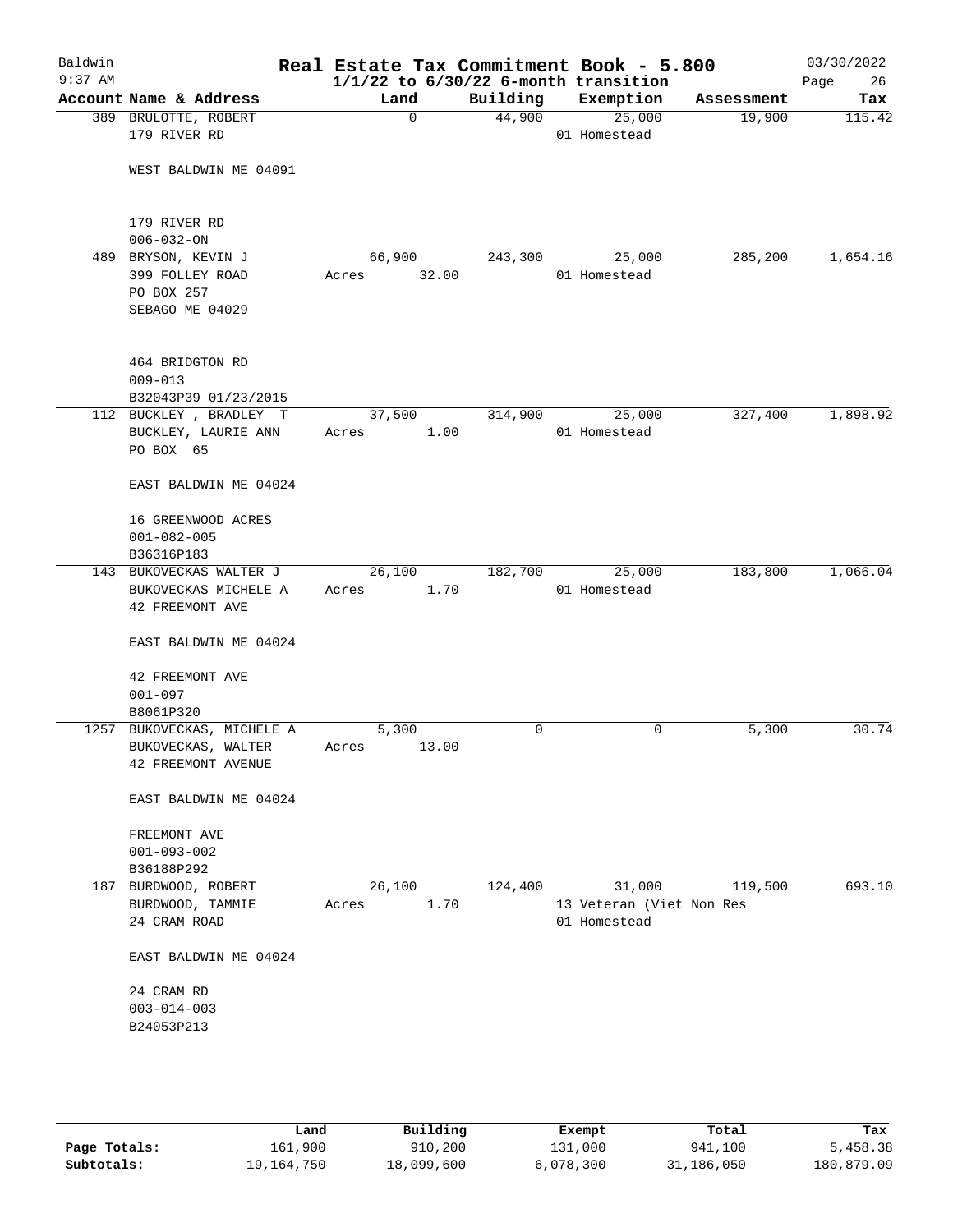# Baldwin Real Estate Tax Commitment Book - 5.800

9:37 AM — 1/1/22 to 6/30/22 6-month transition — 03/30/2022

| Account Name & Address | Land | Building | Exemption | Assessment | Tax |
|---|---|---|---|---|---|
| 389 BRULOTTE, ROBERT<br>179 RIVER RD<br><br>WEST BALDWIN ME 04091<br><br>179 RIVER RD<br>006-032-ON | 0 | 44,900 | 25,000<br>01 Homestead | 19,900 | 115.42 |
| 489 BRYSON, KEVIN J<br>399 FOLLEY ROAD<br>PO BOX 257<br>SEBAGO ME 04029<br><br>464 BRIDGTON RD<br>009-013<br>B32043P39 01/23/2015 | 66,900<br>Acres 32.00 | 243,300 | 25,000<br>01 Homestead | 285,200 | 1,654.16 |
| 112 BUCKLEY , BRADLEY T<br>BUCKLEY, LAURIE ANN<br>PO BOX 65<br><br>EAST BALDWIN ME 04024<br><br>16 GREENWOOD ACRES<br>001-082-005<br>B36316P183 | 37,500<br>Acres 1.00 | 314,900 | 25,000<br>01 Homestead | 327,400 | 1,898.92 |
| 143 BUKOVECKAS WALTER J<br>BUKOVECKAS MICHELE A<br>42 FREEMONT AVE<br><br>EAST BALDWIN ME 04024<br><br>42 FREEMONT AVE<br>001-097<br>B8061P320 | 26,100<br>Acres 1.70 | 182,700 | 25,000<br>01 Homestead | 183,800 | 1,066.04 |
| 1257 BUKOVECKAS, MICHELE A<br>BUKOVECKAS, WALTER<br>42 FREEMONT AVENUE<br><br>EAST BALDWIN ME 04024<br><br>FREEMONT AVE<br>001-093-002<br>B36188P292 | 5,300<br>Acres 13.00 | 0 | 0 | 5,300 | 30.74 |
| 187 BURDWOOD, ROBERT<br>BURDWOOD, TAMMIE<br>24 CRAM ROAD<br><br>EAST BALDWIN ME 04024<br><br>24 CRAM RD<br>003-014-003<br>B24053P213 | 26,100<br>Acres 1.70 | 124,400 | 31,000<br>13 Veteran (Viet Non Res<br>01 Homestead | 119,500 | 693.10 |

| | Land | Building | Exempt | Total | Tax |
|---|---|---|---|---|---|
| Page Totals: | 161,900 | 910,200 | 131,000 | 941,100 | 5,458.38 |
| Subtotals: | 19,164,750 | 18,099,600 | 6,078,300 | 31,186,050 | 180,879.09 |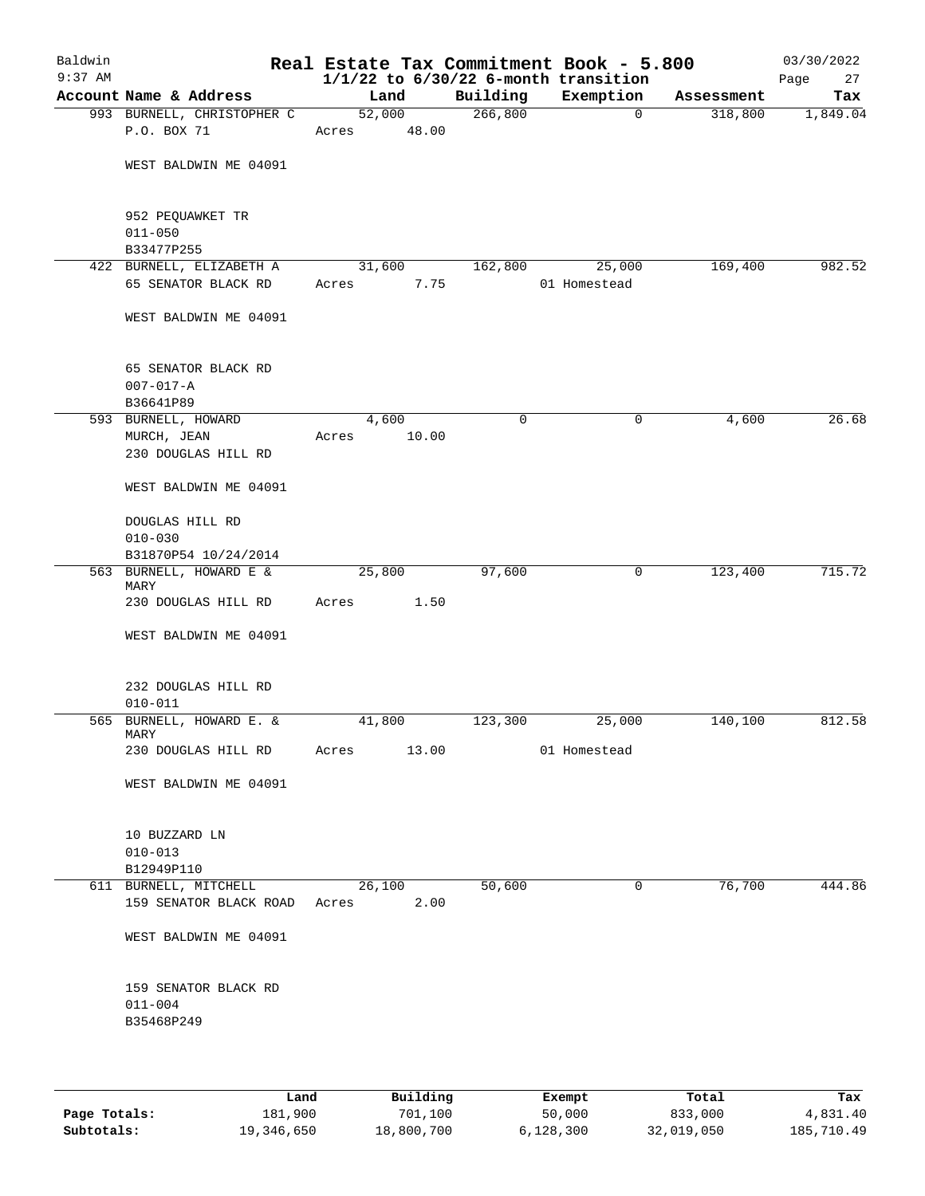# Real Estate Tax Commitment Book - 5.800

Baldwin
9:37 AM

$1/1/22$ to $6/30/22$ 6-month transition

03/30/2022

| Account Name & Address | Land | Building | Exemption | Assessment | Tax |
|---|---|---|---|---|---|
| 993 BURNELL, CHRISTOPHER C<br>P.O. BOX 71<br><br>WEST BALDWIN ME 04091<br><br>952 PEQUAWKET TR<br>011-050<br>B33477P255 | 52,000<br>Acres 48.00 | 266,800 | 0 | 318,800 | 1,849.04 |
| 422 BURNELL, ELIZABETH A<br>65 SENATOR BLACK RD<br><br>WEST BALDWIN ME 04091<br><br>65 SENATOR BLACK RD<br>007-017-A<br>B36641P89 | 31,600<br>Acres 7.75 | 162,800 | 25,000<br>01 Homestead | 169,400 | 982.52 |
| 593 BURNELL, HOWARD<br>MURCH, JEAN<br>230 DOUGLAS HILL RD<br><br>WEST BALDWIN ME 04091<br><br>DOUGLAS HILL RD<br>010-030<br>B31870P54 10/24/2014 | 4,600<br>Acres 10.00 | 0 | 0 | 4,600 | 26.68 |
| 563 BURNELL, HOWARD E &<br>MARY<br>230 DOUGLAS HILL RD<br><br>WEST BALDWIN ME 04091<br><br>232 DOUGLAS HILL RD<br>010-011 | 25,800<br>Acres 1.50 | 97,600 | 0 | 123,400 | 715.72 |
| 565 BURNELL, HOWARD E. &<br>MARY<br>230 DOUGLAS HILL RD<br><br>WEST BALDWIN ME 04091<br><br>10 BUZZARD LN<br>010-013<br>B12949P110 | 41,800<br>Acres 13.00 | 123,300 | 25,000<br>01 Homestead | 140,100 | 812.58 |
| 611 BURNELL, MITCHELL<br>159 SENATOR BLACK ROAD<br><br>WEST BALDWIN ME 04091<br><br>159 SENATOR BLACK RD<br>011-004<br>B35468P249 | 26,100<br>Acres 2.00 | 50,600 | 0 | 76,700 | 444.86 |

| | Land | Building | Exempt | Total | Tax |
|---|---|---|---|---|---|
| Page Totals: | 181,900 | 701,100 | 50,000 | 833,000 | 4,831.40 |
| Subtotals: | 19,346,650 | 18,800,700 | 6,128,300 | 32,019,050 | 185,710.49 |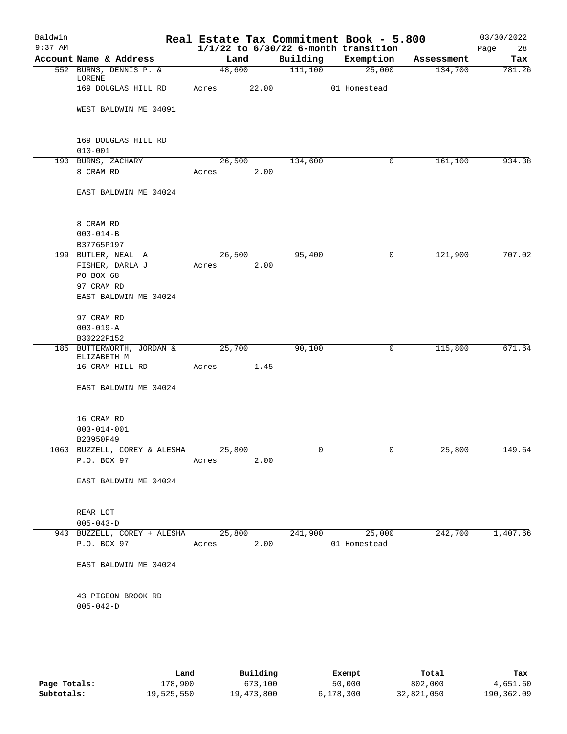# Real Estate Tax Commitment Book - 5.800

Baldwin 9:37 AM — 03/30/2022

$1/1/22$ to $6/30/22$ 6-month transition

| Account Name & Address | Land | Building | Exemption | Assessment | Tax |
|---|---|---|---|---|---|
| 552 BURNS, DENNIS P. & LORENE | 48,600 | 111,100 | 25,000 | 134,700 | 781.26 |
| 169 DOUGLAS HILL RD | Acres 22.00 | | 01 Homestead | | |
| WEST BALDWIN ME 04091 | | | | | |
| 169 DOUGLAS HILL RD | | | | | |
| 010-001 | | | | | |
| 190 BURNS, ZACHARY | 26,500 | 134,600 | 0 | 161,100 | 934.38 |
| 8 CRAM RD | Acres 2.00 | | | | |
| EAST BALDWIN ME 04024 | | | | | |
| 8 CRAM RD | | | | | |
| 003-014-B | | | | | |
| B37765P197 | | | | | |
| 199 BUTLER, NEAL A | 26,500 | 95,400 | 0 | 121,900 | 707.02 |
| FISHER, DARLA J | Acres 2.00 | | | | |
| PO BOX 68 | | | | | |
| 97 CRAM RD | | | | | |
| EAST BALDWIN ME 04024 | | | | | |
| 97 CRAM RD | | | | | |
| 003-019-A | | | | | |
| B30222P152 | | | | | |
| 185 BUTTERWORTH, JORDAN & ELIZABETH M | 25,700 | 90,100 | 0 | 115,800 | 671.64 |
| 16 CRAM HILL RD | Acres 1.45 | | | | |
| EAST BALDWIN ME 04024 | | | | | |
| 16 CRAM RD | | | | | |
| 003-014-001 | | | | | |
| B23950P49 | | | | | |
| 1060 BUZZELL, COREY & ALESHA | 25,800 | 0 | 0 | 25,800 | 149.64 |
| P.O. BOX 97 | Acres 2.00 | | | | |
| EAST BALDWIN ME 04024 | | | | | |
| REAR LOT | | | | | |
| 005-043-D | | | | | |
| 940 BUZZELL, COREY + ALESHA | 25,800 | 241,900 | 25,000 | 242,700 | 1,407.66 |
| P.O. BOX 97 | Acres 2.00 | | 01 Homestead | | |
| EAST BALDWIN ME 04024 | | | | | |
| 43 PIGEON BROOK RD | | | | | |
| 005-042-D | | | | | |

| | Land | Building | Exempt | Total | Tax |
|---|---|---|---|---|---|
| Page Totals: | 178,900 | 673,100 | 50,000 | 802,000 | 4,651.60 |
| Subtotals: | 19,525,550 | 19,473,800 | 6,178,300 | 32,821,050 | 190,362.09 |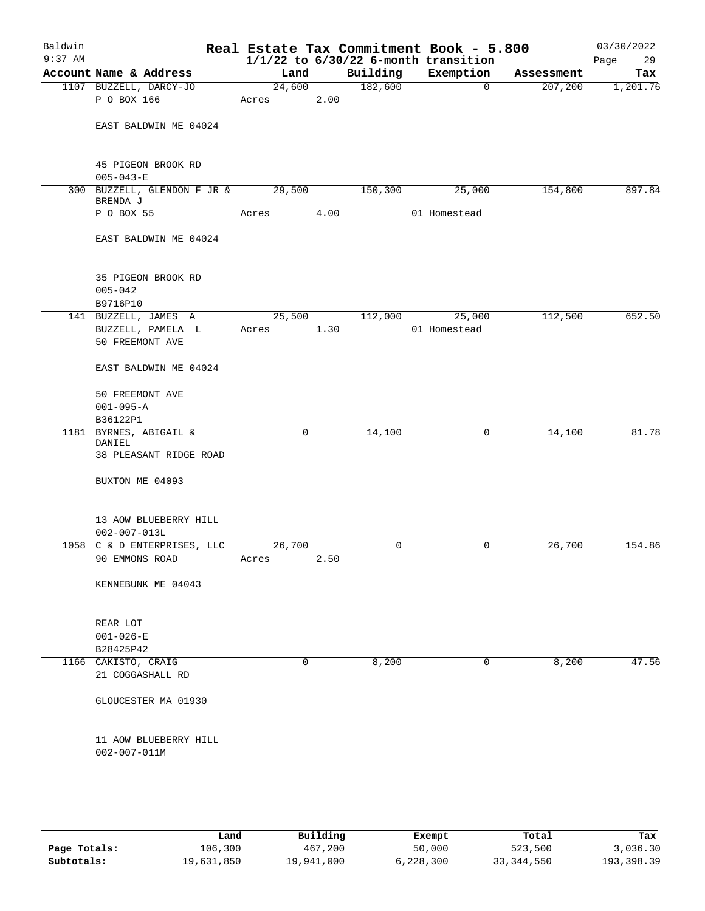# Real Estate Tax Commitment Book - 5.800

Baldwin
9:37 AM

$1/1/22$ to $6/30/22$ 6-month transition

03/30/2022

| Account | Name & Address | Land | Building | Exemption | Assessment | Tax |
|---|---|---|---|---|---|---|
| 1107 | BUZZELL, DARCY-JO<br>P O BOX 166<br><br>EAST BALDWIN ME 04024<br><br>45 PIGEON BROOK RD<br>005-043-E | 24,600<br>Acres 2.00 | 182,600 | 0 | 207,200 | 1,201.76 |
| 300 | BUZZELL, GLENDON F JR & BRENDA J<br>P O BOX 55<br><br>EAST BALDWIN ME 04024<br><br>35 PIGEON BROOK RD<br>005-042<br>B9716P10 | 29,500<br>Acres 4.00 | 150,300 | 25,000<br>01 Homestead | 154,800 | 897.84 |
| 141 | BUZZELL, JAMES A<br>BUZZELL, PAMELA L<br>50 FREEMONT AVE<br><br>EAST BALDWIN ME 04024<br><br>50 FREEMONT AVE<br>001-095-A<br>B36122P1 | 25,500<br>Acres 1.30 | 112,000 | 25,000<br>01 Homestead | 112,500 | 652.50 |
| 1181 | BYRNES, ABIGAIL & DANIEL<br>38 PLEASANT RIDGE ROAD<br><br>BUXTON ME 04093<br><br>13 AOW BLUEBERRY HILL<br>002-007-013L | 0 | 14,100 | 0 | 14,100 | 81.78 |
| 1058 | C & D ENTERPRISES, LLC<br>90 EMMONS ROAD<br><br>KENNEBUNK ME 04043<br><br>REAR LOT<br>001-026-E<br>B28425P42 | 26,700<br>Acres 2.50 | 0 | 0 | 26,700 | 154.86 |
| 1166 | CAKISTO, CRAIG<br>21 COGGASHALL RD<br><br>GLOUCESTER MA 01930<br><br>11 AOW BLUEBERRY HILL<br>002-007-011M | 0 | 8,200 | 0 | 8,200 | 47.56 |

| | Land | Building | Exempt | Total | Tax |
|---|---|---|---|---|---|
| Page Totals: | 106,300 | 467,200 | 50,000 | 523,500 | 3,036.30 |
| Subtotals: | 19,631,850 | 19,941,000 | 6,228,300 | 33,344,550 | 193,398.39 |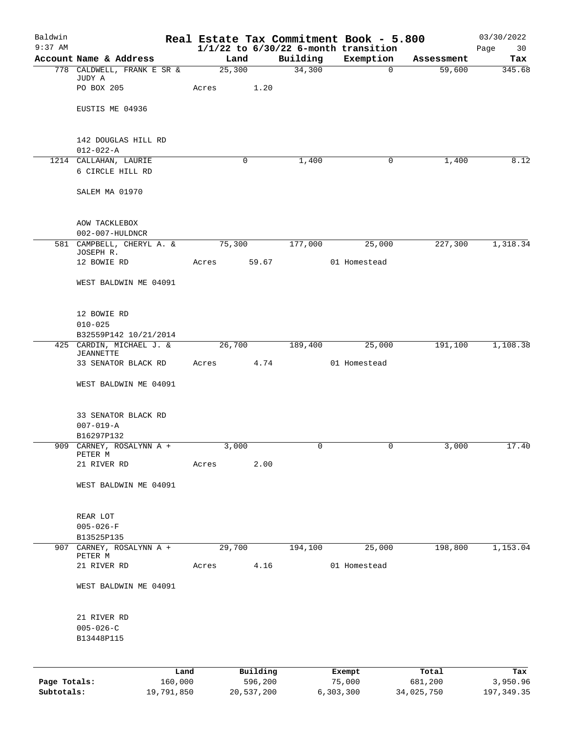# Real Estate Tax Commitment Book - 5.800

Baldwin
9:37 AM

$1/1/22$ to $6/30/22$ 6-month transition

03/30/2022

| Account Name & Address | Land | Building | Exemption | Assessment | Tax |
|---|---|---|---|---|---|
| 778 CALDWELL, FRANK E SR & JUDY A<br>PO BOX 205<br><br>EUSTIS ME 04936<br><br>142 DOUGLAS HILL RD<br>012-022-A | 25,300<br>Acres 1.20 | 34,300 | 0 | 59,600 | 345.68 |
| 1214 CALLAHAN, LAURIE<br>6 CIRCLE HILL RD<br><br>SALEM MA 01970<br><br>AOW TACKLEBOX<br>002-007-HULDNCR | 0 | 1,400 | 0 | 1,400 | 8.12 |
| 581 CAMPBELL, CHERYL A. & JOSEPH R.<br>12 BOWIE RD<br><br>WEST BALDWIN ME 04091<br><br>12 BOWIE RD<br>010-025<br>B32559P142 10/21/2014 | 75,300<br>Acres 59.67 | 177,000 | 25,000<br>01 Homestead | 227,300 | 1,318.34 |
| 425 CARDIN, MICHAEL J. & JEANNETTE<br>33 SENATOR BLACK RD<br><br>WEST BALDWIN ME 04091<br><br>33 SENATOR BLACK RD<br>007-019-A<br>B16297P132 | 26,700<br>Acres 4.74 | 189,400 | 25,000<br>01 Homestead | 191,100 | 1,108.38 |
| 909 CARNEY, ROSALYNN A + PETER M<br>21 RIVER RD<br><br>WEST BALDWIN ME 04091<br><br>REAR LOT<br>005-026-F<br>B13525P135 | 3,000<br>Acres 2.00 | 0 | 0 | 3,000 | 17.40 |
| 907 CARNEY, ROSALYNN A + PETER M<br>21 RIVER RD<br><br>WEST BALDWIN ME 04091<br><br>21 RIVER RD<br>005-026-C<br>B13448P115 | 29,700<br>Acres 4.16 | 194,100 | 25,000<br>01 Homestead | 198,800 | 1,153.04 |

| | Land | Building | Exempt | Total | Tax |
|---|---|---|---|---|---|
| **Page Totals:** | 160,000 | 596,200 | 75,000 | 681,200 | 3,950.96 |
| **Subtotals:** | 19,791,850 | 20,537,200 | 6,303,300 | 34,025,750 | 197,349.35 |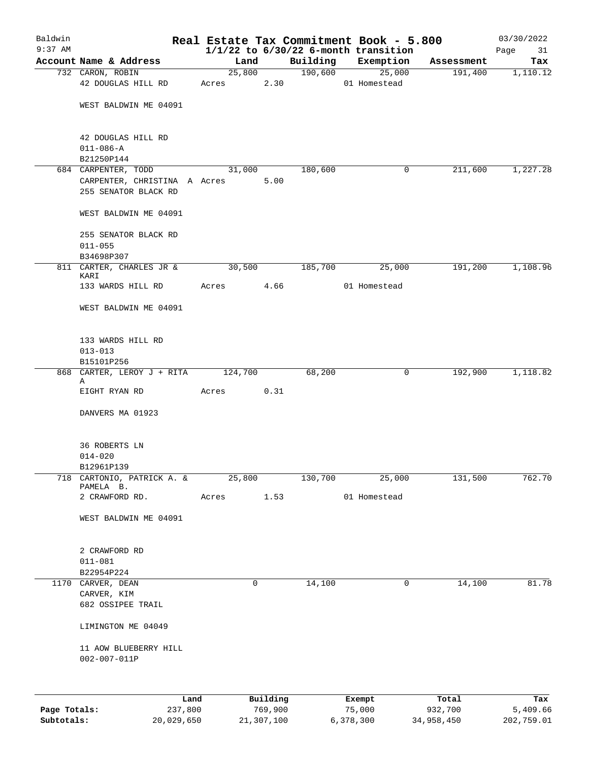# Real Estate Tax Commitment Book - 5.800

Baldwin 9:37 AM — $1/1/22$ to $6/30/22$ 6-month transition — 03/30/2022

| Account | Name & Address | Land | Building | Exemption | Assessment | Tax |
|---|---|---|---|---|---|---|
| 732 | CARON, ROBIN<br>42 DOUGLAS HILL RD<br>WEST BALDWIN ME 04091<br>42 DOUGLAS HILL RD<br>011-086-A<br>B21250P144 | 25,800<br>Acres 2.30 | 190,600 | 25,000<br>01 Homestead | 191,400 | 1,110.12 |
| 684 | CARPENTER, TODD<br>CARPENTER, CHRISTINA A<br>255 SENATOR BLACK RD<br>WEST BALDWIN ME 04091<br>255 SENATOR BLACK RD<br>011-055<br>B34698P307 | 31,000<br>Acres 5.00 | 180,600 | 0 | 211,600 | 1,227.28 |
| 811 | CARTER, CHARLES JR & KARI<br>133 WARDS HILL RD<br>WEST BALDWIN ME 04091<br>133 WARDS HILL RD<br>013-013<br>B15101P256 | 30,500<br>Acres 4.66 | 185,700 | 25,000<br>01 Homestead | 191,200 | 1,108.96 |
| 868 | CARTER, LEROY J + RITA A<br>EIGHT RYAN RD<br>DANVERS MA 01923<br>36 ROBERTS LN<br>014-020<br>B12961P139 | 124,700<br>Acres 0.31 | 68,200 | 0 | 192,900 | 1,118.82 |
| 718 | CARTONIO, PATRICK A. & PAMELA B.<br>2 CRAWFORD RD.<br>WEST BALDWIN ME 04091<br>2 CRAWFORD RD<br>011-081<br>B22954P224 | 25,800<br>Acres 1.53 | 130,700 | 25,000<br>01 Homestead | 131,500 | 762.70 |
| 1170 | CARVER, DEAN<br>CARVER, KIM<br>682 OSSIPEE TRAIL<br>LIMINGTON ME 04049<br>11 AOW BLUEBERRY HILL<br>002-007-011P | 0 | 14,100 | 0 | 14,100 | 81.78 |

| | Land | Building | Exempt | Total | Tax |
|---|---|---|---|---|---|
| Page Totals: | 237,800 | 769,900 | 75,000 | 932,700 | 5,409.66 |
| Subtotals: | 20,029,650 | 21,307,100 | 6,378,300 | 34,958,450 | 202,759.01 |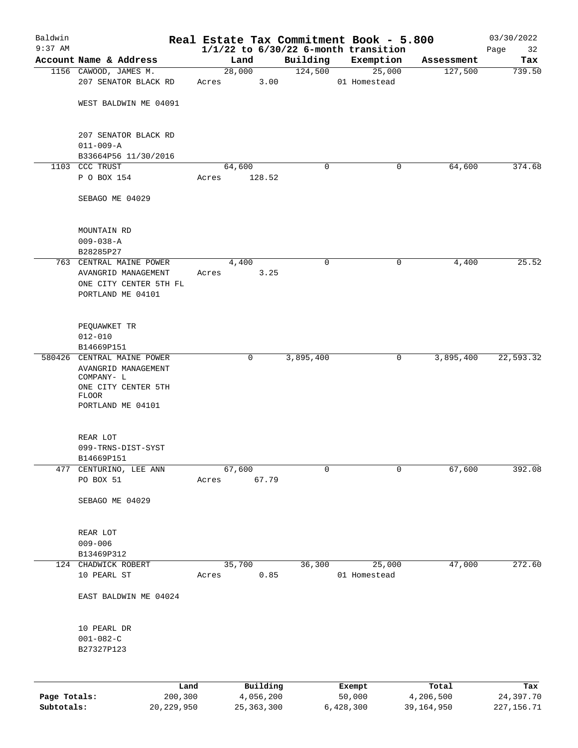# Real Estate Tax Commitment Book - 5.800

Baldwin
9:37 AM

$1/1/22$ to $6/30/22$ 6-month transition

03/30/2022

| Account | Name & Address | Land | Building | Exemption | Assessment | Tax |
|---|---|---|---|---|---|---|
| 1156 | CAWOOD, JAMES M.<br>207 SENATOR BLACK RD<br><br>WEST BALDWIN ME 04091<br><br>207 SENATOR BLACK RD<br>011-009-A<br>B33664P56 11/30/2016 | 28,000<br>Acres 3.00 | 124,500 | 25,000<br>01 Homestead | 127,500 | 739.50 |
| 1103 | CCC TRUST<br>P O BOX 154<br><br>SEBAGO ME 04029<br><br>MOUNTAIN RD<br>009-038-A<br>B28285P27 | 64,600<br>Acres 128.52 | 0 | 0 | 64,600 | 374.68 |
| 763 | CENTRAL MAINE POWER<br>AVANGRID MANAGEMENT<br>ONE CITY CENTER 5TH FL<br>PORTLAND ME 04101<br><br>PEQUAWKET TR<br>012-010<br>B14669P151 | 4,400<br>Acres 3.25 | 0 | 0 | 4,400 | 25.52 |
| 580426 | CENTRAL MAINE POWER<br>AVANGRID MANAGEMENT COMPANY- L<br>ONE CITY CENTER 5TH FLOOR<br>PORTLAND ME 04101<br><br>REAR LOT<br>099-TRNS-DIST-SYST<br>B14669P151 | 0 | 3,895,400 | 0 | 3,895,400 | 22,593.32 |
| 477 | CENTURINO, LEE ANN<br>PO BOX 51<br><br>SEBAGO ME 04029<br><br>REAR LOT<br>009-006<br>B13469P312 | 67,600<br>Acres 67.79 | 0 | 0 | 67,600 | 392.08 |
| 124 | CHADWICK ROBERT<br>10 PEARL ST<br><br>EAST BALDWIN ME 04024<br><br>10 PEARL DR<br>001-082-C<br>B27327P123 | 35,700<br>Acres 0.85 | 36,300 | 25,000<br>01 Homestead | 47,000 | 272.60 |

| | Land | Building | Exempt | Total | Tax |
|---|---|---|---|---|---|
| Page Totals: | 200,300 | 4,056,200 | 50,000 | 4,206,500 | 24,397.70 |
| Subtotals: | 20,229,950 | 25,363,300 | 6,428,300 | 39,164,950 | 227,156.71 |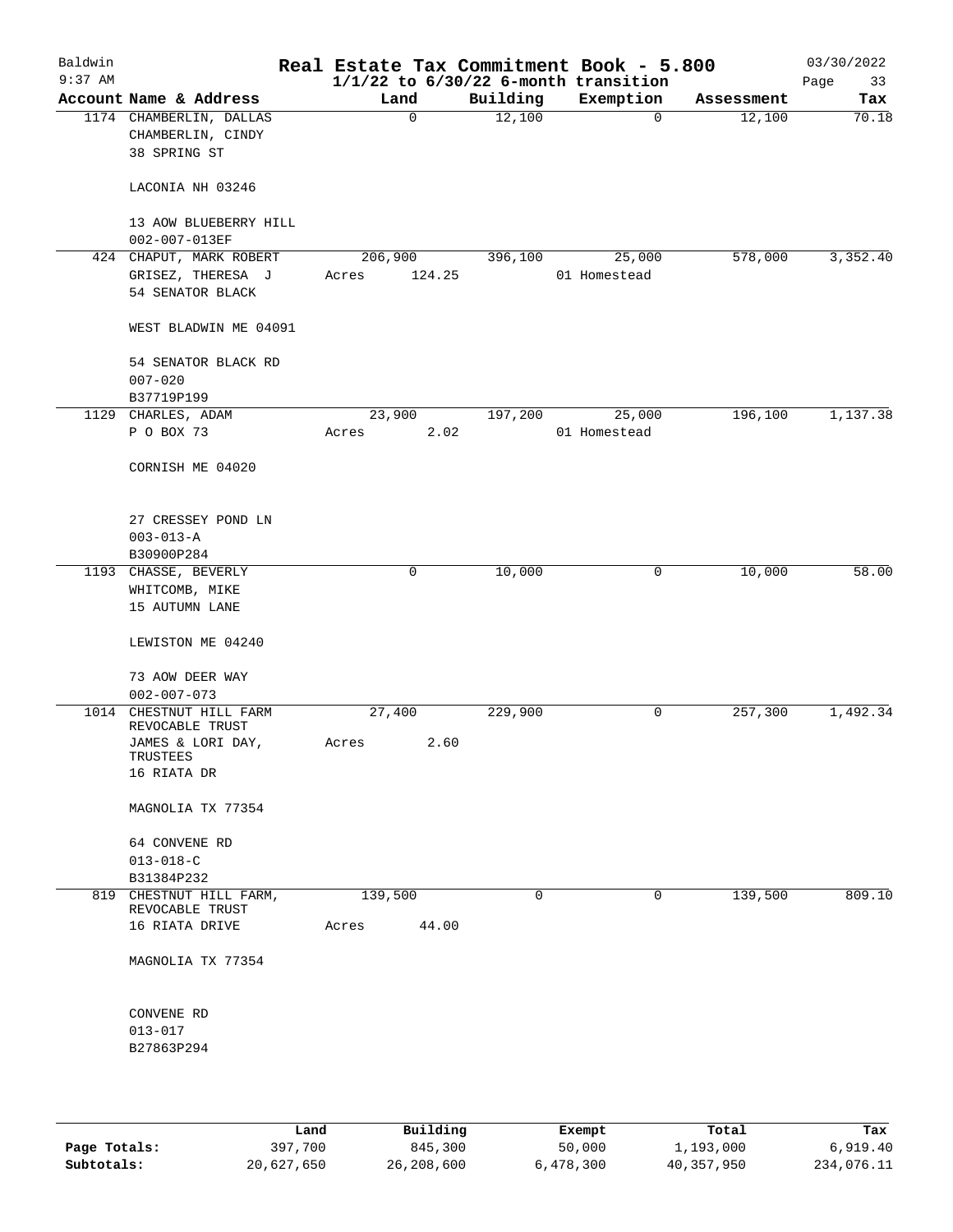# Real Estate Tax Commitment Book - 5.800

Baldwin
9:37 AM

$1/1/22$ to $6/30/22$ 6-month transition

03/30/2022

| Account | Name & Address | Land | Building | Exemption | Assessment | Tax |
|---|---|---|---|---|---|---|
| 1174 | CHAMBERLIN, DALLAS<br>CHAMBERLIN, CINDY<br>38 SPRING ST<br><br>LACONIA NH 03246<br><br>13 AOW BLUEBERRY HILL<br>002-007-013EF | 0 | 12,100 | 0 | 12,100 | 70.18 |
| 424 | CHAPUT, MARK ROBERT<br>GRISEZ, THERESA J<br>54 SENATOR BLACK<br><br>WEST BLADWIN ME 04091<br><br>54 SENATOR BLACK RD<br>007-020<br>B37719P199 | 206,900<br>Acres 124.25 | 396,100 | 25,000<br>01 Homestead | 578,000 | 3,352.40 |
| 1129 | CHARLES, ADAM<br>P O BOX 73<br><br>CORNISH ME 04020<br><br>27 CRESSEY POND LN<br>003-013-A<br>B30900P284 | 23,900<br>Acres 2.02 | 197,200 | 25,000<br>01 Homestead | 196,100 | 1,137.38 |
| 1193 | CHASSE, BEVERLY<br>WHITCOMB, MIKE<br>15 AUTUMN LANE<br><br>LEWISTON ME 04240<br><br>73 AOW DEER WAY<br>002-007-073 | 0 | 10,000 | 0 | 10,000 | 58.00 |
| 1014 | CHESTNUT HILL FARM REVOCABLE TRUST<br>JAMES & LORI DAY, TRUSTEES<br>16 RIATA DR<br><br>MAGNOLIA TX 77354<br><br>64 CONVENE RD<br>013-018-C<br>B31384P232 | 27,400<br>Acres 2.60 | 229,900 | 0 | 257,300 | 1,492.34 |
| 819 | CHESTNUT HILL FARM, REVOCABLE TRUST<br>16 RIATA DRIVE<br><br>MAGNOLIA TX 77354<br><br>CONVENE RD<br>013-017<br>B27863P294 | 139,500<br>Acres 44.00 | 0 | 0 | 139,500 | 809.10 |

| | Land | Building | Exempt | Total | Tax |
|---|---|---|---|---|---|
| **Page Totals:** | 397,700 | 845,300 | 50,000 | 1,193,000 | 6,919.40 |
| **Subtotals:** | 20,627,650 | 26,208,600 | 6,478,300 | 40,357,950 | 234,076.11 |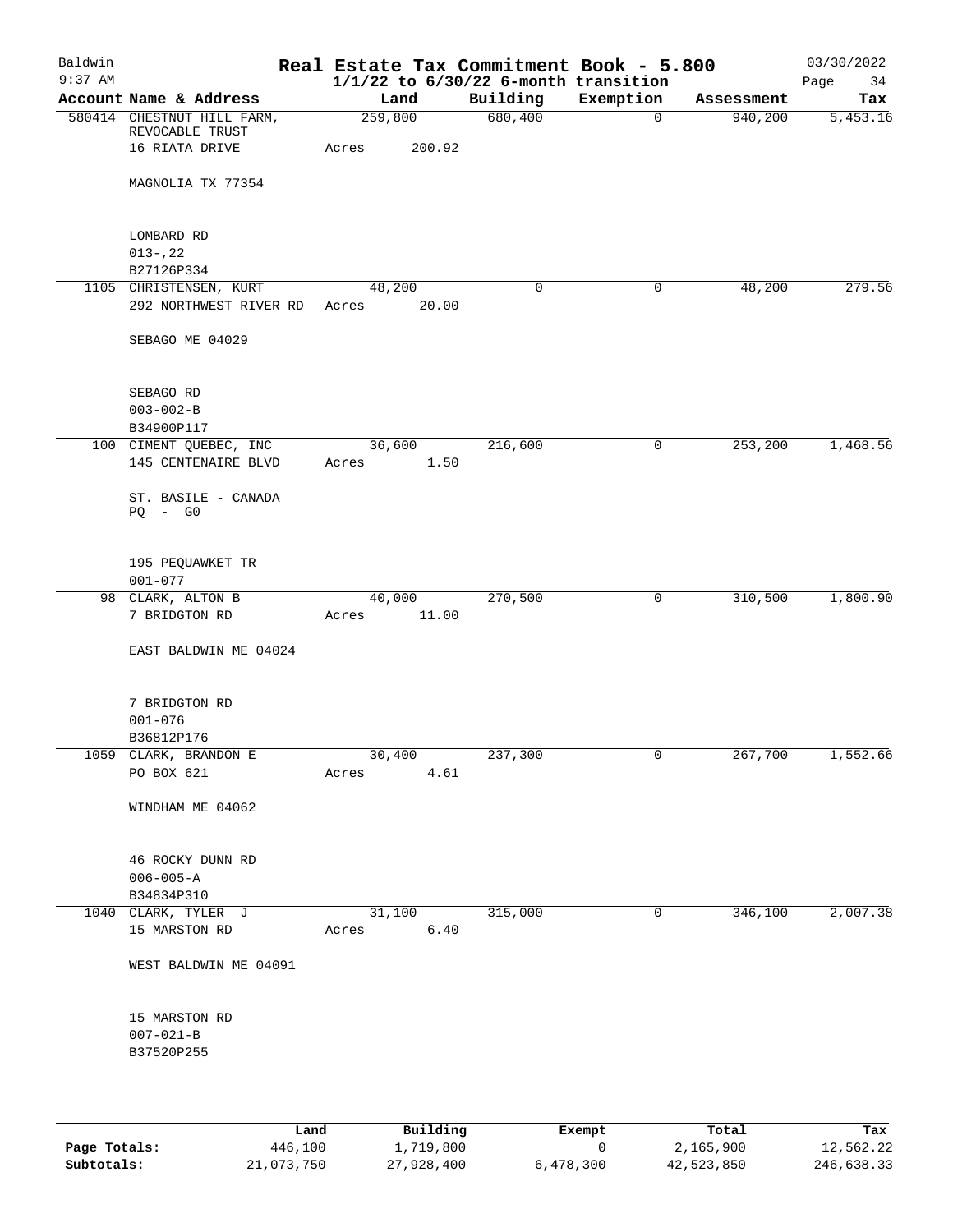Baldwin
9:37 AM

# Real Estate Tax Commitment Book - 5.800

1/1/22 to 6/30/22 6-month transition

03/30/2022

| Account | Name & Address | Land | Building | Exemption | Assessment | Tax |
|---|---|---|---|---|---|---|
| 580414 | CHESTNUT HILL FARM, REVOCABLE TRUST<br>16 RIATA DRIVE<br>MAGNOLIA TX 77354<br><br>LOMBARD RD<br>013-,22<br>B27126P334 | 259,800<br>Acres 200.92 | 680,400 | 0 | 940,200 | 5,453.16 |
| 1105 | CHRISTENSEN, KURT<br>292 NORTHWEST RIVER RD<br>SEBAGO ME 04029<br><br>SEBAGO RD<br>003-002-B<br>B34900P117 | 48,200<br>Acres 20.00 | 0 | 0 | 48,200 | 279.56 |
| 100 | CIMENT QUEBEC, INC<br>145 CENTENAIRE BLVD<br>ST. BASILE - CANADA<br>PQ - G0<br><br>195 PEQUAWKET TR<br>001-077 | 36,600<br>Acres 1.50 | 216,600 | 0 | 253,200 | 1,468.56 |
| 98 | CLARK, ALTON B<br>7 BRIDGTON RD<br>EAST BALDWIN ME 04024<br><br>7 BRIDGTON RD<br>001-076<br>B36812P176 | 40,000<br>Acres 11.00 | 270,500 | 0 | 310,500 | 1,800.90 |
| 1059 | CLARK, BRANDON E<br>PO BOX 621<br>WINDHAM ME 04062<br><br>46 ROCKY DUNN RD<br>006-005-A<br>B34834P310 | 30,400<br>Acres 4.61 | 237,300 | 0 | 267,700 | 1,552.66 |
| 1040 | CLARK, TYLER J<br>15 MARSTON RD<br>WEST BALDWIN ME 04091<br><br>15 MARSTON RD<br>007-021-B<br>B37520P255 | 31,100<br>Acres 6.40 | 315,000 | 0 | 346,100 | 2,007.38 |

| | Land | Building | Exempt | Total | Tax |
|---|---|---|---|---|---|
| Page Totals: | 446,100 | 1,719,800 | 0 | 2,165,900 | 12,562.22 |
| Subtotals: | 21,073,750 | 27,928,400 | 6,478,300 | 42,523,850 | 246,638.33 |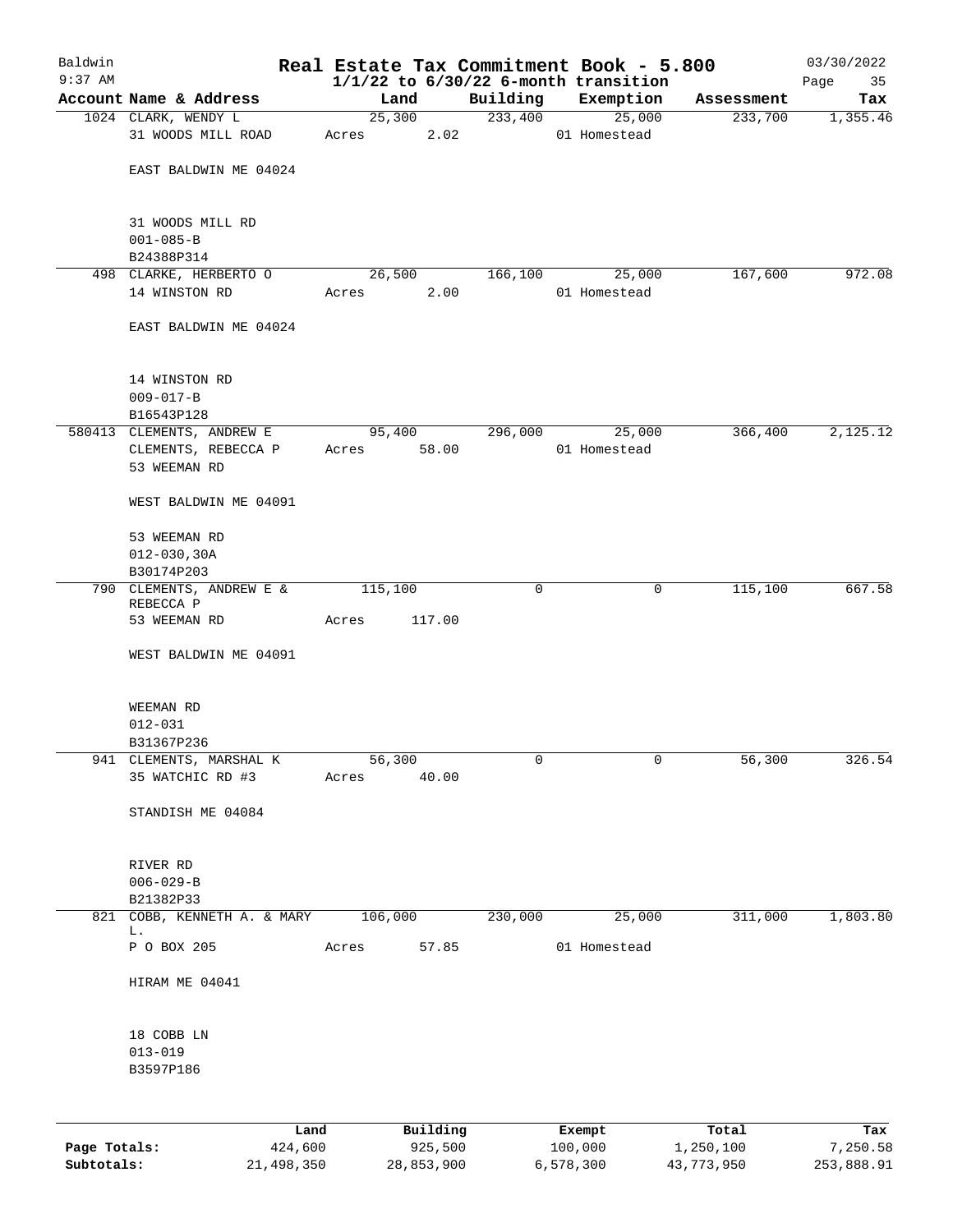# Baldwin — Real Estate Tax Commitment Book - 5.800

9:37 AM — 1/1/22 to 6/30/22 6-month transition — 03/30/2022

| Account | Name & Address | Land | Building | Exemption | Assessment | Tax |
|---|---|---|---|---|---|---|
| 1024 | CLARK, WENDY L<br>31 WOODS MILL ROAD<br><br>EAST BALDWIN ME 04024<br><br>31 WOODS MILL RD<br>001-085-B<br>B24388P314 | 25,300<br>Acres 2.02 | 233,400 | 25,000<br>01 Homestead | 233,700 | 1,355.46 |
| 498 | CLARKE, HERBERTO O<br>14 WINSTON RD<br><br>EAST BALDWIN ME 04024<br><br>14 WINSTON RD<br>009-017-B<br>B16543P128 | 26,500<br>Acres 2.00 | 166,100 | 25,000<br>01 Homestead | 167,600 | 972.08 |
| 580413 | CLEMENTS, ANDREW E<br>CLEMENTS, REBECCA P<br>53 WEEMAN RD<br><br>WEST BALDWIN ME 04091<br><br>53 WEEMAN RD<br>012-030,30A<br>B30174P203 | 95,400<br>Acres 58.00 | 296,000 | 25,000<br>01 Homestead | 366,400 | 2,125.12 |
| 790 | CLEMENTS, ANDREW E & REBECCA P<br>53 WEEMAN RD<br><br>WEST BALDWIN ME 04091<br><br>WEEMAN RD<br>012-031<br>B31367P236 | 115,100<br>Acres 117.00 | 0 | 0 | 115,100 | 667.58 |
| 941 | CLEMENTS, MARSHAL K<br>35 WATCHIC RD #3<br><br>STANDISH ME 04084<br><br>RIVER RD<br>006-029-B<br>B21382P33 | 56,300<br>Acres 40.00 | 0 | 0 | 56,300 | 326.54 |
| 821 | COBB, KENNETH A. & MARY L.<br>P O BOX 205<br><br>HIRAM ME 04041<br><br>18 COBB LN<br>013-019<br>B3597P186 | 106,000<br>Acres 57.85 | 230,000 | 25,000<br>01 Homestead | 311,000 | 1,803.80 |

| | Land | Building | Exempt | Total | Tax |
|---|---|---|---|---|---|
| Page Totals: | 424,600 | 925,500 | 100,000 | 1,250,100 | 7,250.58 |
| Subtotals: | 21,498,350 | 28,853,900 | 6,578,300 | 43,773,950 | 253,888.91 |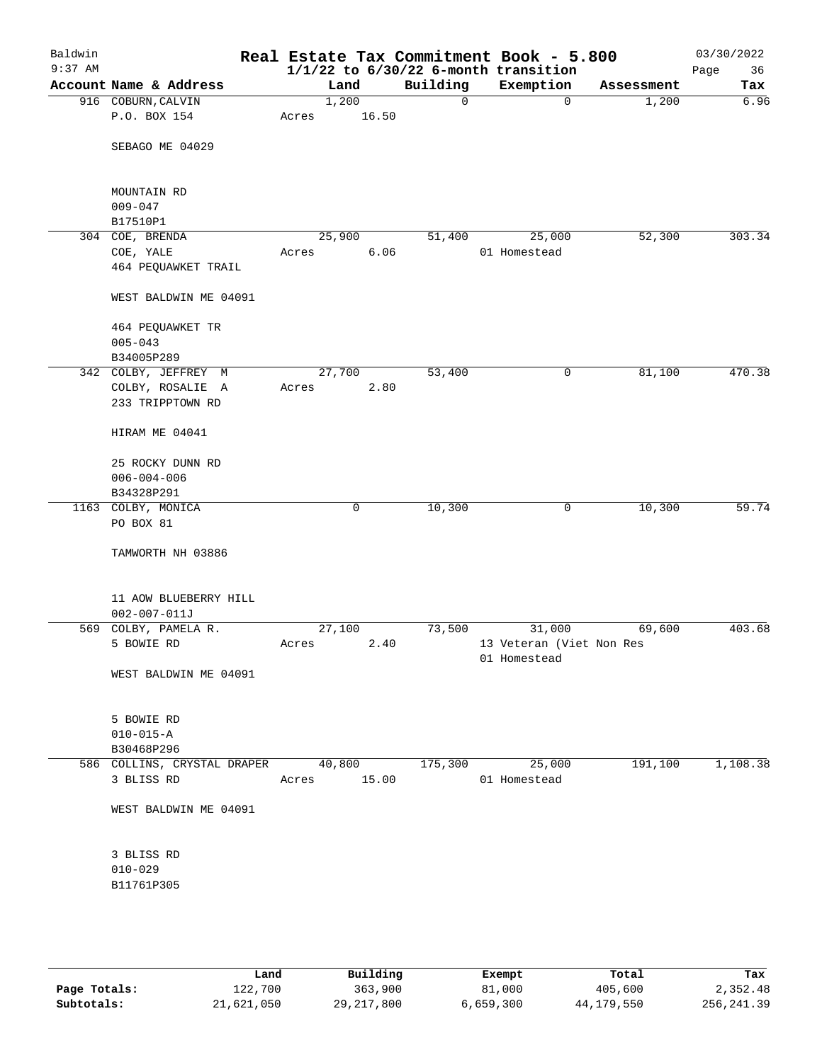Baldwin 9:37 AM

# Real Estate Tax Commitment Book - 5.800

1/1/22 to 6/30/22 6-month transition

03/30/2022

| Account | Name & Address | Land | Building | Exemption | Assessment | Tax |
|---|---|---|---|---|---|---|
| 916 | COBURN, CALVIN<br>P.O. BOX 154<br><br>SEBAGO ME 04029<br><br>MOUNTAIN RD<br>009-047<br>B17510P1 | 1,200<br>Acres 16.50 | 0 | 0 | 1,200 | 6.96 |
| 304 | COE, BRENDA<br>COE, YALE<br>464 PEQUAWKET TRAIL<br><br>WEST BALDWIN ME 04091<br><br>464 PEQUAWKET TR<br>005-043<br>B34005P289 | 25,900<br>Acres 6.06 | 51,400 | 25,000<br>01 Homestead | 52,300 | 303.34 |
| 342 | COLBY, JEFFREY M<br>COLBY, ROSALIE A<br>233 TRIPPTOWN RD<br><br>HIRAM ME 04041<br><br>25 ROCKY DUNN RD<br>006-004-006<br>B34328P291 | 27,700<br>Acres 2.80 | 53,400 | 0 | 81,100 | 470.38 |
| 1163 | COLBY, MONICA<br>PO BOX 81<br><br>TAMWORTH NH 03886<br><br>11 AOW BLUEBERRY HILL<br>002-007-011J | 0 | 10,300 | 0 | 10,300 | 59.74 |
| 569 | COLBY, PAMELA R.<br>5 BOWIE RD<br><br>WEST BALDWIN ME 04091<br><br>5 BOWIE RD<br>010-015-A<br>B30468P296 | 27,100<br>Acres 2.40 | 73,500 | 31,000<br>13 Veteran (Viet Non Res<br>01 Homestead | 69,600 | 403.68 |
| 586 | COLLINS, CRYSTAL DRAPER<br>3 BLISS RD<br><br>WEST BALDWIN ME 04091<br><br>3 BLISS RD<br>010-029<br>B11761P305 | 40,800<br>Acres 15.00 | 175,300 | 25,000<br>01 Homestead | 191,100 | 1,108.38 |

| | Land | Building | Exempt | Total | Tax |
|---|---|---|---|---|---|
| Page Totals: | 122,700 | 363,900 | 81,000 | 405,600 | 2,352.48 |
| Subtotals: | 21,621,050 | 29,217,800 | 6,659,300 | 44,179,550 | 256,241.39 |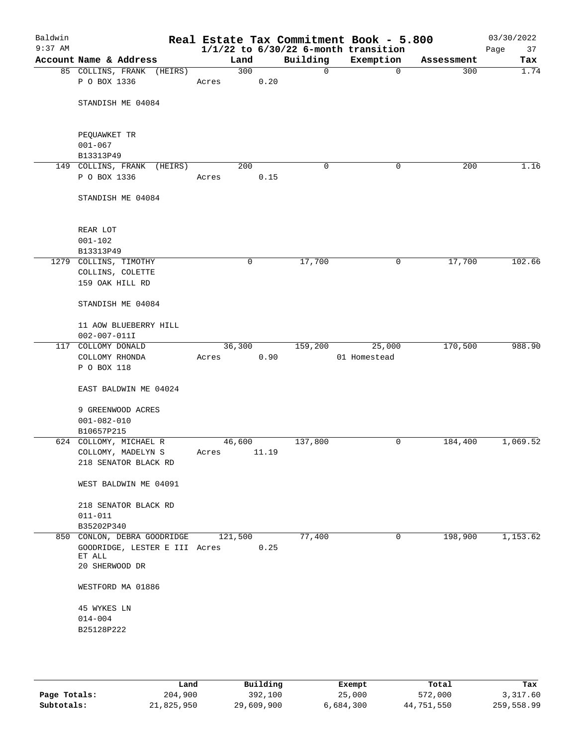Baldwin 9:37 AM

# Real Estate Tax Commitment Book - 5.800

## 1/1/22 to 6/30/22 6-month transition

03/30/2022

| Account | Name & Address | Land | Building | Exemption | Assessment | Tax |
|---|---|---|---|---|---|---|
| 85 | COLLINS, FRANK (HEIRS)<br>P O BOX 1336<br><br>STANDISH ME 04084<br><br>PEQUAWKET TR<br>001-067<br>B13313P49 | 300<br>Acres 0.20 | 0 | 0 | 300 | 1.74 |
| 149 | COLLINS, FRANK (HEIRS)<br>P O BOX 1336<br><br>STANDISH ME 04084<br><br>REAR LOT<br>001-102<br>B13313P49 | 200<br>Acres 0.15 | 0 | 0 | 200 | 1.16 |
| 1279 | COLLINS, TIMOTHY<br>COLLINS, COLETTE<br>159 OAK HILL RD<br><br>STANDISH ME 04084<br><br>11 AOW BLUEBERRY HILL<br>002-007-011I | 0 | 17,700 | 0 | 17,700 | 102.66 |
| 117 | COLLOMY DONALD<br>COLLOMY RHONDA<br>P O BOX 118<br><br>EAST BALDWIN ME 04024<br><br>9 GREENWOOD ACRES<br>001-082-010<br>B10657P215 | 36,300<br>Acres 0.90 | 159,200 | 25,000<br>01 Homestead | 170,500 | 988.90 |
| 624 | COLLOMY, MICHAEL R<br>COLLOMY, MADELYN S<br>218 SENATOR BLACK RD<br><br>WEST BALDWIN ME 04091<br><br>218 SENATOR BLACK RD<br>011-011<br>B35202P340 | 46,600<br>Acres 11.19 | 137,800 | 0 | 184,400 | 1,069.52 |
| 850 | CONLON, DEBRA GOODRIDGE<br>GOODRIDGE, LESTER E III<br>ET ALL<br>20 SHERWOOD DR<br><br>WESTFORD MA 01886<br><br>45 WYKES LN<br>014-004<br>B25128P222 | 121,500<br>Acres 0.25 | 77,400 | 0 | 198,900 | 1,153.62 |

| | Land | Building | Exempt | Total | Tax |
|---|---|---|---|---|---|
| Page Totals: | 204,900 | 392,100 | 25,000 | 572,000 | 3,317.60 |
| Subtotals: | 21,825,950 | 29,609,900 | 6,684,300 | 44,751,550 | 259,558.99 |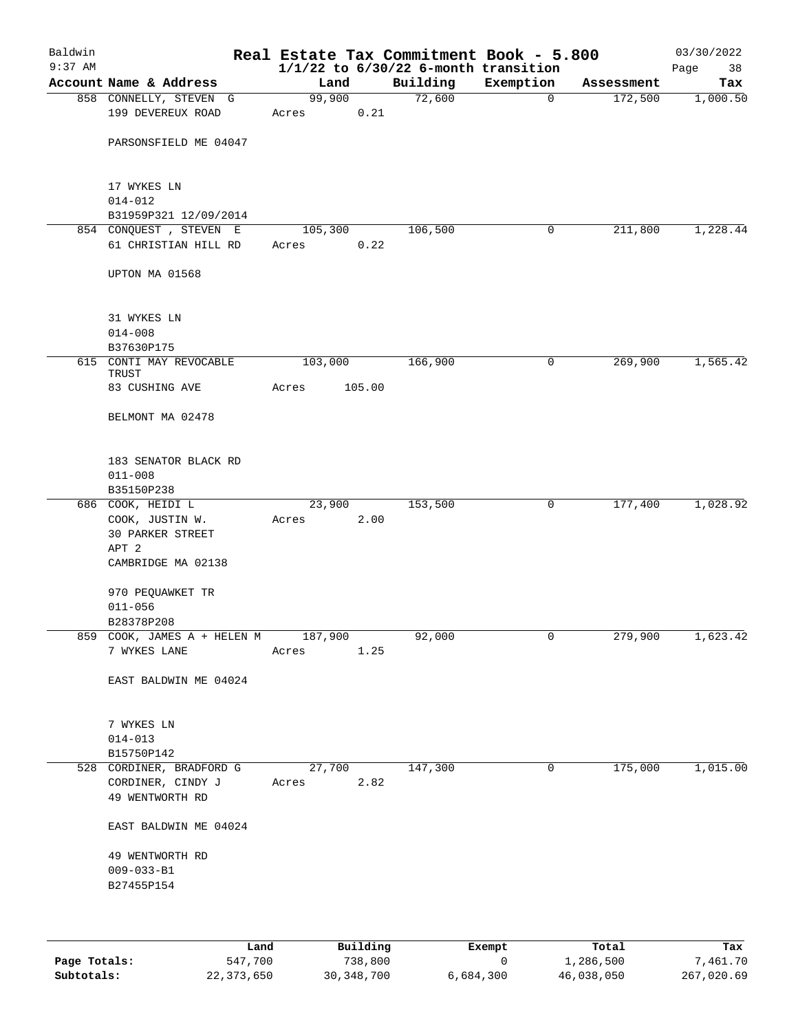# Baldwin — Real Estate Tax Commitment Book - 5.800

9:37 AM — 03/30/2022

1/1/22 to 6/30/22 6-month transition

| Account Name & Address | Land | Building | Exemption | Assessment | Tax |
|---|---|---|---|---|---|
| 858 CONNELLY, STEVEN G<br>199 DEVEREUX ROAD<br><br>PARSONSFIELD ME 04047<br><br>17 WYKES LN<br>014-012<br>B31959P321 12/09/2014 | 99,900<br>Acres 0.21 | 72,600 | 0 | 172,500 | 1,000.50 |
| 854 CONQUEST , STEVEN E<br>61 CHRISTIAN HILL RD<br><br>UPTON MA 01568<br><br>31 WYKES LN<br>014-008<br>B37630P175 | 105,300<br>Acres 0.22 | 106,500 | 0 | 211,800 | 1,228.44 |
| 615 CONTI MAY REVOCABLE TRUST<br>83 CUSHING AVE<br><br>BELMONT MA 02478<br><br>183 SENATOR BLACK RD<br>011-008<br>B35150P238 | 103,000<br>Acres 105.00 | 166,900 | 0 | 269,900 | 1,565.42 |
| 686 COOK, HEIDI L<br>COOK, JUSTIN W.<br>30 PARKER STREET<br>APT 2<br>CAMBRIDGE MA 02138<br><br>970 PEQUAWKET TR<br>011-056<br>B28378P208 | 23,900<br>Acres 2.00 | 153,500 | 0 | 177,400 | 1,028.92 |
| 859 COOK, JAMES A + HELEN M<br>7 WYKES LANE<br><br>EAST BALDWIN ME 04024<br><br>7 WYKES LN<br>014-013<br>B15750P142 | 187,900<br>Acres 1.25 | 92,000 | 0 | 279,900 | 1,623.42 |
| 528 CORDINER, BRADFORD G<br>CORDINER, CINDY J<br>49 WENTWORTH RD<br><br>EAST BALDWIN ME 04024<br><br>49 WENTWORTH RD<br>009-033-B1<br>B27455P154 | 27,700<br>Acres 2.82 | 147,300 | 0 | 175,000 | 1,015.00 |

| | Land | Building | Exempt | Total | Tax |
|---|---|---|---|---|---|
| Page Totals: | 547,700 | 738,800 | 0 | 1,286,500 | 7,461.70 |
| Subtotals: | 22,373,650 | 30,348,700 | 6,684,300 | 46,038,050 | 267,020.69 |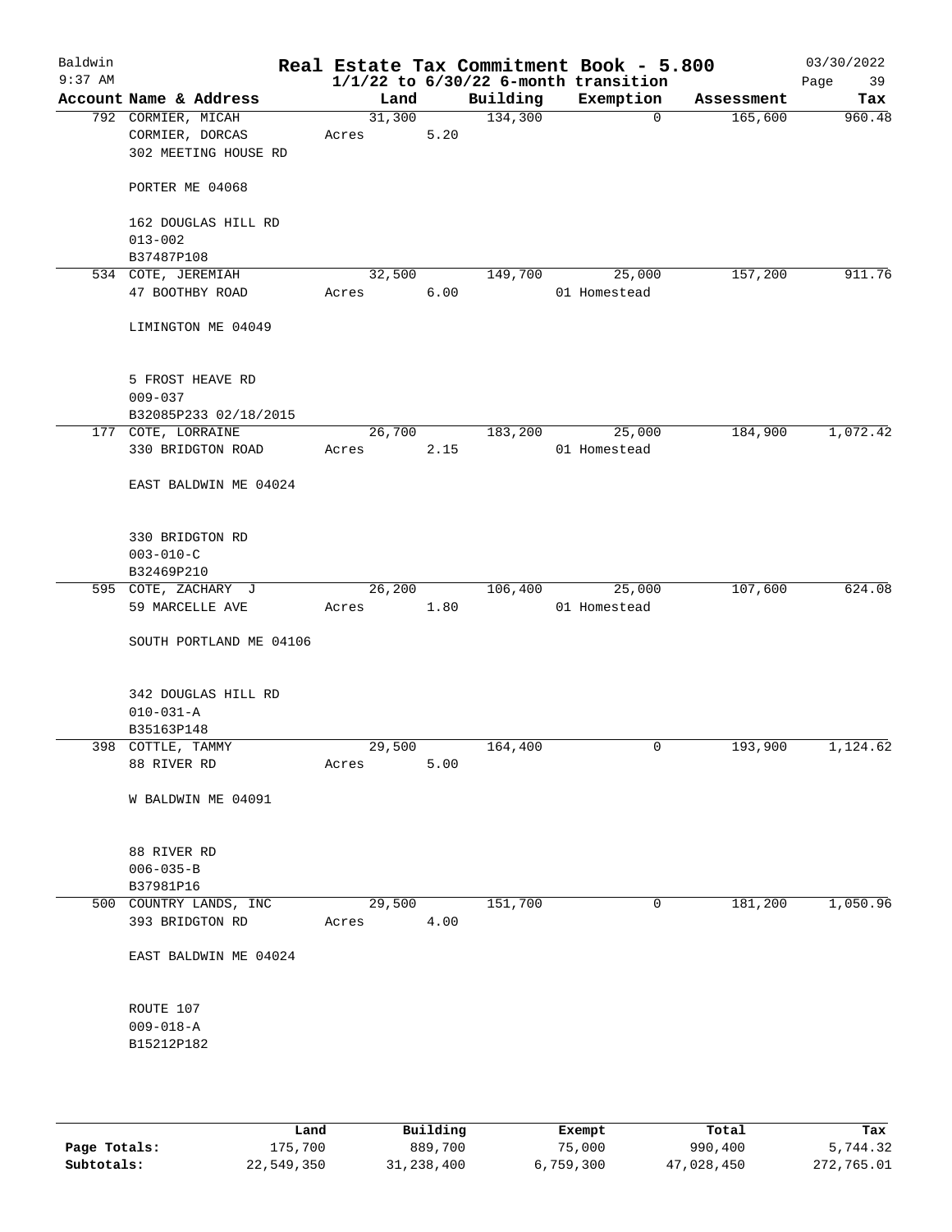# Real Estate Tax Commitment Book - 5.800

Baldwin 9:37 AM — 1/1/22 to 6/30/22 6-month transition — 03/30/2022

| Account Name & Address | Land | Building | Exemption | Assessment | Tax |
|---|---|---|---|---|---|
| 792 CORMIER, MICAH<br>CORMIER, DORCAS<br>302 MEETING HOUSE RD<br><br>PORTER ME 04068<br><br>162 DOUGLAS HILL RD<br>013-002<br>B37487P108 | 31,300<br>Acres 5.20 | 134,300 | 0 | 165,600 | 960.48 |
| 534 COTE, JEREMIAH<br>47 BOOTHBY ROAD<br><br>LIMINGTON ME 04049<br><br>5 FROST HEAVE RD<br>009-037<br>B32085P233 02/18/2015 | 32,500<br>Acres 6.00 | 149,700 | 25,000<br>01 Homestead | 157,200 | 911.76 |
| 177 COTE, LORRAINE<br>330 BRIDGTON ROAD<br><br>EAST BALDWIN ME 04024<br><br>330 BRIDGTON RD<br>003-010-C<br>B32469P210 | 26,700<br>Acres 2.15 | 183,200 | 25,000<br>01 Homestead | 184,900 | 1,072.42 |
| 595 COTE, ZACHARY J<br>59 MARCELLE AVE<br><br>SOUTH PORTLAND ME 04106<br><br>342 DOUGLAS HILL RD<br>010-031-A<br>B35163P148 | 26,200<br>Acres 1.80 | 106,400 | 25,000<br>01 Homestead | 107,600 | 624.08 |
| 398 COTTLE, TAMMY<br>88 RIVER RD<br><br>W BALDWIN ME 04091<br><br>88 RIVER RD<br>006-035-B<br>B37981P16 | 29,500<br>Acres 5.00 | 164,400 | 0 | 193,900 | 1,124.62 |
| 500 COUNTRY LANDS, INC<br>393 BRIDGTON RD<br><br>EAST BALDWIN ME 04024<br><br>ROUTE 107<br>009-018-A<br>B15212P182 | 29,500<br>Acres 4.00 | 151,700 | 0 | 181,200 | 1,050.96 |

| | Land | Building | Exempt | Total | Tax |
|---|---|---|---|---|---|
| Page Totals: | 175,700 | 889,700 | 75,000 | 990,400 | 5,744.32 |
| Subtotals: | 22,549,350 | 31,238,400 | 6,759,300 | 47,028,450 | 272,765.01 |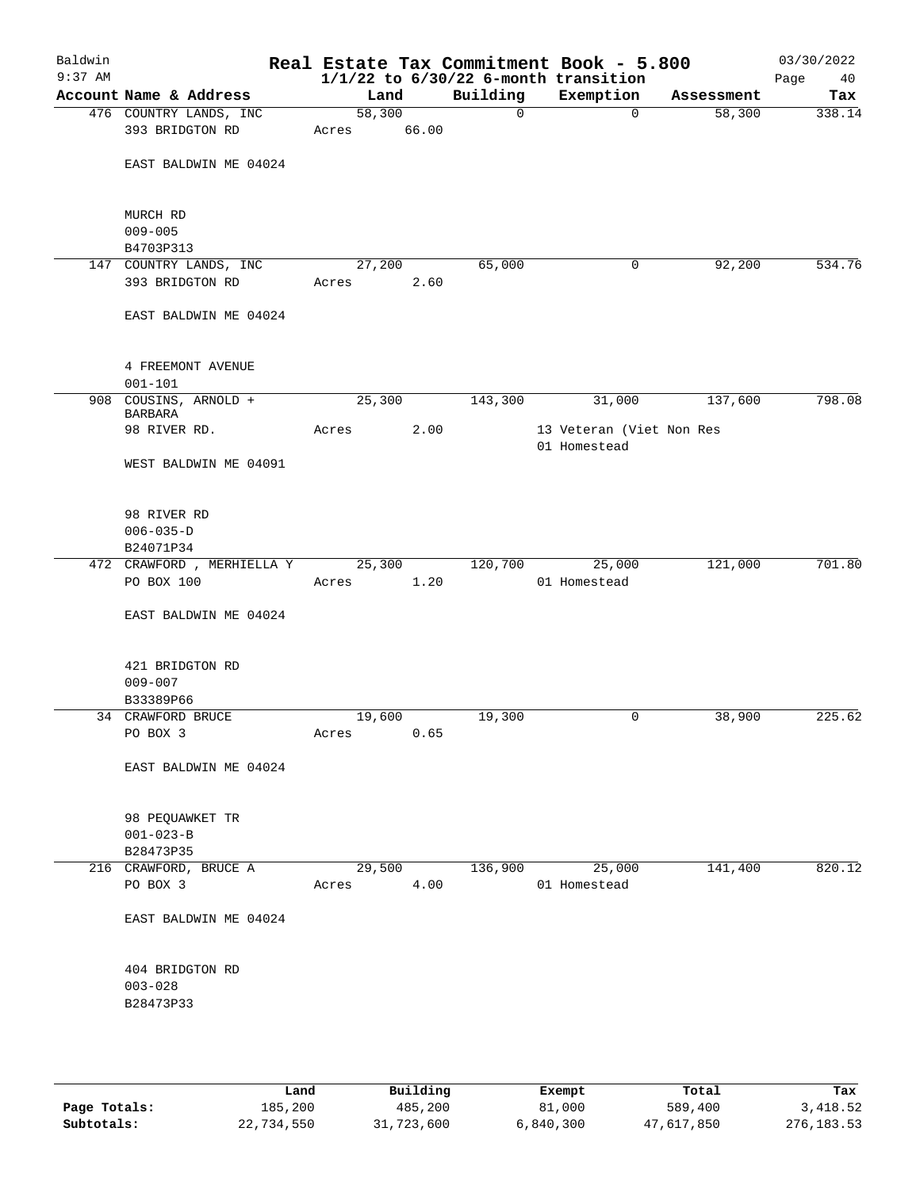Baldwin
9:37 AM

# Real Estate Tax Commitment Book - 5.800
## 1/1/22 to 6/30/22 6-month transition

03/30/2022

| Account Name & Address | Land | Building | Exemption | Assessment | Tax |
|---|---|---|---|---|---|
| 476 COUNTRY LANDS, INC<br>393 BRIDGTON RD<br><br>EAST BALDWIN ME 04024<br><br>MURCH RD<br>009-005<br>B4703P313 | 58,300<br>Acres 66.00 | 0 | 0 | 58,300 | 338.14 |
| 147 COUNTRY LANDS, INC<br>393 BRIDGTON RD<br><br>EAST BALDWIN ME 04024<br><br>4 FREEMONT AVENUE<br>001-101 | 27,200<br>Acres 2.60 | 65,000 | 0 | 92,200 | 534.76 |
| 908 COUSINS, ARNOLD + BARBARA<br>98 RIVER RD.<br><br>WEST BALDWIN ME 04091<br><br>98 RIVER RD<br>006-035-D<br>B24071P34 | 25,300<br>Acres 2.00 | 143,300 | 31,000<br>13 Veteran (Viet Non Res<br>01 Homestead | 137,600 | 798.08 |
| 472 CRAWFORD , MERHIELLA Y<br>PO BOX 100<br><br>EAST BALDWIN ME 04024<br><br>421 BRIDGTON RD<br>009-007<br>B33389P66 | 25,300<br>Acres 1.20 | 120,700 | 25,000<br>01 Homestead | 121,000 | 701.80 |
| 34 CRAWFORD BRUCE<br>PO BOX 3<br><br>EAST BALDWIN ME 04024<br><br>98 PEQUAWKET TR<br>001-023-B<br>B28473P35 | 19,600<br>Acres 0.65 | 19,300 | 0 | 38,900 | 225.62 |
| 216 CRAWFORD, BRUCE A<br>PO BOX 3<br><br>EAST BALDWIN ME 04024<br><br>404 BRIDGTON RD<br>003-028<br>B28473P33 | 29,500<br>Acres 4.00 | 136,900 | 25,000<br>01 Homestead | 141,400 | 820.12 |

| | Land | Building | Exempt | Total | Tax |
|---|---|---|---|---|---|
| Page Totals: | 185,200 | 485,200 | 81,000 | 589,400 | 3,418.52 |
| Subtotals: | 22,734,550 | 31,723,600 | 6,840,300 | 47,617,850 | 276,183.53 |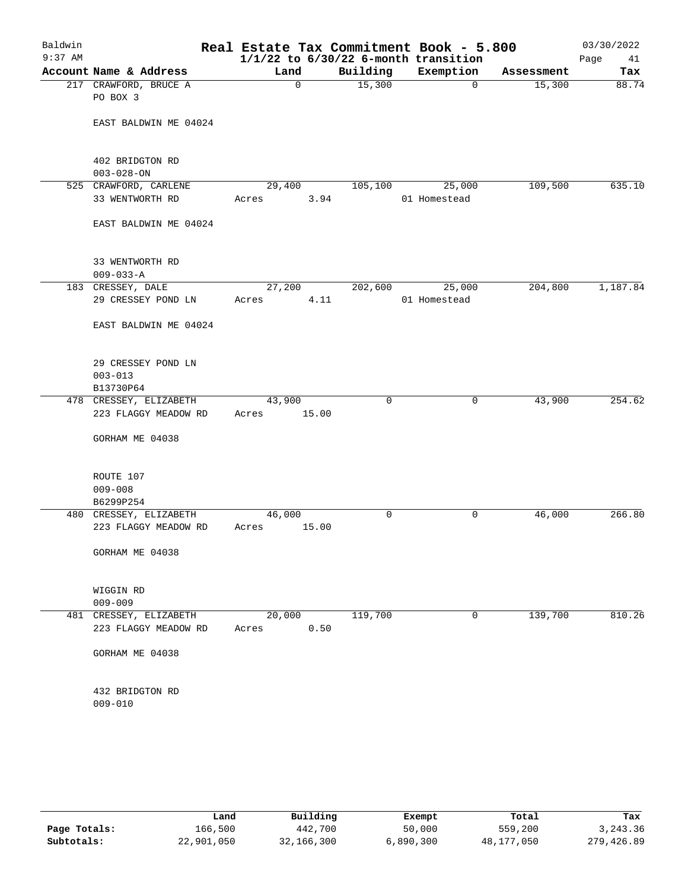# Real Estate Tax Commitment Book - 5.800

Baldwin
9:37 AM

$1/1/22$ to $6/30/22$ 6-month transition

03/30/2022

| Account Name & Address | Land | Building | Exemption | Assessment | Tax |
|---|---|---|---|---|---|
| 217 CRAWFORD, BRUCE A<br>PO BOX 3<br><br>EAST BALDWIN ME 04024<br><br>402 BRIDGTON RD<br>003-028-ON | 0 | 15,300 | 0 | 15,300 | 88.74 |
| 525 CRAWFORD, CARLENE<br>33 WENTWORTH RD<br><br>EAST BALDWIN ME 04024<br><br>33 WENTWORTH RD<br>009-033-A | 29,400<br>Acres 3.94 | 105,100 | 25,000<br>01 Homestead | 109,500 | 635.10 |
| 183 CRESSEY, DALE<br>29 CRESSEY POND LN<br><br>EAST BALDWIN ME 04024<br><br>29 CRESSEY POND LN<br>003-013<br>B13730P64 | 27,200<br>Acres 4.11 | 202,600 | 25,000<br>01 Homestead | 204,800 | 1,187.84 |
| 478 CRESSEY, ELIZABETH<br>223 FLAGGY MEADOW RD<br><br>GORHAM ME 04038<br><br>ROUTE 107<br>009-008<br>B6299P254 | 43,900<br>Acres 15.00 | 0 | 0 | 43,900 | 254.62 |
| 480 CRESSEY, ELIZABETH<br>223 FLAGGY MEADOW RD<br><br>GORHAM ME 04038<br><br>WIGGIN RD<br>009-009 | 46,000<br>Acres 15.00 | 0 | 0 | 46,000 | 266.80 |
| 481 CRESSEY, ELIZABETH<br>223 FLAGGY MEADOW RD<br><br>GORHAM ME 04038<br><br>432 BRIDGTON RD<br>009-010 | 20,000<br>Acres 0.50 | 119,700 | 0 | 139,700 | 810.26 |

| | Land | Building | Exempt | Total | Tax |
|---|---|---|---|---|---|
| Page Totals: | 166,500 | 442,700 | 50,000 | 559,200 | 3,243.36 |
| Subtotals: | 22,901,050 | 32,166,300 | 6,890,300 | 48,177,050 | 279,426.89 |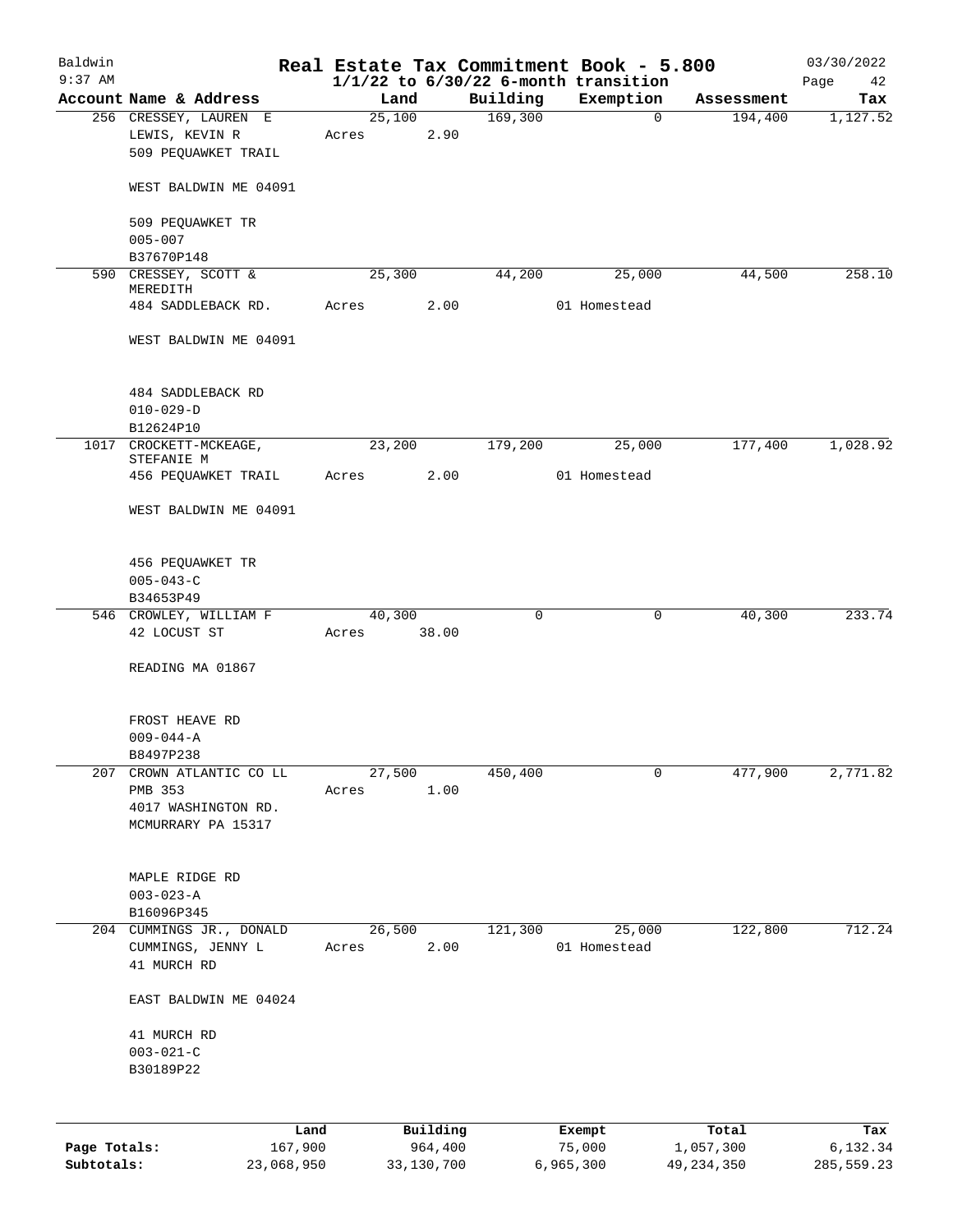# Real Estate Tax Commitment Book - 5.800

Baldwin
9:37 AM

$1/1/22$ to $6/30/22$ 6-month transition

03/30/2022

| Account | Name & Address | Land | Building | Exemption | Assessment | Tax |
|---|---|---|---|---|---|---|
| 256 | CRESSEY, LAUREN E<br>LEWIS, KEVIN R<br>509 PEQUAWKET TRAIL<br><br>WEST BALDWIN ME 04091<br><br>509 PEQUAWKET TR<br>005-007<br>B37670P148 | 25,100<br>Acres 2.90 | 169,300 | 0 | 194,400 | 1,127.52 |
| 590 | CRESSEY, SCOTT & MEREDITH<br>484 SADDLEBACK RD.<br><br>WEST BALDWIN ME 04091<br><br>484 SADDLEBACK RD<br>010-029-D<br>B12624P10 | 25,300<br>Acres 2.00 | 44,200 | 25,000<br>01 Homestead | 44,500 | 258.10 |
| 1017 | CROCKETT-MCKEAGE, STEFANIE M<br>456 PEQUAWKET TRAIL<br><br>WEST BALDWIN ME 04091<br><br>456 PEQUAWKET TR<br>005-043-C<br>B34653P49 | 23,200<br>Acres 2.00 | 179,200 | 25,000<br>01 Homestead | 177,400 | 1,028.92 |
| 546 | CROWLEY, WILLIAM F<br>42 LOCUST ST<br><br>READING MA 01867<br><br>FROST HEAVE RD<br>009-044-A<br>B8497P238 | 40,300<br>Acres 38.00 | 0 | 0 | 40,300 | 233.74 |
| 207 | CROWN ATLANTIC CO LL<br>PMB 353<br>4017 WASHINGTON RD.<br>MCMURRARY PA 15317<br><br>MAPLE RIDGE RD<br>003-023-A<br>B16096P345 | 27,500<br>Acres 1.00 | 450,400 | 0 | 477,900 | 2,771.82 |
| 204 | CUMMINGS JR., DONALD<br>CUMMINGS, JENNY L<br>41 MURCH RD<br><br>EAST BALDWIN ME 04024<br><br>41 MURCH RD<br>003-021-C<br>B30189P22 | 26,500<br>Acres 2.00 | 121,300 | 25,000<br>01 Homestead | 122,800 | 712.24 |

| | Land | Building | Exempt | Total | Tax |
|---|---|---|---|---|---|
| Page Totals: | 167,900 | 964,400 | 75,000 | 1,057,300 | 6,132.34 |
| Subtotals: | 23,068,950 | 33,130,700 | 6,965,300 | 49,234,350 | 285,559.23 |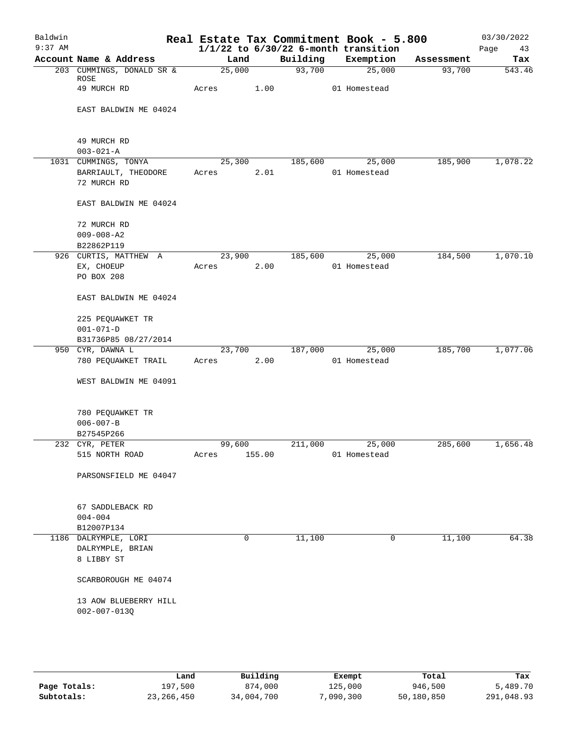# Real Estate Tax Commitment Book - 5.800

Baldwin
9:37 AM

$1/1/22$ to $6/30/22$ 6-month transition

03/30/2022

| Account | Name & Address | Land | Building | Exemption | Assessment | Tax |
|---|---|---|---|---|---|---|
| 203 | CUMMINGS, DONALD SR & ROSE<br>49 MURCH RD<br><br>EAST BALDWIN ME 04024<br><br>49 MURCH RD<br>003-021-A | 25,000<br>Acres 1.00 | 93,700 | 25,000<br>01 Homestead | 93,700 | 543.46 |
| 1031 | CUMMINGS, TONYA<br>BARRIAULT, THEODORE<br>72 MURCH RD<br><br>EAST BALDWIN ME 04024<br><br>72 MURCH RD<br>009-008-A2<br>B22862P119 | 25,300<br>Acres 2.01 | 185,600 | 25,000<br>01 Homestead | 185,900 | 1,078.22 |
| 926 | CURTIS, MATTHEW A<br>EX, CHOEUP<br>PO BOX 208<br><br>EAST BALDWIN ME 04024<br><br>225 PEQUAWKET TR<br>001-071-D<br>B31736P85 08/27/2014 | 23,900<br>Acres 2.00 | 185,600 | 25,000<br>01 Homestead | 184,500 | 1,070.10 |
| 950 | CYR, DAWNA L<br>780 PEQUAWKET TRAIL<br><br>WEST BALDWIN ME 04091<br><br>780 PEQUAWKET TR<br>006-007-B<br>B27545P266 | 23,700<br>Acres 2.00 | 187,000 | 25,000<br>01 Homestead | 185,700 | 1,077.06 |
| 232 | CYR, PETER<br>515 NORTH ROAD<br><br>PARSONSFIELD ME 04047<br><br>67 SADDLEBACK RD<br>004-004<br>B12007P134 | 99,600<br>Acres 155.00 | 211,000 | 25,000<br>01 Homestead | 285,600 | 1,656.48 |
| 1186 | DALRYMPLE, LORI<br>DALRYMPLE, BRIAN<br>8 LIBBY ST<br><br>SCARBOROUGH ME 04074<br><br>13 AOW BLUEBERRY HILL<br>002-007-013Q | 0 | 11,100 | 0 | 11,100 | 64.38 |

| | Land | Building | Exempt | Total | Tax |
|---|---|---|---|---|---|
| Page Totals: | 197,500 | 874,000 | 125,000 | 946,500 | 5,489.70 |
| Subtotals: | 23,266,450 | 34,004,700 | 7,090,300 | 50,180,850 | 291,048.93 |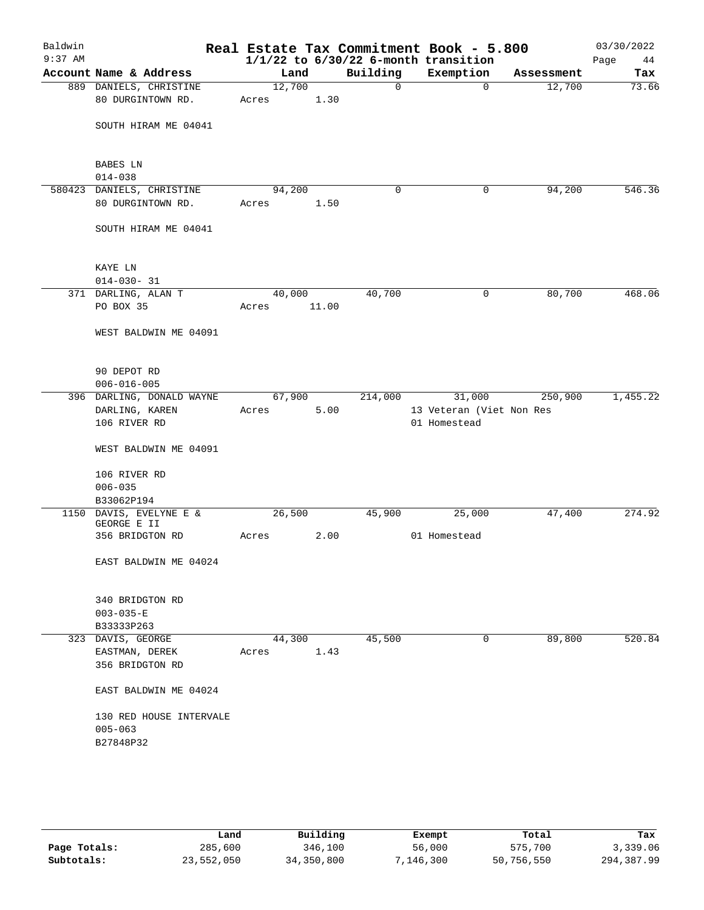# Real Estate Tax Commitment Book - 5.800

Baldwin
9:37 AM

**1/1/22 to 6/30/22 6-month transition**

03/30/2022

| Account | Name & Address | Land | Building | Exemption | Assessment | Tax |
|---|---|---|---|---|---|---|
| 889 | DANIELS, CHRISTINE<br>80 DURGINTOWN RD.<br><br>SOUTH HIRAM ME 04041<br><br>BABES LN<br>014-038 | 12,700<br>Acres 1.30 | 0 | 0 | 12,700 | 73.66 |
| 580423 | DANIELS, CHRISTINE<br>80 DURGINTOWN RD.<br><br>SOUTH HIRAM ME 04041<br><br>KAYE LN<br>014-030- 31 | 94,200<br>Acres 1.50 | 0 | 0 | 94,200 | 546.36 |
| 371 | DARLING, ALAN T<br>PO BOX 35<br><br>WEST BALDWIN ME 04091<br><br>90 DEPOT RD<br>006-016-005 | 40,000<br>Acres 11.00 | 40,700 | 0 | 80,700 | 468.06 |
| 396 | DARLING, DONALD WAYNE<br>DARLING, KAREN<br>106 RIVER RD<br><br>WEST BALDWIN ME 04091<br><br>106 RIVER RD<br>006-035<br>B33062P194 | 67,900<br>Acres 5.00 | 214,000 | 31,000<br>13 Veteran (Viet Non Res<br>01 Homestead | 250,900 | 1,455.22 |
| 1150 | DAVIS, EVELYNE E &<br>GEORGE E II<br>356 BRIDGTON RD<br><br>EAST BALDWIN ME 04024<br><br>340 BRIDGTON RD<br>003-035-E<br>B33333P263 | 26,500<br>Acres 2.00 | 45,900 | 25,000<br>01 Homestead | 47,400 | 274.92 |
| 323 | DAVIS, GEORGE<br>EASTMAN, DEREK<br>356 BRIDGTON RD<br><br>EAST BALDWIN ME 04024<br><br>130 RED HOUSE INTERVALE<br>005-063<br>B27848P32 | 44,300<br>Acres 1.43 | 45,500 | 0 | 89,800 | 520.84 |

| | Land | Building | Exempt | Total | Tax |
|---|---|---|---|---|---|
| **Page Totals:** | 285,600 | 346,100 | 56,000 | 575,700 | 3,339.06 |
| **Subtotals:** | 23,552,050 | 34,350,800 | 7,146,300 | 50,756,550 | 294,387.99 |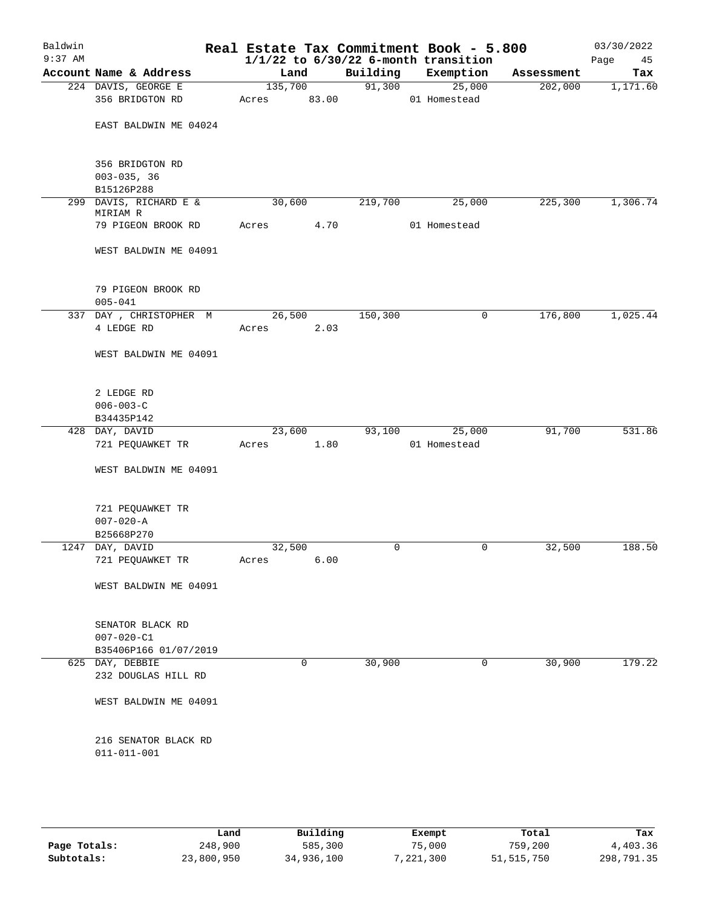Baldwin 9:37 AM

# Real Estate Tax Commitment Book - 5.800

## 1/1/22 to 6/30/22 6-month transition

03/30/2022

| Account | Name & Address | Land | Building | Exemption | Assessment | Tax |
|---|---|---|---|---|---|---|
| 224 | DAVIS, GEORGE E<br>356 BRIDGTON RD<br><br>EAST BALDWIN ME 04024<br><br>356 BRIDGTON RD<br>003-035, 36<br>B15126P288 | 135,700<br>Acres 83.00 | 91,300 | 25,000<br>01 Homestead | 202,000 | 1,171.60 |
| 299 | DAVIS, RICHARD E &<br>MIRIAM R<br>79 PIGEON BROOK RD<br><br>WEST BALDWIN ME 04091<br><br>79 PIGEON BROOK RD<br>005-041 | 30,600<br>Acres 4.70 | 219,700 | 25,000<br>01 Homestead | 225,300 | 1,306.74 |
| 337 | DAY , CHRISTOPHER M<br>4 LEDGE RD<br><br>WEST BALDWIN ME 04091<br><br>2 LEDGE RD<br>006-003-C<br>B34435P142 | 26,500<br>Acres 2.03 | 150,300 | 0 | 176,800 | 1,025.44 |
| 428 | DAY, DAVID<br>721 PEQUAWKET TR<br><br>WEST BALDWIN ME 04091<br><br>721 PEQUAWKET TR<br>007-020-A<br>B25668P270 | 23,600<br>Acres 1.80 | 93,100 | 25,000<br>01 Homestead | 91,700 | 531.86 |
| 1247 | DAY, DAVID<br>721 PEQUAWKET TR<br><br>WEST BALDWIN ME 04091<br><br>SENATOR BLACK RD<br>007-020-C1<br>B35406P166 01/07/2019 | 32,500<br>Acres 6.00 | 0 | 0 | 32,500 | 188.50 |
| 625 | DAY, DEBBIE<br>232 DOUGLAS HILL RD<br><br>WEST BALDWIN ME 04091<br><br>216 SENATOR BLACK RD<br>011-011-001 | 0 | 30,900 | 0 | 30,900 | 179.22 |

| | Land | Building | Exempt | Total | Tax |
|---|---|---|---|---|---|
| **Page Totals:** | 248,900 | 585,300 | 75,000 | 759,200 | 4,403.36 |
| **Subtotals:** | 23,800,950 | 34,936,100 | 7,221,300 | 51,515,750 | 298,791.35 |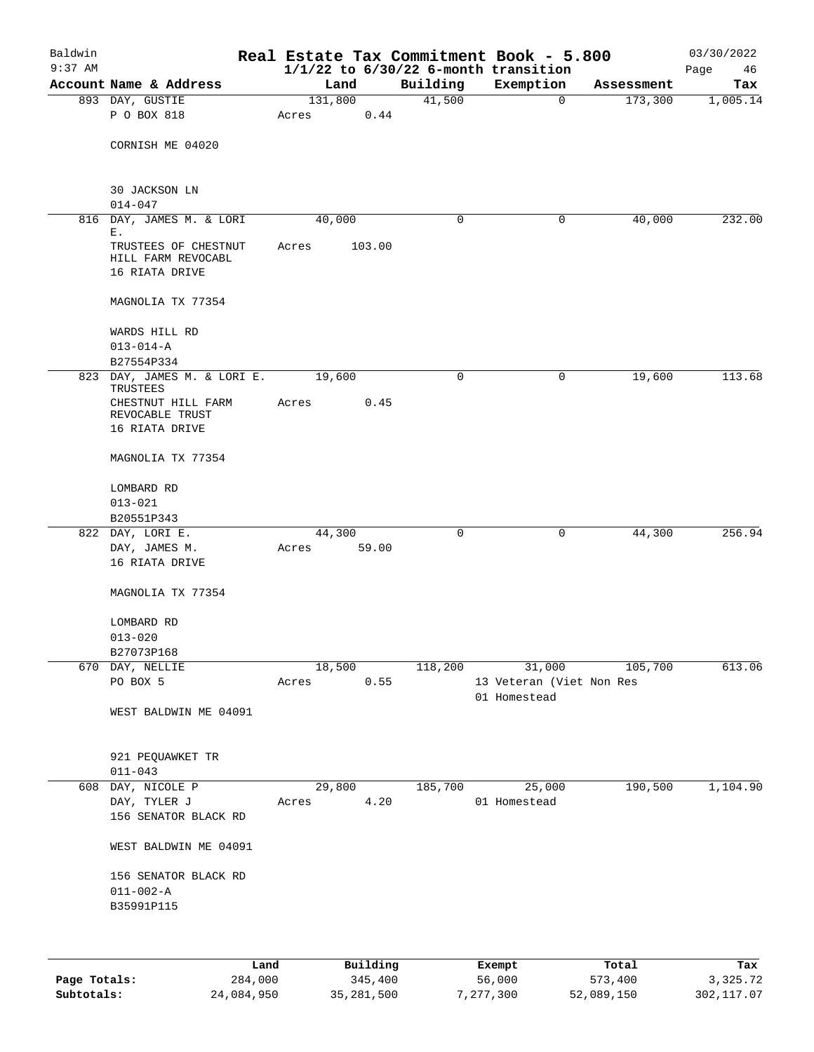# Real Estate Tax Commitment Book - 5.800

Baldwin
9:37 AM

1/1/22 to 6/30/22 6-month transition

03/30/2022

| Account Name & Address | Land | Building | Exemption | Assessment | Tax |
|---|---|---|---|---|---|
| 893 DAY, GUSTIE<br>P O BOX 818<br><br>CORNISH ME 04020<br><br>30 JACKSON LN<br>014-047 | 131,800<br>Acres 0.44 | 41,500 | 0 | 173,300 | 1,005.14 |
| 816 DAY, JAMES M. & LORI E.<br>TRUSTEES OF CHESTNUT HILL FARM REVOCABL<br>16 RIATA DRIVE<br><br>MAGNOLIA TX 77354<br><br>WARDS HILL RD<br>013-014-A<br>B27554P334 | 40,000<br>Acres 103.00 | 0 | 0 | 40,000 | 232.00 |
| 823 DAY, JAMES M. & LORI E. TRUSTEES<br>CHESTNUT HILL FARM REVOCABLE TRUST<br>16 RIATA DRIVE<br><br>MAGNOLIA TX 77354<br><br>LOMBARD RD<br>013-021<br>B20551P343 | 19,600<br>Acres 0.45 | 0 | 0 | 19,600 | 113.68 |
| 822 DAY, LORI E.<br>DAY, JAMES M.<br>16 RIATA DRIVE<br><br>MAGNOLIA TX 77354<br><br>LOMBARD RD<br>013-020<br>B27073P168 | 44,300<br>Acres 59.00 | 0 | 0 | 44,300 | 256.94 |
| 670 DAY, NELLIE<br>PO BOX 5<br><br>WEST BALDWIN ME 04091<br><br>921 PEQUAWKET TR<br>011-043 | 18,500<br>Acres 0.55 | 118,200 | 31,000<br>13 Veteran (Viet Non Res<br>01 Homestead | 105,700 | 613.06 |
| 608 DAY, NICOLE P<br>DAY, TYLER J<br>156 SENATOR BLACK RD<br><br>WEST BALDWIN ME 04091<br><br>156 SENATOR BLACK RD<br>011-002-A<br>B35991P115 | 29,800<br>Acres 4.20 | 185,700 | 25,000<br>01 Homestead | 190,500 | 1,104.90 |

| | Land | Building | Exempt | Total | Tax |
|---|---|---|---|---|---|
| **Page Totals:** | 284,000 | 345,400 | 56,000 | 573,400 | 3,325.72 |
| **Subtotals:** | 24,084,950 | 35,281,500 | 7,277,300 | 52,089,150 | 302,117.07 |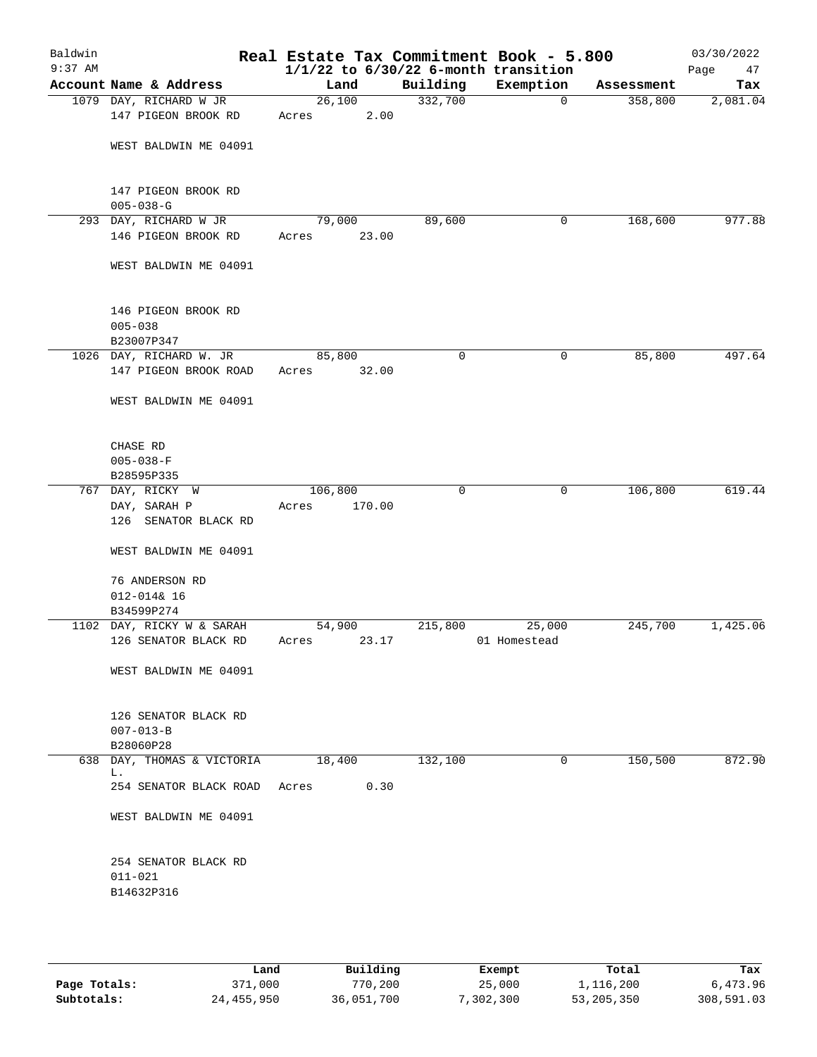# Real Estate Tax Commitment Book - 5.800

Baldwin 9:37 AM — 1/1/22 to 6/30/22 6-month transition — 03/30/2022

| Account | Name & Address | Land | Building | Exemption | Assessment | Tax |
|---|---|---|---|---|---|---|
| 1079 | DAY, RICHARD W JR<br>147 PIGEON BROOK RD<br><br>WEST BALDWIN ME 04091<br><br>147 PIGEON BROOK RD<br>005-038-G | 26,100<br>Acres 2.00 | 332,700 | 0 | 358,800 | 2,081.04 |
| 293 | DAY, RICHARD W JR<br>146 PIGEON BROOK RD<br><br>WEST BALDWIN ME 04091<br><br>146 PIGEON BROOK RD<br>005-038<br>B23007P347 | 79,000<br>Acres 23.00 | 89,600 | 0 | 168,600 | 977.88 |
| 1026 | DAY, RICHARD W. JR<br>147 PIGEON BROOK ROAD<br><br>WEST BALDWIN ME 04091<br><br>CHASE RD<br>005-038-F<br>B28595P335 | 85,800<br>Acres 32.00 | 0 | 0 | 85,800 | 497.64 |
| 767 | DAY, RICKY W<br>DAY, SARAH P<br>126 SENATOR BLACK RD<br><br>WEST BALDWIN ME 04091<br><br>76 ANDERSON RD<br>012-014& 16<br>B34599P274 | 106,800<br>Acres 170.00 | 0 | 0 | 106,800 | 619.44 |
| 1102 | DAY, RICKY W & SARAH<br>126 SENATOR BLACK RD<br><br>WEST BALDWIN ME 04091<br><br>126 SENATOR BLACK RD<br>007-013-B<br>B28060P28 | 54,900<br>Acres 23.17 | 215,800 | 25,000<br>01 Homestead | 245,700 | 1,425.06 |
| 638 | DAY, THOMAS & VICTORIA L.<br>254 SENATOR BLACK ROAD<br><br>WEST BALDWIN ME 04091<br><br>254 SENATOR BLACK RD<br>011-021<br>B14632P316 | 18,400<br>Acres 0.30 | 132,100 | 0 | 150,500 | 872.90 |

| | Land | Building | Exempt | Total | Tax |
|---|---|---|---|---|---|
| Page Totals: | 371,000 | 770,200 | 25,000 | 1,116,200 | 6,473.96 |
| Subtotals: | 24,455,950 | 36,051,700 | 7,302,300 | 53,205,350 | 308,591.03 |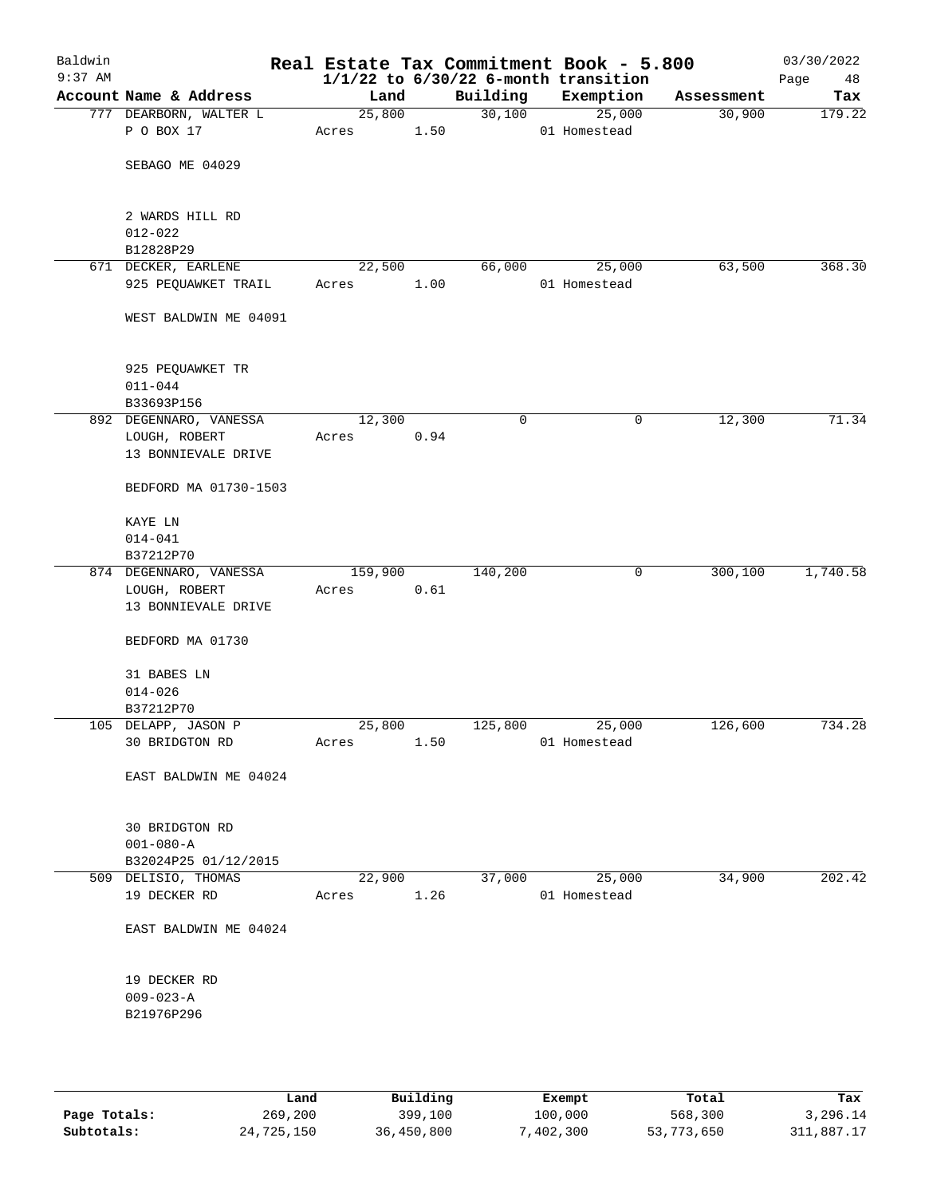# Real Estate Tax Commitment Book - 5.800

Baldwin
9:37 AM

03/30/2022

$1/1/22$ to $6/30/22$ 6-month transition

| Account Name & Address | Land | Building | Exemption | Assessment | Tax |
|---|---|---|---|---|---|
| 777 DEARBORN, WALTER L | 25,800 | 30,100 | 25,000 | 30,900 | 179.22 |
| P O BOX 17 | Acres 1.50 | | 01 Homestead | | |
| SEBAGO ME 04029 | | | | | |
| 2 WARDS HILL RD | | | | | |
| 012-022 | | | | | |
| B12828P29 | | | | | |
| 671 DECKER, EARLENE | 22,500 | 66,000 | 25,000 | 63,500 | 368.30 |
| 925 PEQUAWKET TRAIL | Acres 1.00 | | 01 Homestead | | |
| WEST BALDWIN ME 04091 | | | | | |
| 925 PEQUAWKET TR | | | | | |
| 011-044 | | | | | |
| B33693P156 | | | | | |
| 892 DEGENNARO, VANESSA | 12,300 | 0 | 0 | 12,300 | 71.34 |
| LOUGH, ROBERT | Acres 0.94 | | | | |
| 13 BONNIEVALE DRIVE | | | | | |
| BEDFORD MA 01730-1503 | | | | | |
| KAYE LN | | | | | |
| 014-041 | | | | | |
| B37212P70 | | | | | |
| 874 DEGENNARO, VANESSA | 159,900 | 140,200 | 0 | 300,100 | 1,740.58 |
| LOUGH, ROBERT | Acres 0.61 | | | | |
| 13 BONNIEVALE DRIVE | | | | | |
| BEDFORD MA 01730 | | | | | |
| 31 BABES LN | | | | | |
| 014-026 | | | | | |
| B37212P70 | | | | | |
| 105 DELAPP, JASON P | 25,800 | 125,800 | 25,000 | 126,600 | 734.28 |
| 30 BRIDGTON RD | Acres 1.50 | | 01 Homestead | | |
| EAST BALDWIN ME 04024 | | | | | |
| 30 BRIDGTON RD | | | | | |
| 001-080-A | | | | | |
| B32024P25 01/12/2015 | | | | | |
| 509 DELISIO, THOMAS | 22,900 | 37,000 | 25,000 | 34,900 | 202.42 |
| 19 DECKER RD | Acres 1.26 | | 01 Homestead | | |
| EAST BALDWIN ME 04024 | | | | | |
| 19 DECKER RD | | | | | |
| 009-023-A | | | | | |
| B21976P296 | | | | | |

| | Land | Building | Exempt | Total | Tax |
|---|---|---|---|---|---|
| Page Totals: | 269,200 | 399,100 | 100,000 | 568,300 | 3,296.14 |
| Subtotals: | 24,725,150 | 36,450,800 | 7,402,300 | 53,773,650 | 311,887.17 |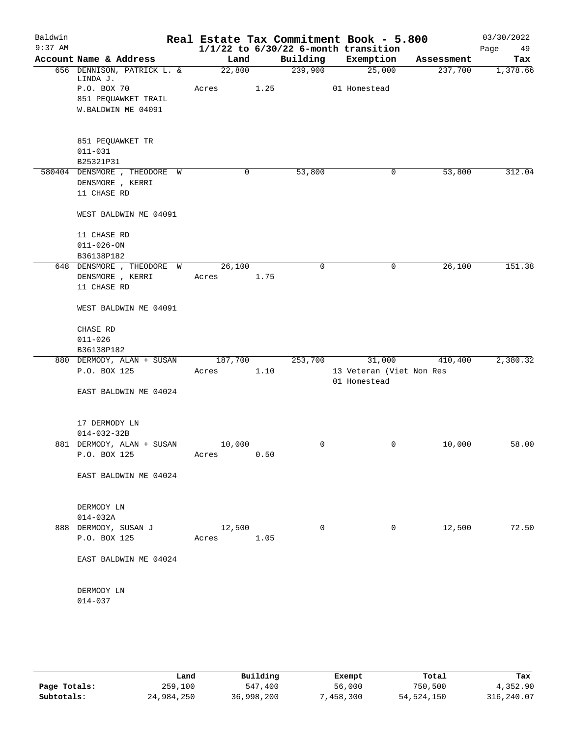# Real Estate Tax Commitment Book - 5.800

Baldwin
9:37 AM

$1/1/22$ to $6/30/22$ 6-month transition

03/30/2022

| Account | Name & Address | Land | Building | Exemption | Assessment | Tax |
|---|---|---|---|---|---|---|
| 656 | DENNISON, PATRICK L. & LINDA J. | 22,800 | 239,900 | 25,000 | 237,700 | 1,378.66 |
| | P.O. BOX 70 | Acres 1.25 | | 01 Homestead | | |
| | 851 PEQUAWKET TRAIL | | | | | |
| | W.BALDWIN ME 04091 | | | | | |
| | 851 PEQUAWKET TR | | | | | |
| | 011-031 | | | | | |
| | B25321P31 | | | | | |
| 580404 | DENSMORE , THEODORE W | 0 | 53,800 | 0 | 53,800 | 312.04 |
| | DENSMORE , KERRI | | | | | |
| | 11 CHASE RD | | | | | |
| | WEST BALDWIN ME 04091 | | | | | |
| | 11 CHASE RD | | | | | |
| | 011-026-ON | | | | | |
| | B36138P182 | | | | | |
| 648 | DENSMORE , THEODORE W | 26,100 | 0 | 0 | 26,100 | 151.38 |
| | DENSMORE , KERRI | Acres 1.75 | | | | |
| | 11 CHASE RD | | | | | |
| | WEST BALDWIN ME 04091 | | | | | |
| | CHASE RD | | | | | |
| | 011-026 | | | | | |
| | B36138P182 | | | | | |
| 880 | DERMODY, ALAN + SUSAN | 187,700 | 253,700 | 31,000 | 410,400 | 2,380.32 |
| | P.O. BOX 125 | Acres 1.10 | | 13 Veteran (Viet Non Res | | |
| | | | | 01 Homestead | | |
| | EAST BALDWIN ME 04024 | | | | | |
| | 17 DERMODY LN | | | | | |
| | 014-032-32B | | | | | |
| 881 | DERMODY, ALAN + SUSAN | 10,000 | 0 | 0 | 10,000 | 58.00 |
| | P.O. BOX 125 | Acres 0.50 | | | | |
| | EAST BALDWIN ME 04024 | | | | | |
| | DERMODY LN | | | | | |
| | 014-032A | | | | | |
| 888 | DERMODY, SUSAN J | 12,500 | 0 | 0 | 12,500 | 72.50 |
| | P.O. BOX 125 | Acres 1.05 | | | | |
| | EAST BALDWIN ME 04024 | | | | | |
| | DERMODY LN | | | | | |
| | 014-037 | | | | | |

| | Land | Building | Exempt | Total | Tax |
|---|---|---|---|---|---|
| Page Totals: | 259,100 | 547,400 | 56,000 | 750,500 | 4,352.90 |
| Subtotals: | 24,984,250 | 36,998,200 | 7,458,300 | 54,524,150 | 316,240.07 |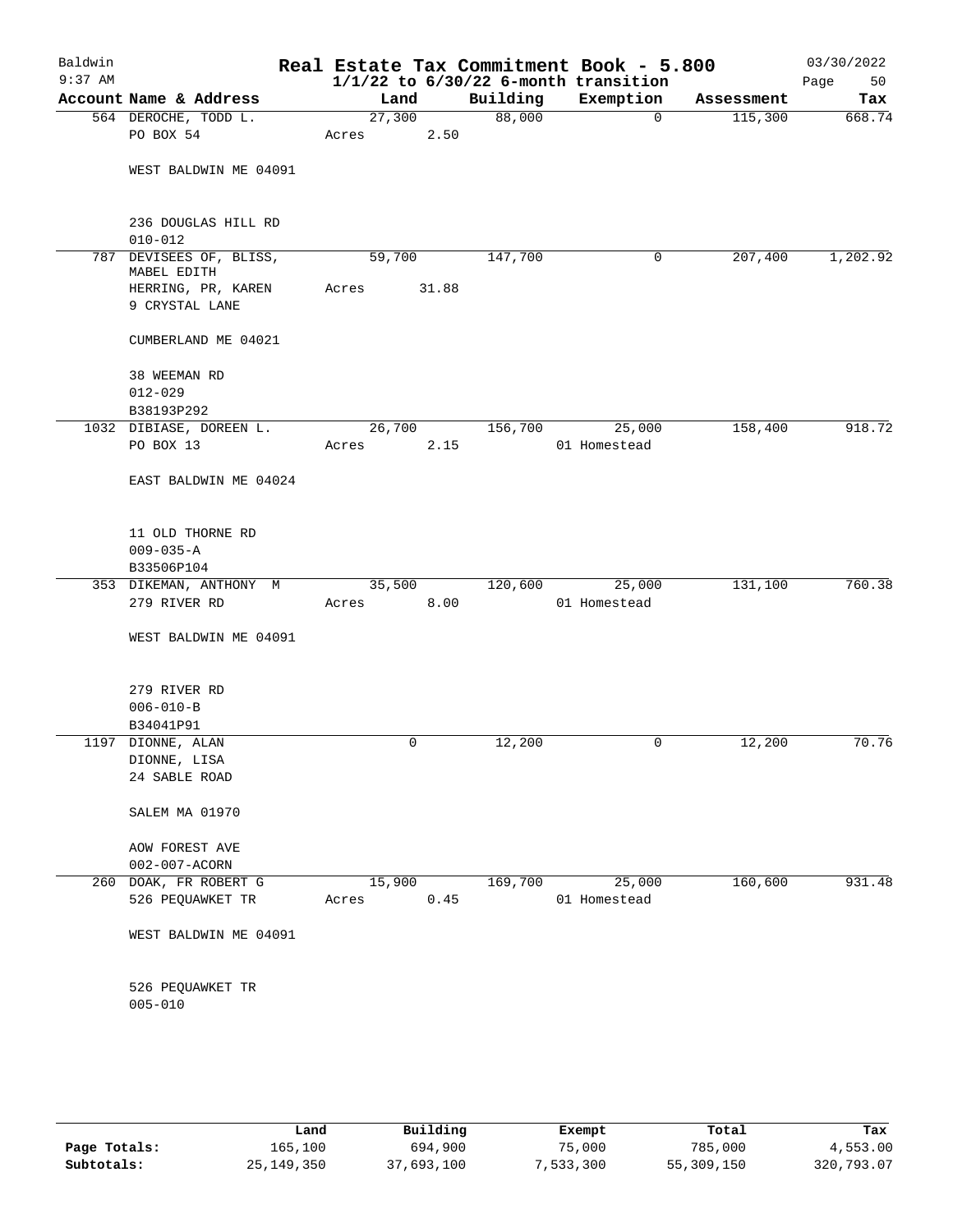# Real Estate Tax Commitment Book - 5.800

Baldwin 9:37 AM — 03/30/2022

$1/1/22$ to $6/30/22$ 6-month transition

| Account Name & Address | Land | Building | Exemption | Assessment | Tax |
|---|---|---|---|---|---|
| 564 DEROCHE, TODD L.<br>PO BOX 54<br><br>WEST BALDWIN ME 04091<br><br>236 DOUGLAS HILL RD<br>010-012 | 27,300<br>Acres 2.50 | 88,000 | 0 | 115,300 | 668.74 |
| 787 DEVISEES OF, BLISS, MABEL EDITH<br>HERRING, PR, KAREN<br>9 CRYSTAL LANE<br><br>CUMBERLAND ME 04021<br><br>38 WEEMAN RD<br>012-029<br>B38193P292 | 59,700<br>Acres 31.88 | 147,700 | 0 | 207,400 | 1,202.92 |
| 1032 DIBIASE, DOREEN L.<br>PO BOX 13<br><br>EAST BALDWIN ME 04024<br><br>11 OLD THORNE RD<br>009-035-A<br>B33506P104 | 26,700<br>Acres 2.15 | 156,700 | 25,000<br>01 Homestead | 158,400 | 918.72 |
| 353 DIKEMAN, ANTHONY M<br>279 RIVER RD<br><br>WEST BALDWIN ME 04091<br><br>279 RIVER RD<br>006-010-B<br>B34041P91 | 35,500<br>Acres 8.00 | 120,600 | 25,000<br>01 Homestead | 131,100 | 760.38 |
| 1197 DIONNE, ALAN<br>DIONNE, LISA<br>24 SABLE ROAD<br><br>SALEM MA 01970<br><br>AOW FOREST AVE<br>002-007-ACORN | 0 | 12,200 | 0 | 12,200 | 70.76 |
| 260 DOAK, FR ROBERT G<br>526 PEQUAWKET TR<br><br>WEST BALDWIN ME 04091<br><br>526 PEQUAWKET TR<br>005-010 | 15,900<br>Acres 0.45 | 169,700 | 25,000<br>01 Homestead | 160,600 | 931.48 |

| | Land | Building | Exempt | Total | Tax |
|---|---|---|---|---|---|
| Page Totals: | 165,100 | 694,900 | 75,000 | 785,000 | 4,553.00 |
| Subtotals: | 25,149,350 | 37,693,100 | 7,533,300 | 55,309,150 | 320,793.07 |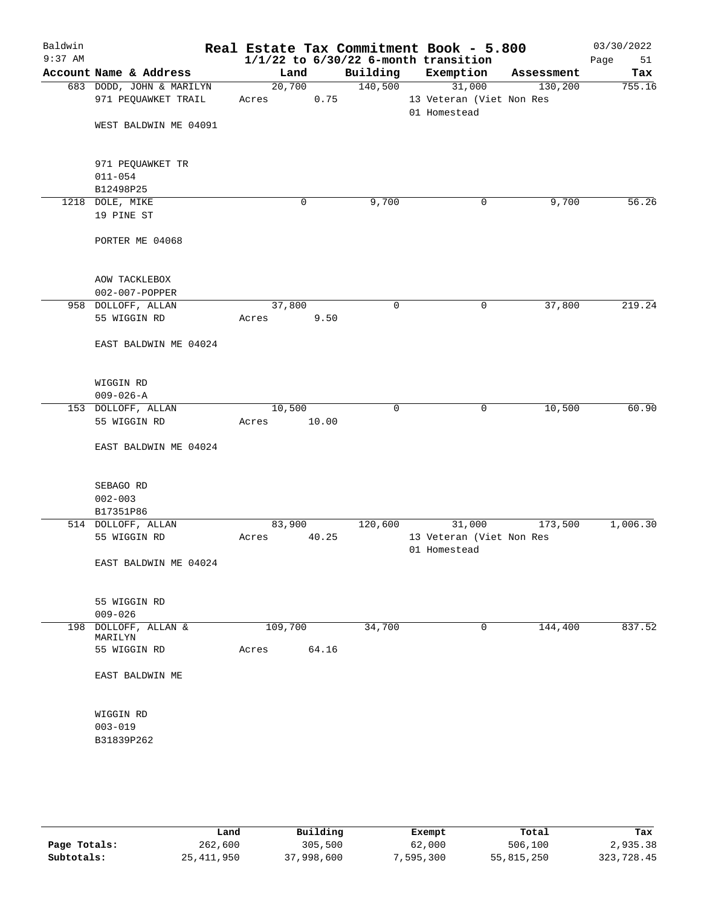# Real Estate Tax Commitment Book - 5.800

**1/1/22 to 6/30/22 6-month transition**

Baldwin 9:37 AM — 03/30/2022

| Account Name & Address | Land | Building | Exemption | Assessment | Tax |
|---|---|---|---|---|---|
| 683 DODD, JOHN & MARILYN<br>971 PEQUAWKET TRAIL<br><br>WEST BALDWIN ME 04091<br><br>971 PEQUAWKET TR<br>011-054<br>B12498P25 | 20,700<br>Acres 0.75 | 140,500 | 31,000<br>13 Veteran (Viet Non Res<br>01 Homestead | 130,200 | 755.16 |
| 1218 DOLE, MIKE<br>19 PINE ST<br><br>PORTER ME 04068<br><br>AOW TACKLEBOX<br>002-007-POPPER | 0 | 9,700 | 0 | 9,700 | 56.26 |
| 958 DOLLOFF, ALLAN<br>55 WIGGIN RD<br><br>EAST BALDWIN ME 04024<br><br>WIGGIN RD<br>009-026-A | 37,800<br>Acres 9.50 | 0 | 0 | 37,800 | 219.24 |
| 153 DOLLOFF, ALLAN<br>55 WIGGIN RD<br><br>EAST BALDWIN ME 04024<br><br>SEBAGO RD<br>002-003<br>B17351P86 | 10,500<br>Acres 10.00 | 0 | 0 | 10,500 | 60.90 |
| 514 DOLLOFF, ALLAN<br>55 WIGGIN RD<br><br>EAST BALDWIN ME 04024<br><br>55 WIGGIN RD<br>009-026 | 83,900<br>Acres 40.25 | 120,600 | 31,000<br>13 Veteran (Viet Non Res<br>01 Homestead | 173,500 | 1,006.30 |
| 198 DOLLOFF, ALLAN & MARILYN<br>55 WIGGIN RD<br><br>EAST BALDWIN ME<br><br>WIGGIN RD<br>003-019<br>B31839P262 | 109,700<br>Acres 64.16 | 34,700 | 0 | 144,400 | 837.52 |

| | Land | Building | Exempt | Total | Tax |
|---|---|---|---|---|---|
| Page Totals: | 262,600 | 305,500 | 62,000 | 506,100 | 2,935.38 |
| Subtotals: | 25,411,950 | 37,998,600 | 7,595,300 | 55,815,250 | 323,728.45 |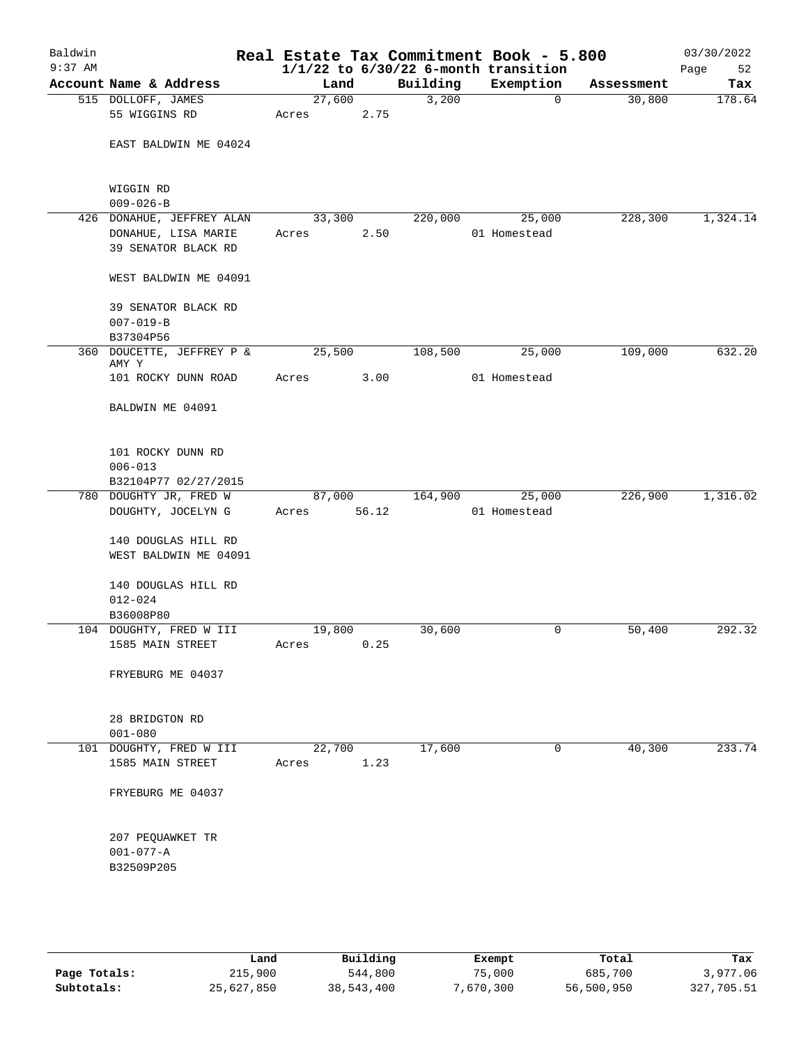# Real Estate Tax Commitment Book - 5.800

Baldwin
9:37 AM

1/1/22 to 6/30/22 6-month transition

03/30/2022

| Account | Name & Address | Land | Building | Exemption | Assessment | Tax |
|---|---|---|---|---|---|---|
| 515 | DOLLOFF, JAMES<br>55 WIGGINS RD<br><br>EAST BALDWIN ME 04024<br><br>WIGGIN RD<br>009-026-B | 27,600<br>Acres 2.75 | 3,200 | 0 | 30,800 | 178.64 |
| 426 | DONAHUE, JEFFREY ALAN<br>DONAHUE, LISA MARIE<br>39 SENATOR BLACK RD<br><br>WEST BALDWIN ME 04091<br><br>39 SENATOR BLACK RD<br>007-019-B<br>B37304P56 | 33,300<br>Acres 2.50 | 220,000 | 25,000<br>01 Homestead | 228,300 | 1,324.14 |
| 360 | DOUCETTE, JEFFREY P & AMY Y<br>101 ROCKY DUNN ROAD<br><br>BALDWIN ME 04091<br><br>101 ROCKY DUNN RD<br>006-013<br>B32104P77 02/27/2015 | 25,500<br>Acres 3.00 | 108,500 | 25,000<br>01 Homestead | 109,000 | 632.20 |
| 780 | DOUGHTY JR, FRED W<br>DOUGHTY, JOCELYN G<br><br>140 DOUGLAS HILL RD<br>WEST BALDWIN ME 04091<br><br>140 DOUGLAS HILL RD<br>012-024<br>B36008P80 | 87,000<br>Acres 56.12 | 164,900 | 25,000<br>01 Homestead | 226,900 | 1,316.02 |
| 104 | DOUGHTY, FRED W III<br>1585 MAIN STREET<br><br>FRYEBURG ME 04037<br><br>28 BRIDGTON RD<br>001-080 | 19,800<br>Acres 0.25 | 30,600 | 0 | 50,400 | 292.32 |
| 101 | DOUGHTY, FRED W III<br>1585 MAIN STREET<br><br>FRYEBURG ME 04037<br><br>207 PEQUAWKET TR<br>001-077-A<br>B32509P205 | 22,700<br>Acres 1.23 | 17,600 | 0 | 40,300 | 233.74 |

| | Land | Building | Exempt | Total | Tax |
|---|---|---|---|---|---|
| Page Totals: | 215,900 | 544,800 | 75,000 | 685,700 | 3,977.06 |
| Subtotals: | 25,627,850 | 38,543,400 | 7,670,300 | 56,500,950 | 327,705.51 |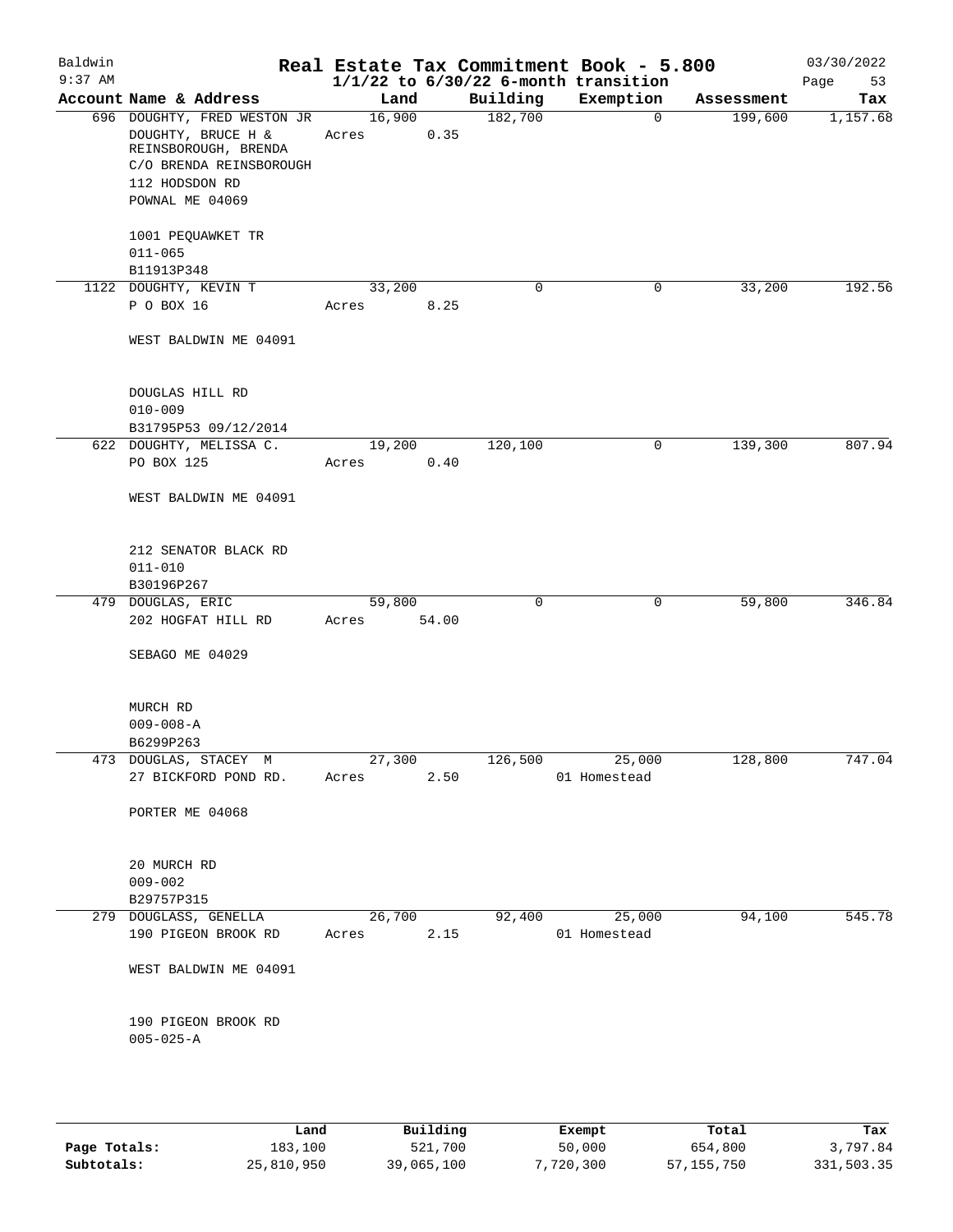Baldwin 9:37 AM

# Real Estate Tax Commitment Book - 5.800

1/1/22 to 6/30/22 6-month transition

03/30/2022

| Account Name & Address | Land | Building | Exemption | Assessment | Tax |
|---|---|---|---|---|---|
| 696 DOUGHTY, FRED WESTON JR<br>DOUGHTY, BRUCE H &<br>REINSBOROUGH, BRENDA<br>C/O BRENDA REINSBOROUGH<br>112 HODSDON RD<br>POWNAL ME 04069<br><br>1001 PEQUAWKET TR<br>011-065<br>B11913P348 | 16,900<br>Acres 0.35 | 182,700 | 0 | 199,600 | 1,157.68 |
| 1122 DOUGHTY, KEVIN T<br>P O BOX 16<br><br>WEST BALDWIN ME 04091<br><br>DOUGLAS HILL RD<br>010-009<br>B31795P53 09/12/2014 | 33,200<br>Acres 8.25 | 0 | 0 | 33,200 | 192.56 |
| 622 DOUGHTY, MELISSA C.<br>PO BOX 125<br><br>WEST BALDWIN ME 04091<br><br>212 SENATOR BLACK RD<br>011-010<br>B30196P267 | 19,200<br>Acres 0.40 | 120,100 | 0 | 139,300 | 807.94 |
| 479 DOUGLAS, ERIC<br>202 HOGFAT HILL RD<br><br>SEBAGO ME 04029<br><br>MURCH RD<br>009-008-A<br>B6299P263 | 59,800<br>Acres 54.00 | 0 | 0 | 59,800 | 346.84 |
| 473 DOUGLAS, STACEY M<br>27 BICKFORD POND RD.<br><br>PORTER ME 04068<br><br>20 MURCH RD<br>009-002<br>B29757P315 | 27,300<br>Acres 2.50 | 126,500 | 25,000<br>01 Homestead | 128,800 | 747.04 |
| 279 DOUGLASS, GENELLA<br>190 PIGEON BROOK RD<br><br>WEST BALDWIN ME 04091<br><br>190 PIGEON BROOK RD<br>005-025-A | 26,700<br>Acres 2.15 | 92,400 | 25,000<br>01 Homestead | 94,100 | 545.78 |

| | Land | Building | Exempt | Total | Tax |
|---|---|---|---|---|---|
| **Page Totals:** | 183,100 | 521,700 | 50,000 | 654,800 | 3,797.84 |
| **Subtotals:** | 25,810,950 | 39,065,100 | 7,720,300 | 57,155,750 | 331,503.35 |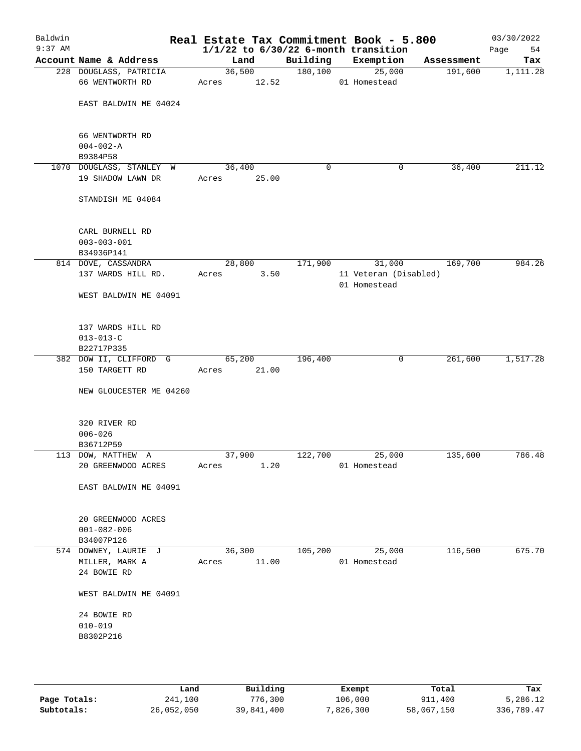# Baldwin Real Estate Tax Commitment Book - 5.800

9:37 AM — 1/1/22 to 6/30/22 6-month transition — 03/30/2022

| Account Name & Address | Land | Building | Exemption | Assessment | Tax |
|---|---|---|---|---|---|
| 228 DOUGLASS, PATRICIA<br>66 WENTWORTH RD<br><br>EAST BALDWIN ME 04024<br><br>66 WENTWORTH RD<br>004-002-A<br>B9384P58 | 36,500<br>Acres 12.52 | 180,100 | 25,000<br>01 Homestead | 191,600 | 1,111.28 |
| 1070 DOUGLASS, STANLEY W<br>19 SHADOW LAWN DR<br><br>STANDISH ME 04084<br><br>CARL BURNELL RD<br>003-003-001<br>B34936P141 | 36,400<br>Acres 25.00 | 0 | 0 | 36,400 | 211.12 |
| 814 DOVE, CASSANDRA<br>137 WARDS HILL RD.<br><br>WEST BALDWIN ME 04091<br><br>137 WARDS HILL RD<br>013-013-C<br>B22717P335 | 28,800<br>Acres 3.50 | 171,900 | 31,000<br>11 Veteran (Disabled)<br>01 Homestead | 169,700 | 984.26 |
| 382 DOW II, CLIFFORD G<br>150 TARGETT RD<br><br>NEW GLOUCESTER ME 04260<br><br>320 RIVER RD<br>006-026<br>B36712P59 | 65,200<br>Acres 21.00 | 196,400 | 0 | 261,600 | 1,517.28 |
| 113 DOW, MATTHEW A<br>20 GREENWOOD ACRES<br><br>EAST BALDWIN ME 04091<br><br>20 GREENWOOD ACRES<br>001-082-006<br>B34007P126 | 37,900<br>Acres 1.20 | 122,700 | 25,000<br>01 Homestead | 135,600 | 786.48 |
| 574 DOWNEY, LAURIE J<br>MILLER, MARK A<br>24 BOWIE RD<br><br>WEST BALDWIN ME 04091<br><br>24 BOWIE RD<br>010-019<br>B8302P216 | 36,300<br>Acres 11.00 | 105,200 | 25,000<br>01 Homestead | 116,500 | 675.70 |

| | Land | Building | Exempt | Total | Tax |
|---|---|---|---|---|---|
| Page Totals: | 241,100 | 776,300 | 106,000 | 911,400 | 5,286.12 |
| Subtotals: | 26,052,050 | 39,841,400 | 7,826,300 | 58,067,150 | 336,789.47 |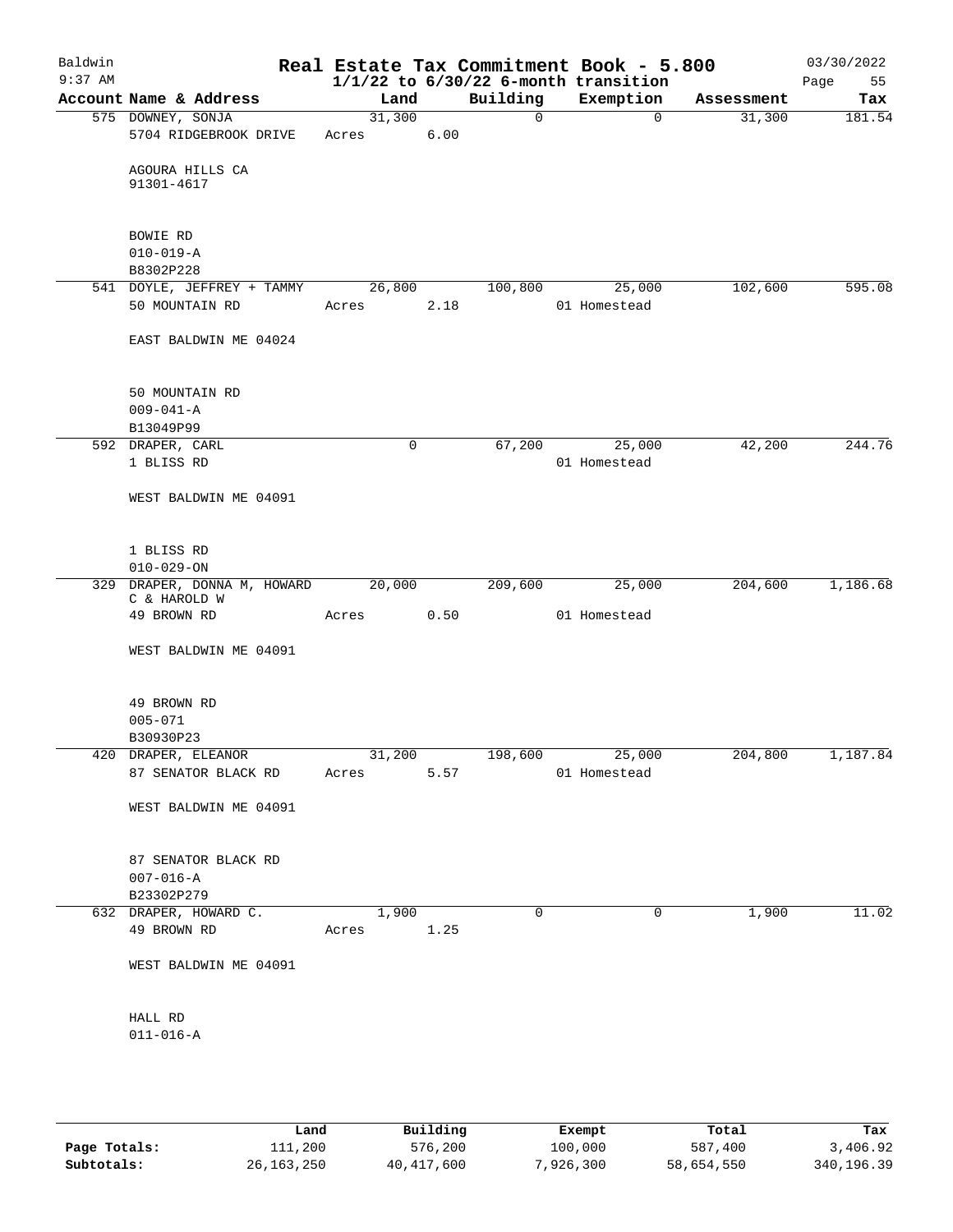# Real Estate Tax Commitment Book - 5.800

Baldwin 9:37 AM — 03/30/2022

$1/1/22$ to $6/30/22$ 6-month transition

| Account Name & Address | Land | Building | Exemption | Assessment | Tax |
|---|---|---|---|---|---|
| 575 DOWNEY, SONJA<br>5704 RIDGEBROOK DRIVE<br><br>AGOURA HILLS CA<br>91301-4617<br><br>BOWIE RD<br>010-019-A<br>B8302P228 | 31,300<br>Acres 6.00 | 0 | 0 | 31,300 | 181.54 |
| 541 DOYLE, JEFFREY + TAMMY<br>50 MOUNTAIN RD<br><br>EAST BALDWIN ME 04024<br><br>50 MOUNTAIN RD<br>009-041-A<br>B13049P99 | 26,800<br>Acres 2.18 | 100,800 | 25,000<br>01 Homestead | 102,600 | 595.08 |
| 592 DRAPER, CARL<br>1 BLISS RD<br><br>WEST BALDWIN ME 04091<br><br>1 BLISS RD<br>010-029-ON | 0 | 67,200 | 25,000<br>01 Homestead | 42,200 | 244.76 |
| 329 DRAPER, DONNA M, HOWARD C & HAROLD W<br>49 BROWN RD<br><br>WEST BALDWIN ME 04091<br><br>49 BROWN RD<br>005-071<br>B30930P23 | 20,000<br>Acres 0.50 | 209,600 | 25,000<br>01 Homestead | 204,600 | 1,186.68 |
| 420 DRAPER, ELEANOR<br>87 SENATOR BLACK RD<br><br>WEST BALDWIN ME 04091<br><br>87 SENATOR BLACK RD<br>007-016-A<br>B23302P279 | 31,200<br>Acres 5.57 | 198,600 | 25,000<br>01 Homestead | 204,800 | 1,187.84 |
| 632 DRAPER, HOWARD C.<br>49 BROWN RD<br><br>WEST BALDWIN ME 04091<br><br>HALL RD<br>011-016-A | 1,900<br>Acres 1.25 | 0 | 0 | 1,900 | 11.02 |

| | Land | Building | Exempt | Total | Tax |
|---|---|---|---|---|---|
| Page Totals: | 111,200 | 576,200 | 100,000 | 587,400 | 3,406.92 |
| Subtotals: | 26,163,250 | 40,417,600 | 7,926,300 | 58,654,550 | 340,196.39 |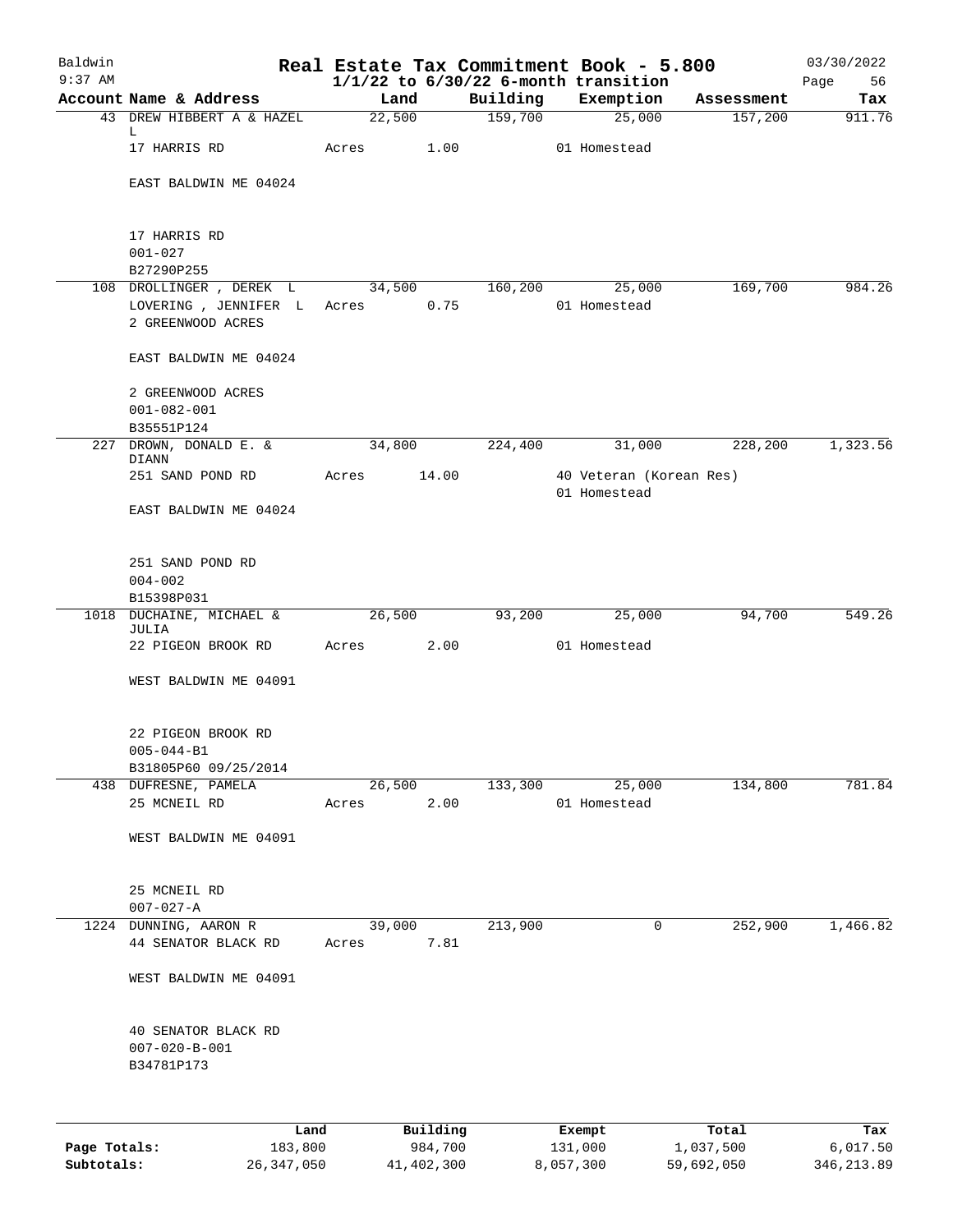# Real Estate Tax Commitment Book - 5.800

Baldwin 9:37 AM

$1/1/22$ to $6/30/22$ 6-month transition

03/30/2022

| Account | Name & Address | Land | Building | Exemption | Assessment | Tax |
|---|---|---|---|---|---|---|
| 43 | DREW HIBBERT A & HAZEL L<br>17 HARRIS RD<br><br>EAST BALDWIN ME 04024<br><br>17 HARRIS RD<br>001-027<br>B27290P255 | 22,500<br>Acres 1.00 | 159,700 | 25,000<br>01 Homestead | 157,200 | 911.76 |
| 108 | DROLLINGER , DEREK L<br>LOVERING , JENNIFER L<br>2 GREENWOOD ACRES<br><br>EAST BALDWIN ME 04024<br><br>2 GREENWOOD ACRES<br>001-082-001<br>B35551P124 | 34,500<br>Acres 0.75 | 160,200 | 25,000<br>01 Homestead | 169,700 | 984.26 |
| 227 | DROWN, DONALD E. & DIANN<br>251 SAND POND RD<br><br>EAST BALDWIN ME 04024<br><br>251 SAND POND RD<br>004-002<br>B15398P031 | 34,800<br>Acres 14.00 | 224,400 | 31,000<br>40 Veteran (Korean Res)<br>01 Homestead | 228,200 | 1,323.56 |
| 1018 | DUCHAINE, MICHAEL & JULIA<br>22 PIGEON BROOK RD<br><br>WEST BALDWIN ME 04091<br><br>22 PIGEON BROOK RD<br>005-044-B1<br>B31805P60 09/25/2014 | 26,500<br>Acres 2.00 | 93,200 | 25,000<br>01 Homestead | 94,700 | 549.26 |
| 438 | DUFRESNE, PAMELA<br>25 MCNEIL RD<br><br>WEST BALDWIN ME 04091<br><br>25 MCNEIL RD<br>007-027-A | 26,500<br>Acres 2.00 | 133,300 | 25,000<br>01 Homestead | 134,800 | 781.84 |
| 1224 | DUNNING, AARON R<br>44 SENATOR BLACK RD<br><br>WEST BALDWIN ME 04091<br><br>40 SENATOR BLACK RD<br>007-020-B-001<br>B34781P173 | 39,000<br>Acres 7.81 | 213,900 | 0 | 252,900 | 1,466.82 |

| | Land | Building | Exempt | Total | Tax |
|---|---|---|---|---|---|
| Page Totals: | 183,800 | 984,700 | 131,000 | 1,037,500 | 6,017.50 |
| Subtotals: | 26,347,050 | 41,402,300 | 8,057,300 | 59,692,050 | 346,213.89 |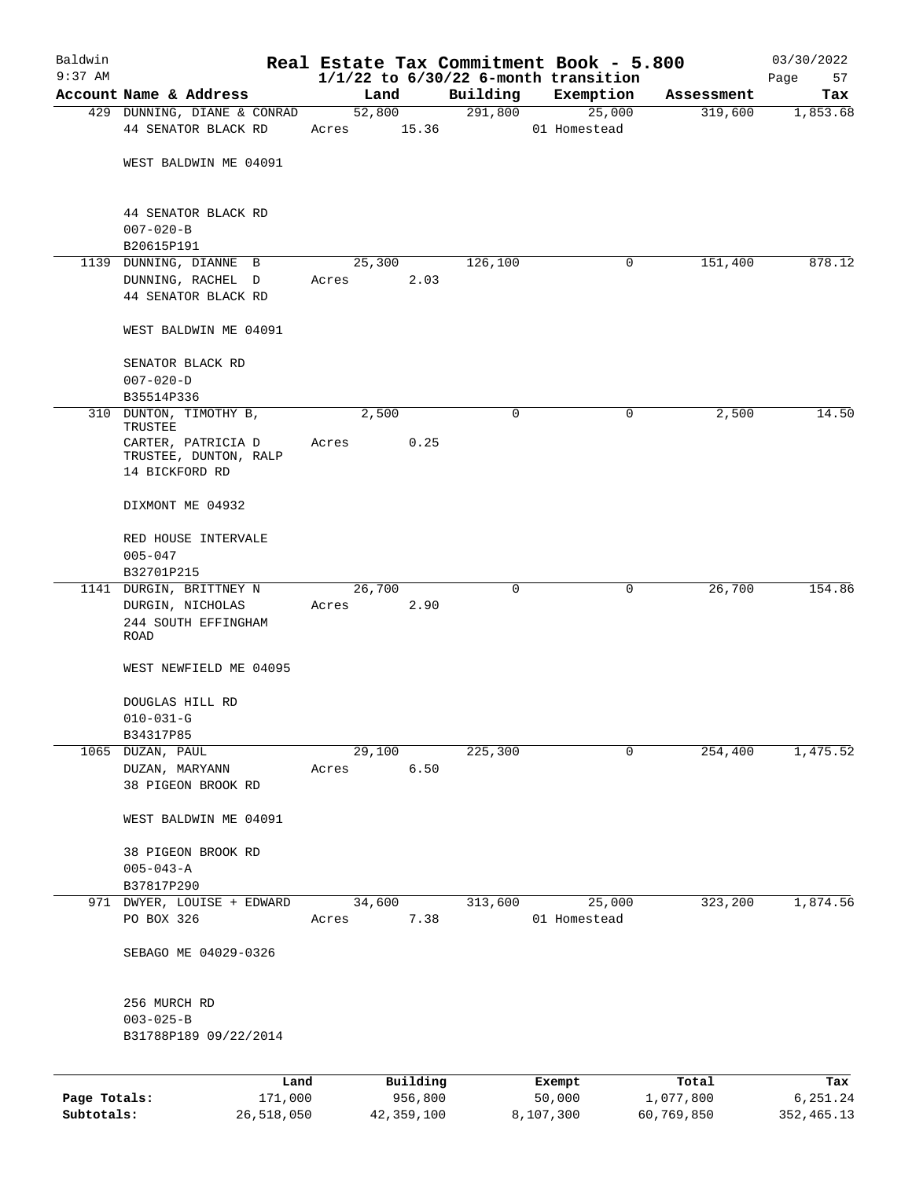# Real Estate Tax Commitment Book - 5.800

Baldwin
9:37 AM

$1/1/22$ to $6/30/22$ 6-month transition

03/30/2022

| Account | Name & Address | Land | Building | Exemption | Assessment | Tax |
|---|---|---|---|---|---|---|
| 429 | DUNNING, DIANE & CONRAD<br>44 SENATOR BLACK RD<br><br>WEST BALDWIN ME 04091<br><br>44 SENATOR BLACK RD<br>007-020-B<br>B20615P191 | 52,800<br>Acres 15.36 | 291,800 | 25,000<br>01 Homestead | 319,600 | 1,853.68 |
| 1139 | DUNNING, DIANNE B<br>DUNNING, RACHEL D<br>44 SENATOR BLACK RD<br><br>WEST BALDWIN ME 04091<br><br>SENATOR BLACK RD<br>007-020-D<br>B35514P336 | 25,300<br>Acres 2.03 | 126,100 | 0 | 151,400 | 878.12 |
| 310 | DUNTON, TIMOTHY B, TRUSTEE<br>CARTER, PATRICIA D TRUSTEE, DUNTON, RALP<br>14 BICKFORD RD<br><br>DIXMONT ME 04932<br><br>RED HOUSE INTERVALE<br>005-047<br>B32701P215 | 2,500<br>Acres 0.25 | 0 | 0 | 2,500 | 14.50 |
| 1141 | DURGIN, BRITTNEY N<br>DURGIN, NICHOLAS<br>244 SOUTH EFFINGHAM ROAD<br><br>WEST NEWFIELD ME 04095<br><br>DOUGLAS HILL RD<br>010-031-G<br>B34317P85 | 26,700<br>Acres 2.90 | 0 | 0 | 26,700 | 154.86 |
| 1065 | DUZAN, PAUL<br>DUZAN, MARYANN<br>38 PIGEON BROOK RD<br><br>WEST BALDWIN ME 04091<br><br>38 PIGEON BROOK RD<br>005-043-A<br>B37817P290 | 29,100<br>Acres 6.50 | 225,300 | 0 | 254,400 | 1,475.52 |
| 971 | DWYER, LOUISE + EDWARD<br>PO BOX 326<br><br>SEBAGO ME 04029-0326<br><br>256 MURCH RD<br>003-025-B<br>B31788P189 09/22/2014 | 34,600<br>Acres 7.38 | 313,600 | 25,000<br>01 Homestead | 323,200 | 1,874.56 |

| | Land | Building | Exempt | Total | Tax |
|---|---|---|---|---|---|
| Page Totals: | 171,000 | 956,800 | 50,000 | 1,077,800 | 6,251.24 |
| Subtotals: | 26,518,050 | 42,359,100 | 8,107,300 | 60,769,850 | 352,465.13 |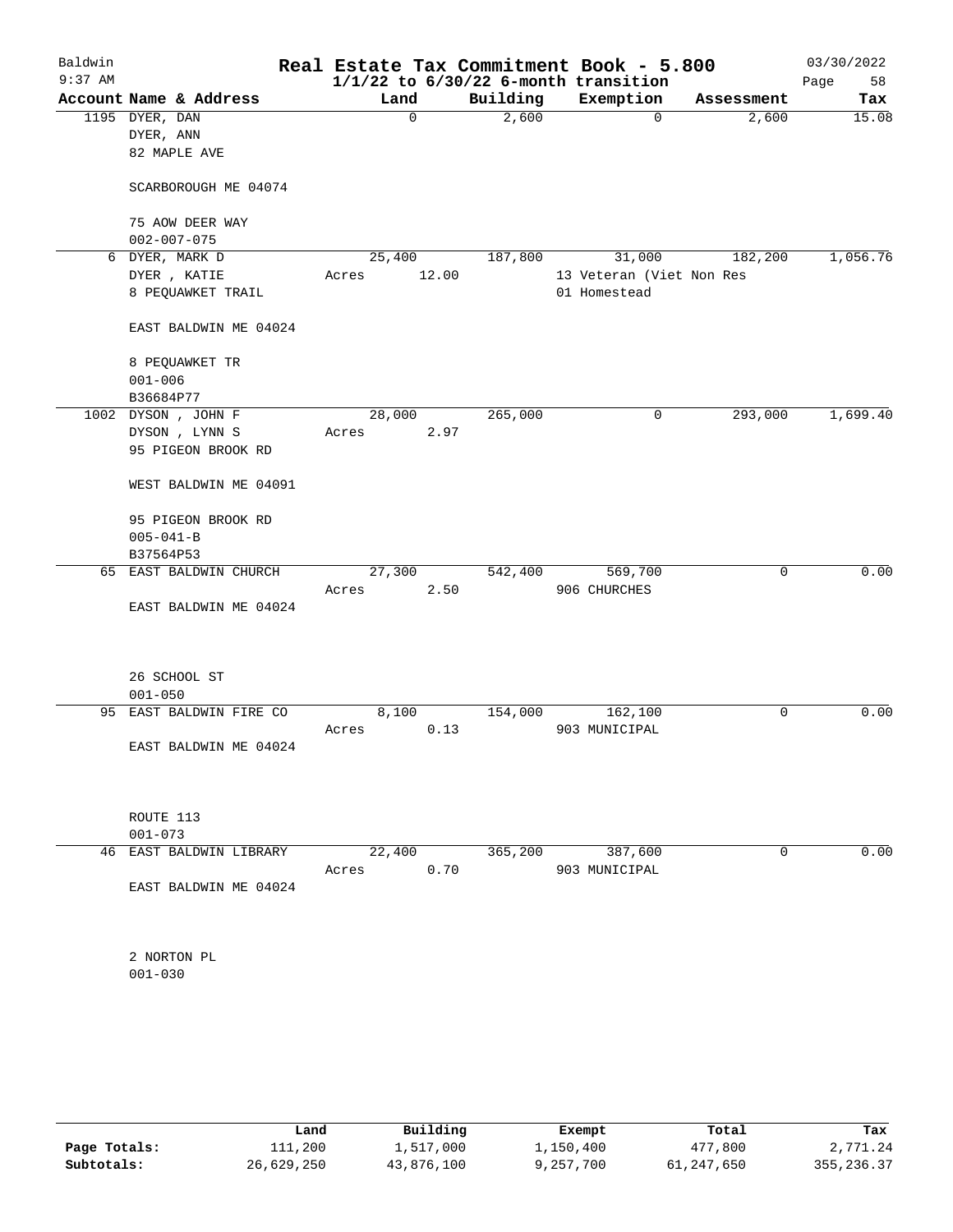# Real Estate Tax Commitment Book - 5.800

Baldwin
9:37 AM

1/1/22 to 6/30/22 6-month transition

03/30/2022
Page 58

| Account Name & Address | Land | Building | Exemption | Assessment | Tax |
|---|---|---|---|---|---|
| 1195 DYER, DAN<br>DYER, ANN<br>82 MAPLE AVE<br><br>SCARBOROUGH ME 04074<br><br>75 AOW DEER WAY<br>002-007-075 | 0 | 2,600 | 0 | 2,600 | 15.08 |
| 6 DYER, MARK D<br>DYER , KATIE<br>8 PEQUAWKET TRAIL<br><br>EAST BALDWIN ME 04024<br><br>8 PEQUAWKET TR<br>001-006<br>B36684P77 | 25,400<br>Acres 12.00 | 187,800 | 31,000<br>13 Veteran (Viet Non Res<br>01 Homestead | 182,200 | 1,056.76 |
| 1002 DYSON , JOHN F<br>DYSON , LYNN S<br>95 PIGEON BROOK RD<br><br>WEST BALDWIN ME 04091<br><br>95 PIGEON BROOK RD<br>005-041-B<br>B37564P53 | 28,000<br>Acres 2.97 | 265,000 | 0 | 293,000 | 1,699.40 |
| 65 EAST BALDWIN CHURCH<br><br>EAST BALDWIN ME 04024<br><br>26 SCHOOL ST<br>001-050 | 27,300<br>Acres 2.50 | 542,400 | 569,700<br>906 CHURCHES | 0 | 0.00 |
| 95 EAST BALDWIN FIRE CO<br><br>EAST BALDWIN ME 04024<br><br>ROUTE 113<br>001-073 | 8,100<br>Acres 0.13 | 154,000 | 162,100<br>903 MUNICIPAL | 0 | 0.00 |
| 46 EAST BALDWIN LIBRARY<br><br>EAST BALDWIN ME 04024<br><br>2 NORTON PL<br>001-030 | 22,400<br>Acres 0.70 | 365,200 | 387,600<br>903 MUNICIPAL | 0 | 0.00 |

| | Land | Building | Exempt | Total | Tax |
|---|---|---|---|---|---|
| Page Totals: | 111,200 | 1,517,000 | 1,150,400 | 477,800 | 2,771.24 |
| Subtotals: | 26,629,250 | 43,876,100 | 9,257,700 | 61,247,650 | 355,236.37 |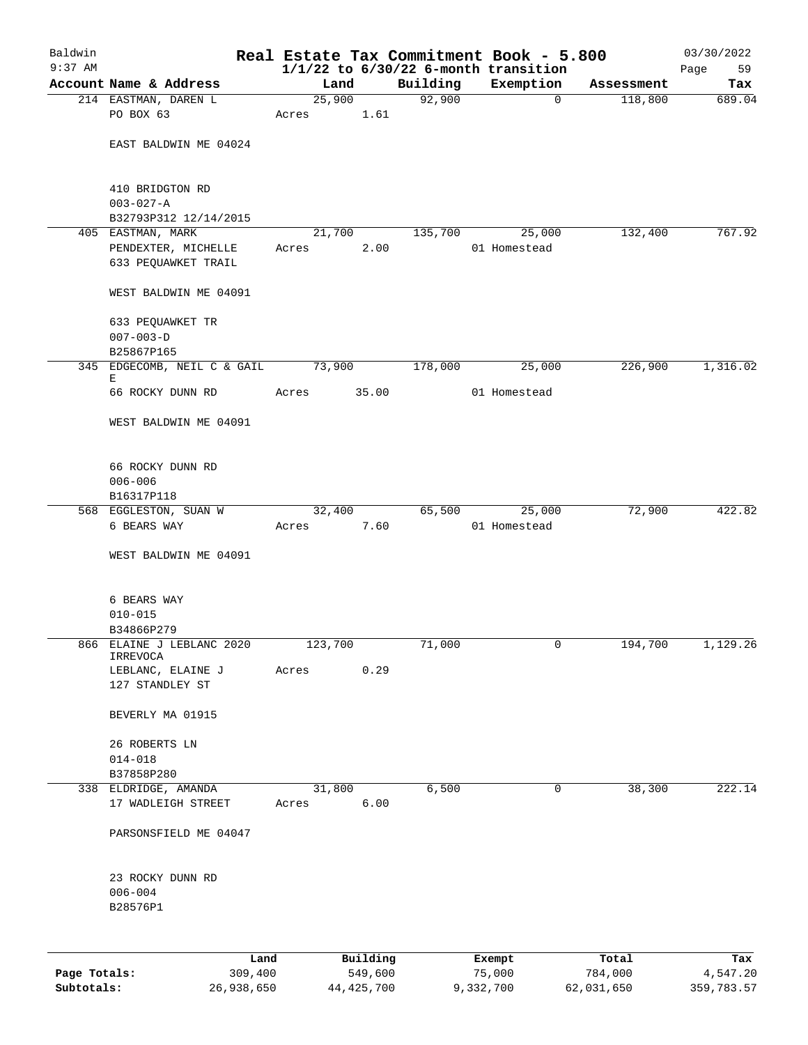# Real Estate Tax Commitment Book - 5.800

Baldwin
9:37 AM

$1/1/22$ to $6/30/22$ 6-month transition

03/30/2022

| Account Name & Address | Land | Building | Exemption | Assessment | Tax |
|---|---|---|---|---|---|
| 214 EASTMAN, DAREN L<br>PO BOX 63<br><br>EAST BALDWIN ME 04024<br><br>410 BRIDGTON RD<br>003-027-A<br>B32793P312 12/14/2015 | 25,900<br>Acres 1.61 | 92,900 | 0 | 118,800 | 689.04 |
| 405 EASTMAN, MARK<br>PENDEXTER, MICHELLE<br>633 PEQUAWKET TRAIL<br><br>WEST BALDWIN ME 04091<br><br>633 PEQUAWKET TR<br>007-003-D<br>B25867P165 | 21,700<br>Acres 2.00 | 135,700 | 25,000<br>01 Homestead | 132,400 | 767.92 |
| 345 EDGECOMB, NEIL C & GAIL E<br>66 ROCKY DUNN RD<br><br>WEST BALDWIN ME 04091<br><br>66 ROCKY DUNN RD<br>006-006<br>B16317P118 | 73,900<br>Acres 35.00 | 178,000 | 25,000<br>01 Homestead | 226,900 | 1,316.02 |
| 568 EGGLESTON, SUAN W<br>6 BEARS WAY<br><br>WEST BALDWIN ME 04091<br><br>6 BEARS WAY<br>010-015<br>B34866P279 | 32,400<br>Acres 7.60 | 65,500 | 25,000<br>01 Homestead | 72,900 | 422.82 |
| 866 ELAINE J LEBLANC 2020 IRREVOCA<br>LEBLANC, ELAINE J<br>127 STANDLEY ST<br><br>BEVERLY MA 01915<br><br>26 ROBERTS LN<br>014-018<br>B37858P280 | 123,700<br>Acres 0.29 | 71,000 | 0 | 194,700 | 1,129.26 |
| 338 ELDRIDGE, AMANDA<br>17 WADLEIGH STREET<br><br>PARSONSFIELD ME 04047<br><br>23 ROCKY DUNN RD<br>006-004<br>B28576P1 | 31,800<br>Acres 6.00 | 6,500 | 0 | 38,300 | 222.14 |

| | Land | Building | Exempt | Total | Tax |
|---|---|---|---|---|---|
| Page Totals: | 309,400 | 549,600 | 75,000 | 784,000 | 4,547.20 |
| Subtotals: | 26,938,650 | 44,425,700 | 9,332,700 | 62,031,650 | 359,783.57 |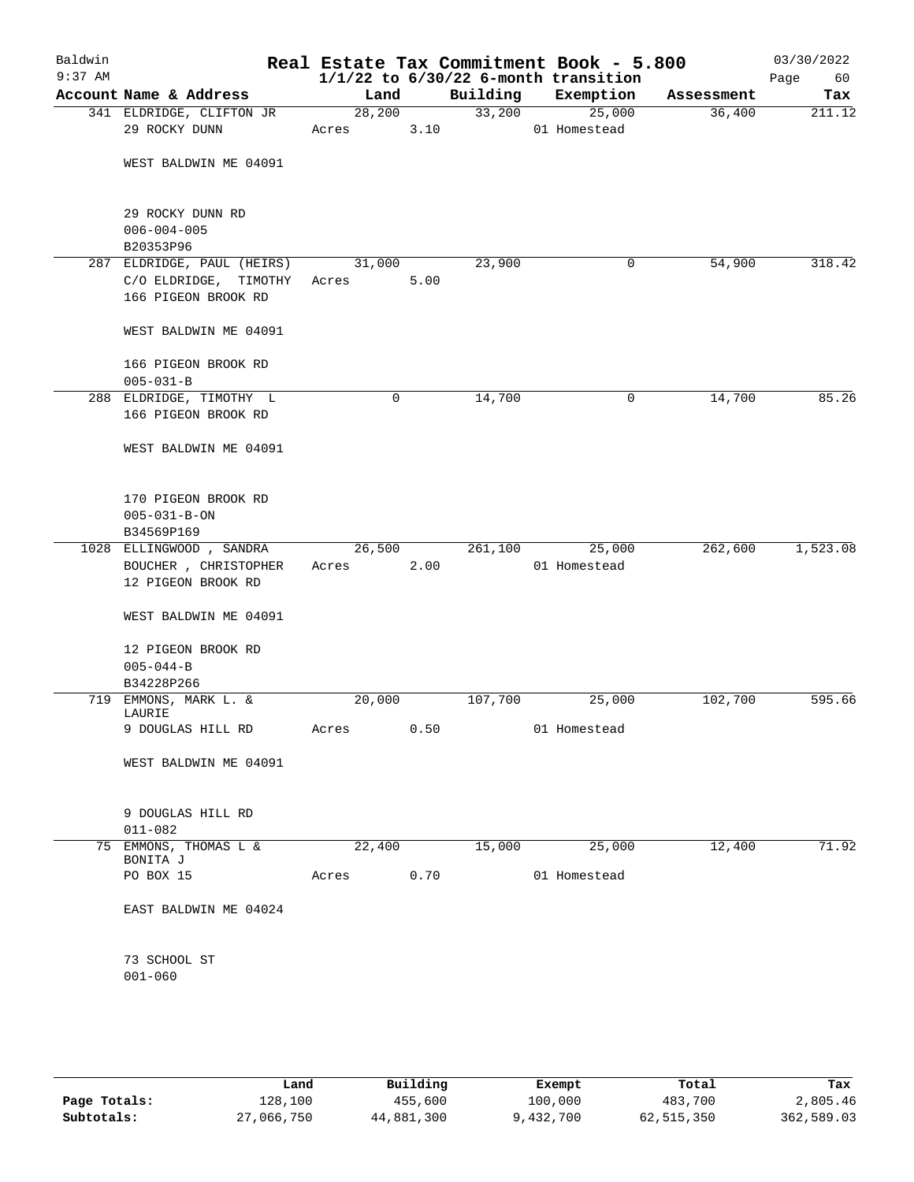# Real Estate Tax Commitment Book - 5.800

Baldwin
9:37 AM

$1/1/22$ to $6/30/22$ 6-month transition

03/30/2022

| Account Name & Address | Land | Building | Exemption | Assessment | Tax |
|---|---|---|---|---|---|
| 341 ELDRIDGE, CLIFTON JR<br>29 ROCKY DUNN<br><br>WEST BALDWIN ME 04091<br><br>29 ROCKY DUNN RD<br>006-004-005<br>B20353P96 | 28,200<br>Acres 3.10 | 33,200 | 25,000<br>01 Homestead | 36,400 | 211.12 |
| 287 ELDRIDGE, PAUL (HEIRS)<br>C/O ELDRIDGE, TIMOTHY<br>166 PIGEON BROOK RD<br><br>WEST BALDWIN ME 04091<br><br>166 PIGEON BROOK RD<br>005-031-B | 31,000<br>Acres 5.00 | 23,900 | 0 | 54,900 | 318.42 |
| 288 ELDRIDGE, TIMOTHY L<br>166 PIGEON BROOK RD<br><br>WEST BALDWIN ME 04091<br><br>170 PIGEON BROOK RD<br>005-031-B-ON<br>B34569P169 | 0 | 14,700 | 0 | 14,700 | 85.26 |
| 1028 ELLINGWOOD , SANDRA<br>BOUCHER , CHRISTOPHER<br>12 PIGEON BROOK RD<br><br>WEST BALDWIN ME 04091<br><br>12 PIGEON BROOK RD<br>005-044-B<br>B34228P266 | 26,500<br>Acres 2.00 | 261,100 | 25,000<br>01 Homestead | 262,600 | 1,523.08 |
| 719 EMMONS, MARK L. &<br>LAURIE<br>9 DOUGLAS HILL RD<br><br>WEST BALDWIN ME 04091<br><br>9 DOUGLAS HILL RD<br>011-082 | 20,000<br>Acres 0.50 | 107,700 | 25,000<br>01 Homestead | 102,700 | 595.66 |
| 75 EMMONS, THOMAS L &<br>BONITA J<br>PO BOX 15<br><br>EAST BALDWIN ME 04024<br><br>73 SCHOOL ST<br>001-060 | 22,400<br>Acres 0.70 | 15,000 | 25,000<br>01 Homestead | 12,400 | 71.92 |

| | Land | Building | Exempt | Total | Tax |
|---|---|---|---|---|---|
| Page Totals: | 128,100 | 455,600 | 100,000 | 483,700 | 2,805.46 |
| Subtotals: | 27,066,750 | 44,881,300 | 9,432,700 | 62,515,350 | 362,589.03 |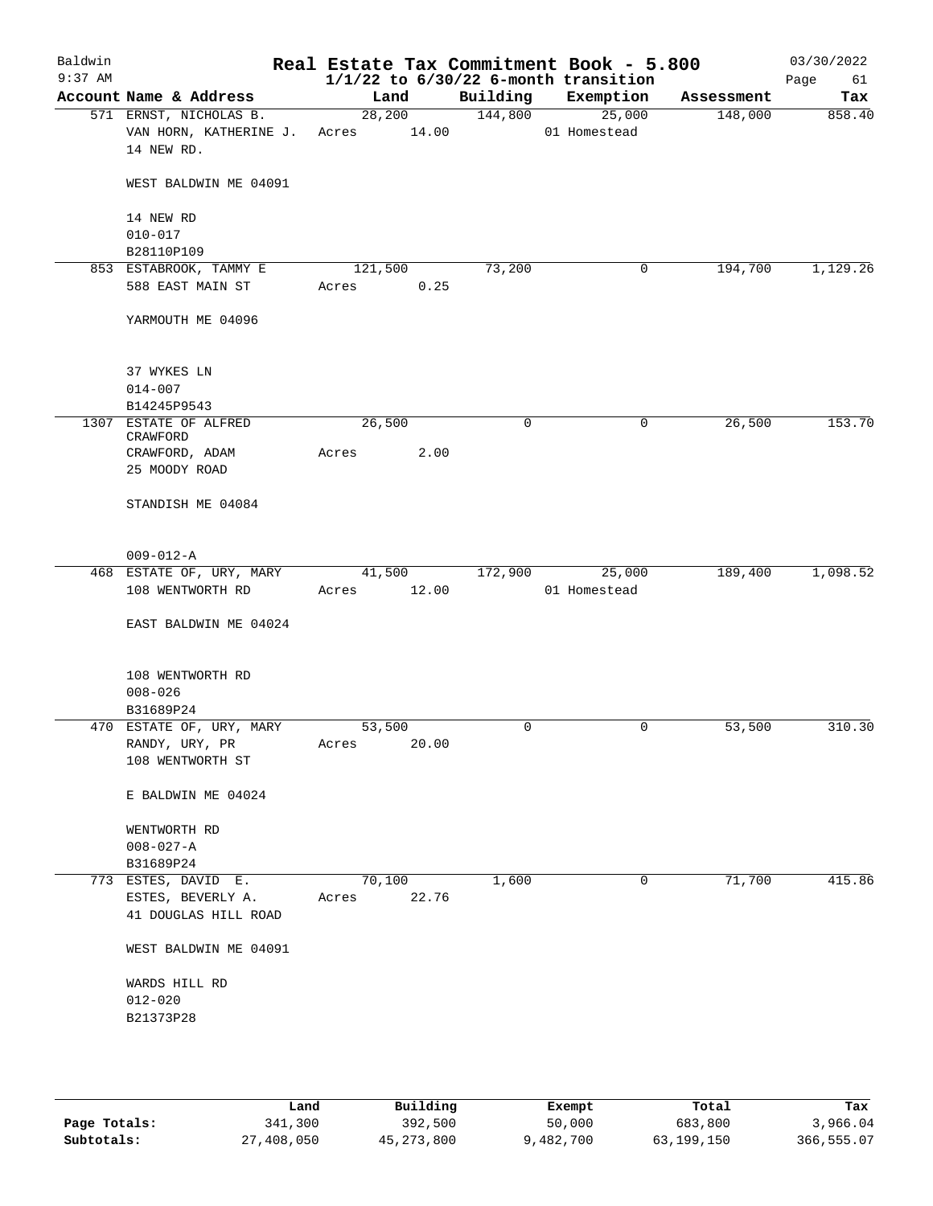# Real Estate Tax Commitment Book - 5.800

Baldwin
9:37 AM

03/30/2022

$1/1/22$ to $6/30/22$ 6-month transition

| Account | Name & Address | Land | Building | Exemption | Assessment | Tax |
|---|---|---|---|---|---|---|
| 571 | ERNST, NICHOLAS B.<br>VAN HORN, KATHERINE J.<br>14 NEW RD.<br><br>WEST BALDWIN ME 04091<br><br>14 NEW RD<br>010-017<br>B28110P109 | 28,200<br>Acres 14.00 | 144,800 | 25,000<br>01 Homestead | 148,000 | 858.40 |
| 853 | ESTABROOK, TAMMY E<br>588 EAST MAIN ST<br><br>YARMOUTH ME 04096<br><br>37 WYKES LN<br>014-007<br>B14245P9543 | 121,500<br>Acres 0.25 | 73,200 | 0 | 194,700 | 1,129.26 |
| 1307 | ESTATE OF ALFRED CRAWFORD<br>CRAWFORD, ADAM<br>25 MOODY ROAD<br><br>STANDISH ME 04084<br><br>009-012-A | 26,500<br>Acres 2.00 | 0 | 0 | 26,500 | 153.70 |
| 468 | ESTATE OF, URY, MARY<br>108 WENTWORTH RD<br><br>EAST BALDWIN ME 04024<br><br>108 WENTWORTH RD<br>008-026<br>B31689P24 | 41,500<br>Acres 12.00 | 172,900 | 25,000<br>01 Homestead | 189,400 | 1,098.52 |
| 470 | ESTATE OF, URY, MARY<br>RANDY, URY, PR<br>108 WENTWORTH ST<br><br>E BALDWIN ME 04024<br><br>WENTWORTH RD<br>008-027-A<br>B31689P24 | 53,500<br>Acres 20.00 | 0 | 0 | 53,500 | 310.30 |
| 773 | ESTES, DAVID E.<br>ESTES, BEVERLY A.<br>41 DOUGLAS HILL ROAD<br><br>WEST BALDWIN ME 04091<br><br>WARDS HILL RD<br>012-020<br>B21373P28 | 70,100<br>Acres 22.76 | 1,600 | 0 | 71,700 | 415.86 |

| | Land | Building | Exempt | Total | Tax |
|---|---|---|---|---|---|
| Page Totals: | 341,300 | 392,500 | 50,000 | 683,800 | 3,966.04 |
| Subtotals: | 27,408,050 | 45,273,800 | 9,482,700 | 63,199,150 | 366,555.07 |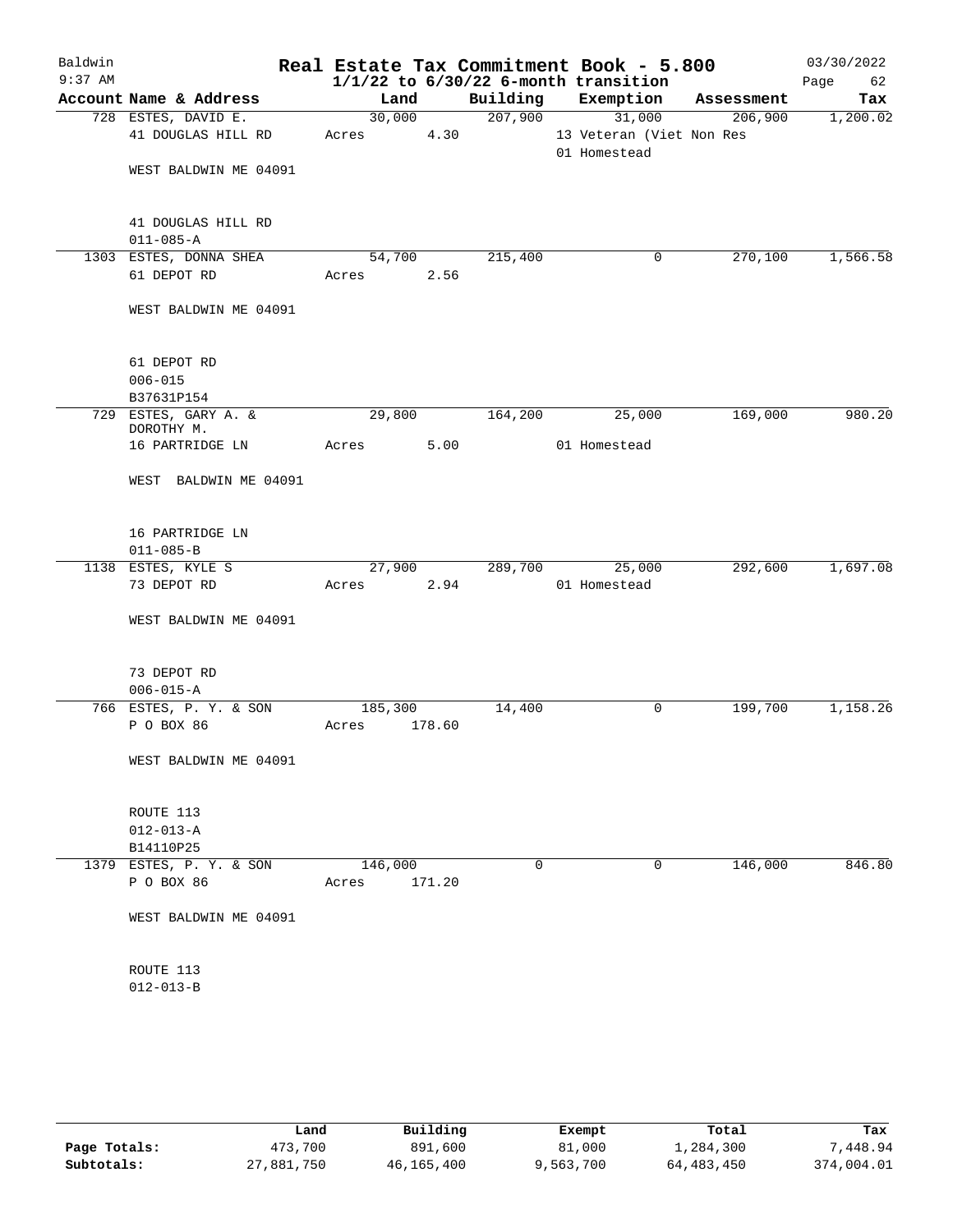# Real Estate Tax Commitment Book - 5.800

Baldwin
9:37 AM

$1/1/22$ to $6/30/22$ 6-month transition

03/30/2022

| Account | Name & Address | Land | Building | Exemption | Assessment | Tax |
|---|---|---|---|---|---|---|
| 728 | ESTES, DAVID E.<br>41 DOUGLAS HILL RD<br><br>WEST BALDWIN ME 04091<br><br>41 DOUGLAS HILL RD<br>011-085-A | 30,000<br>Acres 4.30 | 207,900 | 31,000<br>13 Veteran (Viet Non Res<br>01 Homestead | 206,900 | 1,200.02 |
| 1303 | ESTES, DONNA SHEA<br>61 DEPOT RD<br><br>WEST BALDWIN ME 04091<br><br>61 DEPOT RD<br>006-015<br>B37631P154 | 54,700<br>Acres 2.56 | 215,400 | 0 | 270,100 | 1,566.58 |
| 729 | ESTES, GARY A. &<br>DOROTHY M.<br>16 PARTRIDGE LN<br><br>WEST BALDWIN ME 04091<br><br>16 PARTRIDGE LN<br>011-085-B | 29,800<br>Acres 5.00 | 164,200 | 25,000<br>01 Homestead | 169,000 | 980.20 |
| 1138 | ESTES, KYLE S<br>73 DEPOT RD<br><br>WEST BALDWIN ME 04091<br><br>73 DEPOT RD<br>006-015-A | 27,900<br>Acres 2.94 | 289,700 | 25,000<br>01 Homestead | 292,600 | 1,697.08 |
| 766 | ESTES, P. Y. & SON<br>P O BOX 86<br><br>WEST BALDWIN ME 04091<br><br>ROUTE 113<br>012-013-A<br>B14110P25 | 185,300<br>Acres 178.60 | 14,400 | 0 | 199,700 | 1,158.26 |
| 1379 | ESTES, P. Y. & SON<br>P O BOX 86<br><br>WEST BALDWIN ME 04091<br><br>ROUTE 113<br>012-013-B | 146,000<br>Acres 171.20 | 0 | 0 | 146,000 | 846.80 |

| | Land | Building | Exempt | Total | Tax |
|---|---|---|---|---|---|
| **Page Totals:** | 473,700 | 891,600 | 81,000 | 1,284,300 | 7,448.94 |
| **Subtotals:** | 27,881,750 | 46,165,400 | 9,563,700 | 64,483,450 | 374,004.01 |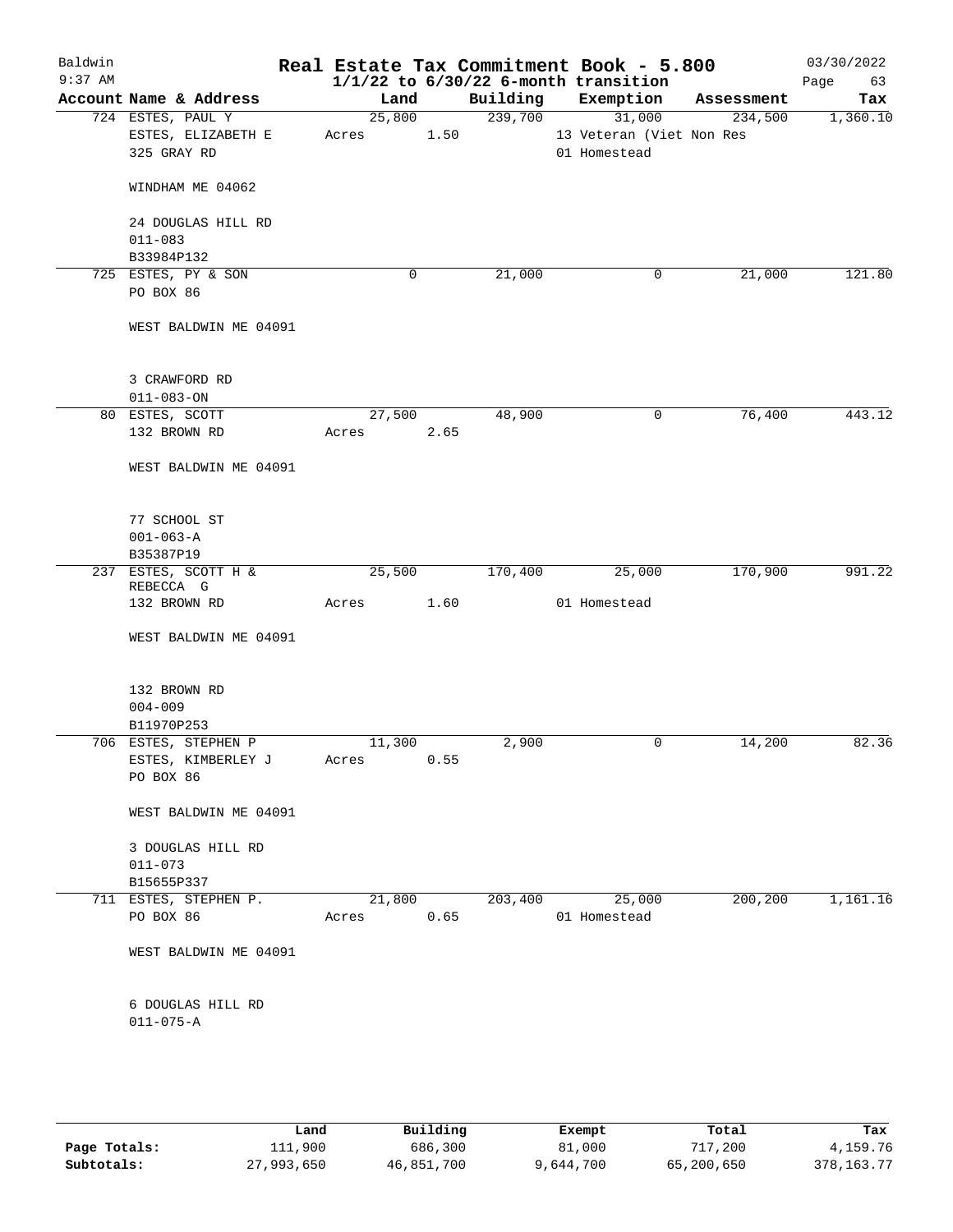Baldwin 9:37 AM

# Real Estate Tax Commitment Book - 5.800

## 1/1/22 to 6/30/22 6-month transition

03/30/2022

| Account Name & Address | Land | Building | Exemption | Assessment | Tax |
|---|---|---|---|---|---|
| 724 ESTES, PAUL Y<br>ESTES, ELIZABETH E<br>325 GRAY RD<br><br>WINDHAM ME 04062<br><br>24 DOUGLAS HILL RD<br>011-083<br>B33984P132 | 25,800<br>Acres 1.50 | 239,700 | 31,000<br>13 Veteran (Viet Non Res<br>01 Homestead | 234,500 | 1,360.10 |
| 725 ESTES, PY & SON<br>PO BOX 86<br><br>WEST BALDWIN ME 04091<br><br>3 CRAWFORD RD<br>011-083-ON | 0 | 21,000 | 0 | 21,000 | 121.80 |
| 80 ESTES, SCOTT<br>132 BROWN RD<br><br>WEST BALDWIN ME 04091<br><br>77 SCHOOL ST<br>001-063-A<br>B35387P19 | 27,500<br>Acres 2.65 | 48,900 | 0 | 76,400 | 443.12 |
| 237 ESTES, SCOTT H &<br>REBECCA G<br>132 BROWN RD<br><br>WEST BALDWIN ME 04091<br><br>132 BROWN RD<br>004-009<br>B11970P253 | 25,500<br>Acres 1.60 | 170,400 | 25,000<br>01 Homestead | 170,900 | 991.22 |
| 706 ESTES, STEPHEN P<br>ESTES, KIMBERLEY J<br>PO BOX 86<br><br>WEST BALDWIN ME 04091<br><br>3 DOUGLAS HILL RD<br>011-073<br>B15655P337 | 11,300<br>Acres 0.55 | 2,900 | 0 | 14,200 | 82.36 |
| 711 ESTES, STEPHEN P.<br>PO BOX 86<br><br>WEST BALDWIN ME 04091<br><br>6 DOUGLAS HILL RD<br>011-075-A | 21,800<br>Acres 0.65 | 203,400 | 25,000<br>01 Homestead | 200,200 | 1,161.16 |

| | Land | Building | Exempt | Total | Tax |
|---|---|---|---|---|---|
| Page Totals: | 111,900 | 686,300 | 81,000 | 717,200 | 4,159.76 |
| Subtotals: | 27,993,650 | 46,851,700 | 9,644,700 | 65,200,650 | 378,163.77 |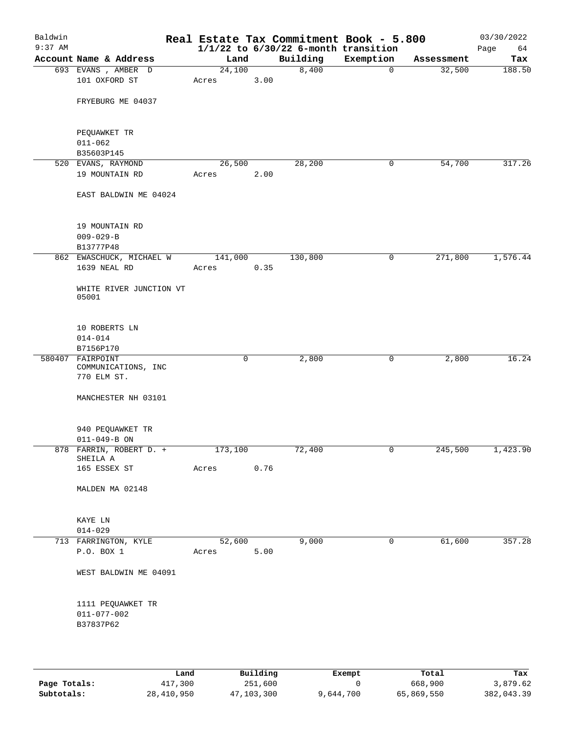# Baldwin — Real Estate Tax Commitment Book - 5.800

9:37 AM — 1/1/22 to 6/30/22 6-month transition — 03/30/2022

| Account | Name & Address | Land | Building | Exemption | Assessment | Tax |
|---|---|---|---|---|---|---|
| 693 | EVANS , AMBER D<br>101 OXFORD ST<br>FRYEBURG ME 04037<br>PEQUAWKET TR<br>011-062<br>B35603P145 | 24,100<br>Acres 3.00 | 8,400 | 0 | 32,500 | 188.50 |
| 520 | EVANS, RAYMOND<br>19 MOUNTAIN RD<br>EAST BALDWIN ME 04024<br>19 MOUNTAIN RD<br>009-029-B<br>B13777P48 | 26,500<br>Acres 2.00 | 28,200 | 0 | 54,700 | 317.26 |
| 862 | EWASCHUCK, MICHAEL W<br>1639 NEAL RD<br>WHITE RIVER JUNCTION VT 05001<br>10 ROBERTS LN<br>014-014<br>B7156P170 | 141,000<br>Acres 0.35 | 130,800 | 0 | 271,800 | 1,576.44 |
| 580407 | FAIRPOINT COMMUNICATIONS, INC<br>770 ELM ST.<br>MANCHESTER NH 03101<br>940 PEQUAWKET TR<br>011-049-B ON | 0 | 2,800 | 0 | 2,800 | 16.24 |
| 878 | FARRIN, ROBERT D. + SHEILA A<br>165 ESSEX ST<br>MALDEN MA 02148<br>KAYE LN<br>014-029 | 173,100<br>Acres 0.76 | 72,400 | 0 | 245,500 | 1,423.90 |
| 713 | FARRINGTON, KYLE<br>P.O. BOX 1<br>WEST BALDWIN ME 04091<br>1111 PEQUAWKET TR<br>011-077-002<br>B37837P62 | 52,600<br>Acres 5.00 | 9,000 | 0 | 61,600 | 357.28 |

| | Land | Building | Exempt | Total | Tax |
|---|---|---|---|---|---|
| **Page Totals:** | 417,300 | 251,600 | 0 | 668,900 | 3,879.62 |
| **Subtotals:** | 28,410,950 | 47,103,300 | 9,644,700 | 65,869,550 | 382,043.39 |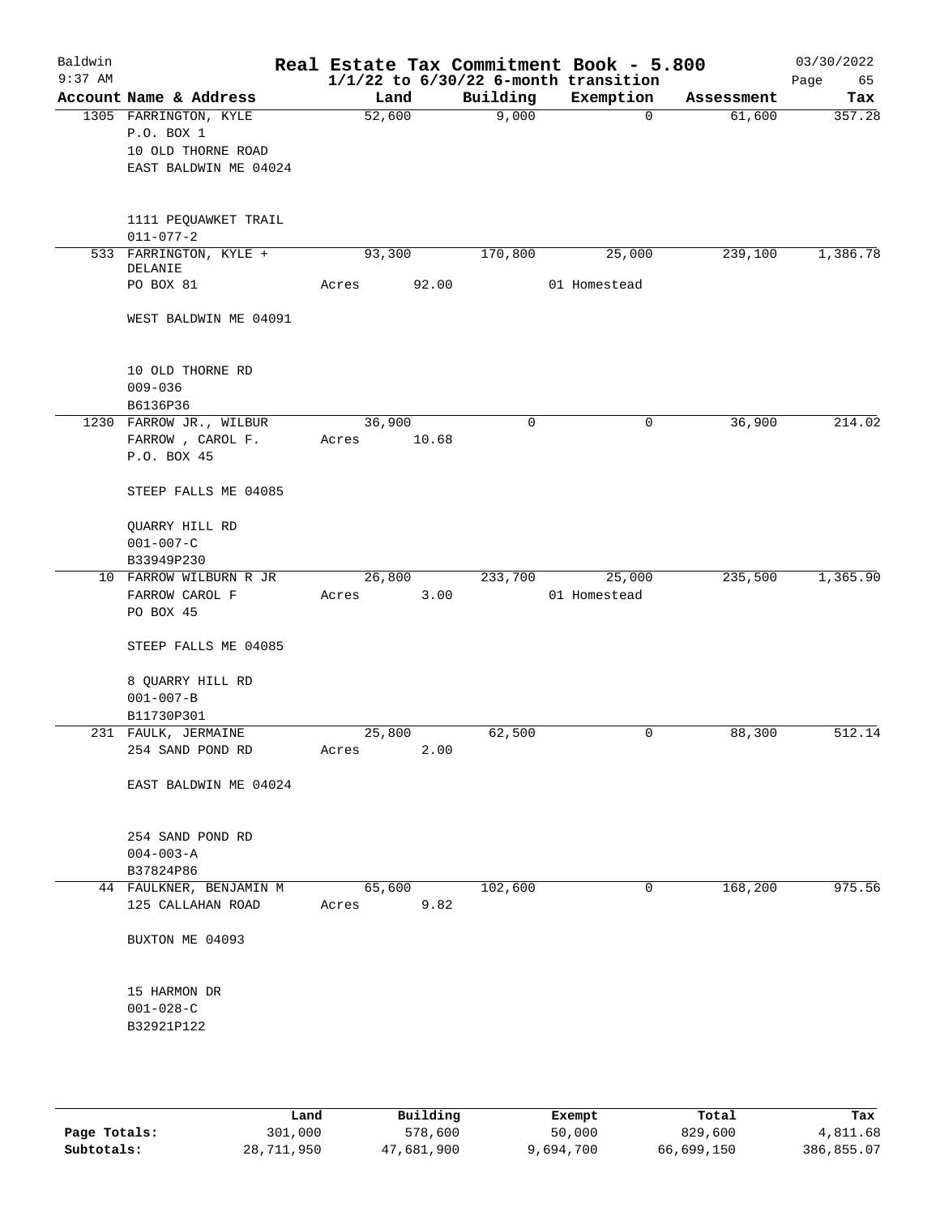# Real Estate Tax Commitment Book - 5.800

Baldwin
9:37 AM

$1/1/22$ to $6/30/22$ 6-month transition

03/30/2022

| Account | Name & Address | Land | Building | Exemption | Assessment | Tax |
|---|---|---|---|---|---|---|
| 1305 | FARRINGTON, KYLE<br>P.O. BOX 1<br>10 OLD THORNE ROAD<br>EAST BALDWIN ME 04024<br><br>1111 PEQUAWKET TRAIL<br>011-077-2 | 52,600 | 9,000 | 0 | 61,600 | 357.28 |
| 533 | FARRINGTON, KYLE + DELANIE<br>PO BOX 81<br><br>WEST BALDWIN ME 04091<br><br>10 OLD THORNE RD<br>009-036<br>B6136P36 | 93,300<br>Acres 92.00 | 170,800 | 25,000<br>01 Homestead | 239,100 | 1,386.78 |
| 1230 | FARROW JR., WILBUR<br>FARROW , CAROL F.<br>P.O. BOX 45<br><br>STEEP FALLS ME 04085<br><br>QUARRY HILL RD<br>001-007-C<br>B33949P230 | 36,900<br>Acres 10.68 | 0 | 0 | 36,900 | 214.02 |
| 10 | FARROW WILBURN R JR<br>FARROW CAROL F<br>PO BOX 45<br><br>STEEP FALLS ME 04085<br><br>8 QUARRY HILL RD<br>001-007-B<br>B11730P301 | 26,800<br>Acres 3.00 | 233,700 | 25,000<br>01 Homestead | 235,500 | 1,365.90 |
| 231 | FAULK, JERMAINE<br>254 SAND POND RD<br><br>EAST BALDWIN ME 04024<br><br>254 SAND POND RD<br>004-003-A<br>B37824P86 | 25,800<br>Acres 2.00 | 62,500 | 0 | 88,300 | 512.14 |
| 44 | FAULKNER, BENJAMIN M<br>125 CALLAHAN ROAD<br><br>BUXTON ME 04093<br><br>15 HARMON DR<br>001-028-C<br>B32921P122 | 65,600<br>Acres 9.82 | 102,600 | 0 | 168,200 | 975.56 |

| | Land | Building | Exempt | Total | Tax |
|---|---|---|---|---|---|
| Page Totals: | 301,000 | 578,600 | 50,000 | 829,600 | 4,811.68 |
| Subtotals: | 28,711,950 | 47,681,900 | 9,694,700 | 66,699,150 | 386,855.07 |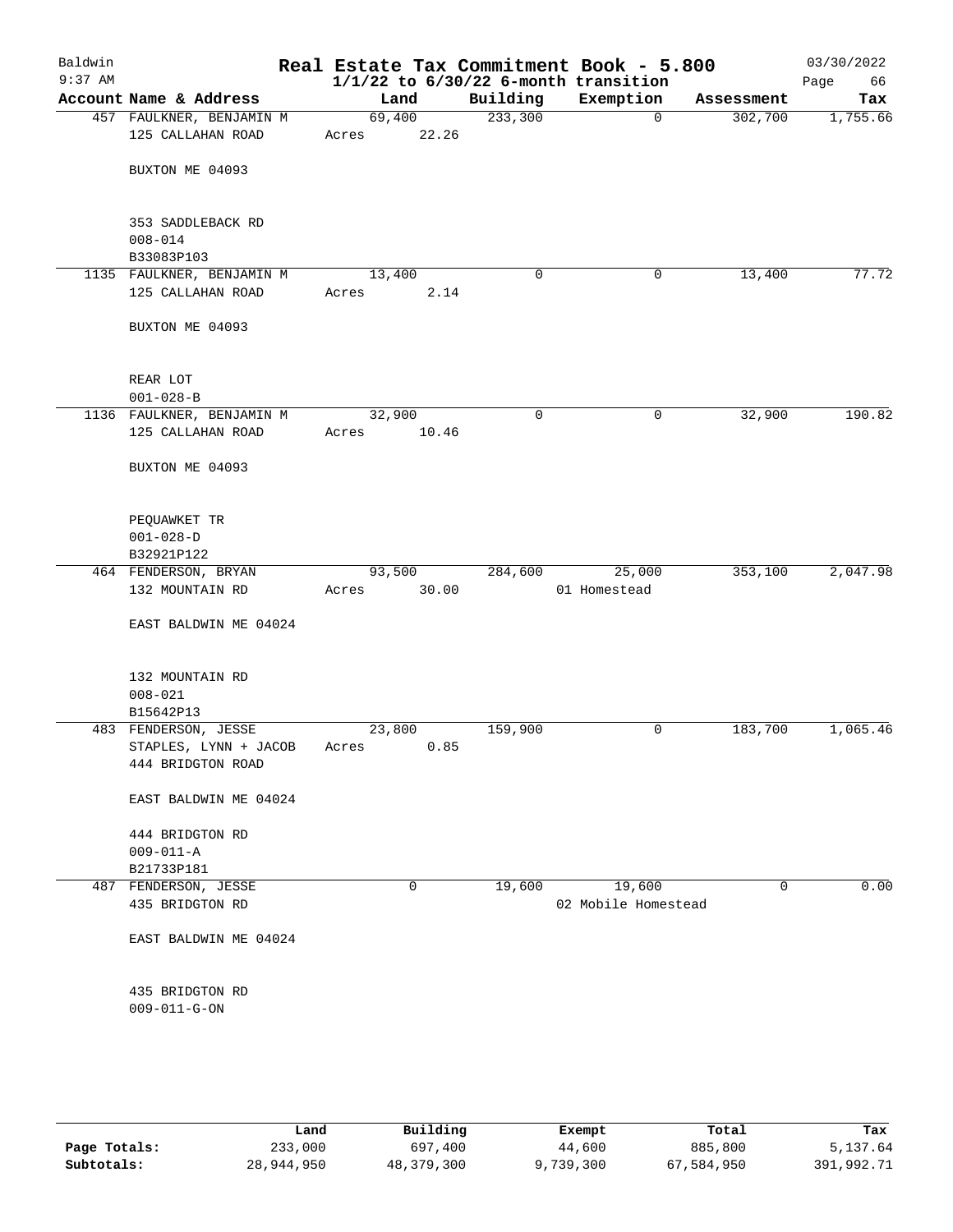# Baldwin Real Estate Tax Commitment Book - 5.800

**1/1/22 to 6/30/22 6-month transition**

| Account Name & Address | Land | Building | Exemption | Assessment | Tax |
|---|---|---|---|---|---|
| 457 FAULKNER, BENJAMIN M<br>125 CALLAHAN ROAD<br><br>BUXTON ME 04093<br><br>353 SADDLEBACK RD<br>008-014<br>B33083P103 | 69,400<br>Acres 22.26 | 233,300 | 0 | 302,700 | 1,755.66 |
| 1135 FAULKNER, BENJAMIN M<br>125 CALLAHAN ROAD<br><br>BUXTON ME 04093<br><br>REAR LOT<br>001-028-B | 13,400<br>Acres 2.14 | 0 | 0 | 13,400 | 77.72 |
| 1136 FAULKNER, BENJAMIN M<br>125 CALLAHAN ROAD<br><br>BUXTON ME 04093<br><br>PEQUAWKET TR<br>001-028-D<br>B32921P122 | 32,900<br>Acres 10.46 | 0 | 0 | 32,900 | 190.82 |
| 464 FENDERSON, BRYAN<br>132 MOUNTAIN RD<br><br>EAST BALDWIN ME 04024<br><br>132 MOUNTAIN RD<br>008-021<br>B15642P13 | 93,500<br>Acres 30.00 | 284,600 | 25,000<br>01 Homestead | 353,100 | 2,047.98 |
| 483 FENDERSON, JESSE<br>STAPLES, LYNN + JACOB<br>444 BRIDGTON ROAD<br><br>EAST BALDWIN ME 04024<br><br>444 BRIDGTON RD<br>009-011-A<br>B21733P181 | 23,800<br>Acres 0.85 | 159,900 | 0 | 183,700 | 1,065.46 |
| 487 FENDERSON, JESSE<br>435 BRIDGTON RD<br><br>EAST BALDWIN ME 04024<br><br>435 BRIDGTON RD<br>009-011-G-ON | 0 | 19,600 | 19,600<br>02 Mobile Homestead | 0 | 0.00 |

| | Land | Building | Exempt | Total | Tax |
|---|---|---|---|---|---|
| Page Totals: | 233,000 | 697,400 | 44,600 | 885,800 | 5,137.64 |
| Subtotals: | 28,944,950 | 48,379,300 | 9,739,300 | 67,584,950 | 391,992.71 |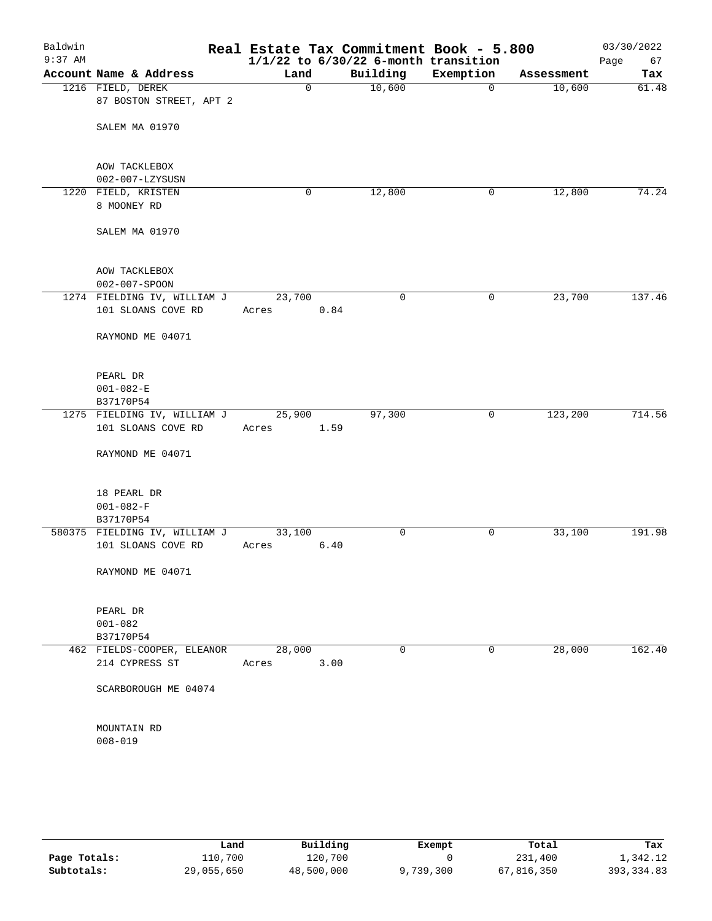# Real Estate Tax Commitment Book - 5.800

Baldwin
9:37 AM

$1/1/22$ to $6/30/22$ 6-month transition

03/30/2022

| Account | Name & Address | Land | Building | Exemption | Assessment | Tax |
|---|---|---|---|---|---|---|
| 1216 | FIELD, DEREK<br>87 BOSTON STREET, APT 2<br><br>SALEM MA 01970<br><br>AOW TACKLEBOX<br>002-007-LZYSUSN | 0 | 10,600 | 0 | 10,600 | 61.48 |
| 1220 | FIELD, KRISTEN<br>8 MOONEY RD<br><br>SALEM MA 01970<br><br>AOW TACKLEBOX<br>002-007-SPOON | 0 | 12,800 | 0 | 12,800 | 74.24 |
| 1274 | FIELDING IV, WILLIAM J<br>101 SLOANS COVE RD<br><br>RAYMOND ME 04071<br><br>PEARL DR<br>001-082-E<br>B37170P54 | 23,700<br>Acres 0.84 | 0 | 0 | 23,700 | 137.46 |
| 1275 | FIELDING IV, WILLIAM J<br>101 SLOANS COVE RD<br><br>RAYMOND ME 04071<br><br>18 PEARL DR<br>001-082-F<br>B37170P54 | 25,900<br>Acres 1.59 | 97,300 | 0 | 123,200 | 714.56 |
| 580375 | FIELDING IV, WILLIAM J<br>101 SLOANS COVE RD<br><br>RAYMOND ME 04071<br><br>PEARL DR<br>001-082<br>B37170P54 | 33,100<br>Acres 6.40 | 0 | 0 | 33,100 | 191.98 |
| 462 | FIELDS-COOPER, ELEANOR<br>214 CYPRESS ST<br><br>SCARBOROUGH ME 04074<br><br>MOUNTAIN RD<br>008-019 | 28,000<br>Acres 3.00 | 0 | 0 | 28,000 | 162.40 |

| | Land | Building | Exempt | Total | Tax |
|---|---|---|---|---|---|
| **Page Totals:** | 110,700 | 120,700 | 0 | 231,400 | 1,342.12 |
| **Subtotals:** | 29,055,650 | 48,500,000 | 9,739,300 | 67,816,350 | 393,334.83 |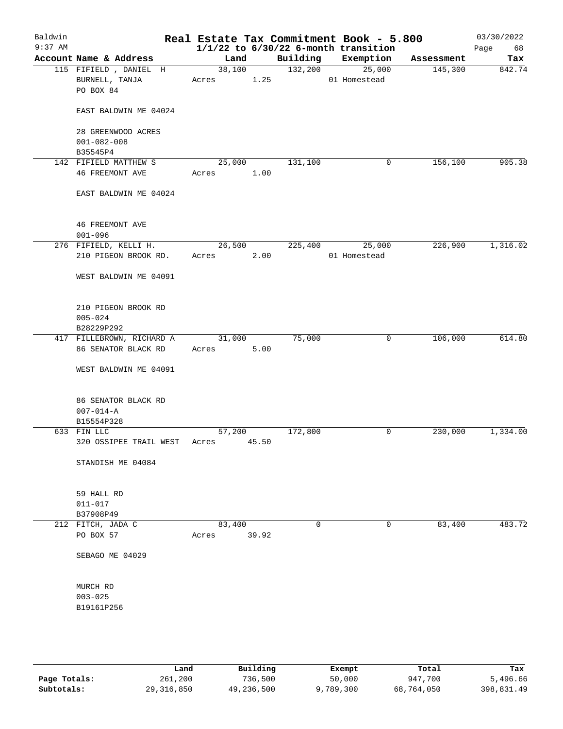# Real Estate Tax Commitment Book - 5.800

Baldwin 9:37 AM — 1/1/22 to 6/30/22 6-month transition — 03/30/2022

| Account Name & Address | Land | Building | Exemption | Assessment | Tax |
|---|---|---|---|---|---|
| 115 FIFIELD , DANIEL H<br>BURNELL, TANJA<br>PO BOX 84<br><br>EAST BALDWIN ME 04024<br><br>28 GREENWOOD ACRES<br>001-082-008<br>B35545P4 | 38,100<br>Acres 1.25 | 132,200 | 25,000<br>01 Homestead | 145,300 | 842.74 |
| 142 FIFIELD MATTHEW S<br>46 FREEMONT AVE<br><br>EAST BALDWIN ME 04024<br><br>46 FREEMONT AVE<br>001-096 | 25,000<br>Acres 1.00 | 131,100 | 0 | 156,100 | 905.38 |
| 276 FIFIELD, KELLI H.<br>210 PIGEON BROOK RD.<br><br>WEST BALDWIN ME 04091<br><br>210 PIGEON BROOK RD<br>005-024<br>B28229P292 | 26,500<br>Acres 2.00 | 225,400 | 25,000<br>01 Homestead | 226,900 | 1,316.02 |
| 417 FILLEBROWN, RICHARD A<br>86 SENATOR BLACK RD<br><br>WEST BALDWIN ME 04091<br><br>86 SENATOR BLACK RD<br>007-014-A<br>B15554P328 | 31,000<br>Acres 5.00 | 75,000 | 0 | 106,000 | 614.80 |
| 633 FIN LLC<br>320 OSSIPEE TRAIL WEST<br><br>STANDISH ME 04084<br><br>59 HALL RD<br>011-017<br>B37908P49 | 57,200<br>Acres 45.50 | 172,800 | 0 | 230,000 | 1,334.00 |
| 212 FITCH, JADA C<br>PO BOX 57<br><br>SEBAGO ME 04029<br><br>MURCH RD<br>003-025<br>B19161P256 | 83,400<br>Acres 39.92 | 0 | 0 | 83,400 | 483.72 |

| | Land | Building | Exempt | Total | Tax |
|---|---|---|---|---|---|
| Page Totals: | 261,200 | 736,500 | 50,000 | 947,700 | 5,496.66 |
| Subtotals: | 29,316,850 | 49,236,500 | 9,789,300 | 68,764,050 | 398,831.49 |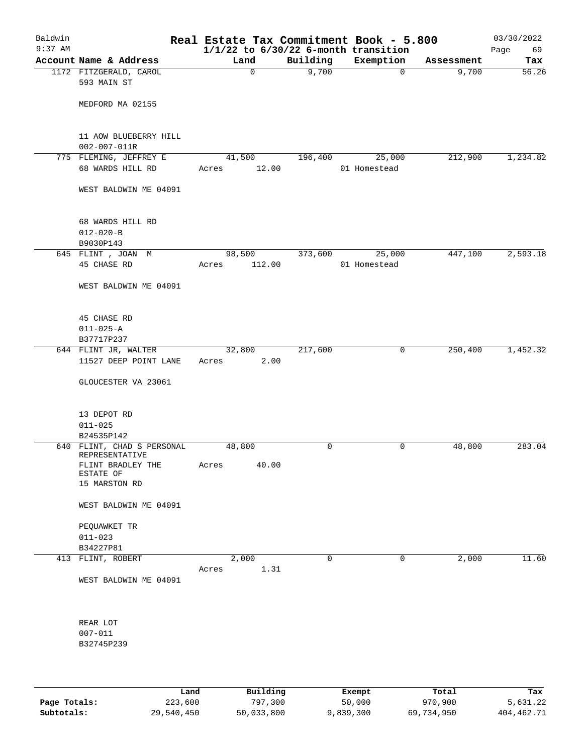Baldwin 9:37 AM

# Real Estate Tax Commitment Book - 5.800

1/1/22 to 6/30/22 6-month transition

03/30/2022

| Account Name & Address | Land | Building | Exemption | Assessment | Tax |
|---|---|---|---|---|---|
| 1172 FITZGERALD, CAROL<br>593 MAIN ST<br><br>MEDFORD MA 02155<br><br>11 AOW BLUEBERRY HILL<br>002-007-011R | 0 | 9,700 | 0 | 9,700 | 56.26 |
| 775 FLEMING, JEFFREY E<br>68 WARDS HILL RD<br><br>WEST BALDWIN ME 04091<br><br>68 WARDS HILL RD<br>012-020-B<br>B9030P143 | 41,500<br>Acres 12.00 | 196,400 | 25,000<br>01 Homestead | 212,900 | 1,234.82 |
| 645 FLINT , JOAN M<br>45 CHASE RD<br><br>WEST BALDWIN ME 04091<br><br>45 CHASE RD<br>011-025-A<br>B37717P237 | 98,500<br>Acres 112.00 | 373,600 | 25,000<br>01 Homestead | 447,100 | 2,593.18 |
| 644 FLINT JR, WALTER<br>11527 DEEP POINT LANE<br><br>GLOUCESTER VA 23061<br><br>13 DEPOT RD<br>011-025<br>B24535P142 | 32,800<br>Acres 2.00 | 217,600 | 0 | 250,400 | 1,452.32 |
| 640 FLINT, CHAD S PERSONAL REPRESENTATIVE<br>FLINT BRADLEY THE ESTATE OF<br>15 MARSTON RD<br><br>WEST BALDWIN ME 04091<br><br>PEQUAWKET TR<br>011-023<br>B34227P81 | 48,800<br>Acres 40.00 | 0 | 0 | 48,800 | 283.04 |
| 413 FLINT, ROBERT<br><br>WEST BALDWIN ME 04091<br><br>REAR LOT<br>007-011<br>B32745P239 | 2,000<br>Acres 1.31 | 0 | 0 | 2,000 | 11.60 |

| | Land | Building | Exempt | Total | Tax |
|---|---|---|---|---|---|
| **Page Totals:** | 223,600 | 797,300 | 50,000 | 970,900 | 5,631.22 |
| **Subtotals:** | 29,540,450 | 50,033,800 | 9,839,300 | 69,734,950 | 404,462.71 |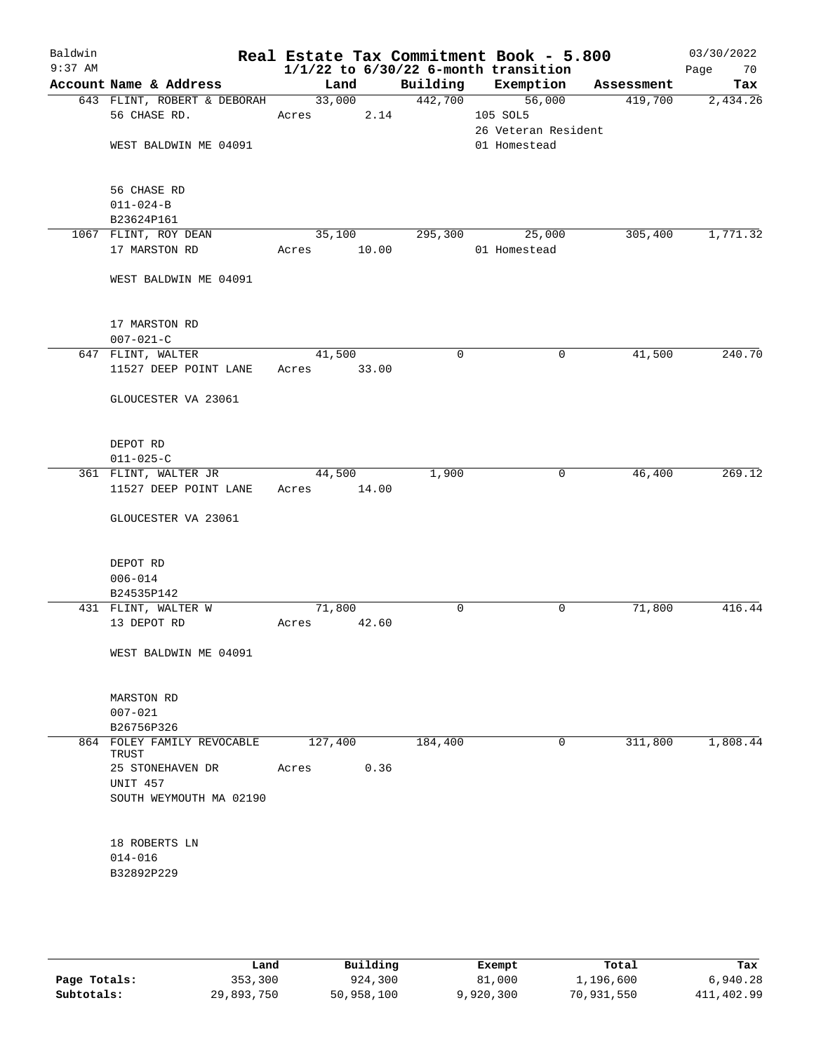# Real Estate Tax Commitment Book - 5.800

Baldwin
9:37 AM

$1/1/22$ to $6/30/22$ 6-month transition

03/30/2022

| Account Name & Address | Land | Building | Exemption | Assessment | Tax |
|---|---|---|---|---|---|
| 643 FLINT, ROBERT & DEBORAH<br>56 CHASE RD.<br><br>WEST BALDWIN ME 04091<br><br>56 CHASE RD<br>011-024-B<br>B23624P161 | 33,000<br>Acres 2.14 | 442,700 | 56,000<br>105 SOL5<br>26 Veteran Resident<br>01 Homestead | 419,700 | 2,434.26 |
| 1067 FLINT, ROY DEAN<br>17 MARSTON RD<br><br>WEST BALDWIN ME 04091<br><br>17 MARSTON RD<br>007-021-C | 35,100<br>Acres 10.00 | 295,300 | 25,000<br>01 Homestead | 305,400 | 1,771.32 |
| 647 FLINT, WALTER<br>11527 DEEP POINT LANE<br><br>GLOUCESTER VA 23061<br><br>DEPOT RD<br>011-025-C | 41,500<br>Acres 33.00 | 0 | 0 | 41,500 | 240.70 |
| 361 FLINT, WALTER JR<br>11527 DEEP POINT LANE<br><br>GLOUCESTER VA 23061<br><br>DEPOT RD<br>006-014<br>B24535P142 | 44,500<br>Acres 14.00 | 1,900 | 0 | 46,400 | 269.12 |
| 431 FLINT, WALTER W<br>13 DEPOT RD<br><br>WEST BALDWIN ME 04091<br><br>MARSTON RD<br>007-021<br>B26756P326 | 71,800<br>Acres 42.60 | 0 | 0 | 71,800 | 416.44 |
| 864 FOLEY FAMILY REVOCABLE TRUST<br>25 STONEHAVEN DR<br>UNIT 457<br>SOUTH WEYMOUTH MA 02190<br><br>18 ROBERTS LN<br>014-016<br>B32892P229 | 127,400<br>Acres 0.36 | 184,400 | 0 | 311,800 | 1,808.44 |

| | Land | Building | Exempt | Total | Tax |
|---|---|---|---|---|---|
| Page Totals: | 353,300 | 924,300 | 81,000 | 1,196,600 | 6,940.28 |
| Subtotals: | 29,893,750 | 50,958,100 | 9,920,300 | 70,931,550 | 411,402.99 |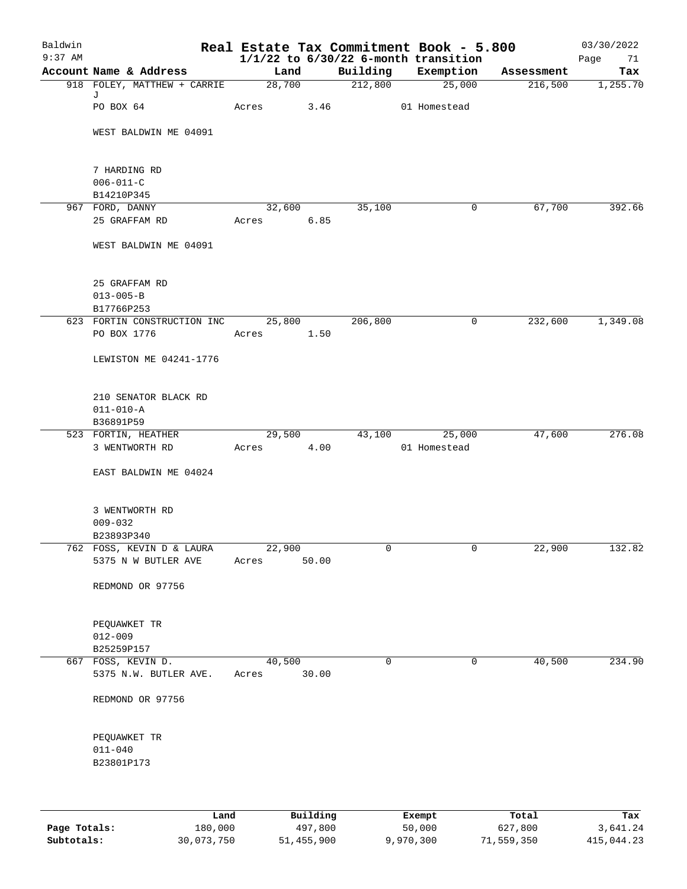# Baldwin Real Estate Tax Commitment Book - 5.800

03/30/2022
9:37 AM

$1/1/22$ to $6/30/22$ 6-month transition

| Account Name & Address | Land | Building | Exemption | Assessment | Tax |
|---|---|---|---|---|---|
| 918 FOLEY, MATTHEW + CARRIE J | 28,700 | 212,800 | 25,000 | 216,500 | 1,255.70 |
| PO BOX 64 | Acres 3.46 | | 01 Homestead | | |
| WEST BALDWIN ME 04091 | | | | | |
| 7 HARDING RD | | | | | |
| 006-011-C | | | | | |
| B14210P345 | | | | | |
| 967 FORD, DANNY | 32,600 | 35,100 | 0 | 67,700 | 392.66 |
| 25 GRAFFAM RD | Acres 6.85 | | | | |
| WEST BALDWIN ME 04091 | | | | | |
| 25 GRAFFAM RD | | | | | |
| 013-005-B | | | | | |
| B17766P253 | | | | | |
| 623 FORTIN CONSTRUCTION INC | 25,800 | 206,800 | 0 | 232,600 | 1,349.08 |
| PO BOX 1776 | Acres 1.50 | | | | |
| LEWISTON ME 04241-1776 | | | | | |
| 210 SENATOR BLACK RD | | | | | |
| 011-010-A | | | | | |
| B36891P59 | | | | | |
| 523 FORTIN, HEATHER | 29,500 | 43,100 | 25,000 | 47,600 | 276.08 |
| 3 WENTWORTH RD | Acres 4.00 | | 01 Homestead | | |
| EAST BALDWIN ME 04024 | | | | | |
| 3 WENTWORTH RD | | | | | |
| 009-032 | | | | | |
| B23893P340 | | | | | |
| 762 FOSS, KEVIN D & LAURA | 22,900 | 0 | 0 | 22,900 | 132.82 |
| 5375 N W BUTLER AVE | Acres 50.00 | | | | |
| REDMOND OR 97756 | | | | | |
| PEQUAWKET TR | | | | | |
| 012-009 | | | | | |
| B25259P157 | | | | | |
| 667 FOSS, KEVIN D. | 40,500 | 0 | 0 | 40,500 | 234.90 |
| 5375 N.W. BUTLER AVE. | Acres 30.00 | | | | |
| REDMOND OR 97756 | | | | | |
| PEQUAWKET TR | | | | | |
| 011-040 | | | | | |
| B23801P173 | | | | | |

| | Land | Building | Exempt | Total | Tax |
|---|---|---|---|---|---|
| Page Totals: | 180,000 | 497,800 | 50,000 | 627,800 | 3,641.24 |
| Subtotals: | 30,073,750 | 51,455,900 | 9,970,300 | 71,559,350 | 415,044.23 |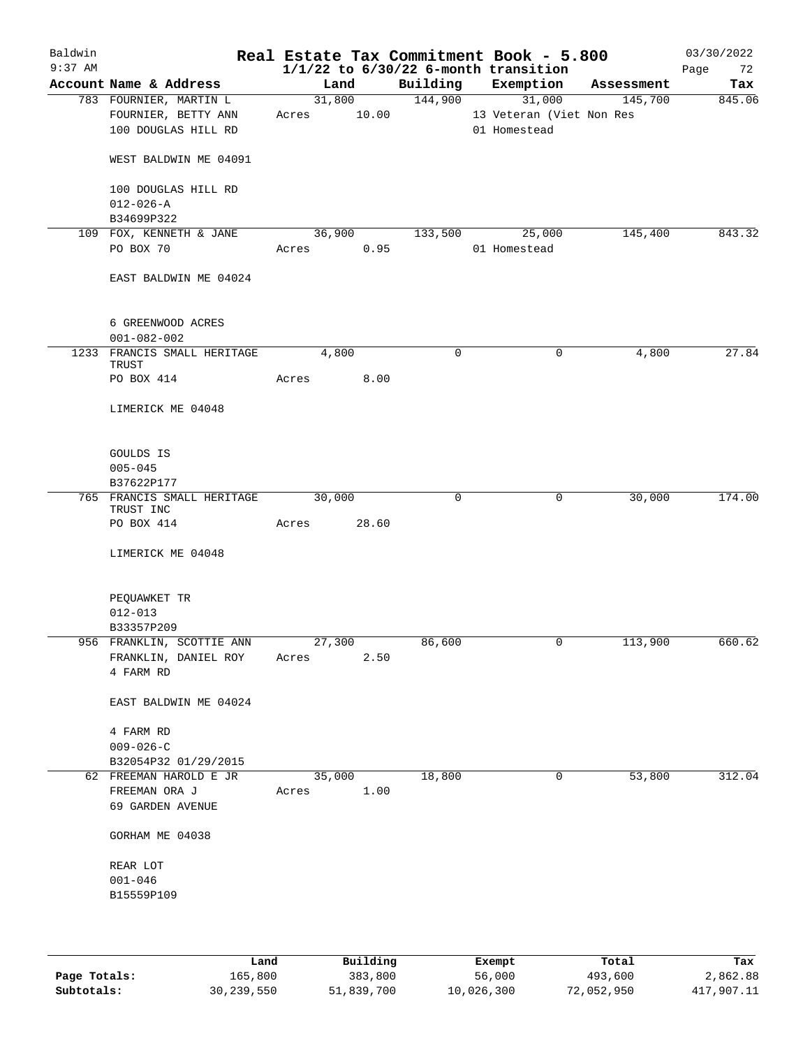Baldwin 9:37 AM

**Real Estate Tax Commitment Book - 5.800**
**1/1/22 to 6/30/22 6-month transition**

03/30/2022

| Account Name & Address | Land | Building | Exemption | Assessment | Tax |
|---|---|---|---|---|---|
| 783 FOURNIER, MARTIN L<br>FOURNIER, BETTY ANN<br>100 DOUGLAS HILL RD<br><br>WEST BALDWIN ME 04091<br><br>100 DOUGLAS HILL RD<br>012-026-A<br>B34699P322 | 31,800<br>Acres 10.00 | 144,900 | 31,000<br>13 Veteran (Viet Non Res<br>01 Homestead | 145,700 | 845.06 |
| 109 FOX, KENNETH & JANE<br>PO BOX 70<br><br>EAST BALDWIN ME 04024<br><br>6 GREENWOOD ACRES<br>001-082-002 | 36,900<br>Acres 0.95 | 133,500 | 25,000<br>01 Homestead | 145,400 | 843.32 |
| 1233 FRANCIS SMALL HERITAGE TRUST<br>PO BOX 414<br><br>LIMERICK ME 04048<br><br>GOULDS IS<br>005-045<br>B37622P177 | 4,800<br>Acres 8.00 | 0 | 0 | 4,800 | 27.84 |
| 765 FRANCIS SMALL HERITAGE TRUST INC<br>PO BOX 414<br><br>LIMERICK ME 04048<br><br>PEQUAWKET TR<br>012-013<br>B33357P209 | 30,000<br>Acres 28.60 | 0 | 0 | 30,000 | 174.00 |
| 956 FRANKLIN, SCOTTIE ANN<br>FRANKLIN, DANIEL ROY<br>4 FARM RD<br><br>EAST BALDWIN ME 04024<br><br>4 FARM RD<br>009-026-C<br>B32054P32 01/29/2015 | 27,300<br>Acres 2.50 | 86,600 | 0 | 113,900 | 660.62 |
| 62 FREEMAN HAROLD E JR<br>FREEMAN ORA J<br>69 GARDEN AVENUE<br><br>GORHAM ME 04038<br><br>REAR LOT<br>001-046<br>B15559P109 | 35,000<br>Acres 1.00 | 18,800 | 0 | 53,800 | 312.04 |

| | Land | Building | Exempt | Total | Tax |
|---|---|---|---|---|---|
| **Page Totals:** | 165,800 | 383,800 | 56,000 | 493,600 | 2,862.88 |
| **Subtotals:** | 30,239,550 | 51,839,700 | 10,026,300 | 72,052,950 | 417,907.11 |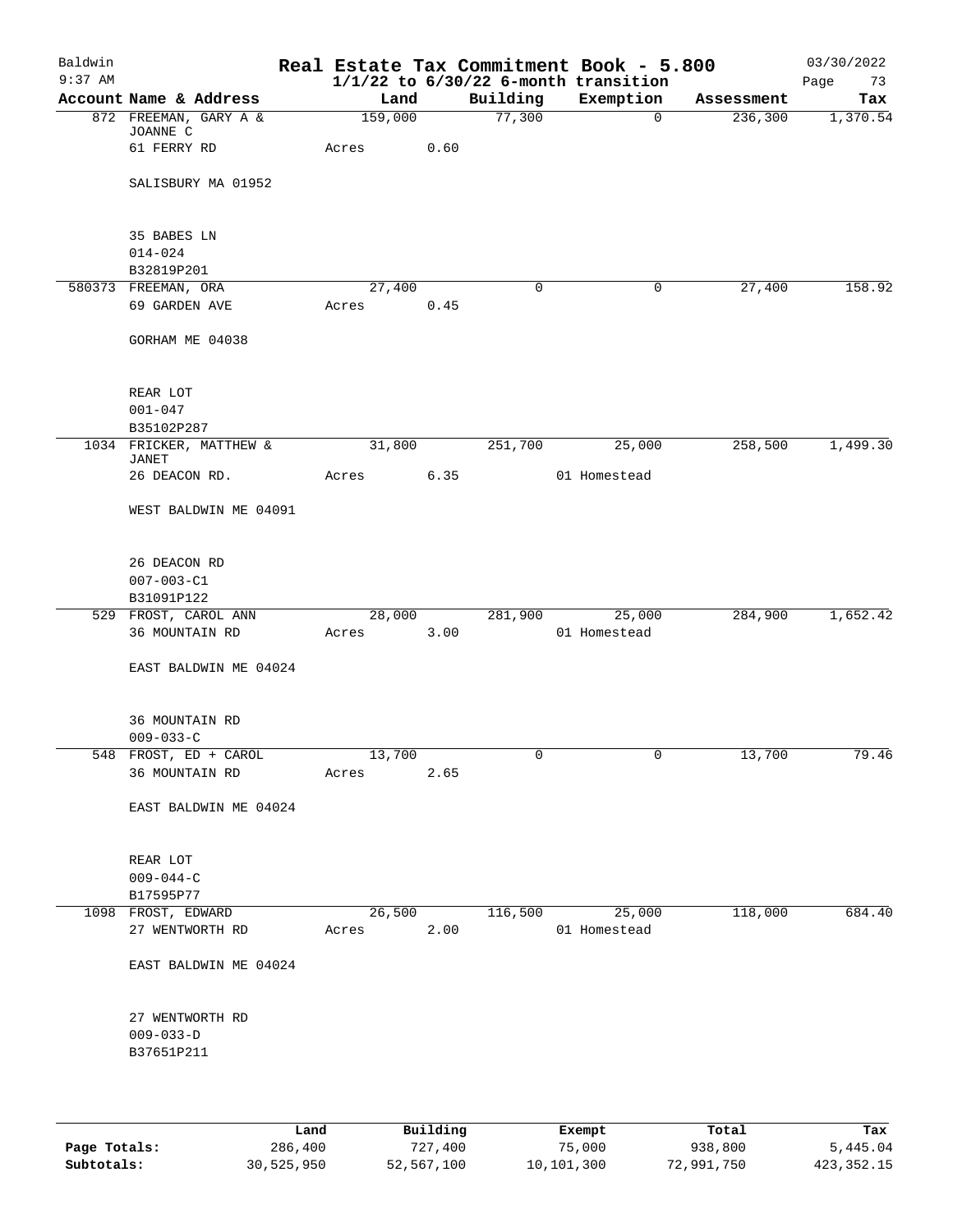# Real Estate Tax Commitment Book - 5.800

Baldwin
9:37 AM

$1/1/22$ to $6/30/22$ 6-month transition

03/30/2022

| Account Name & Address | Land | Building | Exemption | Assessment | Tax |
|---|---|---|---|---|---|
| 872 FREEMAN, GARY A & JOANNE C | 159,000 | 77,300 | 0 | 236,300 | 1,370.54 |
| 61 FERRY RD | Acres 0.60 | | | | |
| SALISBURY MA 01952 | | | | | |
| 35 BABES LN | | | | | |
| 014-024 | | | | | |
| B32819P201 | | | | | |
| 580373 FREEMAN, ORA | 27,400 | 0 | 0 | 27,400 | 158.92 |
| 69 GARDEN AVE | Acres 0.45 | | | | |
| GORHAM ME 04038 | | | | | |
| REAR LOT | | | | | |
| 001-047 | | | | | |
| B35102P287 | | | | | |
| 1034 FRICKER, MATTHEW & JANET | 31,800 | 251,700 | 25,000 | 258,500 | 1,499.30 |
| 26 DEACON RD. | Acres 6.35 | | 01 Homestead | | |
| WEST BALDWIN ME 04091 | | | | | |
| 26 DEACON RD | | | | | |
| 007-003-C1 | | | | | |
| B31091P122 | | | | | |
| 529 FROST, CAROL ANN | 28,000 | 281,900 | 25,000 | 284,900 | 1,652.42 |
| 36 MOUNTAIN RD | Acres 3.00 | | 01 Homestead | | |
| EAST BALDWIN ME 04024 | | | | | |
| 36 MOUNTAIN RD | | | | | |
| 009-033-C | | | | | |
| 548 FROST, ED + CAROL | 13,700 | 0 | 0 | 13,700 | 79.46 |
| 36 MOUNTAIN RD | Acres 2.65 | | | | |
| EAST BALDWIN ME 04024 | | | | | |
| REAR LOT | | | | | |
| 009-044-C | | | | | |
| B17595P77 | | | | | |
| 1098 FROST, EDWARD | 26,500 | 116,500 | 25,000 | 118,000 | 684.40 |
| 27 WENTWORTH RD | Acres 2.00 | | 01 Homestead | | |
| EAST BALDWIN ME 04024 | | | | | |
| 27 WENTWORTH RD | | | | | |
| 009-033-D | | | | | |
| B37651P211 | | | | | |

| | Land | Building | Exempt | Total | Tax |
|---|---|---|---|---|---|
| Page Totals: | 286,400 | 727,400 | 75,000 | 938,800 | 5,445.04 |
| Subtotals: | 30,525,950 | 52,567,100 | 10,101,300 | 72,991,750 | 423,352.15 |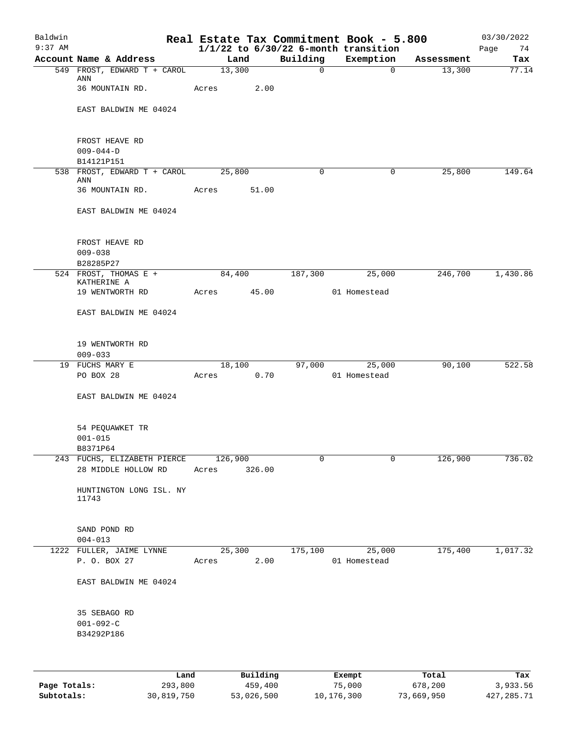Baldwin 9:37 AM

# Real Estate Tax Commitment Book - 5.800

1/1/22 to 6/30/22 6-month transition

03/30/2022

| Account Name & Address | Land | Building | Exemption | Assessment | Tax |
|---|---|---|---|---|---|
| 549 FROST, EDWARD T + CAROL ANN | 13,300 | 0 | 0 | 13,300 | 77.14 |
| 36 MOUNTAIN RD. | Acres 2.00 | | | | |
| EAST BALDWIN ME 04024 | | | | | |
| FROST HEAVE RD | | | | | |
| 009-044-D | | | | | |
| B14121P151 | | | | | |
| 538 FROST, EDWARD T + CAROL ANN | 25,800 | 0 | 0 | 25,800 | 149.64 |
| 36 MOUNTAIN RD. | Acres 51.00 | | | | |
| EAST BALDWIN ME 04024 | | | | | |
| FROST HEAVE RD | | | | | |
| 009-038 | | | | | |
| B28285P27 | | | | | |
| 524 FROST, THOMAS E + KATHERINE A | 84,400 | 187,300 | 25,000 | 246,700 | 1,430.86 |
| 19 WENTWORTH RD | Acres 45.00 | | 01 Homestead | | |
| EAST BALDWIN ME 04024 | | | | | |
| 19 WENTWORTH RD | | | | | |
| 009-033 | | | | | |
| 19 FUCHS MARY E | 18,100 | 97,000 | 25,000 | 90,100 | 522.58 |
| PO BOX 28 | Acres 0.70 | | 01 Homestead | | |
| EAST BALDWIN ME 04024 | | | | | |
| 54 PEQUAWKET TR | | | | | |
| 001-015 | | | | | |
| B8371P64 | | | | | |
| 243 FUCHS, ELIZABETH PIERCE | 126,900 | 0 | 0 | 126,900 | 736.02 |
| 28 MIDDLE HOLLOW RD | Acres 326.00 | | | | |
| HUNTINGTON LONG ISL. NY 11743 | | | | | |
| SAND POND RD | | | | | |
| 004-013 | | | | | |
| 1222 FULLER, JAIME LYNNE | 25,300 | 175,100 | 25,000 | 175,400 | 1,017.32 |
| P. O. BOX 27 | Acres 2.00 | | 01 Homestead | | |
| EAST BALDWIN ME 04024 | | | | | |
| 35 SEBAGO RD | | | | | |
| 001-092-C | | | | | |
| B34292P186 | | | | | |

| | Land | Building | Exempt | Total | Tax |
|---|---|---|---|---|---|
| Page Totals: | 293,800 | 459,400 | 75,000 | 678,200 | 3,933.56 |
| Subtotals: | 30,819,750 | 53,026,500 | 10,176,300 | 73,669,950 | 427,285.71 |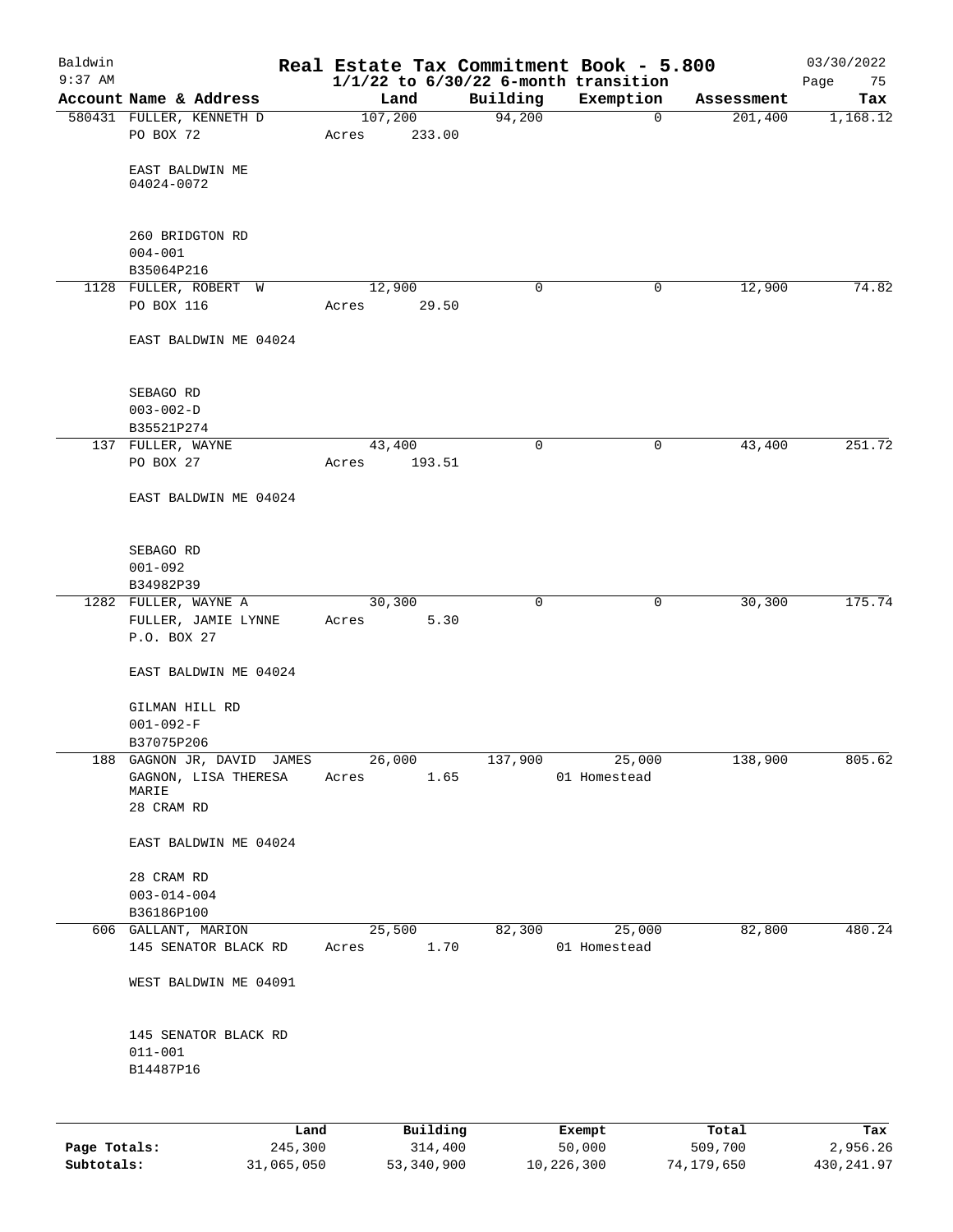# Real Estate Tax Commitment Book - 5.800

Baldwin 9:37 AM — 1/1/22 to 6/30/22 6-month transition — 03/30/2022

| Account Name & Address | Land | Building | Exemption | Assessment | Tax |
|---|---|---|---|---|---|
| 580431 FULLER, KENNETH D<br>PO BOX 72<br><br>EAST BALDWIN ME<br>04024-0072<br><br>260 BRIDGTON RD<br>004-001<br>B35064P216 | 107,200<br>Acres 233.00 | 94,200 | 0 | 201,400 | 1,168.12 |
| 1128 FULLER, ROBERT W<br>PO BOX 116<br><br>EAST BALDWIN ME 04024<br><br>SEBAGO RD<br>003-002-D<br>B35521P274 | 12,900<br>Acres 29.50 | 0 | 0 | 12,900 | 74.82 |
| 137 FULLER, WAYNE<br>PO BOX 27<br><br>EAST BALDWIN ME 04024<br><br>SEBAGO RD<br>001-092<br>B34982P39 | 43,400<br>Acres 193.51 | 0 | 0 | 43,400 | 251.72 |
| 1282 FULLER, WAYNE A<br>FULLER, JAMIE LYNNE<br>P.O. BOX 27<br><br>EAST BALDWIN ME 04024<br><br>GILMAN HILL RD<br>001-092-F<br>B37075P206 | 30,300<br>Acres 5.30 | 0 | 0 | 30,300 | 175.74 |
| 188 GAGNON JR, DAVID JAMES<br>GAGNON, LISA THERESA MARIE<br>28 CRAM RD<br><br>EAST BALDWIN ME 04024<br><br>28 CRAM RD<br>003-014-004<br>B36186P100 | 26,000<br>Acres 1.65 | 137,900 | 25,000<br>01 Homestead | 138,900 | 805.62 |
| 606 GALLANT, MARION<br>145 SENATOR BLACK RD<br><br>WEST BALDWIN ME 04091<br><br>145 SENATOR BLACK RD<br>011-001<br>B14487P16 | 25,500<br>Acres 1.70 | 82,300 | 25,000<br>01 Homestead | 82,800 | 480.24 |

| | Land | Building | Exempt | Total | Tax |
|---|---|---|---|---|---|
| Page Totals: | 245,300 | 314,400 | 50,000 | 509,700 | 2,956.26 |
| Subtotals: | 31,065,050 | 53,340,900 | 10,226,300 | 74,179,650 | 430,241.97 |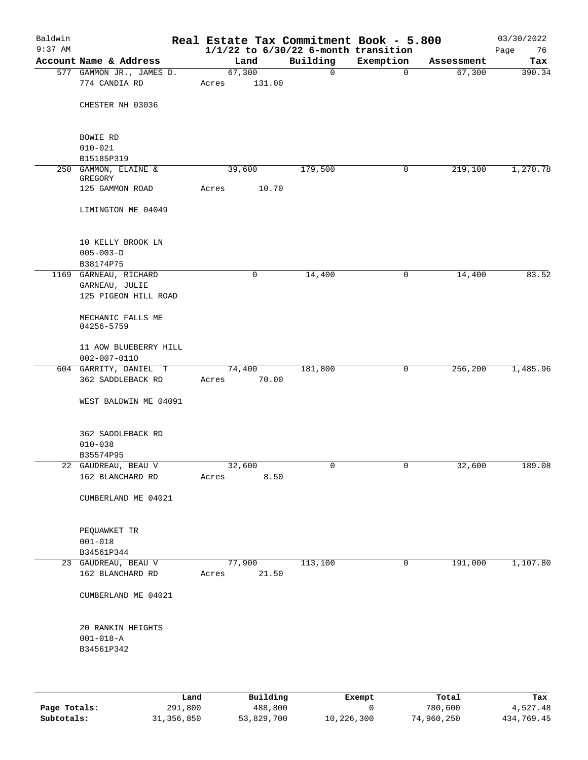# Real Estate Tax Commitment Book - 5.800

Baldwin
9:37 AM

$1/1/22$ to $6/30/22$ 6-month transition

03/30/2022

| Account | Name & Address | Land | Building | Exemption | Assessment | Tax |
|---|---|---|---|---|---|---|
| 577 | GAMMON JR., JAMES D.<br>774 CANDIA RD<br><br>CHESTER NH 03036<br><br>BOWIE RD<br>010-021<br>B15185P319 | 67,300<br>Acres 131.00 | 0 | 0 | 67,300 | 390.34 |
| 250 | GAMMON, ELAINE & GREGORY<br>125 GAMMON ROAD<br><br>LIMINGTON ME 04049<br><br>10 KELLY BROOK LN<br>005-003-D<br>B38174P75 | 39,600<br>Acres 10.70 | 179,500 | 0 | 219,100 | 1,270.78 |
| 1169 | GARNEAU, RICHARD<br>GARNEAU, JULIE<br>125 PIGEON HILL ROAD<br><br>MECHANIC FALLS ME 04256-5759<br><br>11 AOW BLUEBERRY HILL<br>002-007-011O | 0 | 14,400 | 0 | 14,400 | 83.52 |
| 604 | GARRITY, DANIEL T<br>362 SADDLEBACK RD<br><br>WEST BALDWIN ME 04091<br><br>362 SADDLEBACK RD<br>010-038<br>B35574P95 | 74,400<br>Acres 70.00 | 181,800 | 0 | 256,200 | 1,485.96 |
| 22 | GAUDREAU, BEAU V<br>162 BLANCHARD RD<br><br>CUMBERLAND ME 04021<br><br>PEQUAWKET TR<br>001-018<br>B34561P344 | 32,600<br>Acres 8.50 | 0 | 0 | 32,600 | 189.08 |
| 23 | GAUDREAU, BEAU V<br>162 BLANCHARD RD<br><br>CUMBERLAND ME 04021<br><br>20 RANKIN HEIGHTS<br>001-018-A<br>B34561P342 | 77,900<br>Acres 21.50 | 113,100 | 0 | 191,000 | 1,107.80 |

| | Land | Building | Exempt | Total | Tax |
|---|---|---|---|---|---|
| Page Totals: | 291,800 | 488,800 | 0 | 780,600 | 4,527.48 |
| Subtotals: | 31,356,850 | 53,829,700 | 10,226,300 | 74,960,250 | 434,769.45 |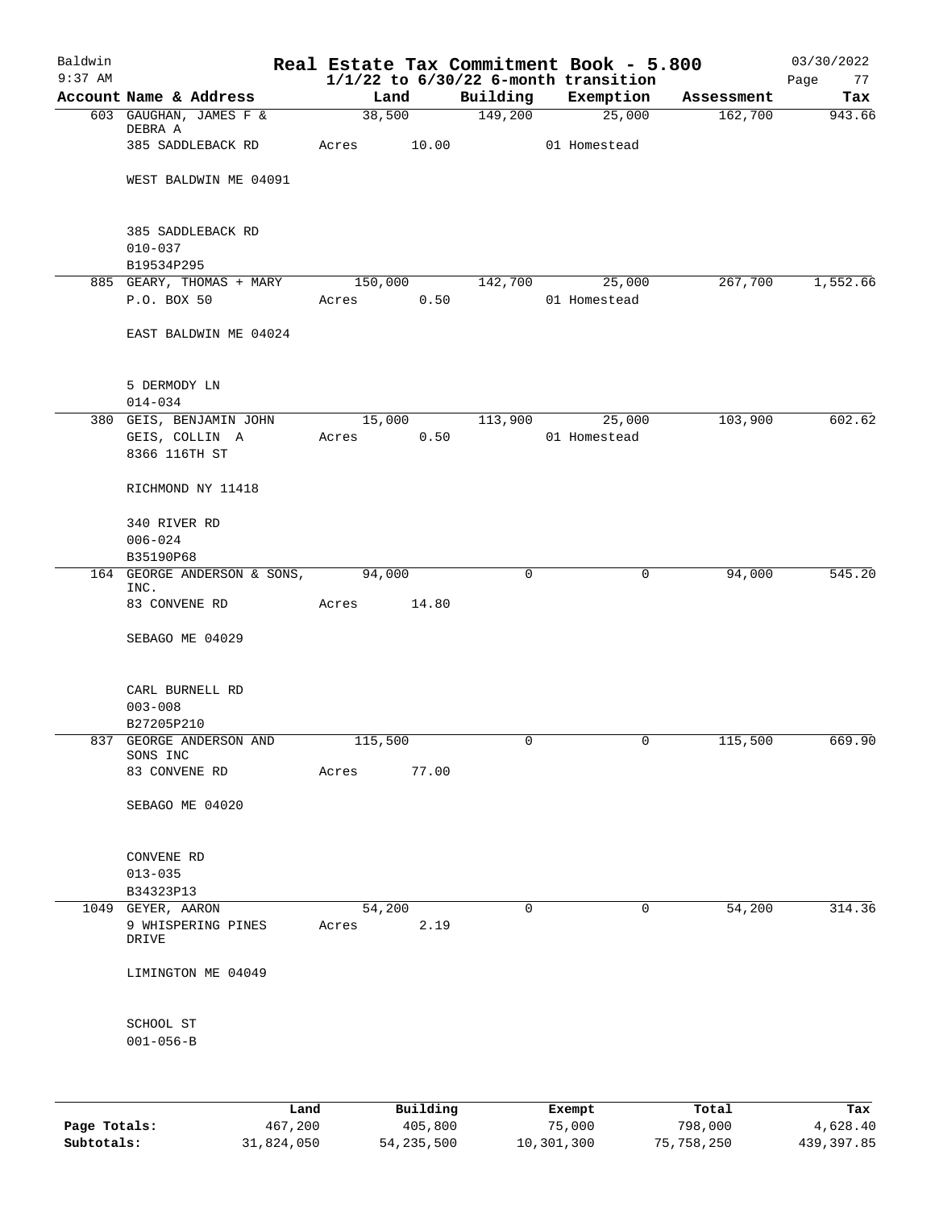# Real Estate Tax Commitment Book - 5.800

Baldwin 9:37 AM — 03/30/2022

$1/1/22$ to $6/30/22$ 6-month transition

| Account | Name & Address | Land | Building | Exemption | Assessment | Tax |
|---|---|---|---|---|---|---|
| 603 | GAUGHAN, JAMES F & DEBRA A<br>385 SADDLEBACK RD<br>WEST BALDWIN ME 04091<br>385 SADDLEBACK RD<br>010-037<br>B19534P295 | 38,500<br>Acres 10.00 | 149,200 | 25,000<br>01 Homestead | 162,700 | 943.66 |
| 885 | GEARY, THOMAS + MARY<br>P.O. BOX 50<br>EAST BALDWIN ME 04024<br>5 DERMODY LN<br>014-034 | 150,000<br>Acres 0.50 | 142,700 | 25,000<br>01 Homestead | 267,700 | 1,552.66 |
| 380 | GEIS, BENJAMIN JOHN<br>GEIS, COLLIN A<br>8366 116TH ST<br>RICHMOND NY 11418<br>340 RIVER RD<br>006-024<br>B35190P68 | 15,000<br>Acres 0.50 | 113,900 | 25,000<br>01 Homestead | 103,900 | 602.62 |
| 164 | GEORGE ANDERSON & SONS, INC.<br>83 CONVENE RD<br>SEBAGO ME 04029<br>CARL BURNELL RD<br>003-008<br>B27205P210 | 94,000<br>Acres 14.80 | 0 | 0 | 94,000 | 545.20 |
| 837 | GEORGE ANDERSON AND SONS INC<br>83 CONVENE RD<br>SEBAGO ME 04020<br>CONVENE RD<br>013-035<br>B34323P13 | 115,500<br>Acres 77.00 | 0 | 0 | 115,500 | 669.90 |
| 1049 | GEYER, AARON<br>9 WHISPERING PINES DRIVE<br>LIMINGTON ME 04049<br>SCHOOL ST<br>001-056-B | 54,200<br>Acres 2.19 | 0 | 0 | 54,200 | 314.36 |

| | Land | Building | Exempt | Total | Tax |
|---|---|---|---|---|---|
| Page Totals: | 467,200 | 405,800 | 75,000 | 798,000 | 4,628.40 |
| Subtotals: | 31,824,050 | 54,235,500 | 10,301,300 | 75,758,250 | 439,397.85 |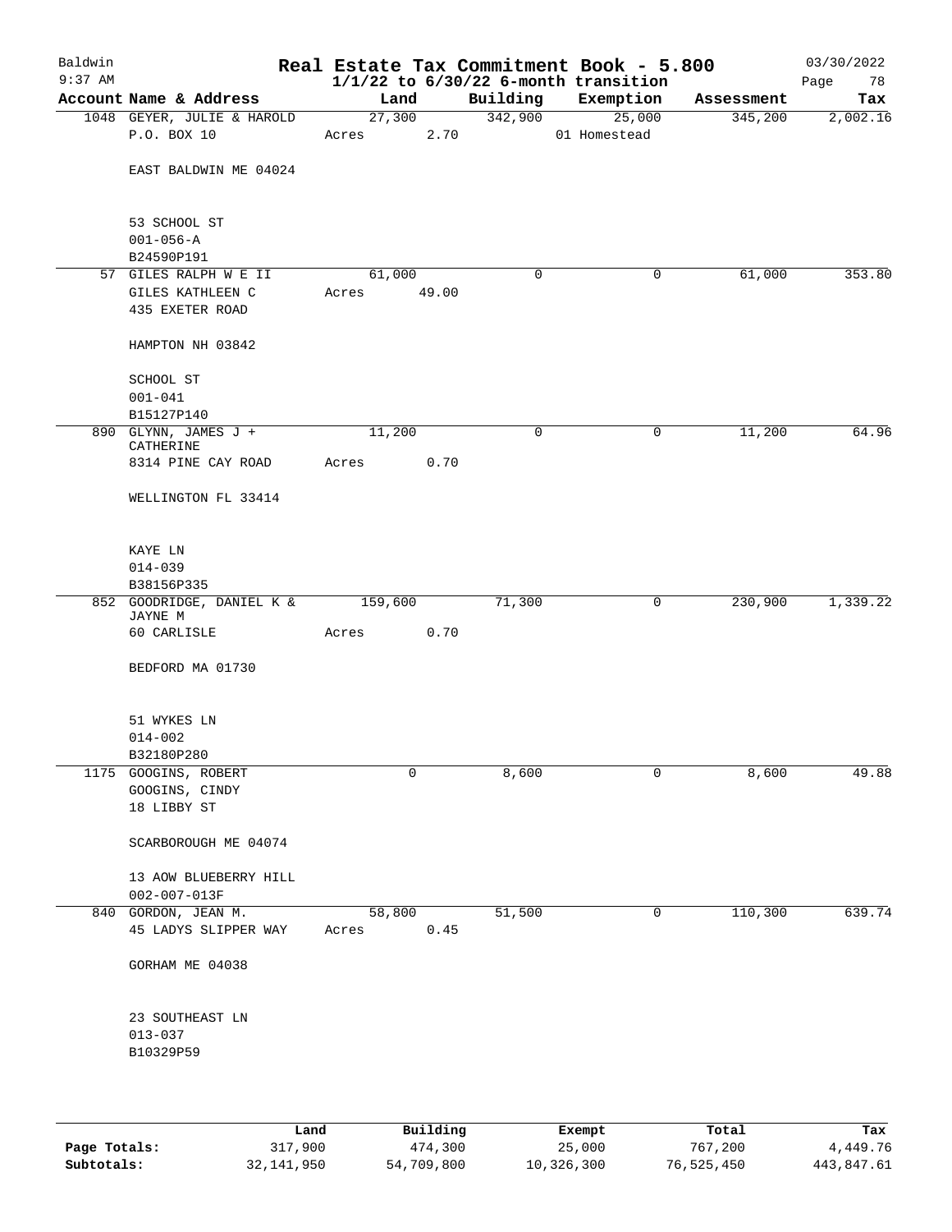# Real Estate Tax Commitment Book - 5.800

Baldwin 9:37 AM — 1/1/22 to 6/30/22 6-month transition — 03/30/2022

| Account | Name & Address | Land | Building | Exemption | Assessment | Tax |
|---|---|---|---|---|---|---|
| 1048 | GEYER, JULIE & HAROLD<br>P.O. BOX 10<br><br>EAST BALDWIN ME 04024<br><br>53 SCHOOL ST<br>001-056-A<br>B24590P191 | 27,300<br>Acres 2.70 | 342,900 | 25,000<br>01 Homestead | 345,200 | 2,002.16 |
| 57 | GILES RALPH W E II<br>GILES KATHLEEN C<br>435 EXETER ROAD<br><br>HAMPTON NH 03842<br><br>SCHOOL ST<br>001-041<br>B15127P140 | 61,000<br>Acres 49.00 | 0 | 0 | 61,000 | 353.80 |
| 890 | GLYNN, JAMES J + CATHERINE<br>8314 PINE CAY ROAD<br><br>WELLINGTON FL 33414<br><br>KAYE LN<br>014-039<br>B38156P335 | 11,200<br>Acres 0.70 | 0 | 0 | 11,200 | 64.96 |
| 852 | GOODRIDGE, DANIEL K & JAYNE M<br>60 CARLISLE<br><br>BEDFORD MA 01730<br><br>51 WYKES LN<br>014-002<br>B32180P280 | 159,600<br>Acres 0.70 | 71,300 | 0 | 230,900 | 1,339.22 |
| 1175 | GOOGINS, ROBERT<br>GOOGINS, CINDY<br>18 LIBBY ST<br><br>SCARBOROUGH ME 04074<br><br>13 AOW BLUEBERRY HILL<br>002-007-013F | 0 | 8,600 | 0 | 8,600 | 49.88 |
| 840 | GORDON, JEAN M.<br>45 LADYS SLIPPER WAY<br><br>GORHAM ME 04038<br><br>23 SOUTHEAST LN<br>013-037<br>B10329P59 | 58,800<br>Acres 0.45 | 51,500 | 0 | 110,300 | 639.74 |

| | Land | Building | Exempt | Total | Tax |
|---|---|---|---|---|---|
| Page Totals: | 317,900 | 474,300 | 25,000 | 767,200 | 4,449.76 |
| Subtotals: | 32,141,950 | 54,709,800 | 10,326,300 | 76,525,450 | 443,847.61 |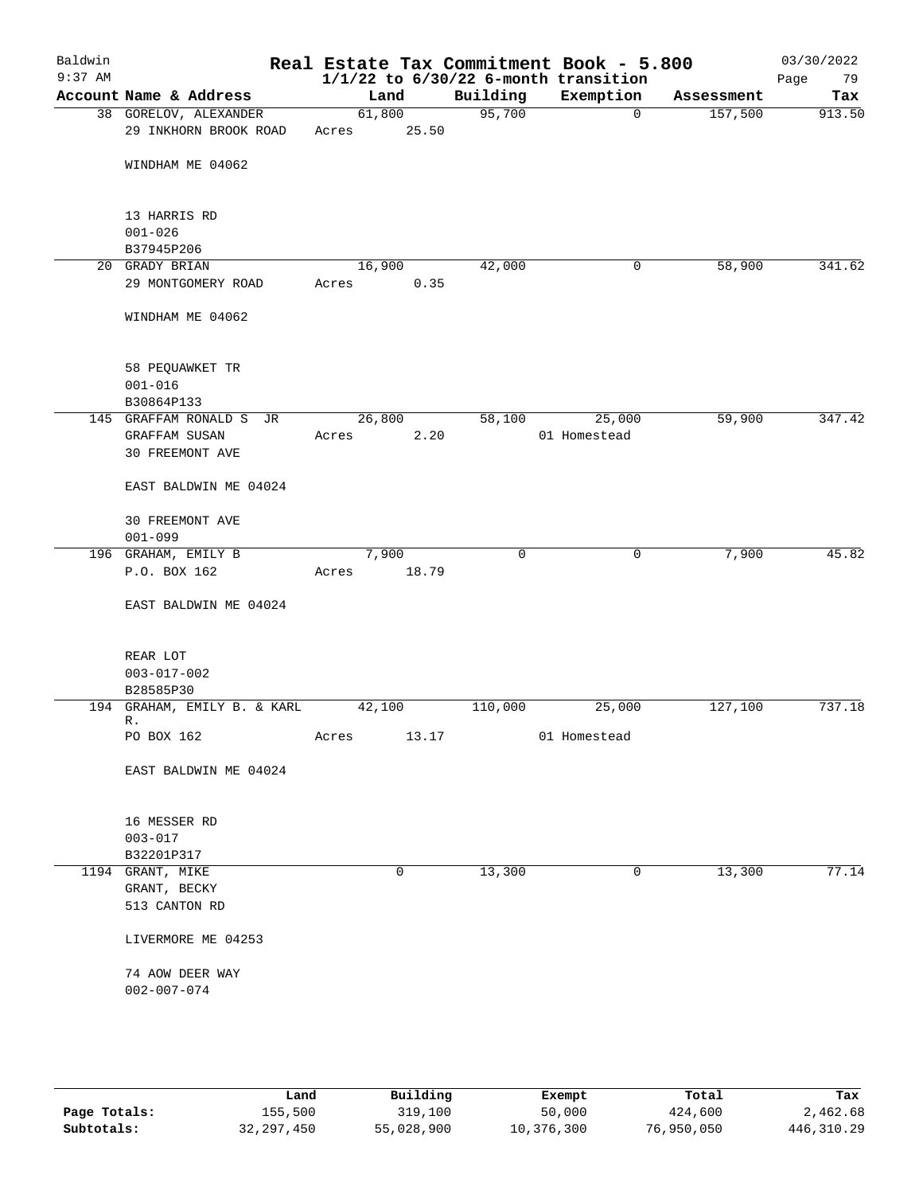# Baldwin — Real Estate Tax Commitment Book - 5.800

**1/1/22 to 6/30/22 6-month transition**

03/30/2022 9:37 AM

| Account | Name & Address | Land | Building | Exemption | Assessment | Tax |
|---|---|---|---|---|---|---|
| 38 | GORELOV, ALEXANDER<br>29 INKHORN BROOK ROAD<br>WINDHAM ME 04062<br>13 HARRIS RD<br>001-026<br>B37945P206 | 61,800<br>Acres 25.50 | 95,700 | 0 | 157,500 | 913.50 |
| 20 | GRADY BRIAN<br>29 MONTGOMERY ROAD<br>WINDHAM ME 04062<br>58 PEQUAWKET TR<br>001-016<br>B30864P133 | 16,900<br>Acres 0.35 | 42,000 | 0 | 58,900 | 341.62 |
| 145 | GRAFFAM RONALD S JR<br>GRAFFAM SUSAN<br>30 FREEMONT AVE<br>EAST BALDWIN ME 04024<br>30 FREEMONT AVE<br>001-099 | 26,800<br>Acres 2.20 | 58,100 | 25,000<br>01 Homestead | 59,900 | 347.42 |
| 196 | GRAHAM, EMILY B<br>P.O. BOX 162<br>EAST BALDWIN ME 04024<br>REAR LOT<br>003-017-002<br>B28585P30 | 7,900<br>Acres 18.79 | 0 | 0 | 7,900 | 45.82 |
| 194 | GRAHAM, EMILY B. & KARL R.<br>PO BOX 162<br>EAST BALDWIN ME 04024<br>16 MESSER RD<br>003-017<br>B32201P317 | 42,100<br>Acres 13.17 | 110,000 | 25,000<br>01 Homestead | 127,100 | 737.18 |
| 1194 | GRANT, MIKE<br>GRANT, BECKY<br>513 CANTON RD<br>LIVERMORE ME 04253<br>74 AOW DEER WAY<br>002-007-074 | 0 | 13,300 | 0 | 13,300 | 77.14 |

| | Land | Building | Exempt | Total | Tax |
|---|---|---|---|---|---|
| Page Totals: | 155,500 | 319,100 | 50,000 | 424,600 | 2,462.68 |
| Subtotals: | 32,297,450 | 55,028,900 | 10,376,300 | 76,950,050 | 446,310.29 |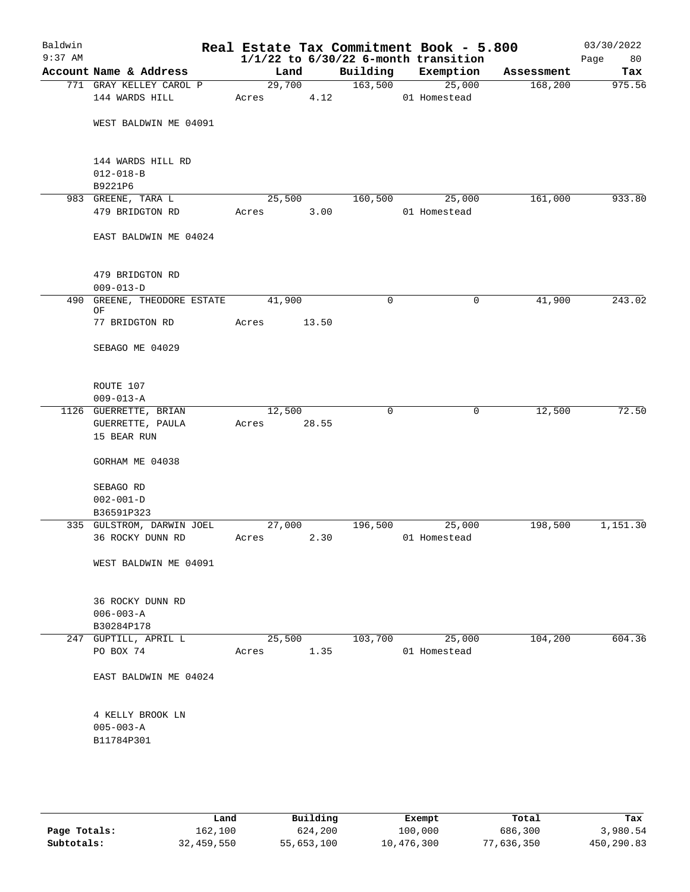# Real Estate Tax Commitment Book - 5.800

Baldwin
9:37 AM

$1/1/22$ to $6/30/22$ 6-month transition

03/30/2022

| Account Name & Address | Land | Building | Exemption | Assessment | Tax |
|---|---|---|---|---|---|
| 771 GRAY KELLEY CAROL P<br>144 WARDS HILL<br><br>WEST BALDWIN ME 04091<br><br>144 WARDS HILL RD<br>012-018-B<br>B9221P6 | 29,700<br>Acres 4.12 | 163,500 | 25,000<br>01 Homestead | 168,200 | 975.56 |
| 983 GREENE, TARA L<br>479 BRIDGTON RD<br><br>EAST BALDWIN ME 04024<br><br>479 BRIDGTON RD<br>009-013-D | 25,500<br>Acres 3.00 | 160,500 | 25,000<br>01 Homestead | 161,000 | 933.80 |
| 490 GREENE, THEODORE ESTATE OF<br>77 BRIDGTON RD<br><br>SEBAGO ME 04029<br><br>ROUTE 107<br>009-013-A | 41,900<br>Acres 13.50 | 0 | 0 | 41,900 | 243.02 |
| 1126 GUERRETTE, BRIAN<br>GUERRETTE, PAULA<br>15 BEAR RUN<br><br>GORHAM ME 04038<br><br>SEBAGO RD<br>002-001-D<br>B36591P323 | 12,500<br>Acres 28.55 | 0 | 0 | 12,500 | 72.50 |
| 335 GULSTROM, DARWIN JOEL<br>36 ROCKY DUNN RD<br><br>WEST BALDWIN ME 04091<br><br>36 ROCKY DUNN RD<br>006-003-A<br>B30284P178 | 27,000<br>Acres 2.30 | 196,500 | 25,000<br>01 Homestead | 198,500 | 1,151.30 |
| 247 GUPTILL, APRIL L<br>PO BOX 74<br><br>EAST BALDWIN ME 04024<br><br>4 KELLY BROOK LN<br>005-003-A<br>B11784P301 | 25,500<br>Acres 1.35 | 103,700 | 25,000<br>01 Homestead | 104,200 | 604.36 |

| | Land | Building | Exempt | Total | Tax |
|---|---|---|---|---|---|
| **Page Totals:** | 162,100 | 624,200 | 100,000 | 686,300 | 3,980.54 |
| **Subtotals:** | 32,459,550 | 55,653,100 | 10,476,300 | 77,636,350 | 450,290.83 |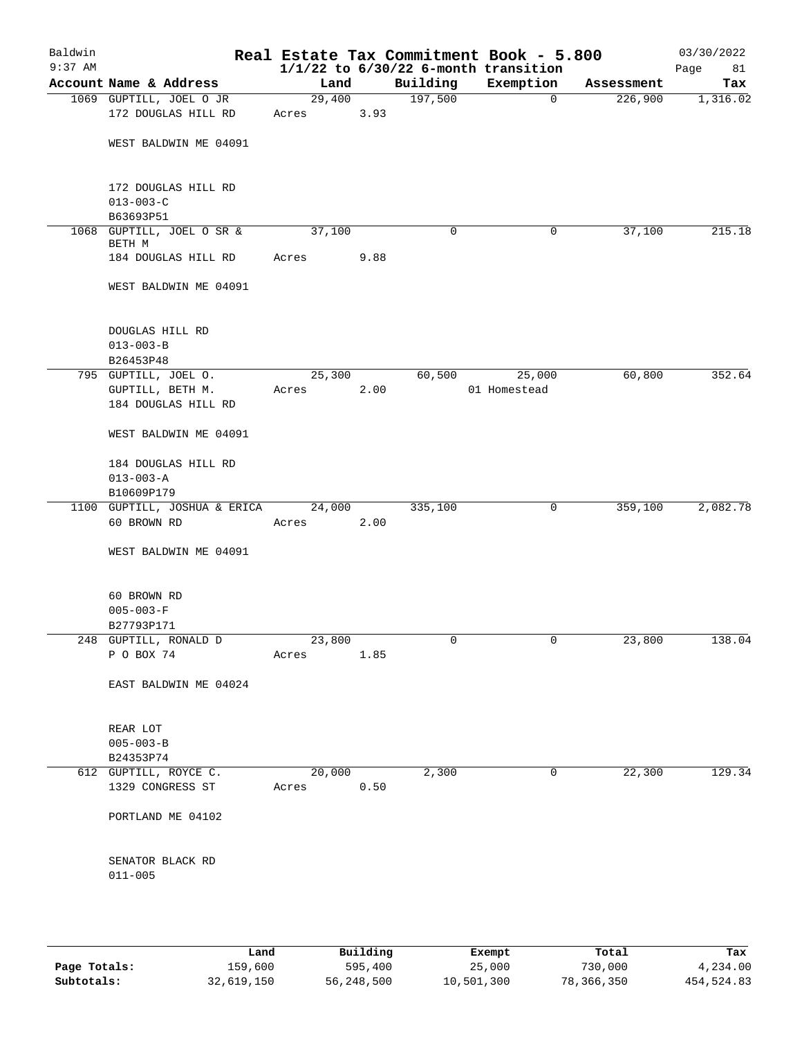# Baldwin Real Estate Tax Commitment Book - 5.800

9:37 AM — 1/1/22 to 6/30/22 6-month transition — 03/30/2022

| Account | Name & Address | Land | Building | Exemption | Assessment | Tax |
|---|---|---|---|---|---|---|
| 1069 | GUPTILL, JOEL O JR<br>172 DOUGLAS HILL RD<br><br>WEST BALDWIN ME 04091<br><br>172 DOUGLAS HILL RD<br>013-003-C<br>B63693P51 | 29,400<br>Acres 3.93 | 197,500 | 0 | 226,900 | 1,316.02 |
| 1068 | GUPTILL, JOEL O SR & BETH M<br>184 DOUGLAS HILL RD<br><br>WEST BALDWIN ME 04091<br><br>DOUGLAS HILL RD<br>013-003-B<br>B26453P48 | 37,100<br>Acres 9.88 | 0 | 0 | 37,100 | 215.18 |
| 795 | GUPTILL, JOEL O.<br>GUPTILL, BETH M.<br>184 DOUGLAS HILL RD<br><br>WEST BALDWIN ME 04091<br><br>184 DOUGLAS HILL RD<br>013-003-A<br>B10609P179 | 25,300<br>Acres 2.00 | 60,500 | 25,000<br>01 Homestead | 60,800 | 352.64 |
| 1100 | GUPTILL, JOSHUA & ERICA<br>60 BROWN RD<br><br>WEST BALDWIN ME 04091<br><br>60 BROWN RD<br>005-003-F<br>B27793P171 | 24,000<br>Acres 2.00 | 335,100 | 0 | 359,100 | 2,082.78 |
| 248 | GUPTILL, RONALD D<br>P O BOX 74<br><br>EAST BALDWIN ME 04024<br><br>REAR LOT<br>005-003-B<br>B24353P74 | 23,800<br>Acres 1.85 | 0 | 0 | 23,800 | 138.04 |
| 612 | GUPTILL, ROYCE C.<br>1329 CONGRESS ST<br><br>PORTLAND ME 04102<br><br>SENATOR BLACK RD<br>011-005 | 20,000<br>Acres 0.50 | 2,300 | 0 | 22,300 | 129.34 |

| | Land | Building | Exempt | Total | Tax |
|---|---|---|---|---|---|
| Page Totals: | 159,600 | 595,400 | 25,000 | 730,000 | 4,234.00 |
| Subtotals: | 32,619,150 | 56,248,500 | 10,501,300 | 78,366,350 | 454,524.83 |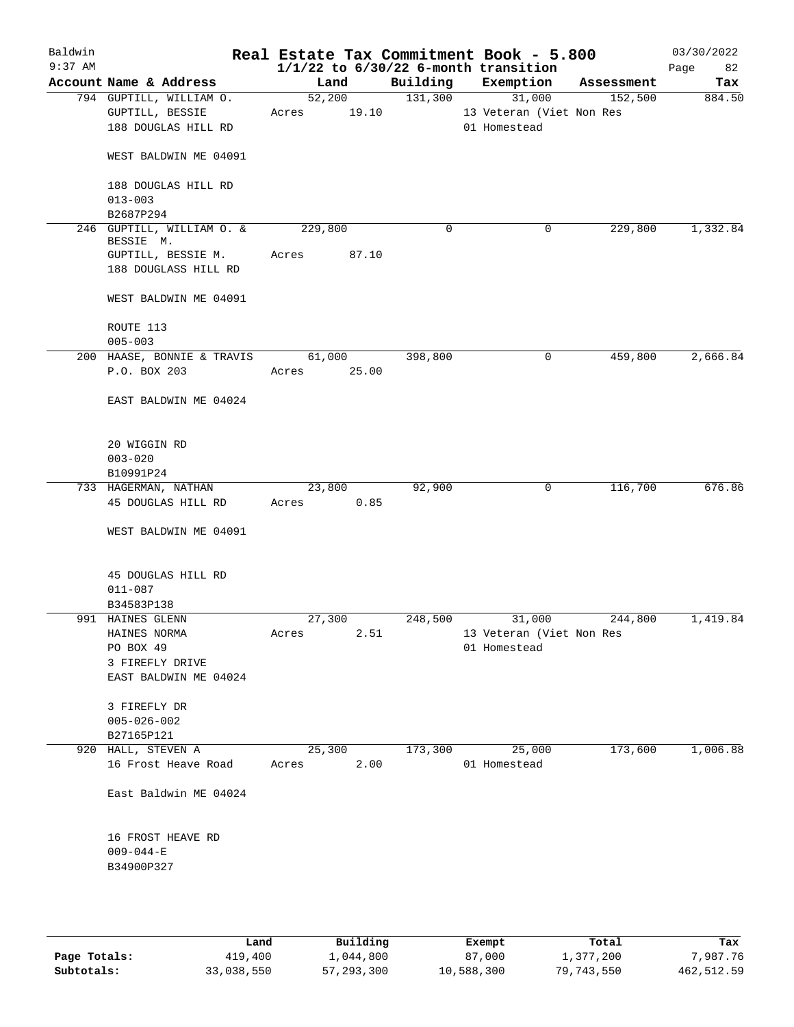# Real Estate Tax Commitment Book - 5.800

Baldwin
9:37 AM

1/1/22 to 6/30/22 6-month transition

03/30/2022

| Account Name & Address | Land | Building | Exemption | Assessment | Tax |
|---|---|---|---|---|---|
| 794 GUPTILL, WILLIAM O.<br>GUPTILL, BESSIE<br>188 DOUGLAS HILL RD<br><br>WEST BALDWIN ME 04091<br><br>188 DOUGLAS HILL RD<br>013-003<br>B2687P294 | 52,200<br>Acres 19.10 | 131,300 | 31,000<br>13 Veteran (Viet Non Res<br>01 Homestead | 152,500 | 884.50 |
| 246 GUPTILL, WILLIAM O. & BESSIE M.<br>GUPTILL, BESSIE M.<br>188 DOUGLASS HILL RD<br><br>WEST BALDWIN ME 04091<br><br>ROUTE 113<br>005-003 | 229,800<br>Acres 87.10 | 0 | 0 | 229,800 | 1,332.84 |
| 200 HAASE, BONNIE & TRAVIS<br>P.O. BOX 203<br><br>EAST BALDWIN ME 04024<br><br>20 WIGGIN RD<br>003-020<br>B10991P24 | 61,000<br>Acres 25.00 | 398,800 | 0 | 459,800 | 2,666.84 |
| 733 HAGERMAN, NATHAN<br>45 DOUGLAS HILL RD<br><br>WEST BALDWIN ME 04091<br><br>45 DOUGLAS HILL RD<br>011-087<br>B34583P138 | 23,800<br>Acres 0.85 | 92,900 | 0 | 116,700 | 676.86 |
| 991 HAINES GLENN<br>HAINES NORMA<br>PO BOX 49<br>3 FIREFLY DRIVE<br>EAST BALDWIN ME 04024<br><br>3 FIREFLY DR<br>005-026-002<br>B27165P121 | 27,300<br>Acres 2.51 | 248,500 | 31,000<br>13 Veteran (Viet Non Res<br>01 Homestead | 244,800 | 1,419.84 |
| 920 HALL, STEVEN A<br>16 Frost Heave Road<br><br>East Baldwin ME 04024<br><br>16 FROST HEAVE RD<br>009-044-E<br>B34900P327 | 25,300<br>Acres 2.00 | 173,300 | 25,000<br>01 Homestead | 173,600 | 1,006.88 |

| | Land | Building | Exempt | Total | Tax |
|---|---|---|---|---|---|
| Page Totals: | 419,400 | 1,044,800 | 87,000 | 1,377,200 | 7,987.76 |
| Subtotals: | 33,038,550 | 57,293,300 | 10,588,300 | 79,743,550 | 462,512.59 |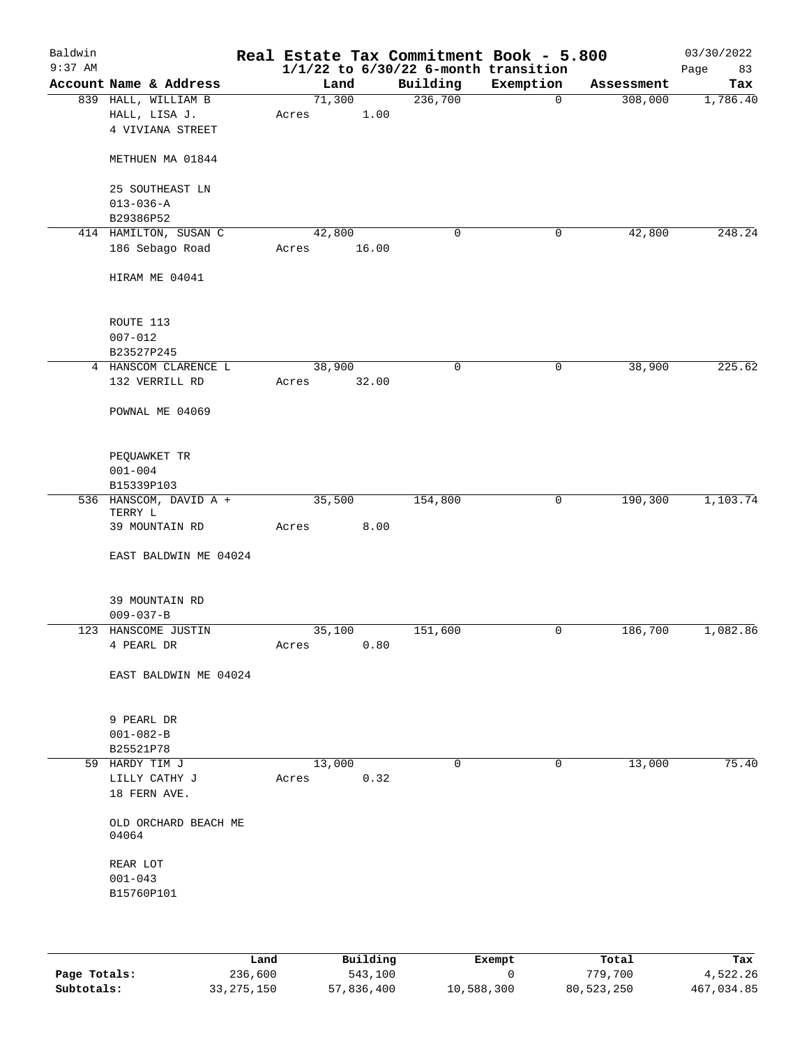# Baldwin — Real Estate Tax Commitment Book - 5.800

9:37 AM — 1/1/22 to 6/30/22 6-month transition — 03/30/2022

| Account Name & Address | Land | Building | Exemption | Assessment | Tax |
|---|---|---|---|---|---|
| 839 HALL, WILLIAM B<br>HALL, LISA J.<br>4 VIVIANA STREET<br><br>METHUEN MA 01844<br><br>25 SOUTHEAST LN<br>013-036-A<br>B29386P52 | 71,300<br>Acres 1.00 | 236,700 | 0 | 308,000 | 1,786.40 |
| 414 HAMILTON, SUSAN C<br>186 Sebago Road<br><br>HIRAM ME 04041<br><br>ROUTE 113<br>007-012<br>B23527P245 | 42,800<br>Acres 16.00 | 0 | 0 | 42,800 | 248.24 |
| 4 HANSCOM CLARENCE L<br>132 VERRILL RD<br><br>POWNAL ME 04069<br><br>PEQUAWKET TR<br>001-004<br>B15339P103 | 38,900<br>Acres 32.00 | 0 | 0 | 38,900 | 225.62 |
| 536 HANSCOM, DAVID A +<br>TERRY L<br>39 MOUNTAIN RD<br><br>EAST BALDWIN ME 04024<br><br>39 MOUNTAIN RD<br>009-037-B | 35,500<br>Acres 8.00 | 154,800 | 0 | 190,300 | 1,103.74 |
| 123 HANSCOME JUSTIN<br>4 PEARL DR<br><br>EAST BALDWIN ME 04024<br><br>9 PEARL DR<br>001-082-B<br>B25521P78 | 35,100<br>Acres 0.80 | 151,600 | 0 | 186,700 | 1,082.86 |
| 59 HARDY TIM J<br>LILLY CATHY J<br>18 FERN AVE.<br><br>OLD ORCHARD BEACH ME<br>04064<br><br>REAR LOT<br>001-043<br>B15760P101 | 13,000<br>Acres 0.32 | 0 | 0 | 13,000 | 75.40 |

| | Land | Building | Exempt | Total | Tax |
|---|---|---|---|---|---|
| **Page Totals:** | 236,600 | 543,100 | 0 | 779,700 | 4,522.26 |
| **Subtotals:** | 33,275,150 | 57,836,400 | 10,588,300 | 80,523,250 | 467,034.85 |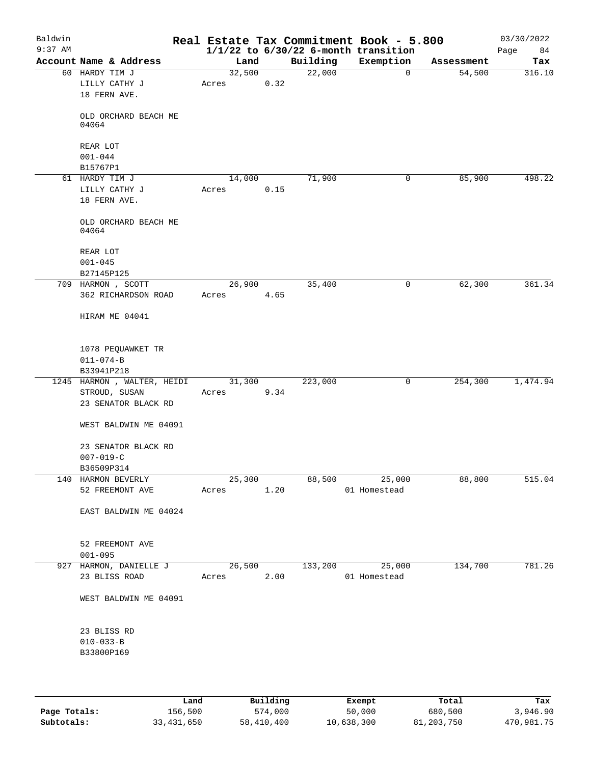# Real Estate Tax Commitment Book - 5.800

Baldwin
9:37 AM

**1/1/22 to 6/30/22 6-month transition**

03/30/2022

| Account Name & Address | Land | Building | Exemption | Assessment | Tax |
|---|---|---|---|---|---|
| 60 HARDY TIM J<br>LILLY CATHY J<br>18 FERN AVE.<br><br>OLD ORCHARD BEACH ME 04064<br><br>REAR LOT<br>001-044<br>B15767P1 | 32,500<br>Acres 0.32 | 22,000 | 0 | 54,500 | 316.10 |
| 61 HARDY TIM J<br>LILLY CATHY J<br>18 FERN AVE.<br><br>OLD ORCHARD BEACH ME 04064<br><br>REAR LOT<br>001-045<br>B27145P125 | 14,000<br>Acres 0.15 | 71,900 | 0 | 85,900 | 498.22 |
| 709 HARMON , SCOTT<br>362 RICHARDSON ROAD<br><br>HIRAM ME 04041<br><br>1078 PEQUAWKET TR<br>011-074-B<br>B33941P218 | 26,900<br>Acres 4.65 | 35,400 | 0 | 62,300 | 361.34 |
| 1245 HARMON , WALTER, HEIDI<br>STROUD, SUSAN<br>23 SENATOR BLACK RD<br><br>WEST BALDWIN ME 04091<br><br>23 SENATOR BLACK RD<br>007-019-C<br>B36509P314 | 31,300<br>Acres 9.34 | 223,000 | 0 | 254,300 | 1,474.94 |
| 140 HARMON BEVERLY<br>52 FREEMONT AVE<br><br>EAST BALDWIN ME 04024<br><br>52 FREEMONT AVE<br>001-095 | 25,300<br>Acres 1.20 | 88,500 | 25,000<br>01 Homestead | 88,800 | 515.04 |
| 927 HARMON, DANIELLE J<br>23 BLISS ROAD<br><br>WEST BALDWIN ME 04091<br><br>23 BLISS RD<br>010-033-B<br>B33800P169 | 26,500<br>Acres 2.00 | 133,200 | 25,000<br>01 Homestead | 134,700 | 781.26 |

| | Land | Building | Exempt | Total | Tax |
|---|---|---|---|---|---|
| **Page Totals:** | 156,500 | 574,000 | 50,000 | 680,500 | 3,946.90 |
| **Subtotals:** | 33,431,650 | 58,410,400 | 10,638,300 | 81,203,750 | 470,981.75 |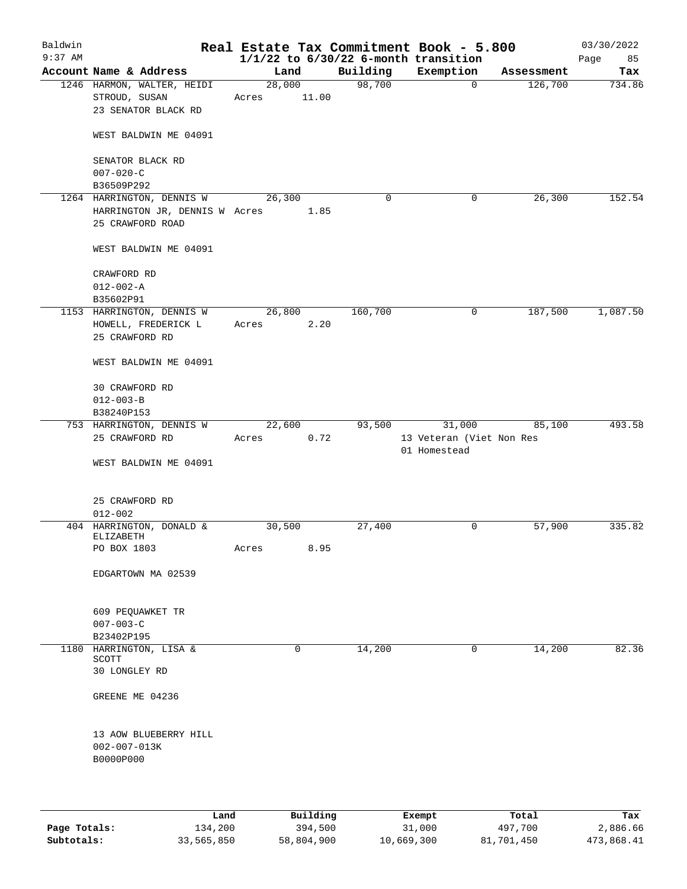# Real Estate Tax Commitment Book - 5.800

Baldwin
9:37 AM

$1/1/22$ to $6/30/22$ 6-month transition

03/30/2022

| Account Name & Address | Land | Building | Exemption | Assessment | Tax |
|---|---|---|---|---|---|
| 1246 HARMON, WALTER, HEIDI<br>STROUD, SUSAN<br>23 SENATOR BLACK RD<br><br>WEST BALDWIN ME 04091<br><br>SENATOR BLACK RD<br>007-020-C<br>B36509P292 | 28,000<br>Acres 11.00 | 98,700 | 0 | 126,700 | 734.86 |
| 1264 HARRINGTON, DENNIS W<br>HARRINGTON JR, DENNIS W<br>25 CRAWFORD ROAD<br><br>WEST BALDWIN ME 04091<br><br>CRAWFORD RD<br>012-002-A<br>B35602P91 | 26,300<br>Acres 1.85 | 0 | 0 | 26,300 | 152.54 |
| 1153 HARRINGTON, DENNIS W<br>HOWELL, FREDERICK L<br>25 CRAWFORD RD<br><br>WEST BALDWIN ME 04091<br><br>30 CRAWFORD RD<br>012-003-B<br>B38240P153 | 26,800<br>Acres 2.20 | 160,700 | 0 | 187,500 | 1,087.50 |
| 753 HARRINGTON, DENNIS W<br>25 CRAWFORD RD<br><br>WEST BALDWIN ME 04091<br><br>25 CRAWFORD RD<br>012-002 | 22,600<br>Acres 0.72 | 93,500 | 31,000<br>13 Veteran (Viet Non Res<br>01 Homestead | 85,100 | 493.58 |
| 404 HARRINGTON, DONALD &<br>ELIZABETH<br>PO BOX 1803<br><br>EDGARTOWN MA 02539<br><br>609 PEQUAWKET TR<br>007-003-C<br>B23402P195 | 30,500<br>Acres 8.95 | 27,400 | 0 | 57,900 | 335.82 |
| 1180 HARRINGTON, LISA &<br>SCOTT<br>30 LONGLEY RD<br><br>GREENE ME 04236<br><br>13 AOW BLUEBERRY HILL<br>002-007-013K<br>B0000P000 | 0 | 14,200 | 0 | 14,200 | 82.36 |

| | Land | Building | Exempt | Total | Tax |
|---|---|---|---|---|---|
| Page Totals: | 134,200 | 394,500 | 31,000 | 497,700 | 2,886.66 |
| Subtotals: | 33,565,850 | 58,804,900 | 10,669,300 | 81,701,450 | 473,868.41 |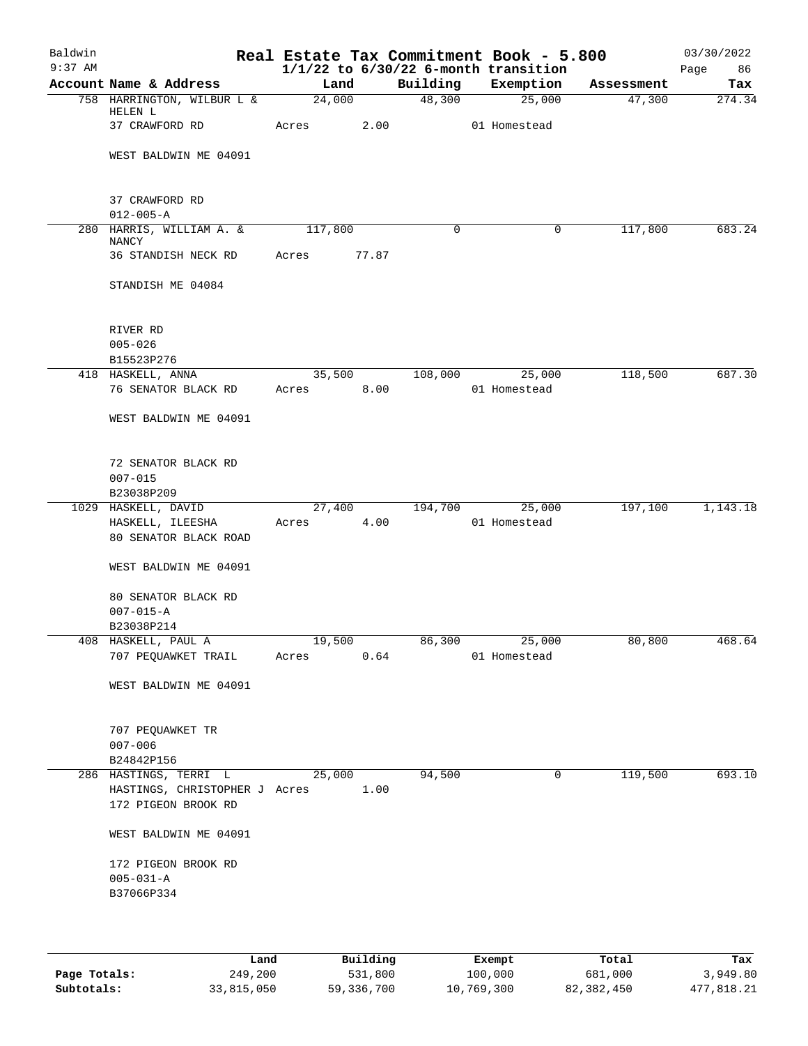# Baldwin — Real Estate Tax Commitment Book - 5.800

9:37 AM — 1/1/22 to 6/30/22 6-month transition — 03/30/2022

| Account Name & Address | Land | Building | Exemption | Assessment | Tax |
|---|---|---|---|---|---|
| 758 HARRINGTON, WILBUR L & HELEN L | 24,000 | 48,300 | 25,000 | 47,300 | 274.34 |
| 37 CRAWFORD RD | Acres 2.00 | | 01 Homestead | | |
| WEST BALDWIN ME 04091 | | | | | |
| 37 CRAWFORD RD | | | | | |
| 012-005-A | | | | | |
| 280 HARRIS, WILLIAM A. & NANCY | 117,800 | 0 | 0 | 117,800 | 683.24 |
| 36 STANDISH NECK RD | Acres 77.87 | | | | |
| STANDISH ME 04084 | | | | | |
| RIVER RD | | | | | |
| 005-026 | | | | | |
| B15523P276 | | | | | |
| 418 HASKELL, ANNA | 35,500 | 108,000 | 25,000 | 118,500 | 687.30 |
| 76 SENATOR BLACK RD | Acres 8.00 | | 01 Homestead | | |
| WEST BALDWIN ME 04091 | | | | | |
| 72 SENATOR BLACK RD | | | | | |
| 007-015 | | | | | |
| B23038P209 | | | | | |
| 1029 HASKELL, DAVID | 27,400 | 194,700 | 25,000 | 197,100 | 1,143.18 |
| HASKELL, ILEESHA | Acres 4.00 | | 01 Homestead | | |
| 80 SENATOR BLACK ROAD | | | | | |
| WEST BALDWIN ME 04091 | | | | | |
| 80 SENATOR BLACK RD | | | | | |
| 007-015-A | | | | | |
| B23038P214 | | | | | |
| 408 HASKELL, PAUL A | 19,500 | 86,300 | 25,000 | 80,800 | 468.64 |
| 707 PEQUAWKET TRAIL | Acres 0.64 | | 01 Homestead | | |
| WEST BALDWIN ME 04091 | | | | | |
| 707 PEQUAWKET TR | | | | | |
| 007-006 | | | | | |
| B24842P156 | | | | | |
| 286 HASTINGS, TERRI L | 25,000 | 94,500 | 0 | 119,500 | 693.10 |
| HASTINGS, CHRISTOPHER J | Acres 1.00 | | | | |
| 172 PIGEON BROOK RD | | | | | |
| WEST BALDWIN ME 04091 | | | | | |
| 172 PIGEON BROOK RD | | | | | |
| 005-031-A | | | | | |
| B37066P334 | | | | | |

| | Land | Building | Exempt | Total | Tax |
|---|---|---|---|---|---|
| Page Totals: | 249,200 | 531,800 | 100,000 | 681,000 | 3,949.80 |
| Subtotals: | 33,815,050 | 59,336,700 | 10,769,300 | 82,382,450 | 477,818.21 |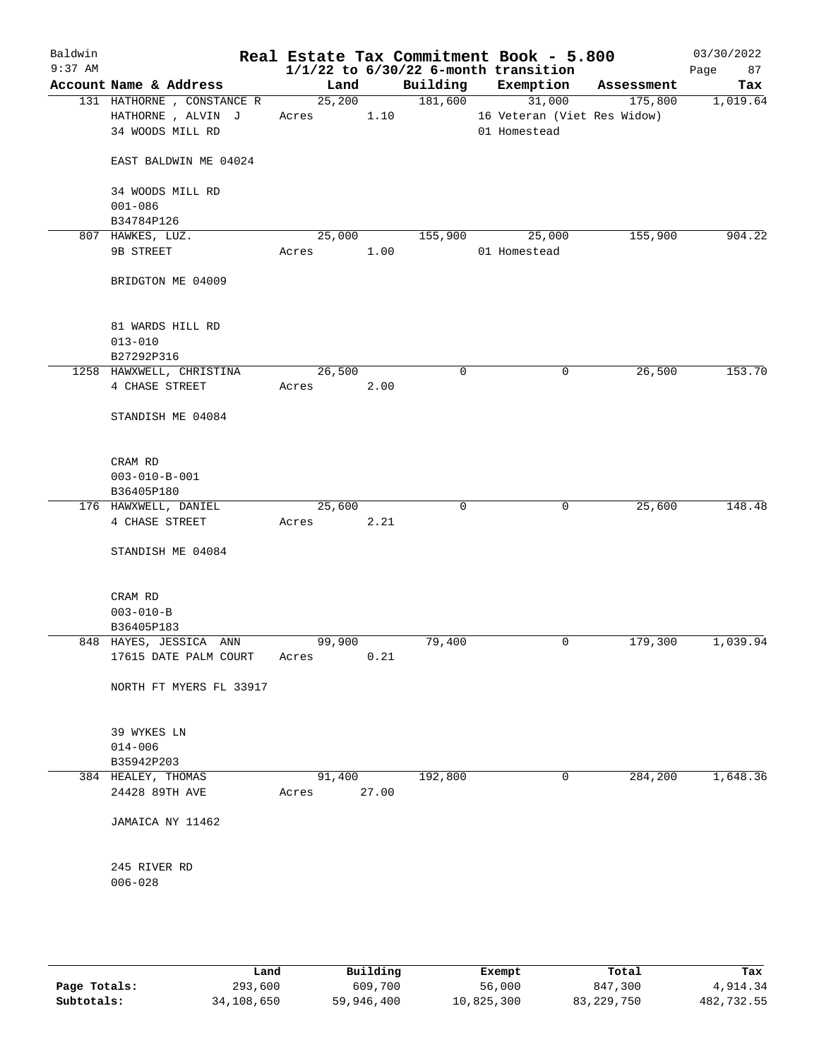Baldwin 9:37 AM

# Real Estate Tax Commitment Book - 5.800

## 1/1/22 to 6/30/22 6-month transition

03/30/2022

| Account Name & Address | Land | Building | Exemption | Assessment | Tax |
|---|---|---|---|---|---|
| 131 HATHORNE , CONSTANCE R | 25,200 | 181,600 | 31,000 | 175,800 | 1,019.64 |
| HATHORNE , ALVIN J | Acres 1.10 | | 16 Veteran (Viet Res Widow) | | |
| 34 WOODS MILL RD | | | 01 Homestead | | |
| EAST BALDWIN ME 04024 | | | | | |
| 34 WOODS MILL RD | | | | | |
| 001-086 | | | | | |
| B34784P126 | | | | | |
| 807 HAWKES, LUZ. | 25,000 | 155,900 | 25,000 | 155,900 | 904.22 |
| 9B STREET | Acres 1.00 | | 01 Homestead | | |
| BRIDGTON ME 04009 | | | | | |
| 81 WARDS HILL RD | | | | | |
| 013-010 | | | | | |
| B27292P316 | | | | | |
| 1258 HAWXWELL, CHRISTINA | 26,500 | 0 | 0 | 26,500 | 153.70 |
| 4 CHASE STREET | Acres 2.00 | | | | |
| STANDISH ME 04084 | | | | | |
| CRAM RD | | | | | |
| 003-010-B-001 | | | | | |
| B36405P180 | | | | | |
| 176 HAWXWELL, DANIEL | 25,600 | 0 | 0 | 25,600 | 148.48 |
| 4 CHASE STREET | Acres 2.21 | | | | |
| STANDISH ME 04084 | | | | | |
| CRAM RD | | | | | |
| 003-010-B | | | | | |
| B36405P183 | | | | | |
| 848 HAYES, JESSICA ANN | 99,900 | 79,400 | 0 | 179,300 | 1,039.94 |
| 17615 DATE PALM COURT | Acres 0.21 | | | | |
| NORTH FT MYERS FL 33917 | | | | | |
| 39 WYKES LN | | | | | |
| 014-006 | | | | | |
| B35942P203 | | | | | |
| 384 HEALEY, THOMAS | 91,400 | 192,800 | 0 | 284,200 | 1,648.36 |
| 24428 89TH AVE | Acres 27.00 | | | | |
| JAMAICA NY 11462 | | | | | |
| 245 RIVER RD | | | | | |
| 006-028 | | | | | |

| | Land | Building | Exempt | Total | Tax |
|---|---|---|---|---|---|
| Page Totals: | 293,600 | 609,700 | 56,000 | 847,300 | 4,914.34 |
| Subtotals: | 34,108,650 | 59,946,400 | 10,825,300 | 83,229,750 | 482,732.55 |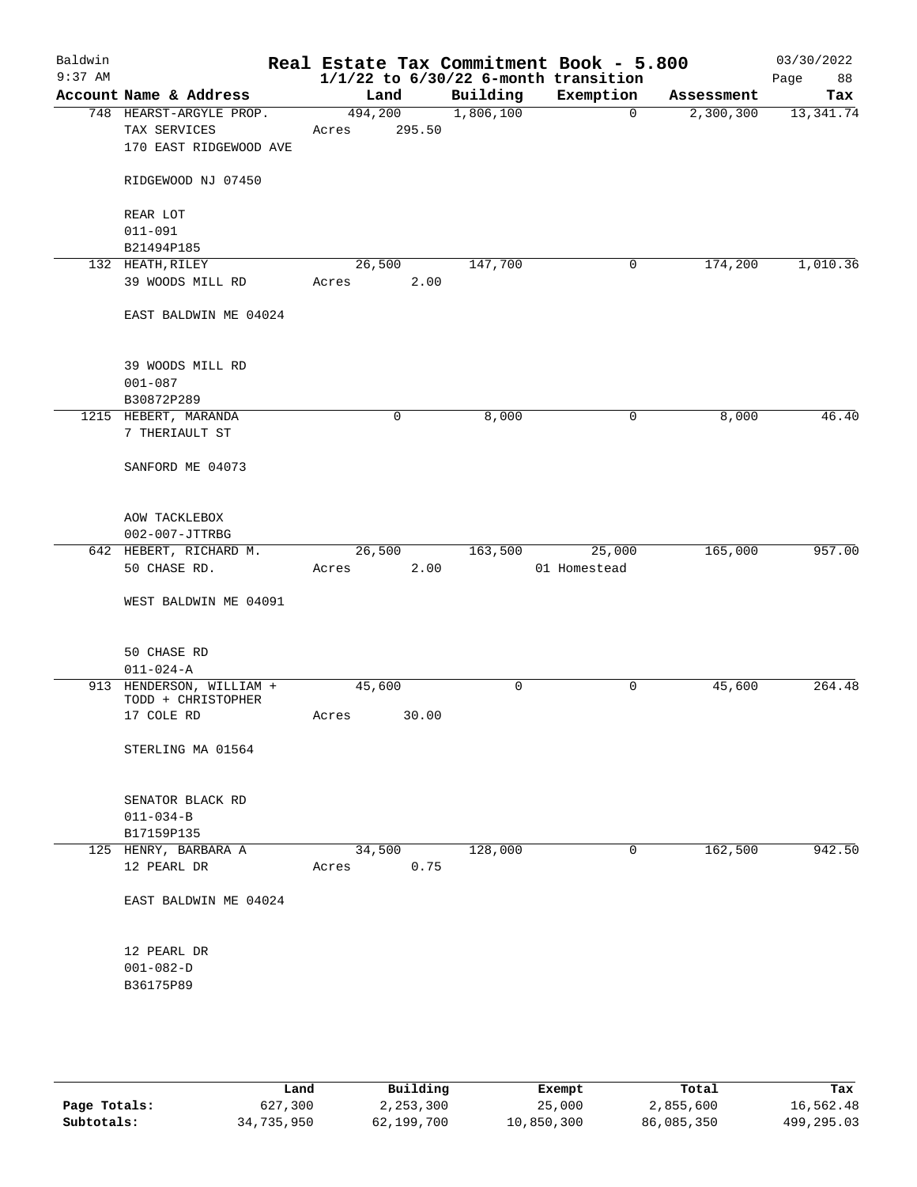# Real Estate Tax Commitment Book - 5.800

Baldwin
9:37 AM

$1/1/22$ to $6/30/22$ 6-month transition

03/30/2022

| Account | Name & Address | Land | Building | Exemption | Assessment | Tax |
|---|---|---|---|---|---|---|
| 748 | HEARST-ARGYLE PROP. | 494,200 | 1,806,100 | 0 | 2,300,300 | 13,341.74 |
| | TAX SERVICES | Acres 295.50 | | | | |
| | 170 EAST RIDGEWOOD AVE | | | | | |
| | RIDGEWOOD NJ 07450 | | | | | |
| | REAR LOT | | | | | |
| | 011-091 | | | | | |
| | B21494P185 | | | | | |
| 132 | HEATH, RILEY | 26,500 | 147,700 | 0 | 174,200 | 1,010.36 |
| | 39 WOODS MILL RD | Acres 2.00 | | | | |
| | EAST BALDWIN ME 04024 | | | | | |
| | 39 WOODS MILL RD | | | | | |
| | 001-087 | | | | | |
| | B30872P289 | | | | | |
| 1215 | HEBERT, MARANDA | 0 | 8,000 | 0 | 8,000 | 46.40 |
| | 7 THERIAULT ST | | | | | |
| | SANFORD ME 04073 | | | | | |
| | AOW TACKLEBOX | | | | | |
| | 002-007-JTTRBG | | | | | |
| 642 | HEBERT, RICHARD M. | 26,500 | 163,500 | 25,000 | 165,000 | 957.00 |
| | 50 CHASE RD. | Acres 2.00 | | 01 Homestead | | |
| | WEST BALDWIN ME 04091 | | | | | |
| | 50 CHASE RD | | | | | |
| | 011-024-A | | | | | |
| 913 | HENDERSON, WILLIAM + TODD + CHRISTOPHER | 45,600 | 0 | 0 | 45,600 | 264.48 |
| | 17 COLE RD | Acres 30.00 | | | | |
| | STERLING MA 01564 | | | | | |
| | SENATOR BLACK RD | | | | | |
| | 011-034-B | | | | | |
| | B17159P135 | | | | | |
| 125 | HENRY, BARBARA A | 34,500 | 128,000 | 0 | 162,500 | 942.50 |
| | 12 PEARL DR | Acres 0.75 | | | | |
| | EAST BALDWIN ME 04024 | | | | | |
| | 12 PEARL DR | | | | | |
| | 001-082-D | | | | | |
| | B36175P89 | | | | | |

| | Land | Building | Exempt | Total | Tax |
|---|---|---|---|---|---|
| Page Totals: | 627,300 | 2,253,300 | 25,000 | 2,855,600 | 16,562.48 |
| Subtotals: | 34,735,950 | 62,199,700 | 10,850,300 | 86,085,350 | 499,295.03 |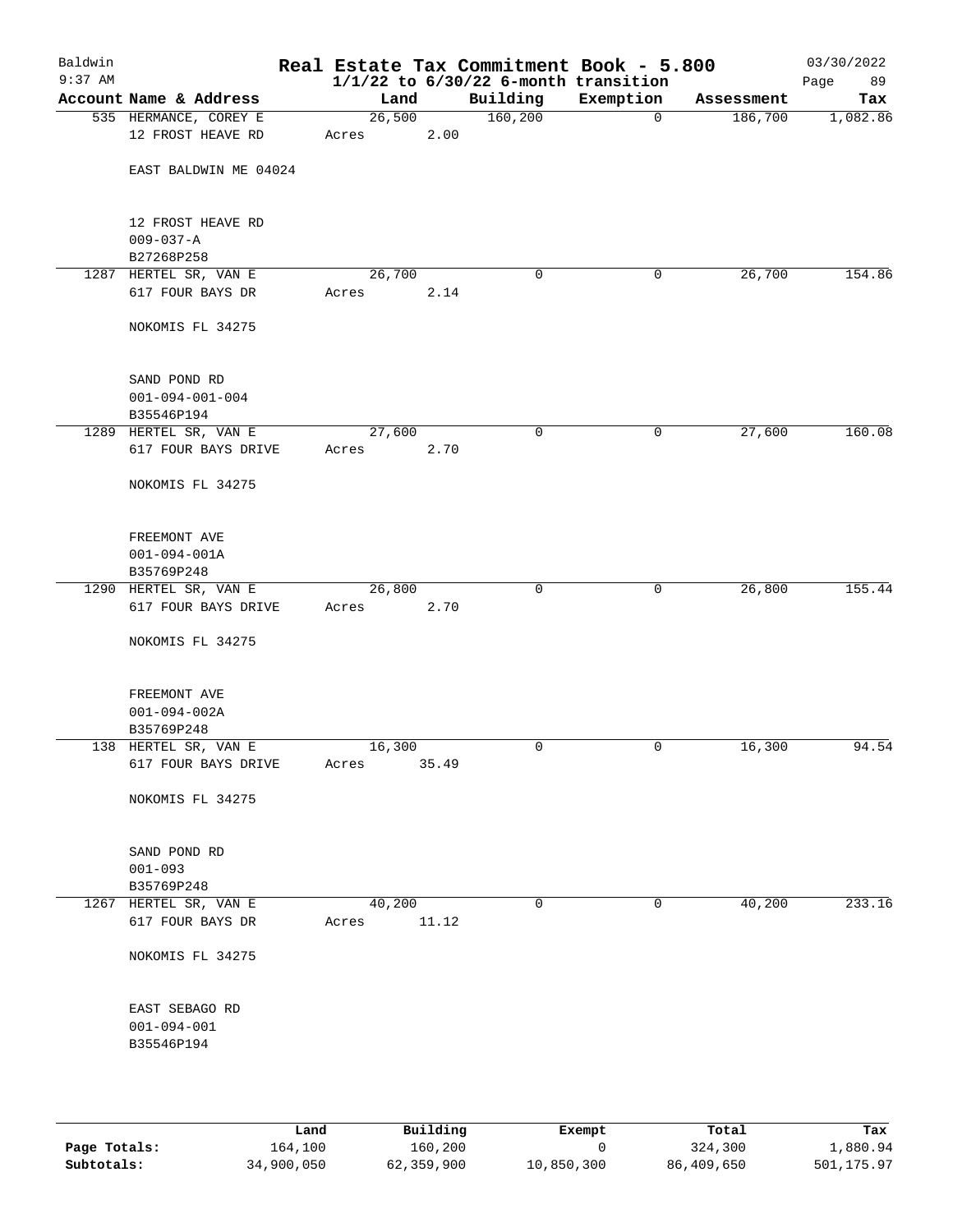# Real Estate Tax Commitment Book - 5.800

Baldwin 9:37 AM — 1/1/22 to 6/30/22 6-month transition — 03/30/2022

| Account | Name & Address | Land | Building | Exemption | Assessment | Tax |
|---|---|---|---|---|---|---|
| 535 | HERMANCE, COREY E<br>12 FROST HEAVE RD<br><br>EAST BALDWIN ME 04024<br><br>12 FROST HEAVE RD<br>009-037-A<br>B27268P258 | 26,500<br>Acres 2.00 | 160,200 | 0 | 186,700 | 1,082.86 |
| 1287 | HERTEL SR, VAN E<br>617 FOUR BAYS DR<br><br>NOKOMIS FL 34275<br><br>SAND POND RD<br>001-094-001-004<br>B35546P194 | 26,700<br>Acres 2.14 | 0 | 0 | 26,700 | 154.86 |
| 1289 | HERTEL SR, VAN E<br>617 FOUR BAYS DRIVE<br><br>NOKOMIS FL 34275<br><br>FREEMONT AVE<br>001-094-001A<br>B35769P248 | 27,600<br>Acres 2.70 | 0 | 0 | 27,600 | 160.08 |
| 1290 | HERTEL SR, VAN E<br>617 FOUR BAYS DRIVE<br><br>NOKOMIS FL 34275<br><br>FREEMONT AVE<br>001-094-002A<br>B35769P248 | 26,800<br>Acres 2.70 | 0 | 0 | 26,800 | 155.44 |
| 138 | HERTEL SR, VAN E<br>617 FOUR BAYS DRIVE<br><br>NOKOMIS FL 34275<br><br>SAND POND RD<br>001-093<br>B35769P248 | 16,300<br>Acres 35.49 | 0 | 0 | 16,300 | 94.54 |
| 1267 | HERTEL SR, VAN E<br>617 FOUR BAYS DR<br><br>NOKOMIS FL 34275<br><br>EAST SEBAGO RD<br>001-094-001<br>B35546P194 | 40,200<br>Acres 11.12 | 0 | 0 | 40,200 | 233.16 |

|  | Land | Building | Exempt | Total | Tax |
|---|---|---|---|---|---|
| Page Totals: | 164,100 | 160,200 | 0 | 324,300 | 1,880.94 |
| Subtotals: | 34,900,050 | 62,359,900 | 10,850,300 | 86,409,650 | 501,175.97 |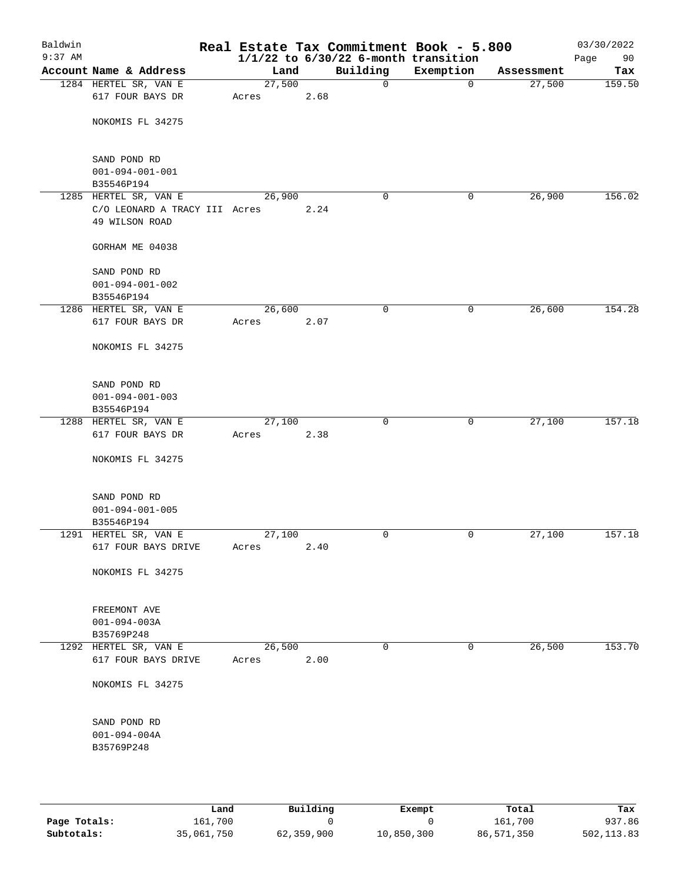# Real Estate Tax Commitment Book - 5.800

Baldwin 9:37 AM — 03/30/2022

$1/1/22$ to $6/30/22$ 6-month transition

| Account Name & Address | Land | Building | Exemption | Assessment | Tax |
|---|---|---|---|---|---|
| 1284 HERTEL SR, VAN E<br>617 FOUR BAYS DR<br><br>NOKOMIS FL 34275<br><br>SAND POND RD<br>001-094-001-001<br>B35546P194 | 27,500<br>Acres 2.68 | 0 | 0 | 27,500 | 159.50 |
| 1285 HERTEL SR, VAN E<br>C/O LEONARD A TRACY III<br>49 WILSON ROAD<br><br>GORHAM ME 04038<br><br>SAND POND RD<br>001-094-001-002<br>B35546P194 | 26,900<br>Acres 2.24 | 0 | 0 | 26,900 | 156.02 |
| 1286 HERTEL SR, VAN E<br>617 FOUR BAYS DR<br><br>NOKOMIS FL 34275<br><br>SAND POND RD<br>001-094-001-003<br>B35546P194 | 26,600<br>Acres 2.07 | 0 | 0 | 26,600 | 154.28 |
| 1288 HERTEL SR, VAN E<br>617 FOUR BAYS DR<br><br>NOKOMIS FL 34275<br><br>SAND POND RD<br>001-094-001-005<br>B35546P194 | 27,100<br>Acres 2.38 | 0 | 0 | 27,100 | 157.18 |
| 1291 HERTEL SR, VAN E<br>617 FOUR BAYS DRIVE<br><br>NOKOMIS FL 34275<br><br>FREEMONT AVE<br>001-094-003A<br>B35769P248 | 27,100<br>Acres 2.40 | 0 | 0 | 27,100 | 157.18 |
| 1292 HERTEL SR, VAN E<br>617 FOUR BAYS DRIVE<br><br>NOKOMIS FL 34275<br><br>SAND POND RD<br>001-094-004A<br>B35769P248 | 26,500<br>Acres 2.00 | 0 | 0 | 26,500 | 153.70 |

| | Land | Building | Exempt | Total | Tax |
|---|---|---|---|---|---|
| Page Totals: | 161,700 | 0 | 0 | 161,700 | 937.86 |
| Subtotals: | 35,061,750 | 62,359,900 | 10,850,300 | 86,571,350 | 502,113.83 |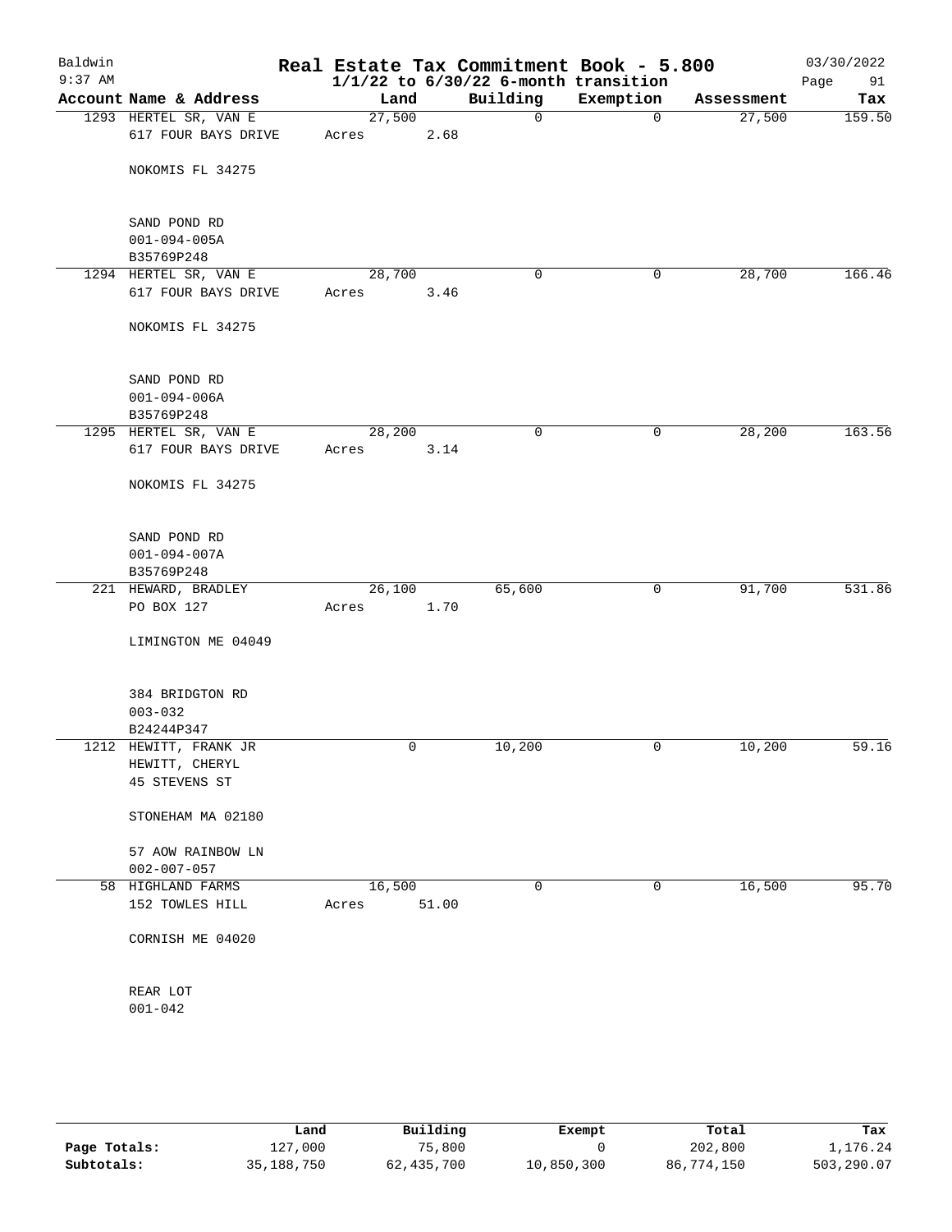# Real Estate Tax Commitment Book - 5.800

Baldwin 9:37 AM — 1/1/22 to 6/30/22 6-month transition — 03/30/2022

| Account Name & Address | Land | Building | Exemption | Assessment | Tax |
|---|---|---|---|---|---|
| 1293 HERTEL SR, VAN E<br>617 FOUR BAYS DRIVE<br><br>NOKOMIS FL 34275<br><br>SAND POND RD<br>001-094-005A<br>B35769P248 | 27,500<br>Acres 2.68 | 0 | 0 | 27,500 | 159.50 |
| 1294 HERTEL SR, VAN E<br>617 FOUR BAYS DRIVE<br><br>NOKOMIS FL 34275<br><br>SAND POND RD<br>001-094-006A<br>B35769P248 | 28,700<br>Acres 3.46 | 0 | 0 | 28,700 | 166.46 |
| 1295 HERTEL SR, VAN E<br>617 FOUR BAYS DRIVE<br><br>NOKOMIS FL 34275<br><br>SAND POND RD<br>001-094-007A<br>B35769P248 | 28,200<br>Acres 3.14 | 0 | 0 | 28,200 | 163.56 |
| 221 HEWARD, BRADLEY<br>PO BOX 127<br><br>LIMINGTON ME 04049<br><br>384 BRIDGTON RD<br>003-032<br>B24244P347 | 26,100<br>Acres 1.70 | 65,600 | 0 | 91,700 | 531.86 |
| 1212 HEWITT, FRANK JR<br>HEWITT, CHERYL<br>45 STEVENS ST<br><br>STONEHAM MA 02180<br><br>57 AOW RAINBOW LN<br>002-007-057 | 0 | 10,200 | 0 | 10,200 | 59.16 |
| 58 HIGHLAND FARMS<br>152 TOWLES HILL<br><br>CORNISH ME 04020<br><br>REAR LOT<br>001-042 | 16,500<br>Acres 51.00 | 0 | 0 | 16,500 | 95.70 |

| | Land | Building | Exempt | Total | Tax |
|---|---|---|---|---|---|
| Page Totals: | 127,000 | 75,800 | 0 | 202,800 | 1,176.24 |
| Subtotals: | 35,188,750 | 62,435,700 | 10,850,300 | 86,774,150 | 503,290.07 |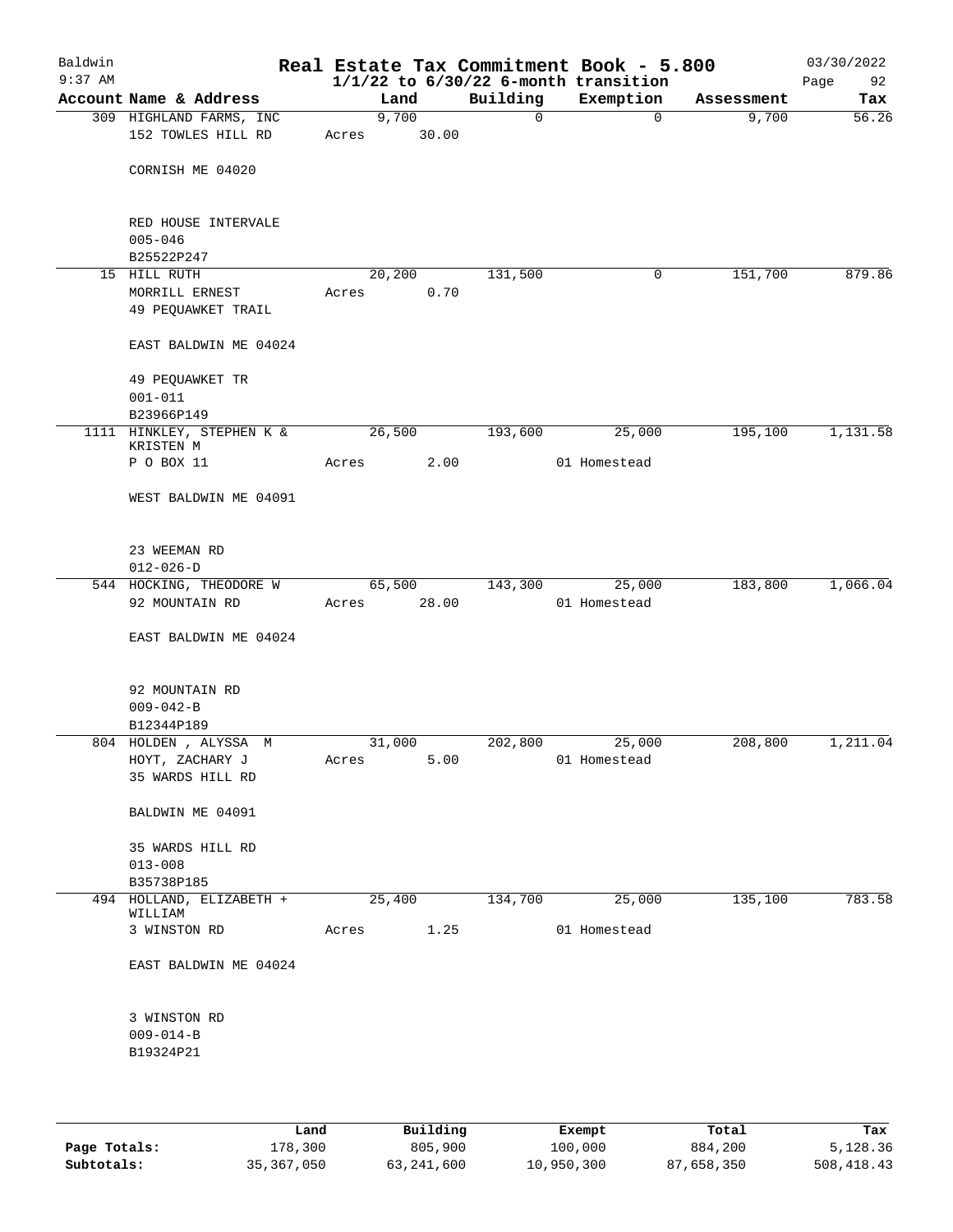# Real Estate Tax Commitment Book - 5.800

Baldwin
9:37 AM

1/1/22 to 6/30/22 6-month transition

03/30/2022

| Account | Name & Address | Land | Building | Exemption | Assessment | Tax |
|---|---|---|---|---|---|---|
| 309 | HIGHLAND FARMS, INC<br>152 TOWLES HILL RD<br><br>CORNISH ME 04020<br><br>RED HOUSE INTERVALE<br>005-046<br>B25522P247 | 9,700<br>Acres 30.00 | 0 | 0 | 9,700 | 56.26 |
| 15 | HILL RUTH<br>MORRILL ERNEST<br>49 PEQUAWKET TRAIL<br><br>EAST BALDWIN ME 04024<br><br>49 PEQUAWKET TR<br>001-011<br>B23966P149 | 20,200<br>Acres 0.70 | 131,500 | 0 | 151,700 | 879.86 |
| 1111 | HINKLEY, STEPHEN K & KRISTEN M<br>P O BOX 11<br><br>WEST BALDWIN ME 04091<br><br>23 WEEMAN RD<br>012-026-D | 26,500<br>Acres 2.00 | 193,600 | 25,000<br>01 Homestead | 195,100 | 1,131.58 |
| 544 | HOCKING, THEODORE W<br>92 MOUNTAIN RD<br><br>EAST BALDWIN ME 04024<br><br>92 MOUNTAIN RD<br>009-042-B<br>B12344P189 | 65,500<br>Acres 28.00 | 143,300 | 25,000<br>01 Homestead | 183,800 | 1,066.04 |
| 804 | HOLDEN , ALYSSA M<br>HOYT, ZACHARY J<br>35 WARDS HILL RD<br><br>BALDWIN ME 04091<br><br>35 WARDS HILL RD<br>013-008<br>B35738P185 | 31,000<br>Acres 5.00 | 202,800 | 25,000<br>01 Homestead | 208,800 | 1,211.04 |
| 494 | HOLLAND, ELIZABETH + WILLIAM<br>3 WINSTON RD<br><br>EAST BALDWIN ME 04024<br><br>3 WINSTON RD<br>009-014-B<br>B19324P21 | 25,400<br>Acres 1.25 | 134,700 | 25,000<br>01 Homestead | 135,100 | 783.58 |

| | Land | Building | Exempt | Total | Tax |
|---|---|---|---|---|---|
| Page Totals: | 178,300 | 805,900 | 100,000 | 884,200 | 5,128.36 |
| Subtotals: | 35,367,050 | 63,241,600 | 10,950,300 | 87,658,350 | 508,418.43 |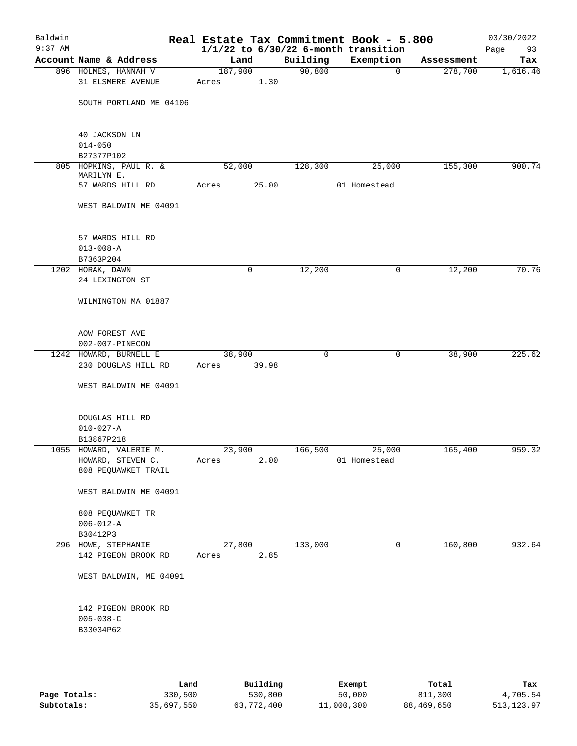# Real Estate Tax Commitment Book - 5.800

Baldwin
9:37 AM

$1/1/22$ to $6/30/22$ 6-month transition

03/30/2022

| Account Name & Address | Land | Building | Exemption | Assessment | Tax |
|---|---|---|---|---|---|
| 896 HOLMES, HANNAH V<br>31 ELSMERE AVENUE<br><br>SOUTH PORTLAND ME 04106<br><br>40 JACKSON LN<br>014-050<br>B27377P102 | 187,900<br>Acres 1.30 | 90,800 | 0 | 278,700 | 1,616.46 |
| 805 HOPKINS, PAUL R. &<br>MARILYN E.<br>57 WARDS HILL RD<br><br>WEST BALDWIN ME 04091<br><br>57 WARDS HILL RD<br>013-008-A<br>B7363P204 | 52,000<br>Acres 25.00 | 128,300 | 25,000<br>01 Homestead | 155,300 | 900.74 |
| 1202 HORAK, DAWN<br>24 LEXINGTON ST<br><br>WILMINGTON MA 01887<br><br>AOW FOREST AVE<br>002-007-PINECON | 0 | 12,200 | 0 | 12,200 | 70.76 |
| 1242 HOWARD, BURNELL E<br>230 DOUGLAS HILL RD<br><br>WEST BALDWIN ME 04091<br><br>DOUGLAS HILL RD<br>010-027-A<br>B13867P218 | 38,900<br>Acres 39.98 | 0 | 0 | 38,900 | 225.62 |
| 1055 HOWARD, VALERIE M.<br>HOWARD, STEVEN C.<br>808 PEQUAWKET TRAIL<br><br>WEST BALDWIN ME 04091<br><br>808 PEQUAWKET TR<br>006-012-A<br>B30412P3 | 23,900<br>Acres 2.00 | 166,500 | 25,000<br>01 Homestead | 165,400 | 959.32 |
| 296 HOWE, STEPHANIE<br>142 PIGEON BROOK RD<br><br>WEST BALDWIN, ME 04091<br><br>142 PIGEON BROOK RD<br>005-038-C<br>B33034P62 | 27,800<br>Acres 2.85 | 133,000 | 0 | 160,800 | 932.64 |

| | Land | Building | Exempt | Total | Tax |
|---|---|---|---|---|---|
| **Page Totals:** | 330,500 | 530,800 | 50,000 | 811,300 | 4,705.54 |
| **Subtotals:** | 35,697,550 | 63,772,400 | 11,000,300 | 88,469,650 | 513,123.97 |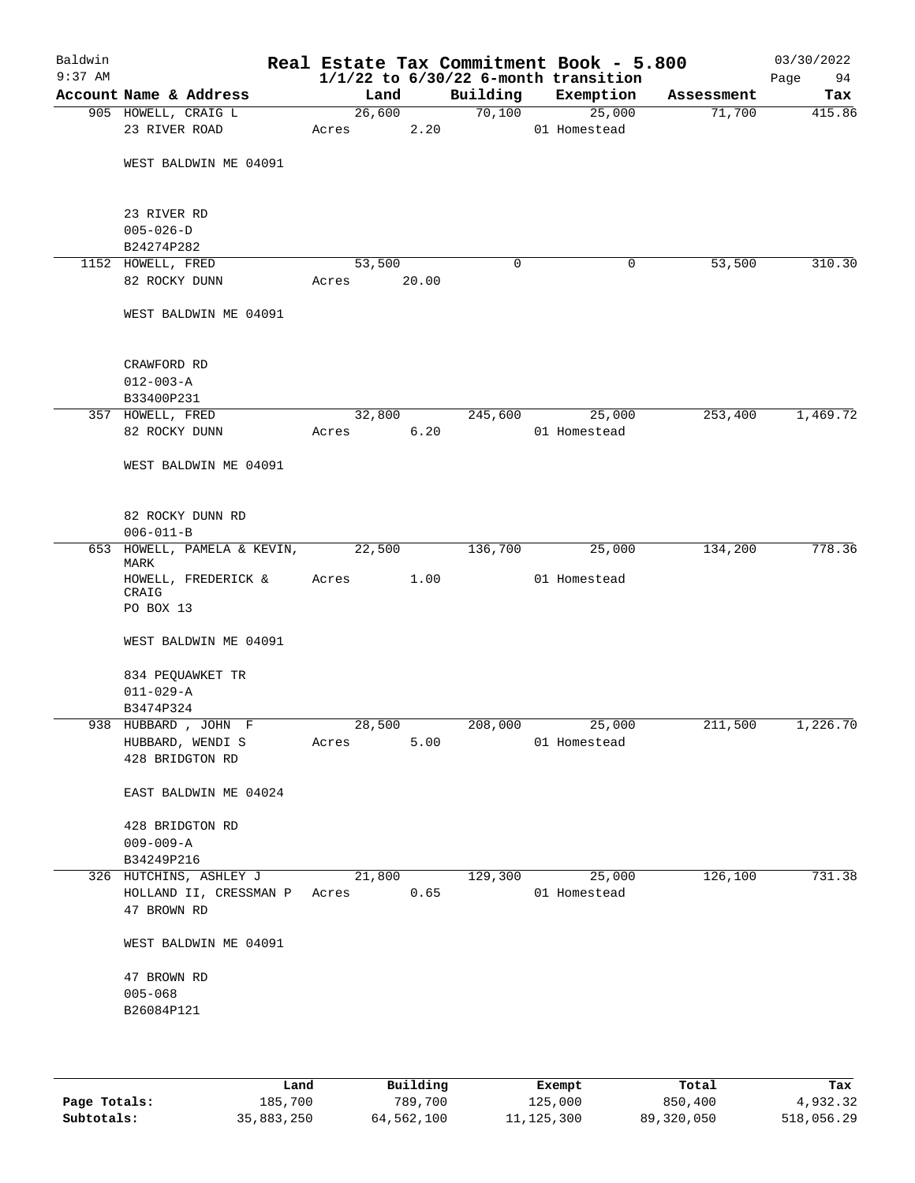# Real Estate Tax Commitment Book - 5.800

Baldwin 9:37 AM — 03/30/2022

$1/1/22$ to $6/30/22$ 6-month transition

| Account Name & Address | Land | Building | Exemption | Assessment | Tax |
|---|---|---|---|---|---|
| 905 HOWELL, CRAIG L | 26,600 | 70,100 | 25,000 | 71,700 | 415.86 |
| 23 RIVER ROAD | Acres 2.20 | | 01 Homestead | | |
| WEST BALDWIN ME 04091 | | | | | |
| 23 RIVER RD | | | | | |
| 005-026-D | | | | | |
| B24274P282 | | | | | |
| 1152 HOWELL, FRED | 53,500 | 0 | 0 | 53,500 | 310.30 |
| 82 ROCKY DUNN | Acres 20.00 | | | | |
| WEST BALDWIN ME 04091 | | | | | |
| CRAWFORD RD | | | | | |
| 012-003-A | | | | | |
| B33400P231 | | | | | |
| 357 HOWELL, FRED | 32,800 | 245,600 | 25,000 | 253,400 | 1,469.72 |
| 82 ROCKY DUNN | Acres 6.20 | | 01 Homestead | | |
| WEST BALDWIN ME 04091 | | | | | |
| 82 ROCKY DUNN RD | | | | | |
| 006-011-B | | | | | |
| 653 HOWELL, PAMELA & KEVIN, MARK | 22,500 | 136,700 | 25,000 | 134,200 | 778.36 |
| HOWELL, FREDERICK & CRAIG | Acres 1.00 | | 01 Homestead | | |
| PO BOX 13 | | | | | |
| WEST BALDWIN ME 04091 | | | | | |
| 834 PEQUAWKET TR | | | | | |
| 011-029-A | | | | | |
| B3474P324 | | | | | |
| 938 HUBBARD , JOHN F | 28,500 | 208,000 | 25,000 | 211,500 | 1,226.70 |
| HUBBARD, WENDI S | Acres 5.00 | | 01 Homestead | | |
| 428 BRIDGTON RD | | | | | |
| EAST BALDWIN ME 04024 | | | | | |
| 428 BRIDGTON RD | | | | | |
| 009-009-A | | | | | |
| B34249P216 | | | | | |
| 326 HUTCHINS, ASHLEY J | 21,800 | 129,300 | 25,000 | 126,100 | 731.38 |
| HOLLAND II, CRESSMAN P | Acres 0.65 | | 01 Homestead | | |
| 47 BROWN RD | | | | | |
| WEST BALDWIN ME 04091 | | | | | |
| 47 BROWN RD | | | | | |
| 005-068 | | | | | |
| B26084P121 | | | | | |

| | Land | Building | Exempt | Total | Tax |
|---|---|---|---|---|---|
| Page Totals: | 185,700 | 789,700 | 125,000 | 850,400 | 4,932.32 |
| Subtotals: | 35,883,250 | 64,562,100 | 11,125,300 | 89,320,050 | 518,056.29 |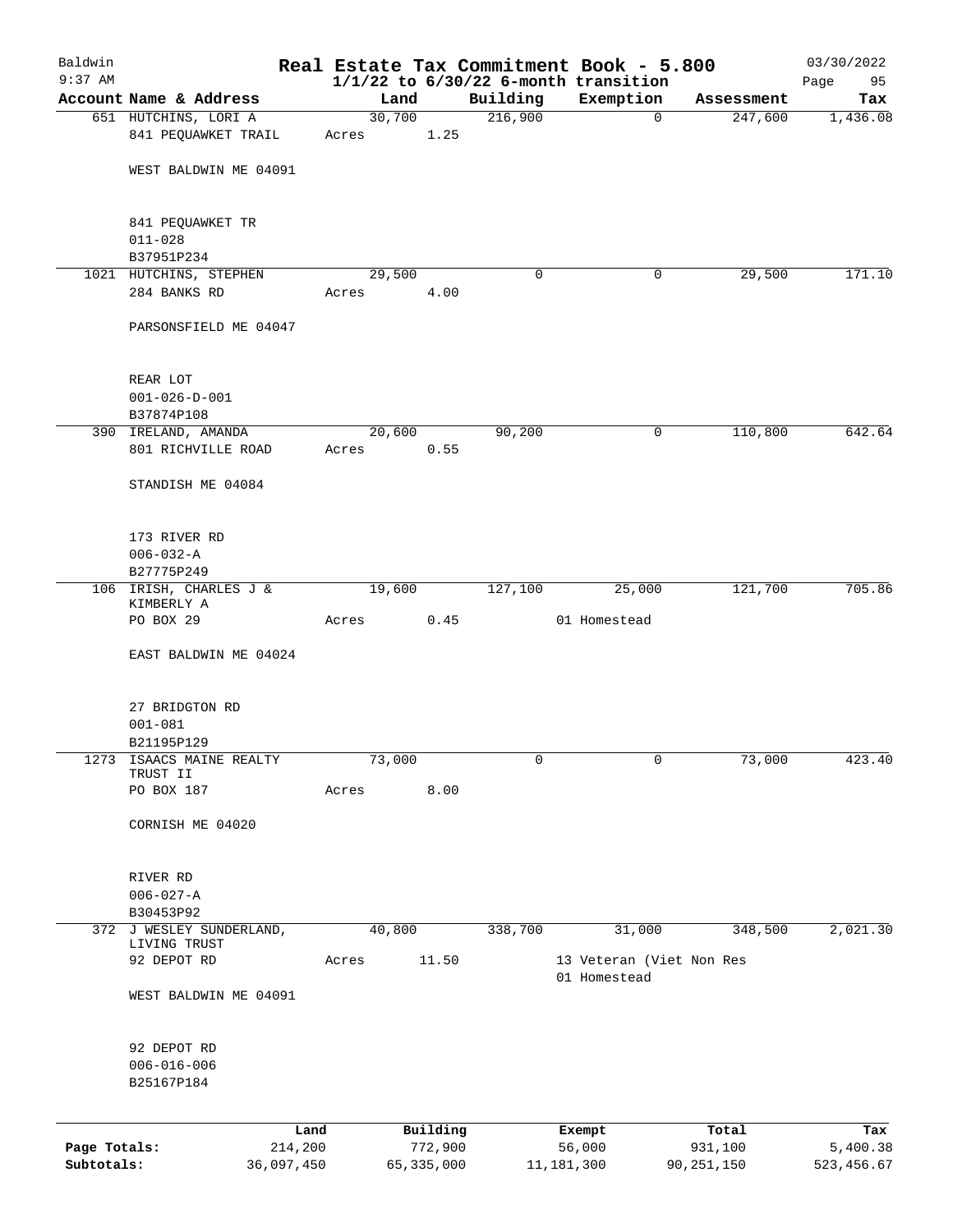# Real Estate Tax Commitment Book - 5.800

Baldwin
9:37 AM

1/1/22 to 6/30/22 6-month transition

03/30/2022

| Account | Name & Address | Land | Building | Exemption | Assessment | Tax |
|---|---|---|---|---|---|---|
| 651 | HUTCHINS, LORI A<br>841 PEQUAWKET TRAIL<br>WEST BALDWIN ME 04091<br><br>841 PEQUAWKET TR<br>011-028<br>B37951P234 | 30,700<br>Acres 1.25 | 216,900 | 0 | 247,600 | 1,436.08 |
| 1021 | HUTCHINS, STEPHEN<br>284 BANKS RD<br>PARSONSFIELD ME 04047<br><br>REAR LOT<br>001-026-D-001<br>B37874P108 | 29,500<br>Acres 4.00 | 0 | 0 | 29,500 | 171.10 |
| 390 | IRELAND, AMANDA<br>801 RICHVILLE ROAD<br>STANDISH ME 04084<br><br>173 RIVER RD<br>006-032-A<br>B27775P249 | 20,600<br>Acres 0.55 | 90,200 | 0 | 110,800 | 642.64 |
| 106 | IRISH, CHARLES J &<br>KIMBERLY A<br>PO BOX 29<br>EAST BALDWIN ME 04024<br><br>27 BRIDGTON RD<br>001-081<br>B21195P129 | 19,600<br>Acres 0.45 | 127,100 | 25,000<br>01 Homestead | 121,700 | 705.86 |
| 1273 | ISAACS MAINE REALTY<br>TRUST II<br>PO BOX 187<br>CORNISH ME 04020<br><br>RIVER RD<br>006-027-A<br>B30453P92 | 73,000<br>Acres 8.00 | 0 | 0 | 73,000 | 423.40 |
| 372 | J WESLEY SUNDERLAND,<br>LIVING TRUST<br>92 DEPOT RD<br>WEST BALDWIN ME 04091<br><br>92 DEPOT RD<br>006-016-006<br>B25167P184 | 40,800<br>Acres 11.50 | 338,700 | 31,000<br>13 Veteran (Viet Non Res<br>01 Homestead | 348,500 | 2,021.30 |

| | Land | Building | Exempt | Total | Tax |
|---|---|---|---|---|---|
| Page Totals: | 214,200 | 772,900 | 56,000 | 931,100 | 5,400.38 |
| Subtotals: | 36,097,450 | 65,335,000 | 11,181,300 | 90,251,150 | 523,456.67 |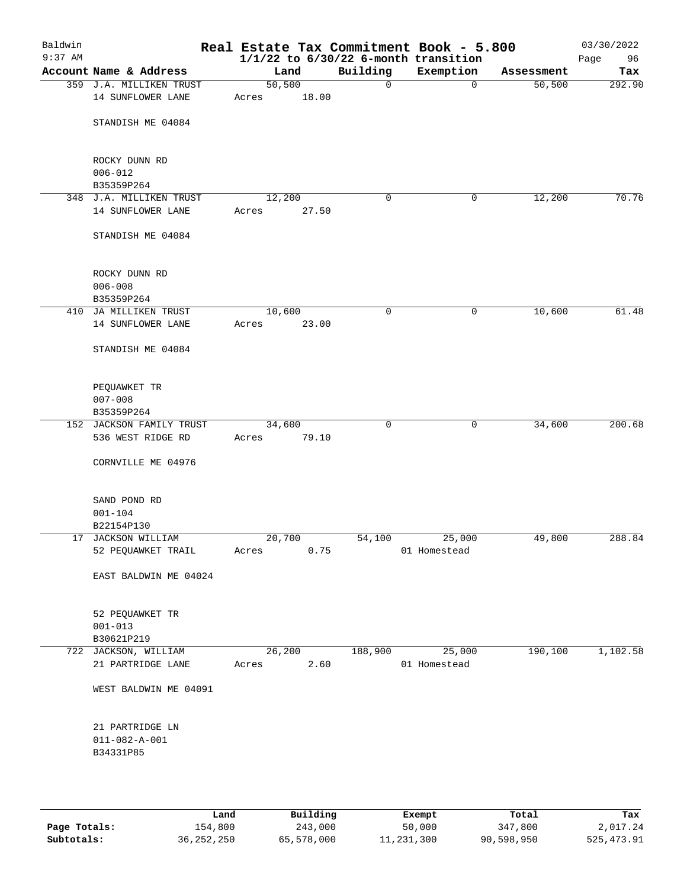Baldwin 9:37 AM

# Real Estate Tax Commitment Book - 5.800

1/1/22 to 6/30/22 6-month transition

03/30/2022

| Account Name & Address | Land | Building | Exemption | Assessment | Tax |
|---|---|---|---|---|---|
| 359 J.A. MILLIKEN TRUST<br>14 SUNFLOWER LANE<br><br>STANDISH ME 04084<br><br>ROCKY DUNN RD<br>006-012<br>B35359P264 | 50,500<br>Acres 18.00 | 0 | 0 | 50,500 | 292.90 |
| 348 J.A. MILLIKEN TRUST<br>14 SUNFLOWER LANE<br><br>STANDISH ME 04084<br><br>ROCKY DUNN RD<br>006-008<br>B35359P264 | 12,200<br>Acres 27.50 | 0 | 0 | 12,200 | 70.76 |
| 410 JA MILLIKEN TRUST<br>14 SUNFLOWER LANE<br><br>STANDISH ME 04084<br><br>PEQUAWKET TR<br>007-008<br>B35359P264 | 10,600<br>Acres 23.00 | 0 | 0 | 10,600 | 61.48 |
| 152 JACKSON FAMILY TRUST<br>536 WEST RIDGE RD<br><br>CORNVILLE ME 04976<br><br>SAND POND RD<br>001-104<br>B22154P130 | 34,600<br>Acres 79.10 | 0 | 0 | 34,600 | 200.68 |
| 17 JACKSON WILLIAM<br>52 PEQUAWKET TRAIL<br><br>EAST BALDWIN ME 04024<br><br>52 PEQUAWKET TR<br>001-013<br>B30621P219 | 20,700<br>Acres 0.75 | 54,100 | 25,000<br>01 Homestead | 49,800 | 288.84 |
| 722 JACKSON, WILLIAM<br>21 PARTRIDGE LANE<br><br>WEST BALDWIN ME 04091<br><br>21 PARTRIDGE LN<br>011-082-A-001<br>B34331P85 | 26,200<br>Acres 2.60 | 188,900 | 25,000<br>01 Homestead | 190,100 | 1,102.58 |

| | Land | Building | Exempt | Total | Tax |
|---|---|---|---|---|---|
| **Page Totals:** | 154,800 | 243,000 | 50,000 | 347,800 | 2,017.24 |
| **Subtotals:** | 36,252,250 | 65,578,000 | 11,231,300 | 90,598,950 | 525,473.91 |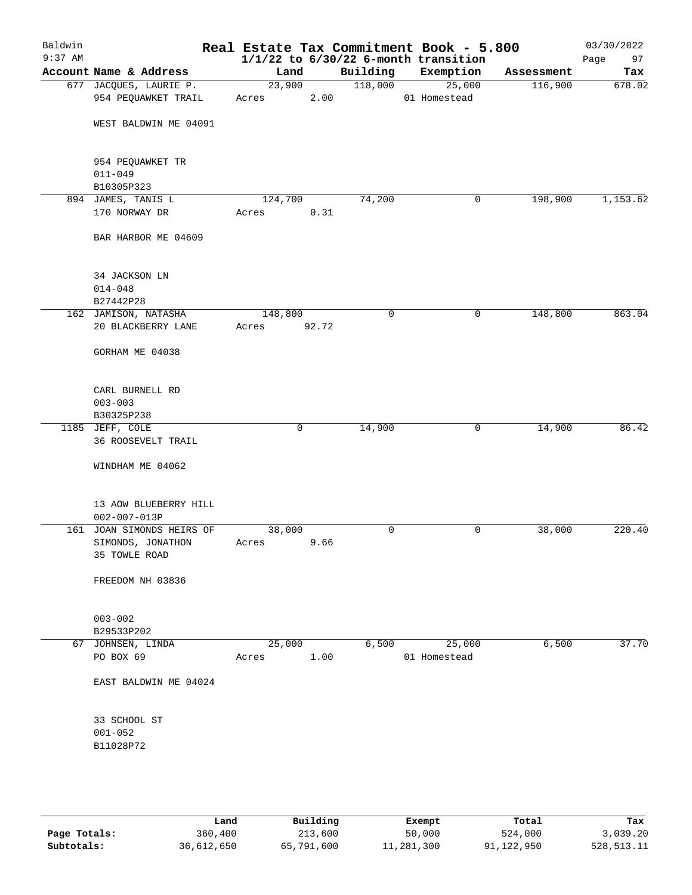# Real Estate Tax Commitment Book - 5.800

Baldwin
9:37 AM

$1/1/22$ to $6/30/22$ 6-month transition

03/30/2022
Page 97

| Account Name & Address | Land | Building | Exemption | Assessment | Tax |
|---|---|---|---|---|---|
| 677 JACQUES, LAURIE P.<br>954 PEQUAWKET TRAIL<br><br>WEST BALDWIN ME 04091<br><br>954 PEQUAWKET TR<br>011-049<br>B10305P323 | 23,900<br>Acres 2.00 | 118,000 | 25,000<br>01 Homestead | 116,900 | 678.02 |
| 894 JAMES, TANIS L<br>170 NORWAY DR<br><br>BAR HARBOR ME 04609<br><br>34 JACKSON LN<br>014-048<br>B27442P28 | 124,700<br>Acres 0.31 | 74,200 | 0 | 198,900 | 1,153.62 |
| 162 JAMISON, NATASHA<br>20 BLACKBERRY LANE<br><br>GORHAM ME 04038<br><br>CARL BURNELL RD<br>003-003<br>B30325P238 | 148,800<br>Acres 92.72 | 0 | 0 | 148,800 | 863.04 |
| 1185 JEFF, COLE<br>36 ROOSEVELT TRAIL<br><br>WINDHAM ME 04062<br><br>13 AOW BLUEBERRY HILL<br>002-007-013P | 0 | 14,900 | 0 | 14,900 | 86.42 |
| 161 JOAN SIMONDS HEIRS OF<br>SIMONDS, JONATHON<br>35 TOWLE ROAD<br><br>FREEDOM NH 03836<br><br>003-002<br>B29533P202 | 38,000<br>Acres 9.66 | 0 | 0 | 38,000 | 220.40 |
| 67 JOHNSEN, LINDA<br>PO BOX 69<br><br>EAST BALDWIN ME 04024<br><br>33 SCHOOL ST<br>001-052<br>B11028P72 | 25,000<br>Acres 1.00 | 6,500 | 25,000<br>01 Homestead | 6,500 | 37.70 |

| | Land | Building | Exempt | Total | Tax |
|---|---|---|---|---|---|
| Page Totals: | 360,400 | 213,600 | 50,000 | 524,000 | 3,039.20 |
| Subtotals: | 36,612,650 | 65,791,600 | 11,281,300 | 91,122,950 | 528,513.11 |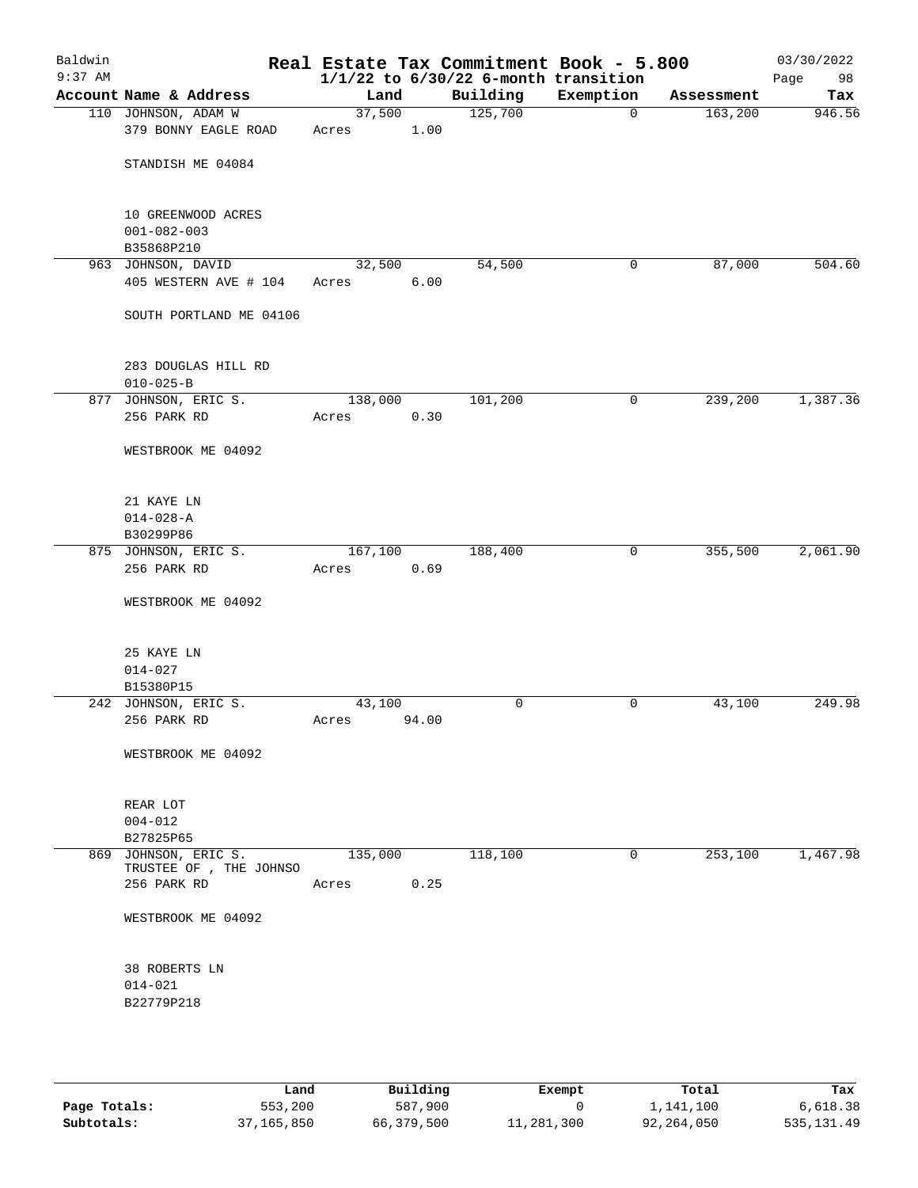Baldwin 9:37 AM

# Real Estate Tax Commitment Book - 5.800

1/1/22 to 6/30/22 6-month transition

03/30/2022

| Account Name & Address | Land | Building | Exemption | Assessment | Tax |
|---|---|---|---|---|---|
| 110 JOHNSON, ADAM W<br>379 BONNY EAGLE ROAD<br><br>STANDISH ME 04084<br><br>10 GREENWOOD ACRES<br>001-082-003<br>B35868P210 | 37,500<br>Acres 1.00 | 125,700 | 0 | 163,200 | 946.56 |
| 963 JOHNSON, DAVID<br>405 WESTERN AVE # 104<br><br>SOUTH PORTLAND ME 04106<br><br>283 DOUGLAS HILL RD<br>010-025-B | 32,500<br>Acres 6.00 | 54,500 | 0 | 87,000 | 504.60 |
| 877 JOHNSON, ERIC S.<br>256 PARK RD<br><br>WESTBROOK ME 04092<br><br>21 KAYE LN<br>014-028-A<br>B30299P86 | 138,000<br>Acres 0.30 | 101,200 | 0 | 239,200 | 1,387.36 |
| 875 JOHNSON, ERIC S.<br>256 PARK RD<br><br>WESTBROOK ME 04092<br><br>25 KAYE LN<br>014-027<br>B15380P15 | 167,100<br>Acres 0.69 | 188,400 | 0 | 355,500 | 2,061.90 |
| 242 JOHNSON, ERIC S.<br>256 PARK RD<br><br>WESTBROOK ME 04092<br><br>REAR LOT<br>004-012<br>B27825P65 | 43,100<br>Acres 94.00 | 0 | 0 | 43,100 | 249.98 |
| 869 JOHNSON, ERIC S.<br>TRUSTEE OF , THE JOHNSO<br>256 PARK RD<br><br>WESTBROOK ME 04092<br><br>38 ROBERTS LN<br>014-021<br>B22779P218 | 135,000<br>Acres 0.25 | 118,100 | 0 | 253,100 | 1,467.98 |

| | Land | Building | Exempt | Total | Tax |
|---|---|---|---|---|---|
| Page Totals: | 553,200 | 587,900 | 0 | 1,141,100 | 6,618.38 |
| Subtotals: | 37,165,850 | 66,379,500 | 11,281,300 | 92,264,050 | 535,131.49 |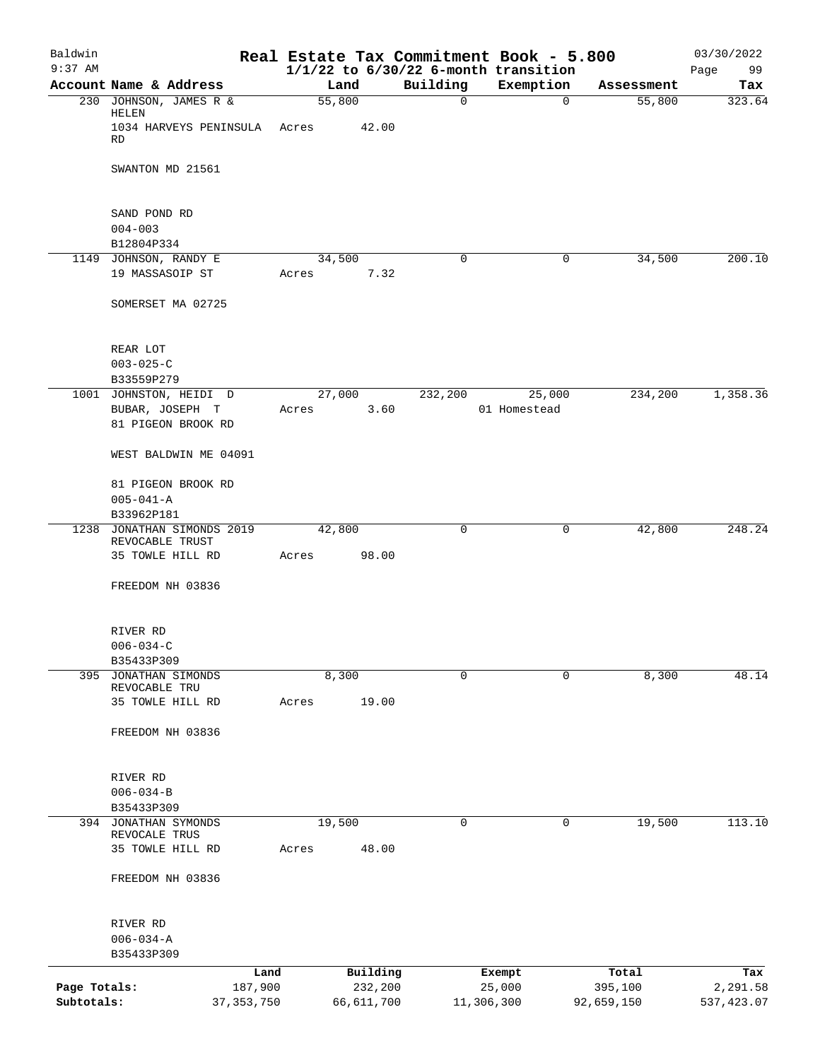# Real Estate Tax Commitment Book - 5.800

Baldwin
9:37 AM

$1/1/22$ to $6/30/22$ 6-month transition

03/30/2022

| Account | Name & Address | Land | Building | Exemption | Assessment | Tax |
|---|---|---|---|---|---|---|
| 230 | JOHNSON, JAMES R & HELEN<br>1034 HARVEYS PENINSULA RD<br><br>SWANTON MD 21561<br><br>SAND POND RD<br>004-003<br>B12804P334 | 55,800<br>Acres 42.00 | 0 | 0 | 55,800 | 323.64 |
| 1149 | JOHNSON, RANDY E<br>19 MASSASOIP ST<br><br>SOMERSET MA 02725<br><br>REAR LOT<br>003-025-C<br>B33559P279 | 34,500<br>Acres 7.32 | 0 | 0 | 34,500 | 200.10 |
| 1001 | JOHNSTON, HEIDI D<br>BUBAR, JOSEPH T<br>81 PIGEON BROOK RD<br><br>WEST BALDWIN ME 04091<br><br>81 PIGEON BROOK RD<br>005-041-A<br>B33962P181 | 27,000<br>Acres 3.60 | 232,200 | 25,000<br>01 Homestead | 234,200 | 1,358.36 |
| 1238 | JONATHAN SIMONDS 2019 REVOCABLE TRUST<br>35 TOWLE HILL RD<br><br>FREEDOM NH 03836<br><br>RIVER RD<br>006-034-C<br>B35433P309 | 42,800<br>Acres 98.00 | 0 | 0 | 42,800 | 248.24 |
| 395 | JONATHAN SIMONDS REVOCABLE TRU<br>35 TOWLE HILL RD<br><br>FREEDOM NH 03836<br><br>RIVER RD<br>006-034-B<br>B35433P309 | 8,300<br>Acres 19.00 | 0 | 0 | 8,300 | 48.14 |
| 394 | JONATHAN SYMONDS REVOCALE TRUS<br>35 TOWLE HILL RD<br><br>FREEDOM NH 03836<br><br>RIVER RD<br>006-034-A<br>B35433P309 | 19,500<br>Acres 48.00 | 0 | 0 | 19,500 | 113.10 |

| | Land | Building | Exempt | Total | Tax |
|---|---|---|---|---|---|
| Page Totals: | 187,900 | 232,200 | 25,000 | 395,100 | 2,291.58 |
| Subtotals: | 37,353,750 | 66,611,700 | 11,306,300 | 92,659,150 | 537,423.07 |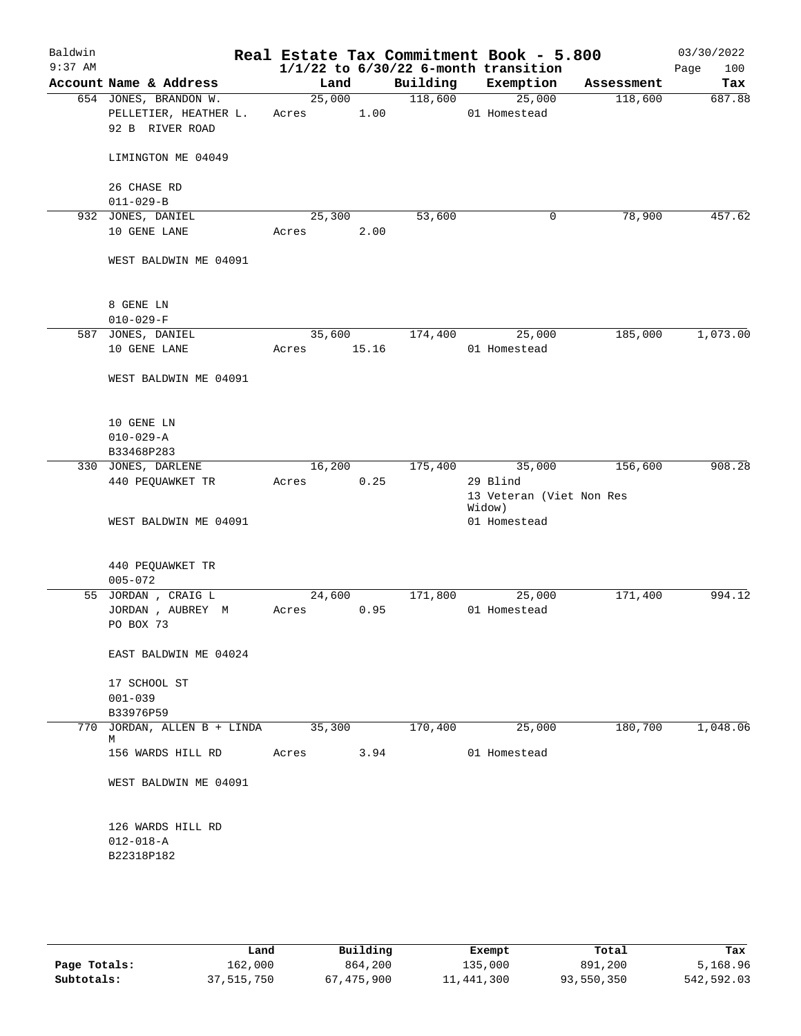# Real Estate Tax Commitment Book - 5.800

Baldwin 9:37 AM — 1/1/22 to 6/30/22 6-month transition — 03/30/2022

| Account Name & Address | Land | Building | Exemption | Assessment | Tax |
|---|---|---|---|---|---|
| 654 JONES, BRANDON W.<br>PELLETIER, HEATHER L.<br>92 B RIVER ROAD<br><br>LIMINGTON ME 04049<br><br>26 CHASE RD<br>011-029-B | 25,000<br>Acres 1.00 | 118,600 | 25,000<br>01 Homestead | 118,600 | 687.88 |
| 932 JONES, DANIEL<br>10 GENE LANE<br><br>WEST BALDWIN ME 04091<br><br>8 GENE LN<br>010-029-F | 25,300<br>Acres 2.00 | 53,600 | 0 | 78,900 | 457.62 |
| 587 JONES, DANIEL<br>10 GENE LANE<br><br>WEST BALDWIN ME 04091<br><br>10 GENE LN<br>010-029-A<br>B33468P283 | 35,600<br>Acres 15.16 | 174,400 | 25,000<br>01 Homestead | 185,000 | 1,073.00 |
| 330 JONES, DARLENE<br>440 PEQUAWKET TR<br><br>WEST BALDWIN ME 04091<br><br>440 PEQUAWKET TR<br>005-072 | 16,200<br>Acres 0.25 | 175,400 | 35,000<br>29 Blind<br>13 Veteran (Viet Non Res Widow)<br>01 Homestead | 156,600 | 908.28 |
| 55 JORDAN , CRAIG L<br>JORDAN , AUBREY M<br>PO BOX 73<br><br>EAST BALDWIN ME 04024<br><br>17 SCHOOL ST<br>001-039<br>B33976P59 | 24,600<br>Acres 0.95 | 171,800 | 25,000<br>01 Homestead | 171,400 | 994.12 |
| 770 JORDAN, ALLEN B + LINDA M<br>156 WARDS HILL RD<br><br>WEST BALDWIN ME 04091<br><br>126 WARDS HILL RD<br>012-018-A<br>B22318P182 | 35,300<br>Acres 3.94 | 170,400 | 25,000<br>01 Homestead | 180,700 | 1,048.06 |

| | Land | Building | Exempt | Total | Tax |
|---|---|---|---|---|---|
| Page Totals: | 162,000 | 864,200 | 135,000 | 891,200 | 5,168.96 |
| Subtotals: | 37,515,750 | 67,475,900 | 11,441,300 | 93,550,350 | 542,592.03 |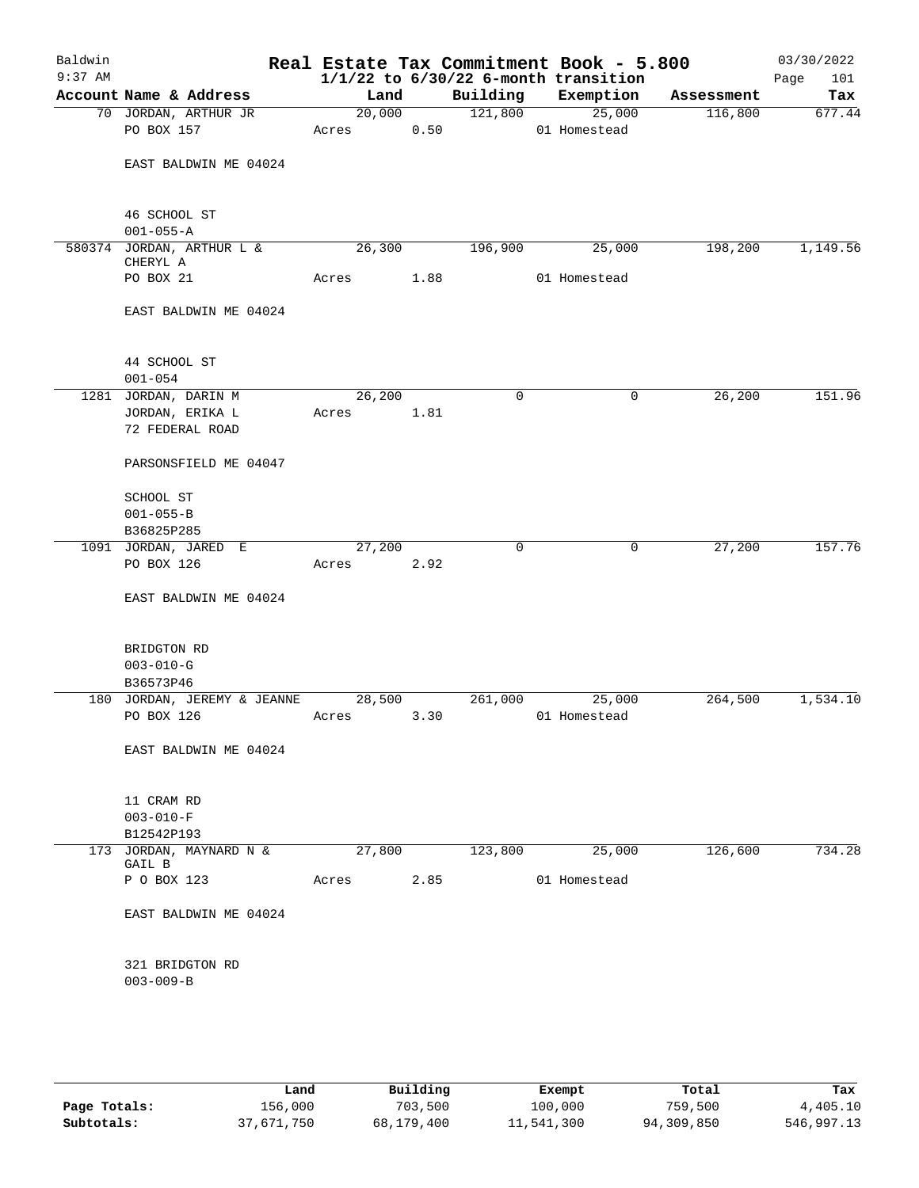# Baldwin — Real Estate Tax Commitment Book - 5.800

9:37 AM — 1/1/22 to 6/30/22 6-month transition — 03/30/2022

| Account | Name & Address | Land | Building | Exemption | Assessment | Tax |
|---|---|---|---|---|---|---|
| 70 | JORDAN, ARTHUR JR<br>PO BOX 157<br><br>EAST BALDWIN ME 04024<br><br>46 SCHOOL ST<br>001-055-A | 20,000<br>Acres 0.50 | 121,800 | 25,000<br>01 Homestead | 116,800 | 677.44 |
| 580374 | JORDAN, ARTHUR L & CHERYL A<br>PO BOX 21<br><br>EAST BALDWIN ME 04024<br><br>44 SCHOOL ST<br>001-054 | 26,300<br>Acres 1.88 | 196,900 | 25,000<br>01 Homestead | 198,200 | 1,149.56 |
| 1281 | JORDAN, DARIN M<br>JORDAN, ERIKA L<br>72 FEDERAL ROAD<br><br>PARSONSFIELD ME 04047<br><br>SCHOOL ST<br>001-055-B<br>B36825P285 | 26,200<br>Acres 1.81 | 0 | 0 | 26,200 | 151.96 |
| 1091 | JORDAN, JARED E<br>PO BOX 126<br><br>EAST BALDWIN ME 04024<br><br>BRIDGTON RD<br>003-010-G<br>B36573P46 | 27,200<br>Acres 2.92 | 0 | 0 | 27,200 | 157.76 |
| 180 | JORDAN, JEREMY & JEANNE<br>PO BOX 126<br><br>EAST BALDWIN ME 04024<br><br>11 CRAM RD<br>003-010-F<br>B12542P193 | 28,500<br>Acres 3.30 | 261,000 | 25,000<br>01 Homestead | 264,500 | 1,534.10 |
| 173 | JORDAN, MAYNARD N & GAIL B<br>P O BOX 123<br><br>EAST BALDWIN ME 04024<br><br>321 BRIDGTON RD<br>003-009-B | 27,800<br>Acres 2.85 | 123,800 | 25,000<br>01 Homestead | 126,600 | 734.28 |

| | Land | Building | Exempt | Total | Tax |
|---|---|---|---|---|---|
| Page Totals: | 156,000 | 703,500 | 100,000 | 759,500 | 4,405.10 |
| Subtotals: | 37,671,750 | 68,179,400 | 11,541,300 | 94,309,850 | 546,997.13 |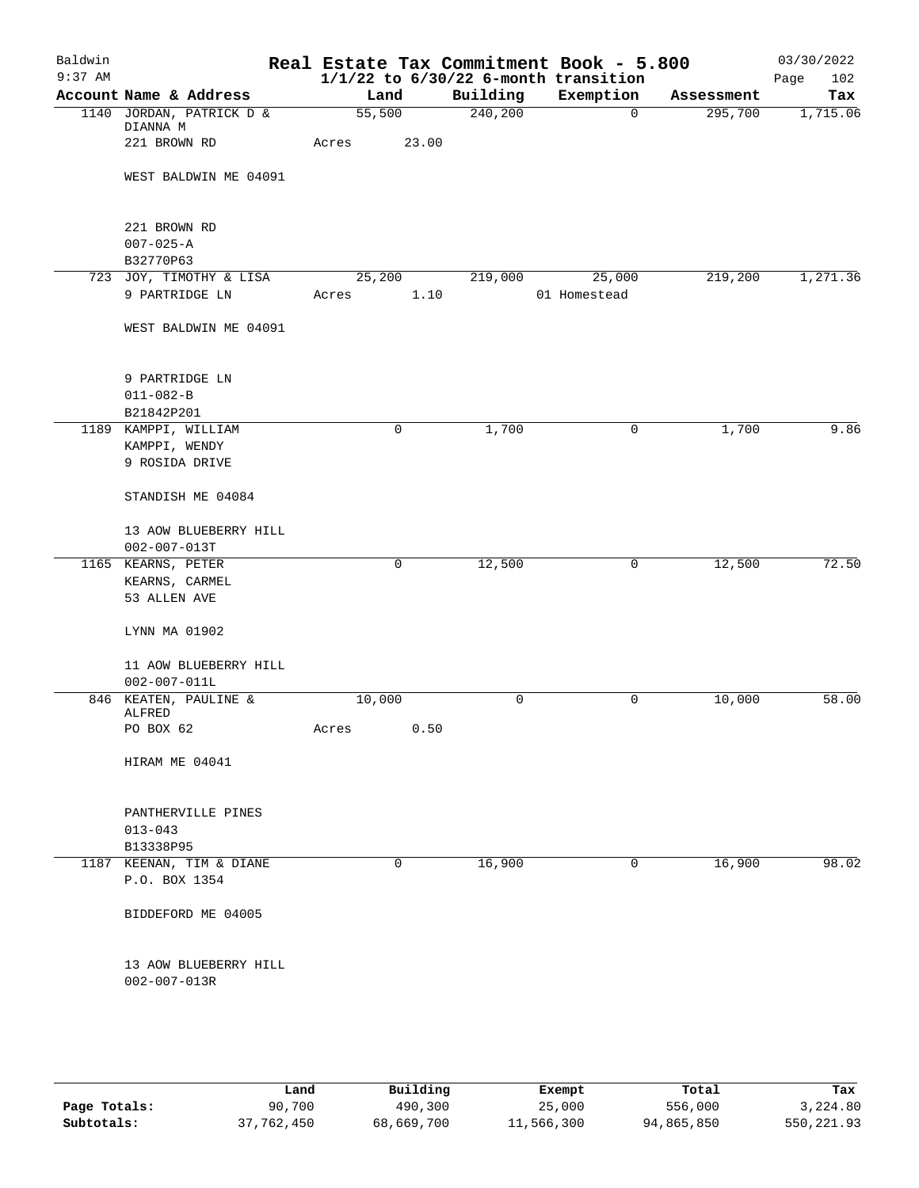Baldwin 9:37 AM

# Real Estate Tax Commitment Book - 5.800

1/1/22 to 6/30/22 6-month transition

03/30/2022 Page 102

| Account | Name & Address | Land | Building | Exemption | Assessment | Tax |
|---|---|---|---|---|---|---|
| 1140 | JORDAN, PATRICK D & DIANNA M<br>221 BROWN RD<br><br>WEST BALDWIN ME 04091<br><br>221 BROWN RD<br>007-025-A<br>B32770P63 | 55,500<br>Acres 23.00 | 240,200 | 0 | 295,700 | 1,715.06 |
| 723 | JOY, TIMOTHY & LISA<br>9 PARTRIDGE LN<br><br>WEST BALDWIN ME 04091<br><br>9 PARTRIDGE LN<br>011-082-B<br>B21842P201 | 25,200<br>Acres 1.10 | 219,000 | 25,000<br>01 Homestead | 219,200 | 1,271.36 |
| 1189 | KAMPPI, WILLIAM<br>KAMPPI, WENDY<br>9 ROSIDA DRIVE<br><br>STANDISH ME 04084<br><br>13 AOW BLUEBERRY HILL<br>002-007-013T | 0 | 1,700 | 0 | 1,700 | 9.86 |
| 1165 | KEARNS, PETER<br>KEARNS, CARMEL<br>53 ALLEN AVE<br><br>LYNN MA 01902<br><br>11 AOW BLUEBERRY HILL<br>002-007-011L | 0 | 12,500 | 0 | 12,500 | 72.50 |
| 846 | KEATEN, PAULINE & ALFRED<br>PO BOX 62<br><br>HIRAM ME 04041<br><br>PANTHERVILLE PINES<br>013-043<br>B13338P95 | 10,000<br>Acres 0.50 | 0 | 0 | 10,000 | 58.00 |
| 1187 | KEENAN, TIM & DIANE<br>P.O. BOX 1354<br><br>BIDDEFORD ME 04005<br><br>13 AOW BLUEBERRY HILL<br>002-007-013R | 0 | 16,900 | 0 | 16,900 | 98.02 |

| | Land | Building | Exempt | Total | Tax |
|---|---|---|---|---|---|
| Page Totals: | 90,700 | 490,300 | 25,000 | 556,000 | 3,224.80 |
| Subtotals: | 37,762,450 | 68,669,700 | 11,566,300 | 94,865,850 | 550,221.93 |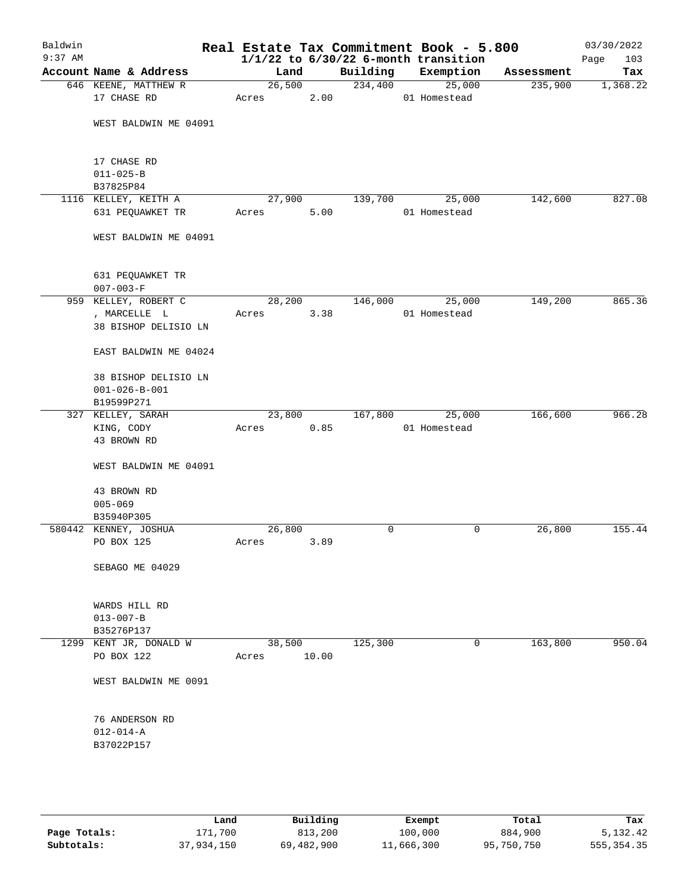Baldwin 9:37 AM

# Real Estate Tax Commitment Book - 5.800

## 1/1/22 to 6/30/22 6-month transition

03/30/2022

| Account Name & Address | Land | Building | Exemption | Assessment | Tax |
|---|---|---|---|---|---|
| 646 KEENE, MATTHEW R<br>17 CHASE RD<br><br>WEST BALDWIN ME 04091<br><br>17 CHASE RD<br>011-025-B<br>B37825P84 | 26,500<br>Acres 2.00 | 234,400 | 25,000<br>01 Homestead | 235,900 | 1,368.22 |
| 1116 KELLEY, KEITH A<br>631 PEQUAWKET TR<br><br>WEST BALDWIN ME 04091<br><br>631 PEQUAWKET TR<br>007-003-F | 27,900<br>Acres 5.00 | 139,700 | 25,000<br>01 Homestead | 142,600 | 827.08 |
| 959 KELLEY, ROBERT C<br>, MARCELLE L<br>38 BISHOP DELISIO LN<br><br>EAST BALDWIN ME 04024<br><br>38 BISHOP DELISIO LN<br>001-026-B-001<br>B19599P271 | 28,200<br>Acres 3.38 | 146,000 | 25,000<br>01 Homestead | 149,200 | 865.36 |
| 327 KELLEY, SARAH<br>KING, CODY<br>43 BROWN RD<br><br>WEST BALDWIN ME 04091<br><br>43 BROWN RD<br>005-069<br>B35940P305 | 23,800<br>Acres 0.85 | 167,800 | 25,000<br>01 Homestead | 166,600 | 966.28 |
| 580442 KENNEY, JOSHUA<br>PO BOX 125<br><br>SEBAGO ME 04029<br><br>WARDS HILL RD<br>013-007-B<br>B35276P137 | 26,800<br>Acres 3.89 | 0 | 0 | 26,800 | 155.44 |
| 1299 KENT JR, DONALD W<br>PO BOX 122<br><br>WEST BALDWIN ME 0091<br><br>76 ANDERSON RD<br>012-014-A<br>B37022P157 | 38,500<br>Acres 10.00 | 125,300 | 0 | 163,800 | 950.04 |

| | Land | Building | Exempt | Total | Tax |
|---|---|---|---|---|---|
| **Page Totals:** | 171,700 | 813,200 | 100,000 | 884,900 | 5,132.42 |
| **Subtotals:** | 37,934,150 | 69,482,900 | 11,666,300 | 95,750,750 | 555,354.35 |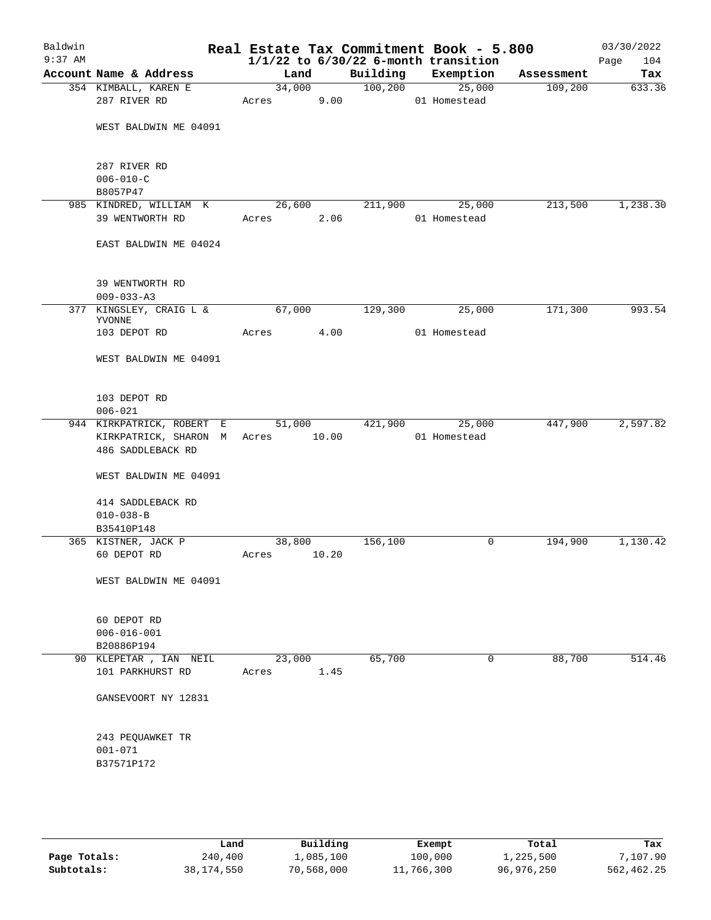# Real Estate Tax Commitment Book - 5.800

Baldwin
9:37 AM

$1/1/22$ to $6/30/22$ 6-month transition

03/30/2022

| Account Name & Address | Land | Building | Exemption | Assessment | Tax |
|---|---|---|---|---|---|
| 354 KIMBALL, KAREN E | 34,000 | 100,200 | 25,000 | 109,200 | 633.36 |
| 287 RIVER RD | Acres 9.00 | | 01 Homestead | | |
| WEST BALDWIN ME 04091 | | | | | |
| 287 RIVER RD | | | | | |
| 006-010-C | | | | | |
| B8057P47 | | | | | |
| 985 KINDRED, WILLIAM K | 26,600 | 211,900 | 25,000 | 213,500 | 1,238.30 |
| 39 WENTWORTH RD | Acres 2.06 | | 01 Homestead | | |
| EAST BALDWIN ME 04024 | | | | | |
| 39 WENTWORTH RD | | | | | |
| 009-033-A3 | | | | | |
| 377 KINGSLEY, CRAIG L & YVONNE | 67,000 | 129,300 | 25,000 | 171,300 | 993.54 |
| 103 DEPOT RD | Acres 4.00 | | 01 Homestead | | |
| WEST BALDWIN ME 04091 | | | | | |
| 103 DEPOT RD | | | | | |
| 006-021 | | | | | |
| 944 KIRKPATRICK, ROBERT E | 51,000 | 421,900 | 25,000 | 447,900 | 2,597.82 |
| KIRKPATRICK, SHARON M | Acres 10.00 | | 01 Homestead | | |
| 486 SADDLEBACK RD | | | | | |
| WEST BALDWIN ME 04091 | | | | | |
| 414 SADDLEBACK RD | | | | | |
| 010-038-B | | | | | |
| B35410P148 | | | | | |
| 365 KISTNER, JACK P | 38,800 | 156,100 | 0 | 194,900 | 1,130.42 |
| 60 DEPOT RD | Acres 10.20 | | | | |
| WEST BALDWIN ME 04091 | | | | | |
| 60 DEPOT RD | | | | | |
| 006-016-001 | | | | | |
| B20886P194 | | | | | |
| 90 KLEPETAR , IAN NEIL | 23,000 | 65,700 | 0 | 88,700 | 514.46 |
| 101 PARKHURST RD | Acres 1.45 | | | | |
| GANSEVOORT NY 12831 | | | | | |
| 243 PEQUAWKET TR | | | | | |
| 001-071 | | | | | |
| B37571P172 | | | | | |

| | Land | Building | Exempt | Total | Tax |
|---|---|---|---|---|---|
| Page Totals: | 240,400 | 1,085,100 | 100,000 | 1,225,500 | 7,107.90 |
| Subtotals: | 38,174,550 | 70,568,000 | 11,766,300 | 96,976,250 | 562,462.25 |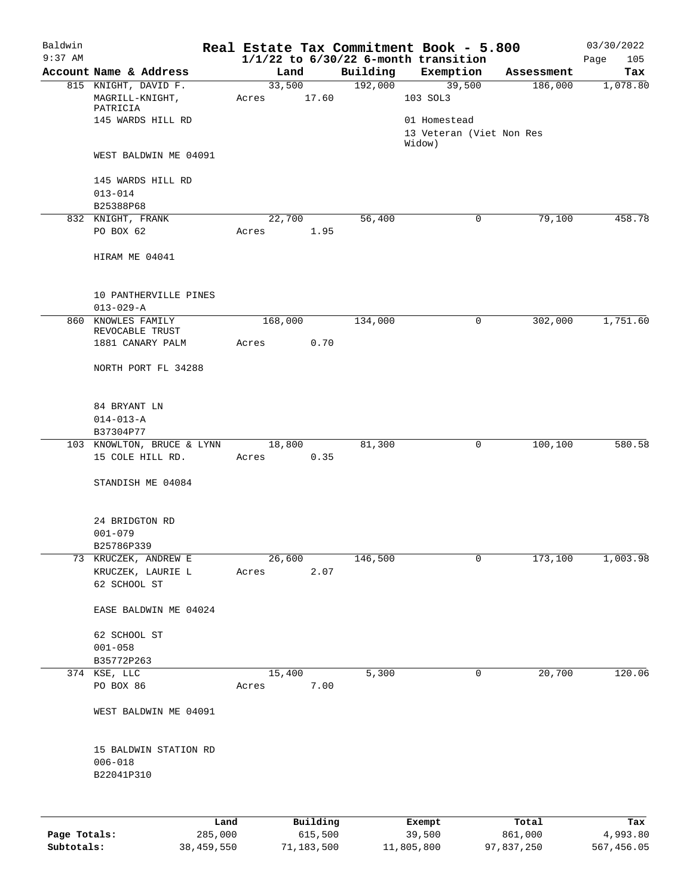# Real Estate Tax Commitment Book - 5.800

## 1/1/22 to 6/30/22 6-month transition

Baldwin 9:37 AM — 03/30/2022

| Account Name & Address | Land | Building | Exemption | Assessment | Tax |
|---|---|---|---|---|---|
| 815 KNIGHT, DAVID F.<br>MAGRILL-KNIGHT, PATRICIA<br>145 WARDS HILL RD<br><br>WEST BALDWIN ME 04091<br><br>145 WARDS HILL RD<br>013-014<br>B25388P68 | 33,500<br>Acres 17.60 | 192,000 | 39,500<br>103 SOL3<br>01 Homestead<br>13 Veteran (Viet Non Res Widow) | 186,000 | 1,078.80 |
| 832 KNIGHT, FRANK<br>PO BOX 62<br><br>HIRAM ME 04041<br><br>10 PANTHERVILLE PINES<br>013-029-A | 22,700<br>Acres 1.95 | 56,400 | 0 | 79,100 | 458.78 |
| 860 KNOWLES FAMILY REVOCABLE TRUST<br>1881 CANARY PALM<br><br>NORTH PORT FL 34288<br><br>84 BRYANT LN<br>014-013-A<br>B37304P77 | 168,000<br>Acres 0.70 | 134,000 | 0 | 302,000 | 1,751.60 |
| 103 KNOWLTON, BRUCE & LYNN<br>15 COLE HILL RD.<br><br>STANDISH ME 04084<br><br>24 BRIDGTON RD<br>001-079<br>B25786P339 | 18,800<br>Acres 0.35 | 81,300 | 0 | 100,100 | 580.58 |
| 73 KRUCZEK, ANDREW E<br>KRUCZEK, LAURIE L<br>62 SCHOOL ST<br><br>EASE BALDWIN ME 04024<br><br>62 SCHOOL ST<br>001-058<br>B35772P263 | 26,600<br>Acres 2.07 | 146,500 | 0 | 173,100 | 1,003.98 |
| 374 KSE, LLC<br>PO BOX 86<br><br>WEST BALDWIN ME 04091<br><br>15 BALDWIN STATION RD<br>006-018<br>B22041P310 | 15,400<br>Acres 7.00 | 5,300 | 0 | 20,700 | 120.06 |

| | Land | Building | Exempt | Total | Tax |
|---|---|---|---|---|---|
| Page Totals: | 285,000 | 615,500 | 39,500 | 861,000 | 4,993.80 |
| Subtotals: | 38,459,550 | 71,183,500 | 11,805,800 | 97,837,250 | 567,456.05 |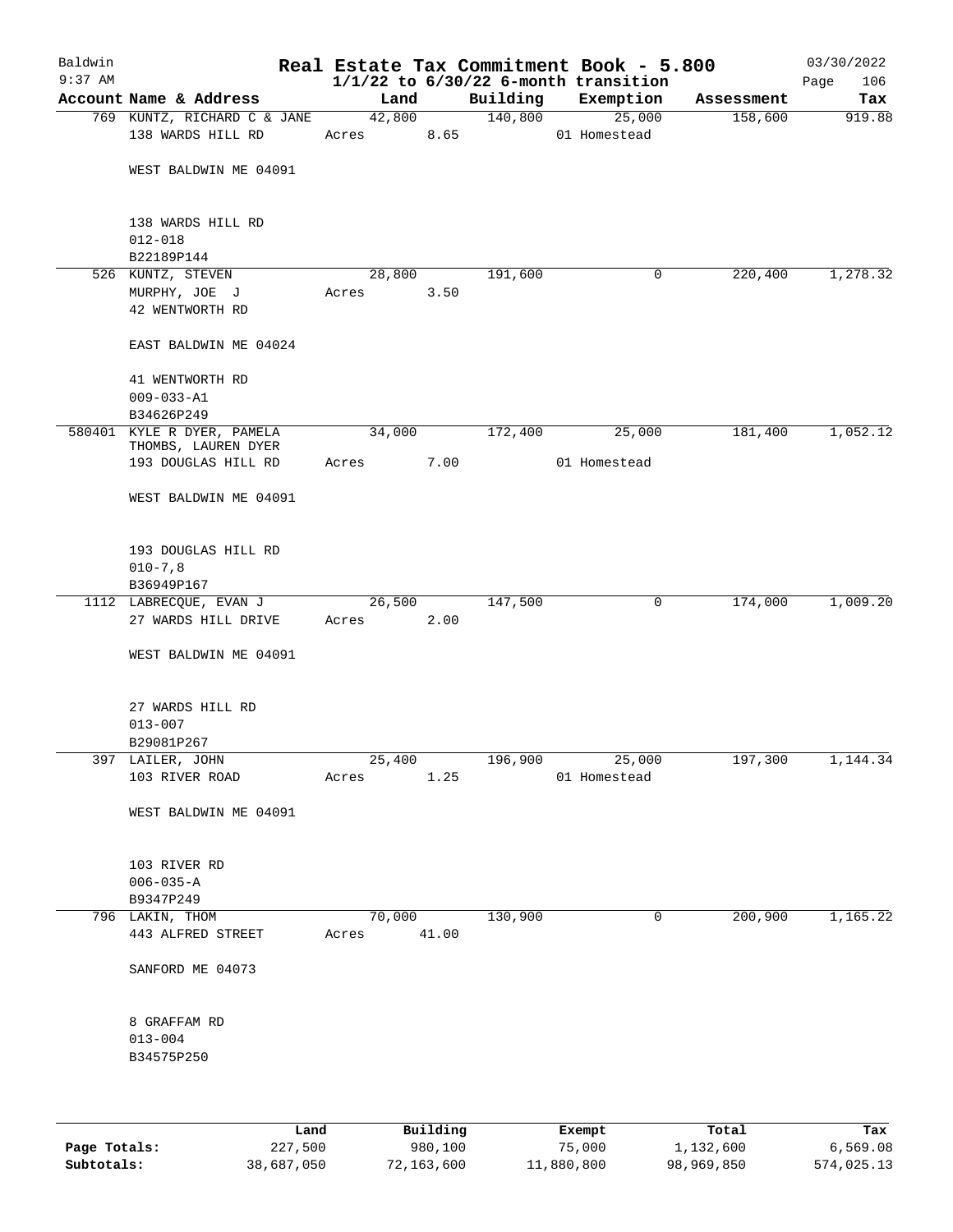Baldwin 9:37 AM

# Real Estate Tax Commitment Book - 5.800

1/1/22 to 6/30/22 6-month transition

03/30/2022

| Account | Name & Address | Land | Building | Exemption | Assessment | Tax |
|---|---|---|---|---|---|---|
| 769 | KUNTZ, RICHARD C & JANE<br>138 WARDS HILL RD<br><br>WEST BALDWIN ME 04091<br><br>138 WARDS HILL RD<br>012-018<br>B22189P144 | 42,800<br>Acres 8.65 | 140,800 | 25,000<br>01 Homestead | 158,600 | 919.88 |
| 526 | KUNTZ, STEVEN<br>MURPHY, JOE J<br>42 WENTWORTH RD<br><br>EAST BALDWIN ME 04024<br><br>41 WENTWORTH RD<br>009-033-A1<br>B34626P249 | 28,800<br>Acres 3.50 | 191,600 | 0 | 220,400 | 1,278.32 |
| 580401 | KYLE R DYER, PAMELA<br>THOMBS, LAUREN DYER<br>193 DOUGLAS HILL RD<br><br>WEST BALDWIN ME 04091<br><br>193 DOUGLAS HILL RD<br>010-7,8<br>B36949P167 | 34,000<br>Acres 7.00 | 172,400 | 25,000<br>01 Homestead | 181,400 | 1,052.12 |
| 1112 | LABRECQUE, EVAN J<br>27 WARDS HILL DRIVE<br><br>WEST BALDWIN ME 04091<br><br>27 WARDS HILL RD<br>013-007<br>B29081P267 | 26,500<br>Acres 2.00 | 147,500 | 0 | 174,000 | 1,009.20 |
| 397 | LAILER, JOHN<br>103 RIVER ROAD<br><br>WEST BALDWIN ME 04091<br><br>103 RIVER RD<br>006-035-A<br>B9347P249 | 25,400<br>Acres 1.25 | 196,900 | 25,000<br>01 Homestead | 197,300 | 1,144.34 |
| 796 | LAKIN, THOM<br>443 ALFRED STREET<br><br>SANFORD ME 04073<br><br>8 GRAFFAM RD<br>013-004<br>B34575P250 | 70,000<br>Acres 41.00 | 130,900 | 0 | 200,900 | 1,165.22 |

| | Land | Building | Exempt | Total | Tax |
|---|---|---|---|---|---|
| Page Totals: | 227,500 | 980,100 | 75,000 | 1,132,600 | 6,569.08 |
| Subtotals: | 38,687,050 | 72,163,600 | 11,880,800 | 98,969,850 | 574,025.13 |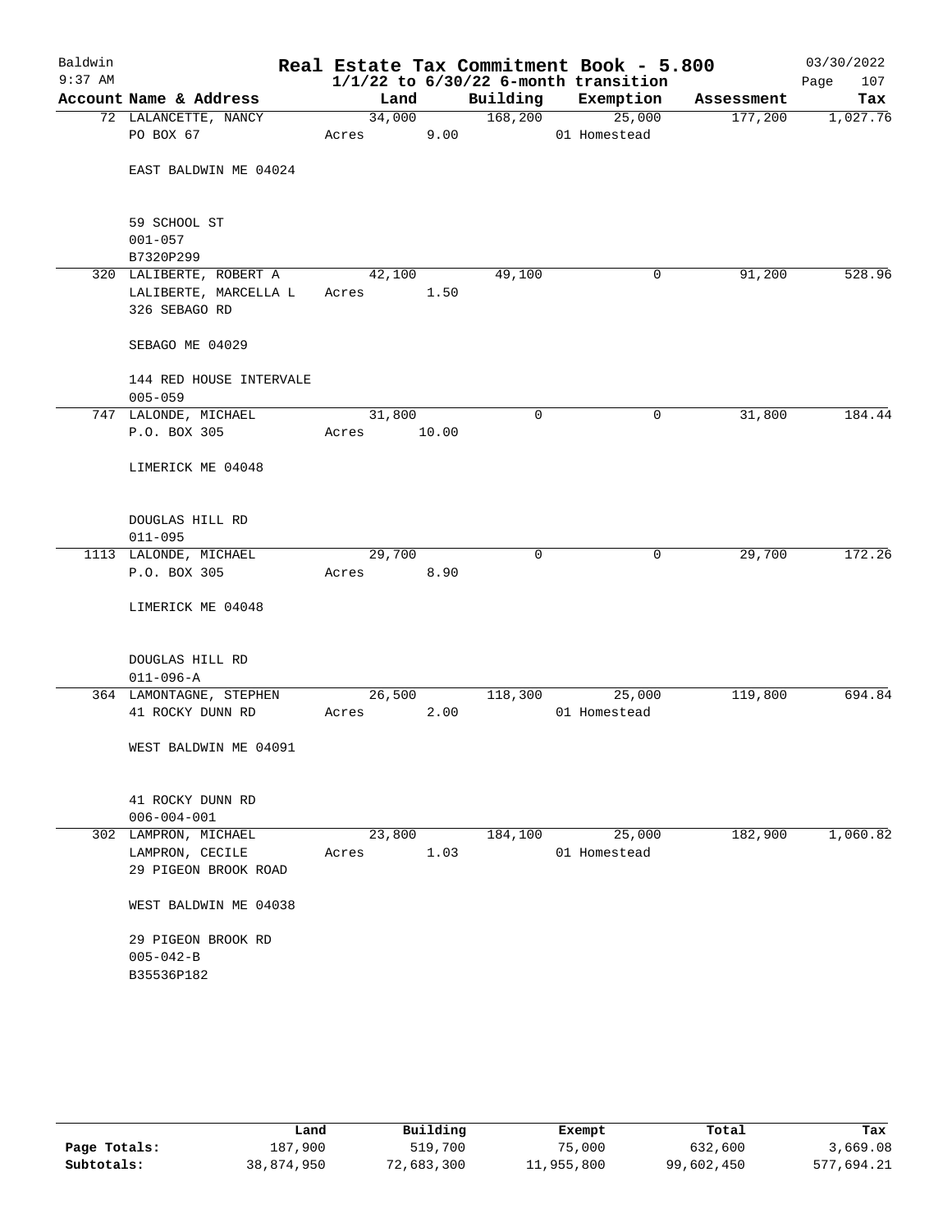Baldwin
9:37 AM

# Real Estate Tax Commitment Book - 5.800
## 1/1/22 to 6/30/22 6-month transition

03/30/2022
Page 107

| Account Name & Address | Land | Building | Exemption | Assessment | Tax |
|---|---|---|---|---|---|
| 72 LALANCETTE, NANCY<br>PO BOX 67<br><br>EAST BALDWIN ME 04024<br><br>59 SCHOOL ST<br>001-057<br>B7320P299 | 34,000<br>Acres 9.00 | 168,200 | 25,000<br>01 Homestead | 177,200 | 1,027.76 |
| 320 LALIBERTE, ROBERT A<br>LALIBERTE, MARCELLA L<br>326 SEBAGO RD<br><br>SEBAGO ME 04029<br><br>144 RED HOUSE INTERVALE<br>005-059 | 42,100<br>Acres 1.50 | 49,100 | 0 | 91,200 | 528.96 |
| 747 LALONDE, MICHAEL<br>P.O. BOX 305<br><br>LIMERICK ME 04048<br><br>DOUGLAS HILL RD<br>011-095 | 31,800<br>Acres 10.00 | 0 | 0 | 31,800 | 184.44 |
| 1113 LALONDE, MICHAEL<br>P.O. BOX 305<br><br>LIMERICK ME 04048<br><br>DOUGLAS HILL RD<br>011-096-A | 29,700<br>Acres 8.90 | 0 | 0 | 29,700 | 172.26 |
| 364 LAMONTAGNE, STEPHEN<br>41 ROCKY DUNN RD<br><br>WEST BALDWIN ME 04091<br><br>41 ROCKY DUNN RD<br>006-004-001 | 26,500<br>Acres 2.00 | 118,300 | 25,000<br>01 Homestead | 119,800 | 694.84 |
| 302 LAMPRON, MICHAEL<br>LAMPRON, CECILE<br>29 PIGEON BROOK ROAD<br><br>WEST BALDWIN ME 04038<br><br>29 PIGEON BROOK RD<br>005-042-B<br>B35536P182 | 23,800<br>Acres 1.03 | 184,100 | 25,000<br>01 Homestead | 182,900 | 1,060.82 |

| | Land | Building | Exempt | Total | Tax |
|---|---|---|---|---|---|
| Page Totals: | 187,900 | 519,700 | 75,000 | 632,600 | 3,669.08 |
| Subtotals: | 38,874,950 | 72,683,300 | 11,955,800 | 99,602,450 | 577,694.21 |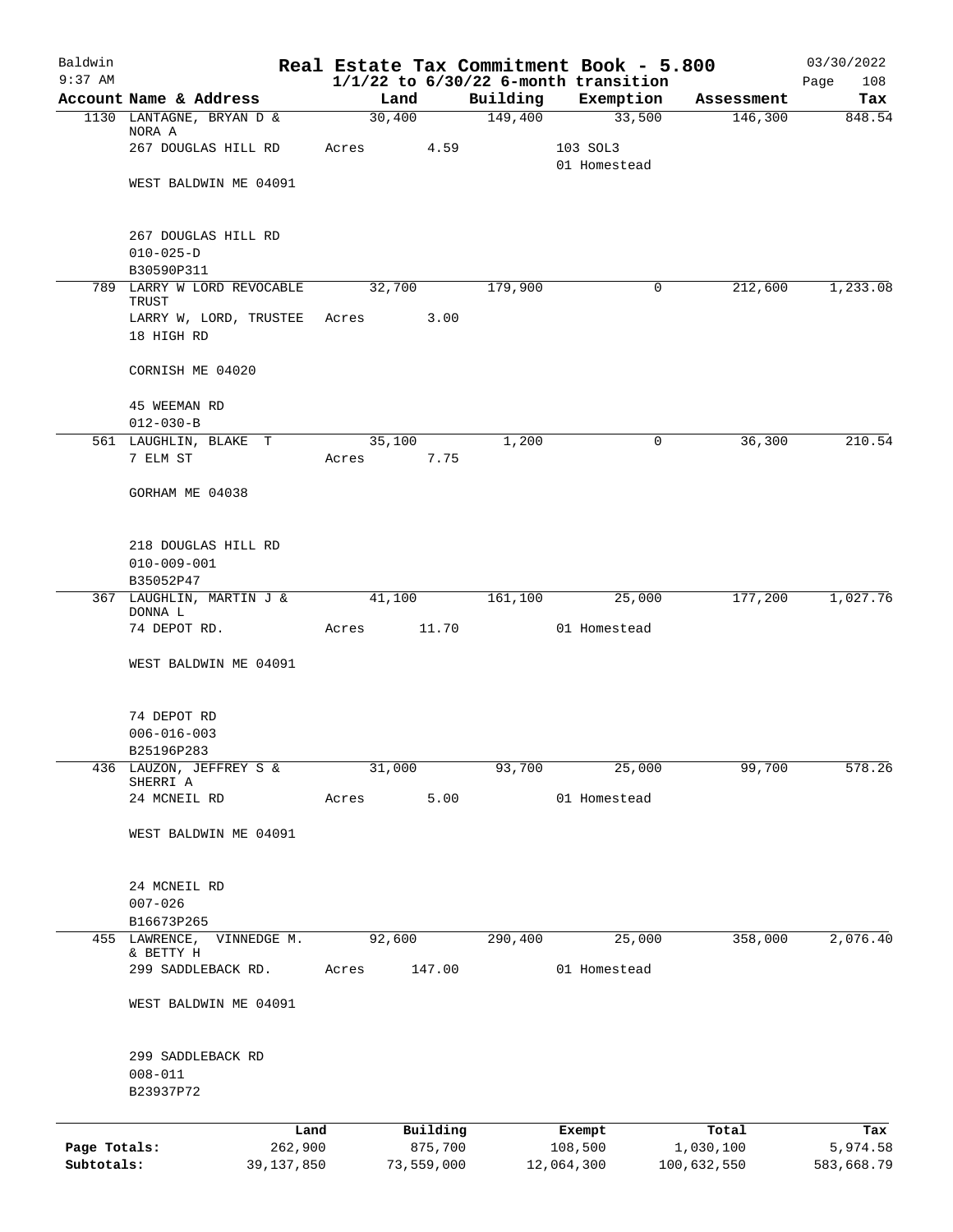# Real Estate Tax Commitment Book - 5.800

Baldwin 9:37 AM — 03/30/2022

$1/1/22$ to $6/30/22$ 6-month transition

| Account Name & Address | Land | Building | Exemption | Assessment | Tax |
|---|---|---|---|---|---|
| 1130 LANTAGNE, BRYAN D & NORA A | 30,400 | 149,400 | 33,500 | 146,300 | 848.54 |
| 267 DOUGLAS HILL RD | Acres 4.59 | | 103 SOL3 | | |
| | | | 01 Homestead | | |
| WEST BALDWIN ME 04091 | | | | | |
| 267 DOUGLAS HILL RD | | | | | |
| 010-025-D | | | | | |
| B30590P311 | | | | | |
| 789 LARRY W LORD REVOCABLE TRUST | 32,700 | 179,900 | 0 | 212,600 | 1,233.08 |
| LARRY W, LORD, TRUSTEE | Acres 3.00 | | | | |
| 18 HIGH RD | | | | | |
| CORNISH ME 04020 | | | | | |
| 45 WEEMAN RD | | | | | |
| 012-030-B | | | | | |
| 561 LAUGHLIN, BLAKE T | 35,100 | 1,200 | 0 | 36,300 | 210.54 |
| 7 ELM ST | Acres 7.75 | | | | |
| GORHAM ME 04038 | | | | | |
| 218 DOUGLAS HILL RD | | | | | |
| 010-009-001 | | | | | |
| B35052P47 | | | | | |
| 367 LAUGHLIN, MARTIN J & DONNA L | 41,100 | 161,100 | 25,000 | 177,200 | 1,027.76 |
| 74 DEPOT RD. | Acres 11.70 | | 01 Homestead | | |
| WEST BALDWIN ME 04091 | | | | | |
| 74 DEPOT RD | | | | | |
| 006-016-003 | | | | | |
| B25196P283 | | | | | |
| 436 LAUZON, JEFFREY S & SHERRI A | 31,000 | 93,700 | 25,000 | 99,700 | 578.26 |
| 24 MCNEIL RD | Acres 5.00 | | 01 Homestead | | |
| WEST BALDWIN ME 04091 | | | | | |
| 24 MCNEIL RD | | | | | |
| 007-026 | | | | | |
| B16673P265 | | | | | |
| 455 LAWRENCE, VINNEDGE M. & BETTY H | 92,600 | 290,400 | 25,000 | 358,000 | 2,076.40 |
| 299 SADDLEBACK RD. | Acres 147.00 | | 01 Homestead | | |
| WEST BALDWIN ME 04091 | | | | | |
| 299 SADDLEBACK RD | | | | | |
| 008-011 | | | | | |
| B23937P72 | | | | | |

| | Land | Building | Exempt | Total | Tax |
|---|---|---|---|---|---|
| Page Totals: | 262,900 | 875,700 | 108,500 | 1,030,100 | 5,974.58 |
| Subtotals: | 39,137,850 | 73,559,000 | 12,064,300 | 100,632,550 | 583,668.79 |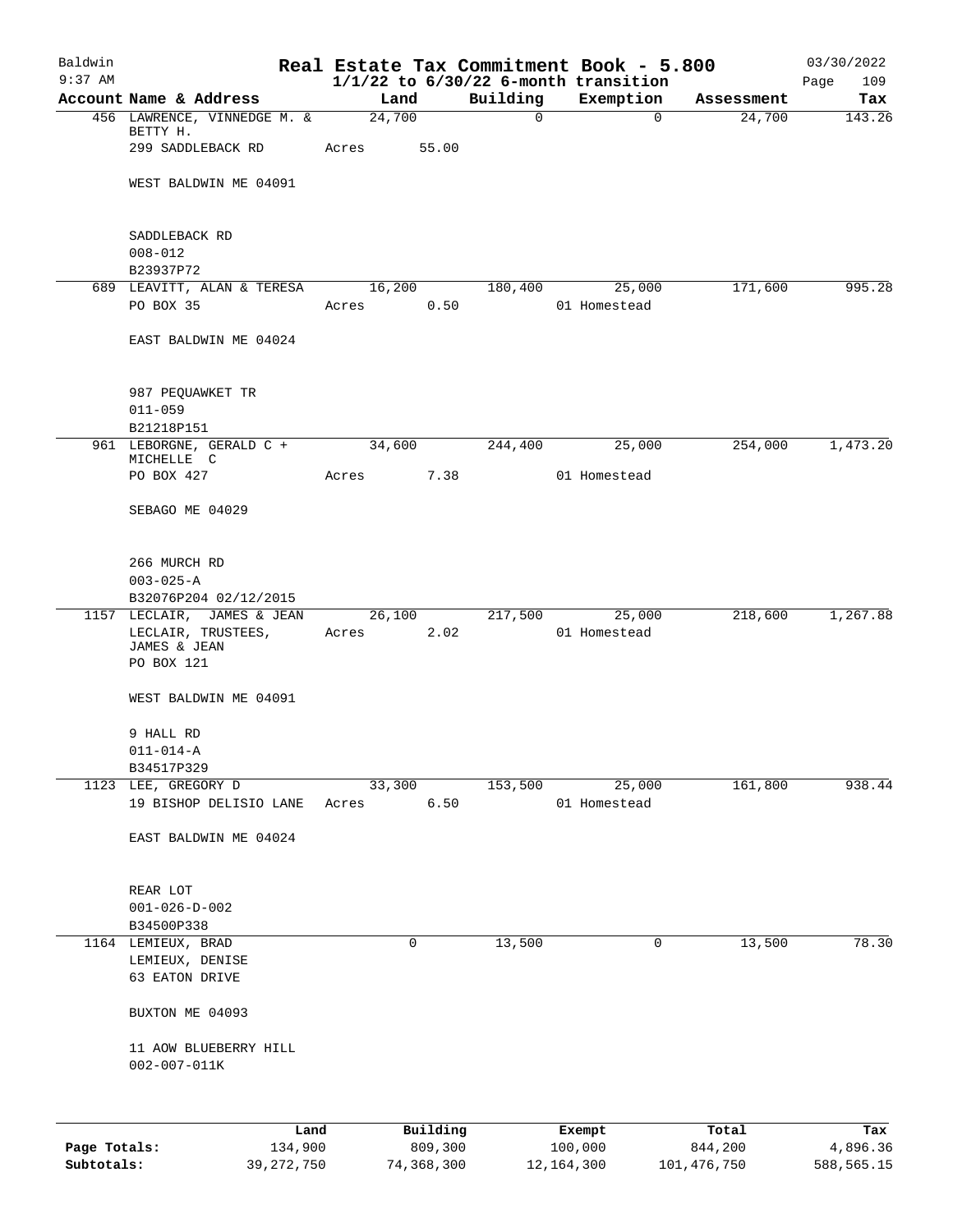# Real Estate Tax Commitment Book - 5.800

Baldwin
9:37 AM

$1/1/22$ to $6/30/22$ 6-month transition

03/30/2022

| Account | Name & Address | Land | Building | Exemption | Assessment | Tax |
|---|---|---|---|---|---|---|
| 456 | LAWRENCE, VINNEDGE M. & BETTY H.<br>299 SADDLEBACK RD<br><br>WEST BALDWIN ME 04091<br><br>SADDLEBACK RD<br>008-012<br>B23937P72 | 24,700<br>Acres 55.00 | 0 | 0 | 24,700 | 143.26 |
| 689 | LEAVITT, ALAN & TERESA<br>PO BOX 35<br><br>EAST BALDWIN ME 04024<br><br>987 PEQUAWKET TR<br>011-059<br>B21218P151 | 16,200<br>Acres 0.50 | 180,400 | 25,000<br>01 Homestead | 171,600 | 995.28 |
| 961 | LEBORGNE, GERALD C + MICHELLE C<br>PO BOX 427<br><br>SEBAGO ME 04029<br><br>266 MURCH RD<br>003-025-A<br>B32076P204 02/12/2015 | 34,600<br>Acres 7.38 | 244,400 | 25,000<br>01 Homestead | 254,000 | 1,473.20 |
| 1157 | LECLAIR, JAMES & JEAN<br>LECLAIR, TRUSTEES, JAMES & JEAN<br>PO BOX 121<br><br>WEST BALDWIN ME 04091<br><br>9 HALL RD<br>011-014-A<br>B34517P329 | 26,100<br>Acres 2.02 | 217,500 | 25,000<br>01 Homestead | 218,600 | 1,267.88 |
| 1123 | LEE, GREGORY D<br>19 BISHOP DELISIO LANE<br><br>EAST BALDWIN ME 04024<br><br>REAR LOT<br>001-026-D-002<br>B34500P338 | 33,300<br>Acres 6.50 | 153,500 | 25,000<br>01 Homestead | 161,800 | 938.44 |
| 1164 | LEMIEUX, BRAD<br>LEMIEUX, DENISE<br>63 EATON DRIVE<br><br>BUXTON ME 04093<br><br>11 AOW BLUEBERRY HILL<br>002-007-011K | 0 | 13,500 | 0 | 13,500 | 78.30 |

| | Land | Building | Exempt | Total | Tax |
|---|---|---|---|---|---|
| Page Totals: | 134,900 | 809,300 | 100,000 | 844,200 | 4,896.36 |
| Subtotals: | 39,272,750 | 74,368,300 | 12,164,300 | 101,476,750 | 588,565.15 |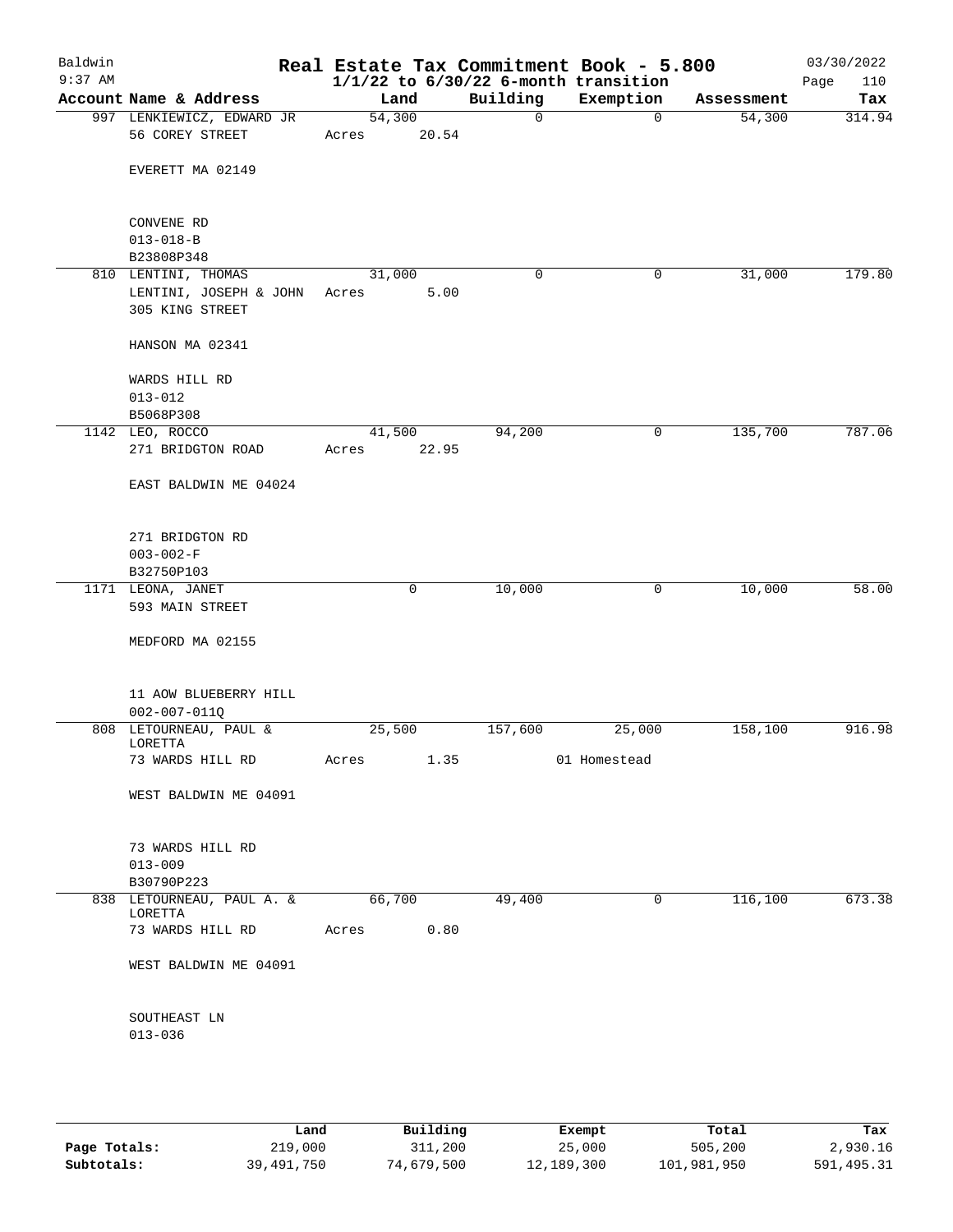# Real Estate Tax Commitment Book - 5.800

Baldwin 9:37 AM — 1/1/22 to 6/30/22 6-month transition — 03/30/2022

| Account Name & Address | Land | Building | Exemption | Assessment | Tax |
|---|---|---|---|---|---|
| 997 LENKIEWICZ, EDWARD JR<br>56 COREY STREET<br><br>EVERETT MA 02149<br><br>CONVENE RD<br>013-018-B<br>B23808P348 | 54,300<br>Acres 20.54 | 0 | 0 | 54,300 | 314.94 |
| 810 LENTINI, THOMAS<br>LENTINI, JOSEPH & JOHN<br>305 KING STREET<br><br>HANSON MA 02341<br><br>WARDS HILL RD<br>013-012<br>B5068P308 | 31,000<br>Acres 5.00 | 0 | 0 | 31,000 | 179.80 |
| 1142 LEO, ROCCO<br>271 BRIDGTON ROAD<br><br>EAST BALDWIN ME 04024<br><br>271 BRIDGTON RD<br>003-002-F<br>B32750P103 | 41,500<br>Acres 22.95 | 94,200 | 0 | 135,700 | 787.06 |
| 1171 LEONA, JANET<br>593 MAIN STREET<br><br>MEDFORD MA 02155<br><br>11 AOW BLUEBERRY HILL<br>002-007-011Q | 0 | 10,000 | 0 | 10,000 | 58.00 |
| 808 LETOURNEAU, PAUL & LORETTA<br>73 WARDS HILL RD<br><br>WEST BALDWIN ME 04091<br><br>73 WARDS HILL RD<br>013-009<br>B30790P223 | 25,500<br>Acres 1.35 | 157,600 | 25,000<br>01 Homestead | 158,100 | 916.98 |
| 838 LETOURNEAU, PAUL A. & LORETTA<br>73 WARDS HILL RD<br><br>WEST BALDWIN ME 04091<br><br>SOUTHEAST LN<br>013-036 | 66,700<br>Acres 0.80 | 49,400 | 0 | 116,100 | 673.38 |

| | Land | Building | Exempt | Total | Tax |
|---|---|---|---|---|---|
| Page Totals: | 219,000 | 311,200 | 25,000 | 505,200 | 2,930.16 |
| Subtotals: | 39,491,750 | 74,679,500 | 12,189,300 | 101,981,950 | 591,495.31 |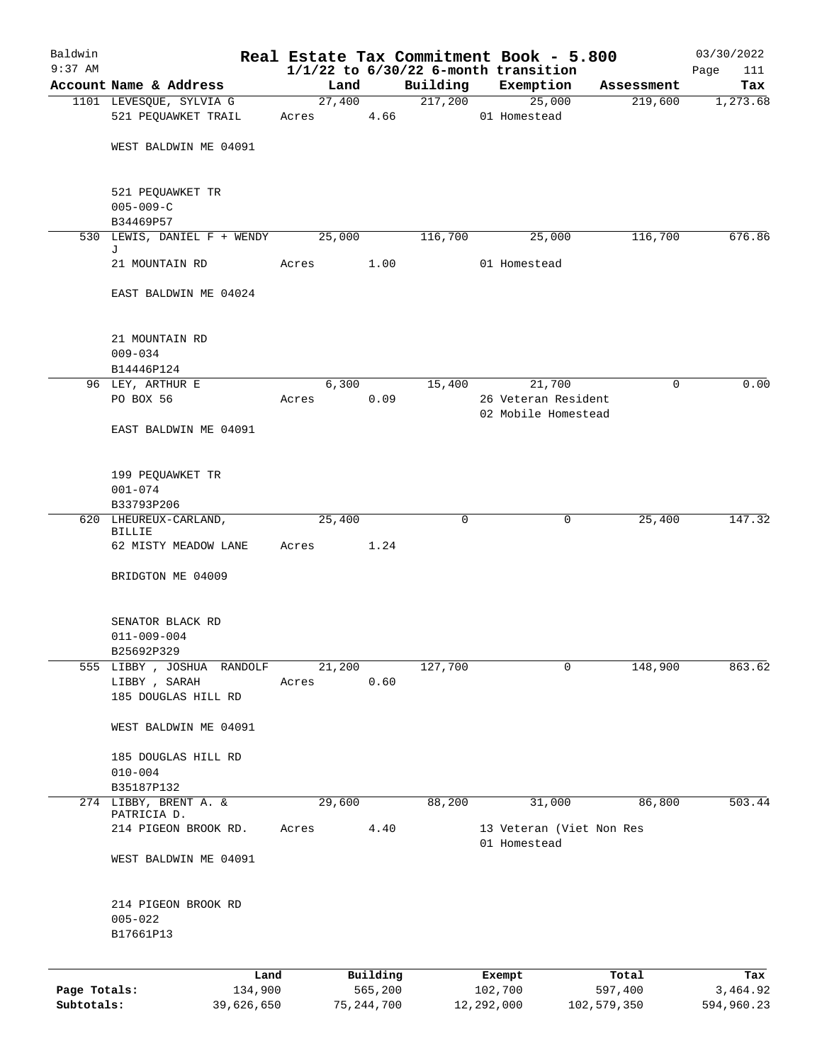# Real Estate Tax Commitment Book - 5.800

Baldwin 9:37 AM — 03/30/2022

$1/1/22$ to $6/30/22$ 6-month transition

| Account Name & Address | Land | Building | Exemption | Assessment | Tax |
|---|---|---|---|---|---|
| 1101 LEVESQUE, SYLVIA G<br>521 PEQUAWKET TRAIL<br><br>WEST BALDWIN ME 04091<br><br>521 PEQUAWKET TR<br>005-009-C<br>B34469P57 | 27,400<br>Acres 4.66 | 217,200 | 25,000<br>01 Homestead | 219,600 | 1,273.68 |
| 530 LEWIS, DANIEL F + WENDY J<br>21 MOUNTAIN RD<br><br>EAST BALDWIN ME 04024<br><br>21 MOUNTAIN RD<br>009-034<br>B14446P124 | 25,000<br>Acres 1.00 | 116,700 | 25,000<br>01 Homestead | 116,700 | 676.86 |
| 96 LEY, ARTHUR E<br>PO BOX 56<br><br>EAST BALDWIN ME 04091<br><br>199 PEQUAWKET TR<br>001-074<br>B33793P206 | 6,300<br>Acres 0.09 | 15,400 | 21,700<br>26 Veteran Resident<br>02 Mobile Homestead | 0 | 0.00 |
| 620 LHEUREUX-CARLAND, BILLIE<br>62 MISTY MEADOW LANE<br><br>BRIDGTON ME 04009<br><br>SENATOR BLACK RD<br>011-009-004<br>B25692P329 | 25,400<br>Acres 1.24 | 0 | 0 | 25,400 | 147.32 |
| 555 LIBBY , JOSHUA RANDOLF<br>LIBBY , SARAH<br>185 DOUGLAS HILL RD<br><br>WEST BALDWIN ME 04091<br><br>185 DOUGLAS HILL RD<br>010-004<br>B35187P132 | 21,200<br>Acres 0.60 | 127,700 | 0 | 148,900 | 863.62 |
| 274 LIBBY, BRENT A. & PATRICIA D.<br>214 PIGEON BROOK RD.<br><br>WEST BALDWIN ME 04091<br><br>214 PIGEON BROOK RD<br>005-022<br>B17661P13 | 29,600<br>Acres 4.40 | 88,200 | 31,000<br>13 Veteran (Viet Non Res<br>01 Homestead | 86,800 | 503.44 |

| | Land | Building | Exempt | Total | Tax |
|---|---|---|---|---|---|
| Page Totals: | 134,900 | 565,200 | 102,700 | 597,400 | 3,464.92 |
| Subtotals: | 39,626,650 | 75,244,700 | 12,292,000 | 102,579,350 | 594,960.23 |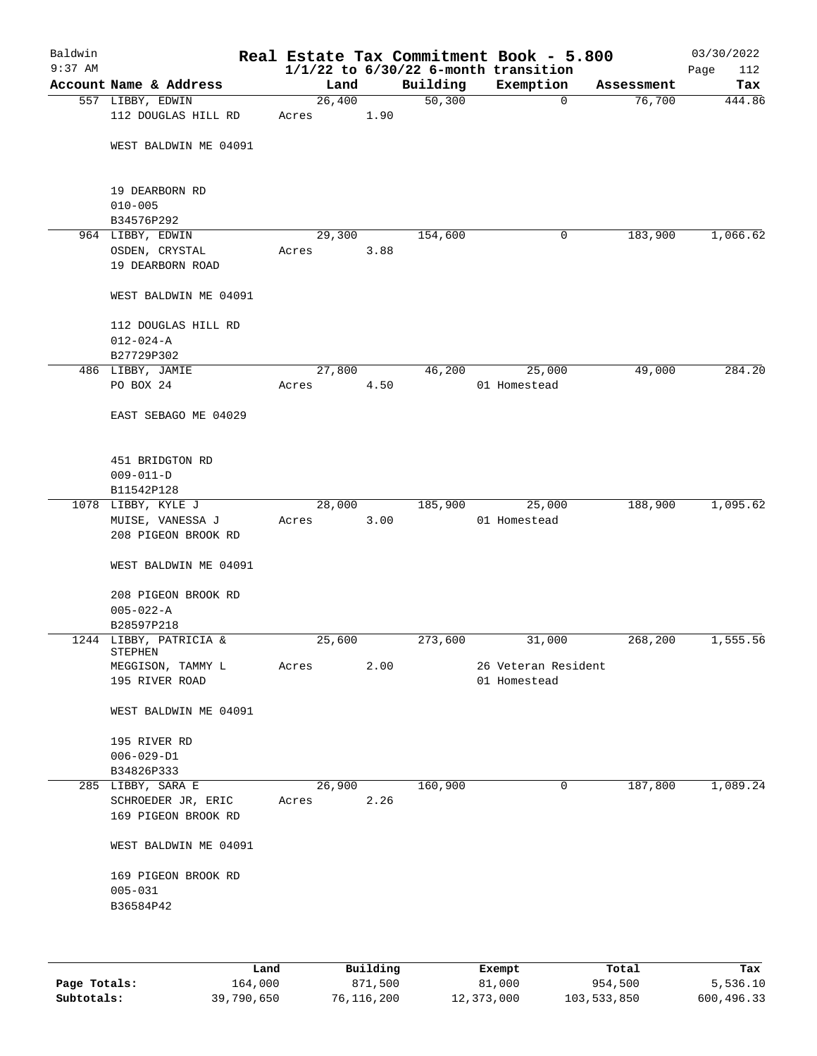# Real Estate Tax Commitment Book - 5.800

Baldwin 9:37 AM — 03/30/2022

$1/1/22$ to $6/30/22$ 6-month transition

| Account Name & Address | Land | Building | Exemption | Assessment | Tax |
|---|---|---|---|---|---|
| 557 LIBBY, EDWIN<br>112 DOUGLAS HILL RD<br><br>WEST BALDWIN ME 04091<br><br>19 DEARBORN RD<br>010-005<br>B34576P292 | 26,400<br>Acres 1.90 | 50,300 | 0 | 76,700 | 444.86 |
| 964 LIBBY, EDWIN<br>OSDEN, CRYSTAL<br>19 DEARBORN ROAD<br><br>WEST BALDWIN ME 04091<br><br>112 DOUGLAS HILL RD<br>012-024-A<br>B27729P302 | 29,300<br>Acres 3.88 | 154,600 | 0 | 183,900 | 1,066.62 |
| 486 LIBBY, JAMIE<br>PO BOX 24<br><br>EAST SEBAGO ME 04029<br><br>451 BRIDGTON RD<br>009-011-D<br>B11542P128 | 27,800<br>Acres 4.50 | 46,200 | 25,000<br>01 Homestead | 49,000 | 284.20 |
| 1078 LIBBY, KYLE J<br>MUISE, VANESSA J<br>208 PIGEON BROOK RD<br><br>WEST BALDWIN ME 04091<br><br>208 PIGEON BROOK RD<br>005-022-A<br>B28597P218 | 28,000<br>Acres 3.00 | 185,900 | 25,000<br>01 Homestead | 188,900 | 1,095.62 |
| 1244 LIBBY, PATRICIA & STEPHEN<br>MEGGISON, TAMMY L<br>195 RIVER ROAD<br><br>WEST BALDWIN ME 04091<br><br>195 RIVER RD<br>006-029-D1<br>B34826P333 | 25,600<br>Acres 2.00 | 273,600 | 31,000<br>26 Veteran Resident<br>01 Homestead | 268,200 | 1,555.56 |
| 285 LIBBY, SARA E<br>SCHROEDER JR, ERIC<br>169 PIGEON BROOK RD<br><br>WEST BALDWIN ME 04091<br><br>169 PIGEON BROOK RD<br>005-031<br>B36584P42 | 26,900<br>Acres 2.26 | 160,900 | 0 | 187,800 | 1,089.24 |

| | Land | Building | Exempt | Total | Tax |
|---|---|---|---|---|---|
| Page Totals: | 164,000 | 871,500 | 81,000 | 954,500 | 5,536.10 |
| Subtotals: | 39,790,650 | 76,116,200 | 12,373,000 | 103,533,850 | 600,496.33 |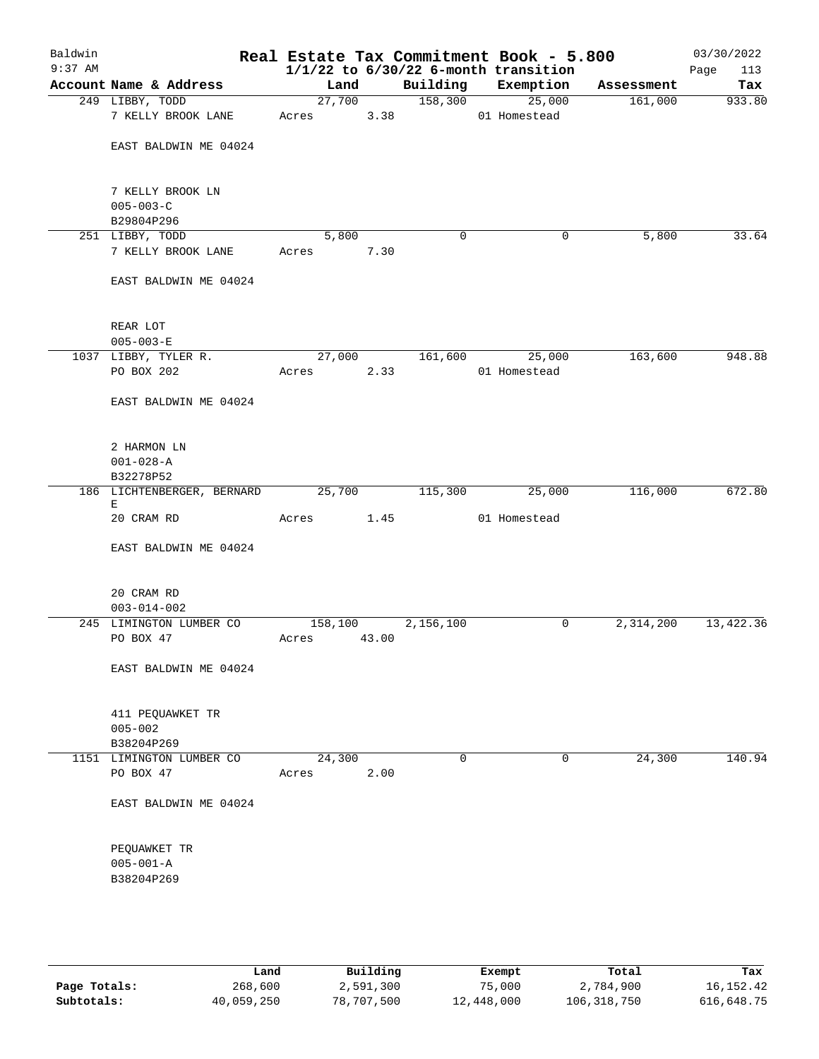# Real Estate Tax Commitment Book - 5.800

Baldwin
9:37 AM

$1/1/22$ to $6/30/22$ 6-month transition

03/30/2022

| Account Name & Address | Land | Building | Exemption | Assessment | Tax |
|---|---|---|---|---|---|
| 249 LIBBY, TODD<br>7 KELLY BROOK LANE<br><br>EAST BALDWIN ME 04024<br><br>7 KELLY BROOK LN<br>005-003-C<br>B29804P296 | 27,700<br>Acres 3.38 | 158,300 | 25,000<br>01 Homestead | 161,000 | 933.80 |
| 251 LIBBY, TODD<br>7 KELLY BROOK LANE<br><br>EAST BALDWIN ME 04024<br><br>REAR LOT<br>005-003-E | 5,800<br>Acres 7.30 | 0 | 0 | 5,800 | 33.64 |
| 1037 LIBBY, TYLER R.<br>PO BOX 202<br><br>EAST BALDWIN ME 04024<br><br>2 HARMON LN<br>001-028-A<br>B32278P52 | 27,000<br>Acres 2.33 | 161,600 | 25,000<br>01 Homestead | 163,600 | 948.88 |
| 186 LICHTENBERGER, BERNARD E<br>20 CRAM RD<br><br>EAST BALDWIN ME 04024<br><br>20 CRAM RD<br>003-014-002 | 25,700<br>Acres 1.45 | 115,300 | 25,000<br>01 Homestead | 116,000 | 672.80 |
| 245 LIMINGTON LUMBER CO<br>PO BOX 47<br><br>EAST BALDWIN ME 04024<br><br>411 PEQUAWKET TR<br>005-002<br>B38204P269 | 158,100<br>Acres 43.00 | 2,156,100 | 0 | 2,314,200 | 13,422.36 |
| 1151 LIMINGTON LUMBER CO<br>PO BOX 47<br><br>EAST BALDWIN ME 04024<br><br>PEQUAWKET TR<br>005-001-A<br>B38204P269 | 24,300<br>Acres 2.00 | 0 | 0 | 24,300 | 140.94 |

| | Land | Building | Exempt | Total | Tax |
|---|---|---|---|---|---|
| **Page Totals:** | 268,600 | 2,591,300 | 75,000 | 2,784,900 | 16,152.42 |
| **Subtotals:** | 40,059,250 | 78,707,500 | 12,448,000 | 106,318,750 | 616,648.75 |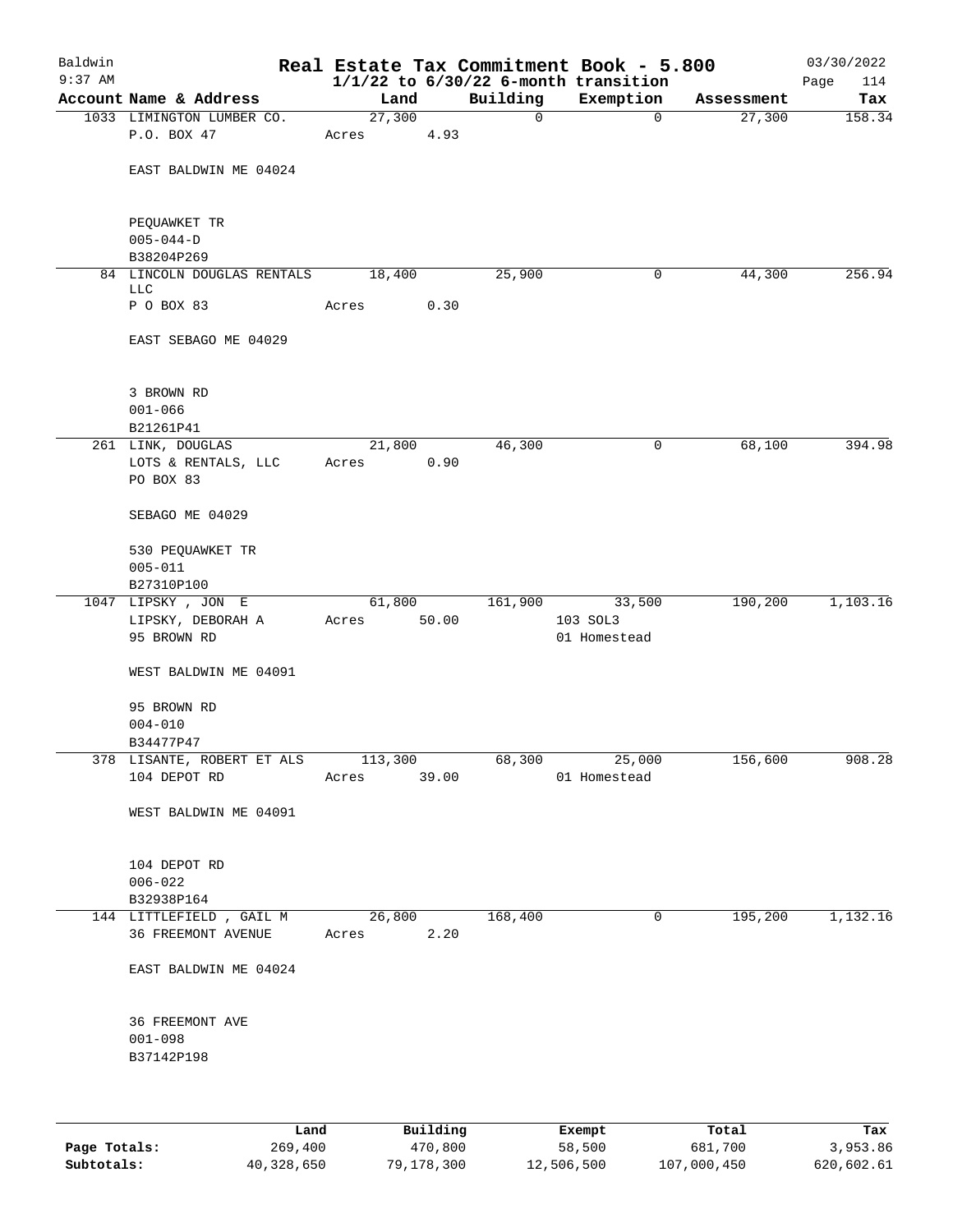# Baldwin — Real Estate Tax Commitment Book - 5.800

9:37 AM — 1/1/22 to 6/30/22 6-month transition — 03/30/2022

| Account Name & Address | Land | Building | Exemption | Assessment | Tax |
|---|---|---|---|---|---|
| 1033 LIMINGTON LUMBER CO.<br>P.O. BOX 47<br><br>EAST BALDWIN ME 04024<br><br>PEQUAWKET TR<br>005-044-D<br>B38204P269 | 27,300<br>Acres 4.93 | 0 | 0 | 27,300 | 158.34 |
| 84 LINCOLN DOUGLAS RENTALS LLC<br>P O BOX 83<br><br>EAST SEBAGO ME 04029<br><br>3 BROWN RD<br>001-066<br>B21261P41 | 18,400<br>Acres 0.30 | 25,900 | 0 | 44,300 | 256.94 |
| 261 LINK, DOUGLAS<br>LOTS & RENTALS, LLC<br>PO BOX 83<br><br>SEBAGO ME 04029<br><br>530 PEQUAWKET TR<br>005-011<br>B27310P100 | 21,800<br>Acres 0.90 | 46,300 | 0 | 68,100 | 394.98 |
| 1047 LIPSKY , JON E<br>LIPSKY, DEBORAH A<br>95 BROWN RD<br><br>WEST BALDWIN ME 04091<br><br>95 BROWN RD<br>004-010<br>B34477P47 | 61,800<br>Acres 50.00 | 161,900 | 33,500<br>103 SOL3<br>01 Homestead | 190,200 | 1,103.16 |
| 378 LISANTE, ROBERT ET ALS<br>104 DEPOT RD<br><br>WEST BALDWIN ME 04091<br><br>104 DEPOT RD<br>006-022<br>B32938P164 | 113,300<br>Acres 39.00 | 68,300 | 25,000<br>01 Homestead | 156,600 | 908.28 |
| 144 LITTLEFIELD , GAIL M<br>36 FREEMONT AVENUE<br><br>EAST BALDWIN ME 04024<br><br>36 FREEMONT AVE<br>001-098<br>B37142P198 | 26,800<br>Acres 2.20 | 168,400 | 0 | 195,200 | 1,132.16 |

| | Land | Building | Exempt | Total | Tax |
|---|---|---|---|---|---|
| Page Totals: | 269,400 | 470,800 | 58,500 | 681,700 | 3,953.86 |
| Subtotals: | 40,328,650 | 79,178,300 | 12,506,500 | 107,000,450 | 620,602.61 |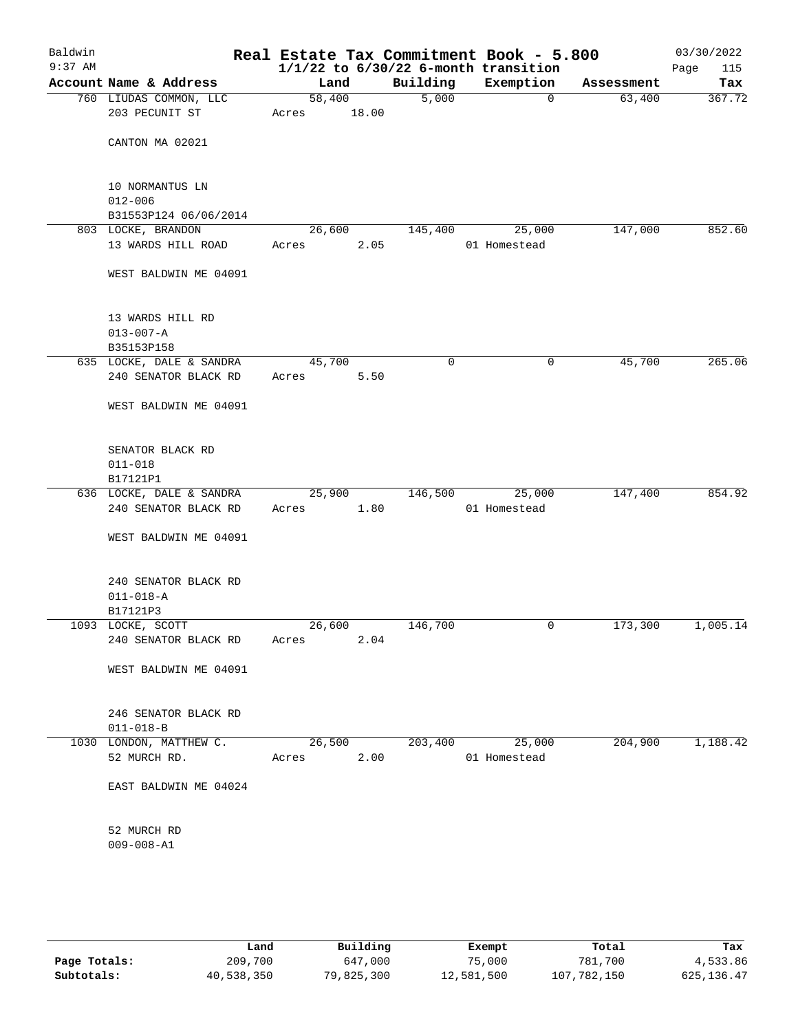Baldwin 9:37 AM

# Real Estate Tax Commitment Book - 5.800

## 1/1/22 to 6/30/22 6-month transition

03/30/2022 Page 115

| Account Name & Address | Land | Building | Exemption | Assessment | Tax |
|---|---|---|---|---|---|
| 760 LIUDAS COMMON, LLC<br>203 PECUNIT ST<br><br>CANTON MA 02021<br><br>10 NORMANTUS LN<br>012-006<br>B31553P124 06/06/2014 | 58,400<br>Acres 18.00 | 5,000 | 0 | 63,400 | 367.72 |
| 803 LOCKE, BRANDON<br>13 WARDS HILL ROAD<br><br>WEST BALDWIN ME 04091<br><br>13 WARDS HILL RD<br>013-007-A<br>B35153P158 | 26,600<br>Acres 2.05 | 145,400 | 25,000<br>01 Homestead | 147,000 | 852.60 |
| 635 LOCKE, DALE & SANDRA<br>240 SENATOR BLACK RD<br><br>WEST BALDWIN ME 04091<br><br>SENATOR BLACK RD<br>011-018<br>B17121P1 | 45,700<br>Acres 5.50 | 0 | 0 | 45,700 | 265.06 |
| 636 LOCKE, DALE & SANDRA<br>240 SENATOR BLACK RD<br><br>WEST BALDWIN ME 04091<br><br>240 SENATOR BLACK RD<br>011-018-A<br>B17121P3 | 25,900<br>Acres 1.80 | 146,500 | 25,000<br>01 Homestead | 147,400 | 854.92 |
| 1093 LOCKE, SCOTT<br>240 SENATOR BLACK RD<br><br>WEST BALDWIN ME 04091<br><br>246 SENATOR BLACK RD<br>011-018-B | 26,600<br>Acres 2.04 | 146,700 | 0 | 173,300 | 1,005.14 |
| 1030 LONDON, MATTHEW C.<br>52 MURCH RD.<br><br>EAST BALDWIN ME 04024<br><br>52 MURCH RD<br>009-008-A1 | 26,500<br>Acres 2.00 | 203,400 | 25,000<br>01 Homestead | 204,900 | 1,188.42 |

| | Land | Building | Exempt | Total | Tax |
|---|---|---|---|---|---|
| Page Totals: | 209,700 | 647,000 | 75,000 | 781,700 | 4,533.86 |
| Subtotals: | 40,538,350 | 79,825,300 | 12,581,500 | 107,782,150 | 625,136.47 |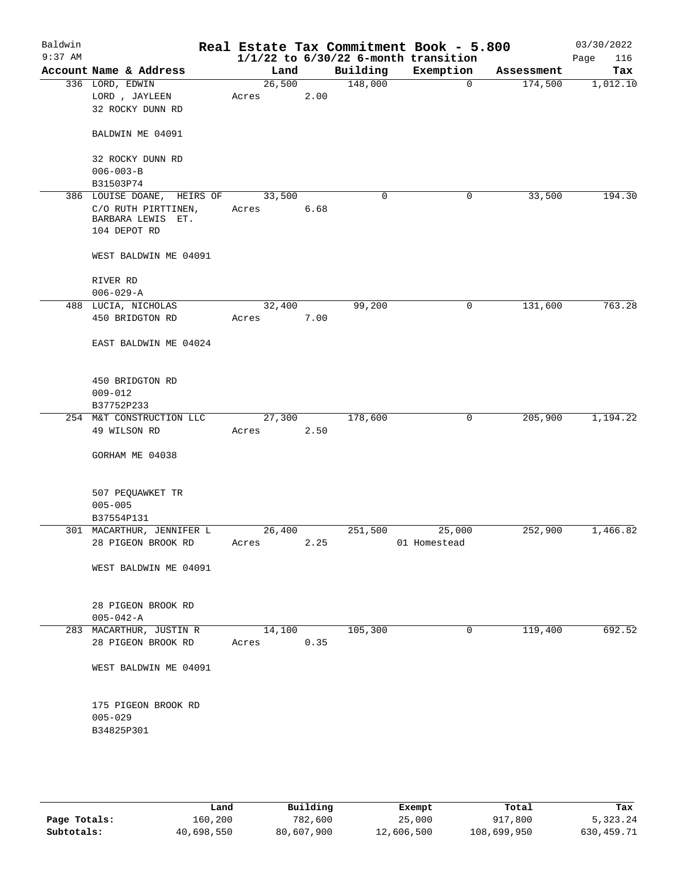# Baldwin Real Estate Tax Commitment Book - 5.800

9:37 AM — 1/1/22 to 6/30/22 6-month transition — 03/30/2022

| Account | Name & Address | Land | Building | Exemption | Assessment | Tax |
|---|---|---|---|---|---|---|
| 336 | LORD, EDWIN<br>LORD , JAYLEEN<br>32 ROCKY DUNN RD<br><br>BALDWIN ME 04091<br><br>32 ROCKY DUNN RD<br>006-003-B<br>B31503P74 | 26,500<br>Acres 2.00 | 148,000 | 0 | 174,500 | 1,012.10 |
| 386 | LOUISE DOANE, HEIRS OF<br>C/O RUTH PIRTTINEN,<br>BARBARA LEWIS ET.<br>104 DEPOT RD<br><br>WEST BALDWIN ME 04091<br><br>RIVER RD<br>006-029-A | 33,500<br>Acres 6.68 | 0 | 0 | 33,500 | 194.30 |
| 488 | LUCIA, NICHOLAS<br>450 BRIDGTON RD<br><br>EAST BALDWIN ME 04024<br><br>450 BRIDGTON RD<br>009-012<br>B37752P233 | 32,400<br>Acres 7.00 | 99,200 | 0 | 131,600 | 763.28 |
| 254 | M&T CONSTRUCTION LLC<br>49 WILSON RD<br><br>GORHAM ME 04038<br><br>507 PEQUAWKET TR<br>005-005<br>B37554P131 | 27,300<br>Acres 2.50 | 178,600 | 0 | 205,900 | 1,194.22 |
| 301 | MACARTHUR, JENNIFER L<br>28 PIGEON BROOK RD<br><br>WEST BALDWIN ME 04091<br><br>28 PIGEON BROOK RD<br>005-042-A | 26,400<br>Acres 2.25 | 251,500 | 25,000<br>01 Homestead | 252,900 | 1,466.82 |
| 283 | MACARTHUR, JUSTIN R<br>28 PIGEON BROOK RD<br><br>WEST BALDWIN ME 04091<br><br>175 PIGEON BROOK RD<br>005-029<br>B34825P301 | 14,100<br>Acres 0.35 | 105,300 | 0 | 119,400 | 692.52 |

| | Land | Building | Exempt | Total | Tax |
|---|---|---|---|---|---|
| Page Totals: | 160,200 | 782,600 | 25,000 | 917,800 | 5,323.24 |
| Subtotals: | 40,698,550 | 80,607,900 | 12,606,500 | 108,699,950 | 630,459.71 |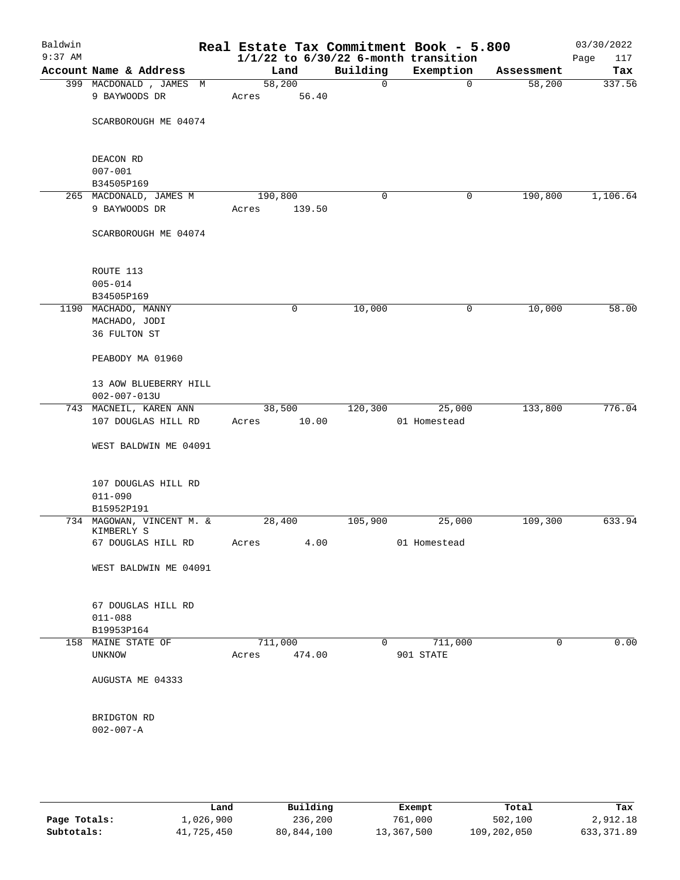Baldwin 9:37 AM

# Real Estate Tax Commitment Book - 5.800

1/1/22 to 6/30/22 6-month transition

03/30/2022

| Account | Name & Address | Land | Building | Exemption | Assessment | Tax |
|---|---|---|---|---|---|---|
| 399 | MACDONALD , JAMES M<br>9 BAYWOODS DR<br>SCARBOROUGH ME 04074<br>DEACON RD<br>007-001<br>B34505P169 | 58,200<br>Acres 56.40 | 0 | 0 | 58,200 | 337.56 |
| 265 | MACDONALD, JAMES M<br>9 BAYWOODS DR<br>SCARBOROUGH ME 04074<br>ROUTE 113<br>005-014<br>B34505P169 | 190,800<br>Acres 139.50 | 0 | 0 | 190,800 | 1,106.64 |
| 1190 | MACHADO, MANNY<br>MACHADO, JODI<br>36 FULTON ST<br>PEABODY MA 01960<br>13 AOW BLUEBERRY HILL<br>002-007-013U | 0 | 10,000 | 0 | 10,000 | 58.00 |
| 743 | MACNEIL, KAREN ANN<br>107 DOUGLAS HILL RD<br>WEST BALDWIN ME 04091<br>107 DOUGLAS HILL RD<br>011-090<br>B15952P191 | 38,500<br>Acres 10.00 | 120,300 | 25,000<br>01 Homestead | 133,800 | 776.04 |
| 734 | MAGOWAN, VINCENT M. &<br>KIMBERLY S<br>67 DOUGLAS HILL RD<br>WEST BALDWIN ME 04091<br>67 DOUGLAS HILL RD<br>011-088<br>B19953P164 | 28,400<br>Acres 4.00 | 105,900 | 25,000<br>01 Homestead | 109,300 | 633.94 |
| 158 | MAINE STATE OF<br>UNKNOW<br>AUGUSTA ME 04333<br>BRIDGTON RD<br>002-007-A | 711,000<br>Acres 474.00 | 0 | 711,000<br>901 STATE | 0 | 0.00 |

| | Land | Building | Exempt | Total | Tax |
|---|---|---|---|---|---|
| Page Totals: | 1,026,900 | 236,200 | 761,000 | 502,100 | 2,912.18 |
| Subtotals: | 41,725,450 | 80,844,100 | 13,367,500 | 109,202,050 | 633,371.89 |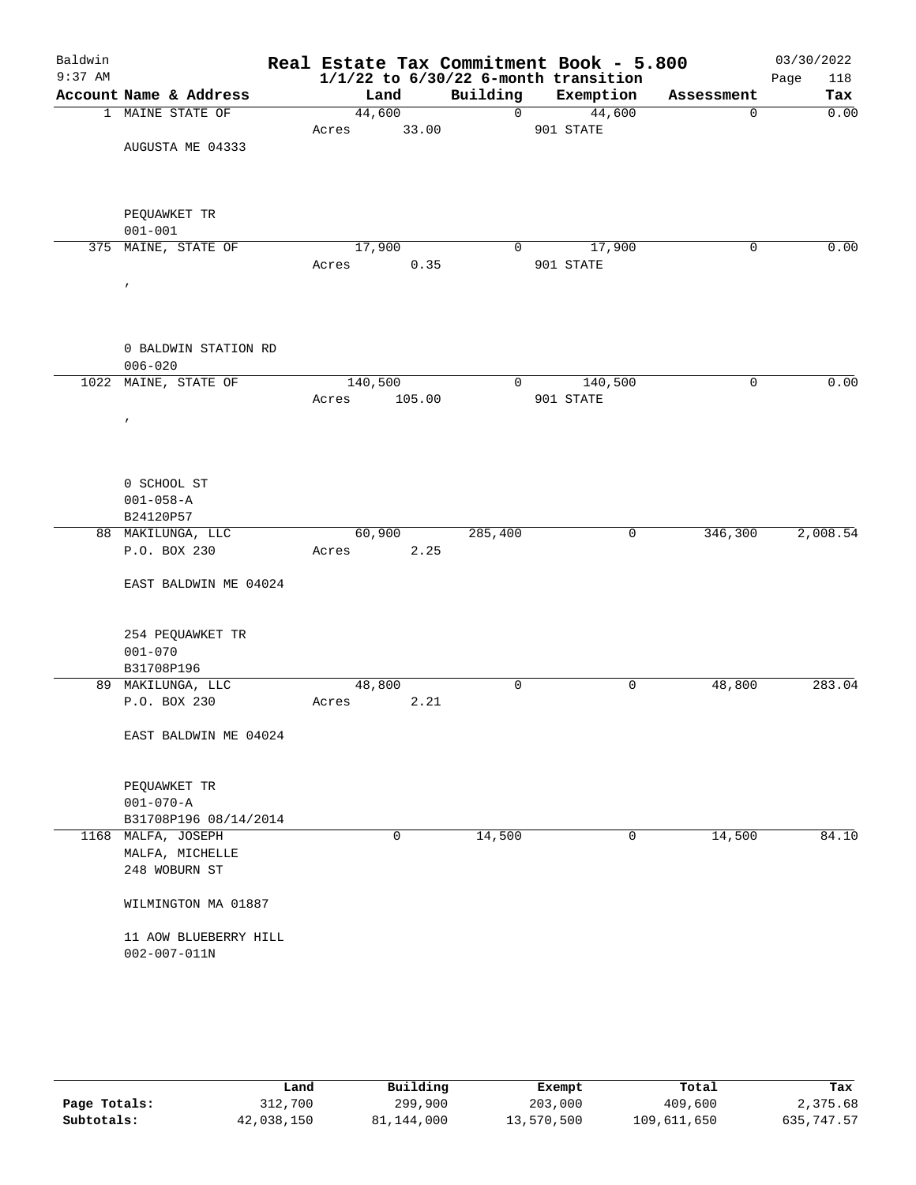# Real Estate Tax Commitment Book - 5.800

Baldwin
9:37 AM

1/1/22 to 6/30/22 6-month transition

03/30/2022

| Account | Name & Address | Land | Building | Exemption | Assessment | Tax |
|---|---|---|---|---|---|---|
| 1 | MAINE STATE OF<br>AUGUSTA ME 04333<br>PEQUAWKET TR<br>001-001 | 44,600<br>Acres 33.00 | 0 | 44,600<br>901 STATE | 0 | 0.00 |
| 375 | MAINE, STATE OF<br>,<br>0 BALDWIN STATION RD<br>006-020 | 17,900<br>Acres 0.35 | 0 | 17,900<br>901 STATE | 0 | 0.00 |
| 1022 | MAINE, STATE OF<br>,<br>0 SCHOOL ST<br>001-058-A<br>B24120P57 | 140,500<br>Acres 105.00 | 0 | 140,500<br>901 STATE | 0 | 0.00 |
| 88 | MAKILUNGA, LLC<br>P.O. BOX 230<br>EAST BALDWIN ME 04024<br>254 PEQUAWKET TR<br>001-070<br>B31708P196 | 60,900<br>Acres 2.25 | 285,400 | 0 | 346,300 | 2,008.54 |
| 89 | MAKILUNGA, LLC<br>P.O. BOX 230<br>EAST BALDWIN ME 04024<br>PEQUAWKET TR<br>001-070-A<br>B31708P196 08/14/2014 | 48,800<br>Acres 2.21 | 0 | 0 | 48,800 | 283.04 |
| 1168 | MALFA, JOSEPH<br>MALFA, MICHELLE<br>248 WOBURN ST<br>WILMINGTON MA 01887<br>11 AOW BLUEBERRY HILL<br>002-007-011N | 0 | 14,500 | 0 | 14,500 | 84.10 |

| | Land | Building | Exempt | Total | Tax |
|---|---|---|---|---|---|
| **Page Totals:** | 312,700 | 299,900 | 203,000 | 409,600 | 2,375.68 |
| **Subtotals:** | 42,038,150 | 81,144,000 | 13,570,500 | 109,611,650 | 635,747.57 |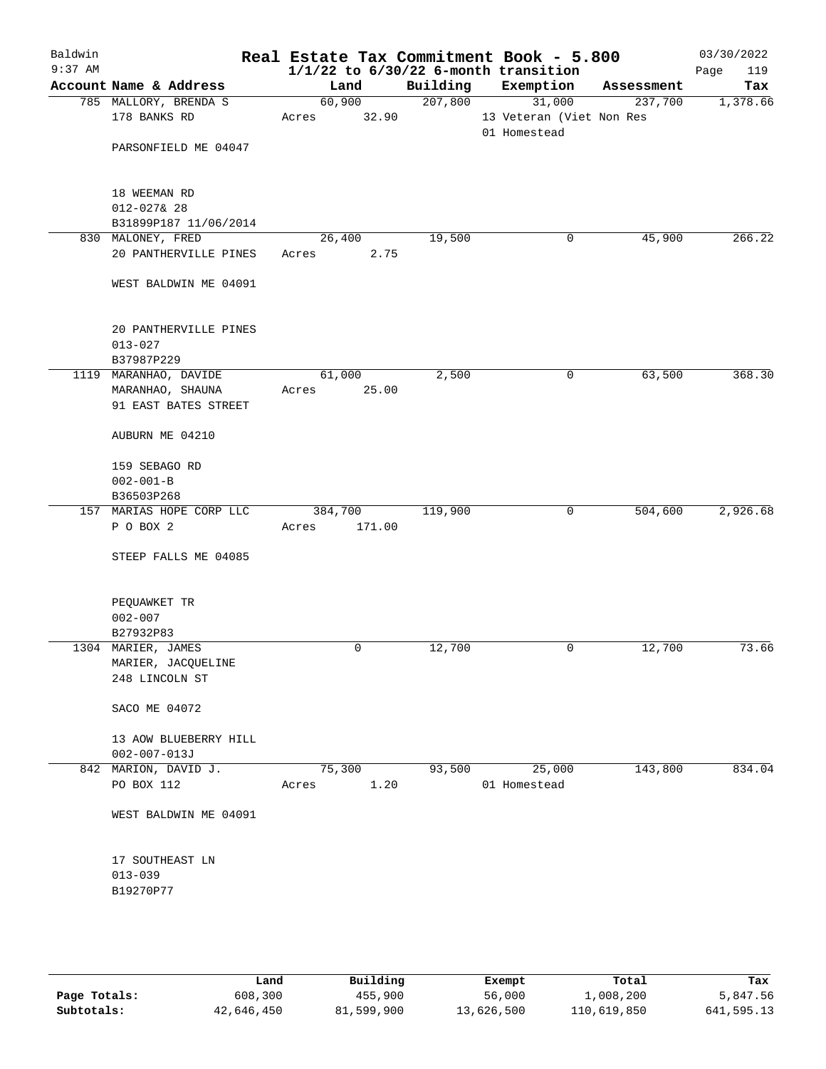# Real Estate Tax Commitment Book - 5.800

Baldwin 9:37 AM — 03/30/2022

$1/1/22$ to $6/30/22$ 6-month transition

| Account Name & Address | Land | Building | Exemption | Assessment | Tax |
|---|---|---|---|---|---|
| 785 MALLORY, BRENDA S<br>178 BANKS RD<br><br>PARSONFIELD ME 04047<br><br>18 WEEMAN RD<br>012-027& 28<br>B31899P187 11/06/2014 | 60,900<br>Acres 32.90 | 207,800 | 31,000<br>13 Veteran (Viet Non Res<br>01 Homestead | 237,700 | 1,378.66 |
| 830 MALONEY, FRED<br>20 PANTHERVILLE PINES<br><br>WEST BALDWIN ME 04091<br><br>20 PANTHERVILLE PINES<br>013-027<br>B37987P229 | 26,400<br>Acres 2.75 | 19,500 | 0 | 45,900 | 266.22 |
| 1119 MARANHAO, DAVIDE<br>MARANHAO, SHAUNA<br>91 EAST BATES STREET<br><br>AUBURN ME 04210<br><br>159 SEBAGO RD<br>002-001-B<br>B36503P268 | 61,000<br>Acres 25.00 | 2,500 | 0 | 63,500 | 368.30 |
| 157 MARIAS HOPE CORP LLC<br>P O BOX 2<br><br>STEEP FALLS ME 04085<br><br>PEQUAWKET TR<br>002-007<br>B27932P83 | 384,700<br>Acres 171.00 | 119,900 | 0 | 504,600 | 2,926.68 |
| 1304 MARIER, JAMES<br>MARIER, JACQUELINE<br>248 LINCOLN ST<br><br>SACO ME 04072<br><br>13 AOW BLUEBERRY HILL<br>002-007-013J | 0 | 12,700 | 0 | 12,700 | 73.66 |
| 842 MARION, DAVID J.<br>PO BOX 112<br><br>WEST BALDWIN ME 04091<br><br>17 SOUTHEAST LN<br>013-039<br>B19270P77 | 75,300<br>Acres 1.20 | 93,500 | 25,000<br>01 Homestead | 143,800 | 834.04 |

| | Land | Building | Exempt | Total | Tax |
|---|---|---|---|---|---|
| Page Totals: | 608,300 | 455,900 | 56,000 | 1,008,200 | 5,847.56 |
| Subtotals: | 42,646,450 | 81,599,900 | 13,626,500 | 110,619,850 | 641,595.13 |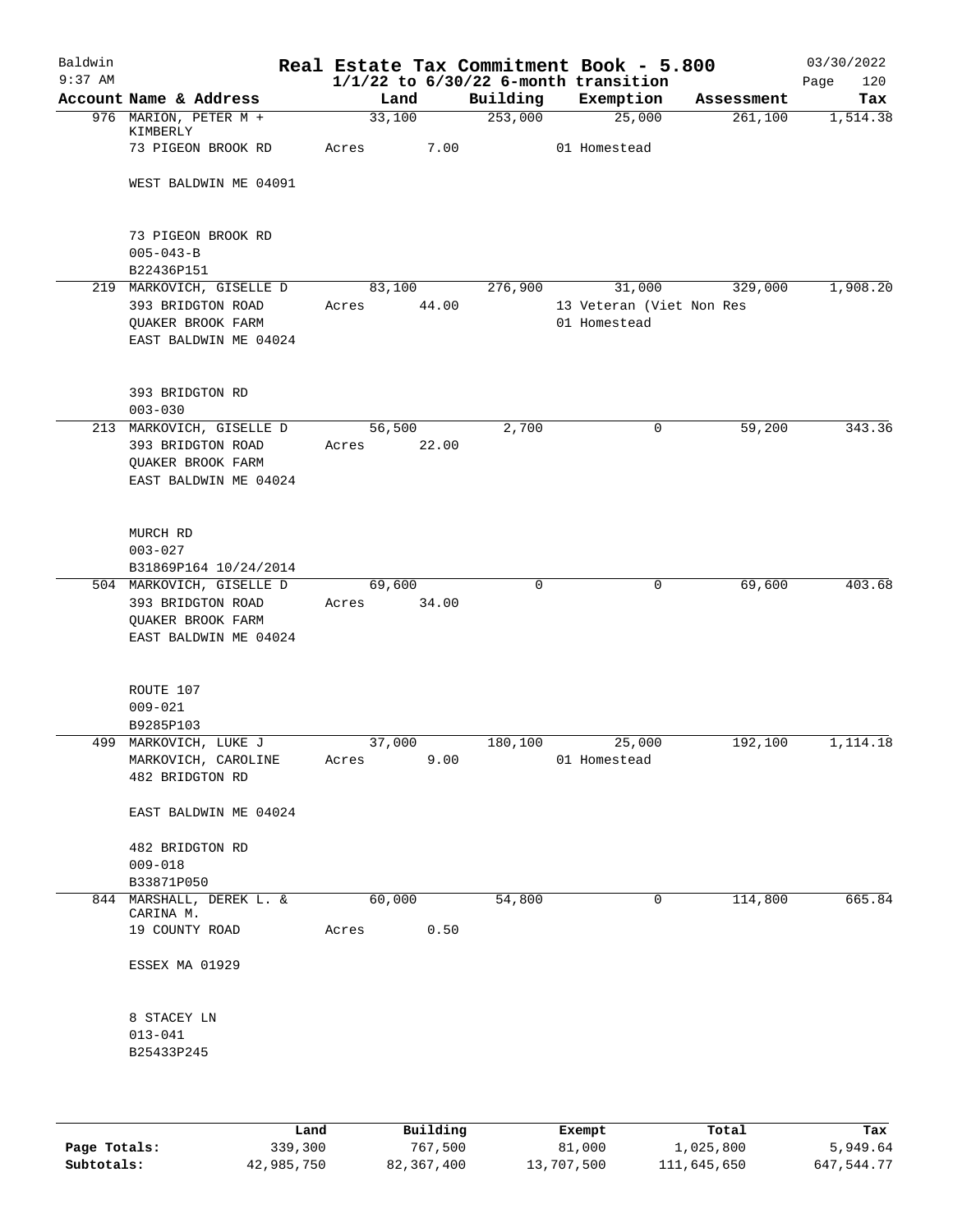# Real Estate Tax Commitment Book - 5.800

Baldwin 9:37 AM — $1/1/22$ to $6/30/22$ 6-month transition — 03/30/2022

| Account Name & Address | Land | Building | Exemption | Assessment | Tax |
|---|---|---|---|---|---|
| 976 MARION, PETER M + KIMBERLY<br>73 PIGEON BROOK RD<br>WEST BALDWIN ME 04091<br><br>73 PIGEON BROOK RD<br>005-043-B<br>B22436P151 | 33,100<br>Acres 7.00 | 253,000 | 25,000<br>01 Homestead | 261,100 | 1,514.38 |
| 219 MARKOVICH, GISELLE D<br>393 BRIDGTON ROAD<br>QUAKER BROOK FARM<br>EAST BALDWIN ME 04024<br><br>393 BRIDGTON RD<br>003-030 | 83,100<br>Acres 44.00 | 276,900 | 31,000<br>13 Veteran (Viet Non Res<br>01 Homestead | 329,000 | 1,908.20 |
| 213 MARKOVICH, GISELLE D<br>393 BRIDGTON ROAD<br>QUAKER BROOK FARM<br>EAST BALDWIN ME 04024<br><br>MURCH RD<br>003-027<br>B31869P164 10/24/2014 | 56,500<br>Acres 22.00 | 2,700 | 0 | 59,200 | 343.36 |
| 504 MARKOVICH, GISELLE D<br>393 BRIDGTON ROAD<br>QUAKER BROOK FARM<br>EAST BALDWIN ME 04024<br><br>ROUTE 107<br>009-021<br>B9285P103 | 69,600<br>Acres 34.00 | 0 | 0 | 69,600 | 403.68 |
| 499 MARKOVICH, LUKE J<br>MARKOVICH, CAROLINE<br>482 BRIDGTON RD<br>EAST BALDWIN ME 04024<br><br>482 BRIDGTON RD<br>009-018<br>B33871P050 | 37,000<br>Acres 9.00 | 180,100 | 25,000<br>01 Homestead | 192,100 | 1,114.18 |
| 844 MARSHALL, DEREK L. & CARINA M.<br>19 COUNTY ROAD<br>ESSEX MA 01929<br><br>8 STACEY LN<br>013-041<br>B25433P245 | 60,000<br>Acres 0.50 | 54,800 | 0 | 114,800 | 665.84 |

| | Land | Building | Exempt | Total | Tax |
|---|---|---|---|---|---|
| Page Totals: | 339,300 | 767,500 | 81,000 | 1,025,800 | 5,949.64 |
| Subtotals: | 42,985,750 | 82,367,400 | 13,707,500 | 111,645,650 | 647,544.77 |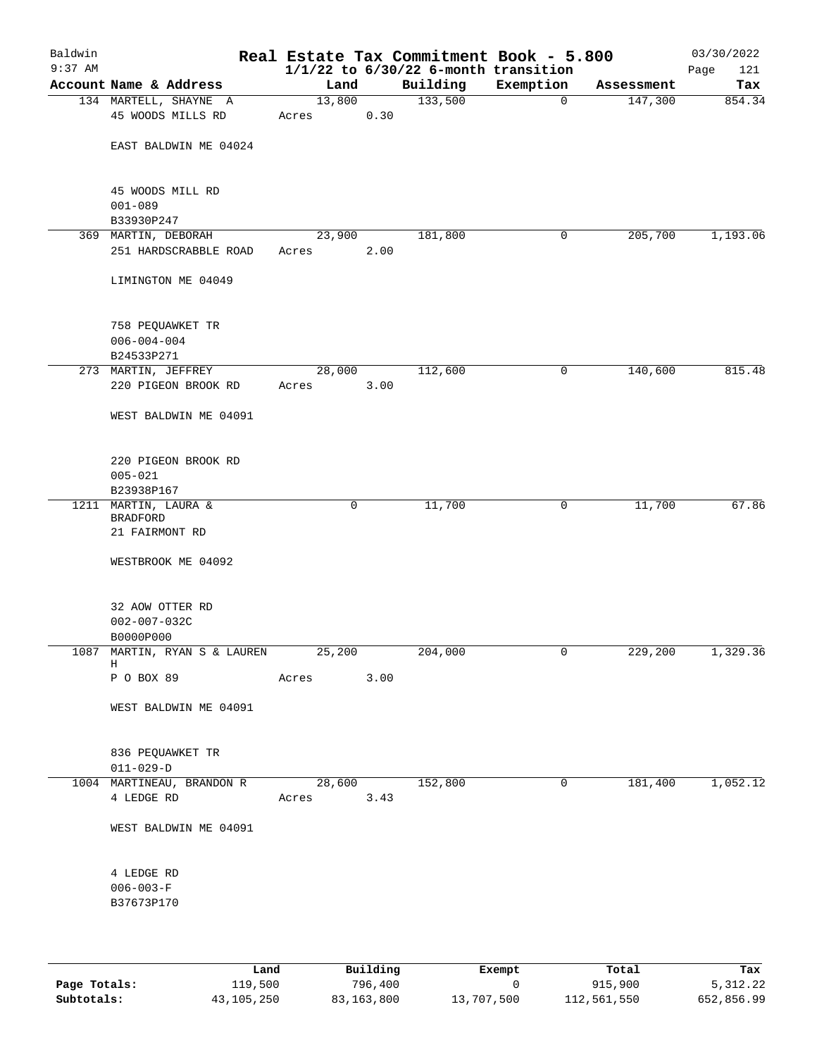# Baldwin Real Estate Tax Commitment Book - 5.800

9:37 AM — 1/1/22 to 6/30/22 6-month transition — 03/30/2022

| Account | Name & Address | Land | Building | Exemption | Assessment | Tax |
|---|---|---|---|---|---|---|
| 134 | MARTELL, SHAYNE A<br>45 WOODS MILLS RD<br>EAST BALDWIN ME 04024<br>45 WOODS MILL RD<br>001-089<br>B33930P247 | 13,800<br>Acres 0.30 | 133,500 | 0 | 147,300 | 854.34 |
| 369 | MARTIN, DEBORAH<br>251 HARDSCRABBLE ROAD<br>LIMINGTON ME 04049<br>758 PEQUAWKET TR<br>006-004-004<br>B24533P271 | 23,900<br>Acres 2.00 | 181,800 | 0 | 205,700 | 1,193.06 |
| 273 | MARTIN, JEFFREY<br>220 PIGEON BROOK RD<br>WEST BALDWIN ME 04091<br>220 PIGEON BROOK RD<br>005-021<br>B23938P167 | 28,000<br>Acres 3.00 | 112,600 | 0 | 140,600 | 815.48 |
| 1211 | MARTIN, LAURA & BRADFORD<br>21 FAIRMONT RD<br>WESTBROOK ME 04092<br>32 AOW OTTER RD<br>002-007-032C<br>B0000P000 | 0 | 11,700 | 0 | 11,700 | 67.86 |
| 1087 | MARTIN, RYAN S & LAUREN H<br>P O BOX 89<br>WEST BALDWIN ME 04091<br>836 PEQUAWKET TR<br>011-029-D | 25,200<br>Acres 3.00 | 204,000 | 0 | 229,200 | 1,329.36 |
| 1004 | MARTINEAU, BRANDON R<br>4 LEDGE RD<br>WEST BALDWIN ME 04091<br>4 LEDGE RD<br>006-003-F<br>B37673P170 | 28,600<br>Acres 3.43 | 152,800 | 0 | 181,400 | 1,052.12 |

| | Land | Building | Exempt | Total | Tax |
|---|---|---|---|---|---|
| Page Totals: | 119,500 | 796,400 | 0 | 915,900 | 5,312.22 |
| Subtotals: | 43,105,250 | 83,163,800 | 13,707,500 | 112,561,550 | 652,856.99 |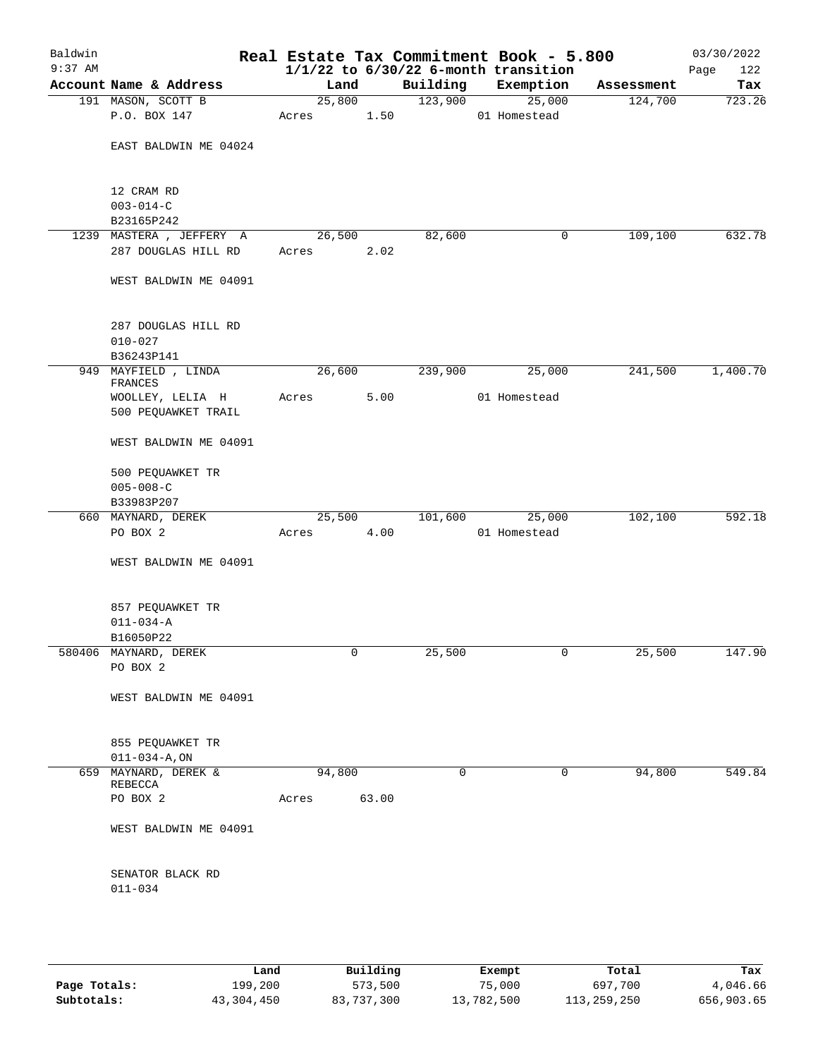# Real Estate Tax Commitment Book - 5.800

Baldwin
9:37 AM

$1/1/22$ to $6/30/22$ 6-month transition

03/30/2022

| Account | Name & Address | Land | Building | Exemption | Assessment | Tax |
|---|---|---|---|---|---|---|
| 191 | MASON, SCOTT B<br>P.O. BOX 147<br><br>EAST BALDWIN ME 04024<br><br>12 CRAM RD<br>003-014-C<br>B23165P242 | 25,800<br>Acres 1.50 | 123,900 | 25,000<br>01 Homestead | 124,700 | 723.26 |
| 1239 | MASTERA , JEFFERY A<br>287 DOUGLAS HILL RD<br><br>WEST BALDWIN ME 04091<br><br>287 DOUGLAS HILL RD<br>010-027<br>B36243P141 | 26,500<br>Acres 2.02 | 82,600 | 0 | 109,100 | 632.78 |
| 949 | MAYFIELD , LINDA FRANCES<br>WOOLLEY, LELIA H<br>500 PEQUAWKET TRAIL<br><br>WEST BALDWIN ME 04091<br><br>500 PEQUAWKET TR<br>005-008-C<br>B33983P207 | 26,600<br>Acres 5.00 | 239,900 | 25,000<br>01 Homestead | 241,500 | 1,400.70 |
| 660 | MAYNARD, DEREK<br>PO BOX 2<br><br>WEST BALDWIN ME 04091<br><br>857 PEQUAWKET TR<br>011-034-A<br>B16050P22 | 25,500<br>Acres 4.00 | 101,600 | 25,000<br>01 Homestead | 102,100 | 592.18 |
| 580406 | MAYNARD, DEREK<br>PO BOX 2<br><br>WEST BALDWIN ME 04091<br><br>855 PEQUAWKET TR<br>011-034-A,ON | 0 | 25,500 | 0 | 25,500 | 147.90 |
| 659 | MAYNARD, DEREK & REBECCA<br>PO BOX 2<br><br>WEST BALDWIN ME 04091<br><br>SENATOR BLACK RD<br>011-034 | 94,800<br>Acres 63.00 | 0 | 0 | 94,800 | 549.84 |

| | Land | Building | Exempt | Total | Tax |
|---|---|---|---|---|---|
| Page Totals: | 199,200 | 573,500 | 75,000 | 697,700 | 4,046.66 |
| Subtotals: | 43,304,450 | 83,737,300 | 13,782,500 | 113,259,250 | 656,903.65 |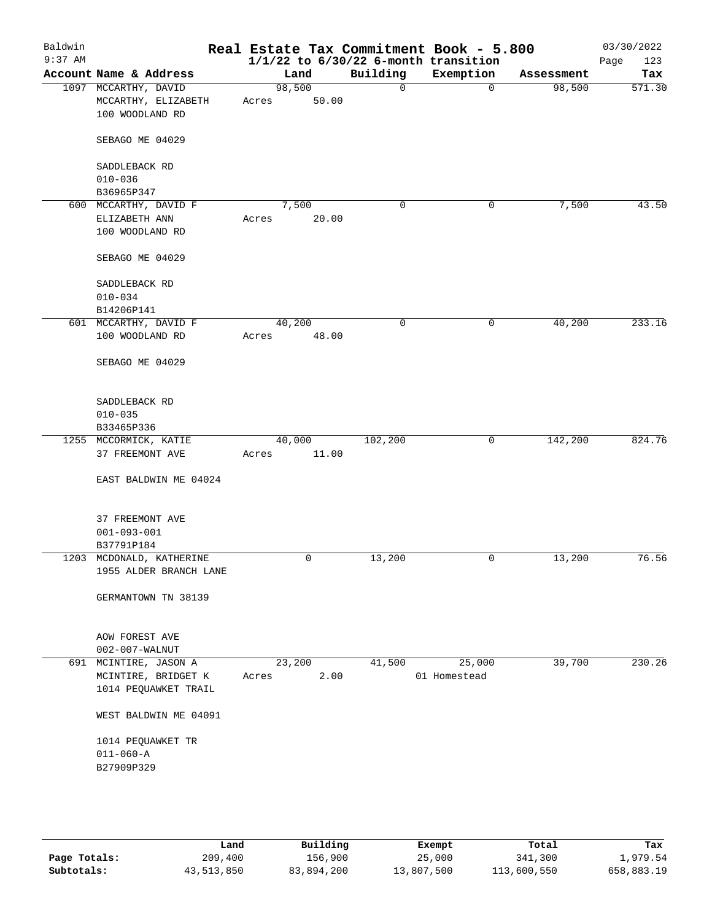# Baldwin — Real Estate Tax Commitment Book - 5.800

9:37 AM — 1/1/22 to 6/30/22 6-month transition — 03/30/2022

| Account Name & Address | Land | Building | Exemption | Assessment | Tax |
|---|---|---|---|---|---|
| 1097 MCCARTHY, DAVID<br>MCCARTHY, ELIZABETH<br>100 WOODLAND RD<br><br>SEBAGO ME 04029<br><br>SADDLEBACK RD<br>010-036<br>B36965P347 | 98,500<br>Acres 50.00 | 0 | 0 | 98,500 | 571.30 |
| 600 MCCARTHY, DAVID F<br>ELIZABETH ANN<br>100 WOODLAND RD<br><br>SEBAGO ME 04029<br><br>SADDLEBACK RD<br>010-034<br>B14206P141 | 7,500<br>Acres 20.00 | 0 | 0 | 7,500 | 43.50 |
| 601 MCCARTHY, DAVID F<br>100 WOODLAND RD<br><br>SEBAGO ME 04029<br><br>SADDLEBACK RD<br>010-035<br>B33465P336 | 40,200<br>Acres 48.00 | 0 | 0 | 40,200 | 233.16 |
| 1255 MCCORMICK, KATIE<br>37 FREEMONT AVE<br><br>EAST BALDWIN ME 04024<br><br>37 FREEMONT AVE<br>001-093-001<br>B37791P184 | 40,000<br>Acres 11.00 | 102,200 | 0 | 142,200 | 824.76 |
| 1203 MCDONALD, KATHERINE<br>1955 ALDER BRANCH LANE<br><br>GERMANTOWN TN 38139<br><br>AOW FOREST AVE<br>002-007-WALNUT | 0 | 13,200 | 0 | 13,200 | 76.56 |
| 691 MCINTIRE, JASON A<br>MCINTIRE, BRIDGET K<br>1014 PEQUAWKET TRAIL<br><br>WEST BALDWIN ME 04091<br><br>1014 PEQUAWKET TR<br>011-060-A<br>B27909P329 | 23,200<br>Acres 2.00 | 41,500 | 25,000<br>01 Homestead | 39,700 | 230.26 |

| | Land | Building | Exempt | Total | Tax |
|---|---|---|---|---|---|
| Page Totals: | 209,400 | 156,900 | 25,000 | 341,300 | 1,979.54 |
| Subtotals: | 43,513,850 | 83,894,200 | 13,807,500 | 113,600,550 | 658,883.19 |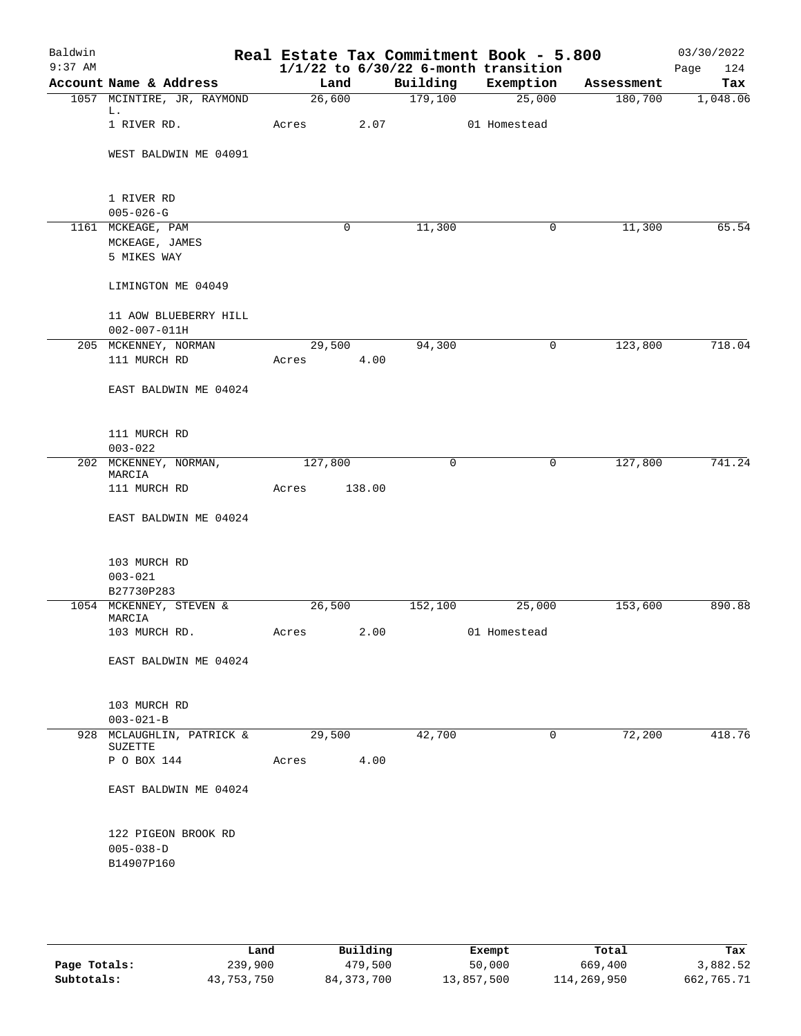# Real Estate Tax Commitment Book - 5.800

Baldwin 9:37 AM — 1/1/22 to 6/30/22 6-month transition — 03/30/2022

| Account Name & Address | Land | Building | Exemption | Assessment | Tax |
|---|---|---|---|---|---|
| 1057 MCINTIRE, JR, RAYMOND L. | 26,600 | 179,100 | 25,000 | 180,700 | 1,048.06 |
| 1 RIVER RD. | Acres 2.07 | | 01 Homestead | | |
| WEST BALDWIN ME 04091 | | | | | |
| 1 RIVER RD | | | | | |
| 005-026-G | | | | | |
| 1161 MCKEAGE, PAM | 0 | 11,300 | 0 | 11,300 | 65.54 |
| MCKEAGE, JAMES | | | | | |
| 5 MIKES WAY | | | | | |
| LIMINGTON ME 04049 | | | | | |
| 11 AOW BLUEBERRY HILL | | | | | |
| 002-007-011H | | | | | |
| 205 MCKENNEY, NORMAN | 29,500 | 94,300 | 0 | 123,800 | 718.04 |
| 111 MURCH RD | Acres 4.00 | | | | |
| EAST BALDWIN ME 04024 | | | | | |
| 111 MURCH RD | | | | | |
| 003-022 | | | | | |
| 202 MCKENNEY, NORMAN, MARCIA | 127,800 | 0 | 0 | 127,800 | 741.24 |
| 111 MURCH RD | Acres 138.00 | | | | |
| EAST BALDWIN ME 04024 | | | | | |
| 103 MURCH RD | | | | | |
| 003-021 | | | | | |
| B27730P283 | | | | | |
| 1054 MCKENNEY, STEVEN & MARCIA | 26,500 | 152,100 | 25,000 | 153,600 | 890.88 |
| 103 MURCH RD. | Acres 2.00 | | 01 Homestead | | |
| EAST BALDWIN ME 04024 | | | | | |
| 103 MURCH RD | | | | | |
| 003-021-B | | | | | |
| 928 MCLAUGHLIN, PATRICK & SUZETTE | 29,500 | 42,700 | 0 | 72,200 | 418.76 |
| P O BOX 144 | Acres 4.00 | | | | |
| EAST BALDWIN ME 04024 | | | | | |
| 122 PIGEON BROOK RD | | | | | |
| 005-038-D | | | | | |
| B14907P160 | | | | | |

| | Land | Building | Exempt | Total | Tax |
|---|---|---|---|---|---|
| Page Totals: | 239,900 | 479,500 | 50,000 | 669,400 | 3,882.52 |
| Subtotals: | 43,753,750 | 84,373,700 | 13,857,500 | 114,269,950 | 662,765.71 |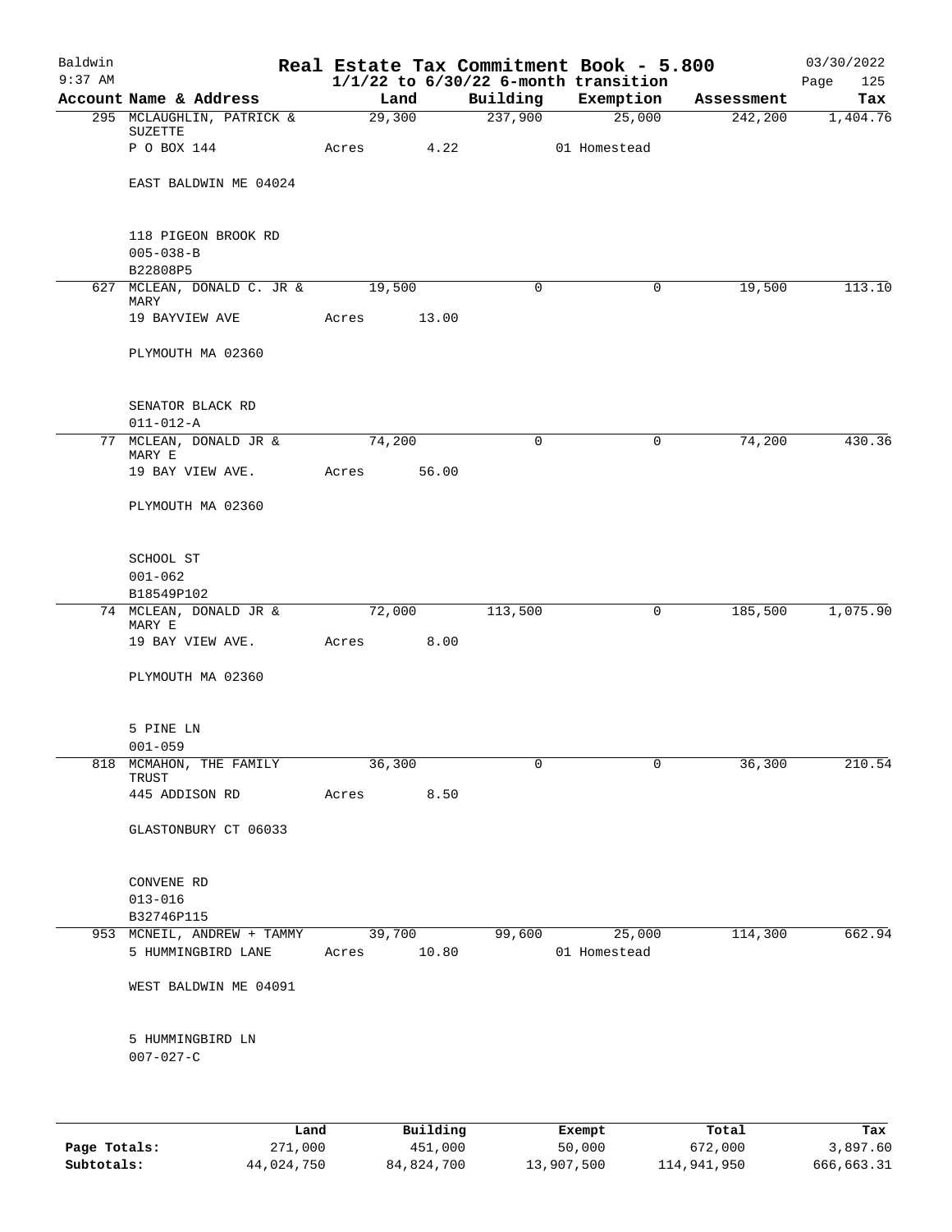Baldwin 9:37 AM

# Real Estate Tax Commitment Book - 5.800
## 1/1/22 to 6/30/22 6-month transition

03/30/2022

| Account Name & Address | Land | Building | Exemption | Assessment | Tax |
|---|---|---|---|---|---|
| 295 MCLAUGHLIN, PATRICK & SUZETTE | 29,300 | 237,900 | 25,000 | 242,200 | 1,404.76 |
| P O BOX 144 | Acres 4.22 | | 01 Homestead | | |
| EAST BALDWIN ME 04024 | | | | | |
| 118 PIGEON BROOK RD | | | | | |
| 005-038-B | | | | | |
| B22808P5 | | | | | |
| 627 MCLEAN, DONALD C. JR & MARY | 19,500 | 0 | 0 | 19,500 | 113.10 |
| 19 BAYVIEW AVE | Acres 13.00 | | | | |
| PLYMOUTH MA 02360 | | | | | |
| SENATOR BLACK RD | | | | | |
| 011-012-A | | | | | |
| 77 MCLEAN, DONALD JR & MARY E | 74,200 | 0 | 0 | 74,200 | 430.36 |
| 19 BAY VIEW AVE. | Acres 56.00 | | | | |
| PLYMOUTH MA 02360 | | | | | |
| SCHOOL ST | | | | | |
| 001-062 | | | | | |
| B18549P102 | | | | | |
| 74 MCLEAN, DONALD JR & MARY E | 72,000 | 113,500 | 0 | 185,500 | 1,075.90 |
| 19 BAY VIEW AVE. | Acres 8.00 | | | | |
| PLYMOUTH MA 02360 | | | | | |
| 5 PINE LN | | | | | |
| 001-059 | | | | | |
| 818 MCMAHON, THE FAMILY TRUST | 36,300 | 0 | 0 | 36,300 | 210.54 |
| 445 ADDISON RD | Acres 8.50 | | | | |
| GLASTONBURY CT 06033 | | | | | |
| CONVENE RD | | | | | |
| 013-016 | | | | | |
| B32746P115 | | | | | |
| 953 MCNEIL, ANDREW + TAMMY | 39,700 | 99,600 | 25,000 | 114,300 | 662.94 |
| 5 HUMMINGBIRD LANE | Acres 10.80 | | 01 Homestead | | |
| WEST BALDWIN ME 04091 | | | | | |
| 5 HUMMINGBIRD LN | | | | | |
| 007-027-C | | | | | |

| | Land | Building | Exempt | Total | Tax |
|---|---|---|---|---|---|
| Page Totals: | 271,000 | 451,000 | 50,000 | 672,000 | 3,897.60 |
| Subtotals: | 44,024,750 | 84,824,700 | 13,907,500 | 114,941,950 | 666,663.31 |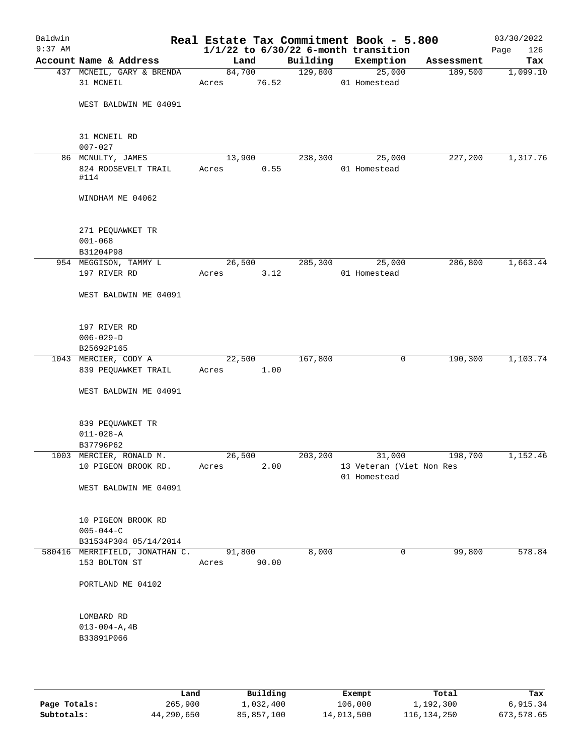# Real Estate Tax Commitment Book - 5.800

Baldwin 9:37 AM — 1/1/22 to 6/30/22 6-month transition — 03/30/2022

| Account | Name & Address | Land | Building | Exemption | Assessment | Tax |
|---|---|---|---|---|---|---|
| 437 | MCNEIL, GARY & BRENDA<br>31 MCNEIL<br><br>WEST BALDWIN ME 04091<br><br>31 MCNEIL RD<br>007-027 | 84,700<br>Acres 76.52 | 129,800 | 25,000<br>01 Homestead | 189,500 | 1,099.10 |
| 86 | MCNULTY, JAMES<br>824 ROOSEVELT TRAIL #114<br><br>WINDHAM ME 04062<br><br>271 PEQUAWKET TR<br>001-068<br>B31204P98 | 13,900<br>Acres 0.55 | 238,300 | 25,000<br>01 Homestead | 227,200 | 1,317.76 |
| 954 | MEGGISON, TAMMY L<br>197 RIVER RD<br><br>WEST BALDWIN ME 04091<br><br>197 RIVER RD<br>006-029-D<br>B25692P165 | 26,500<br>Acres 3.12 | 285,300 | 25,000<br>01 Homestead | 286,800 | 1,663.44 |
| 1043 | MERCIER, CODY A<br>839 PEQUAWKET TRAIL<br><br>WEST BALDWIN ME 04091<br><br>839 PEQUAWKET TR<br>011-028-A<br>B37796P62 | 22,500<br>Acres 1.00 | 167,800 | 0 | 190,300 | 1,103.74 |
| 1003 | MERCIER, RONALD M.<br>10 PIGEON BROOK RD.<br><br>WEST BALDWIN ME 04091<br><br>10 PIGEON BROOK RD<br>005-044-C<br>B31534P304 05/14/2014 | 26,500<br>Acres 2.00 | 203,200 | 31,000<br>13 Veteran (Viet Non Res<br>01 Homestead | 198,700 | 1,152.46 |
| 580416 | MERRIFIELD, JONATHAN C.<br>153 BOLTON ST<br><br>PORTLAND ME 04102<br><br>LOMBARD RD<br>013-004-A,4B<br>B33891P066 | 91,800<br>Acres 90.00 | 8,000 | 0 | 99,800 | 578.84 |

| | Land | Building | Exempt | Total | Tax |
|---|---|---|---|---|---|
| Page Totals: | 265,900 | 1,032,400 | 106,000 | 1,192,300 | 6,915.34 |
| Subtotals: | 44,290,650 | 85,857,100 | 14,013,500 | 116,134,250 | 673,578.65 |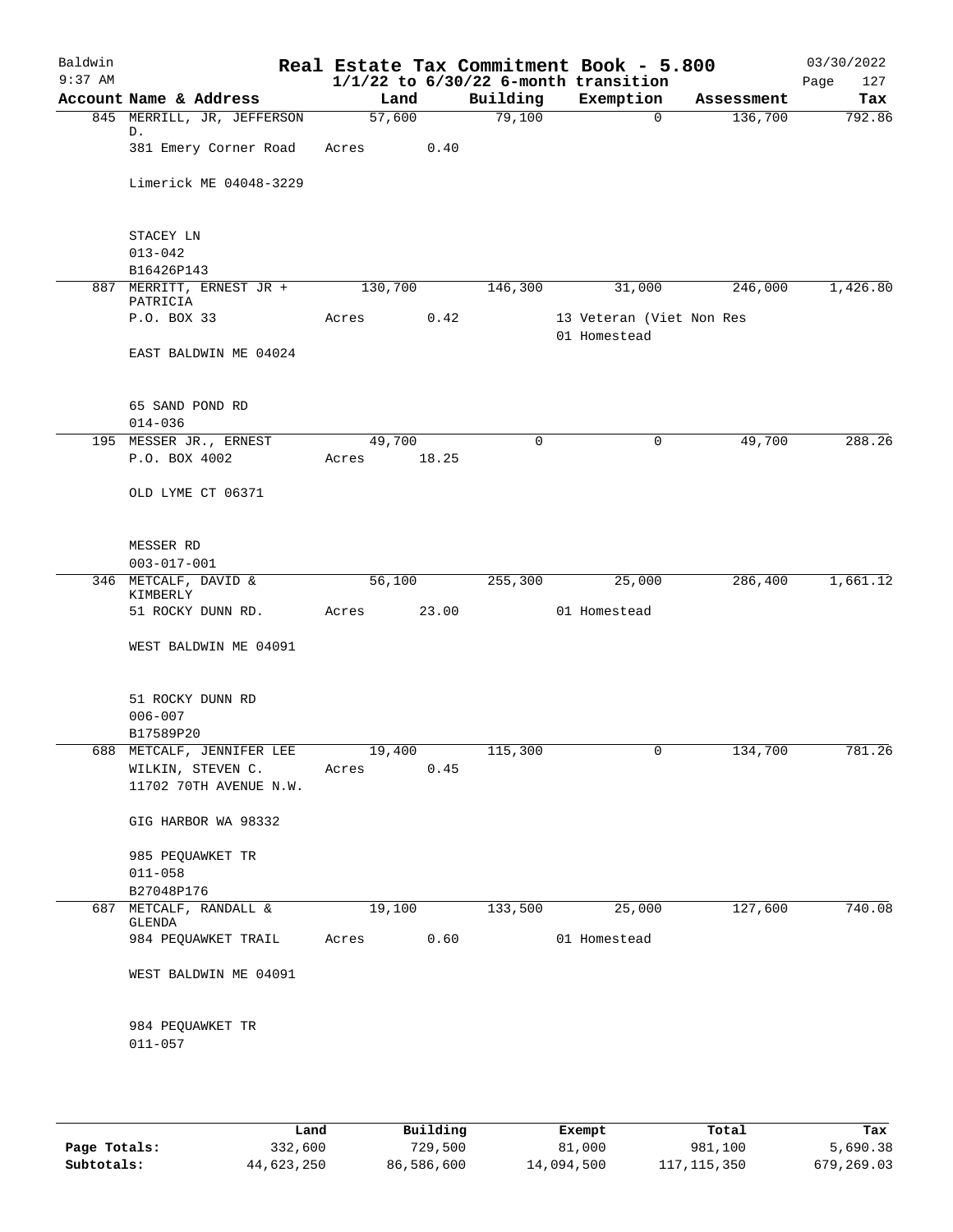Baldwin 9:37 AM

# Real Estate Tax Commitment Book - 5.800

**1/1/22 to 6/30/22 6-month transition**

03/30/2022 Page 127

| Account Name & Address | Land | Building | Exemption | Assessment | Tax |
|---|---|---|---|---|---|
| 845 MERRILL, JR, JEFFERSON D. | 57,600 | 79,100 | 0 | 136,700 | 792.86 |
| 381 Emery Corner Road | Acres 0.40 | | | | |
| Limerick ME 04048-3229 | | | | | |
| STACEY LN | | | | | |
| 013-042 | | | | | |
| B16426P143 | | | | | |
| 887 MERRITT, ERNEST JR + PATRICIA | 130,700 | 146,300 | 31,000 | 246,000 | 1,426.80 |
| P.O. BOX 33 | Acres 0.42 | | 13 Veteran (Viet Non Res | | |
| | | | 01 Homestead | | |
| EAST BALDWIN ME 04024 | | | | | |
| 65 SAND POND RD | | | | | |
| 014-036 | | | | | |
| 195 MESSER JR., ERNEST | 49,700 | 0 | 0 | 49,700 | 288.26 |
| P.O. BOX 4002 | Acres 18.25 | | | | |
| OLD LYME CT 06371 | | | | | |
| MESSER RD | | | | | |
| 003-017-001 | | | | | |
| 346 METCALF, DAVID & KIMBERLY | 56,100 | 255,300 | 25,000 | 286,400 | 1,661.12 |
| 51 ROCKY DUNN RD. | Acres 23.00 | | 01 Homestead | | |
| WEST BALDWIN ME 04091 | | | | | |
| 51 ROCKY DUNN RD | | | | | |
| 006-007 | | | | | |
| B17589P20 | | | | | |
| 688 METCALF, JENNIFER LEE | 19,400 | 115,300 | 0 | 134,700 | 781.26 |
| WILKIN, STEVEN C. | Acres 0.45 | | | | |
| 11702 70TH AVENUE N.W. | | | | | |
| GIG HARBOR WA 98332 | | | | | |
| 985 PEQUAWKET TR | | | | | |
| 011-058 | | | | | |
| B27048P176 | | | | | |
| 687 METCALF, RANDALL & GLENDA | 19,100 | 133,500 | 25,000 | 127,600 | 740.08 |
| 984 PEQUAWKET TRAIL | Acres 0.60 | | 01 Homestead | | |
| WEST BALDWIN ME 04091 | | | | | |
| 984 PEQUAWKET TR | | | | | |
| 011-057 | | | | | |

| | Land | Building | Exempt | Total | Tax |
|---|---|---|---|---|---|
| **Page Totals:** | 332,600 | 729,500 | 81,000 | 981,100 | 5,690.38 |
| **Subtotals:** | 44,623,250 | 86,586,600 | 14,094,500 | 117,115,350 | 679,269.03 |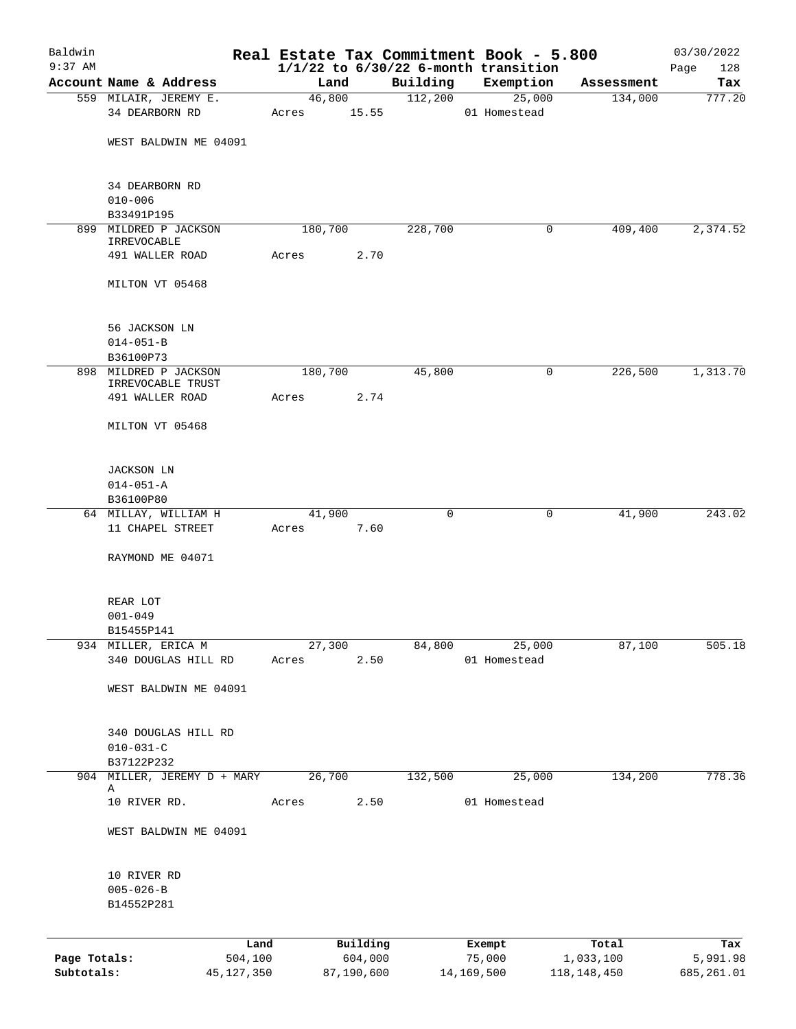Baldwin 9:37 AM

# Real Estate Tax Commitment Book - 5.800
## 1/1/22 to 6/30/22 6-month transition

03/30/2022 Page 128

| Account Name & Address | Land | Building | Exemption | Assessment | Tax |
|---|---|---|---|---|---|
| 559 MILAIR, JEREMY E.<br>34 DEARBORN RD<br><br>WEST BALDWIN ME 04091<br><br>34 DEARBORN RD<br>010-006<br>B33491P195 | 46,800<br>Acres 15.55 | 112,200 | 25,000<br>01 Homestead | 134,000 | 777.20 |
| 899 MILDRED P JACKSON IRREVOCABLE<br>491 WALLER ROAD<br><br>MILTON VT 05468<br><br>56 JACKSON LN<br>014-051-B<br>B36100P73 | 180,700<br>Acres 2.70 | 228,700 | 0 | 409,400 | 2,374.52 |
| 898 MILDRED P JACKSON IRREVOCABLE TRUST<br>491 WALLER ROAD<br><br>MILTON VT 05468<br><br>JACKSON LN<br>014-051-A<br>B36100P80 | 180,700<br>Acres 2.74 | 45,800 | 0 | 226,500 | 1,313.70 |
| 64 MILLAY, WILLIAM H<br>11 CHAPEL STREET<br><br>RAYMOND ME 04071<br><br>REAR LOT<br>001-049<br>B15455P141 | 41,900<br>Acres 7.60 | 0 | 0 | 41,900 | 243.02 |
| 934 MILLER, ERICA M<br>340 DOUGLAS HILL RD<br><br>WEST BALDWIN ME 04091<br><br>340 DOUGLAS HILL RD<br>010-031-C<br>B37122P232 | 27,300<br>Acres 2.50 | 84,800 | 25,000<br>01 Homestead | 87,100 | 505.18 |
| 904 MILLER, JEREMY D + MARY A<br>10 RIVER RD.<br><br>WEST BALDWIN ME 04091<br><br>10 RIVER RD<br>005-026-B<br>B14552P281 | 26,700<br>Acres 2.50 | 132,500 | 25,000<br>01 Homestead | 134,200 | 778.36 |

| | Land | Building | Exempt | Total | Tax |
|---|---|---|---|---|---|
| Page Totals: | 504,100 | 604,000 | 75,000 | 1,033,100 | 5,991.98 |
| Subtotals: | 45,127,350 | 87,190,600 | 14,169,500 | 118,148,450 | 685,261.01 |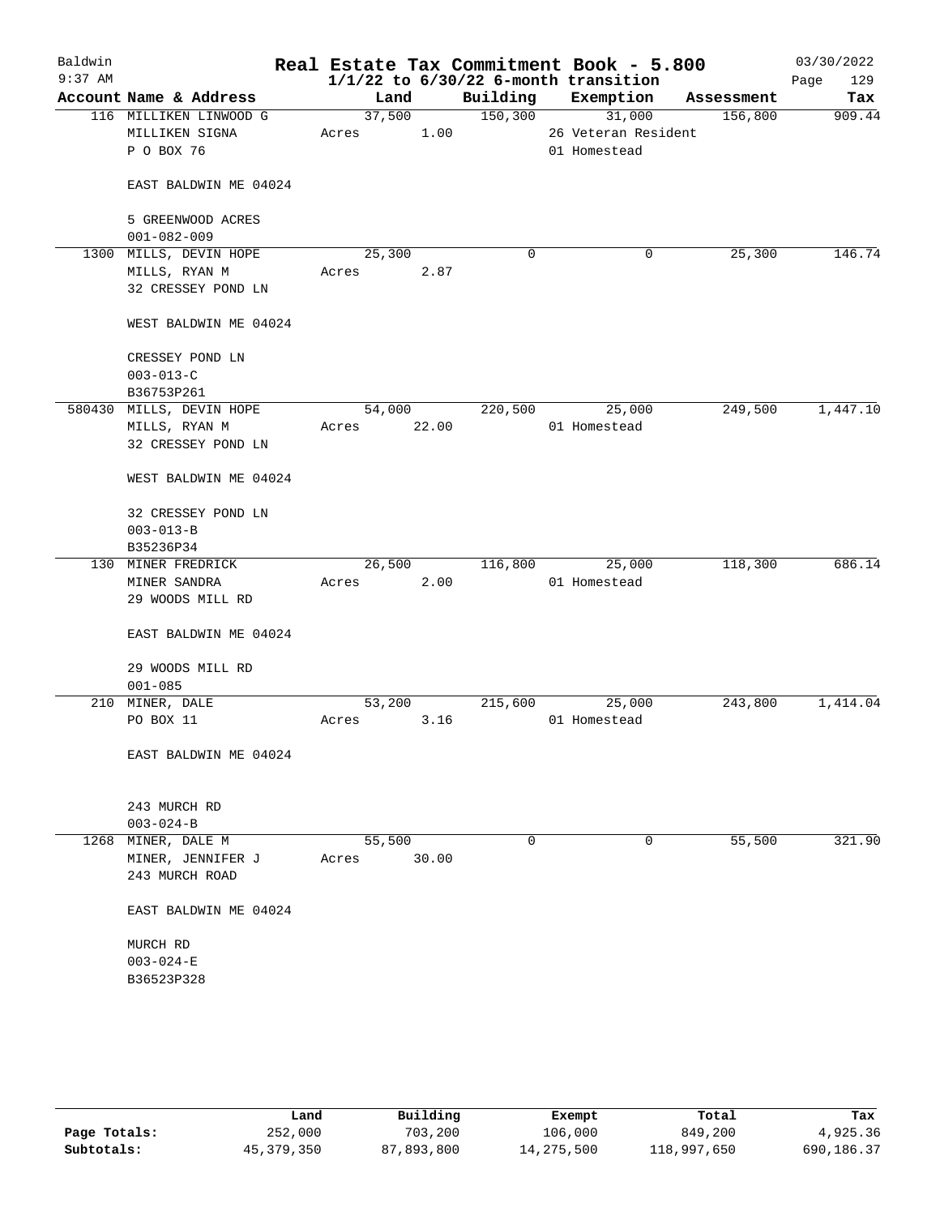# Real Estate Tax Commitment Book - 5.800

Baldwin 9:37 AM — 1/1/22 to 6/30/22 6-month transition — 03/30/2022

| Account | Name & Address | Land | Building | Exemption | Assessment | Tax |
|---|---|---|---|---|---|---|
| 116 | MILLIKEN LINWOOD G<br>MILLIKEN SIGNA<br>P O BOX 76<br><br>EAST BALDWIN ME 04024<br><br>5 GREENWOOD ACRES<br>001-082-009 | 37,500<br>Acres 1.00 | 150,300 | 31,000<br>26 Veteran Resident<br>01 Homestead | 156,800 | 909.44 |
| 1300 | MILLS, DEVIN HOPE<br>MILLS, RYAN M<br>32 CRESSEY POND LN<br><br>WEST BALDWIN ME 04024<br><br>CRESSEY POND LN<br>003-013-C<br>B36753P261 | 25,300<br>Acres 2.87 | 0 | 0 | 25,300 | 146.74 |
| 580430 | MILLS, DEVIN HOPE<br>MILLS, RYAN M<br>32 CRESSEY POND LN<br><br>WEST BALDWIN ME 04024<br><br>32 CRESSEY POND LN<br>003-013-B<br>B35236P34 | 54,000<br>Acres 22.00 | 220,500 | 25,000<br>01 Homestead | 249,500 | 1,447.10 |
| 130 | MINER FREDRICK<br>MINER SANDRA<br>29 WOODS MILL RD<br><br>EAST BALDWIN ME 04024<br><br>29 WOODS MILL RD<br>001-085 | 26,500<br>Acres 2.00 | 116,800 | 25,000<br>01 Homestead | 118,300 | 686.14 |
| 210 | MINER, DALE<br>PO BOX 11<br><br>EAST BALDWIN ME 04024<br><br>243 MURCH RD<br>003-024-B | 53,200<br>Acres 3.16 | 215,600 | 25,000<br>01 Homestead | 243,800 | 1,414.04 |
| 1268 | MINER, DALE M<br>MINER, JENNIFER J<br>243 MURCH ROAD<br><br>EAST BALDWIN ME 04024<br><br>MURCH RD<br>003-024-E<br>B36523P328 | 55,500<br>Acres 30.00 | 0 | 0 | 55,500 | 321.90 |

|  | Land | Building | Exempt | Total | Tax |
|---|---|---|---|---|---|
| Page Totals: | 252,000 | 703,200 | 106,000 | 849,200 | 4,925.36 |
| Subtotals: | 45,379,350 | 87,893,800 | 14,275,500 | 118,997,650 | 690,186.37 |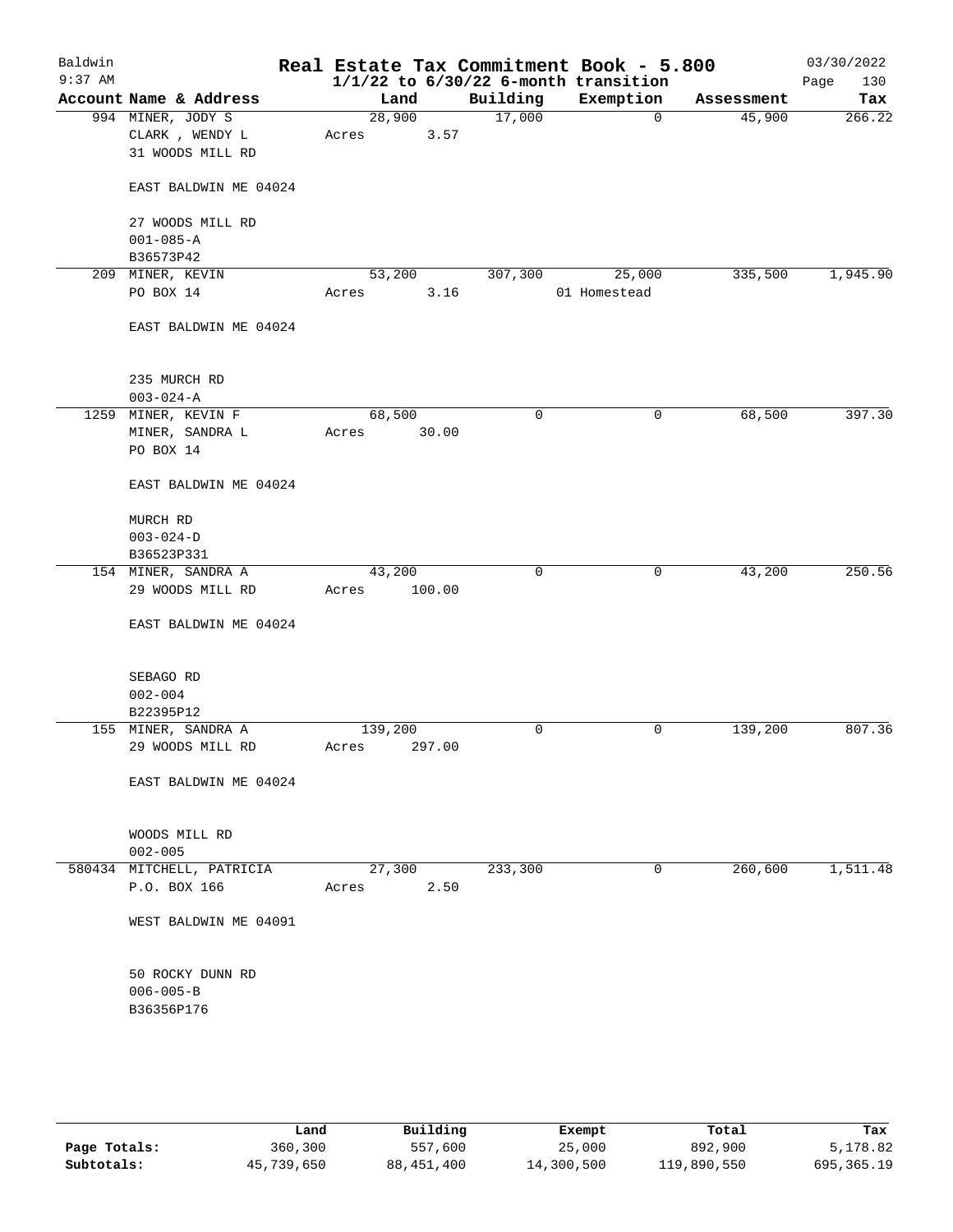# Real Estate Tax Commitment Book - 5.800

Baldwin 9:37 AM — 03/30/2022

1/1/22 to 6/30/22 6-month transition

| Account Name & Address | Land | Building | Exemption | Assessment | Tax |
|---|---|---|---|---|---|
| 994 MINER, JODY S<br>CLARK , WENDY L<br>31 WOODS MILL RD<br><br>EAST BALDWIN ME 04024<br><br>27 WOODS MILL RD<br>001-085-A<br>B36573P42 | 28,900<br>Acres 3.57 | 17,000 | 0 | 45,900 | 266.22 |
| 209 MINER, KEVIN<br>PO BOX 14<br><br>EAST BALDWIN ME 04024<br><br>235 MURCH RD<br>003-024-A | 53,200<br>Acres 3.16 | 307,300 | 25,000<br>01 Homestead | 335,500 | 1,945.90 |
| 1259 MINER, KEVIN F<br>MINER, SANDRA L<br>PO BOX 14<br><br>EAST BALDWIN ME 04024<br><br>MURCH RD<br>003-024-D<br>B36523P331 | 68,500<br>Acres 30.00 | 0 | 0 | 68,500 | 397.30 |
| 154 MINER, SANDRA A<br>29 WOODS MILL RD<br><br>EAST BALDWIN ME 04024<br><br>SEBAGO RD<br>002-004<br>B22395P12 | 43,200<br>Acres 100.00 | 0 | 0 | 43,200 | 250.56 |
| 155 MINER, SANDRA A<br>29 WOODS MILL RD<br><br>EAST BALDWIN ME 04024<br><br>WOODS MILL RD<br>002-005 | 139,200<br>Acres 297.00 | 0 | 0 | 139,200 | 807.36 |
| 580434 MITCHELL, PATRICIA<br>P.O. BOX 166<br><br>WEST BALDWIN ME 04091<br><br>50 ROCKY DUNN RD<br>006-005-B<br>B36356P176 | 27,300<br>Acres 2.50 | 233,300 | 0 | 260,600 | 1,511.48 |

|  | Land | Building | Exempt | Total | Tax |
|---|---|---|---|---|---|
| Page Totals: | 360,300 | 557,600 | 25,000 | 892,900 | 5,178.82 |
| Subtotals: | 45,739,650 | 88,451,400 | 14,300,500 | 119,890,550 | 695,365.19 |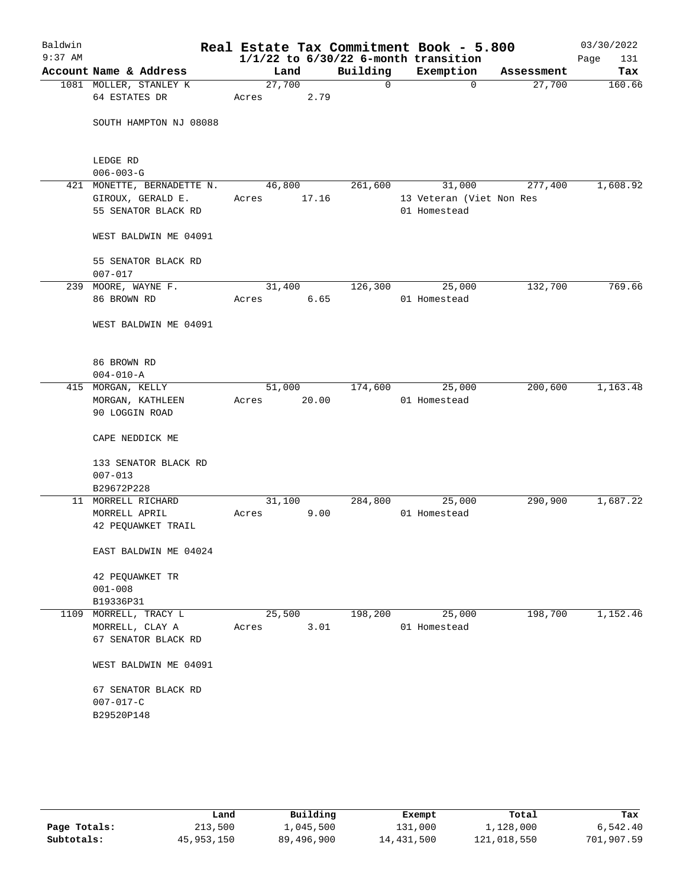# Real Estate Tax Commitment Book - 5.800

Baldwin 9:37 AM — 1/1/22 to 6/30/22 6-month transition — 03/30/2022

| Account | Name & Address | Land | Building | Exemption | Assessment | Tax |
|---|---|---|---|---|---|---|
| 1081 | MOLLER, STANLEY K<br>64 ESTATES DR<br><br>SOUTH HAMPTON NJ 08088<br><br>LEDGE RD<br>006-003-G | 27,700<br>Acres 2.79 | 0 | 0 | 27,700 | 160.66 |
| 421 | MONETTE, BERNADETTE N.<br>GIROUX, GERALD E.<br>55 SENATOR BLACK RD<br><br>WEST BALDWIN ME 04091<br><br>55 SENATOR BLACK RD<br>007-017 | 46,800<br>Acres 17.16 | 261,600 | 31,000<br>13 Veteran (Viet Non Res<br>01 Homestead | 277,400 | 1,608.92 |
| 239 | MOORE, WAYNE F.<br>86 BROWN RD<br><br>WEST BALDWIN ME 04091<br><br>86 BROWN RD<br>004-010-A | 31,400<br>Acres 6.65 | 126,300 | 25,000<br>01 Homestead | 132,700 | 769.66 |
| 415 | MORGAN, KELLY<br>MORGAN, KATHLEEN<br>90 LOGGIN ROAD<br><br>CAPE NEDDICK ME<br><br>133 SENATOR BLACK RD<br>007-013<br>B29672P228 | 51,000<br>Acres 20.00 | 174,600 | 25,000<br>01 Homestead | 200,600 | 1,163.48 |
| 11 | MORRELL RICHARD<br>MORRELL APRIL<br>42 PEQUAWKET TRAIL<br><br>EAST BALDWIN ME 04024<br><br>42 PEQUAWKET TR<br>001-008<br>B19336P31 | 31,100<br>Acres 9.00 | 284,800 | 25,000<br>01 Homestead | 290,900 | 1,687.22 |
| 1109 | MORRELL, TRACY L<br>MORRELL, CLAY A<br>67 SENATOR BLACK RD<br><br>WEST BALDWIN ME 04091<br><br>67 SENATOR BLACK RD<br>007-017-C<br>B29520P148 | 25,500<br>Acres 3.01 | 198,200 | 25,000<br>01 Homestead | 198,700 | 1,152.46 |

| | Land | Building | Exempt | Total | Tax |
|---|---|---|---|---|---|
| Page Totals: | 213,500 | 1,045,500 | 131,000 | 1,128,000 | 6,542.40 |
| Subtotals: | 45,953,150 | 89,496,900 | 14,431,500 | 121,018,550 | 701,907.59 |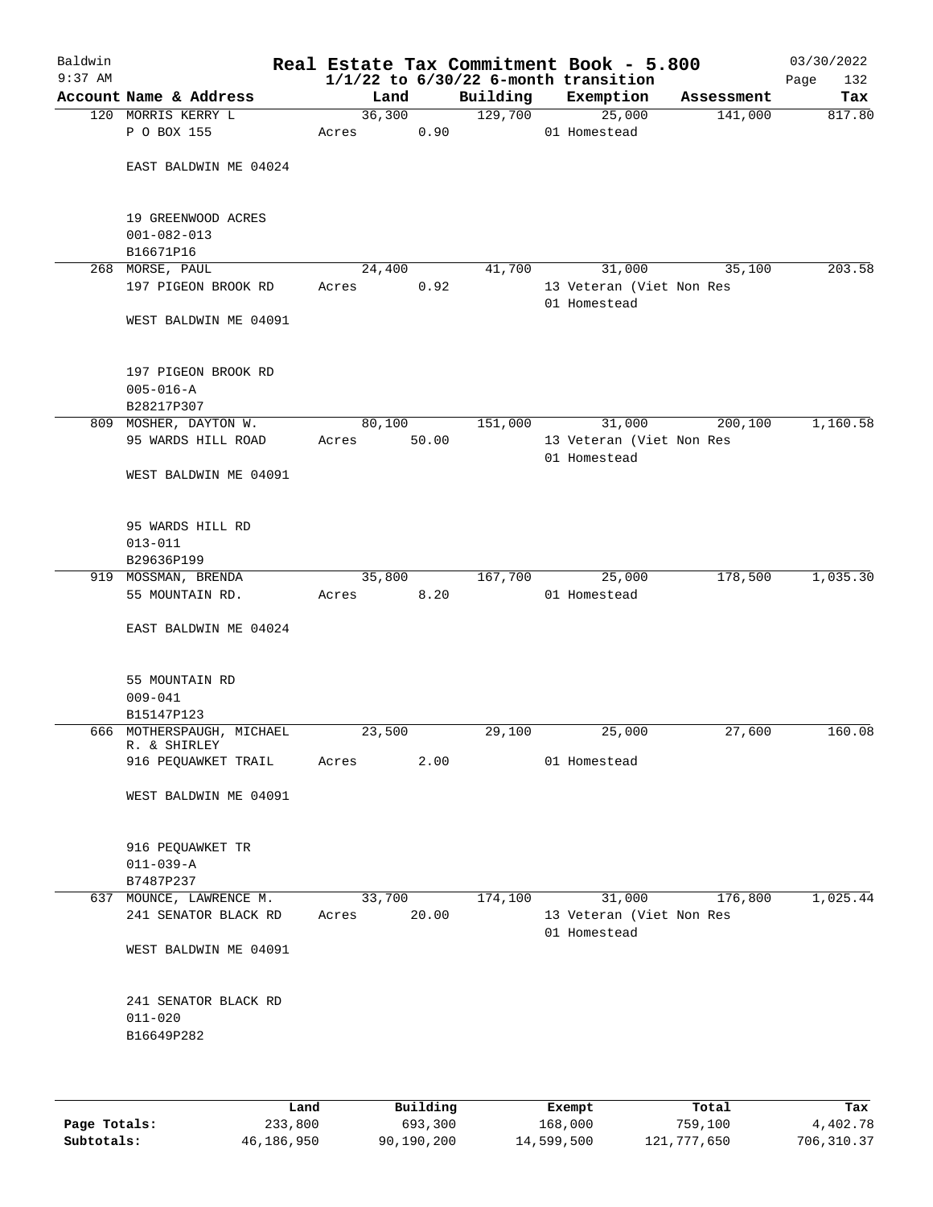# Real Estate Tax Commitment Book - 5.800

Baldwin
9:37 AM

$1/1/22$ to $6/30/22$ 6-month transition

03/30/2022

| Account Name & Address | Land | Building | Exemption | Assessment | Tax |
|---|---|---|---|---|---|
| 120 MORRIS KERRY L | 36,300 | 129,700 | 25,000 | 141,000 | 817.80 |
| P O BOX 155 | Acres 0.90 | | 01 Homestead | | |
| EAST BALDWIN ME 04024 | | | | | |
| 19 GREENWOOD ACRES | | | | | |
| 001-082-013 | | | | | |
| B16671P16 | | | | | |
| 268 MORSE, PAUL | 24,400 | 41,700 | 31,000 | 35,100 | 203.58 |
| 197 PIGEON BROOK RD | Acres 0.92 | | 13 Veteran (Viet Non Res | | |
| | | | 01 Homestead | | |
| WEST BALDWIN ME 04091 | | | | | |
| 197 PIGEON BROOK RD | | | | | |
| 005-016-A | | | | | |
| B28217P307 | | | | | |
| 809 MOSHER, DAYTON W. | 80,100 | 151,000 | 31,000 | 200,100 | 1,160.58 |
| 95 WARDS HILL ROAD | Acres 50.00 | | 13 Veteran (Viet Non Res | | |
| | | | 01 Homestead | | |
| WEST BALDWIN ME 04091 | | | | | |
| 95 WARDS HILL RD | | | | | |
| 013-011 | | | | | |
| B29636P199 | | | | | |
| 919 MOSSMAN, BRENDA | 35,800 | 167,700 | 25,000 | 178,500 | 1,035.30 |
| 55 MOUNTAIN RD. | Acres 8.20 | | 01 Homestead | | |
| EAST BALDWIN ME 04024 | | | | | |
| 55 MOUNTAIN RD | | | | | |
| 009-041 | | | | | |
| B15147P123 | | | | | |
| 666 MOTHERSPAUGH, MICHAEL R. & SHIRLEY | 23,500 | 29,100 | 25,000 | 27,600 | 160.08 |
| 916 PEQUAWKET TRAIL | Acres 2.00 | | 01 Homestead | | |
| WEST BALDWIN ME 04091 | | | | | |
| 916 PEQUAWKET TR | | | | | |
| 011-039-A | | | | | |
| B7487P237 | | | | | |
| 637 MOUNCE, LAWRENCE M. | 33,700 | 174,100 | 31,000 | 176,800 | 1,025.44 |
| 241 SENATOR BLACK RD | Acres 20.00 | | 13 Veteran (Viet Non Res | | |
| | | | 01 Homestead | | |
| WEST BALDWIN ME 04091 | | | | | |
| 241 SENATOR BLACK RD | | | | | |
| 011-020 | | | | | |
| B16649P282 | | | | | |

| | Land | Building | Exempt | Total | Tax |
|---|---|---|---|---|---|
| Page Totals: | 233,800 | 693,300 | 168,000 | 759,100 | 4,402.78 |
| Subtotals: | 46,186,950 | 90,190,200 | 14,599,500 | 121,777,650 | 706,310.37 |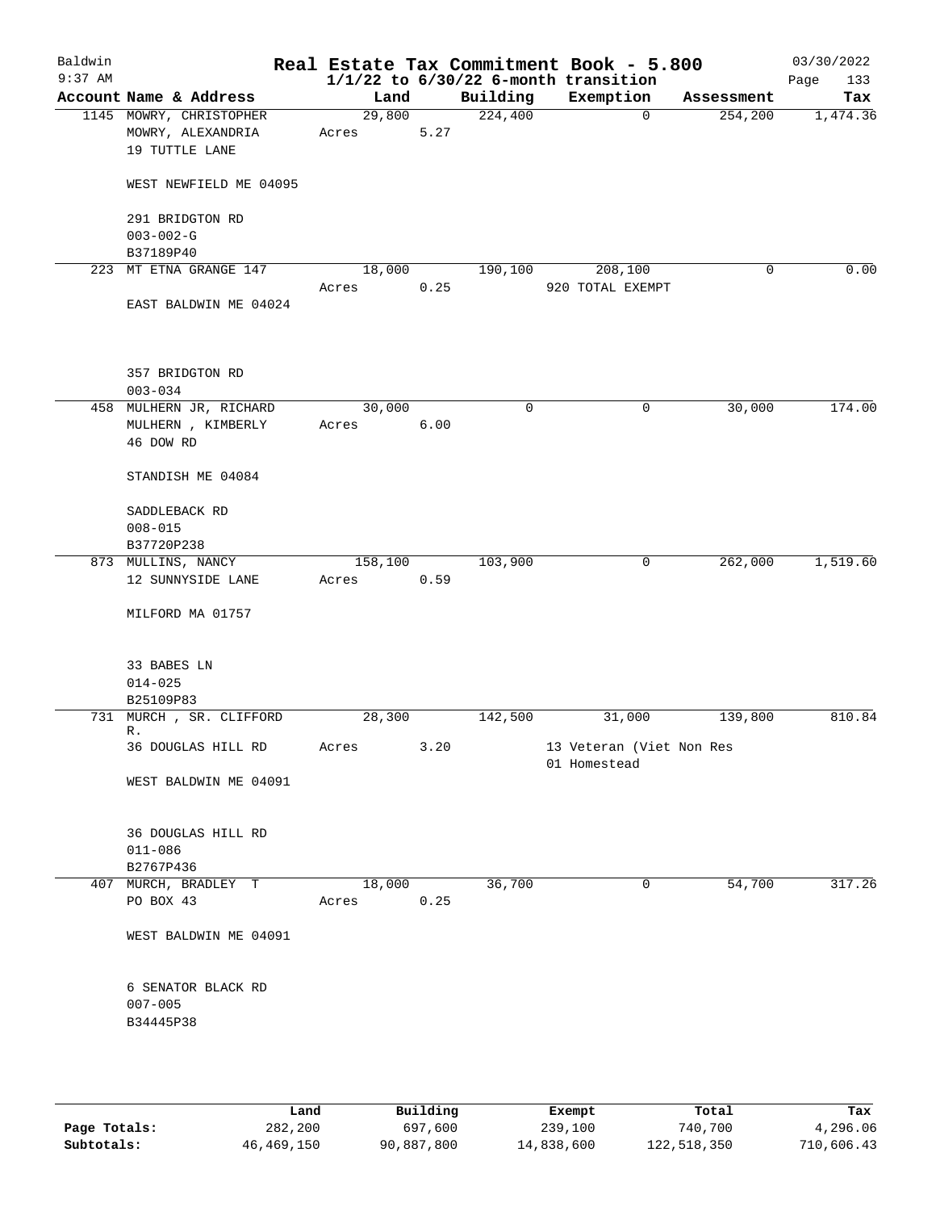# Real Estate Tax Commitment Book - 5.800

Baldwin
9:37 AM

$1/1/22$ to $6/30/22$ 6-month transition

03/30/2022

| Account Name & Address | Land | Building | Exemption | Assessment | Tax |
|---|---|---|---|---|---|
| 1145 MOWRY, CHRISTOPHER<br>MOWRY, ALEXANDRIA<br>19 TUTTLE LANE<br><br>WEST NEWFIELD ME 04095<br><br>291 BRIDGTON RD<br>003-002-G<br>B37189P40 | 29,800<br>Acres 5.27 | 224,400 | 0 | 254,200 | 1,474.36 |
| 223 MT ETNA GRANGE 147<br><br>EAST BALDWIN ME 04024<br><br>357 BRIDGTON RD<br>003-034 | 18,000<br>Acres 0.25 | 190,100 | 208,100<br>920 TOTAL EXEMPT | 0 | 0.00 |
| 458 MULHERN JR, RICHARD<br>MULHERN , KIMBERLY<br>46 DOW RD<br><br>STANDISH ME 04084<br><br>SADDLEBACK RD<br>008-015<br>B37720P238 | 30,000<br>Acres 6.00 | 0 | 0 | 30,000 | 174.00 |
| 873 MULLINS, NANCY<br>12 SUNNYSIDE LANE<br><br>MILFORD MA 01757<br><br>33 BABES LN<br>014-025<br>B25109P83 | 158,100<br>Acres 0.59 | 103,900 | 0 | 262,000 | 1,519.60 |
| 731 MURCH , SR. CLIFFORD R.<br>36 DOUGLAS HILL RD<br><br>WEST BALDWIN ME 04091<br><br>36 DOUGLAS HILL RD<br>011-086<br>B2767P436 | 28,300<br>Acres 3.20 | 142,500 | 31,000<br>13 Veteran (Viet Non Res<br>01 Homestead | 139,800 | 810.84 |
| 407 MURCH, BRADLEY T<br>PO BOX 43<br><br>WEST BALDWIN ME 04091<br><br>6 SENATOR BLACK RD<br>007-005<br>B34445P38 | 18,000<br>Acres 0.25 | 36,700 | 0 | 54,700 | 317.26 |

| | Land | Building | Exempt | Total | Tax |
|---|---|---|---|---|---|
| **Page Totals:** | 282,200 | 697,600 | 239,100 | 740,700 | 4,296.06 |
| **Subtotals:** | 46,469,150 | 90,887,800 | 14,838,600 | 122,518,350 | 710,606.43 |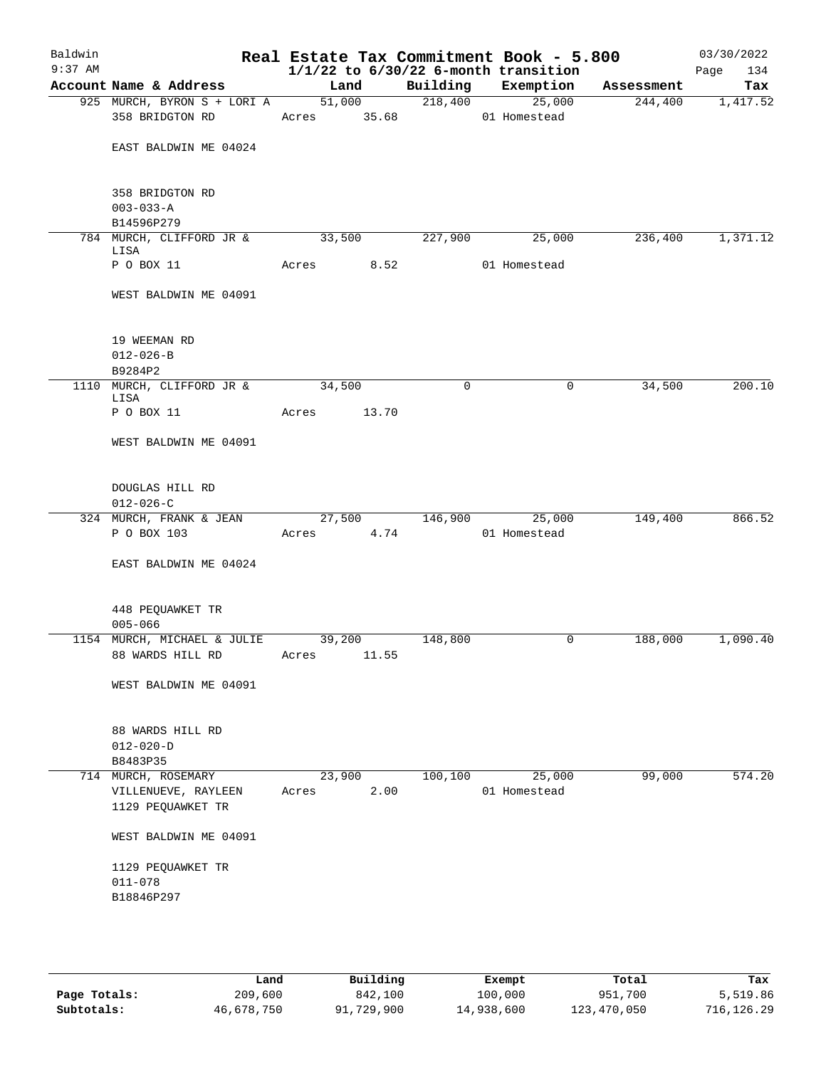# Real Estate Tax Commitment Book - 5.800

Baldwin
9:37 AM

**1/1/22 to 6/30/22 6-month transition**

03/30/2022

| Account | Name & Address | Land | Building | Exemption | Assessment | Tax |
|---|---|---|---|---|---|---|
| 925 | MURCH, BYRON S + LORI A<br>358 BRIDGTON RD<br><br>EAST BALDWIN ME 04024<br><br>358 BRIDGTON RD<br>003-033-A<br>B14596P279 | 51,000<br>Acres 35.68 | 218,400 | 25,000<br>01 Homestead | 244,400 | 1,417.52 |
| 784 | MURCH, CLIFFORD JR & LISA<br>P O BOX 11<br><br>WEST BALDWIN ME 04091<br><br>19 WEEMAN RD<br>012-026-B<br>B9284P2 | 33,500<br>Acres 8.52 | 227,900 | 25,000<br>01 Homestead | 236,400 | 1,371.12 |
| 1110 | MURCH, CLIFFORD JR & LISA<br>P O BOX 11<br><br>WEST BALDWIN ME 04091<br><br>DOUGLAS HILL RD<br>012-026-C | 34,500<br>Acres 13.70 | 0 | 0 | 34,500 | 200.10 |
| 324 | MURCH, FRANK & JEAN<br>P O BOX 103<br><br>EAST BALDWIN ME 04024<br><br>448 PEQUAWKET TR<br>005-066 | 27,500<br>Acres 4.74 | 146,900 | 25,000<br>01 Homestead | 149,400 | 866.52 |
| 1154 | MURCH, MICHAEL & JULIE<br>88 WARDS HILL RD<br><br>WEST BALDWIN ME 04091<br><br>88 WARDS HILL RD<br>012-020-D<br>B8483P35 | 39,200<br>Acres 11.55 | 148,800 | 0 | 188,000 | 1,090.40 |
| 714 | MURCH, ROSEMARY<br>VILLENUEVE, RAYLEEN<br>1129 PEQUAWKET TR<br><br>WEST BALDWIN ME 04091<br><br>1129 PEQUAWKET TR<br>011-078<br>B18846P297 | 23,900<br>Acres 2.00 | 100,100 | 25,000<br>01 Homestead | 99,000 | 574.20 |

| | Land | Building | Exempt | Total | Tax |
|---|---|---|---|---|---|
| **Page Totals:** | 209,600 | 842,100 | 100,000 | 951,700 | 5,519.86 |
| **Subtotals:** | 46,678,750 | 91,729,900 | 14,938,600 | 123,470,050 | 716,126.29 |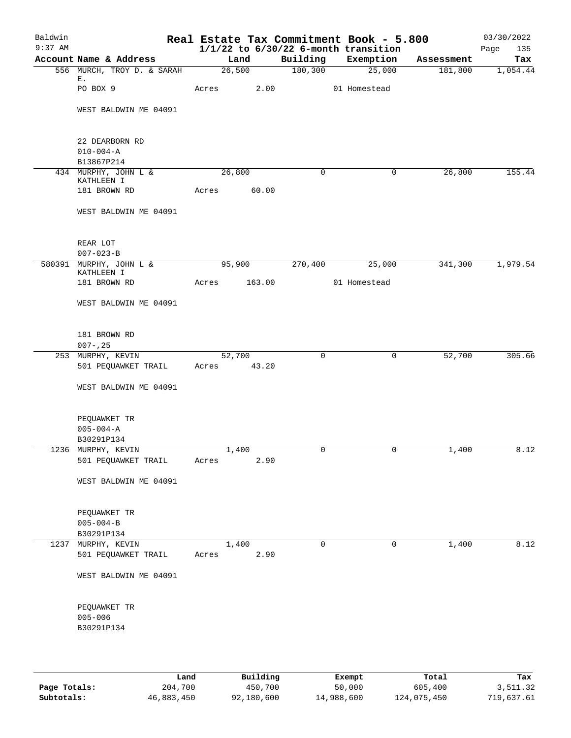# Real Estate Tax Commitment Book - 5.800

Baldwin
9:37 AM

1/1/22 to 6/30/22 6-month transition

03/30/2022
Page 135

| Account | Name & Address | Land | Building | Exemption | Assessment | Tax |
|---|---|---|---|---|---|---|
| 556 | MURCH, TROY D. & SARAH E.<br>PO BOX 9<br>WEST BALDWIN ME 04091<br><br>22 DEARBORN RD<br>010-004-A<br>B13867P214 | 26,500<br>Acres 2.00 | 180,300 | 25,000<br>01 Homestead | 181,800 | 1,054.44 |
| 434 | MURPHY, JOHN L & KATHLEEN I<br>181 BROWN RD<br>WEST BALDWIN ME 04091<br><br>REAR LOT<br>007-023-B | 26,800<br>Acres 60.00 | 0 | 0 | 26,800 | 155.44 |
| 580391 | MURPHY, JOHN L & KATHLEEN I<br>181 BROWN RD<br>WEST BALDWIN ME 04091<br><br>181 BROWN RD<br>007-,25 | 95,900<br>Acres 163.00 | 270,400 | 25,000<br>01 Homestead | 341,300 | 1,979.54 |
| 253 | MURPHY, KEVIN<br>501 PEQUAWKET TRAIL<br>WEST BALDWIN ME 04091<br><br>PEQUAWKET TR<br>005-004-A<br>B30291P134 | 52,700<br>Acres 43.20 | 0 | 0 | 52,700 | 305.66 |
| 1236 | MURPHY, KEVIN<br>501 PEQUAWKET TRAIL<br>WEST BALDWIN ME 04091<br><br>PEQUAWKET TR<br>005-004-B<br>B30291P134 | 1,400<br>Acres 2.90 | 0 | 0 | 1,400 | 8.12 |
| 1237 | MURPHY, KEVIN<br>501 PEQUAWKET TRAIL<br>WEST BALDWIN ME 04091<br><br>PEQUAWKET TR<br>005-006<br>B30291P134 | 1,400<br>Acres 2.90 | 0 | 0 | 1,400 | 8.12 |

| | Land | Building | Exempt | Total | Tax |
|---|---|---|---|---|---|
| Page Totals: | 204,700 | 450,700 | 50,000 | 605,400 | 3,511.32 |
| Subtotals: | 46,883,450 | 92,180,600 | 14,988,600 | 124,075,450 | 719,637.61 |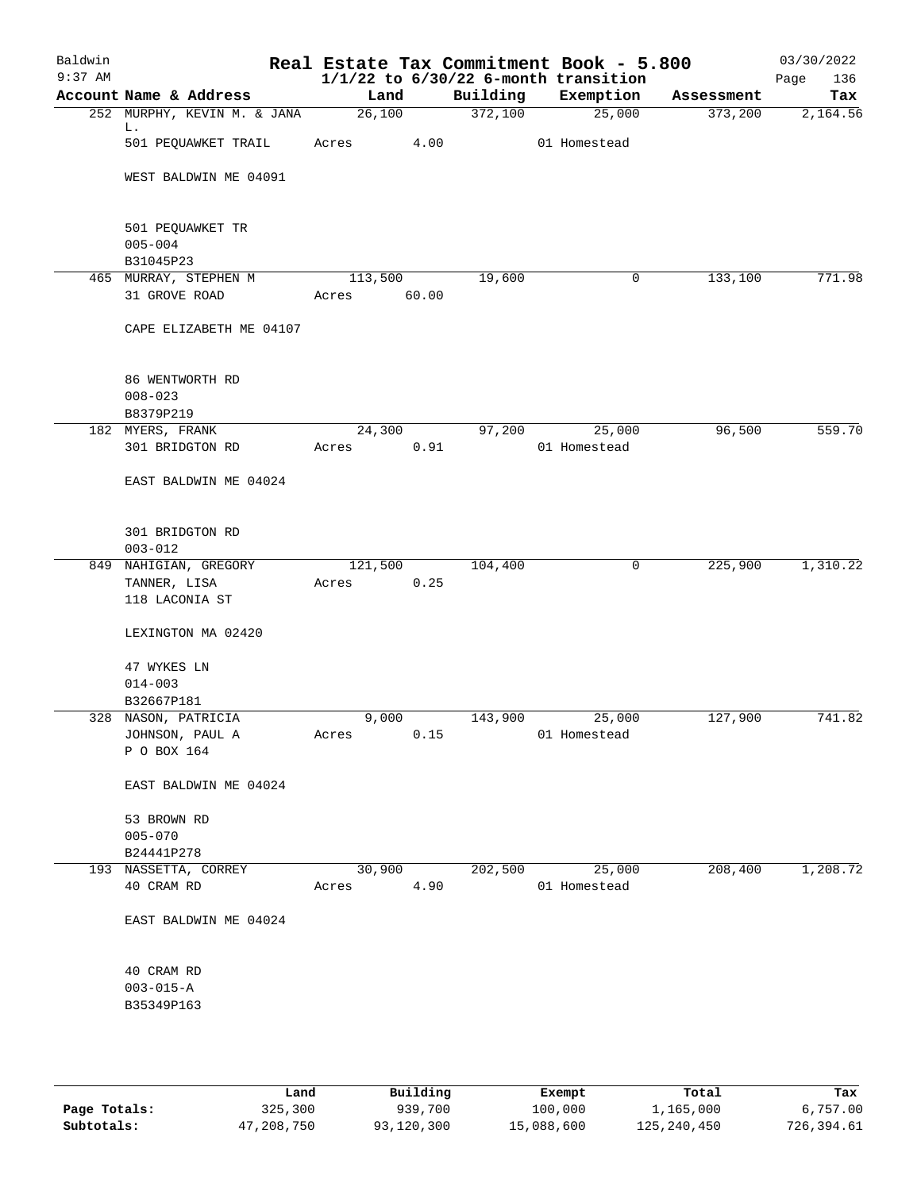Baldwin 9:37 AM

# Real Estate Tax Commitment Book - 5.800

## 1/1/22 to 6/30/22 6-month transition

03/30/2022

| Account Name & Address | Land | Building | Exemption | Assessment | Tax |
|---|---|---|---|---|---|
| 252 MURPHY, KEVIN M. & JANA L. | 26,100 | 372,100 | 25,000 | 373,200 | 2,164.56 |
| 501 PEQUAWKET TRAIL | Acres 4.00 | | 01 Homestead | | |
| WEST BALDWIN ME 04091 | | | | | |
| 501 PEQUAWKET TR | | | | | |
| 005-004 | | | | | |
| B31045P23 | | | | | |
| 465 MURRAY, STEPHEN M | 113,500 | 19,600 | 0 | 133,100 | 771.98 |
| 31 GROVE ROAD | Acres 60.00 | | | | |
| CAPE ELIZABETH ME 04107 | | | | | |
| 86 WENTWORTH RD | | | | | |
| 008-023 | | | | | |
| B8379P219 | | | | | |
| 182 MYERS, FRANK | 24,300 | 97,200 | 25,000 | 96,500 | 559.70 |
| 301 BRIDGTON RD | Acres 0.91 | | 01 Homestead | | |
| EAST BALDWIN ME 04024 | | | | | |
| 301 BRIDGTON RD | | | | | |
| 003-012 | | | | | |
| 849 NAHIGIAN, GREGORY | 121,500 | 104,400 | 0 | 225,900 | 1,310.22 |
| TANNER, LISA | Acres 0.25 | | | | |
| 118 LACONIA ST | | | | | |
| LEXINGTON MA 02420 | | | | | |
| 47 WYKES LN | | | | | |
| 014-003 | | | | | |
| B32667P181 | | | | | |
| 328 NASON, PATRICIA | 9,000 | 143,900 | 25,000 | 127,900 | 741.82 |
| JOHNSON, PAUL A | Acres 0.15 | | 01 Homestead | | |
| P O BOX 164 | | | | | |
| EAST BALDWIN ME 04024 | | | | | |
| 53 BROWN RD | | | | | |
| 005-070 | | | | | |
| B24441P278 | | | | | |
| 193 NASSETTA, CORREY | 30,900 | 202,500 | 25,000 | 208,400 | 1,208.72 |
| 40 CRAM RD | Acres 4.90 | | 01 Homestead | | |
| EAST BALDWIN ME 04024 | | | | | |
| 40 CRAM RD | | | | | |
| 003-015-A | | | | | |
| B35349P163 | | | | | |

| | Land | Building | Exempt | Total | Tax |
|---|---|---|---|---|---|
| Page Totals: | 325,300 | 939,700 | 100,000 | 1,165,000 | 6,757.00 |
| Subtotals: | 47,208,750 | 93,120,300 | 15,088,600 | 125,240,450 | 726,394.61 |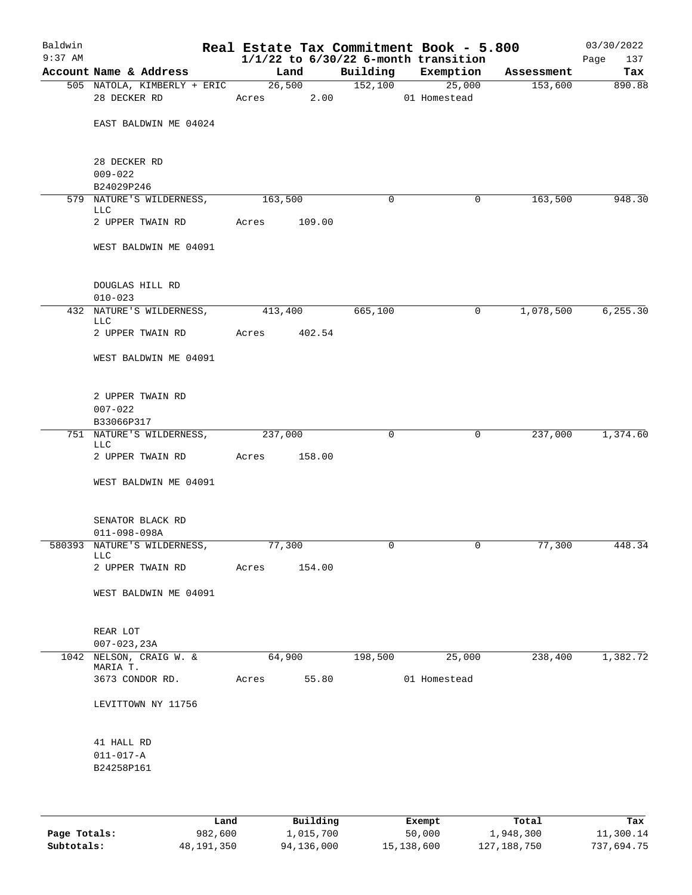Baldwin
9:37 AM

# Real Estate Tax Commitment Book - 5.800

1/1/22 to 6/30/22 6-month transition

03/30/2022
Page 137

| Account | Name & Address | Land | Building | Exemption | Assessment | Tax |
|---|---|---|---|---|---|---|
| 505 | NATOLA, KIMBERLY + ERIC<br>28 DECKER RD<br><br>EAST BALDWIN ME 04024<br><br>28 DECKER RD<br>009-022<br>B24029P246 | 26,500<br>Acres 2.00 | 152,100 | 25,000<br>01 Homestead | 153,600 | 890.88 |
| 579 | NATURE'S WILDERNESS, LLC<br>2 UPPER TWAIN RD<br><br>WEST BALDWIN ME 04091<br><br>DOUGLAS HILL RD<br>010-023 | 163,500<br>Acres 109.00 | 0 | 0 | 163,500 | 948.30 |
| 432 | NATURE'S WILDERNESS, LLC<br>2 UPPER TWAIN RD<br><br>WEST BALDWIN ME 04091<br><br>2 UPPER TWAIN RD<br>007-022<br>B33066P317 | 413,400<br>Acres 402.54 | 665,100 | 0 | 1,078,500 | 6,255.30 |
| 751 | NATURE'S WILDERNESS, LLC<br>2 UPPER TWAIN RD<br><br>WEST BALDWIN ME 04091<br><br>SENATOR BLACK RD<br>011-098-098A | 237,000<br>Acres 158.00 | 0 | 0 | 237,000 | 1,374.60 |
| 580393 | NATURE'S WILDERNESS, LLC<br>2 UPPER TWAIN RD<br><br>WEST BALDWIN ME 04091<br><br>REAR LOT<br>007-023,23A | 77,300<br>Acres 154.00 | 0 | 0 | 77,300 | 448.34 |
| 1042 | NELSON, CRAIG W. & MARIA T.<br>3673 CONDOR RD.<br><br>LEVITTOWN NY 11756<br><br>41 HALL RD<br>011-017-A<br>B24258P161 | 64,900<br>Acres 55.80 | 198,500 | 25,000<br>01 Homestead | 238,400 | 1,382.72 |

| | Land | Building | Exempt | Total | Tax |
|---|---|---|---|---|---|
| Page Totals: | 982,600 | 1,015,700 | 50,000 | 1,948,300 | 11,300.14 |
| Subtotals: | 48,191,350 | 94,136,000 | 15,138,600 | 127,188,750 | 737,694.75 |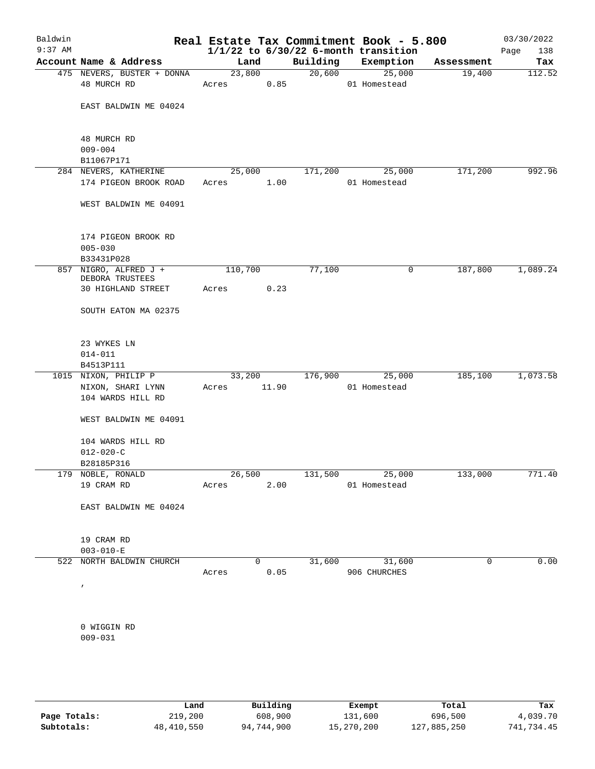Baldwin 9:37 AM

# Real Estate Tax Commitment Book - 5.800

1/1/22 to 6/30/22 6-month transition

03/30/2022

| Account Name & Address | Land | Building | Exemption | Assessment | Tax |
|---|---|---|---|---|---|
| 475 NEVERS, BUSTER + DONNA<br>48 MURCH RD<br><br>EAST BALDWIN ME 04024<br><br>48 MURCH RD<br>009-004<br>B11067P171 | 23,800<br>Acres 0.85 | 20,600 | 25,000<br>01 Homestead | 19,400 | 112.52 |
| 284 NEVERS, KATHERINE<br>174 PIGEON BROOK ROAD<br><br>WEST BALDWIN ME 04091<br><br>174 PIGEON BROOK RD<br>005-030<br>B33431P028 | 25,000<br>Acres 1.00 | 171,200 | 25,000<br>01 Homestead | 171,200 | 992.96 |
| 857 NIGRO, ALFRED J +<br>DEBORA TRUSTEES<br>30 HIGHLAND STREET<br><br>SOUTH EATON MA 02375<br><br>23 WYKES LN<br>014-011<br>B4513P111 | 110,700<br>Acres 0.23 | 77,100 | 0 | 187,800 | 1,089.24 |
| 1015 NIXON, PHILIP P<br>NIXON, SHARI LYNN<br>104 WARDS HILL RD<br><br>WEST BALDWIN ME 04091<br><br>104 WARDS HILL RD<br>012-020-C<br>B28185P316 | 33,200<br>Acres 11.90 | 176,900 | 25,000<br>01 Homestead | 185,100 | 1,073.58 |
| 179 NOBLE, RONALD<br>19 CRAM RD<br><br>EAST BALDWIN ME 04024<br><br>19 CRAM RD<br>003-010-E | 26,500<br>Acres 2.00 | 131,500 | 25,000<br>01 Homestead | 133,000 | 771.40 |
| 522 NORTH BALDWIN CHURCH<br><br>,<br><br>0 WIGGIN RD<br>009-031 | 0<br>Acres 0.05 | 31,600 | 31,600<br>906 CHURCHES | 0 | 0.00 |

| | Land | Building | Exempt | Total | Tax |
|---|---|---|---|---|---|
| Page Totals: | 219,200 | 608,900 | 131,600 | 696,500 | 4,039.70 |
| Subtotals: | 48,410,550 | 94,744,900 | 15,270,200 | 127,885,250 | 741,734.45 |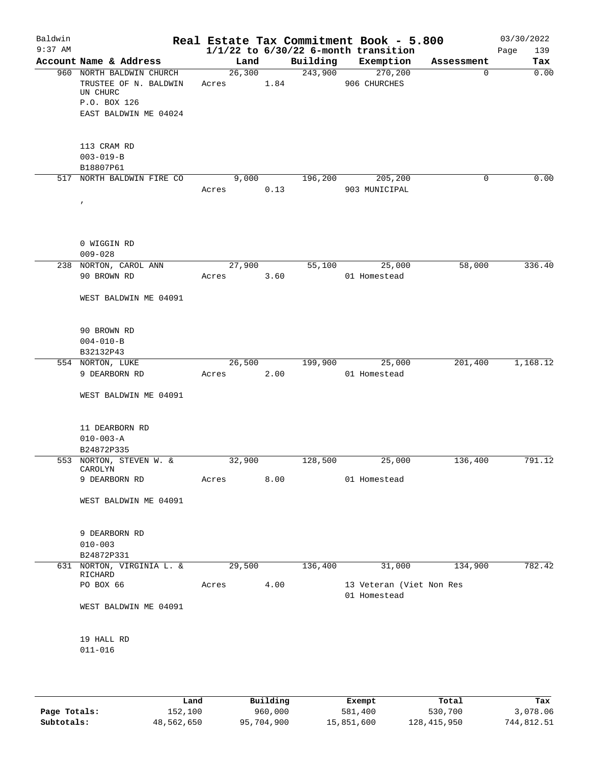Baldwin 9:37 AM

# Real Estate Tax Commitment Book - 5.800

## 1/1/22 to 6/30/22 6-month transition

03/30/2022

| Account | Name & Address | Land | | Building | Exemption | Assessment | Tax |
|---|---|---|---|---|---|---|---|
| 960 | NORTH BALDWIN CHURCH | 26,300 | | 243,900 | 270,200 | 0 | 0.00 |
| | TRUSTEE OF N. BALDWIN UN CHURC | Acres | 1.84 | | 906 CHURCHES | | |
| | P.O. BOX 126 | | | | | | |
| | EAST BALDWIN ME 04024 | | | | | | |
| | 113 CRAM RD | | | | | | |
| | 003-019-B | | | | | | |
| | B18807P61 | | | | | | |
| 517 | NORTH BALDWIN FIRE CO | 9,000 | | 196,200 | 205,200 | 0 | 0.00 |
| | , | Acres | 0.13 | | 903 MUNICIPAL | | |
| | 0 WIGGIN RD | | | | | | |
| | 009-028 | | | | | | |
| 238 | NORTON, CAROL ANN | 27,900 | | 55,100 | 25,000 | 58,000 | 336.40 |
| | 90 BROWN RD | Acres | 3.60 | | 01 Homestead | | |
| | WEST BALDWIN ME 04091 | | | | | | |
| | 90 BROWN RD | | | | | | |
| | 004-010-B | | | | | | |
| | B32132P43 | | | | | | |
| 554 | NORTON, LUKE | 26,500 | | 199,900 | 25,000 | 201,400 | 1,168.12 |
| | 9 DEARBORN RD | Acres | 2.00 | | 01 Homestead | | |
| | WEST BALDWIN ME 04091 | | | | | | |
| | 11 DEARBORN RD | | | | | | |
| | 010-003-A | | | | | | |
| | B24872P335 | | | | | | |
| 553 | NORTON, STEVEN W. & CAROLYN | 32,900 | | 128,500 | 25,000 | 136,400 | 791.12 |
| | 9 DEARBORN RD | Acres | 8.00 | | 01 Homestead | | |
| | WEST BALDWIN ME 04091 | | | | | | |
| | 9 DEARBORN RD | | | | | | |
| | 010-003 | | | | | | |
| | B24872P331 | | | | | | |
| 631 | NORTON, VIRGINIA L. & RICHARD | 29,500 | | 136,400 | 31,000 | 134,900 | 782.42 |
| | PO BOX 66 | Acres | 4.00 | | 13 Veteran (Viet Non Res | | |
| | | | | | 01 Homestead | | |
| | WEST BALDWIN ME 04091 | | | | | | |
| | 19 HALL RD | | | | | | |
| | 011-016 | | | | | | |

| | Land | Building | Exempt | Total | Tax |
|---|---|---|---|---|---|
| Page Totals: | 152,100 | 960,000 | 581,400 | 530,700 | 3,078.06 |
| Subtotals: | 48,562,650 | 95,704,900 | 15,851,600 | 128,415,950 | 744,812.51 |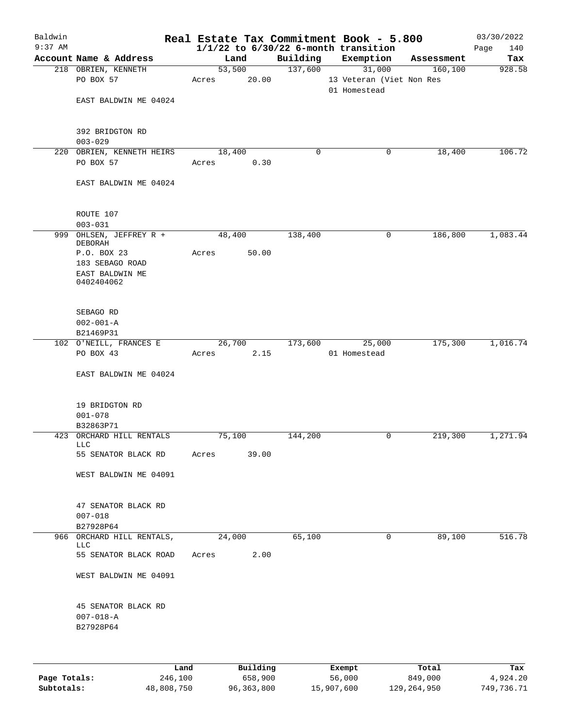# Baldwin Real Estate Tax Commitment Book - 5.800

9:37 AM — 1/1/22 to 6/30/22 6-month transition — 03/30/2022

| Account Name & Address | Land | Building | Exemption | Assessment | Tax |
|---|---|---|---|---|---|
| 218 OBRIEN, KENNETH<br>PO BOX 57<br>EAST BALDWIN ME 04024<br>392 BRIDGTON RD<br>003-029 | 53,500<br>Acres 20.00 | 137,600 | 31,000<br>13 Veteran (Viet Non Res<br>01 Homestead | 160,100 | 928.58 |
| 220 OBRIEN, KENNETH HEIRS<br>PO BOX 57<br>EAST BALDWIN ME 04024<br>ROUTE 107<br>003-031 | 18,400<br>Acres 0.30 | 0 | 0 | 18,400 | 106.72 |
| 999 OHLSEN, JEFFREY R + DEBORAH<br>P.O. BOX 23<br>183 SEBAGO ROAD<br>EAST BALDWIN ME 0402404062<br>SEBAGO RD<br>002-001-A<br>B21469P31 | 48,400<br>Acres 50.00 | 138,400 | 0 | 186,800 | 1,083.44 |
| 102 O'NEILL, FRANCES E<br>PO BOX 43<br>EAST BALDWIN ME 04024<br>19 BRIDGTON RD<br>001-078<br>B32863P71 | 26,700<br>Acres 2.15 | 173,600 | 25,000<br>01 Homestead | 175,300 | 1,016.74 |
| 423 ORCHARD HILL RENTALS LLC<br>55 SENATOR BLACK RD<br>WEST BALDWIN ME 04091<br>47 SENATOR BLACK RD<br>007-018<br>B27928P64 | 75,100<br>Acres 39.00 | 144,200 | 0 | 219,300 | 1,271.94 |
| 966 ORCHARD HILL RENTALS, LLC<br>55 SENATOR BLACK ROAD<br>WEST BALDWIN ME 04091<br>45 SENATOR BLACK RD<br>007-018-A<br>B27928P64 | 24,000<br>Acres 2.00 | 65,100 | 0 | 89,100 | 516.78 |

| | Land | Building | Exempt | Total | Tax |
|---|---|---|---|---|---|
| Page Totals: | 246,100 | 658,900 | 56,000 | 849,000 | 4,924.20 |
| Subtotals: | 48,808,750 | 96,363,800 | 15,907,600 | 129,264,950 | 749,736.71 |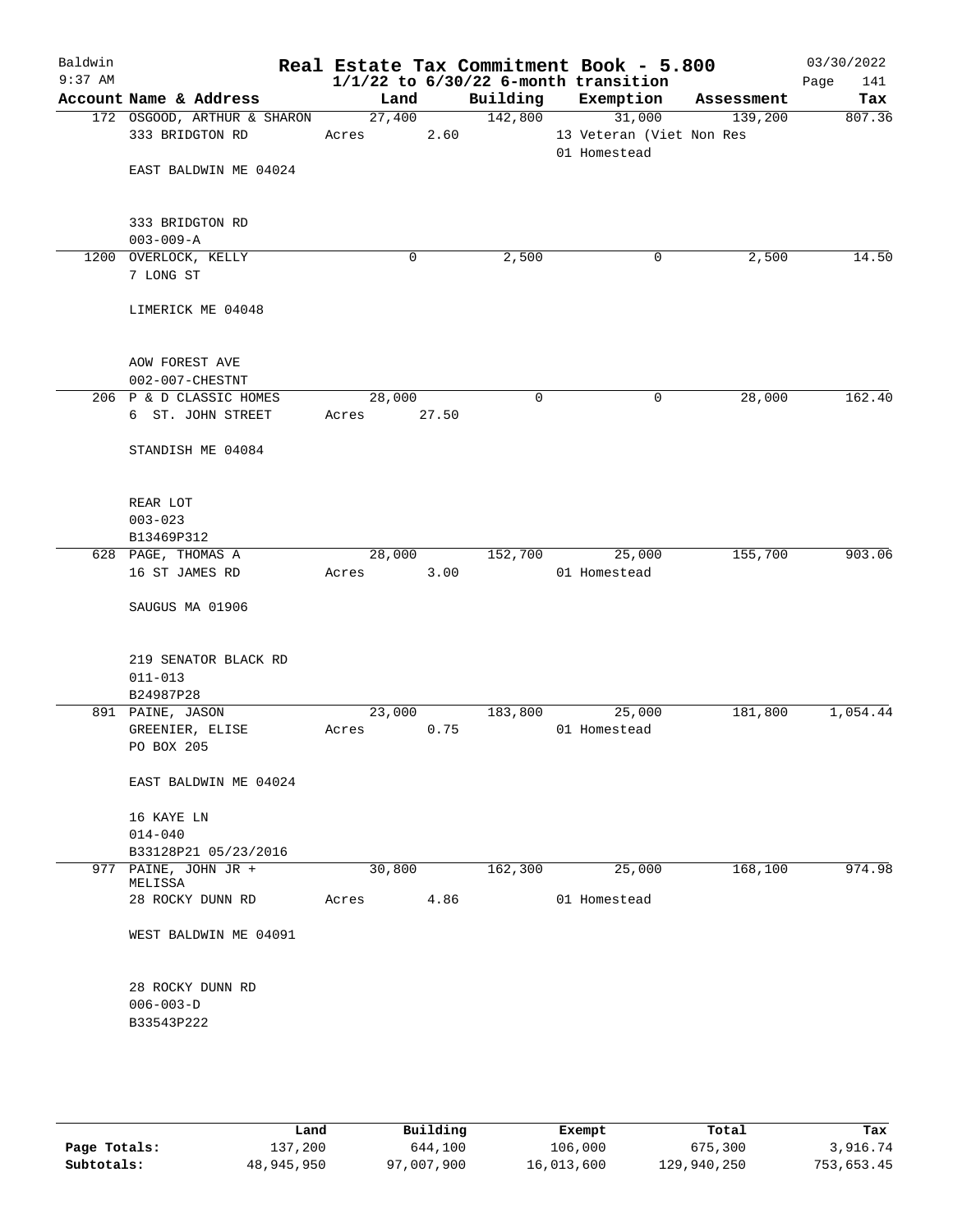# Real Estate Tax Commitment Book - 5.800

Baldwin
9:37 AM

$1/1/22$ to $6/30/22$ 6-month transition

03/30/2022

| Account Name & Address | Land | Building | Exemption | Assessment | Tax |
|---|---|---|---|---|---|
| 172 OSGOOD, ARTHUR & SHARON<br>333 BRIDGTON RD<br><br>EAST BALDWIN ME 04024<br><br>333 BRIDGTON RD<br>003-009-A | 27,400<br>Acres 2.60 | 142,800 | 31,000<br>13 Veteran (Viet Non Res<br>01 Homestead | 139,200 | 807.36 |
| 1200 OVERLOCK, KELLY<br>7 LONG ST<br><br>LIMERICK ME 04048<br><br>AOW FOREST AVE<br>002-007-CHESTNT | 0 | 2,500 | 0 | 2,500 | 14.50 |
| 206 P & D CLASSIC HOMES<br>6 ST. JOHN STREET<br><br>STANDISH ME 04084<br><br>REAR LOT<br>003-023<br>B13469P312 | 28,000<br>Acres 27.50 | 0 | 0 | 28,000 | 162.40 |
| 628 PAGE, THOMAS A<br>16 ST JAMES RD<br><br>SAUGUS MA 01906<br><br>219 SENATOR BLACK RD<br>011-013<br>B24987P28 | 28,000<br>Acres 3.00 | 152,700 | 25,000<br>01 Homestead | 155,700 | 903.06 |
| 891 PAINE, JASON<br>GREENIER, ELISE<br>PO BOX 205<br><br>EAST BALDWIN ME 04024<br><br>16 KAYE LN<br>014-040<br>B33128P21 05/23/2016 | 23,000<br>Acres 0.75 | 183,800 | 25,000<br>01 Homestead | 181,800 | 1,054.44 |
| 977 PAINE, JOHN JR +<br>MELISSA<br>28 ROCKY DUNN RD<br><br>WEST BALDWIN ME 04091<br><br>28 ROCKY DUNN RD<br>006-003-D<br>B33543P222 | 30,800<br>Acres 4.86 | 162,300 | 25,000<br>01 Homestead | 168,100 | 974.98 |

| | Land | Building | Exempt | Total | Tax |
|---|---|---|---|---|---|
| Page Totals: | 137,200 | 644,100 | 106,000 | 675,300 | 3,916.74 |
| Subtotals: | 48,945,950 | 97,007,900 | 16,013,600 | 129,940,250 | 753,653.45 |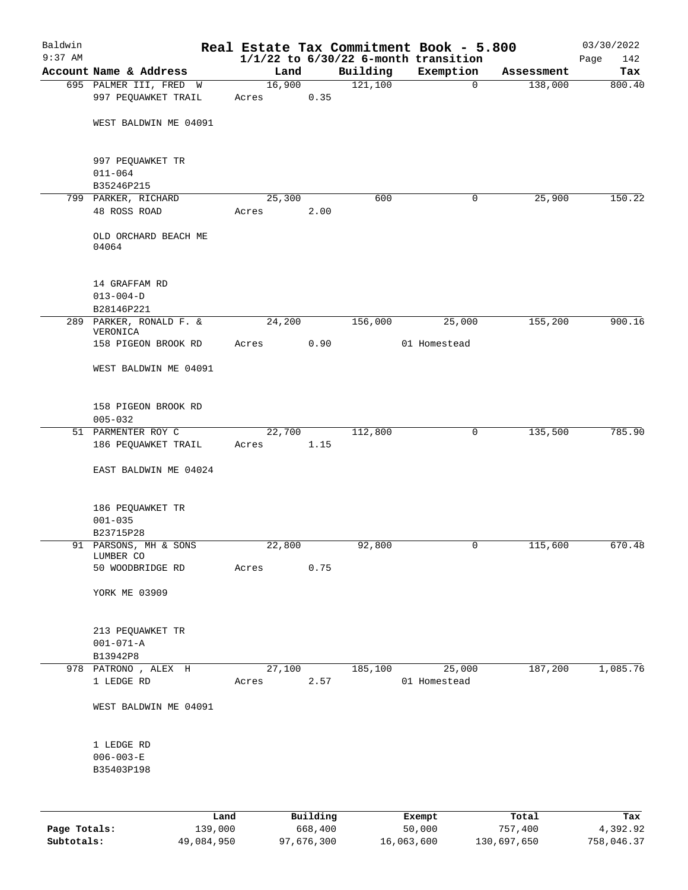Baldwin 9:37 AM

# Real Estate Tax Commitment Book - 5.800

## 1/1/22 to 6/30/22 6-month transition

03/30/2022

| Account Name & Address | Land | Building | Exemption | Assessment | Tax |
|---|---|---|---|---|---|
| 695 PALMER III, FRED W<br>997 PEQUAWKET TRAIL<br><br>WEST BALDWIN ME 04091<br><br>997 PEQUAWKET TR<br>011-064<br>B35246P215 | 16,900<br>Acres 0.35 | 121,100 | 0 | 138,000 | 800.40 |
| 799 PARKER, RICHARD<br>48 ROSS ROAD<br><br>OLD ORCHARD BEACH ME 04064<br><br>14 GRAFFAM RD<br>013-004-D<br>B28146P221 | 25,300<br>Acres 2.00 | 600 | 0 | 25,900 | 150.22 |
| 289 PARKER, RONALD F. & VERONICA<br>158 PIGEON BROOK RD<br><br>WEST BALDWIN ME 04091<br><br>158 PIGEON BROOK RD<br>005-032 | 24,200<br>Acres 0.90 | 156,000 | 25,000<br>01 Homestead | 155,200 | 900.16 |
| 51 PARMENTER ROY C<br>186 PEQUAWKET TRAIL<br><br>EAST BALDWIN ME 04024<br><br>186 PEQUAWKET TR<br>001-035<br>B23715P28 | 22,700<br>Acres 1.15 | 112,800 | 0 | 135,500 | 785.90 |
| 91 PARSONS, MH & SONS LUMBER CO<br>50 WOODBRIDGE RD<br><br>YORK ME 03909<br><br>213 PEQUAWKET TR<br>001-071-A<br>B13942P8 | 22,800<br>Acres 0.75 | 92,800 | 0 | 115,600 | 670.48 |
| 978 PATRONO , ALEX H<br>1 LEDGE RD<br><br>WEST BALDWIN ME 04091<br><br>1 LEDGE RD<br>006-003-E<br>B35403P198 | 27,100<br>Acres 2.57 | 185,100 | 25,000<br>01 Homestead | 187,200 | 1,085.76 |

| | Land | Building | Exempt | Total | Tax |
|---|---|---|---|---|---|
| Page Totals: | 139,000 | 668,400 | 50,000 | 757,400 | 4,392.92 |
| Subtotals: | 49,084,950 | 97,676,300 | 16,063,600 | 130,697,650 | 758,046.37 |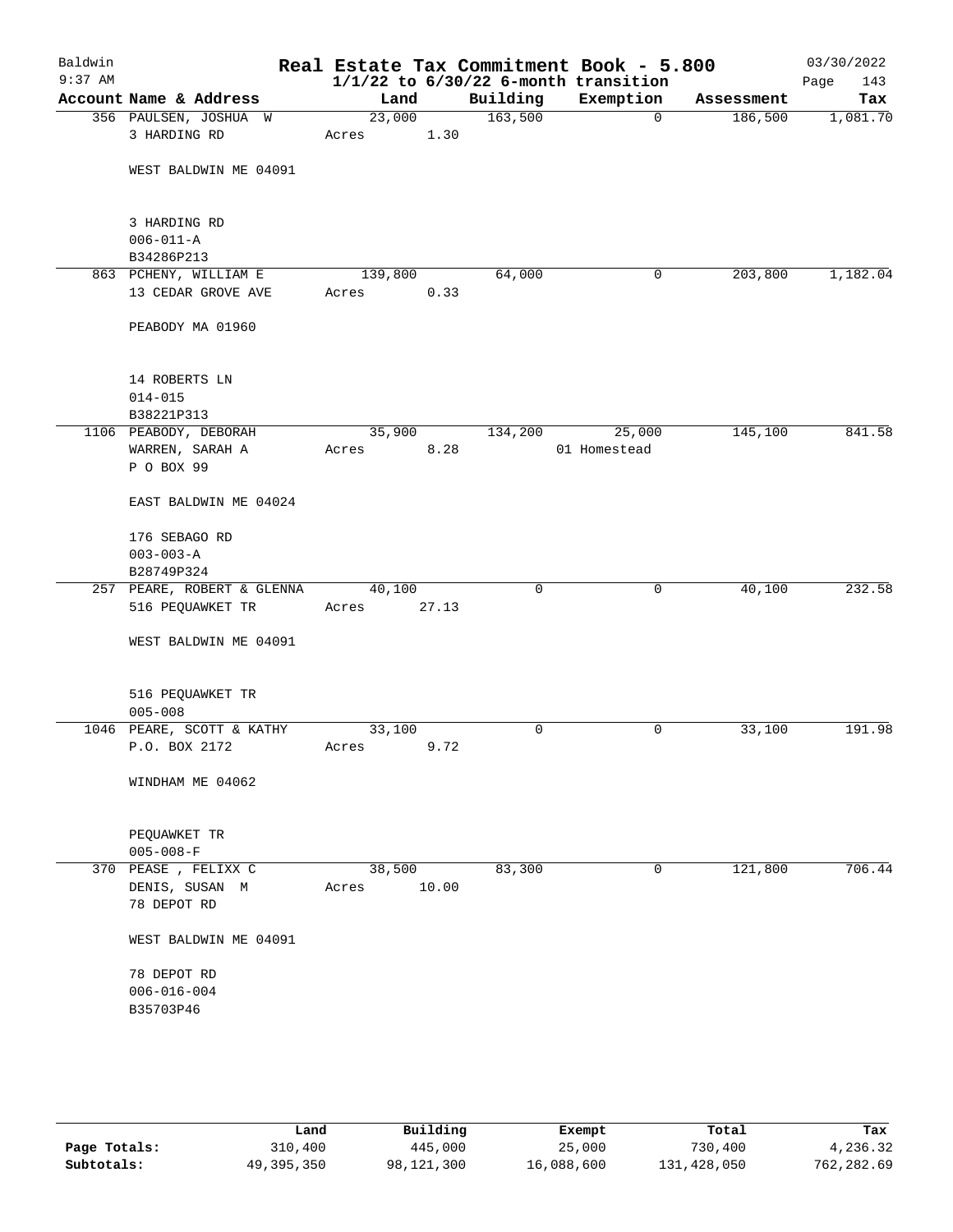# Real Estate Tax Commitment Book - 5.800

Baldwin
9:37 AM

$1/1/22$ to $6/30/22$ 6-month transition

03/30/2022

| Account Name & Address | Land | Building | Exemption | Assessment | Tax |
|---|---|---|---|---|---|
| 356 PAULSEN, JOSHUA W<br>3 HARDING RD<br><br>WEST BALDWIN ME 04091<br><br>3 HARDING RD<br>006-011-A<br>B34286P213 | 23,000<br>Acres 1.30 | 163,500 | 0 | 186,500 | 1,081.70 |
| 863 PCHENY, WILLIAM E<br>13 CEDAR GROVE AVE<br><br>PEABODY MA 01960<br><br>14 ROBERTS LN<br>014-015<br>B38221P313 | 139,800<br>Acres 0.33 | 64,000 | 0 | 203,800 | 1,182.04 |
| 1106 PEABODY, DEBORAH<br>WARREN, SARAH A<br>P O BOX 99<br><br>EAST BALDWIN ME 04024<br><br>176 SEBAGO RD<br>003-003-A<br>B28749P324 | 35,900<br>Acres 8.28 | 134,200 | 25,000<br>01 Homestead | 145,100 | 841.58 |
| 257 PEARE, ROBERT & GLENNA<br>516 PEQUAWKET TR<br><br>WEST BALDWIN ME 04091<br><br>516 PEQUAWKET TR<br>005-008 | 40,100<br>Acres 27.13 | 0 | 0 | 40,100 | 232.58 |
| 1046 PEARE, SCOTT & KATHY<br>P.O. BOX 2172<br><br>WINDHAM ME 04062<br><br>PEQUAWKET TR<br>005-008-F | 33,100<br>Acres 9.72 | 0 | 0 | 33,100 | 191.98 |
| 370 PEASE , FELIXX C<br>DENIS, SUSAN M<br>78 DEPOT RD<br><br>WEST BALDWIN ME 04091<br><br>78 DEPOT RD<br>006-016-004<br>B35703P46 | 38,500<br>Acres 10.00 | 83,300 | 0 | 121,800 | 706.44 |

| | Land | Building | Exempt | Total | Tax |
|---|---|---|---|---|---|
| Page Totals: | 310,400 | 445,000 | 25,000 | 730,400 | 4,236.32 |
| Subtotals: | 49,395,350 | 98,121,300 | 16,088,600 | 131,428,050 | 762,282.69 |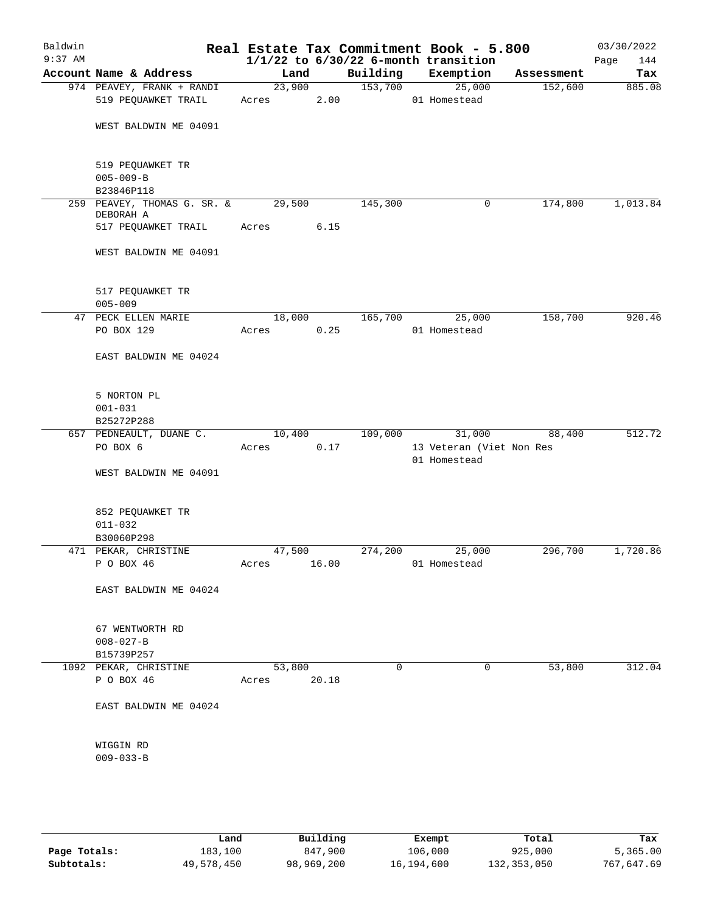Baldwin 9:37 AM

# Real Estate Tax Commitment Book - 5.800

## 1/1/22 to 6/30/22 6-month transition

03/30/2022

| Account Name & Address | Land | Building | Exemption | Assessment | Tax |
|---|---|---|---|---|---|
| 974 PEAVEY, FRANK + RANDI<br>519 PEQUAWKET TRAIL<br><br>WEST BALDWIN ME 04091<br><br>519 PEQUAWKET TR<br>005-009-B<br>B23846P118 | 23,900<br>Acres 2.00 | 153,700 | 25,000<br>01 Homestead | 152,600 | 885.08 |
| 259 PEAVEY, THOMAS G. SR. & DEBORAH A<br>517 PEQUAWKET TRAIL<br><br>WEST BALDWIN ME 04091<br><br>517 PEQUAWKET TR<br>005-009 | 29,500<br>Acres 6.15 | 145,300 | 0 | 174,800 | 1,013.84 |
| 47 PECK ELLEN MARIE<br>PO BOX 129<br><br>EAST BALDWIN ME 04024<br><br>5 NORTON PL<br>001-031<br>B25272P288 | 18,000<br>Acres 0.25 | 165,700 | 25,000<br>01 Homestead | 158,700 | 920.46 |
| 657 PEDNEAULT, DUANE C.<br>PO BOX 6<br><br>WEST BALDWIN ME 04091<br><br>852 PEQUAWKET TR<br>011-032<br>B30060P298 | 10,400<br>Acres 0.17 | 109,000 | 31,000<br>13 Veteran (Viet Non Res<br>01 Homestead | 88,400 | 512.72 |
| 471 PEKAR, CHRISTINE<br>P O BOX 46<br><br>EAST BALDWIN ME 04024<br><br>67 WENTWORTH RD<br>008-027-B<br>B15739P257 | 47,500<br>Acres 16.00 | 274,200 | 25,000<br>01 Homestead | 296,700 | 1,720.86 |
| 1092 PEKAR, CHRISTINE<br>P O BOX 46<br><br>EAST BALDWIN ME 04024<br><br>WIGGIN RD<br>009-033-B | 53,800<br>Acres 20.18 | 0 | 0 | 53,800 | 312.04 |

| | Land | Building | Exempt | Total | Tax |
|---|---|---|---|---|---|
| Page Totals: | 183,100 | 847,900 | 106,000 | 925,000 | 5,365.00 |
| Subtotals: | 49,578,450 | 98,969,200 | 16,194,600 | 132,353,050 | 767,647.69 |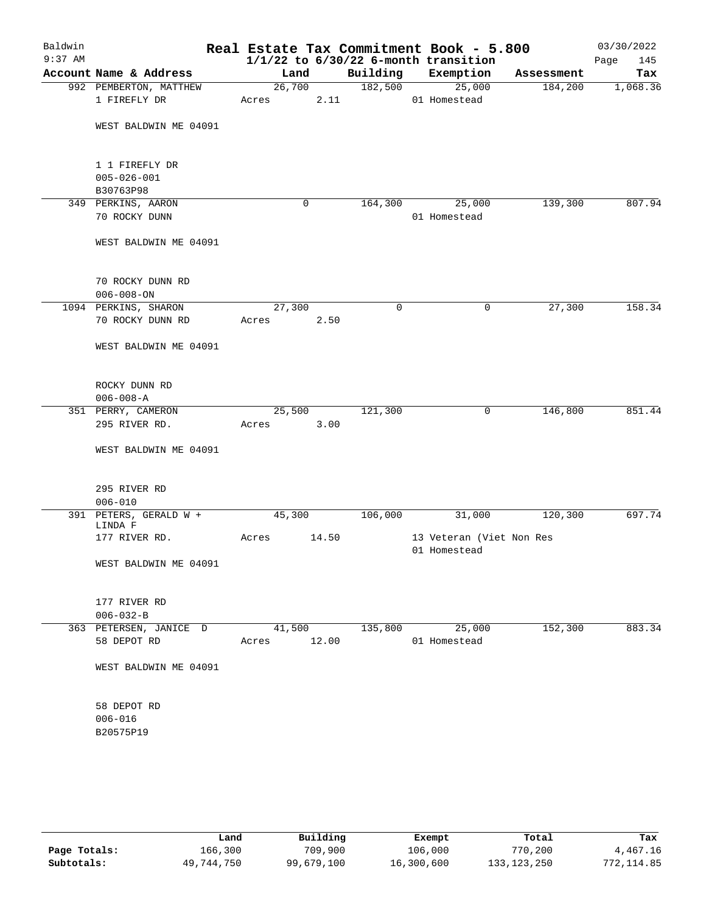# Real Estate Tax Commitment Book - 5.800

Baldwin 9:37 AM — 1/1/22 to 6/30/22 6-month transition — 03/30/2022

| Account Name & Address | Land | Building | Exemption | Assessment | Tax |
|---|---|---|---|---|---|
| 992 PEMBERTON, MATTHEW | 26,700 | 182,500 | 25,000 | 184,200 | 1,068.36 |
| 1 FIREFLY DR | Acres 2.11 | | 01 Homestead | | |
| WEST BALDWIN ME 04091 | | | | | |
| 1 1 FIREFLY DR | | | | | |
| 005-026-001 | | | | | |
| B30763P98 | | | | | |
| 349 PERKINS, AARON | 0 | 164,300 | 25,000 | 139,300 | 807.94 |
| 70 ROCKY DUNN | | | 01 Homestead | | |
| WEST BALDWIN ME 04091 | | | | | |
| 70 ROCKY DUNN RD | | | | | |
| 006-008-ON | | | | | |
| 1094 PERKINS, SHARON | 27,300 | 0 | 0 | 27,300 | 158.34 |
| 70 ROCKY DUNN RD | Acres 2.50 | | | | |
| WEST BALDWIN ME 04091 | | | | | |
| ROCKY DUNN RD | | | | | |
| 006-008-A | | | | | |
| 351 PERRY, CAMERON | 25,500 | 121,300 | 0 | 146,800 | 851.44 |
| 295 RIVER RD. | Acres 3.00 | | | | |
| WEST BALDWIN ME 04091 | | | | | |
| 295 RIVER RD | | | | | |
| 006-010 | | | | | |
| 391 PETERS, GERALD W + LINDA F | 45,300 | 106,000 | 31,000 | 120,300 | 697.74 |
| 177 RIVER RD. | Acres 14.50 | | 13 Veteran (Viet Non Res | | |
| | | | 01 Homestead | | |
| WEST BALDWIN ME 04091 | | | | | |
| 177 RIVER RD | | | | | |
| 006-032-B | | | | | |
| 363 PETERSEN, JANICE D | 41,500 | 135,800 | 25,000 | 152,300 | 883.34 |
| 58 DEPOT RD | Acres 12.00 | | 01 Homestead | | |
| WEST BALDWIN ME 04091 | | | | | |
| 58 DEPOT RD | | | | | |
| 006-016 | | | | | |
| B20575P19 | | | | | |

| | Land | Building | Exempt | Total | Tax |
|---|---|---|---|---|---|
| Page Totals: | 166,300 | 709,900 | 106,000 | 770,200 | 4,467.16 |
| Subtotals: | 49,744,750 | 99,679,100 | 16,300,600 | 133,123,250 | 772,114.85 |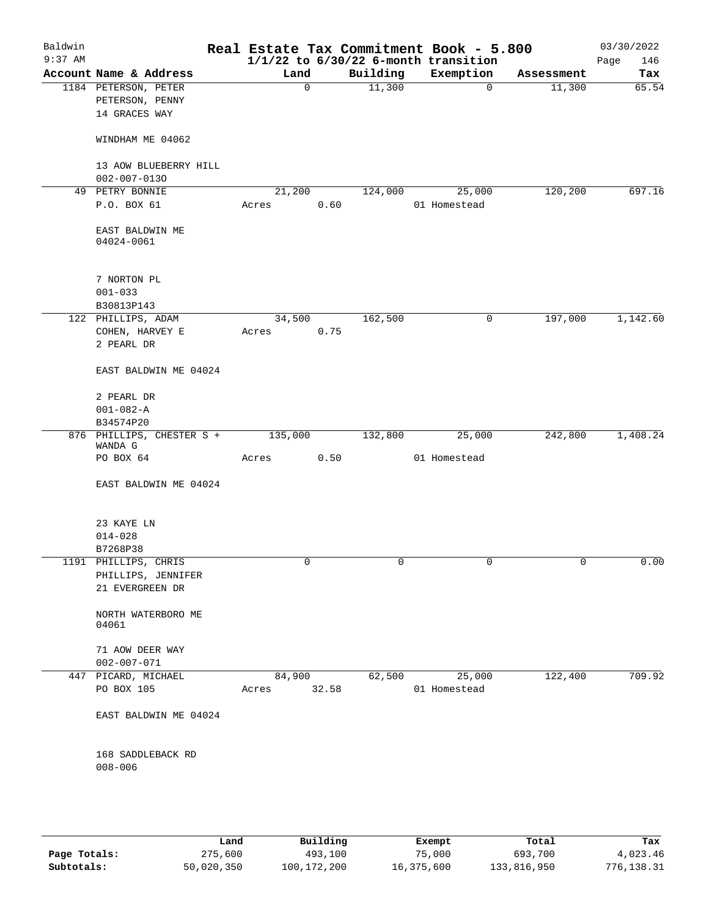# Baldwin Real Estate Tax Commitment Book - 5.800

9:37 AM — 1/1/22 to 6/30/22 6-month transition — 03/30/2022

| Account Name & Address | Land | Building | Exemption | Assessment | Tax |
|---|---|---|---|---|---|
| 1184 PETERSON, PETER<br>PETERSON, PENNY<br>14 GRACES WAY<br><br>WINDHAM ME 04062<br><br>13 AOW BLUEBERRY HILL<br>002-007-013O | 0 | 11,300 | 0 | 11,300 | 65.54 |
| 49 PETRY BONNIE<br>P.O. BOX 61<br><br>EAST BALDWIN ME<br>04024-0061<br><br>7 NORTON PL<br>001-033<br>B30813P143 | 21,200<br>Acres 0.60 | 124,000 | 25,000<br>01 Homestead | 120,200 | 697.16 |
| 122 PHILLIPS, ADAM<br>COHEN, HARVEY E<br>2 PEARL DR<br><br>EAST BALDWIN ME 04024<br><br>2 PEARL DR<br>001-082-A<br>B34574P20 | 34,500<br>Acres 0.75 | 162,500 | 0 | 197,000 | 1,142.60 |
| 876 PHILLIPS, CHESTER S +<br>WANDA G<br>PO BOX 64<br><br>EAST BALDWIN ME 04024<br><br>23 KAYE LN<br>014-028<br>B7268P38 | 135,000<br>Acres 0.50 | 132,800 | 25,000<br>01 Homestead | 242,800 | 1,408.24 |
| 1191 PHILLIPS, CHRIS<br>PHILLIPS, JENNIFER<br>21 EVERGREEN DR<br><br>NORTH WATERBORO ME<br>04061<br><br>71 AOW DEER WAY<br>002-007-071 | 0 | 0 | 0 | 0 | 0.00 |
| 447 PICARD, MICHAEL<br>PO BOX 105<br><br>EAST BALDWIN ME 04024<br><br>168 SADDLEBACK RD<br>008-006 | 84,900<br>Acres 32.58 | 62,500 | 25,000<br>01 Homestead | 122,400 | 709.92 |

| | Land | Building | Exempt | Total | Tax |
|---|---|---|---|---|---|
| Page Totals: | 275,600 | 493,100 | 75,000 | 693,700 | 4,023.46 |
| Subtotals: | 50,020,350 | 100,172,200 | 16,375,600 | 133,816,950 | 776,138.31 |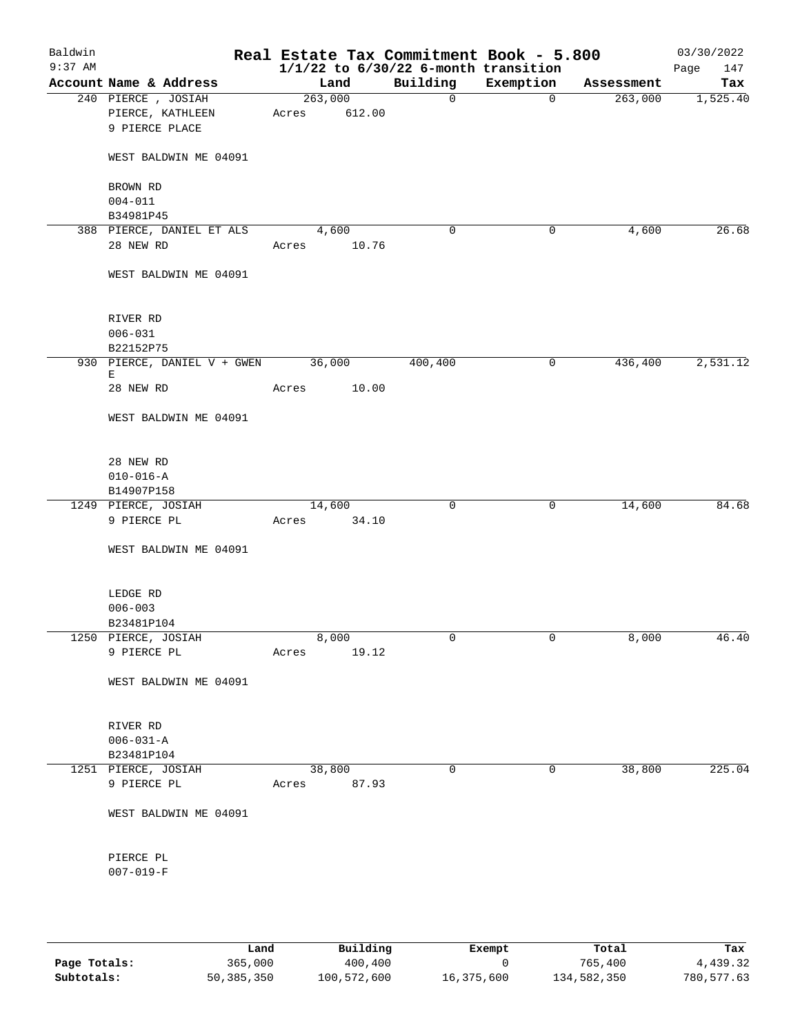# Real Estate Tax Commitment Book - 5.800

Baldwin 9:37 AM — 03/30/2022

1/1/22 to 6/30/22 6-month transition

| Account Name & Address | Land | Building | Exemption | Assessment | Tax |
|---|---|---|---|---|---|
| 240 PIERCE , JOSIAH<br>PIERCE, KATHLEEN<br>9 PIERCE PLACE<br><br>WEST BALDWIN ME 04091<br><br>BROWN RD<br>004-011<br>B34981P45 | 263,000<br>Acres 612.00 | 0 | 0 | 263,000 | 1,525.40 |
| 388 PIERCE, DANIEL ET ALS<br>28 NEW RD<br><br>WEST BALDWIN ME 04091<br><br>RIVER RD<br>006-031<br>B22152P75 | 4,600<br>Acres 10.76 | 0 | 0 | 4,600 | 26.68 |
| 930 PIERCE, DANIEL V + GWEN E<br>28 NEW RD<br><br>WEST BALDWIN ME 04091<br><br>28 NEW RD<br>010-016-A<br>B14907P158 | 36,000<br>Acres 10.00 | 400,400 | 0 | 436,400 | 2,531.12 |
| 1249 PIERCE, JOSIAH<br>9 PIERCE PL<br><br>WEST BALDWIN ME 04091<br><br>LEDGE RD<br>006-003<br>B23481P104 | 14,600<br>Acres 34.10 | 0 | 0 | 14,600 | 84.68 |
| 1250 PIERCE, JOSIAH<br>9 PIERCE PL<br><br>WEST BALDWIN ME 04091<br><br>RIVER RD<br>006-031-A<br>B23481P104 | 8,000<br>Acres 19.12 | 0 | 0 | 8,000 | 46.40 |
| 1251 PIERCE, JOSIAH<br>9 PIERCE PL<br><br>WEST BALDWIN ME 04091<br><br>PIERCE PL<br>007-019-F | 38,800<br>Acres 87.93 | 0 | 0 | 38,800 | 225.04 |

| | Land | Building | Exempt | Total | Tax |
|---|---|---|---|---|---|
| Page Totals: | 365,000 | 400,400 | 0 | 765,400 | 4,439.32 |
| Subtotals: | 50,385,350 | 100,572,600 | 16,375,600 | 134,582,350 | 780,577.63 |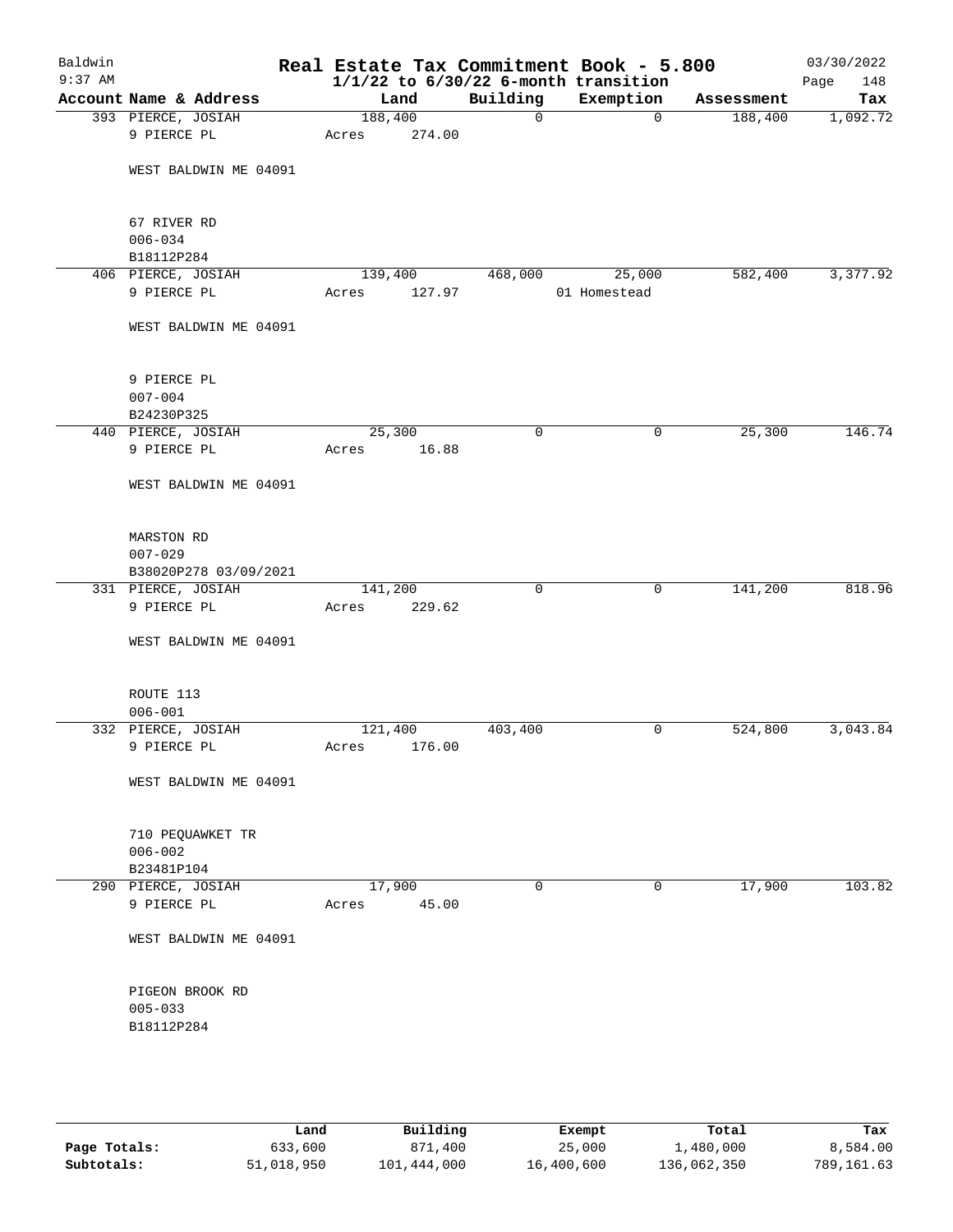# Real Estate Tax Commitment Book - 5.800

Baldwin
9:37 AM

$1/1/22$ to $6/30/22$ 6-month transition

03/30/2022

| Account Name & Address | Land | Building | Exemption | Assessment | Tax |
|---|---|---|---|---|---|
| 393 PIERCE, JOSIAH<br>9 PIERCE PL<br><br>WEST BALDWIN ME 04091<br><br>67 RIVER RD<br>006-034<br>B18112P284 | 188,400<br>Acres 274.00 | 0 | 0 | 188,400 | 1,092.72 |
| 406 PIERCE, JOSIAH<br>9 PIERCE PL<br><br>WEST BALDWIN ME 04091<br><br>9 PIERCE PL<br>007-004<br>B24230P325 | 139,400<br>Acres 127.97 | 468,000 | 25,000<br>01 Homestead | 582,400 | 3,377.92 |
| 440 PIERCE, JOSIAH<br>9 PIERCE PL<br><br>WEST BALDWIN ME 04091<br><br>MARSTON RD<br>007-029<br>B38020P278 03/09/2021 | 25,300<br>Acres 16.88 | 0 | 0 | 25,300 | 146.74 |
| 331 PIERCE, JOSIAH<br>9 PIERCE PL<br><br>WEST BALDWIN ME 04091<br><br>ROUTE 113<br>006-001 | 141,200<br>Acres 229.62 | 0 | 0 | 141,200 | 818.96 |
| 332 PIERCE, JOSIAH<br>9 PIERCE PL<br><br>WEST BALDWIN ME 04091<br><br>710 PEQUAWKET TR<br>006-002<br>B23481P104 | 121,400<br>Acres 176.00 | 403,400 | 0 | 524,800 | 3,043.84 |
| 290 PIERCE, JOSIAH<br>9 PIERCE PL<br><br>WEST BALDWIN ME 04091<br><br>PIGEON BROOK RD<br>005-033<br>B18112P284 | 17,900<br>Acres 45.00 | 0 | 0 | 17,900 | 103.82 |

| | Land | Building | Exempt | Total | Tax |
|---|---|---|---|---|---|
| Page Totals: | 633,600 | 871,400 | 25,000 | 1,480,000 | 8,584.00 |
| Subtotals: | 51,018,950 | 101,444,000 | 16,400,600 | 136,062,350 | 789,161.63 |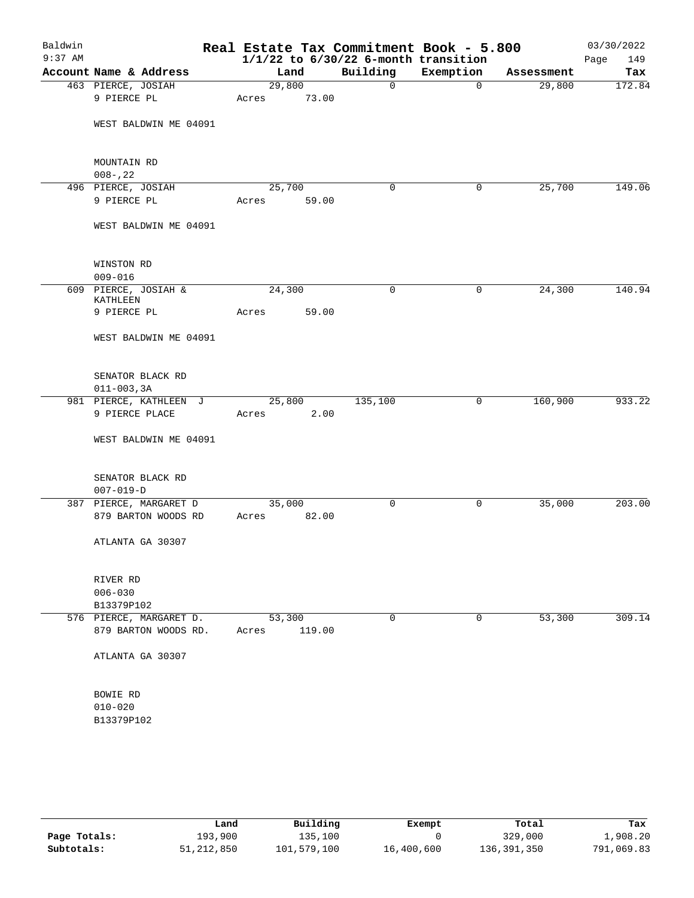# Real Estate Tax Commitment Book - 5.800

Baldwin
9:37 AM

$1/1/22$ to $6/30/22$ 6-month transition

03/30/2022

| Account | Name & Address | Land | Building | Exemption | Assessment | Tax |
|---|---|---|---|---|---|---|
| 463 | PIERCE, JOSIAH<br>9 PIERCE PL<br><br>WEST BALDWIN ME 04091<br><br>MOUNTAIN RD<br>008-,22 | 29,800<br>Acres 73.00 | 0 | 0 | 29,800 | 172.84 |
| 496 | PIERCE, JOSIAH<br>9 PIERCE PL<br><br>WEST BALDWIN ME 04091<br><br>WINSTON RD<br>009-016 | 25,700<br>Acres 59.00 | 0 | 0 | 25,700 | 149.06 |
| 609 | PIERCE, JOSIAH & KATHLEEN<br>9 PIERCE PL<br><br>WEST BALDWIN ME 04091<br><br>SENATOR BLACK RD<br>011-003,3A | 24,300<br>Acres 59.00 | 0 | 0 | 24,300 | 140.94 |
| 981 | PIERCE, KATHLEEN J<br>9 PIERCE PLACE<br><br>WEST BALDWIN ME 04091<br><br>SENATOR BLACK RD<br>007-019-D | 25,800<br>Acres 2.00 | 135,100 | 0 | 160,900 | 933.22 |
| 387 | PIERCE, MARGARET D<br>879 BARTON WOODS RD<br><br>ATLANTA GA 30307<br><br>RIVER RD<br>006-030<br>B13379P102 | 35,000<br>Acres 82.00 | 0 | 0 | 35,000 | 203.00 |
| 576 | PIERCE, MARGARET D.<br>879 BARTON WOODS RD.<br><br>ATLANTA GA 30307<br><br>BOWIE RD<br>010-020<br>B13379P102 | 53,300<br>Acres 119.00 | 0 | 0 | 53,300 | 309.14 |

| | Land | Building | Exempt | Total | Tax |
|---|---|---|---|---|---|
| Page Totals: | 193,900 | 135,100 | 0 | 329,000 | 1,908.20 |
| Subtotals: | 51,212,850 | 101,579,100 | 16,400,600 | 136,391,350 | 791,069.83 |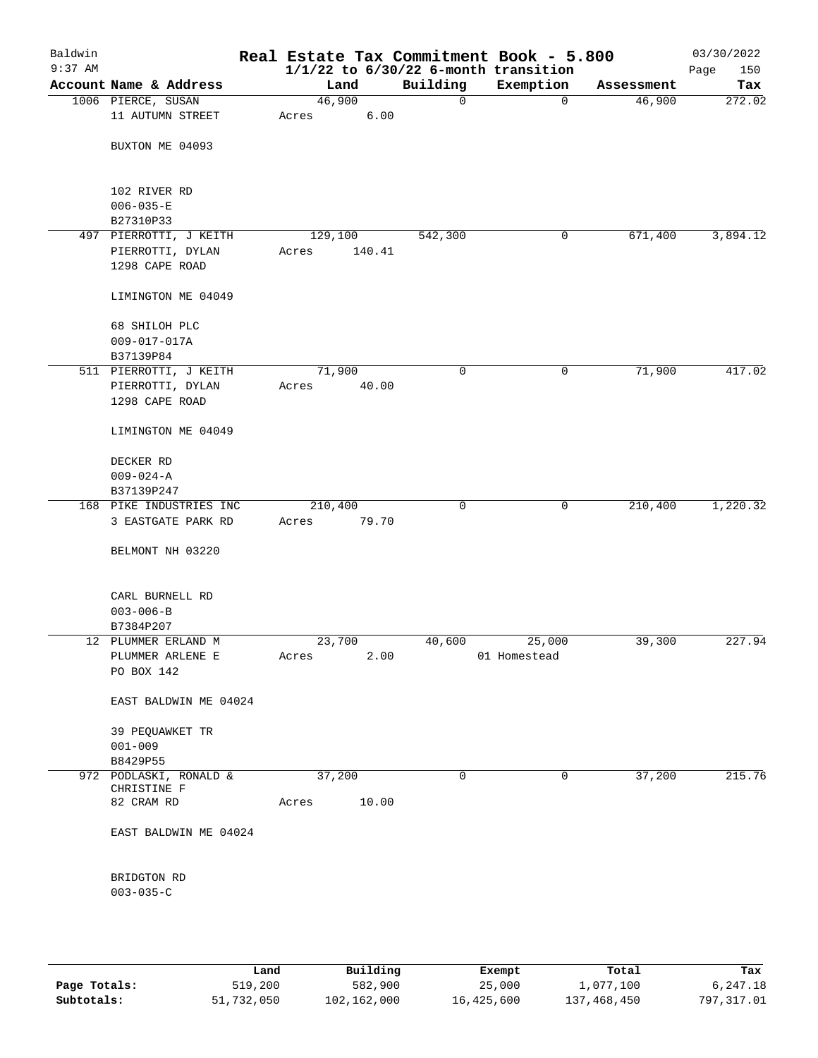# Real Estate Tax Commitment Book - 5.800

Baldwin
9:37 AM

$1/1/22$ to $6/30/22$ 6-month transition

03/30/2022
Page 150

| Account Name & Address | Land | Building | Exemption | Assessment | Tax |
|---|---|---|---|---|---|
| 1006 PIERCE, SUSAN<br>11 AUTUMN STREET<br><br>BUXTON ME 04093<br><br>102 RIVER RD<br>006-035-E<br>B27310P33 | 46,900<br>Acres 6.00 | 0 | 0 | 46,900 | 272.02 |
| 497 PIERROTTI, J KEITH<br>PIERROTTI, DYLAN<br>1298 CAPE ROAD<br><br>LIMINGTON ME 04049<br><br>68 SHILOH PLC<br>009-017-017A<br>B37139P84 | 129,100<br>Acres 140.41 | 542,300 | 0 | 671,400 | 3,894.12 |
| 511 PIERROTTI, J KEITH<br>PIERROTTI, DYLAN<br>1298 CAPE ROAD<br><br>LIMINGTON ME 04049<br><br>DECKER RD<br>009-024-A<br>B37139P247 | 71,900<br>Acres 40.00 | 0 | 0 | 71,900 | 417.02 |
| 168 PIKE INDUSTRIES INC<br>3 EASTGATE PARK RD<br><br>BELMONT NH 03220<br><br>CARL BURNELL RD<br>003-006-B<br>B7384P207 | 210,400<br>Acres 79.70 | 0 | 0 | 210,400 | 1,220.32 |
| 12 PLUMMER ERLAND M<br>PLUMMER ARLENE E<br>PO BOX 142<br><br>EAST BALDWIN ME 04024<br><br>39 PEQUAWKET TR<br>001-009<br>B8429P55 | 23,700<br>Acres 2.00 | 40,600 | 25,000<br>01 Homestead | 39,300 | 227.94 |
| 972 PODLASKI, RONALD &<br>CHRISTINE F<br>82 CRAM RD<br><br>EAST BALDWIN ME 04024<br><br>BRIDGTON RD<br>003-035-C | 37,200<br>Acres 10.00 | 0 | 0 | 37,200 | 215.76 |

| | Land | Building | Exempt | Total | Tax |
|---|---|---|---|---|---|
| Page Totals: | 519,200 | 582,900 | 25,000 | 1,077,100 | 6,247.18 |
| Subtotals: | 51,732,050 | 102,162,000 | 16,425,600 | 137,468,450 | 797,317.01 |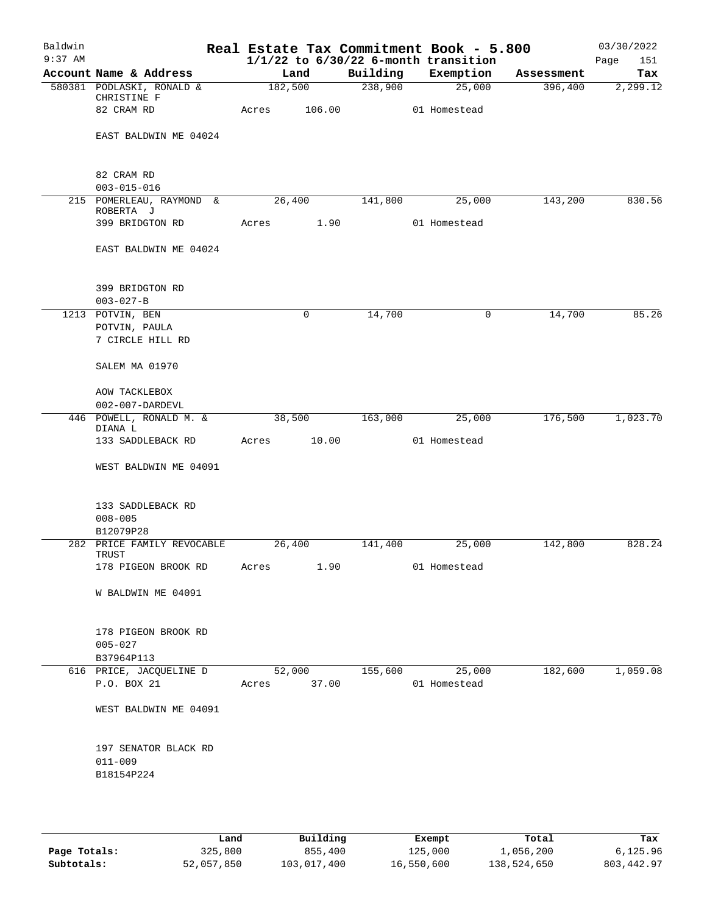# Real Estate Tax Commitment Book - 5.800

Baldwin 9:37 AM — 1/1/22 to 6/30/22 6-month transition — 03/30/2022

| Account | Name & Address | Land | Building | Exemption | Assessment | Tax |
|---|---|---|---|---|---|---|
| 580381 | PODLASKI, RONALD & CHRISTINE F<br>82 CRAM RD<br>EAST BALDWIN ME 04024<br><br>82 CRAM RD<br>003-015-016 | 182,500<br>Acres 106.00 | 238,900 | 25,000<br>01 Homestead | 396,400 | 2,299.12 |
| 215 | POMERLEAU, RAYMOND & ROBERTA J<br>399 BRIDGTON RD<br>EAST BALDWIN ME 04024<br><br>399 BRIDGTON RD<br>003-027-B | 26,400<br>Acres 1.90 | 141,800 | 25,000<br>01 Homestead | 143,200 | 830.56 |
| 1213 | POTVIN, BEN<br>POTVIN, PAULA<br>7 CIRCLE HILL RD<br>SALEM MA 01970<br><br>AOW TACKLEBOX<br>002-007-DARDEVL | 0 | 14,700 | 0 | 14,700 | 85.26 |
| 446 | POWELL, RONALD M. & DIANA L<br>133 SADDLEBACK RD<br>WEST BALDWIN ME 04091<br><br>133 SADDLEBACK RD<br>008-005<br>B12079P28 | 38,500<br>Acres 10.00 | 163,000 | 25,000<br>01 Homestead | 176,500 | 1,023.70 |
| 282 | PRICE FAMILY REVOCABLE TRUST<br>178 PIGEON BROOK RD<br>W BALDWIN ME 04091<br><br>178 PIGEON BROOK RD<br>005-027<br>B37964P113 | 26,400<br>Acres 1.90 | 141,400 | 25,000<br>01 Homestead | 142,800 | 828.24 |
| 616 | PRICE, JACQUELINE D<br>P.O. BOX 21<br>WEST BALDWIN ME 04091<br><br>197 SENATOR BLACK RD<br>011-009<br>B18154P224 | 52,000<br>Acres 37.00 | 155,600 | 25,000<br>01 Homestead | 182,600 | 1,059.08 |

| | Land | Building | Exempt | Total | Tax |
|---|---|---|---|---|---|
| Page Totals: | 325,800 | 855,400 | 125,000 | 1,056,200 | 6,125.96 |
| Subtotals: | 52,057,850 | 103,017,400 | 16,550,600 | 138,524,650 | 803,442.97 |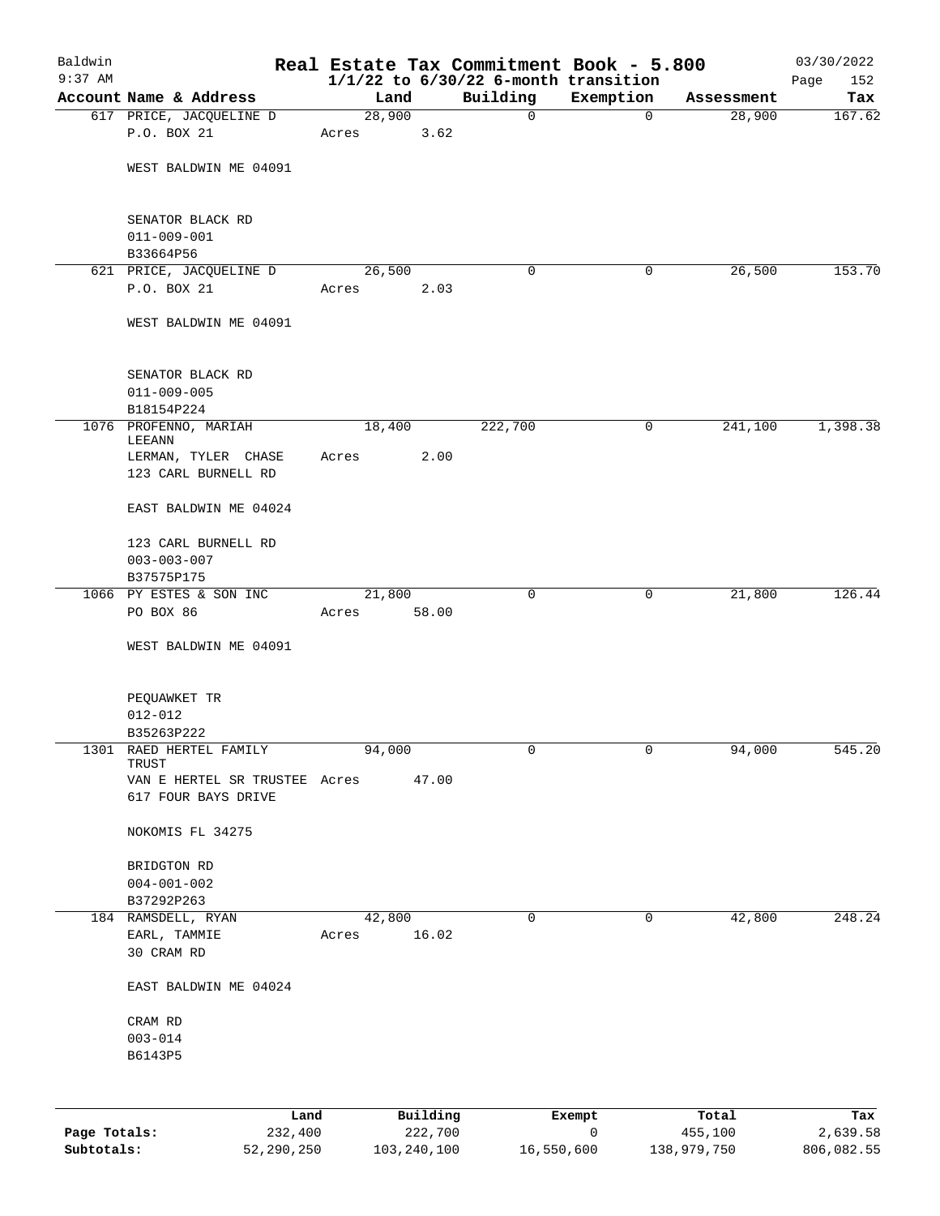# Real Estate Tax Commitment Book - 5.800

Baldwin 9:37 AM — 1/1/22 to 6/30/22 6-month transition — 03/30/2022

| Account | Name & Address | Land | Building | Exemption | Assessment | Tax |
|---|---|---|---|---|---|---|
| 617 | PRICE, JACQUELINE D<br>P.O. BOX 21<br><br>WEST BALDWIN ME 04091<br><br>SENATOR BLACK RD<br>011-009-001<br>B33664P56 | 28,900<br>Acres 3.62 | 0 | 0 | 28,900 | 167.62 |
| 621 | PRICE, JACQUELINE D<br>P.O. BOX 21<br><br>WEST BALDWIN ME 04091<br><br>SENATOR BLACK RD<br>011-009-005<br>B18154P224 | 26,500<br>Acres 2.03 | 0 | 0 | 26,500 | 153.70 |
| 1076 | PROFENNO, MARIAH LEEANN<br>LERMAN, TYLER CHASE<br>123 CARL BURNELL RD<br><br>EAST BALDWIN ME 04024<br><br>123 CARL BURNELL RD<br>003-003-007<br>B37575P175 | 18,400<br>Acres 2.00 | 222,700 | 0 | 241,100 | 1,398.38 |
| 1066 | PY ESTES & SON INC<br>PO BOX 86<br><br>WEST BALDWIN ME 04091<br><br>PEQUAWKET TR<br>012-012<br>B35263P222 | 21,800<br>Acres 58.00 | 0 | 0 | 21,800 | 126.44 |
| 1301 | RAED HERTEL FAMILY TRUST<br>VAN E HERTEL SR TRUSTEE<br>617 FOUR BAYS DRIVE<br><br>NOKOMIS FL 34275<br><br>BRIDGTON RD<br>004-001-002<br>B37292P263 | 94,000<br>Acres 47.00 | 0 | 0 | 94,000 | 545.20 |
| 184 | RAMSDELL, RYAN<br>EARL, TAMMIE<br>30 CRAM RD<br><br>EAST BALDWIN ME 04024<br><br>CRAM RD<br>003-014<br>B6143P5 | 42,800<br>Acres 16.02 | 0 | 0 | 42,800 | 248.24 |

| | Land | Building | Exempt | Total | Tax |
|---|---|---|---|---|---|
| Page Totals: | 232,400 | 222,700 | 0 | 455,100 | 2,639.58 |
| Subtotals: | 52,290,250 | 103,240,100 | 16,550,600 | 138,979,750 | 806,082.55 |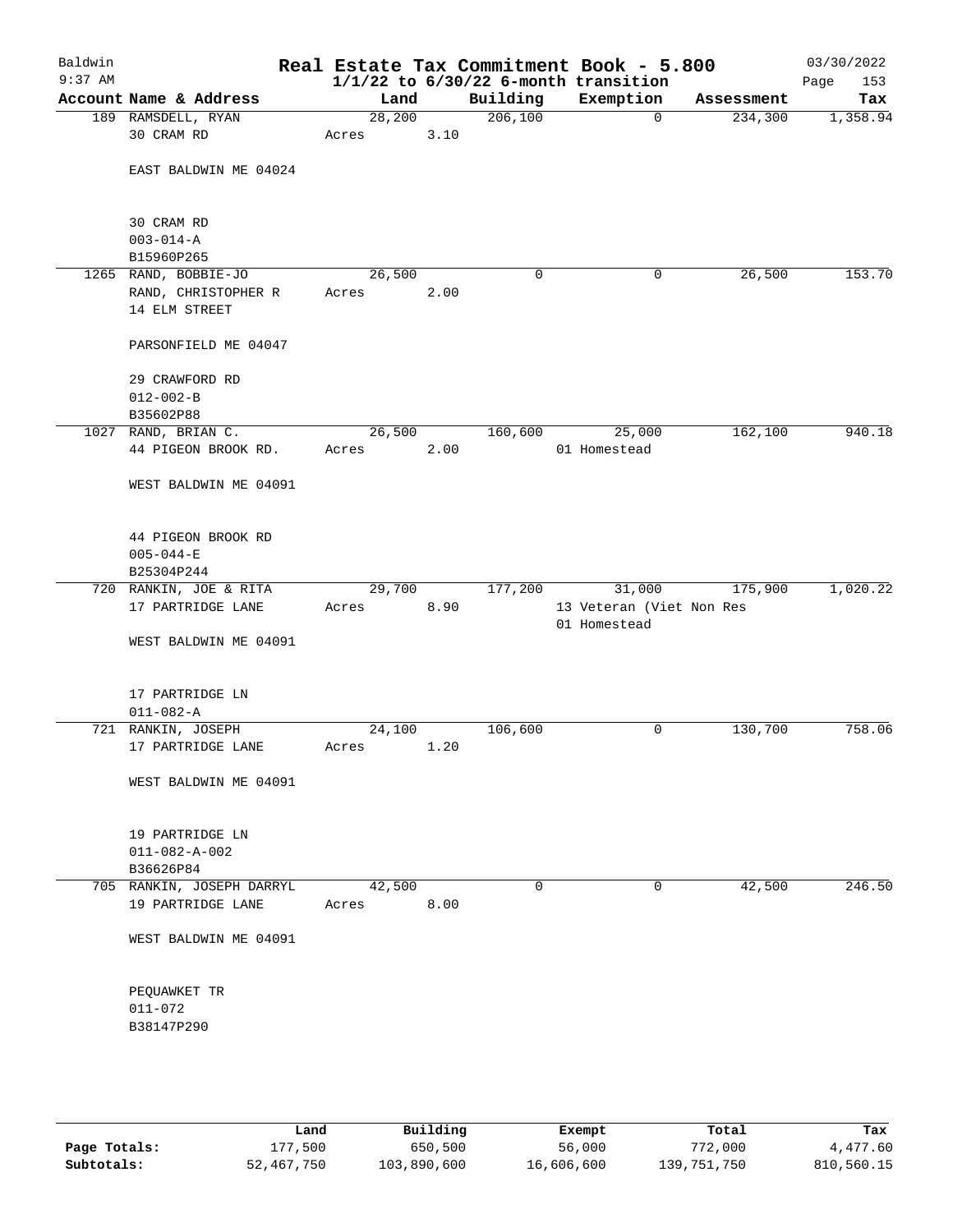# Real Estate Tax Commitment Book - 5.800

Baldwin
9:37 AM

**1/1/22 to 6/30/22 6-month transition**

03/30/2022

| Account Name & Address | Land | Building | Exemption | Assessment | Tax |
|---|---|---|---|---|---|
| 189 RAMSDELL, RYAN<br>30 CRAM RD<br><br>EAST BALDWIN ME 04024<br><br>30 CRAM RD<br>003-014-A<br>B15960P265 | 28,200<br>Acres 3.10 | 206,100 | 0 | 234,300 | 1,358.94 |
| 1265 RAND, BOBBIE-JO<br>RAND, CHRISTOPHER R<br>14 ELM STREET<br><br>PARSONFIELD ME 04047<br><br>29 CRAWFORD RD<br>012-002-B<br>B35602P88 | 26,500<br>Acres 2.00 | 0 | 0 | 26,500 | 153.70 |
| 1027 RAND, BRIAN C.<br>44 PIGEON BROOK RD.<br><br>WEST BALDWIN ME 04091<br><br>44 PIGEON BROOK RD<br>005-044-E<br>B25304P244 | 26,500<br>Acres 2.00 | 160,600 | 25,000<br>01 Homestead | 162,100 | 940.18 |
| 720 RANKIN, JOE & RITA<br>17 PARTRIDGE LANE<br><br>WEST BALDWIN ME 04091<br><br>17 PARTRIDGE LN<br>011-082-A | 29,700<br>Acres 8.90 | 177,200 | 31,000<br>13 Veteran (Viet Non Res<br>01 Homestead | 175,900 | 1,020.22 |
| 721 RANKIN, JOSEPH<br>17 PARTRIDGE LANE<br><br>WEST BALDWIN ME 04091<br><br>19 PARTRIDGE LN<br>011-082-A-002<br>B36626P84 | 24,100<br>Acres 1.20 | 106,600 | 0 | 130,700 | 758.06 |
| 705 RANKIN, JOSEPH DARRYL<br>19 PARTRIDGE LANE<br><br>WEST BALDWIN ME 04091<br><br>PEQUAWKET TR<br>011-072<br>B38147P290 | 42,500<br>Acres 8.00 | 0 | 0 | 42,500 | 246.50 |

| | Land | Building | Exempt | Total | Tax |
|---|---|---|---|---|---|
| **Page Totals:** | 177,500 | 650,500 | 56,000 | 772,000 | 4,477.60 |
| **Subtotals:** | 52,467,750 | 103,890,600 | 16,606,600 | 139,751,750 | 810,560.15 |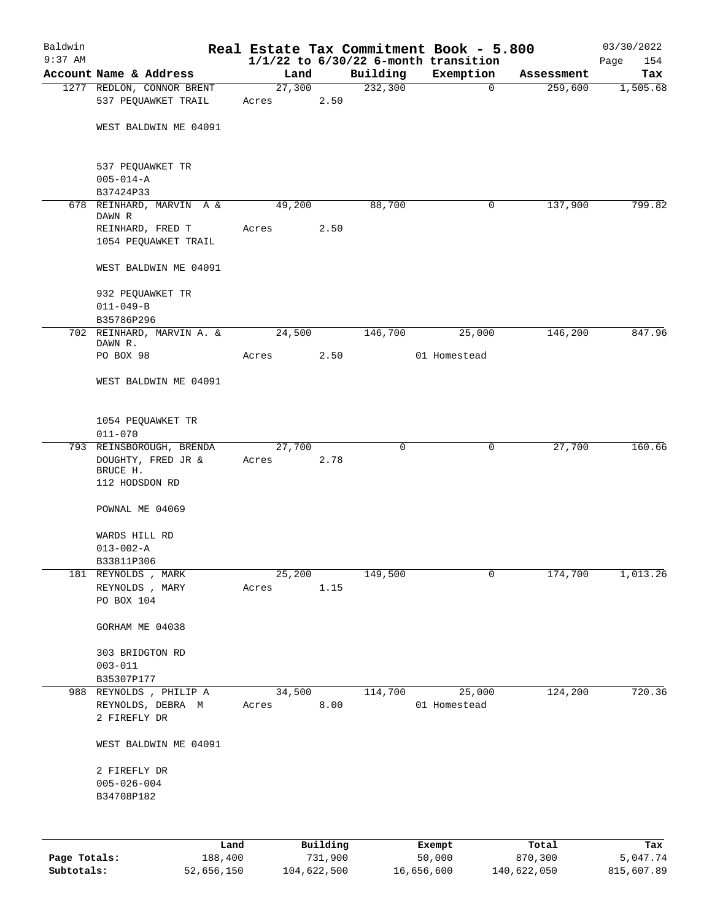# Real Estate Tax Commitment Book - 5.800

Baldwin
9:37 AM

$1/1/22$ to $6/30/22$ 6-month transition

03/30/2022

| Account | Name & Address | Land | Building | Exemption | Assessment | Tax |
|---|---|---|---|---|---|---|
| 1277 | REDLON, CONNOR BRENT<br>537 PEQUAWKET TRAIL<br><br>WEST BALDWIN ME 04091<br><br>537 PEQUAWKET TR<br>005-014-A<br>B37424P33 | 27,300<br>Acres 2.50 | 232,300 | 0 | 259,600 | 1,505.68 |
| 678 | REINHARD, MARVIN A & DAWN R<br>REINHARD, FRED T<br>1054 PEQUAWKET TRAIL<br><br>WEST BALDWIN ME 04091<br><br>932 PEQUAWKET TR<br>011-049-B<br>B35786P296 | 49,200<br>Acres 2.50 | 88,700 | 0 | 137,900 | 799.82 |
| 702 | REINHARD, MARVIN A. & DAWN R.<br>PO BOX 98<br><br>WEST BALDWIN ME 04091<br><br>1054 PEQUAWKET TR<br>011-070 | 24,500<br>Acres 2.50 | 146,700 | 25,000<br>01 Homestead | 146,200 | 847.96 |
| 793 | REINSBOROUGH, BRENDA<br>DOUGHTY, FRED JR & BRUCE H.<br>112 HODSDON RD<br><br>POWNAL ME 04069<br><br>WARDS HILL RD<br>013-002-A<br>B33811P306 | 27,700<br>Acres 2.78 | 0 | 0 | 27,700 | 160.66 |
| 181 | REYNOLDS , MARK<br>REYNOLDS , MARY<br>PO BOX 104<br><br>GORHAM ME 04038<br><br>303 BRIDGTON RD<br>003-011<br>B35307P177 | 25,200<br>Acres 1.15 | 149,500 | 0 | 174,700 | 1,013.26 |
| 988 | REYNOLDS , PHILIP A<br>REYNOLDS, DEBRA M<br>2 FIREFLY DR<br><br>WEST BALDWIN ME 04091<br><br>2 FIREFLY DR<br>005-026-004<br>B34708P182 | 34,500<br>Acres 8.00 | 114,700 | 25,000<br>01 Homestead | 124,200 | 720.36 |

| | Land | Building | Exempt | Total | Tax |
|---|---|---|---|---|---|
| Page Totals: | 188,400 | 731,900 | 50,000 | 870,300 | 5,047.74 |
| Subtotals: | 52,656,150 | 104,622,500 | 16,656,600 | 140,622,050 | 815,607.89 |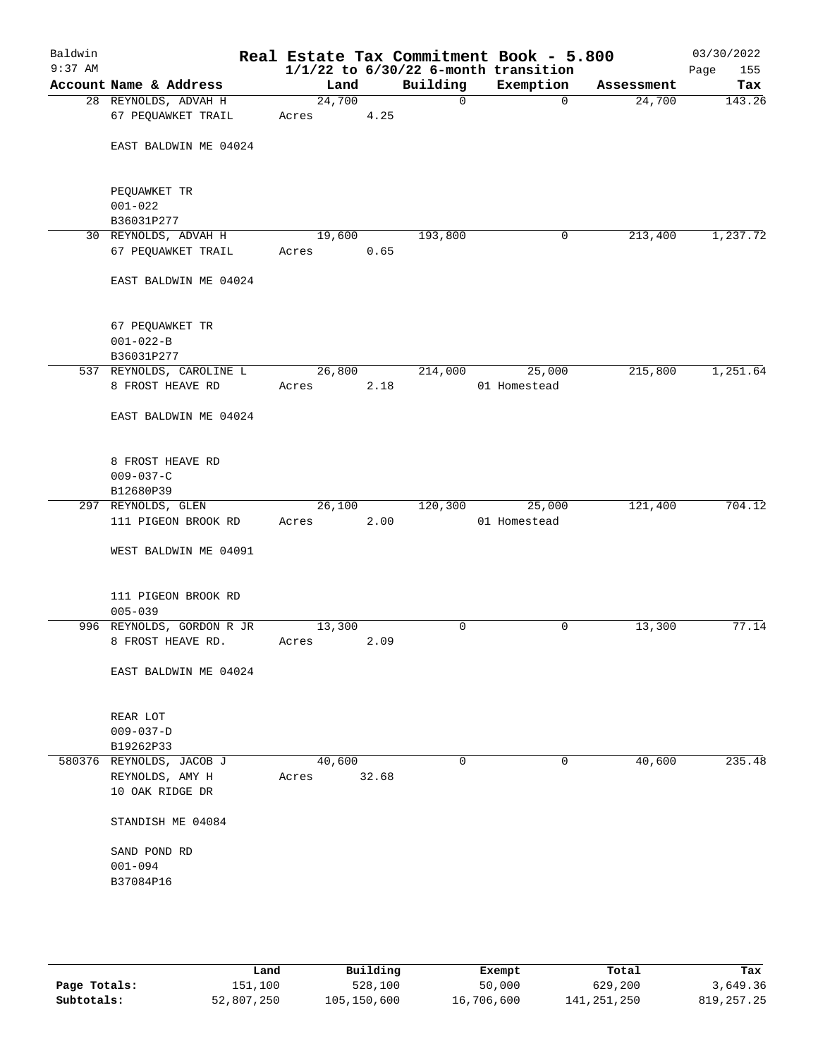# Real Estate Tax Commitment Book - 5.800

Baldwin
9:37 AM

$1/1/22$ to $6/30/22$ 6-month transition

03/30/2022

| Account Name & Address | Land | Building | Exemption | Assessment | Tax |
|---|---|---|---|---|---|
| 28 REYNOLDS, ADVAH H<br>67 PEQUAWKET TRAIL<br><br>EAST BALDWIN ME 04024<br><br>PEQUAWKET TR<br>001-022<br>B36031P277 | 24,700<br>Acres 4.25 | 0 | 0 | 24,700 | 143.26 |
| 30 REYNOLDS, ADVAH H<br>67 PEQUAWKET TRAIL<br><br>EAST BALDWIN ME 04024<br><br>67 PEQUAWKET TR<br>001-022-B<br>B36031P277 | 19,600<br>Acres 0.65 | 193,800 | 0 | 213,400 | 1,237.72 |
| 537 REYNOLDS, CAROLINE L<br>8 FROST HEAVE RD<br><br>EAST BALDWIN ME 04024<br><br>8 FROST HEAVE RD<br>009-037-C<br>B12680P39 | 26,800<br>Acres 2.18 | 214,000 | 25,000<br>01 Homestead | 215,800 | 1,251.64 |
| 297 REYNOLDS, GLEN<br>111 PIGEON BROOK RD<br><br>WEST BALDWIN ME 04091<br><br>111 PIGEON BROOK RD<br>005-039 | 26,100<br>Acres 2.00 | 120,300 | 25,000<br>01 Homestead | 121,400 | 704.12 |
| 996 REYNOLDS, GORDON R JR<br>8 FROST HEAVE RD.<br><br>EAST BALDWIN ME 04024<br><br>REAR LOT<br>009-037-D<br>B19262P33 | 13,300<br>Acres 2.09 | 0 | 0 | 13,300 | 77.14 |
| 580376 REYNOLDS, JACOB J<br>REYNOLDS, AMY H<br>10 OAK RIDGE DR<br><br>STANDISH ME 04084<br><br>SAND POND RD<br>001-094<br>B37084P16 | 40,600<br>Acres 32.68 | 0 | 0 | 40,600 | 235.48 |

| | Land | Building | Exempt | Total | Tax |
|---|---|---|---|---|---|
| **Page Totals:** | 151,100 | 528,100 | 50,000 | 629,200 | 3,649.36 |
| **Subtotals:** | 52,807,250 | 105,150,600 | 16,706,600 | 141,251,250 | 819,257.25 |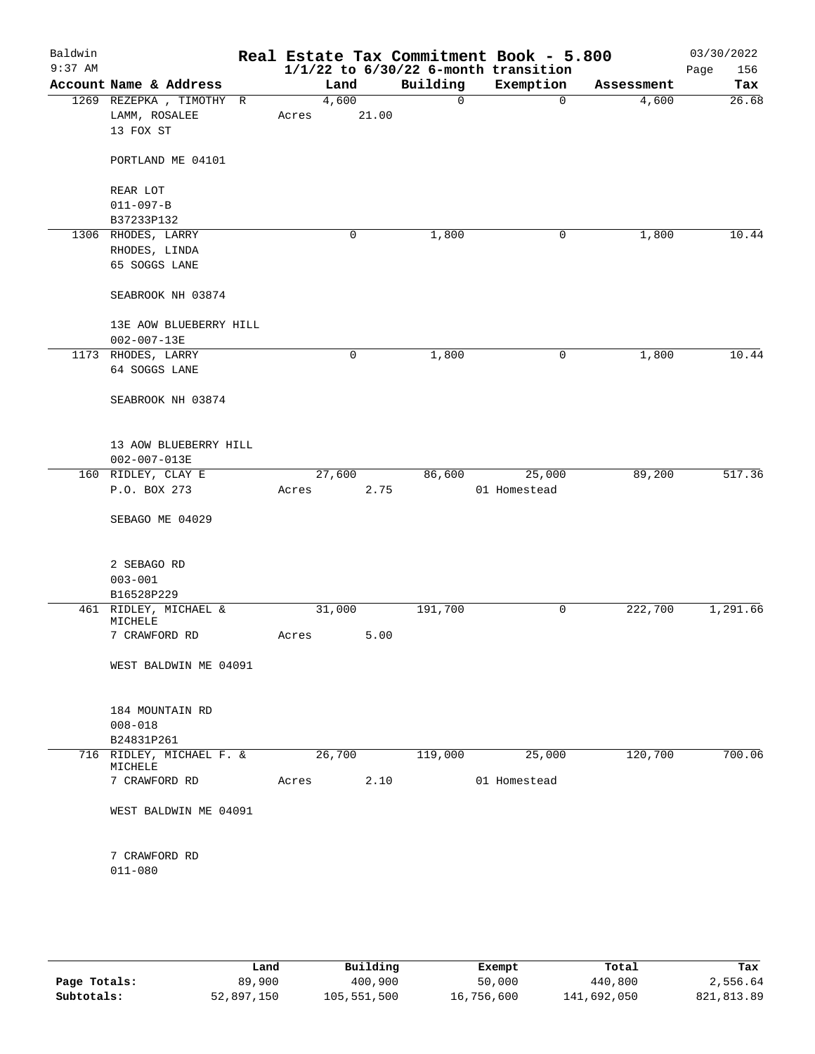# Real Estate Tax Commitment Book - 5.800

Baldwin
9:37 AM

1/1/22 to 6/30/22 6-month transition

03/30/2022

| Account | Name & Address | Land | Building | Exemption | Assessment | Tax |
|---|---|---|---|---|---|---|
| 1269 | REZEPKA , TIMOTHY R<br>LAMM, ROSALEE<br>13 FOX ST<br><br>PORTLAND ME 04101<br><br>REAR LOT<br>011-097-B<br>B37233P132 | 4,600<br>Acres 21.00 | 0 | 0 | 4,600 | 26.68 |
| 1306 | RHODES, LARRY<br>RHODES, LINDA<br>65 SOGGS LANE<br><br>SEABROOK NH 03874<br><br>13E AOW BLUEBERRY HILL<br>002-007-13E | 0 | 1,800 | 0 | 1,800 | 10.44 |
| 1173 | RHODES, LARRY<br>64 SOGGS LANE<br><br>SEABROOK NH 03874<br><br>13 AOW BLUEBERRY HILL<br>002-007-013E | 0 | 1,800 | 0 | 1,800 | 10.44 |
| 160 | RIDLEY, CLAY E<br>P.O. BOX 273<br><br>SEBAGO ME 04029<br><br>2 SEBAGO RD<br>003-001<br>B16528P229 | 27,600<br>Acres 2.75 | 86,600 | 25,000<br>01 Homestead | 89,200 | 517.36 |
| 461 | RIDLEY, MICHAEL & MICHELE<br>7 CRAWFORD RD<br><br>WEST BALDWIN ME 04091<br><br>184 MOUNTAIN RD<br>008-018<br>B24831P261 | 31,000<br>Acres 5.00 | 191,700 | 0 | 222,700 | 1,291.66 |
| 716 | RIDLEY, MICHAEL F. & MICHELE<br>7 CRAWFORD RD<br><br>WEST BALDWIN ME 04091<br><br>7 CRAWFORD RD<br>011-080 | 26,700<br>Acres 2.10 | 119,000 | 25,000<br>01 Homestead | 120,700 | 700.06 |

| | Land | Building | Exempt | Total | Tax |
|---|---|---|---|---|---|
| Page Totals: | 89,900 | 400,900 | 50,000 | 440,800 | 2,556.64 |
| Subtotals: | 52,897,150 | 105,551,500 | 16,756,600 | 141,692,050 | 821,813.89 |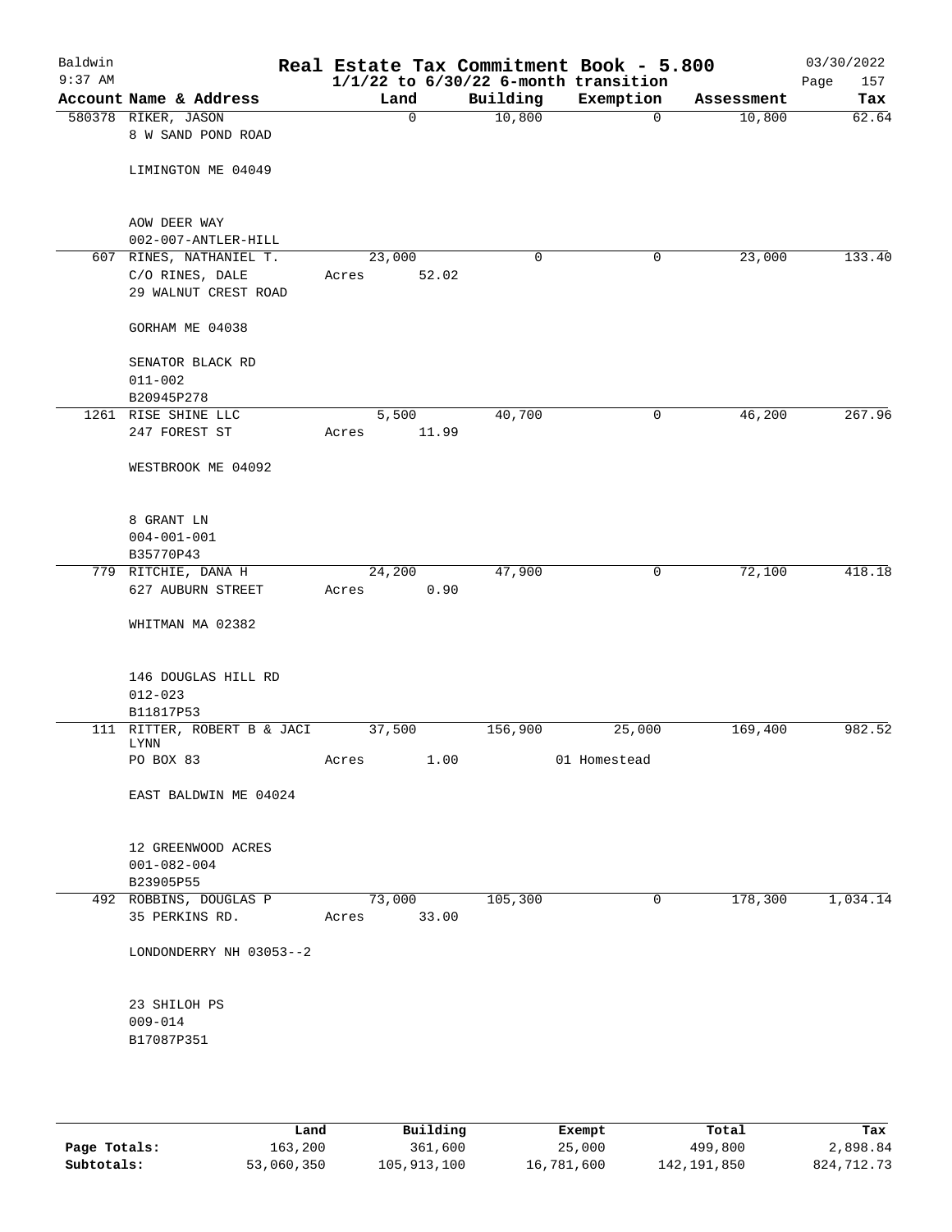Baldwin
9:37 AM

# Real Estate Tax Commitment Book - 5.800
## 1/1/22 to 6/30/22 6-month transition

03/30/2022

| Account Name & Address | Land | Building | Exemption | Assessment | Tax |
|---|---|---|---|---|---|
| 580378 RIKER, JASON<br>8 W SAND POND ROAD<br><br>LIMINGTON ME 04049<br><br>AOW DEER WAY<br>002-007-ANTLER-HILL | 0 | 10,800 | 0 | 10,800 | 62.64 |
| 607 RINES, NATHANIEL T.<br>C/O RINES, DALE<br>29 WALNUT CREST ROAD<br><br>GORHAM ME 04038<br><br>SENATOR BLACK RD<br>011-002<br>B20945P278 | 23,000<br>Acres 52.02 | 0 | 0 | 23,000 | 133.40 |
| 1261 RISE SHINE LLC<br>247 FOREST ST<br><br>WESTBROOK ME 04092<br><br>8 GRANT LN<br>004-001-001<br>B35770P43 | 5,500<br>Acres 11.99 | 40,700 | 0 | 46,200 | 267.96 |
| 779 RITCHIE, DANA H<br>627 AUBURN STREET<br><br>WHITMAN MA 02382<br><br>146 DOUGLAS HILL RD<br>012-023<br>B11817P53 | 24,200<br>Acres 0.90 | 47,900 | 0 | 72,100 | 418.18 |
| 111 RITTER, ROBERT B & JACI LYNN<br>PO BOX 83<br><br>EAST BALDWIN ME 04024<br><br>12 GREENWOOD ACRES<br>001-082-004<br>B23905P55 | 37,500<br>Acres 1.00 | 156,900 | 25,000<br>01 Homestead | 169,400 | 982.52 |
| 492 ROBBINS, DOUGLAS P<br>35 PERKINS RD.<br><br>LONDONDERRY NH 03053--2<br><br>23 SHILOH PS<br>009-014<br>B17087P351 | 73,000<br>Acres 33.00 | 105,300 | 0 | 178,300 | 1,034.14 |

| | Land | Building | Exempt | Total | Tax |
|---|---|---|---|---|---|
| Page Totals: | 163,200 | 361,600 | 25,000 | 499,800 | 2,898.84 |
| Subtotals: | 53,060,350 | 105,913,100 | 16,781,600 | 142,191,850 | 824,712.73 |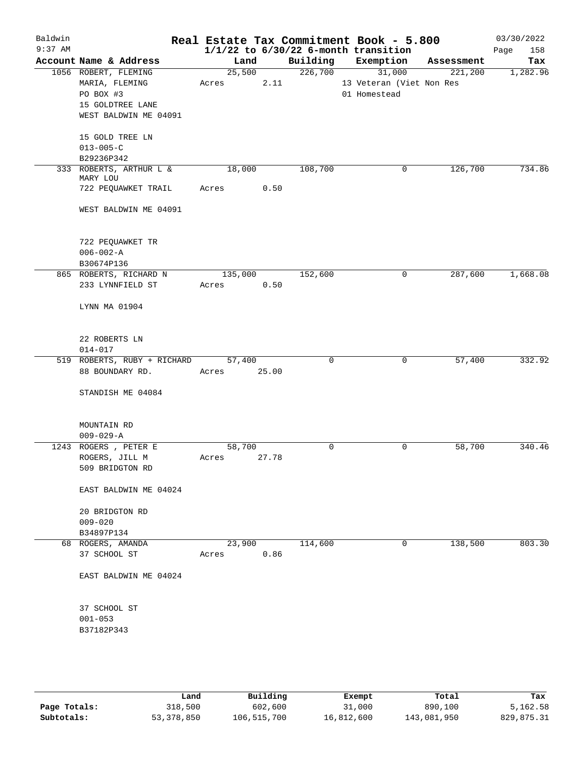Baldwin 9:37 AM

# Real Estate Tax Commitment Book - 5.800

1/1/22 to 6/30/22 6-month transition

03/30/2022

| Account | Name & Address | Land | Building | Exemption | Assessment | Tax |
|---|---|---|---|---|---|---|
| 1056 | ROBERT, FLEMING<br>MARIA, FLEMING<br>PO BOX #3<br>15 GOLDTREE LANE<br>WEST BALDWIN ME 04091<br><br>15 GOLD TREE LN<br>013-005-C<br>B29236P342 | 25,500<br>Acres 2.11 | 226,700 | 31,000<br>13 Veteran (Viet Non Res<br>01 Homestead | 221,200 | 1,282.96 |
| 333 | ROBERTS, ARTHUR L &<br>MARY LOU<br>722 PEQUAWKET TRAIL<br><br>WEST BALDWIN ME 04091<br><br>722 PEQUAWKET TR<br>006-002-A<br>B30674P136 | 18,000<br>Acres 0.50 | 108,700 | 0 | 126,700 | 734.86 |
| 865 | ROBERTS, RICHARD N<br>233 LYNNFIELD ST<br><br>LYNN MA 01904<br><br>22 ROBERTS LN<br>014-017 | 135,000<br>Acres 0.50 | 152,600 | 0 | 287,600 | 1,668.08 |
| 519 | ROBERTS, RUBY + RICHARD<br>88 BOUNDARY RD.<br><br>STANDISH ME 04084<br><br>MOUNTAIN RD<br>009-029-A | 57,400<br>Acres 25.00 | 0 | 0 | 57,400 | 332.92 |
| 1243 | ROGERS , PETER E<br>ROGERS, JILL M<br>509 BRIDGTON RD<br><br>EAST BALDWIN ME 04024<br><br>20 BRIDGTON RD<br>009-020<br>B34897P134 | 58,700<br>Acres 27.78 | 0 | 0 | 58,700 | 340.46 |
| 68 | ROGERS, AMANDA<br>37 SCHOOL ST<br><br>EAST BALDWIN ME 04024<br><br>37 SCHOOL ST<br>001-053<br>B37182P343 | 23,900<br>Acres 0.86 | 114,600 | 0 | 138,500 | 803.30 |

| | Land | Building | Exempt | Total | Tax |
|---|---|---|---|---|---|
| Page Totals: | 318,500 | 602,600 | 31,000 | 890,100 | 5,162.58 |
| Subtotals: | 53,378,850 | 106,515,700 | 16,812,600 | 143,081,950 | 829,875.31 |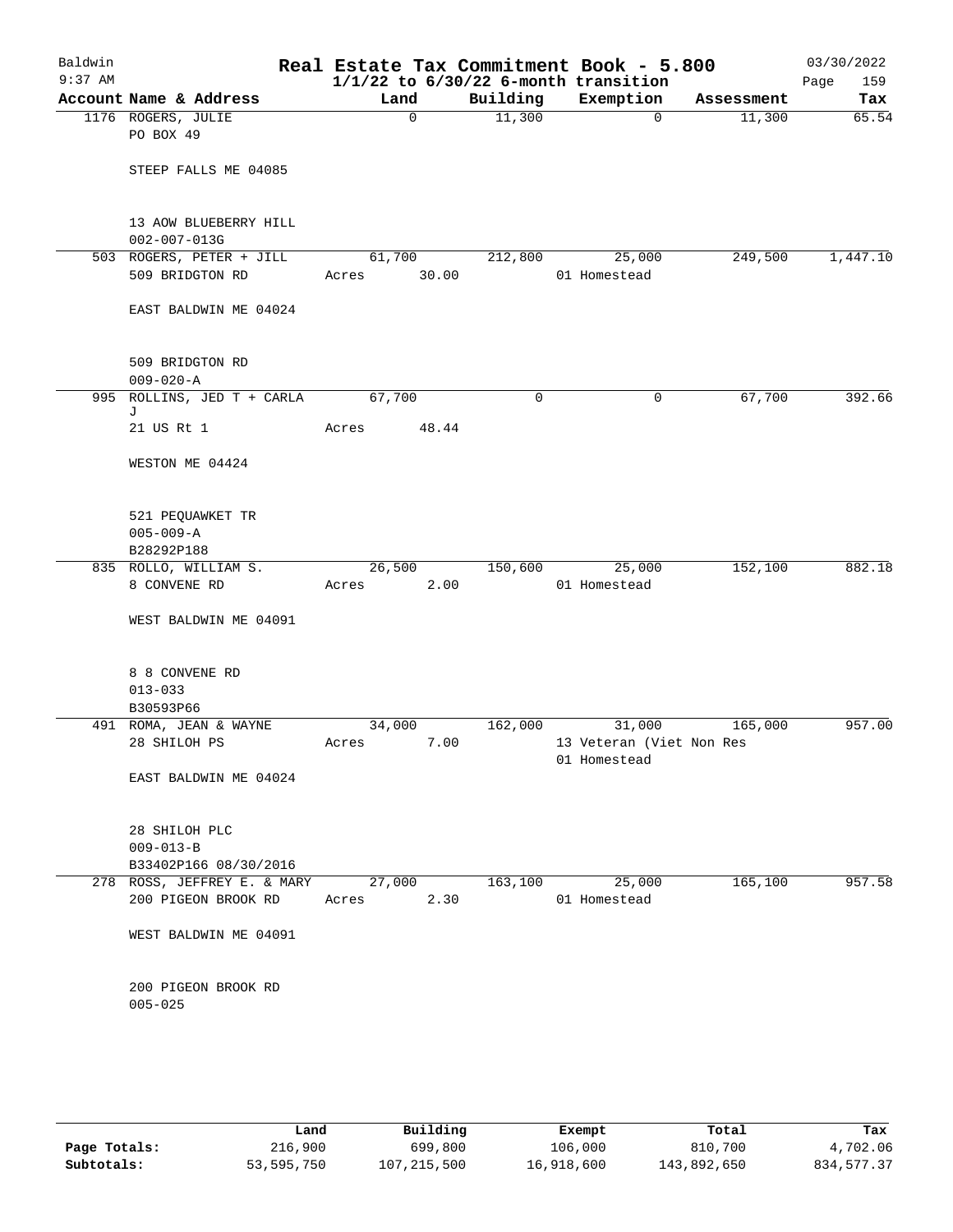Baldwin
9:37 AM

# Real Estate Tax Commitment Book - 5.800

$1/1/22$ to $6/30/22$ 6-month transition

03/30/2022

| Account Name & Address | Land | Building | Exemption | Assessment | Tax |
|---|---|---|---|---|---|
| 1176 ROGERS, JULIE<br>PO BOX 49<br><br>STEEP FALLS ME 04085<br><br>13 AOW BLUEBERRY HILL<br>002-007-013G | 0 | 11,300 | 0 | 11,300 | 65.54 |
| 503 ROGERS, PETER + JILL<br>509 BRIDGTON RD<br><br>EAST BALDWIN ME 04024<br><br>509 BRIDGTON RD<br>009-020-A | 61,700<br>Acres 30.00 | 212,800 | 25,000<br>01 Homestead | 249,500 | 1,447.10 |
| 995 ROLLINS, JED T + CARLA J<br>21 US Rt 1<br><br>WESTON ME 04424<br><br>521 PEQUAWKET TR<br>005-009-A<br>B28292P188 | 67,700<br>Acres 48.44 | 0 | 0 | 67,700 | 392.66 |
| 835 ROLLO, WILLIAM S.<br>8 CONVENE RD<br><br>WEST BALDWIN ME 04091<br><br>8 8 CONVENE RD<br>013-033<br>B30593P66 | 26,500<br>Acres 2.00 | 150,600 | 25,000<br>01 Homestead | 152,100 | 882.18 |
| 491 ROMA, JEAN & WAYNE<br>28 SHILOH PS<br><br>EAST BALDWIN ME 04024<br><br>28 SHILOH PLC<br>009-013-B<br>B33402P166 08/30/2016 | 34,000<br>Acres 7.00 | 162,000 | 31,000<br>13 Veteran (Viet Non Res<br>01 Homestead | 165,000 | 957.00 |
| 278 ROSS, JEFFREY E. & MARY<br>200 PIGEON BROOK RD<br><br>WEST BALDWIN ME 04091<br><br>200 PIGEON BROOK RD<br>005-025 | 27,000<br>Acres 2.30 | 163,100 | 25,000<br>01 Homestead | 165,100 | 957.58 |

| | Land | Building | Exempt | Total | Tax |
|---|---|---|---|---|---|
| **Page Totals:** | 216,900 | 699,800 | 106,000 | 810,700 | 4,702.06 |
| **Subtotals:** | 53,595,750 | 107,215,500 | 16,918,600 | 143,892,650 | 834,577.37 |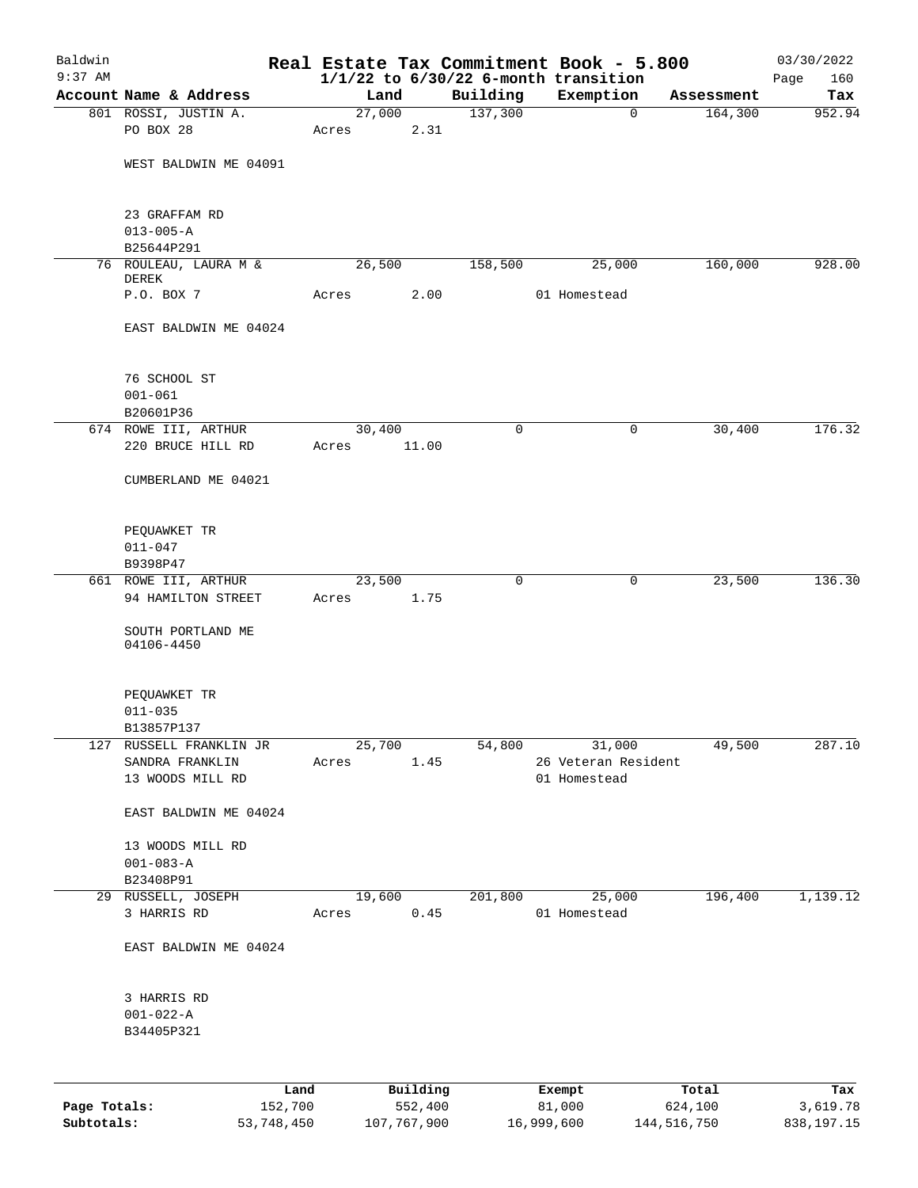# Real Estate Tax Commitment Book - 5.800

Baldwin
9:37 AM

$1/1/22$ to $6/30/22$ 6-month transition

03/30/2022

| Account Name & Address | Land | Building | Exemption | Assessment | Tax |
|---|---|---|---|---|---|
| 801 ROSSI, JUSTIN A.<br>PO BOX 28<br><br>WEST BALDWIN ME 04091<br><br>23 GRAFFAM RD<br>013-005-A<br>B25644P291 | 27,000<br>Acres 2.31 | 137,300 | 0 | 164,300 | 952.94 |
| 76 ROULEAU, LAURA M & DEREK<br>P.O. BOX 7<br><br>EAST BALDWIN ME 04024<br><br>76 SCHOOL ST<br>001-061<br>B20601P36 | 26,500<br>Acres 2.00 | 158,500 | 25,000<br>01 Homestead | 160,000 | 928.00 |
| 674 ROWE III, ARTHUR<br>220 BRUCE HILL RD<br><br>CUMBERLAND ME 04021<br><br>PEQUAWKET TR<br>011-047<br>B9398P47 | 30,400<br>Acres 11.00 | 0 | 0 | 30,400 | 176.32 |
| 661 ROWE III, ARTHUR<br>94 HAMILTON STREET<br><br>SOUTH PORTLAND ME 04106-4450<br><br>PEQUAWKET TR<br>011-035<br>B13857P137 | 23,500<br>Acres 1.75 | 0 | 0 | 23,500 | 136.30 |
| 127 RUSSELL FRANKLIN JR<br>SANDRA FRANKLIN<br>13 WOODS MILL RD<br><br>EAST BALDWIN ME 04024<br><br>13 WOODS MILL RD<br>001-083-A<br>B23408P91 | 25,700<br>Acres 1.45 | 54,800 | 31,000<br>26 Veteran Resident<br>01 Homestead | 49,500 | 287.10 |
| 29 RUSSELL, JOSEPH<br>3 HARRIS RD<br><br>EAST BALDWIN ME 04024<br><br>3 HARRIS RD<br>001-022-A<br>B34405P321 | 19,600<br>Acres 0.45 | 201,800 | 25,000<br>01 Homestead | 196,400 | 1,139.12 |

| | Land | Building | Exempt | Total | Tax |
|---|---|---|---|---|---|
| Page Totals: | 152,700 | 552,400 | 81,000 | 624,100 | 3,619.78 |
| Subtotals: | 53,748,450 | 107,767,900 | 16,999,600 | 144,516,750 | 838,197.15 |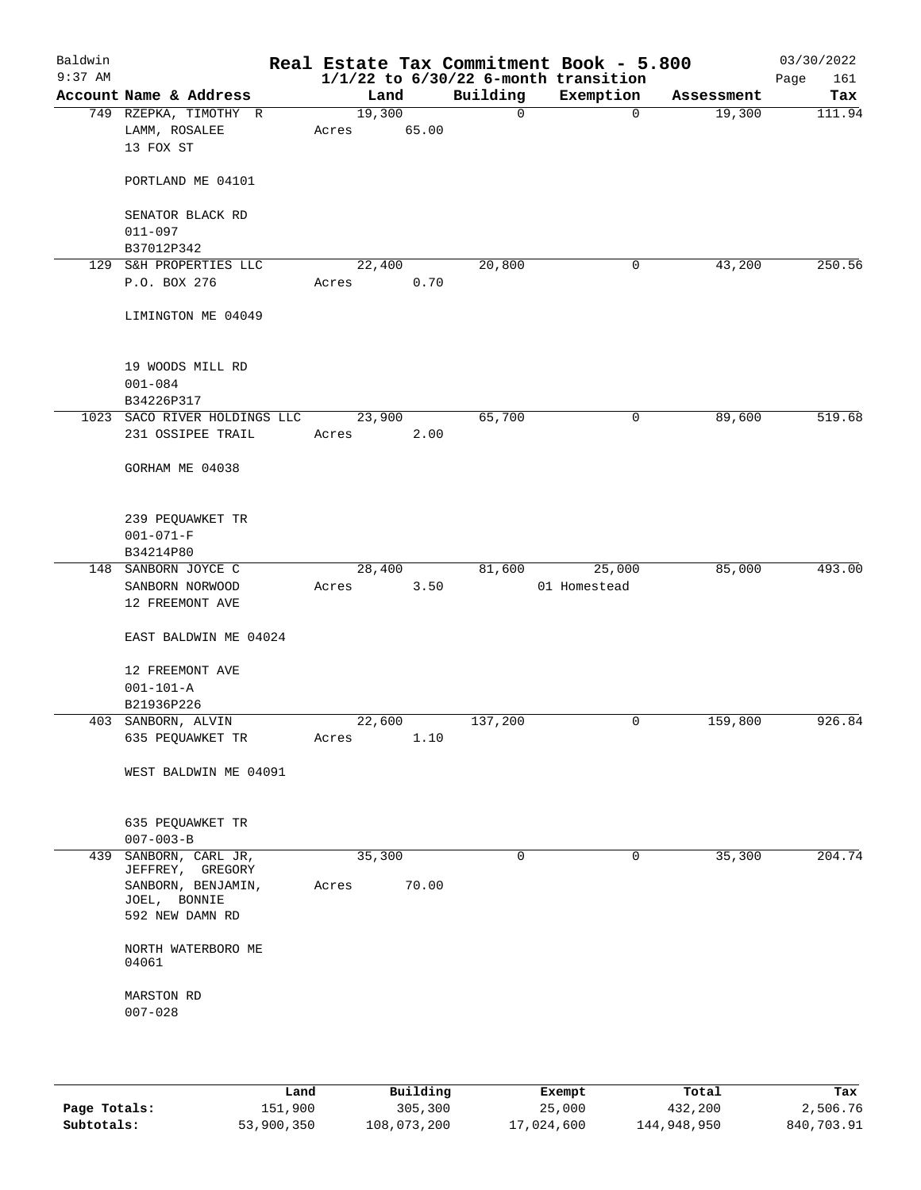# Real Estate Tax Commitment Book - 5.800

Baldwin
9:37 AM

$1/1/22$ to $6/30/22$ 6-month transition

03/30/2022

| Account | Name & Address | Land | Building | Exemption | Assessment | Tax |
|---|---|---|---|---|---|---|
| 749 | RZEPKA, TIMOTHY R<br>LAMM, ROSALEE<br>13 FOX ST<br><br>PORTLAND ME 04101<br><br>SENATOR BLACK RD<br>011-097<br>B37012P342 | 19,300<br>Acres 65.00 | 0 | 0 | 19,300 | 111.94 |
| 129 | S&H PROPERTIES LLC<br>P.O. BOX 276<br><br>LIMINGTON ME 04049<br><br>19 WOODS MILL RD<br>001-084<br>B34226P317 | 22,400<br>Acres 0.70 | 20,800 | 0 | 43,200 | 250.56 |
| 1023 | SACO RIVER HOLDINGS LLC<br>231 OSSIPEE TRAIL<br><br>GORHAM ME 04038<br><br>239 PEQUAWKET TR<br>001-071-F<br>B34214P80 | 23,900<br>Acres 2.00 | 65,700 | 0 | 89,600 | 519.68 |
| 148 | SANBORN JOYCE C<br>SANBORN NORWOOD<br>12 FREEMONT AVE<br><br>EAST BALDWIN ME 04024<br><br>12 FREEMONT AVE<br>001-101-A<br>B21936P226 | 28,400<br>Acres 3.50 | 81,600 | 25,000<br>01 Homestead | 85,000 | 493.00 |
| 403 | SANBORN, ALVIN<br>635 PEQUAWKET TR<br><br>WEST BALDWIN ME 04091<br><br>635 PEQUAWKET TR<br>007-003-B | 22,600<br>Acres 1.10 | 137,200 | 0 | 159,800 | 926.84 |
| 439 | SANBORN, CARL JR,<br>JEFFREY, GREGORY<br>SANBORN, BENJAMIN,<br>JOEL, BONNIE<br>592 NEW DAMN RD<br><br>NORTH WATERBORO ME 04061<br><br>MARSTON RD<br>007-028 | 35,300<br>Acres 70.00 | 0 | 0 | 35,300 | 204.74 |

| | Land | Building | Exempt | Total | Tax |
|---|---|---|---|---|---|
| Page Totals: | 151,900 | 305,300 | 25,000 | 432,200 | 2,506.76 |
| Subtotals: | 53,900,350 | 108,073,200 | 17,024,600 | 144,948,950 | 840,703.91 |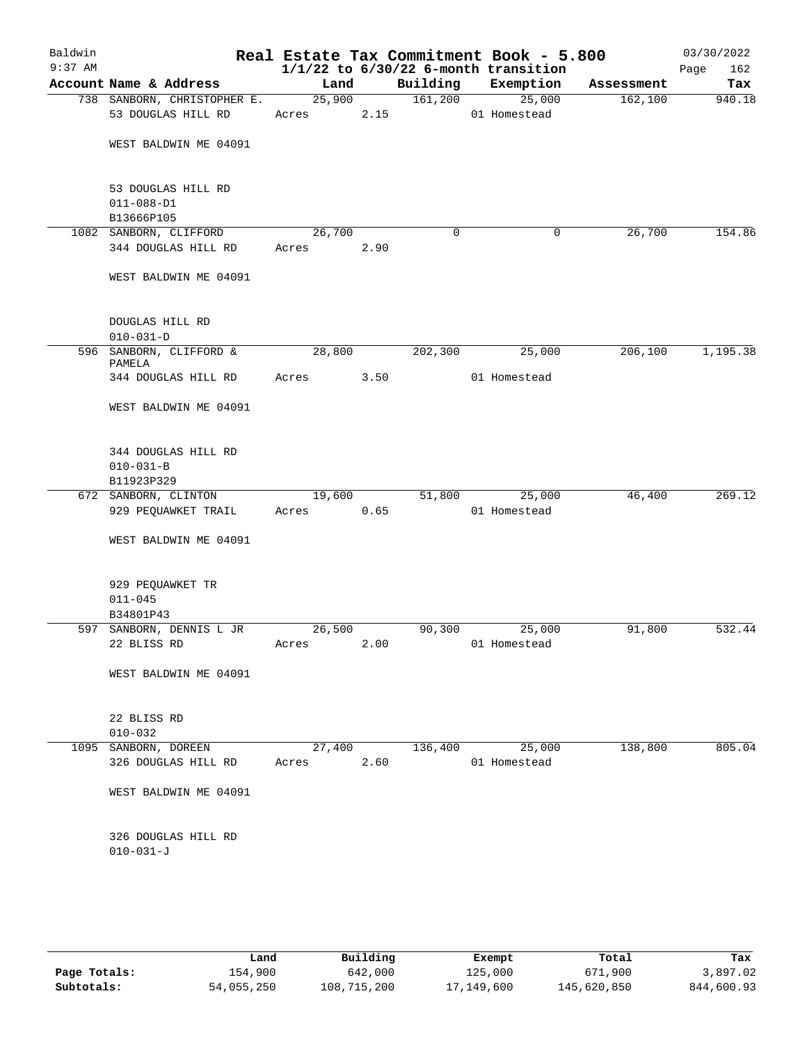Baldwin
9:37 AM

# Real Estate Tax Commitment Book - 5.800

1/1/22 to 6/30/22 6-month transition

03/30/2022

| Account Name & Address | Land | Building | Exemption | Assessment | Tax |
|---|---|---|---|---|---|
| 738 SANBORN, CHRISTOPHER E. | 25,900 | 161,200 | 25,000 | 162,100 | 940.18 |
| 53 DOUGLAS HILL RD | Acres 2.15 | | 01 Homestead | | |
| WEST BALDWIN ME 04091 | | | | | |
| 53 DOUGLAS HILL RD | | | | | |
| 011-088-D1 | | | | | |
| B13666P105 | | | | | |
| 1082 SANBORN, CLIFFORD | 26,700 | 0 | 0 | 26,700 | 154.86 |
| 344 DOUGLAS HILL RD | Acres 2.90 | | | | |
| WEST BALDWIN ME 04091 | | | | | |
| DOUGLAS HILL RD | | | | | |
| 010-031-D | | | | | |
| 596 SANBORN, CLIFFORD & PAMELA | 28,800 | 202,300 | 25,000 | 206,100 | 1,195.38 |
| 344 DOUGLAS HILL RD | Acres 3.50 | | 01 Homestead | | |
| WEST BALDWIN ME 04091 | | | | | |
| 344 DOUGLAS HILL RD | | | | | |
| 010-031-B | | | | | |
| B11923P329 | | | | | |
| 672 SANBORN, CLINTON | 19,600 | 51,800 | 25,000 | 46,400 | 269.12 |
| 929 PEQUAWKET TRAIL | Acres 0.65 | | 01 Homestead | | |
| WEST BALDWIN ME 04091 | | | | | |
| 929 PEQUAWKET TR | | | | | |
| 011-045 | | | | | |
| B34801P43 | | | | | |
| 597 SANBORN, DENNIS L JR | 26,500 | 90,300 | 25,000 | 91,800 | 532.44 |
| 22 BLISS RD | Acres 2.00 | | 01 Homestead | | |
| WEST BALDWIN ME 04091 | | | | | |
| 22 BLISS RD | | | | | |
| 010-032 | | | | | |
| 1095 SANBORN, DOREEN | 27,400 | 136,400 | 25,000 | 138,800 | 805.04 |
| 326 DOUGLAS HILL RD | Acres 2.60 | | 01 Homestead | | |
| WEST BALDWIN ME 04091 | | | | | |
| 326 DOUGLAS HILL RD | | | | | |
| 010-031-J | | | | | |

| | Land | Building | Exempt | Total | Tax |
|---|---|---|---|---|---|
| Page Totals: | 154,900 | 642,000 | 125,000 | 671,900 | 3,897.02 |
| Subtotals: | 54,055,250 | 108,715,200 | 17,149,600 | 145,620,850 | 844,600.93 |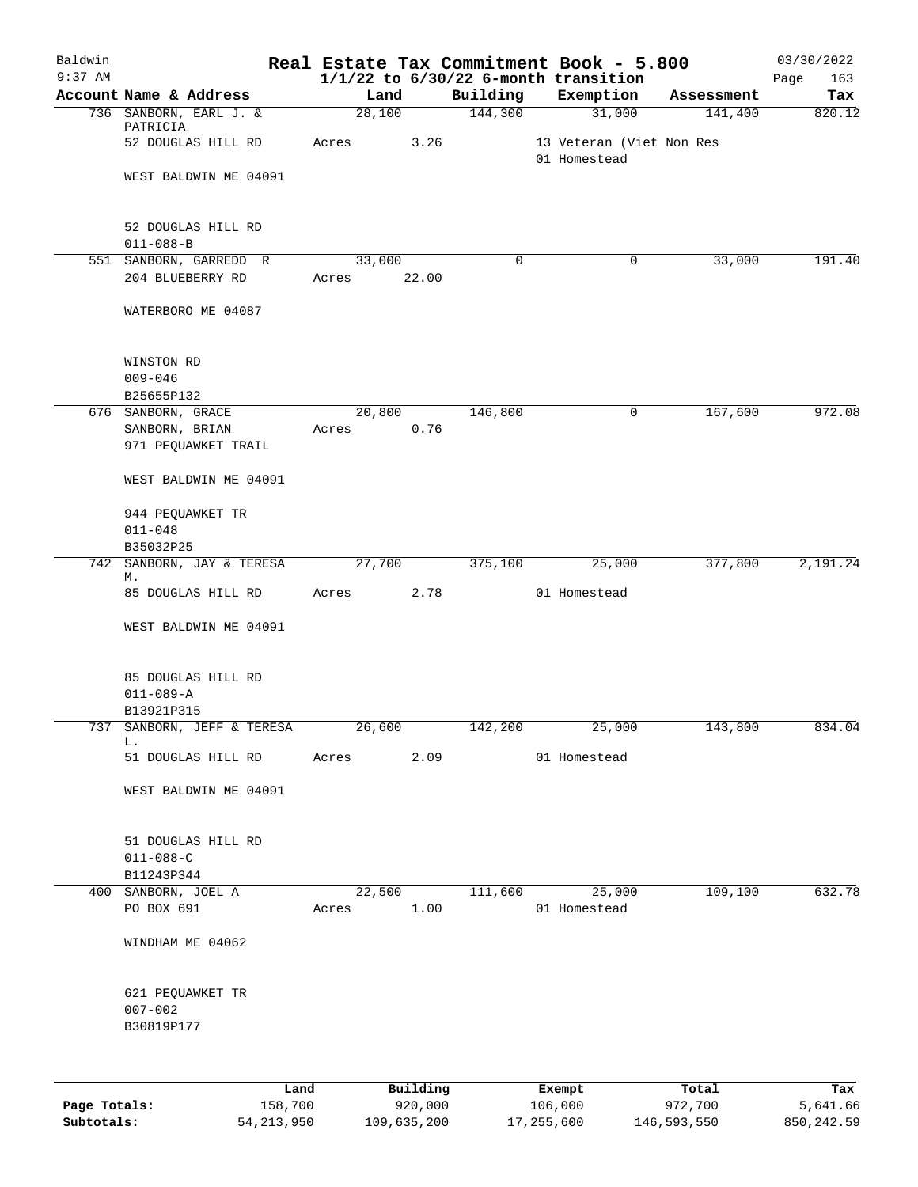# Real Estate Tax Commitment Book - 5.800

Baldwin
9:37 AM

**1/1/22 to 6/30/22 6-month transition**

03/30/2022
Page 163

| Account Name & Address | Land | Building | Exemption | Assessment | Tax |
|---|---|---|---|---|---|
| 736 SANBORN, EARL J. & PATRICIA | 28,100 | 144,300 | 31,000 | 141,400 | 820.12 |
| 52 DOUGLAS HILL RD | Acres 3.26 | | 13 Veteran (Viet Non Res | | |
| | | | 01 Homestead | | |
| WEST BALDWIN ME 04091 | | | | | |
| 52 DOUGLAS HILL RD | | | | | |
| 011-088-B | | | | | |
| 551 SANBORN, GARREDD R | 33,000 | 0 | 0 | 33,000 | 191.40 |
| 204 BLUEBERRY RD | Acres 22.00 | | | | |
| WATERBORO ME 04087 | | | | | |
| WINSTON RD | | | | | |
| 009-046 | | | | | |
| B25655P132 | | | | | |
| 676 SANBORN, GRACE | 20,800 | 146,800 | 0 | 167,600 | 972.08 |
| SANBORN, BRIAN | Acres 0.76 | | | | |
| 971 PEQUAWKET TRAIL | | | | | |
| WEST BALDWIN ME 04091 | | | | | |
| 944 PEQUAWKET TR | | | | | |
| 011-048 | | | | | |
| B35032P25 | | | | | |
| 742 SANBORN, JAY & TERESA M. | 27,700 | 375,100 | 25,000 | 377,800 | 2,191.24 |
| 85 DOUGLAS HILL RD | Acres 2.78 | | 01 Homestead | | |
| WEST BALDWIN ME 04091 | | | | | |
| 85 DOUGLAS HILL RD | | | | | |
| 011-089-A | | | | | |
| B13921P315 | | | | | |
| 737 SANBORN, JEFF & TERESA L. | 26,600 | 142,200 | 25,000 | 143,800 | 834.04 |
| 51 DOUGLAS HILL RD | Acres 2.09 | | 01 Homestead | | |
| WEST BALDWIN ME 04091 | | | | | |
| 51 DOUGLAS HILL RD | | | | | |
| 011-088-C | | | | | |
| B11243P344 | | | | | |
| 400 SANBORN, JOEL A | 22,500 | 111,600 | 25,000 | 109,100 | 632.78 |
| PO BOX 691 | Acres 1.00 | | 01 Homestead | | |
| WINDHAM ME 04062 | | | | | |
| 621 PEQUAWKET TR | | | | | |
| 007-002 | | | | | |
| B30819P177 | | | | | |

| | Land | Building | Exempt | Total | Tax |
|---|---|---|---|---|---|
| **Page Totals:** | 158,700 | 920,000 | 106,000 | 972,700 | 5,641.66 |
| **Subtotals:** | 54,213,950 | 109,635,200 | 17,255,600 | 146,593,550 | 850,242.59 |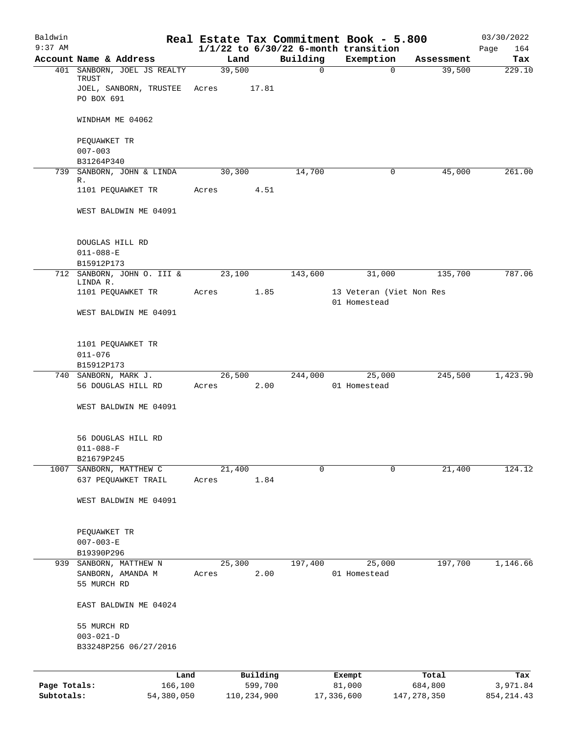Baldwin 9:37 AM

# Real Estate Tax Commitment Book - 5.800

1/1/22 to 6/30/22 6-month transition

03/30/2022 Page 164

| Account | Name & Address | Land | Building | Exemption | Assessment | Tax |
|---|---|---|---|---|---|---|
| 401 | SANBORN, JOEL JS REALTY TRUST<br>JOEL, SANBORN, TRUSTEE<br>PO BOX 691<br><br>WINDHAM ME 04062<br><br>PEQUAWKET TR<br>007-003<br>B31264P340 | 39,500<br>Acres 17.81 | 0 | 0 | 39,500 | 229.10 |
| 739 | SANBORN, JOHN & LINDA R.<br>1101 PEQUAWKET TR<br><br>WEST BALDWIN ME 04091<br><br>DOUGLAS HILL RD<br>011-088-E<br>B15912P173 | 30,300<br>Acres 4.51 | 14,700 | 0 | 45,000 | 261.00 |
| 712 | SANBORN, JOHN O. III & LINDA R.<br>1101 PEQUAWKET TR<br><br>WEST BALDWIN ME 04091<br><br>1101 PEQUAWKET TR<br>011-076<br>B15912P173 | 23,100<br>Acres 1.85 | 143,600 | 31,000<br>13 Veteran (Viet Non Res<br>01 Homestead | 135,700 | 787.06 |
| 740 | SANBORN, MARK J.<br>56 DOUGLAS HILL RD<br><br>WEST BALDWIN ME 04091<br><br>56 DOUGLAS HILL RD<br>011-088-F<br>B21679P245 | 26,500<br>Acres 2.00 | 244,000 | 25,000<br>01 Homestead | 245,500 | 1,423.90 |
| 1007 | SANBORN, MATTHEW C<br>637 PEQUAWKET TRAIL<br><br>WEST BALDWIN ME 04091<br><br>PEQUAWKET TR<br>007-003-E<br>B19390P296 | 21,400<br>Acres 1.84 | 0 | 0 | 21,400 | 124.12 |
| 939 | SANBORN, MATTHEW N<br>SANBORN, AMANDA M<br>55 MURCH RD<br><br>EAST BALDWIN ME 04024<br><br>55 MURCH RD<br>003-021-D<br>B33248P256 06/27/2016 | 25,300<br>Acres 2.00 | 197,400 | 25,000<br>01 Homestead | 197,700 | 1,146.66 |

| | Land | Building | Exempt | Total | Tax |
|---|---|---|---|---|---|
| Page Totals: | 166,100 | 599,700 | 81,000 | 684,800 | 3,971.84 |
| Subtotals: | 54,380,050 | 110,234,900 | 17,336,600 | 147,278,350 | 854,214.43 |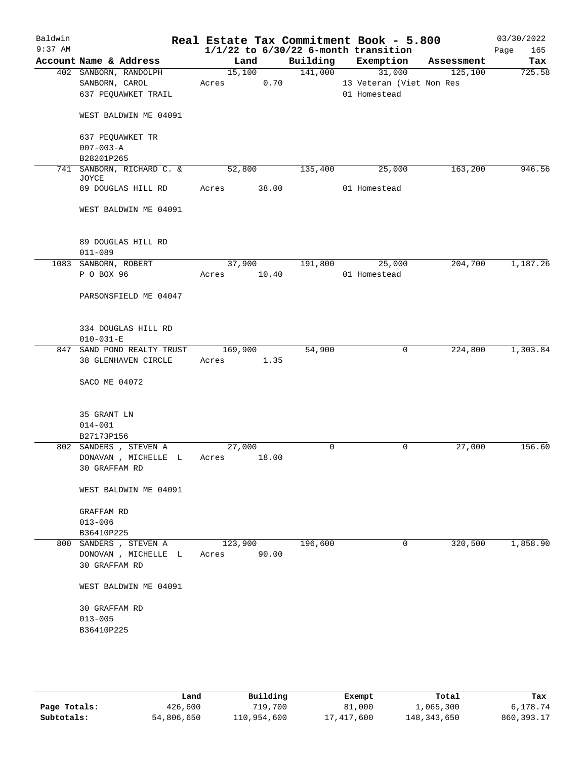Baldwin 9:37 AM

# Real Estate Tax Commitment Book - 5.800

$1/1/22$ to $6/30/22$ 6-month transition

03/30/2022 Page 165

| Account Name & Address | Land | Building | Exemption | Assessment | Tax |
|---|---|---|---|---|---|
| 402 SANBORN, RANDOLPH<br>SANBORN, CAROL<br>637 PEQUAWKET TRAIL<br><br>WEST BALDWIN ME 04091<br><br>637 PEQUAWKET TR<br>007-003-A<br>B28201P265 | 15,100<br>Acres 0.70 | 141,000 | 31,000<br>13 Veteran (Viet Non Res<br>01 Homestead | 125,100 | 725.58 |
| 741 SANBORN, RICHARD C. & JOYCE<br>89 DOUGLAS HILL RD<br><br>WEST BALDWIN ME 04091<br><br>89 DOUGLAS HILL RD<br>011-089 | 52,800<br>Acres 38.00 | 135,400 | 25,000<br>01 Homestead | 163,200 | 946.56 |
| 1083 SANBORN, ROBERT<br>P O BOX 96<br><br>PARSONSFIELD ME 04047<br><br>334 DOUGLAS HILL RD<br>010-031-E | 37,900<br>Acres 10.40 | 191,800 | 25,000<br>01 Homestead | 204,700 | 1,187.26 |
| 847 SAND POND REALTY TRUST<br>38 GLENHAVEN CIRCLE<br><br>SACO ME 04072<br><br>35 GRANT LN<br>014-001<br>B27173P156 | 169,900<br>Acres 1.35 | 54,900 | 0 | 224,800 | 1,303.84 |
| 802 SANDERS , STEVEN A<br>DONAVAN , MICHELLE L<br>30 GRAFFAM RD<br><br>WEST BALDWIN ME 04091<br><br>GRAFFAM RD<br>013-006<br>B36410P225 | 27,000<br>Acres 18.00 | 0 | 0 | 27,000 | 156.60 |
| 800 SANDERS , STEVEN A<br>DONOVAN , MICHELLE L<br>30 GRAFFAM RD<br><br>WEST BALDWIN ME 04091<br><br>30 GRAFFAM RD<br>013-005<br>B36410P225 | 123,900<br>Acres 90.00 | 196,600 | 0 | 320,500 | 1,858.90 |

| | Land | Building | Exempt | Total | Tax |
|---|---|---|---|---|---|
| Page Totals: | 426,600 | 719,700 | 81,000 | 1,065,300 | 6,178.74 |
| Subtotals: | 54,806,650 | 110,954,600 | 17,417,600 | 148,343,650 | 860,393.17 |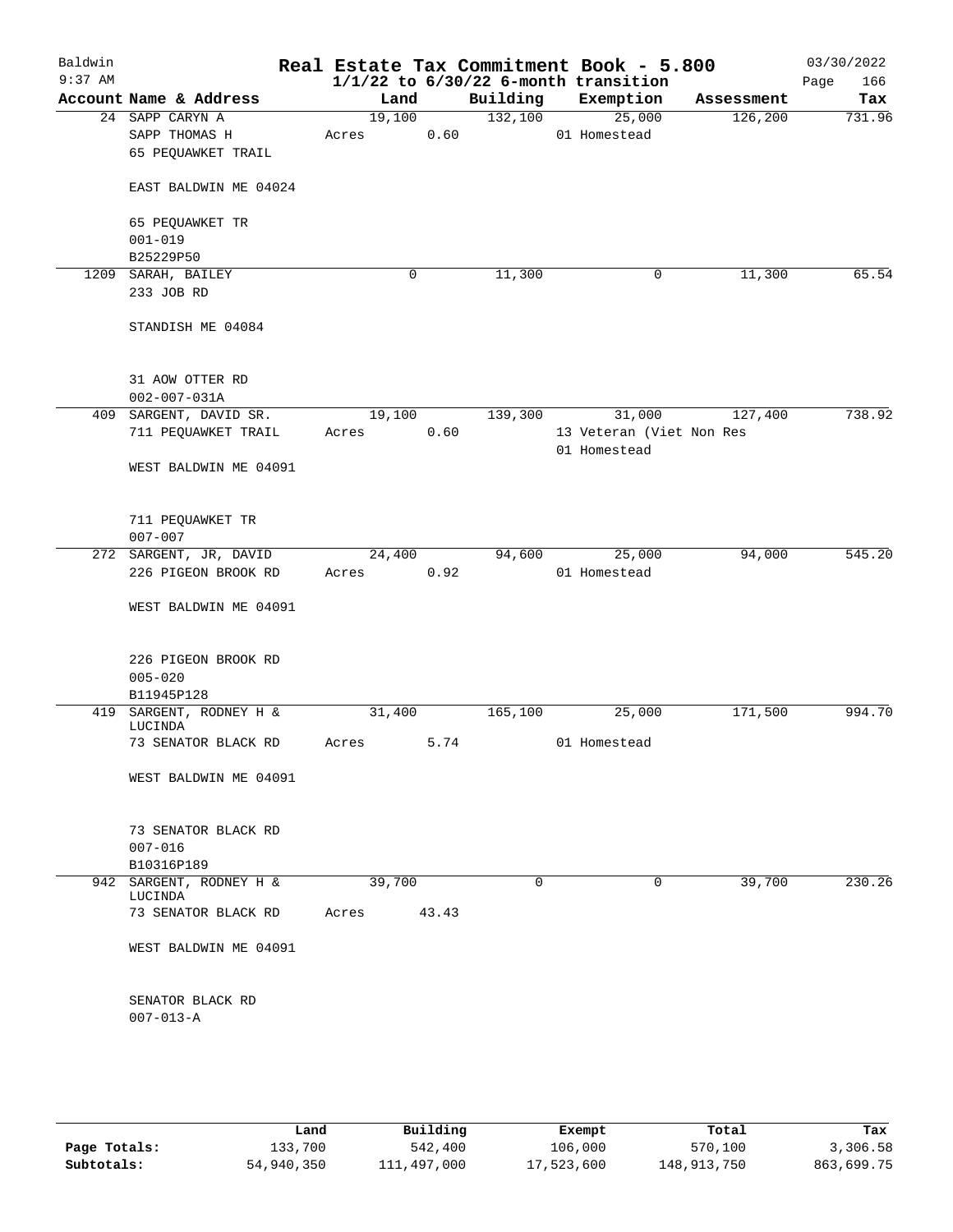# Real Estate Tax Commitment Book - 5.800

Baldwin 9:37 AM — 1/1/22 to 6/30/22 6-month transition — 03/30/2022

| Account | Name & Address | Land | Building | Exemption | Assessment | Tax |
|---|---|---|---|---|---|---|
| 24 | SAPP CARYN A<br>SAPP THOMAS H<br>65 PEQUAWKET TRAIL<br><br>EAST BALDWIN ME 04024<br><br>65 PEQUAWKET TR<br>001-019<br>B25229P50 | 19,100<br>Acres 0.60 | 132,100 | 25,000<br>01 Homestead | 126,200 | 731.96 |
| 1209 | SARAH, BAILEY<br>233 JOB RD<br><br>STANDISH ME 04084<br><br>31 AOW OTTER RD<br>002-007-031A | 0 | 11,300 | 0 | 11,300 | 65.54 |
| 409 | SARGENT, DAVID SR.<br>711 PEQUAWKET TRAIL<br><br>WEST BALDWIN ME 04091<br><br>711 PEQUAWKET TR<br>007-007 | 19,100<br>Acres 0.60 | 139,300 | 31,000<br>13 Veteran (Viet Non Res<br>01 Homestead | 127,400 | 738.92 |
| 272 | SARGENT, JR, DAVID<br>226 PIGEON BROOK RD<br><br>WEST BALDWIN ME 04091<br><br>226 PIGEON BROOK RD<br>005-020<br>B11945P128 | 24,400<br>Acres 0.92 | 94,600 | 25,000<br>01 Homestead | 94,000 | 545.20 |
| 419 | SARGENT, RODNEY H & LUCINDA<br>73 SENATOR BLACK RD<br><br>WEST BALDWIN ME 04091<br><br>73 SENATOR BLACK RD<br>007-016<br>B10316P189 | 31,400<br>Acres 5.74 | 165,100 | 25,000<br>01 Homestead | 171,500 | 994.70 |
| 942 | SARGENT, RODNEY H & LUCINDA<br>73 SENATOR BLACK RD<br><br>WEST BALDWIN ME 04091<br><br>SENATOR BLACK RD<br>007-013-A | 39,700<br>Acres 43.43 | 0 | 0 | 39,700 | 230.26 |

| | Land | Building | Exempt | Total | Tax |
|---|---|---|---|---|---|
| Page Totals: | 133,700 | 542,400 | 106,000 | 570,100 | 3,306.58 |
| Subtotals: | 54,940,350 | 111,497,000 | 17,523,600 | 148,913,750 | 863,699.75 |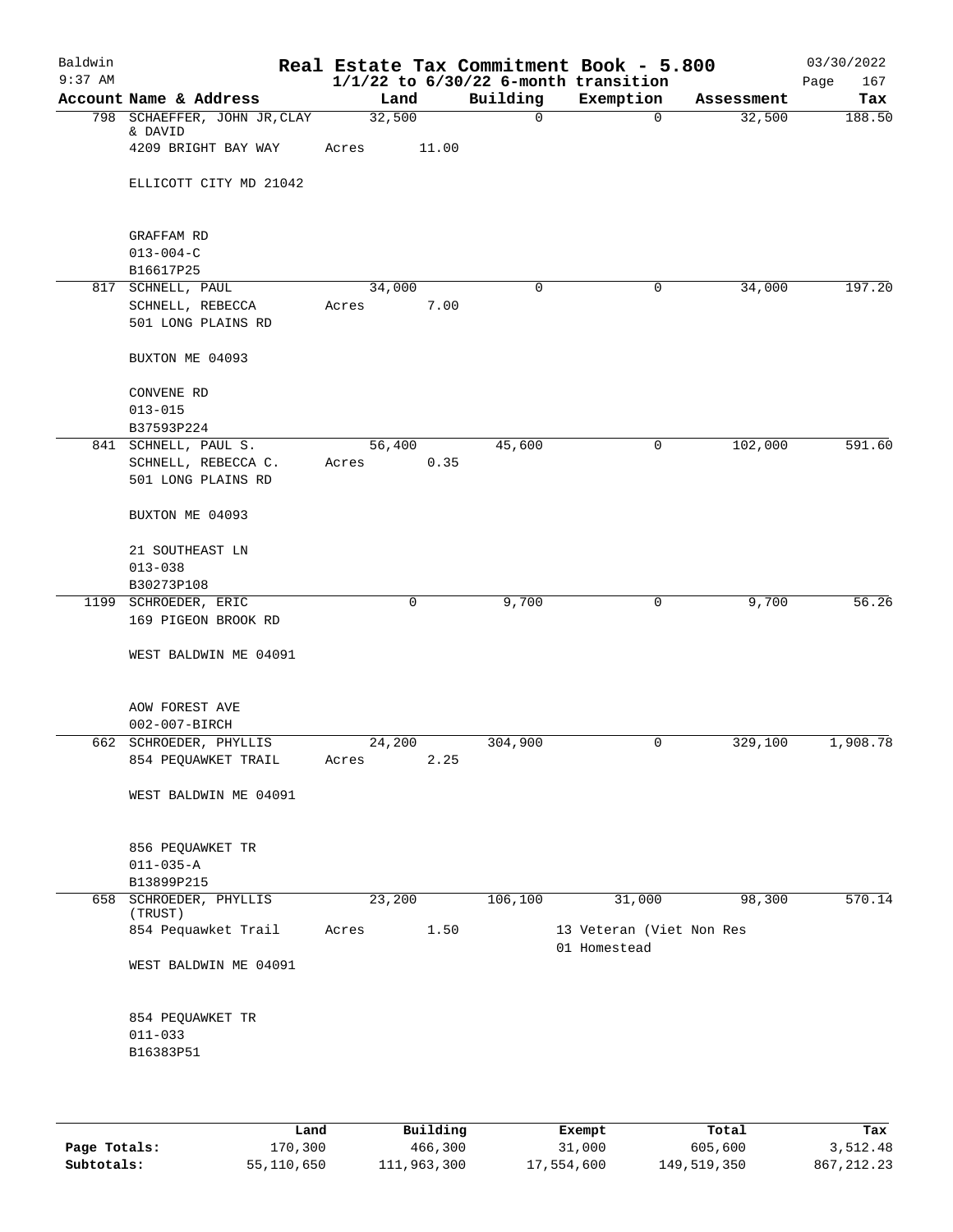# Real Estate Tax Commitment Book - 5.800

Baldwin — 9:37 AM — 03/30/2022

$1/1/22$ to $6/30/22$ 6-month transition

| Account | Name & Address | Land | Building | Exemption | Assessment | Tax |
|---|---|---|---|---|---|---|
| 798 | SCHAEFFER, JOHN JR, CLAY & DAVID<br>4209 BRIGHT BAY WAY<br><br>ELLICOTT CITY MD 21042<br><br>GRAFFAM RD<br>013-004-C<br>B16617P25 | 32,500<br>Acres 11.00 | 0 | 0 | 32,500 | 188.50 |
| 817 | SCHNELL, PAUL<br>SCHNELL, REBECCA<br>501 LONG PLAINS RD<br><br>BUXTON ME 04093<br><br>CONVENE RD<br>013-015<br>B37593P224 | 34,000<br>Acres 7.00 | 0 | 0 | 34,000 | 197.20 |
| 841 | SCHNELL, PAUL S.<br>SCHNELL, REBECCA C.<br>501 LONG PLAINS RD<br><br>BUXTON ME 04093<br><br>21 SOUTHEAST LN<br>013-038<br>B30273P108 | 56,400<br>Acres 0.35 | 45,600 | 0 | 102,000 | 591.60 |
| 1199 | SCHROEDER, ERIC<br>169 PIGEON BROOK RD<br><br>WEST BALDWIN ME 04091<br><br>AOW FOREST AVE<br>002-007-BIRCH | 0 | 9,700 | 0 | 9,700 | 56.26 |
| 662 | SCHROEDER, PHYLLIS<br>854 PEQUAWKET TRAIL<br><br>WEST BALDWIN ME 04091<br><br>856 PEQUAWKET TR<br>011-035-A<br>B13899P215 | 24,200<br>Acres 2.25 | 304,900 | 0 | 329,100 | 1,908.78 |
| 658 | SCHROEDER, PHYLLIS (TRUST)<br>854 Pequawket Trail<br><br>WEST BALDWIN ME 04091<br><br>854 PEQUAWKET TR<br>011-033<br>B16383P51 | 23,200<br>Acres 1.50 | 106,100 | 31,000<br>13 Veteran (Viet Non Res<br>01 Homestead | 98,300 | 570.14 |

| | Land | Building | Exempt | Total | Tax |
|---|---|---|---|---|---|
| Page Totals: | 170,300 | 466,300 | 31,000 | 605,600 | 3,512.48 |
| Subtotals: | 55,110,650 | 111,963,300 | 17,554,600 | 149,519,350 | 867,212.23 |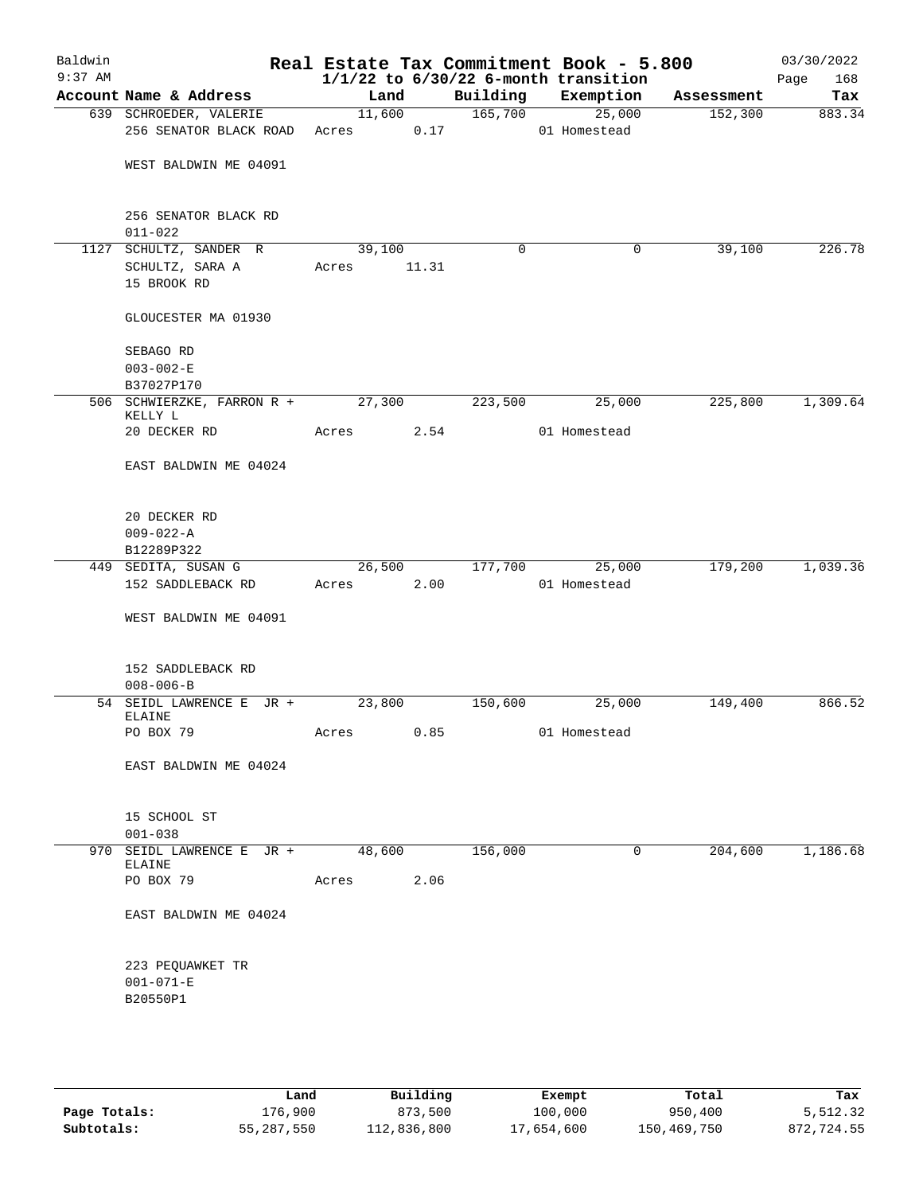Baldwin 9:37 AM

# Real Estate Tax Commitment Book - 5.800

1/1/22 to 6/30/22 6-month transition

03/30/2022

| Account | Name & Address | Land | Building | Exemption | Assessment | Tax |
|---|---|---|---|---|---|---|
| 639 | SCHROEDER, VALERIE<br>256 SENATOR BLACK ROAD<br><br>WEST BALDWIN ME 04091<br><br>256 SENATOR BLACK RD<br>011-022 | 11,600<br>Acres 0.17 | 165,700 | 25,000<br>01 Homestead | 152,300 | 883.34 |
| 1127 | SCHULTZ, SANDER R<br>SCHULTZ, SARA A<br>15 BROOK RD<br><br>GLOUCESTER MA 01930<br><br>SEBAGO RD<br>003-002-E<br>B37027P170 | 39,100<br>Acres 11.31 | 0 | 0 | 39,100 | 226.78 |
| 506 | SCHWIERZKE, FARRON R + KELLY L<br>20 DECKER RD<br><br>EAST BALDWIN ME 04024<br><br>20 DECKER RD<br>009-022-A<br>B12289P322 | 27,300<br>Acres 2.54 | 223,500 | 25,000<br>01 Homestead | 225,800 | 1,309.64 |
| 449 | SEDITA, SUSAN G<br>152 SADDLEBACK RD<br><br>WEST BALDWIN ME 04091<br><br>152 SADDLEBACK RD<br>008-006-B | 26,500<br>Acres 2.00 | 177,700 | 25,000<br>01 Homestead | 179,200 | 1,039.36 |
| 54 | SEIDL LAWRENCE E JR + ELAINE<br>PO BOX 79<br><br>EAST BALDWIN ME 04024<br><br>15 SCHOOL ST<br>001-038 | 23,800<br>Acres 0.85 | 150,600 | 25,000<br>01 Homestead | 149,400 | 866.52 |
| 970 | SEIDL LAWRENCE E JR + ELAINE<br>PO BOX 79<br><br>EAST BALDWIN ME 04024<br><br>223 PEQUAWKET TR<br>001-071-E<br>B20550P1 | 48,600<br>Acres 2.06 | 156,000 | 0 | 204,600 | 1,186.68 |

| | Land | Building | Exempt | Total | Tax |
|---|---|---|---|---|---|
| Page Totals: | 176,900 | 873,500 | 100,000 | 950,400 | 5,512.32 |
| Subtotals: | 55,287,550 | 112,836,800 | 17,654,600 | 150,469,750 | 872,724.55 |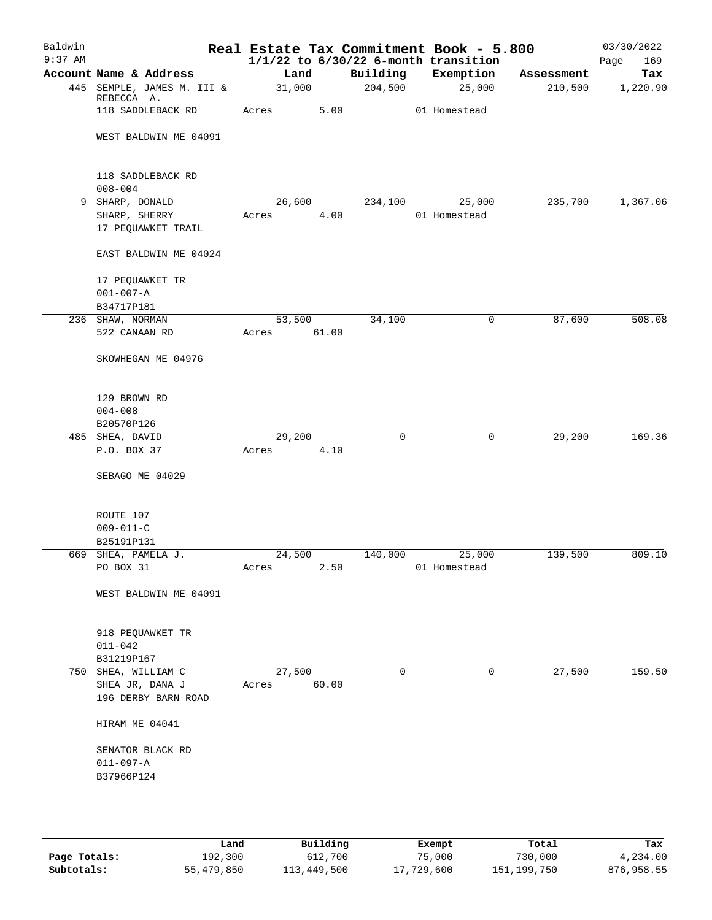# Real Estate Tax Commitment Book - 5.800

Baldwin
9:37 AM

$1/1/22$ to $6/30/22$ 6-month transition

03/30/2022

| Account Name & Address | Land | Building | Exemption | Assessment | Tax |
|---|---|---|---|---|---|
| 445 SEMPLE, JAMES M. III & REBECCA A. | 31,000 | 204,500 | 25,000 | 210,500 | 1,220.90 |
| 118 SADDLEBACK RD | Acres 5.00 | | 01 Homestead | | |
| WEST BALDWIN ME 04091 | | | | | |
| 118 SADDLEBACK RD | | | | | |
| 008-004 | | | | | |
| 9 SHARP, DONALD | 26,600 | 234,100 | 25,000 | 235,700 | 1,367.06 |
| SHARP, SHERRY | Acres 4.00 | | 01 Homestead | | |
| 17 PEQUAWKET TRAIL | | | | | |
| EAST BALDWIN ME 04024 | | | | | |
| 17 PEQUAWKET TR | | | | | |
| 001-007-A | | | | | |
| B34717P181 | | | | | |
| 236 SHAW, NORMAN | 53,500 | 34,100 | 0 | 87,600 | 508.08 |
| 522 CANAAN RD | Acres 61.00 | | | | |
| SKOWHEGAN ME 04976 | | | | | |
| 129 BROWN RD | | | | | |
| 004-008 | | | | | |
| B20570P126 | | | | | |
| 485 SHEA, DAVID | 29,200 | 0 | 0 | 29,200 | 169.36 |
| P.O. BOX 37 | Acres 4.10 | | | | |
| SEBAGO ME 04029 | | | | | |
| ROUTE 107 | | | | | |
| 009-011-C | | | | | |
| B25191P131 | | | | | |
| 669 SHEA, PAMELA J. | 24,500 | 140,000 | 25,000 | 139,500 | 809.10 |
| PO BOX 31 | Acres 2.50 | | 01 Homestead | | |
| WEST BALDWIN ME 04091 | | | | | |
| 918 PEQUAWKET TR | | | | | |
| 011-042 | | | | | |
| B31219P167 | | | | | |
| 750 SHEA, WILLIAM C | 27,500 | 0 | 0 | 27,500 | 159.50 |
| SHEA JR, DANA J | Acres 60.00 | | | | |
| 196 DERBY BARN ROAD | | | | | |
| HIRAM ME 04041 | | | | | |
| SENATOR BLACK RD | | | | | |
| 011-097-A | | | | | |
| B37966P124 | | | | | |

| | Land | Building | Exempt | Total | Tax |
|---|---|---|---|---|---|
| Page Totals: | 192,300 | 612,700 | 75,000 | 730,000 | 4,234.00 |
| Subtotals: | 55,479,850 | 113,449,500 | 17,729,600 | 151,199,750 | 876,958.55 |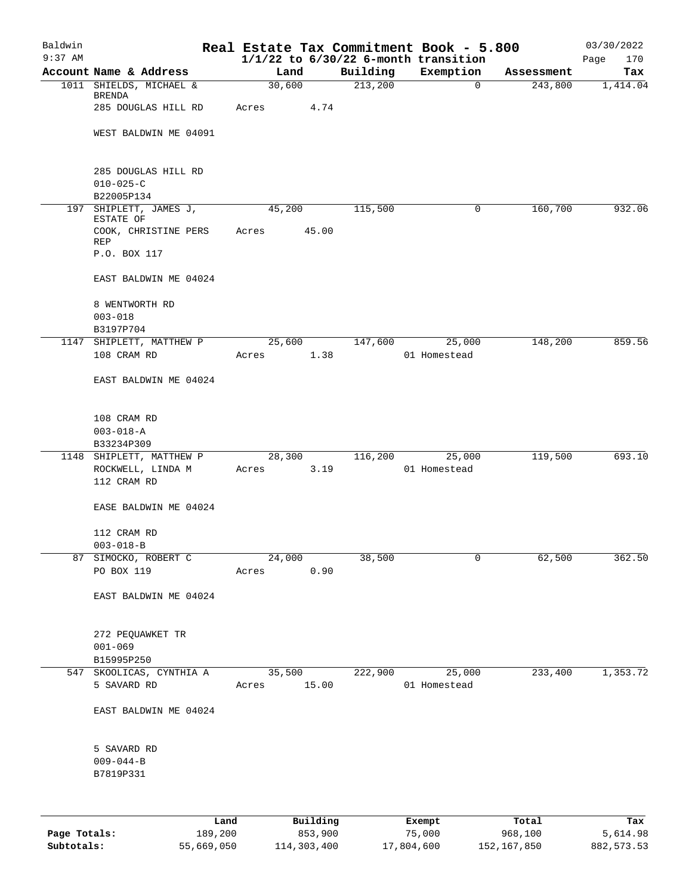# Real Estate Tax Commitment Book - 5.800

Baldwin 9:37 AM — $1/1/22$ to $6/30/22$ 6-month transition — 03/30/2022

| Account Name & Address | Land | Building | Exemption | Assessment | Tax |
|---|---|---|---|---|---|
| 1011 SHIELDS, MICHAEL & BRENDA<br>285 DOUGLAS HILL RD<br><br>WEST BALDWIN ME 04091<br><br>285 DOUGLAS HILL RD<br>010-025-C<br>B22005P134 | 30,600<br>Acres 4.74 | 213,200 | 0 | 243,800 | 1,414.04 |
| 197 SHIPLETT, JAMES J, ESTATE OF<br>COOK, CHRISTINE PERS REP<br>P.O. BOX 117<br><br>EAST BALDWIN ME 04024<br><br>8 WENTWORTH RD<br>003-018<br>B3197P704 | 45,200<br>Acres 45.00 | 115,500 | 0 | 160,700 | 932.06 |
| 1147 SHIPLETT, MATTHEW P<br>108 CRAM RD<br><br>EAST BALDWIN ME 04024<br><br>108 CRAM RD<br>003-018-A<br>B33234P309 | 25,600<br>Acres 1.38 | 147,600 | 25,000<br>01 Homestead | 148,200 | 859.56 |
| 1148 SHIPLETT, MATTHEW P<br>ROCKWELL, LINDA M<br>112 CRAM RD<br><br>EASE BALDWIN ME 04024<br><br>112 CRAM RD<br>003-018-B | 28,300<br>Acres 3.19 | 116,200 | 25,000<br>01 Homestead | 119,500 | 693.10 |
| 87 SIMOCKO, ROBERT C<br>PO BOX 119<br><br>EAST BALDWIN ME 04024<br><br>272 PEQUAWKET TR<br>001-069<br>B15995P250 | 24,000<br>Acres 0.90 | 38,500 | 0 | 62,500 | 362.50 |
| 547 SKOOLICAS, CYNTHIA A<br>5 SAVARD RD<br><br>EAST BALDWIN ME 04024<br><br>5 SAVARD RD<br>009-044-B<br>B7819P331 | 35,500<br>Acres 15.00 | 222,900 | 25,000<br>01 Homestead | 233,400 | 1,353.72 |

| | Land | Building | Exempt | Total | Tax |
|---|---|---|---|---|---|
| Page Totals: | 189,200 | 853,900 | 75,000 | 968,100 | 5,614.98 |
| Subtotals: | 55,669,050 | 114,303,400 | 17,804,600 | 152,167,850 | 882,573.53 |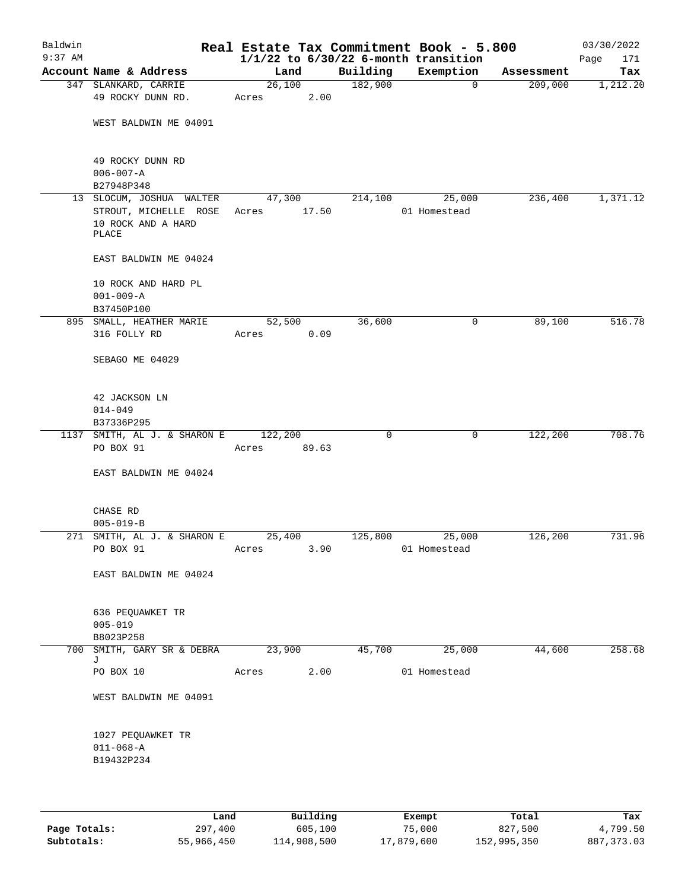# Real Estate Tax Commitment Book - 5.800

Baldwin
9:37 AM

**1/1/22 to 6/30/22 6-month transition**

03/30/2022

| Account | Name & Address | Land | Building | Exemption | Assessment | Tax |
|---|---|---|---|---|---|---|
| 347 | SLANKARD, CARRIE<br>49 ROCKY DUNN RD.<br><br>WEST BALDWIN ME 04091<br><br>49 ROCKY DUNN RD<br>006-007-A<br>B27948P348 | 26,100<br>Acres 2.00 | 182,900 | 0 | 209,000 | 1,212.20 |
| 13 | SLOCUM, JOSHUA WALTER<br>STROUT, MICHELLE ROSE<br>10 ROCK AND A HARD PLACE<br><br>EAST BALDWIN ME 04024<br><br>10 ROCK AND HARD PL<br>001-009-A<br>B37450P100 | 47,300<br>Acres 17.50 | 214,100 | 25,000<br>01 Homestead | 236,400 | 1,371.12 |
| 895 | SMALL, HEATHER MARIE<br>316 FOLLY RD<br><br>SEBAGO ME 04029<br><br>42 JACKSON LN<br>014-049<br>B37336P295 | 52,500<br>Acres 0.09 | 36,600 | 0 | 89,100 | 516.78 |
| 1137 | SMITH, AL J. & SHARON E<br>PO BOX 91<br><br>EAST BALDWIN ME 04024<br><br>CHASE RD<br>005-019-B | 122,200<br>Acres 89.63 | 0 | 0 | 122,200 | 708.76 |
| 271 | SMITH, AL J. & SHARON E<br>PO BOX 91<br><br>EAST BALDWIN ME 04024<br><br>636 PEQUAWKET TR<br>005-019<br>B8023P258 | 25,400<br>Acres 3.90 | 125,800 | 25,000<br>01 Homestead | 126,200 | 731.96 |
| 700 | SMITH, GARY SR & DEBRA J<br>PO BOX 10<br><br>WEST BALDWIN ME 04091<br><br>1027 PEQUAWKET TR<br>011-068-A<br>B19432P234 | 23,900<br>Acres 2.00 | 45,700 | 25,000<br>01 Homestead | 44,600 | 258.68 |

| | Land | Building | Exempt | Total | Tax |
|---|---|---|---|---|---|
| **Page Totals:** | 297,400 | 605,100 | 75,000 | 827,500 | 4,799.50 |
| **Subtotals:** | 55,966,450 | 114,908,500 | 17,879,600 | 152,995,350 | 887,373.03 |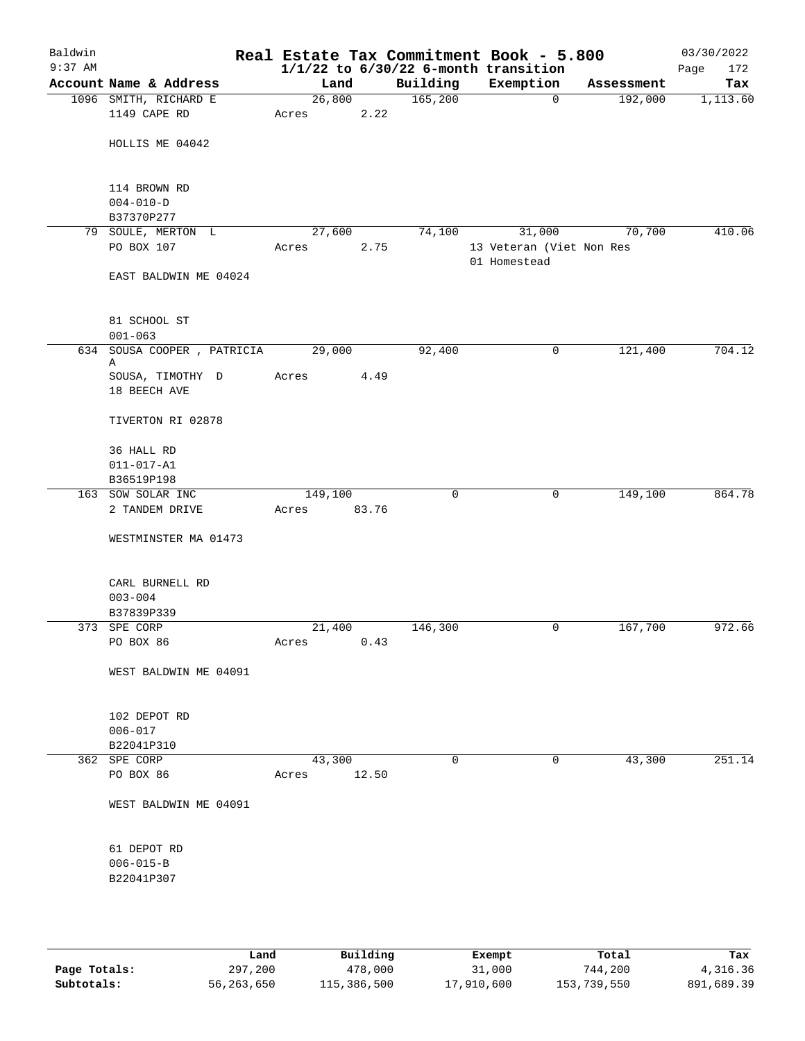# Real Estate Tax Commitment Book - 5.800

Baldwin
9:37 AM

$1/1/22$ to $6/30/22$ 6-month transition

03/30/2022

| Account | Name & Address | Land | Building | Exemption | Assessment | Tax |
|---|---|---|---|---|---|---|
| 1096 | SMITH, RICHARD E<br>1149 CAPE RD<br><br>HOLLIS ME 04042<br><br>114 BROWN RD<br>004-010-D<br>B37370P277 | 26,800<br>Acres 2.22 | 165,200 | 0 | 192,000 | 1,113.60 |
| 79 | SOULE, MERTON L<br>PO BOX 107<br><br>EAST BALDWIN ME 04024<br><br>81 SCHOOL ST<br>001-063 | 27,600<br>Acres 2.75 | 74,100 | 31,000<br>13 Veteran (Viet Non Res<br>01 Homestead | 70,700 | 410.06 |
| 634 | SOUSA COOPER , PATRICIA A<br>SOUSA, TIMOTHY D<br>18 BEECH AVE<br><br>TIVERTON RI 02878<br><br>36 HALL RD<br>011-017-A1<br>B36519P198 | 29,000<br>Acres 4.49 | 92,400 | 0 | 121,400 | 704.12 |
| 163 | SOW SOLAR INC<br>2 TANDEM DRIVE<br><br>WESTMINSTER MA 01473<br><br>CARL BURNELL RD<br>003-004<br>B37839P339 | 149,100<br>Acres 83.76 | 0 | 0 | 149,100 | 864.78 |
| 373 | SPE CORP<br>PO BOX 86<br><br>WEST BALDWIN ME 04091<br><br>102 DEPOT RD<br>006-017<br>B22041P310 | 21,400<br>Acres 0.43 | 146,300 | 0 | 167,700 | 972.66 |
| 362 | SPE CORP<br>PO BOX 86<br><br>WEST BALDWIN ME 04091<br><br>61 DEPOT RD<br>006-015-B<br>B22041P307 | 43,300<br>Acres 12.50 | 0 | 0 | 43,300 | 251.14 |

| | Land | Building | Exempt | Total | Tax |
|---|---|---|---|---|---|
| **Page Totals:** | 297,200 | 478,000 | 31,000 | 744,200 | 4,316.36 |
| **Subtotals:** | 56,263,650 | 115,386,500 | 17,910,600 | 153,739,550 | 891,689.39 |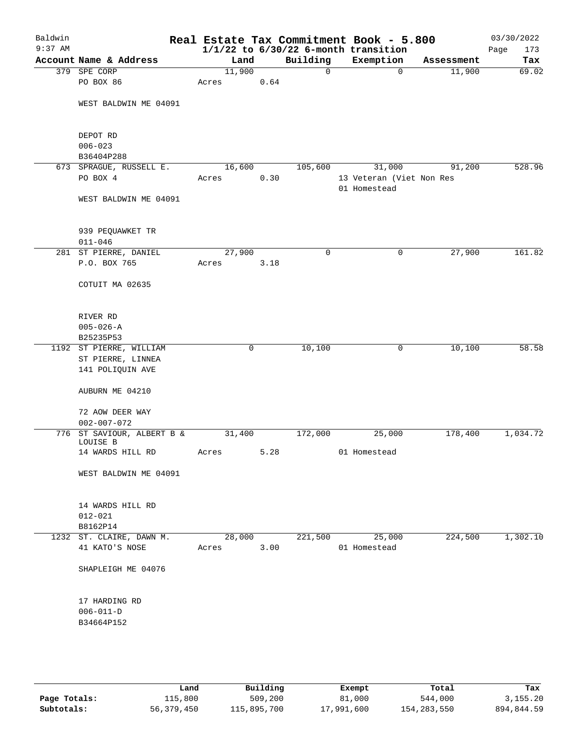# Baldwin Real Estate Tax Commitment Book - 5.800

9:37 AM — 1/1/22 to 6/30/22 6-month transition — 03/30/2022

| Account Name & Address | Land | Building | Exemption | Assessment | Tax |
|---|---|---|---|---|---|
| 379 SPE CORP | 11,900 | 0 | 0 | 11,900 | 69.02 |
| PO BOX 86 | Acres 0.64 | | | | |
| WEST BALDWIN ME 04091 | | | | | |
| DEPOT RD | | | | | |
| 006-023 | | | | | |
| B36404P288 | | | | | |
| 673 SPRAGUE, RUSSELL E. | 16,600 | 105,600 | 31,000 | 91,200 | 528.96 |
| PO BOX 4 | Acres 0.30 | | 13 Veteran (Viet Non Res | | |
| | | | 01 Homestead | | |
| WEST BALDWIN ME 04091 | | | | | |
| 939 PEQUAWKET TR | | | | | |
| 011-046 | | | | | |
| 281 ST PIERRE, DANIEL | 27,900 | 0 | 0 | 27,900 | 161.82 |
| P.O. BOX 765 | Acres 3.18 | | | | |
| COTUIT MA 02635 | | | | | |
| RIVER RD | | | | | |
| 005-026-A | | | | | |
| B25235P53 | | | | | |
| 1192 ST PIERRE, WILLIAM | 0 | 10,100 | 0 | 10,100 | 58.58 |
| ST PIERRE, LINNEA | | | | | |
| 141 POLIQUIN AVE | | | | | |
| AUBURN ME 04210 | | | | | |
| 72 AOW DEER WAY | | | | | |
| 002-007-072 | | | | | |
| 776 ST SAVIOUR, ALBERT B & LOUISE B | 31,400 | 172,000 | 25,000 | 178,400 | 1,034.72 |
| 14 WARDS HILL RD | Acres 5.28 | | 01 Homestead | | |
| WEST BALDWIN ME 04091 | | | | | |
| 14 WARDS HILL RD | | | | | |
| 012-021 | | | | | |
| B8162P14 | | | | | |
| 1232 ST. CLAIRE, DAWN M. | 28,000 | 221,500 | 25,000 | 224,500 | 1,302.10 |
| 41 KATO'S NOSE | Acres 3.00 | | 01 Homestead | | |
| SHAPLEIGH ME 04076 | | | | | |
| 17 HARDING RD | | | | | |
| 006-011-D | | | | | |
| B34664P152 | | | | | |

| | Land | Building | Exempt | Total | Tax |
|---|---|---|---|---|---|
| Page Totals: | 115,800 | 509,200 | 81,000 | 544,000 | 3,155.20 |
| Subtotals: | 56,379,450 | 115,895,700 | 17,991,600 | 154,283,550 | 894,844.59 |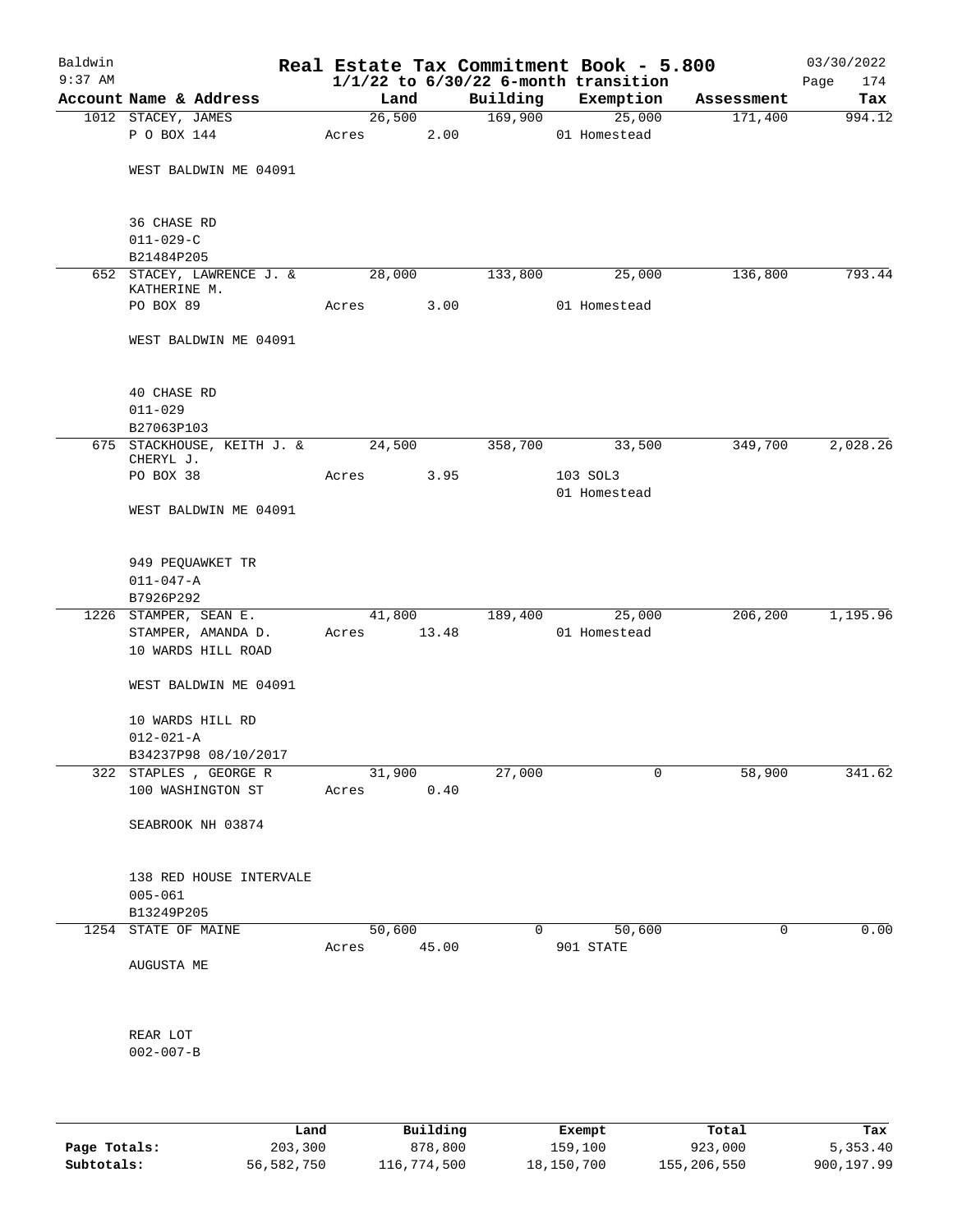# Real Estate Tax Commitment Book - 5.800

Baldwin
9:37 AM

$1/1/22$ to $6/30/22$ 6-month transition

03/30/2022

| Account Name & Address | Land | Building | Exemption | Assessment | Tax |
|---|---|---|---|---|---|
| 1012 STACEY, JAMES | 26,500 | 169,900 | 25,000 | 171,400 | 994.12 |
| P O BOX 144 | Acres 2.00 | | 01 Homestead | | |
| WEST BALDWIN ME 04091 | | | | | |
| 36 CHASE RD | | | | | |
| 011-029-C | | | | | |
| B21484P205 | | | | | |
| 652 STACEY, LAWRENCE J. & KATHERINE M. | 28,000 | 133,800 | 25,000 | 136,800 | 793.44 |
| PO BOX 89 | Acres 3.00 | | 01 Homestead | | |
| WEST BALDWIN ME 04091 | | | | | |
| 40 CHASE RD | | | | | |
| 011-029 | | | | | |
| B27063P103 | | | | | |
| 675 STACKHOUSE, KEITH J. & CHERYL J. | 24,500 | 358,700 | 33,500 | 349,700 | 2,028.26 |
| PO BOX 38 | Acres 3.95 | | 103 SOL3 | | |
| | | | 01 Homestead | | |
| WEST BALDWIN ME 04091 | | | | | |
| 949 PEQUAWKET TR | | | | | |
| 011-047-A | | | | | |
| B7926P292 | | | | | |
| 1226 STAMPER, SEAN E. | 41,800 | 189,400 | 25,000 | 206,200 | 1,195.96 |
| STAMPER, AMANDA D. | Acres 13.48 | | 01 Homestead | | |
| 10 WARDS HILL ROAD | | | | | |
| WEST BALDWIN ME 04091 | | | | | |
| 10 WARDS HILL RD | | | | | |
| 012-021-A | | | | | |
| B34237P98 08/10/2017 | | | | | |
| 322 STAPLES , GEORGE R | 31,900 | 27,000 | 0 | 58,900 | 341.62 |
| 100 WASHINGTON ST | Acres 0.40 | | | | |
| SEABROOK NH 03874 | | | | | |
| 138 RED HOUSE INTERVALE | | | | | |
| 005-061 | | | | | |
| B13249P205 | | | | | |
| 1254 STATE OF MAINE | 50,600 | 0 | 50,600 | 0 | 0.00 |
| | Acres 45.00 | | 901 STATE | | |
| AUGUSTA ME | | | | | |
| REAR LOT | | | | | |
| 002-007-B | | | | | |

| | Land | Building | Exempt | Total | Tax |
|---|---|---|---|---|---|
| Page Totals: | 203,300 | 878,800 | 159,100 | 923,000 | 5,353.40 |
| Subtotals: | 56,582,750 | 116,774,500 | 18,150,700 | 155,206,550 | 900,197.99 |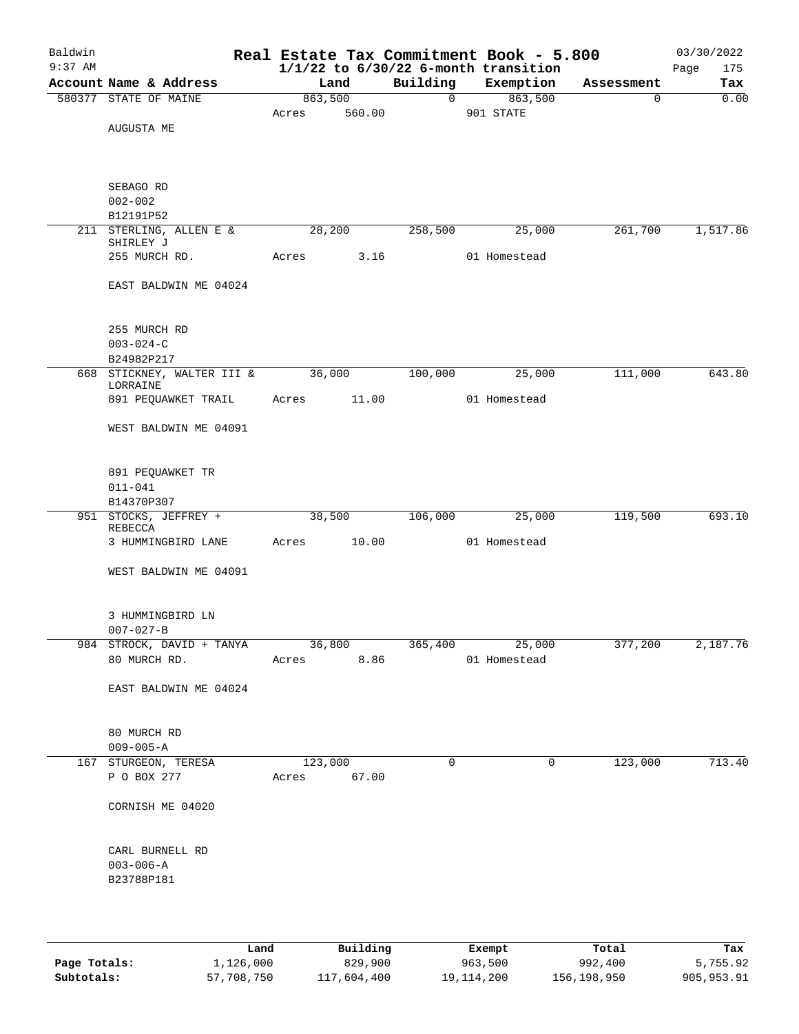Baldwin 9:37 AM

# Real Estate Tax Commitment Book - 5.800

## 1/1/22 to 6/30/22 6-month transition

03/30/2022 Page 175

| Account | Name & Address | Land | Building | Exemption | Assessment | Tax |
|---|---|---|---|---|---|---|
| 580377 | STATE OF MAINE<br>AUGUSTA ME<br><br>SEBAGO RD<br>002-002<br>B12191P52 | 863,500<br>Acres 560.00 | 0 | 863,500<br>901 STATE | 0 | 0.00 |
| 211 | STERLING, ALLEN E & SHIRLEY J<br>255 MURCH RD.<br>EAST BALDWIN ME 04024<br><br>255 MURCH RD<br>003-024-C<br>B24982P217 | 28,200<br>Acres 3.16 | 258,500 | 25,000<br>01 Homestead | 261,700 | 1,517.86 |
| 668 | STICKNEY, WALTER III & LORRAINE<br>891 PEQUAWKET TRAIL<br>WEST BALDWIN ME 04091<br><br>891 PEQUAWKET TR<br>011-041<br>B14370P307 | 36,000<br>Acres 11.00 | 100,000 | 25,000<br>01 Homestead | 111,000 | 643.80 |
| 951 | STOCKS, JEFFREY + REBECCA<br>3 HUMMINGBIRD LANE<br>WEST BALDWIN ME 04091<br><br>3 HUMMINGBIRD LN<br>007-027-B | 38,500<br>Acres 10.00 | 106,000 | 25,000<br>01 Homestead | 119,500 | 693.10 |
| 984 | STROCK, DAVID + TANYA<br>80 MURCH RD.<br>EAST BALDWIN ME 04024<br><br>80 MURCH RD<br>009-005-A | 36,800<br>Acres 8.86 | 365,400 | 25,000<br>01 Homestead | 377,200 | 2,187.76 |
| 167 | STURGEON, TERESA<br>P O BOX 277<br>CORNISH ME 04020<br><br>CARL BURNELL RD<br>003-006-A<br>B23788P181 | 123,000<br>Acres 67.00 | 0 | 0 | 123,000 | 713.40 |

| | Land | Building | Exempt | Total | Tax |
|---|---|---|---|---|---|
| Page Totals: | 1,126,000 | 829,900 | 963,500 | 992,400 | 5,755.92 |
| Subtotals: | 57,708,750 | 117,604,400 | 19,114,200 | 156,198,950 | 905,953.91 |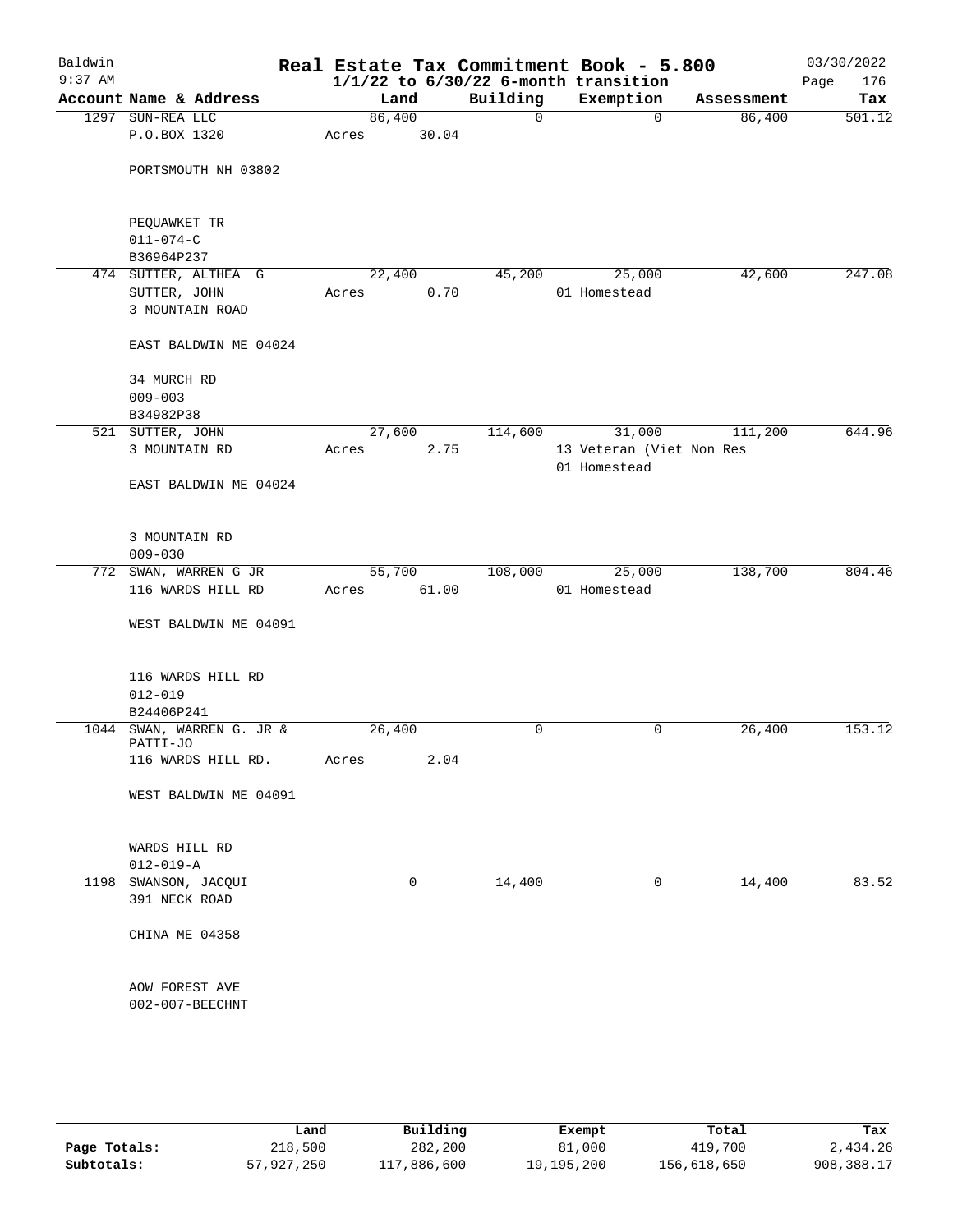Baldwin 9:37 AM

# Real Estate Tax Commitment Book - 5.800

## 1/1/22 to 6/30/22 6-month transition

03/30/2022

| Account Name & Address | Land | Building | Exemption | Assessment | Tax |
|---|---|---|---|---|---|
| 1297 SUN-REA LLC<br>P.O.BOX 1320<br><br>PORTSMOUTH NH 03802<br><br>PEQUAWKET TR<br>011-074-C<br>B36964P237 | 86,400<br>Acres 30.04 | 0 | 0 | 86,400 | 501.12 |
| 474 SUTTER, ALTHEA G<br>SUTTER, JOHN<br>3 MOUNTAIN ROAD<br><br>EAST BALDWIN ME 04024<br><br>34 MURCH RD<br>009-003<br>B34982P38 | 22,400<br>Acres 0.70 | 45,200 | 25,000<br>01 Homestead | 42,600 | 247.08 |
| 521 SUTTER, JOHN<br>3 MOUNTAIN RD<br><br>EAST BALDWIN ME 04024<br><br>3 MOUNTAIN RD<br>009-030 | 27,600<br>Acres 2.75 | 114,600 | 31,000<br>13 Veteran (Viet Non Res<br>01 Homestead | 111,200 | 644.96 |
| 772 SWAN, WARREN G JR<br>116 WARDS HILL RD<br><br>WEST BALDWIN ME 04091<br><br>116 WARDS HILL RD<br>012-019<br>B24406P241 | 55,700<br>Acres 61.00 | 108,000 | 25,000<br>01 Homestead | 138,700 | 804.46 |
| 1044 SWAN, WARREN G. JR & PATTI-JO<br>116 WARDS HILL RD.<br><br>WEST BALDWIN ME 04091<br><br>WARDS HILL RD<br>012-019-A | 26,400<br>Acres 2.04 | 0 | 0 | 26,400 | 153.12 |
| 1198 SWANSON, JACQUI<br>391 NECK ROAD<br><br>CHINA ME 04358<br><br>AOW FOREST AVE<br>002-007-BEECHNT | 0 | 14,400 | 0 | 14,400 | 83.52 |

| | Land | Building | Exempt | Total | Tax |
|---|---|---|---|---|---|
| Page Totals: | 218,500 | 282,200 | 81,000 | 419,700 | 2,434.26 |
| Subtotals: | 57,927,250 | 117,886,600 | 19,195,200 | 156,618,650 | 908,388.17 |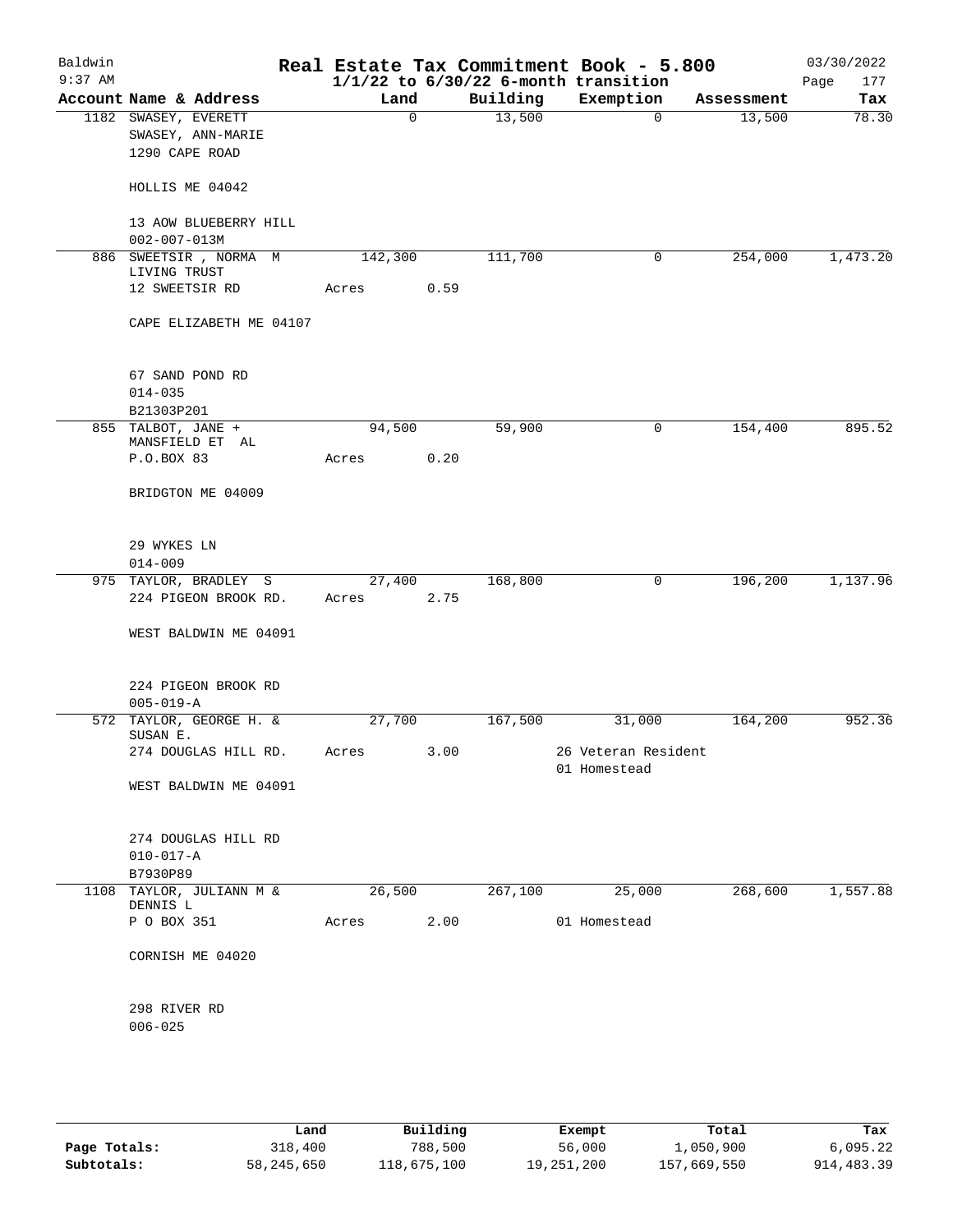# Real Estate Tax Commitment Book - 5.800

Baldwin
9:37 AM

$1/1/22$ to $6/30/22$ 6-month transition

03/30/2022

| Account Name & Address | Land | Building | Exemption | Assessment | Tax |
|---|---|---|---|---|---|
| 1182 SWASEY, EVERETT<br>SWASEY, ANN-MARIE<br>1290 CAPE ROAD<br><br>HOLLIS ME 04042<br><br>13 AOW BLUEBERRY HILL<br>002-007-013M | 0 | 13,500 | 0 | 13,500 | 78.30 |
| 886 SWEETSIR , NORMA M<br>LIVING TRUST<br>12 SWEETSIR RD<br><br>CAPE ELIZABETH ME 04107<br><br>67 SAND POND RD<br>014-035<br>B21303P201 | 142,300<br>Acres 0.59 | 111,700 | 0 | 254,000 | 1,473.20 |
| 855 TALBOT, JANE +<br>MANSFIELD ET AL<br>P.O.BOX 83<br><br>BRIDGTON ME 04009<br><br>29 WYKES LN<br>014-009 | 94,500<br>Acres 0.20 | 59,900 | 0 | 154,400 | 895.52 |
| 975 TAYLOR, BRADLEY S<br>224 PIGEON BROOK RD.<br><br>WEST BALDWIN ME 04091<br><br>224 PIGEON BROOK RD<br>005-019-A | 27,400<br>Acres 2.75 | 168,800 | 0 | 196,200 | 1,137.96 |
| 572 TAYLOR, GEORGE H. &<br>SUSAN E.<br>274 DOUGLAS HILL RD.<br><br>WEST BALDWIN ME 04091<br><br>274 DOUGLAS HILL RD<br>010-017-A<br>B7930P89 | 27,700<br>Acres 3.00 | 167,500 | 31,000<br>26 Veteran Resident<br>01 Homestead | 164,200 | 952.36 |
| 1108 TAYLOR, JULIANN M &<br>DENNIS L<br>P O BOX 351<br><br>CORNISH ME 04020<br><br>298 RIVER RD<br>006-025 | 26,500<br>Acres 2.00 | 267,100 | 25,000<br>01 Homestead | 268,600 | 1,557.88 |

| | Land | Building | Exempt | Total | Tax |
|---|---|---|---|---|---|
| Page Totals: | 318,400 | 788,500 | 56,000 | 1,050,900 | 6,095.22 |
| Subtotals: | 58,245,650 | 118,675,100 | 19,251,200 | 157,669,550 | 914,483.39 |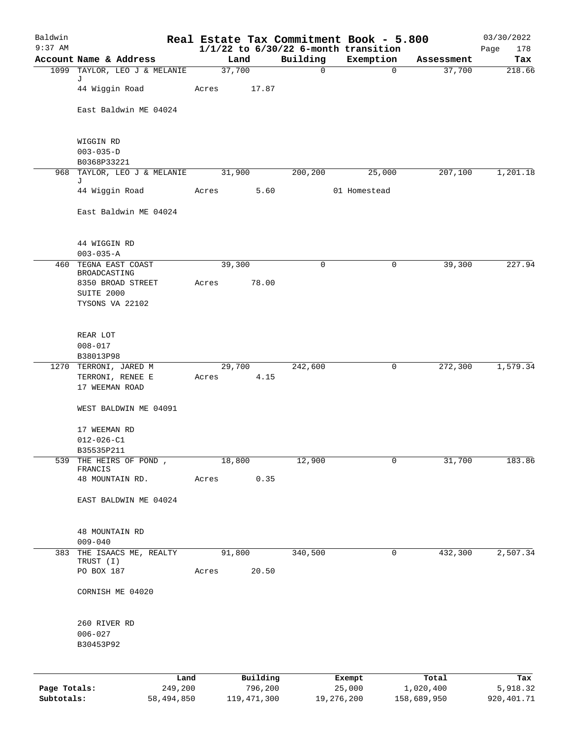# Real Estate Tax Commitment Book - 5.800

Baldwin
9:37 AM

**1/1/22 to 6/30/22 6-month transition**

03/30/2022
Page 178

| Account | Name & Address | Land | Building | Exemption | Assessment | Tax |
|---|---|---|---|---|---|---|
| 1099 | TAYLOR, LEO J & MELANIE J<br>44 Wiggin Road<br>East Baldwin ME 04024<br><br>WIGGIN RD<br>003-035-D<br>B0368P33221 | 37,700<br>Acres 17.87 | 0 | 0 | 37,700 | 218.66 |
| 968 | TAYLOR, LEO J & MELANIE J<br>44 Wiggin Road<br>East Baldwin ME 04024<br><br>44 WIGGIN RD<br>003-035-A | 31,900<br>Acres 5.60 | 200,200 | 25,000<br>01 Homestead | 207,100 | 1,201.18 |
| 460 | TEGNA EAST COAST BROADCASTING<br>8350 BROAD STREET<br>SUITE 2000<br>TYSONS VA 22102<br><br>REAR LOT<br>008-017<br>B38013P98 | 39,300<br>Acres 78.00 | 0 | 0 | 39,300 | 227.94 |
| 1270 | TERRONI, JARED M<br>TERRONI, RENEE E<br>17 WEEMAN ROAD<br>WEST BALDWIN ME 04091<br><br>17 WEEMAN RD<br>012-026-C1<br>B35535P211 | 29,700<br>Acres 4.15 | 242,600 | 0 | 272,300 | 1,579.34 |
| 539 | THE HEIRS OF POND , FRANCIS<br>48 MOUNTAIN RD.<br>EAST BALDWIN ME 04024<br><br>48 MOUNTAIN RD<br>009-040 | 18,800<br>Acres 0.35 | 12,900 | 0 | 31,700 | 183.86 |
| 383 | THE ISAACS ME, REALTY TRUST (I)<br>PO BOX 187<br>CORNISH ME 04020<br><br>260 RIVER RD<br>006-027<br>B30453P92 | 91,800<br>Acres 20.50 | 340,500 | 0 | 432,300 | 2,507.34 |

| | Land | Building | Exempt | Total | Tax |
|---|---|---|---|---|---|
| **Page Totals:** | 249,200 | 796,200 | 25,000 | 1,020,400 | 5,918.32 |
| **Subtotals:** | 58,494,850 | 119,471,300 | 19,276,200 | 158,689,950 | 920,401.71 |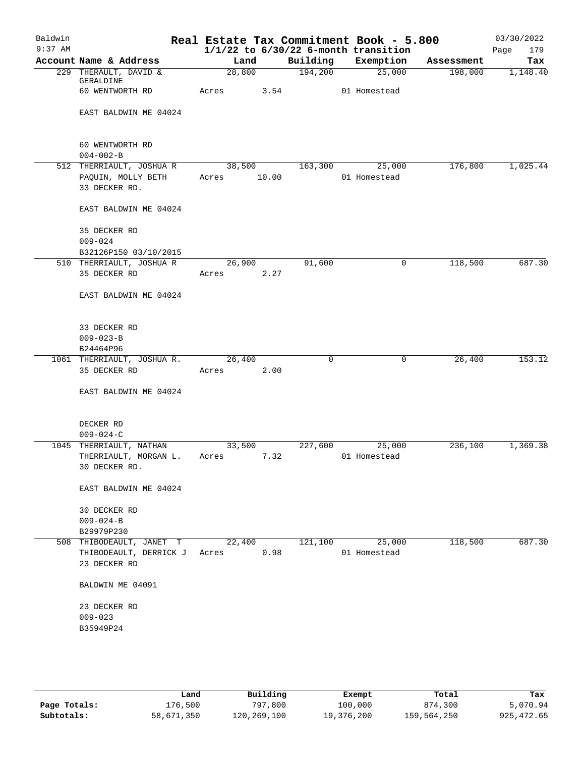# Real Estate Tax Commitment Book - 5.800

Baldwin
9:37 AM

**1/1/22 to 6/30/22 6-month transition**

03/30/2022

| Account | Name & Address | Land | Building | Exemption | Assessment | Tax |
|---|---|---|---|---|---|---|
| 229 | THERAULT, DAVID & GERALDINE<br>60 WENTWORTH RD<br><br>EAST BALDWIN ME 04024<br><br>60 WENTWORTH RD<br>004-002-B | 28,800<br>Acres 3.54 | 194,200 | 25,000<br>01 Homestead | 198,000 | 1,148.40 |
| 512 | THERRIAULT, JOSHUA R<br>PAQUIN, MOLLY BETH<br>33 DECKER RD.<br><br>EAST BALDWIN ME 04024<br><br>35 DECKER RD<br>009-024<br>B32126P150 03/10/2015 | 38,500<br>Acres 10.00 | 163,300 | 25,000<br>01 Homestead | 176,800 | 1,025.44 |
| 510 | THERRIAULT, JOSHUA R<br>35 DECKER RD<br><br>EAST BALDWIN ME 04024<br><br>33 DECKER RD<br>009-023-B<br>B24464P96 | 26,900<br>Acres 2.27 | 91,600 | 0 | 118,500 | 687.30 |
| 1061 | THERRIAULT, JOSHUA R.<br>35 DECKER RD<br><br>EAST BALDWIN ME 04024<br><br>DECKER RD<br>009-024-C | 26,400<br>Acres 2.00 | 0 | 0 | 26,400 | 153.12 |
| 1045 | THERRIAULT, NATHAN<br>THERRIAULT, MORGAN L.<br>30 DECKER RD.<br><br>EAST BALDWIN ME 04024<br><br>30 DECKER RD<br>009-024-B<br>B29979P230 | 33,500<br>Acres 7.32 | 227,600 | 25,000<br>01 Homestead | 236,100 | 1,369.38 |
| 508 | THIBODEAULT, JANET T<br>THIBODEAULT, DERRICK J<br>23 DECKER RD<br><br>BALDWIN ME 04091<br><br>23 DECKER RD<br>009-023<br>B35949P24 | 22,400<br>Acres 0.98 | 121,100 | 25,000<br>01 Homestead | 118,500 | 687.30 |

| | Land | Building | Exempt | Total | Tax |
|---|---|---|---|---|---|
| **Page Totals:** | 176,500 | 797,800 | 100,000 | 874,300 | 5,070.94 |
| **Subtotals:** | 58,671,350 | 120,269,100 | 19,376,200 | 159,564,250 | 925,472.65 |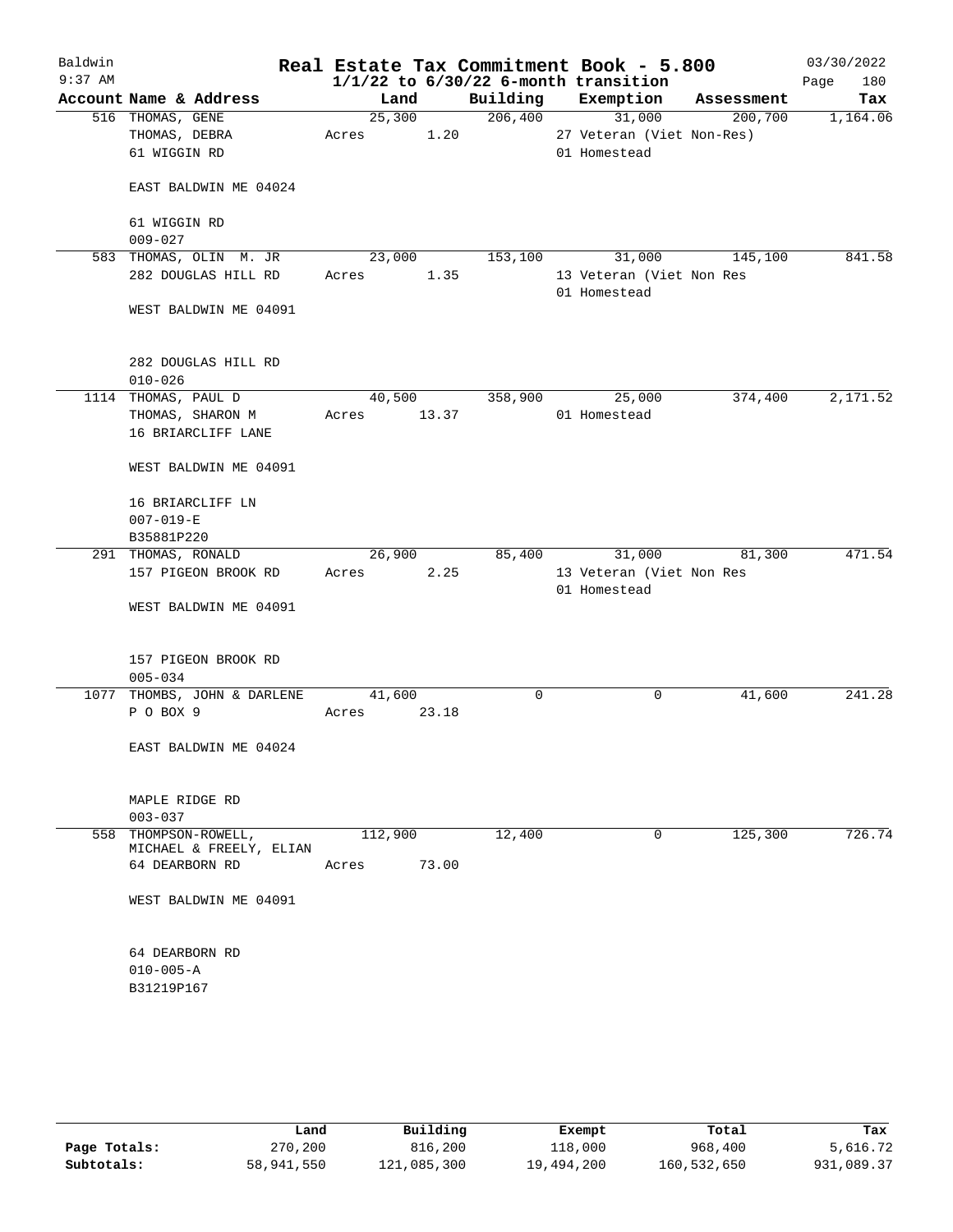# Real Estate Tax Commitment Book - 5.800

Baldwin
9:37 AM

$1/1/22$ to $6/30/22$ 6-month transition

03/30/2022
Page 180

| Account | Name & Address | Land | Building | Exemption | Assessment | Tax |
|---|---|---|---|---|---|---|
| 516 | THOMAS, GENE<br>THOMAS, DEBRA<br>61 WIGGIN RD<br><br>EAST BALDWIN ME 04024<br><br>61 WIGGIN RD<br>009-027 | 25,300<br>Acres 1.20 | 206,400 | 31,000<br>27 Veteran (Viet Non-Res)<br>01 Homestead | 200,700 | 1,164.06 |
| 583 | THOMAS, OLIN M. JR<br>282 DOUGLAS HILL RD<br><br>WEST BALDWIN ME 04091<br><br>282 DOUGLAS HILL RD<br>010-026 | 23,000<br>Acres 1.35 | 153,100 | 31,000<br>13 Veteran (Viet Non Res<br>01 Homestead | 145,100 | 841.58 |
| 1114 | THOMAS, PAUL D<br>THOMAS, SHARON M<br>16 BRIARCLIFF LANE<br><br>WEST BALDWIN ME 04091<br><br>16 BRIARCLIFF LN<br>007-019-E<br>B35881P220 | 40,500<br>Acres 13.37 | 358,900 | 25,000<br>01 Homestead | 374,400 | 2,171.52 |
| 291 | THOMAS, RONALD<br>157 PIGEON BROOK RD<br><br>WEST BALDWIN ME 04091<br><br>157 PIGEON BROOK RD<br>005-034 | 26,900<br>Acres 2.25 | 85,400 | 31,000<br>13 Veteran (Viet Non Res<br>01 Homestead | 81,300 | 471.54 |
| 1077 | THOMBS, JOHN & DARLENE<br>P O BOX 9<br><br>EAST BALDWIN ME 04024<br><br>MAPLE RIDGE RD<br>003-037 | 41,600<br>Acres 23.18 | 0 | 0 | 41,600 | 241.28 |
| 558 | THOMPSON-ROWELL,<br>MICHAEL & FREELY, ELIAN<br>64 DEARBORN RD<br><br>WEST BALDWIN ME 04091<br><br>64 DEARBORN RD<br>010-005-A<br>B31219P167 | 112,900<br>Acres 73.00 | 12,400 | 0 | 125,300 | 726.74 |

| | Land | Building | Exempt | Total | Tax |
|---|---|---|---|---|---|
| **Page Totals:** | 270,200 | 816,200 | 118,000 | 968,400 | 5,616.72 |
| **Subtotals:** | 58,941,550 | 121,085,300 | 19,494,200 | 160,532,650 | 931,089.37 |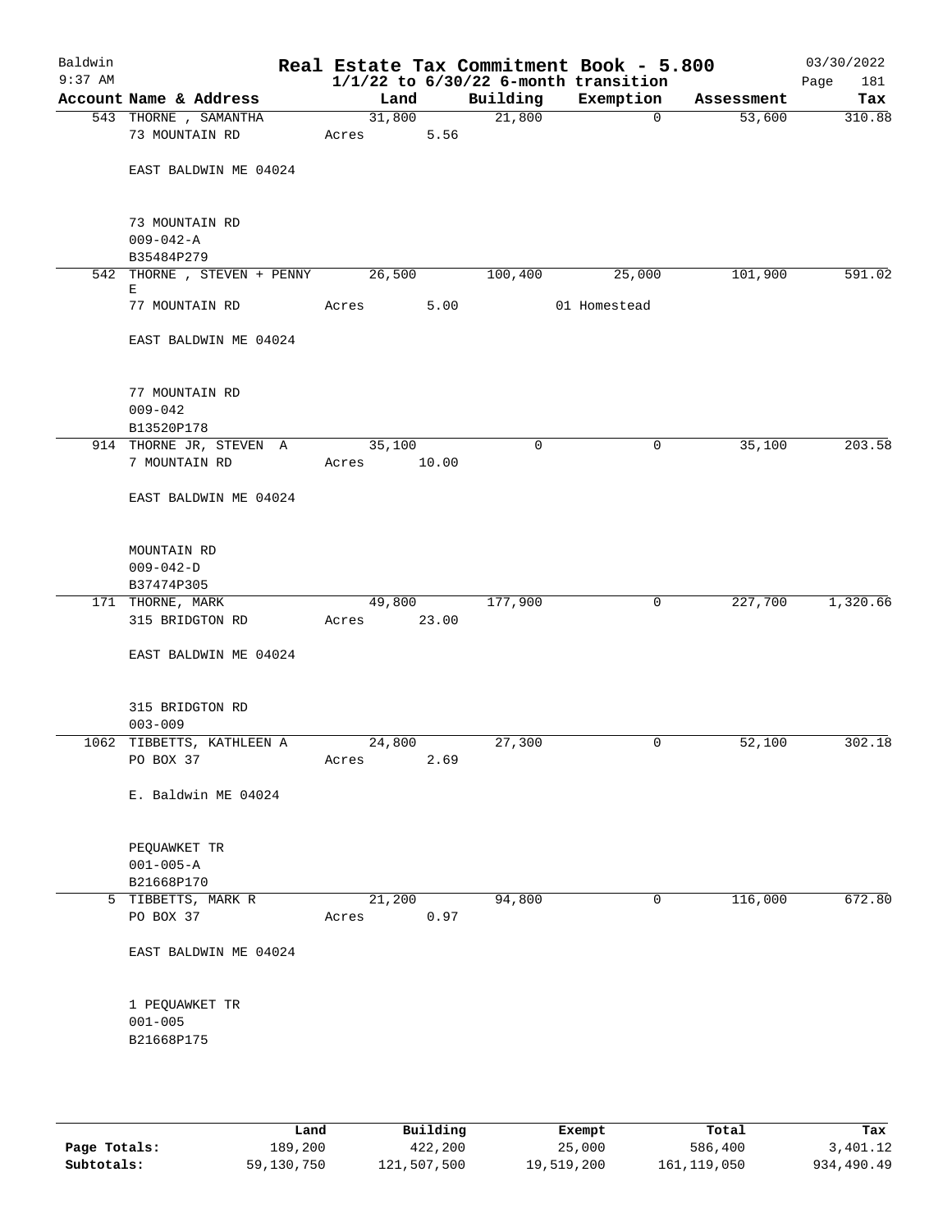# Real Estate Tax Commitment Book - 5.800

Baldwin
9:37 AM

1/1/22 to 6/30/22 6-month transition

03/30/2022

| Account | Name & Address | Land | Building | Exemption | Assessment | Tax |
|---|---|---|---|---|---|---|
| 543 | THORNE , SAMANTHA<br>73 MOUNTAIN RD<br><br>EAST BALDWIN ME 04024<br><br>73 MOUNTAIN RD<br>009-042-A<br>B35484P279 | 31,800<br>Acres 5.56 | 21,800 | 0 | 53,600 | 310.88 |
| 542 | THORNE , STEVEN + PENNY E<br>77 MOUNTAIN RD<br><br>EAST BALDWIN ME 04024<br><br>77 MOUNTAIN RD<br>009-042<br>B13520P178 | 26,500<br>Acres 5.00 | 100,400 | 25,000<br>01 Homestead | 101,900 | 591.02 |
| 914 | THORNE JR, STEVEN A<br>7 MOUNTAIN RD<br><br>EAST BALDWIN ME 04024<br><br>MOUNTAIN RD<br>009-042-D<br>B37474P305 | 35,100<br>Acres 10.00 | 0 | 0 | 35,100 | 203.58 |
| 171 | THORNE, MARK<br>315 BRIDGTON RD<br><br>EAST BALDWIN ME 04024<br><br>315 BRIDGTON RD<br>003-009 | 49,800<br>Acres 23.00 | 177,900 | 0 | 227,700 | 1,320.66 |
| 1062 | TIBBETTS, KATHLEEN A<br>PO BOX 37<br><br>E. Baldwin ME 04024<br><br>PEQUAWKET TR<br>001-005-A<br>B21668P170 | 24,800<br>Acres 2.69 | 27,300 | 0 | 52,100 | 302.18 |
| 5 | TIBBETTS, MARK R<br>PO BOX 37<br><br>EAST BALDWIN ME 04024<br><br>1 PEQUAWKET TR<br>001-005<br>B21668P175 | 21,200<br>Acres 0.97 | 94,800 | 0 | 116,000 | 672.80 |

| | Land | Building | Exempt | Total | Tax |
|---|---|---|---|---|---|
| Page Totals: | 189,200 | 422,200 | 25,000 | 586,400 | 3,401.12 |
| Subtotals: | 59,130,750 | 121,507,500 | 19,519,200 | 161,119,050 | 934,490.49 |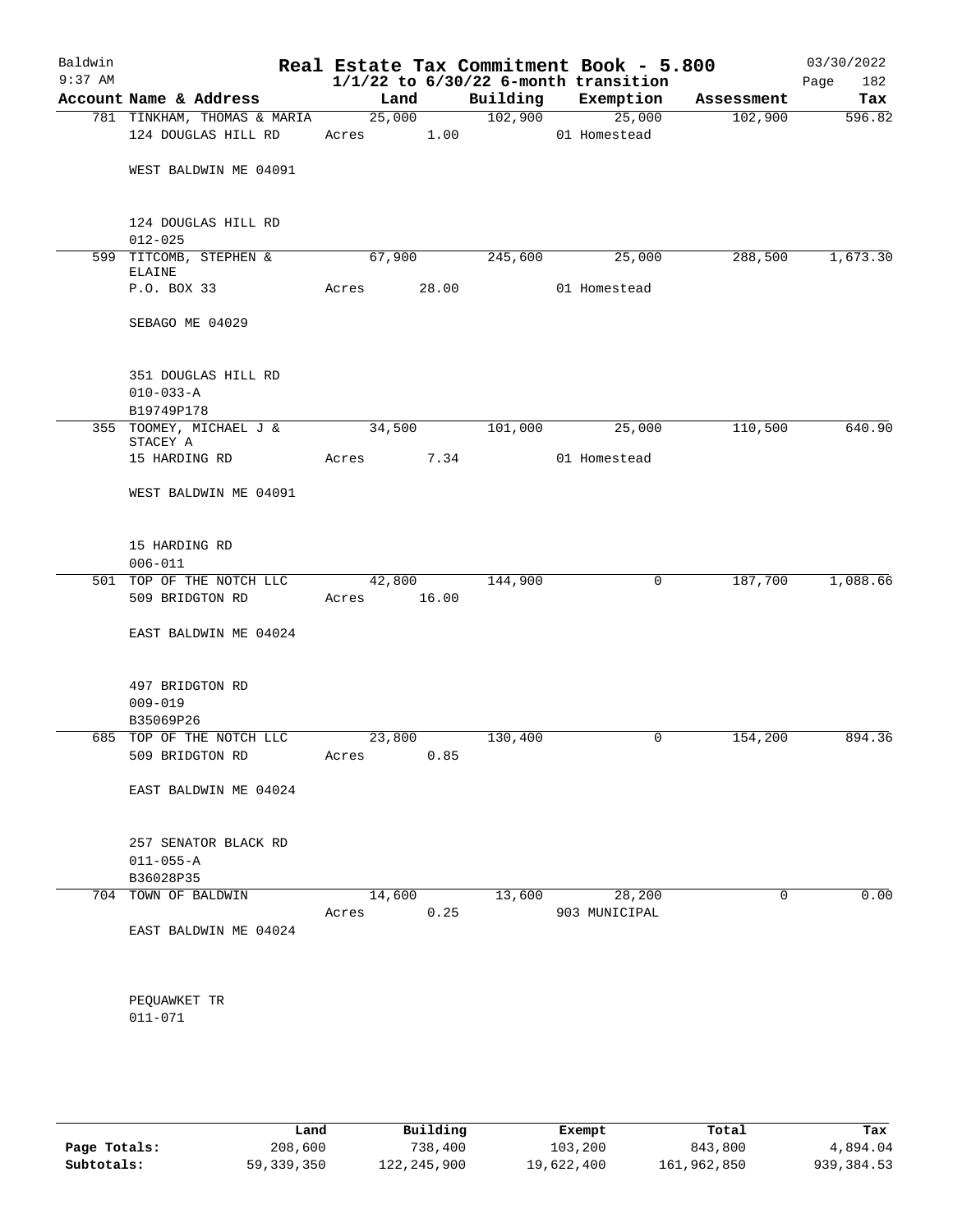# Real Estate Tax Commitment Book - 5.800

Baldwin
9:37 AM

$1/1/22$ to $6/30/22$ 6-month transition

03/30/2022

| Account Name & Address | Land | Building | Exemption | Assessment | Tax |
|---|---|---|---|---|---|
| 781 TINKHAM, THOMAS & MARIA | 25,000 | 102,900 | 25,000 | 102,900 | 596.82 |
| 124 DOUGLAS HILL RD | Acres 1.00 | | 01 Homestead | | |
| WEST BALDWIN ME 04091 | | | | | |
| 124 DOUGLAS HILL RD | | | | | |
| 012-025 | | | | | |
| 599 TITCOMB, STEPHEN & ELAINE | 67,900 | 245,600 | 25,000 | 288,500 | 1,673.30 |
| P.O. BOX 33 | Acres 28.00 | | 01 Homestead | | |
| SEBAGO ME 04029 | | | | | |
| 351 DOUGLAS HILL RD | | | | | |
| 010-033-A | | | | | |
| B19749P178 | | | | | |
| 355 TOOMEY, MICHAEL J & STACEY A | 34,500 | 101,000 | 25,000 | 110,500 | 640.90 |
| 15 HARDING RD | Acres 7.34 | | 01 Homestead | | |
| WEST BALDWIN ME 04091 | | | | | |
| 15 HARDING RD | | | | | |
| 006-011 | | | | | |
| 501 TOP OF THE NOTCH LLC | 42,800 | 144,900 | 0 | 187,700 | 1,088.66 |
| 509 BRIDGTON RD | Acres 16.00 | | | | |
| EAST BALDWIN ME 04024 | | | | | |
| 497 BRIDGTON RD | | | | | |
| 009-019 | | | | | |
| B35069P26 | | | | | |
| 685 TOP OF THE NOTCH LLC | 23,800 | 130,400 | 0 | 154,200 | 894.36 |
| 509 BRIDGTON RD | Acres 0.85 | | | | |
| EAST BALDWIN ME 04024 | | | | | |
| 257 SENATOR BLACK RD | | | | | |
| 011-055-A | | | | | |
| B36028P35 | | | | | |
| 704 TOWN OF BALDWIN | 14,600 | 13,600 | 28,200 | 0 | 0.00 |
| | Acres 0.25 | | 903 MUNICIPAL | | |
| EAST BALDWIN ME 04024 | | | | | |
| PEQUAWKET TR | | | | | |
| 011-071 | | | | | |

| | Land | Building | Exempt | Total | Tax |
|---|---|---|---|---|---|
| Page Totals: | 208,600 | 738,400 | 103,200 | 843,800 | 4,894.04 |
| Subtotals: | 59,339,350 | 122,245,900 | 19,622,400 | 161,962,850 | 939,384.53 |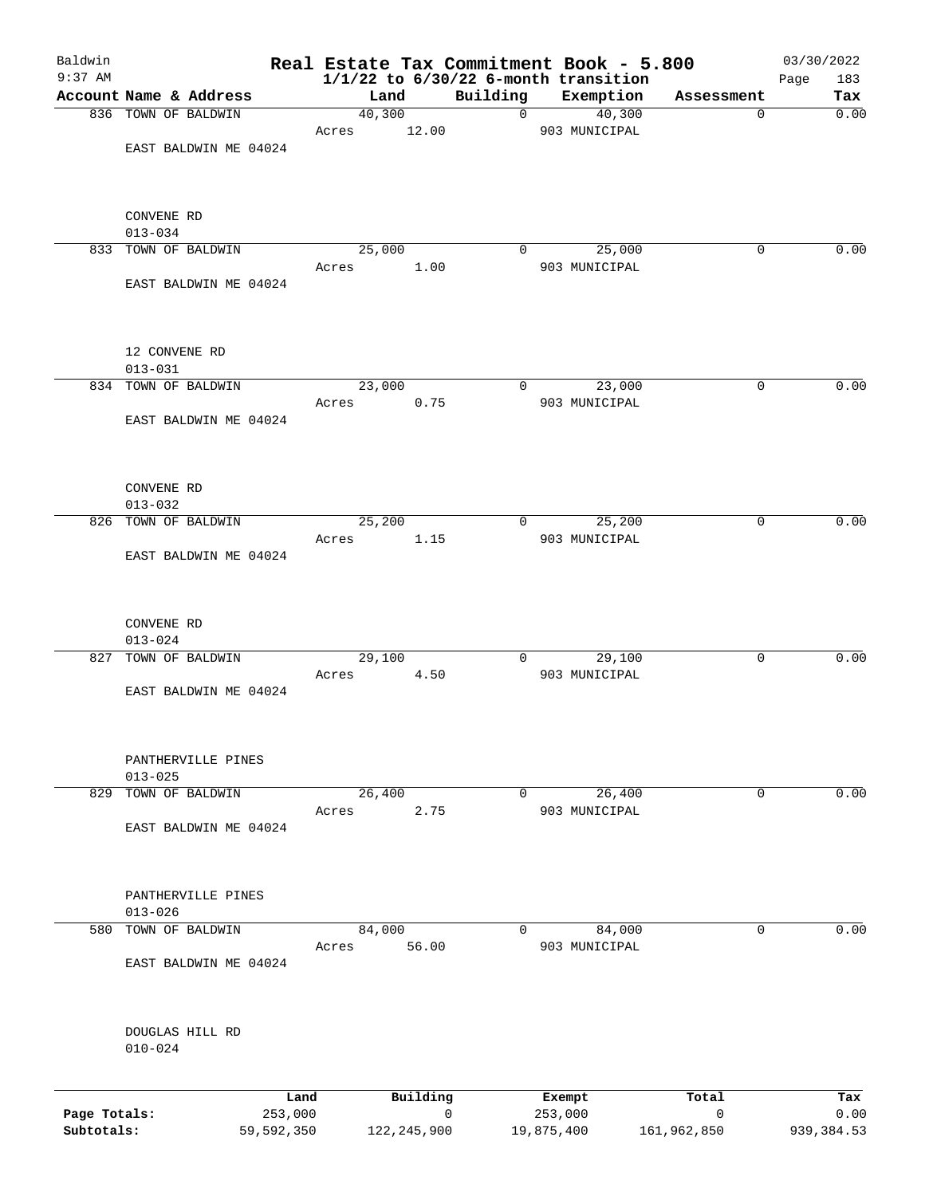Baldwin 9:37 AM

# Real Estate Tax Commitment Book - 5.800

## 1/1/22 to 6/30/22 6-month transition

03/30/2022

| Account | Name & Address | Land | Building | Exemption | Assessment | Tax |
|---|---|---|---|---|---|---|
| 836 | TOWN OF BALDWIN<br>EAST BALDWIN ME 04024<br>CONVENE RD<br>013-034 | 40,300<br>Acres 12.00 | 0 | 40,300<br>903 MUNICIPAL | 0 | 0.00 |
| 833 | TOWN OF BALDWIN<br>EAST BALDWIN ME 04024<br>12 CONVENE RD<br>013-031 | 25,000<br>Acres 1.00 | 0 | 25,000<br>903 MUNICIPAL | 0 | 0.00 |
| 834 | TOWN OF BALDWIN<br>EAST BALDWIN ME 04024<br>CONVENE RD<br>013-032 | 23,000<br>Acres 0.75 | 0 | 23,000<br>903 MUNICIPAL | 0 | 0.00 |
| 826 | TOWN OF BALDWIN<br>EAST BALDWIN ME 04024<br>CONVENE RD<br>013-024 | 25,200<br>Acres 1.15 | 0 | 25,200<br>903 MUNICIPAL | 0 | 0.00 |
| 827 | TOWN OF BALDWIN<br>EAST BALDWIN ME 04024<br>PANTHERVILLE PINES<br>013-025 | 29,100<br>Acres 4.50 | 0 | 29,100<br>903 MUNICIPAL | 0 | 0.00 |
| 829 | TOWN OF BALDWIN<br>EAST BALDWIN ME 04024<br>PANTHERVILLE PINES<br>013-026 | 26,400<br>Acres 2.75 | 0 | 26,400<br>903 MUNICIPAL | 0 | 0.00 |
| 580 | TOWN OF BALDWIN<br>EAST BALDWIN ME 04024<br>DOUGLAS HILL RD<br>010-024 | 84,000<br>Acres 56.00 | 0 | 84,000<br>903 MUNICIPAL | 0 | 0.00 |

| | Land | Building | Exempt | Total | Tax |
|---|---|---|---|---|---|
| **Page Totals:** | 253,000 | 0 | 253,000 | 0 | 0.00 |
| **Subtotals:** | 59,592,350 | 122,245,900 | 19,875,400 | 161,962,850 | 939,384.53 |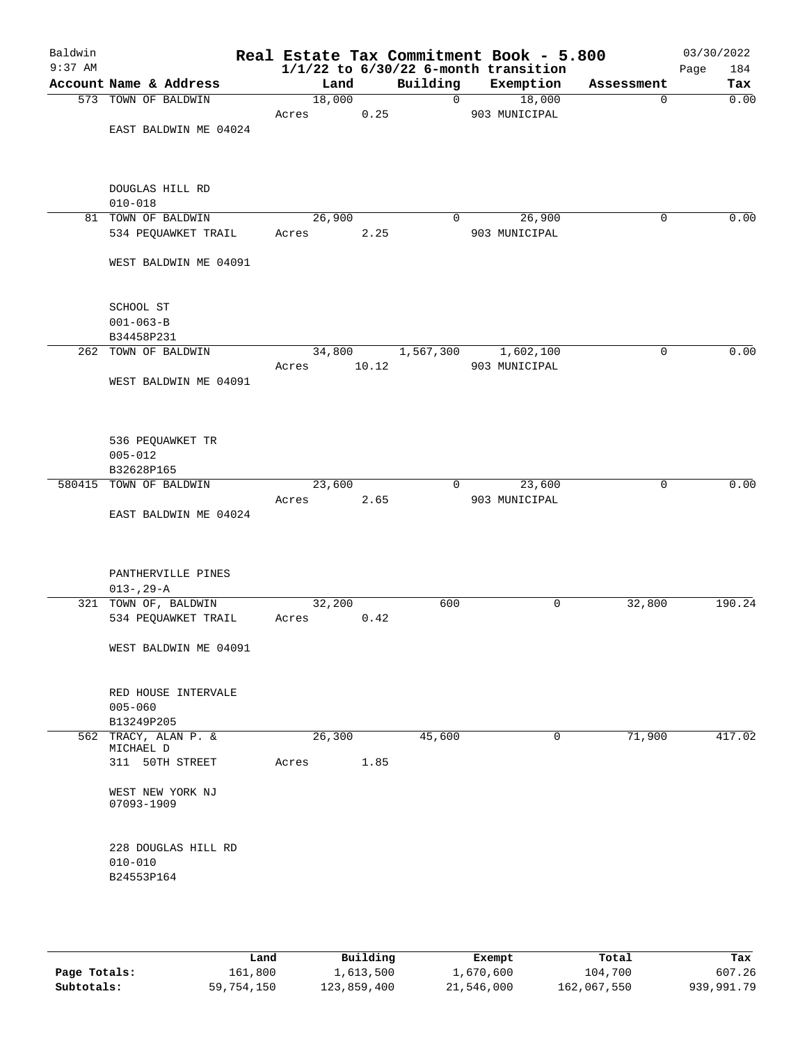# Real Estate Tax Commitment Book - 5.800

Baldwin
9:37 AM

$1/1/22$ to $6/30/22$ 6-month transition

03/30/2022

| Account | Name & Address | Land | Building | Exemption | Assessment | Tax |
|---|---|---|---|---|---|---|
| 573 | TOWN OF BALDWIN<br>EAST BALDWIN ME 04024<br>DOUGLAS HILL RD<br>010-018 | 18,000<br>Acres 0.25 | 0 | 18,000<br>903 MUNICIPAL | 0 | 0.00 |
| 81 | TOWN OF BALDWIN<br>534 PEQUAWKET TRAIL<br>WEST BALDWIN ME 04091<br>SCHOOL ST<br>001-063-B<br>B34458P231 | 26,900<br>Acres 2.25 | 0 | 26,900<br>903 MUNICIPAL | 0 | 0.00 |
| 262 | TOWN OF BALDWIN<br>WEST BALDWIN ME 04091<br>536 PEQUAWKET TR<br>005-012<br>B32628P165 | 34,800<br>Acres 10.12 | 1,567,300 | 1,602,100<br>903 MUNICIPAL | 0 | 0.00 |
| 580415 | TOWN OF BALDWIN<br>EAST BALDWIN ME 04024<br>PANTHERVILLE PINES<br>013-,29-A | 23,600<br>Acres 2.65 | 0 | 23,600<br>903 MUNICIPAL | 0 | 0.00 |
| 321 | TOWN OF, BALDWIN<br>534 PEQUAWKET TRAIL<br>WEST BALDWIN ME 04091<br>RED HOUSE INTERVALE<br>005-060<br>B13249P205 | 32,200<br>Acres 0.42 | 600 | 0 | 32,800 | 190.24 |
| 562 | TRACY, ALAN P. & MICHAEL D<br>311 50TH STREET<br>WEST NEW YORK NJ 07093-1909<br>228 DOUGLAS HILL RD<br>010-010<br>B24553P164 | 26,300<br>Acres 1.85 | 45,600 | 0 | 71,900 | 417.02 |

| | Land | Building | Exempt | Total | Tax |
|---|---|---|---|---|---|
| Page Totals: | 161,800 | 1,613,500 | 1,670,600 | 104,700 | 607.26 |
| Subtotals: | 59,754,150 | 123,859,400 | 21,546,000 | 162,067,550 | 939,991.79 |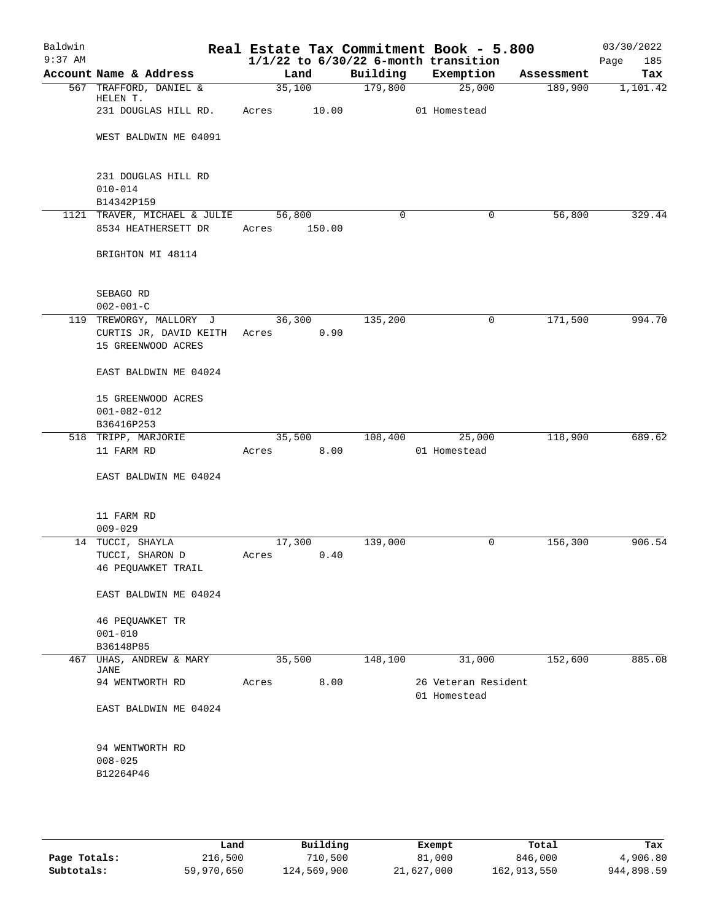Baldwin 9:37 AM

# Real Estate Tax Commitment Book - 5.800

## 1/1/22 to 6/30/22 6-month transition

03/30/2022

| Account Name & Address | Land | Building | Exemption | Assessment | Tax |
|---|---|---|---|---|---|
| 567 TRAFFORD, DANIEL & HELEN T. | 35,100 | 179,800 | 25,000 | 189,900 | 1,101.42 |
| 231 DOUGLAS HILL RD. | Acres 10.00 | | 01 Homestead | | |
| WEST BALDWIN ME 04091 | | | | | |
| 231 DOUGLAS HILL RD | | | | | |
| 010-014 | | | | | |
| B14342P159 | | | | | |
| 1121 TRAVER, MICHAEL & JULIE | 56,800 | 0 | 0 | 56,800 | 329.44 |
| 8534 HEATHERSETT DR | Acres 150.00 | | | | |
| BRIGHTON MI 48114 | | | | | |
| SEBAGO RD | | | | | |
| 002-001-C | | | | | |
| 119 TREWORGY, MALLORY J | 36,300 | 135,200 | 0 | 171,500 | 994.70 |
| CURTIS JR, DAVID KEITH | Acres 0.90 | | | | |
| 15 GREENWOOD ACRES | | | | | |
| EAST BALDWIN ME 04024 | | | | | |
| 15 GREENWOOD ACRES | | | | | |
| 001-082-012 | | | | | |
| B36416P253 | | | | | |
| 518 TRIPP, MARJORIE | 35,500 | 108,400 | 25,000 | 118,900 | 689.62 |
| 11 FARM RD | Acres 8.00 | | 01 Homestead | | |
| EAST BALDWIN ME 04024 | | | | | |
| 11 FARM RD | | | | | |
| 009-029 | | | | | |
| 14 TUCCI, SHAYLA | 17,300 | 139,000 | 0 | 156,300 | 906.54 |
| TUCCI, SHARON D | Acres 0.40 | | | | |
| 46 PEQUAWKET TRAIL | | | | | |
| EAST BALDWIN ME 04024 | | | | | |
| 46 PEQUAWKET TR | | | | | |
| 001-010 | | | | | |
| B36148P85 | | | | | |
| 467 UHAS, ANDREW & MARY JANE | 35,500 | 148,100 | 31,000 | 152,600 | 885.08 |
| 94 WENTWORTH RD | Acres 8.00 | | 26 Veteran Resident | | |
| | | | 01 Homestead | | |
| EAST BALDWIN ME 04024 | | | | | |
| 94 WENTWORTH RD | | | | | |
| 008-025 | | | | | |
| B12264P46 | | | | | |

| | Land | Building | Exempt | Total | Tax |
|---|---|---|---|---|---|
| Page Totals: | 216,500 | 710,500 | 81,000 | 846,000 | 4,906.80 |
| Subtotals: | 59,970,650 | 124,569,900 | 21,627,000 | 162,913,550 | 944,898.59 |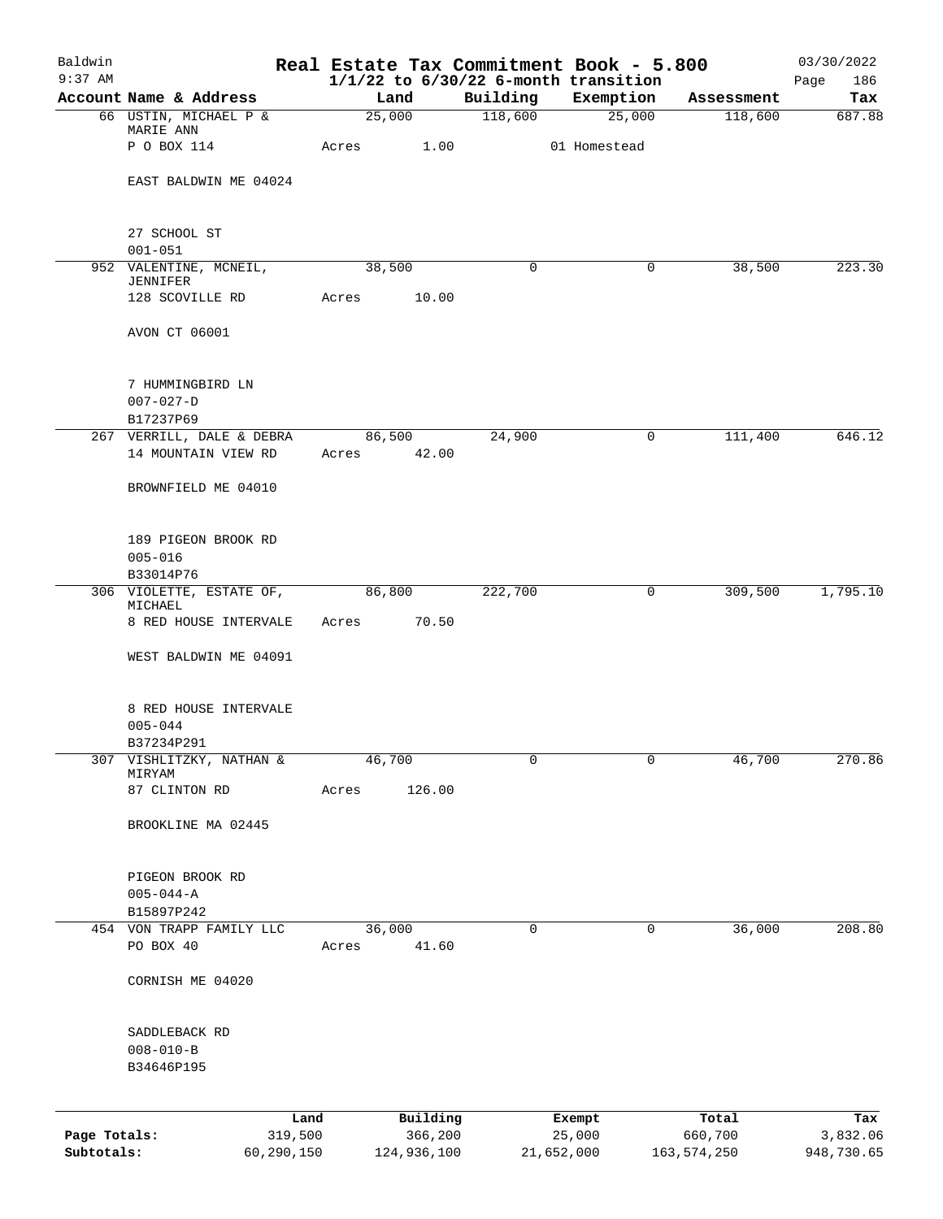Baldwin 9:37 AM

# Real Estate Tax Commitment Book - 5.800

## 1/1/22 to 6/30/22 6-month transition

03/30/2022

| Account | Name & Address | Land | Building | Exemption | Assessment | Tax |
|---|---|---|---|---|---|---|
| 66 | USTIN, MICHAEL P & MARIE ANN | 25,000 | 118,600 | 25,000 | 118,600 | 687.88 |
| | P O BOX 114 | Acres 1.00 | | 01 Homestead | | |
| | EAST BALDWIN ME 04024 | | | | | |
| | 27 SCHOOL ST | | | | | |
| | 001-051 | | | | | |
| 952 | VALENTINE, MCNEIL, JENNIFER | 38,500 | 0 | 0 | 38,500 | 223.30 |
| | 128 SCOVILLE RD | Acres 10.00 | | | | |
| | AVON CT 06001 | | | | | |
| | 7 HUMMINGBIRD LN | | | | | |
| | 007-027-D | | | | | |
| | B17237P69 | | | | | |
| 267 | VERRILL, DALE & DEBRA | 86,500 | 24,900 | 0 | 111,400 | 646.12 |
| | 14 MOUNTAIN VIEW RD | Acres 42.00 | | | | |
| | BROWNFIELD ME 04010 | | | | | |
| | 189 PIGEON BROOK RD | | | | | |
| | 005-016 | | | | | |
| | B33014P76 | | | | | |
| 306 | VIOLETTE, ESTATE OF, MICHAEL | 86,800 | 222,700 | 0 | 309,500 | 1,795.10 |
| | 8 RED HOUSE INTERVALE | Acres 70.50 | | | | |
| | WEST BALDWIN ME 04091 | | | | | |
| | 8 RED HOUSE INTERVALE | | | | | |
| | 005-044 | | | | | |
| | B37234P291 | | | | | |
| 307 | VISHLITZKY, NATHAN & MIRYAM | 46,700 | 0 | 0 | 46,700 | 270.86 |
| | 87 CLINTON RD | Acres 126.00 | | | | |
| | BROOKLINE MA 02445 | | | | | |
| | PIGEON BROOK RD | | | | | |
| | 005-044-A | | | | | |
| | B15897P242 | | | | | |
| 454 | VON TRAPP FAMILY LLC | 36,000 | 0 | 0 | 36,000 | 208.80 |
| | PO BOX 40 | Acres 41.60 | | | | |
| | CORNISH ME 04020 | | | | | |
| | SADDLEBACK RD | | | | | |
| | 008-010-B | | | | | |
| | B34646P195 | | | | | |

| | Land | Building | Exempt | Total | Tax |
|---|---|---|---|---|---|
| Page Totals: | 319,500 | 366,200 | 25,000 | 660,700 | 3,832.06 |
| Subtotals: | 60,290,150 | 124,936,100 | 21,652,000 | 163,574,250 | 948,730.65 |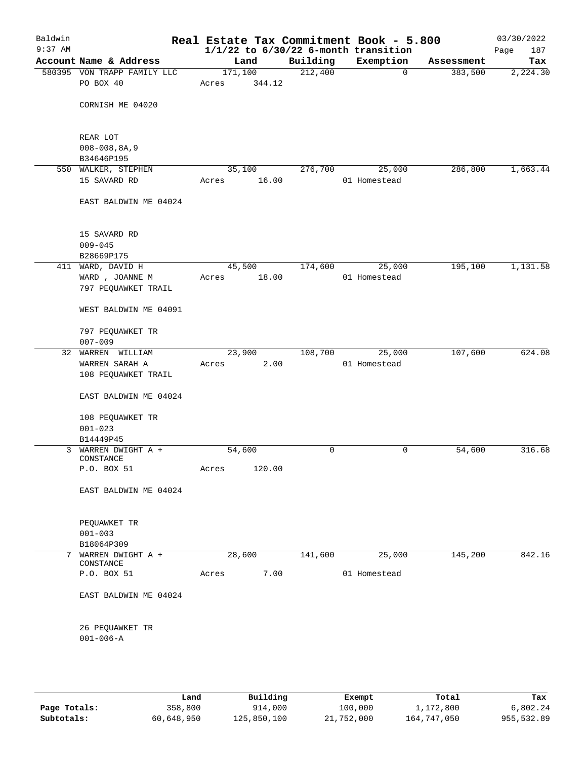# Real Estate Tax Commitment Book - 5.800

Baldwin 9:37 AM

$1/1/22$ to $6/30/22$ 6-month transition

03/30/2022

| Account Name & Address | Land | Building | Exemption | Assessment | Tax |
|---|---|---|---|---|---|
| 580395 VON TRAPP FAMILY LLC<br>PO BOX 40<br><br>CORNISH ME 04020<br><br>REAR LOT<br>008-008,8A,9<br>B34646P195 | 171,100<br>Acres 344.12 | 212,400 | 0 | 383,500 | 2,224.30 |
| 550 WALKER, STEPHEN<br>15 SAVARD RD<br><br>EAST BALDWIN ME 04024<br><br>15 SAVARD RD<br>009-045<br>B28669P175 | 35,100<br>Acres 16.00 | 276,700 | 25,000<br>01 Homestead | 286,800 | 1,663.44 |
| 411 WARD, DAVID H<br>WARD , JOANNE M<br>797 PEQUAWKET TRAIL<br><br>WEST BALDWIN ME 04091<br><br>797 PEQUAWKET TR<br>007-009 | 45,500<br>Acres 18.00 | 174,600 | 25,000<br>01 Homestead | 195,100 | 1,131.58 |
| 32 WARREN WILLIAM<br>WARREN SARAH A<br>108 PEQUAWKET TRAIL<br><br>EAST BALDWIN ME 04024<br><br>108 PEQUAWKET TR<br>001-023<br>B14449P45 | 23,900<br>Acres 2.00 | 108,700 | 25,000<br>01 Homestead | 107,600 | 624.08 |
| 3 WARREN DWIGHT A + CONSTANCE<br>P.O. BOX 51<br><br>EAST BALDWIN ME 04024<br><br>PEQUAWKET TR<br>001-003<br>B18064P309 | 54,600<br>Acres 120.00 | 0 | 0 | 54,600 | 316.68 |
| 7 WARREN DWIGHT A + CONSTANCE<br>P.O. BOX 51<br><br>EAST BALDWIN ME 04024<br><br>26 PEQUAWKET TR<br>001-006-A | 28,600<br>Acres 7.00 | 141,600 | 25,000<br>01 Homestead | 145,200 | 842.16 |

| | Land | Building | Exempt | Total | Tax |
|---|---|---|---|---|---|
| Page Totals: | 358,800 | 914,000 | 100,000 | 1,172,800 | 6,802.24 |
| Subtotals: | 60,648,950 | 125,850,100 | 21,752,000 | 164,747,050 | 955,532.89 |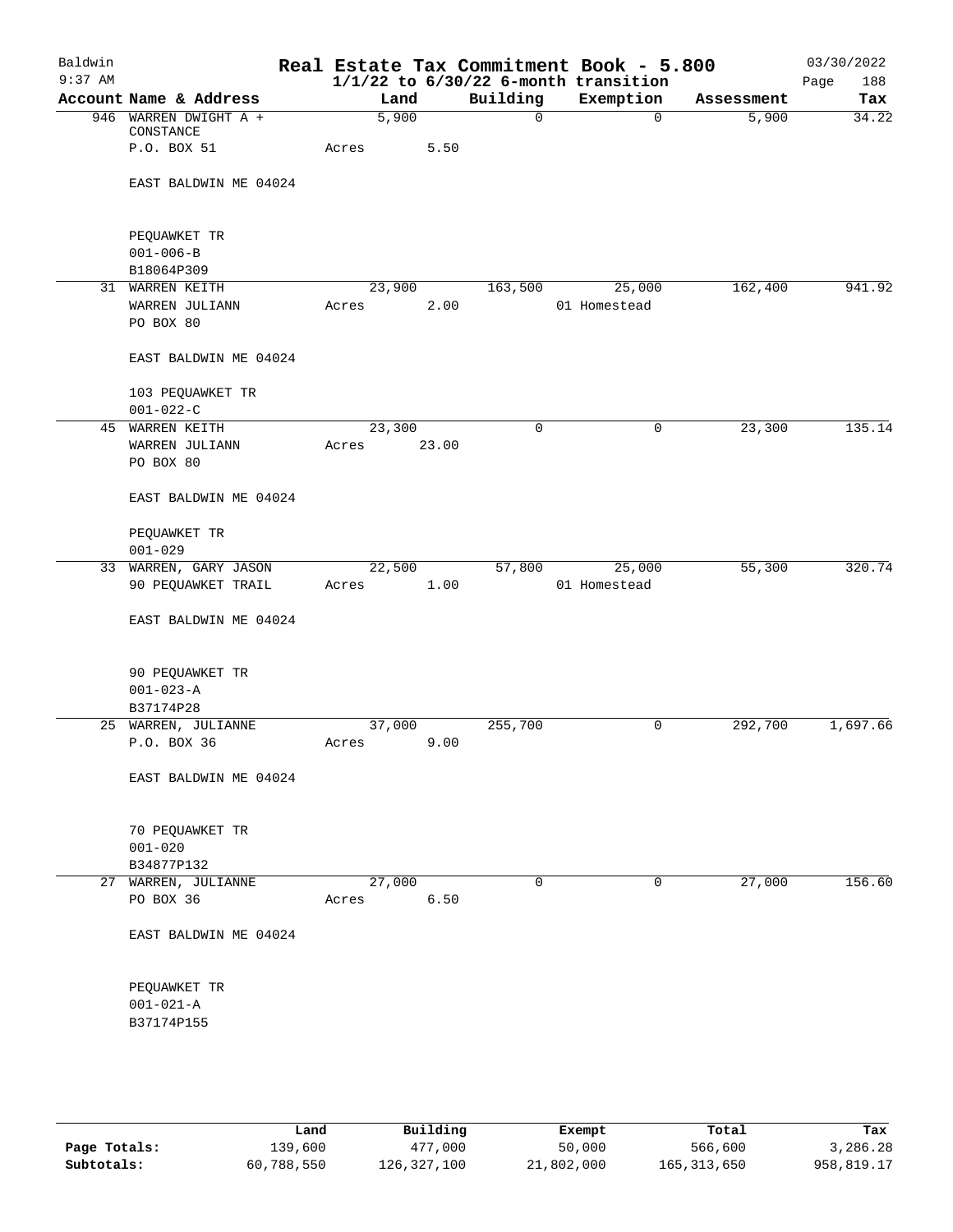# Baldwin

**Real Estate Tax Commitment Book - 5.800**
**1/1/22 to 6/30/22 6-month transition**

9:37 AM — 03/30/2022

| Account Name & Address | Land | Building | Exemption | Assessment | Tax |
|---|---|---|---|---|---|
| 946 WARREN DWIGHT A + CONSTANCE<br>P.O. BOX 51<br><br>EAST BALDWIN ME 04024<br><br>PEQUAWKET TR<br>001-006-B<br>B18064P309 | 5,900<br>Acres 5.50 | 0 | 0 | 5,900 | 34.22 |
| 31 WARREN KEITH<br>WARREN JULIANN<br>PO BOX 80<br><br>EAST BALDWIN ME 04024<br><br>103 PEQUAWKET TR<br>001-022-C | 23,900<br>Acres 2.00 | 163,500 | 25,000<br>01 Homestead | 162,400 | 941.92 |
| 45 WARREN KEITH<br>WARREN JULIANN<br>PO BOX 80<br><br>EAST BALDWIN ME 04024<br><br>PEQUAWKET TR<br>001-029 | 23,300<br>Acres 23.00 | 0 | 0 | 23,300 | 135.14 |
| 33 WARREN, GARY JASON<br>90 PEQUAWKET TRAIL<br><br>EAST BALDWIN ME 04024<br><br>90 PEQUAWKET TR<br>001-023-A<br>B37174P28 | 22,500<br>Acres 1.00 | 57,800 | 25,000<br>01 Homestead | 55,300 | 320.74 |
| 25 WARREN, JULIANNE<br>P.O. BOX 36<br><br>EAST BALDWIN ME 04024<br><br>70 PEQUAWKET TR<br>001-020<br>B34877P132 | 37,000<br>Acres 9.00 | 255,700 | 0 | 292,700 | 1,697.66 |
| 27 WARREN, JULIANNE<br>PO BOX 36<br><br>EAST BALDWIN ME 04024<br><br>PEQUAWKET TR<br>001-021-A<br>B37174P155 | 27,000<br>Acres 6.50 | 0 | 0 | 27,000 | 156.60 |

| | Land | Building | Exempt | Total | Tax |
|---|---|---|---|---|---|
| **Page Totals:** | 139,600 | 477,000 | 50,000 | 566,600 | 3,286.28 |
| **Subtotals:** | 60,788,550 | 126,327,100 | 21,802,000 | 165,313,650 | 958,819.17 |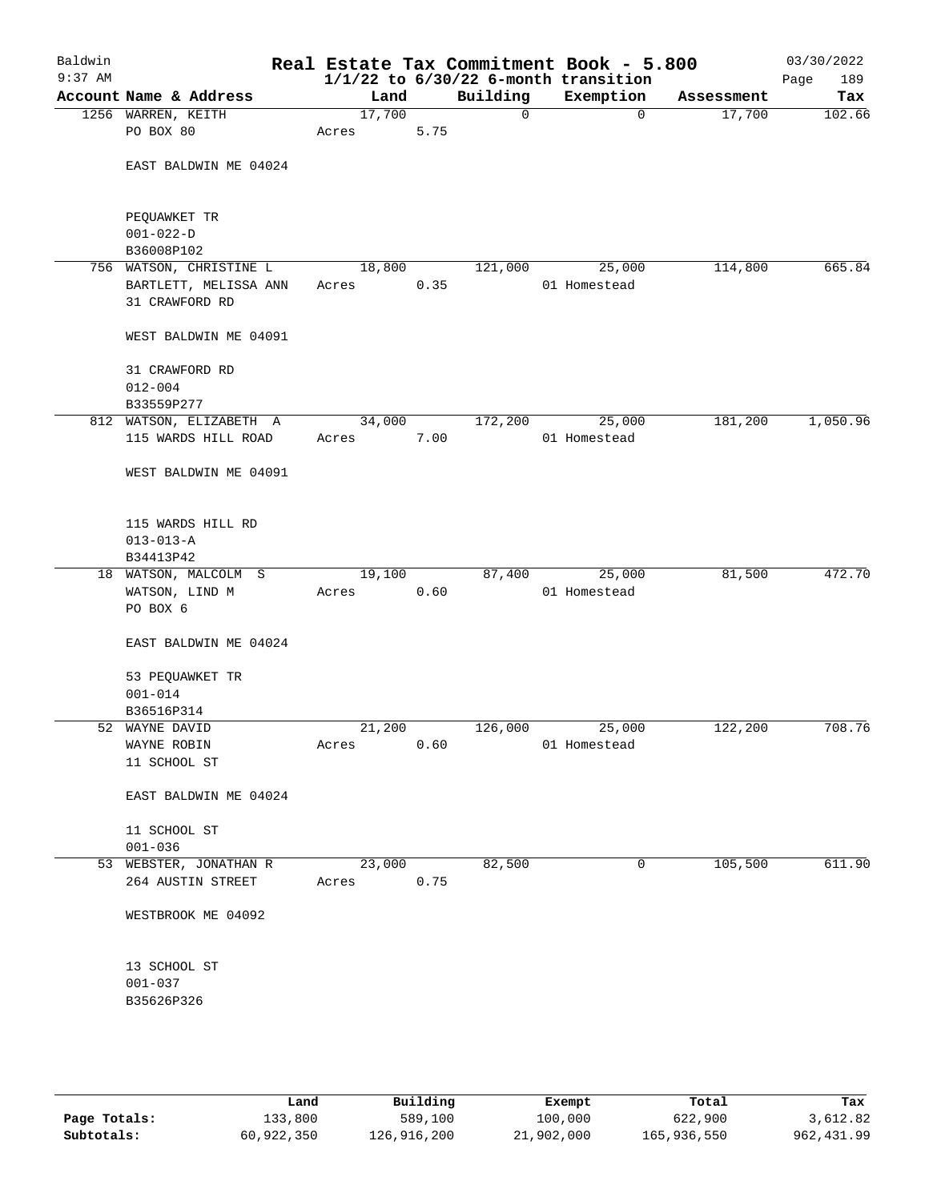Baldwin 9:37 AM

# Real Estate Tax Commitment Book - 5.800
## 1/1/22 to 6/30/22 6-month transition

03/30/2022 Page 189

| Account Name & Address | Land | Building | Exemption | Assessment | Tax |
|---|---|---|---|---|---|
| 1256 WARREN, KEITH<br>PO BOX 80<br><br>EAST BALDWIN ME 04024<br><br>PEQUAWKET TR<br>001-022-D<br>B36008P102 | 17,700<br>Acres 5.75 | 0 | 0 | 17,700 | 102.66 |
| 756 WATSON, CHRISTINE L<br>BARTLETT, MELISSA ANN<br>31 CRAWFORD RD<br><br>WEST BALDWIN ME 04091<br><br>31 CRAWFORD RD<br>012-004<br>B33559P277 | 18,800<br>Acres 0.35 | 121,000 | 25,000<br>01 Homestead | 114,800 | 665.84 |
| 812 WATSON, ELIZABETH A<br>115 WARDS HILL ROAD<br><br>WEST BALDWIN ME 04091<br><br>115 WARDS HILL RD<br>013-013-A<br>B34413P42 | 34,000<br>Acres 7.00 | 172,200 | 25,000<br>01 Homestead | 181,200 | 1,050.96 |
| 18 WATSON, MALCOLM S<br>WATSON, LIND M<br>PO BOX 6<br><br>EAST BALDWIN ME 04024<br><br>53 PEQUAWKET TR<br>001-014<br>B36516P314 | 19,100<br>Acres 0.60 | 87,400 | 25,000<br>01 Homestead | 81,500 | 472.70 |
| 52 WAYNE DAVID<br>WAYNE ROBIN<br>11 SCHOOL ST<br><br>EAST BALDWIN ME 04024<br><br>11 SCHOOL ST<br>001-036 | 21,200<br>Acres 0.60 | 126,000 | 25,000<br>01 Homestead | 122,200 | 708.76 |
| 53 WEBSTER, JONATHAN R<br>264 AUSTIN STREET<br><br>WESTBROOK ME 04092<br><br>13 SCHOOL ST<br>001-037<br>B35626P326 | 23,000<br>Acres 0.75 | 82,500 | 0 | 105,500 | 611.90 |

| | Land | Building | Exempt | Total | Tax |
|---|---|---|---|---|---|
| **Page Totals:** | 133,800 | 589,100 | 100,000 | 622,900 | 3,612.82 |
| **Subtotals:** | 60,922,350 | 126,916,200 | 21,902,000 | 165,936,550 | 962,431.99 |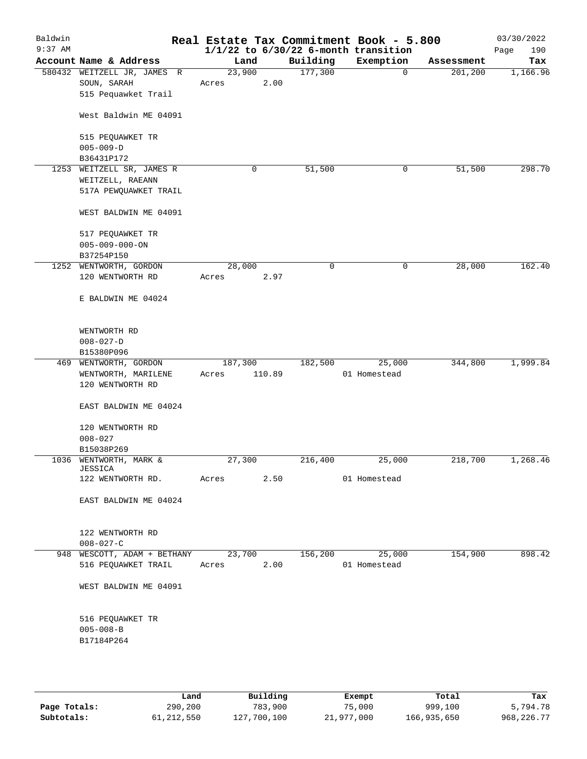# Real Estate Tax Commitment Book - 5.800

Baldwin
9:37 AM

$1/1/22$ to $6/30/22$ 6-month transition

03/30/2022

| Account | Name & Address | Land | Building | Exemption | Assessment | Tax |
|---|---|---|---|---|---|---|
| 580432 | WEITZELL JR, JAMES R<br>SOUN, SARAH<br>515 Pequawket Trail<br><br>West Baldwin ME 04091<br><br>515 PEQUAWKET TR<br>005-009-D<br>B36431P172 | 23,900<br>Acres 2.00 | 177,300 | 0 | 201,200 | 1,166.96 |
| 1253 | WEITZELL SR, JAMES R<br>WEITZELL, RAEANN<br>517A PEWQUAWKET TRAIL<br><br>WEST BALDWIN ME 04091<br><br>517 PEQUAWKET TR<br>005-009-000-ON<br>B37254P150 | 0 | 51,500 | 0 | 51,500 | 298.70 |
| 1252 | WENTWORTH, GORDON<br>120 WENTWORTH RD<br><br>E BALDWIN ME 04024<br><br>WENTWORTH RD<br>008-027-D<br>B15380P096 | 28,000<br>Acres 2.97 | 0 | 0 | 28,000 | 162.40 |
| 469 | WENTWORTH, GORDON<br>WENTWORTH, MARILENE<br>120 WENTWORTH RD<br><br>EAST BALDWIN ME 04024<br><br>120 WENTWORTH RD<br>008-027<br>B15038P269 | 187,300<br>Acres 110.89 | 182,500 | 25,000<br>01 Homestead | 344,800 | 1,999.84 |
| 1036 | WENTWORTH, MARK & JESSICA<br>122 WENTWORTH RD.<br><br>EAST BALDWIN ME 04024<br><br>122 WENTWORTH RD<br>008-027-C | 27,300<br>Acres 2.50 | 216,400 | 25,000<br>01 Homestead | 218,700 | 1,268.46 |
| 948 | WESCOTT, ADAM + BETHANY<br>516 PEQUAWKET TRAIL<br><br>WEST BALDWIN ME 04091<br><br>516 PEQUAWKET TR<br>005-008-B<br>B17184P264 | 23,700<br>Acres 2.00 | 156,200 | 25,000<br>01 Homestead | 154,900 | 898.42 |

| | Land | Building | Exempt | Total | Tax |
|---|---|---|---|---|---|
| Page Totals: | 290,200 | 783,900 | 75,000 | 999,100 | 5,794.78 |
| Subtotals: | 61,212,550 | 127,700,100 | 21,977,000 | 166,935,650 | 968,226.77 |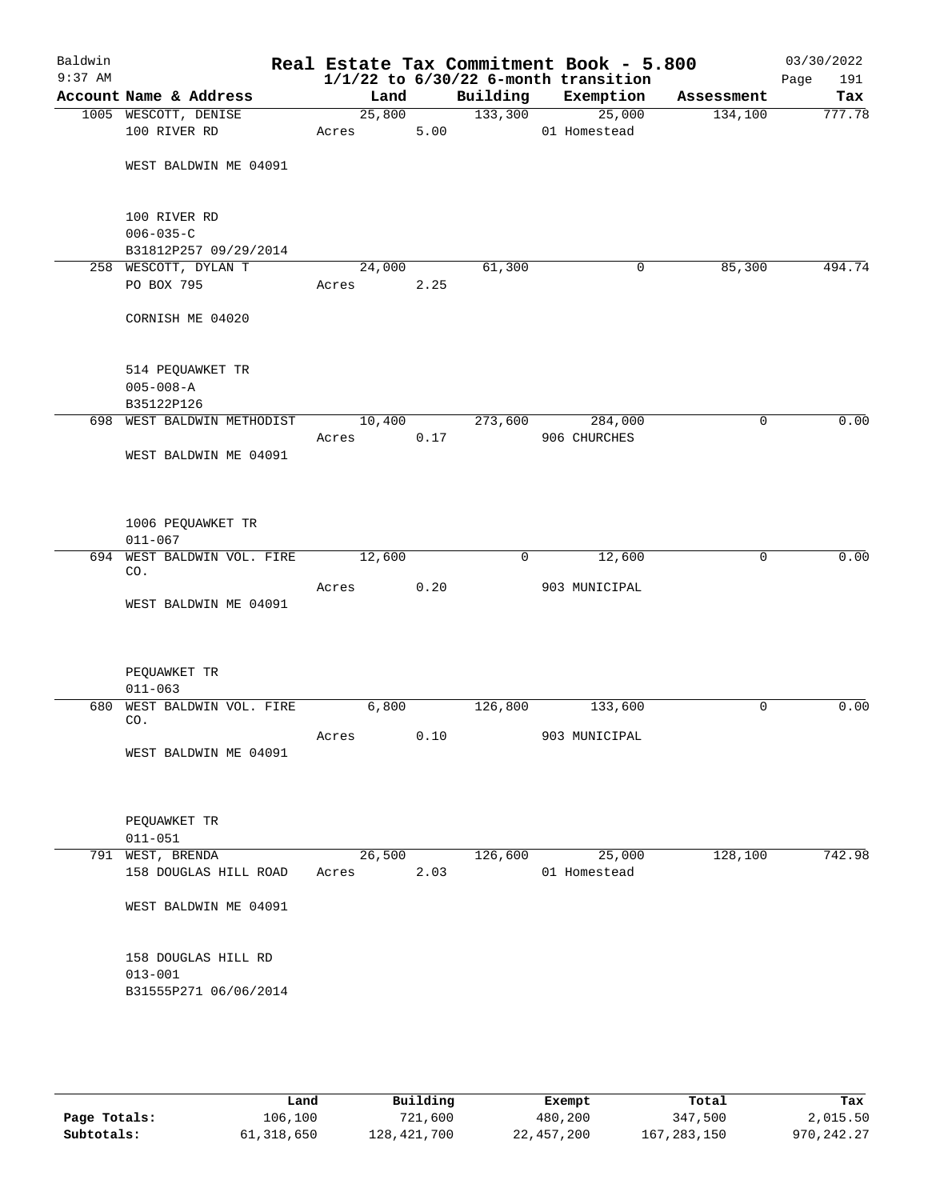# Real Estate Tax Commitment Book - 5.800

Baldwin
9:37 AM

1/1/22 to 6/30/22 6-month transition

03/30/2022

| Account | Name & Address | Land | Building | Exemption | Assessment | Tax |
|---|---|---|---|---|---|---|
| 1005 | WESCOTT, DENISE<br>100 RIVER RD<br><br>WEST BALDWIN ME 04091<br><br>100 RIVER RD<br>006-035-C<br>B31812P257 09/29/2014 | 25,800<br>Acres 5.00 | 133,300 | 25,000<br>01 Homestead | 134,100 | 777.78 |
| 258 | WESCOTT, DYLAN T<br>PO BOX 795<br><br>CORNISH ME 04020<br><br>514 PEQUAWKET TR<br>005-008-A<br>B35122P126 | 24,000<br>Acres 2.25 | 61,300 | 0 | 85,300 | 494.74 |
| 698 | WEST BALDWIN METHODIST<br><br>WEST BALDWIN ME 04091<br><br>1006 PEQUAWKET TR<br>011-067 | 10,400<br>Acres 0.17 | 273,600 | 284,000<br>906 CHURCHES | 0 | 0.00 |
| 694 | WEST BALDWIN VOL. FIRE CO.<br><br>WEST BALDWIN ME 04091<br><br>PEQUAWKET TR<br>011-063 | 12,600<br>Acres 0.20 | 0 | 12,600<br>903 MUNICIPAL | 0 | 0.00 |
| 680 | WEST BALDWIN VOL. FIRE CO.<br><br>WEST BALDWIN ME 04091<br><br>PEQUAWKET TR<br>011-051 | 6,800<br>Acres 0.10 | 126,800 | 133,600<br>903 MUNICIPAL | 0 | 0.00 |
| 791 | WEST, BRENDA<br>158 DOUGLAS HILL ROAD<br><br>WEST BALDWIN ME 04091<br><br>158 DOUGLAS HILL RD<br>013-001<br>B31555P271 06/06/2014 | 26,500<br>Acres 2.03 | 126,600 | 25,000<br>01 Homestead | 128,100 | 742.98 |

| | Land | Building | Exempt | Total | Tax |
|---|---|---|---|---|---|
| Page Totals: | 106,100 | 721,600 | 480,200 | 347,500 | 2,015.50 |
| Subtotals: | 61,318,650 | 128,421,700 | 22,457,200 | 167,283,150 | 970,242.27 |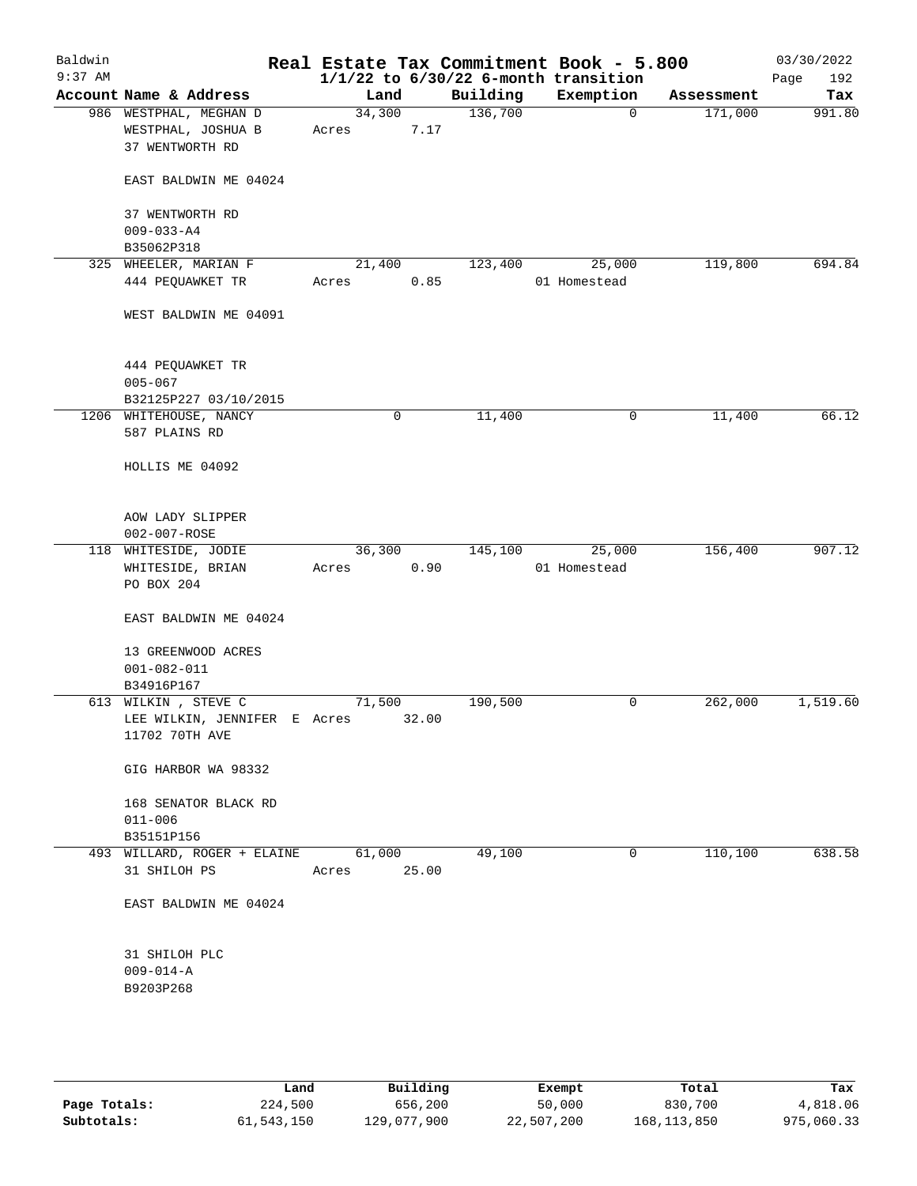# Real Estate Tax Commitment Book - 5.800

## 1/1/22 to 6/30/22 6-month transition

Baldwin 9:37 AM — 03/30/2022

| Account Name & Address | Land | Building | Exemption | Assessment | Tax |
|---|---|---|---|---|---|
| 986 WESTPHAL, MEGHAN D<br>WESTPHAL, JOSHUA B<br>37 WENTWORTH RD<br><br>EAST BALDWIN ME 04024<br><br>37 WENTWORTH RD<br>009-033-A4<br>B35062P318 | 34,300<br>Acres 7.17 | 136,700 | 0 | 171,000 | 991.80 |
| 325 WHEELER, MARIAN F<br>444 PEQUAWKET TR<br><br>WEST BALDWIN ME 04091<br><br>444 PEQUAWKET TR<br>005-067<br>B32125P227 03/10/2015 | 21,400<br>Acres 0.85 | 123,400 | 25,000<br>01 Homestead | 119,800 | 694.84 |
| 1206 WHITEHOUSE, NANCY<br>587 PLAINS RD<br><br>HOLLIS ME 04092<br><br>AOW LADY SLIPPER<br>002-007-ROSE | 0 | 11,400 | 0 | 11,400 | 66.12 |
| 118 WHITESIDE, JODIE<br>WHITESIDE, BRIAN<br>PO BOX 204<br><br>EAST BALDWIN ME 04024<br><br>13 GREENWOOD ACRES<br>001-082-011<br>B34916P167 | 36,300<br>Acres 0.90 | 145,100 | 25,000<br>01 Homestead | 156,400 | 907.12 |
| 613 WILKIN , STEVE C<br>LEE WILKIN, JENNIFER E<br>11702 70TH AVE<br><br>GIG HARBOR WA 98332<br><br>168 SENATOR BLACK RD<br>011-006<br>B35151P156 | 71,500<br>Acres 32.00 | 190,500 | 0 | 262,000 | 1,519.60 |
| 493 WILLARD, ROGER + ELAINE<br>31 SHILOH PS<br><br>EAST BALDWIN ME 04024<br><br>31 SHILOH PLC<br>009-014-A<br>B9203P268 | 61,000<br>Acres 25.00 | 49,100 | 0 | 110,100 | 638.58 |

| | Land | Building | Exempt | Total | Tax |
|---|---|---|---|---|---|
| Page Totals: | 224,500 | 656,200 | 50,000 | 830,700 | 4,818.06 |
| Subtotals: | 61,543,150 | 129,077,900 | 22,507,200 | 168,113,850 | 975,060.33 |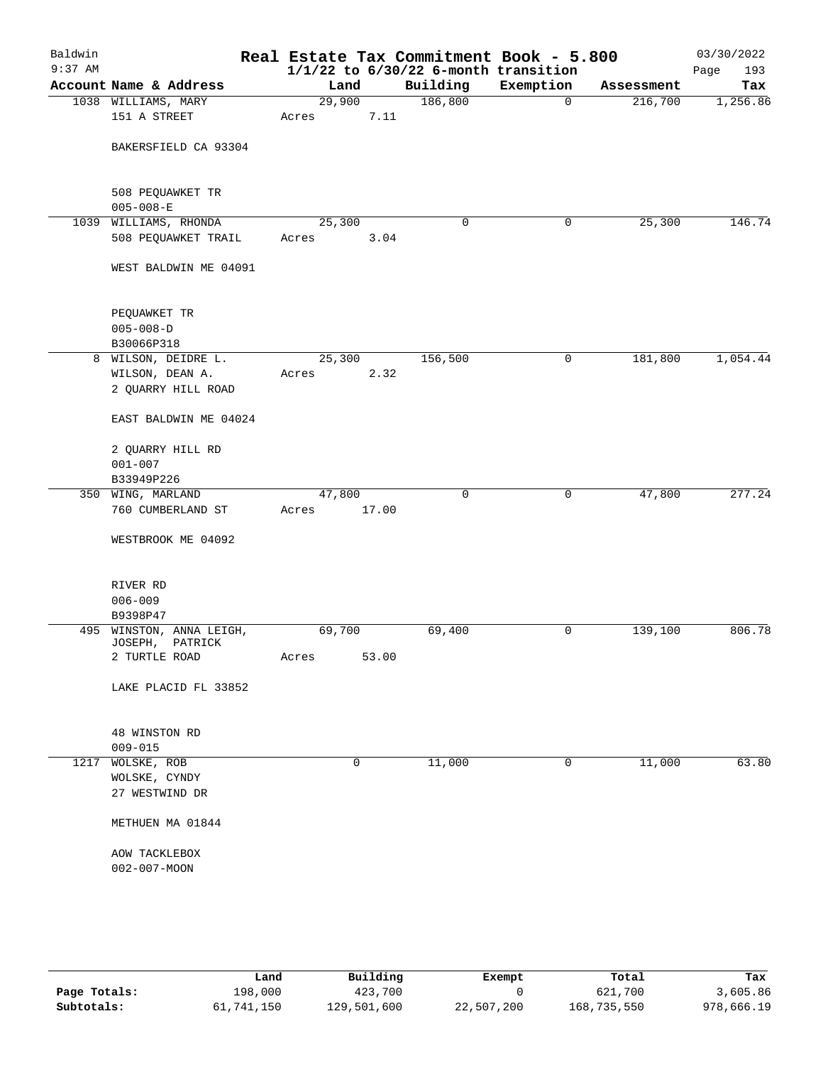Baldwin 9:37 AM

# Real Estate Tax Commitment Book - 5.800

1/1/22 to 6/30/22 6-month transition

03/30/2022

| Account | Name & Address | Land | | Building | Exemption | Assessment | Tax |
|---|---|---|---|---|---|---|---|
| 1038 | WILLIAMS, MARY<br>151 A STREET<br><br>BAKERSFIELD CA 93304<br><br>508 PEQUAWKET TR<br>005-008-E | 29,900 | Acres 7.11 | 186,800 | 0 | 216,700 | 1,256.86 |
| 1039 | WILLIAMS, RHONDA<br>508 PEQUAWKET TRAIL<br><br>WEST BALDWIN ME 04091<br><br>PEQUAWKET TR<br>005-008-D<br>B30066P318 | 25,300 | Acres 3.04 | 0 | 0 | 25,300 | 146.74 |
| 8 | WILSON, DEIDRE L.<br>WILSON, DEAN A.<br>2 QUARRY HILL ROAD<br><br>EAST BALDWIN ME 04024<br><br>2 QUARRY HILL RD<br>001-007<br>B33949P226 | 25,300 | Acres 2.32 | 156,500 | 0 | 181,800 | 1,054.44 |
| 350 | WING, MARLAND<br>760 CUMBERLAND ST<br><br>WESTBROOK ME 04092<br><br>RIVER RD<br>006-009<br>B9398P47 | 47,800 | Acres 17.00 | 0 | 0 | 47,800 | 277.24 |
| 495 | WINSTON, ANNA LEIGH,<br>JOSEPH, PATRICK<br>2 TURTLE ROAD<br><br>LAKE PLACID FL 33852<br><br>48 WINSTON RD<br>009-015 | 69,700 | Acres 53.00 | 69,400 | 0 | 139,100 | 806.78 |
| 1217 | WOLSKE, ROB<br>WOLSKE, CYNDY<br>27 WESTWIND DR<br><br>METHUEN MA 01844<br><br>AOW TACKLEBOX<br>002-007-MOON | 0 | | 11,000 | 0 | 11,000 | 63.80 |

| | Land | Building | Exempt | Total | Tax |
|---|---|---|---|---|---|
| Page Totals: | 198,000 | 423,700 | 0 | 621,700 | 3,605.86 |
| Subtotals: | 61,741,150 | 129,501,600 | 22,507,200 | 168,735,550 | 978,666.19 |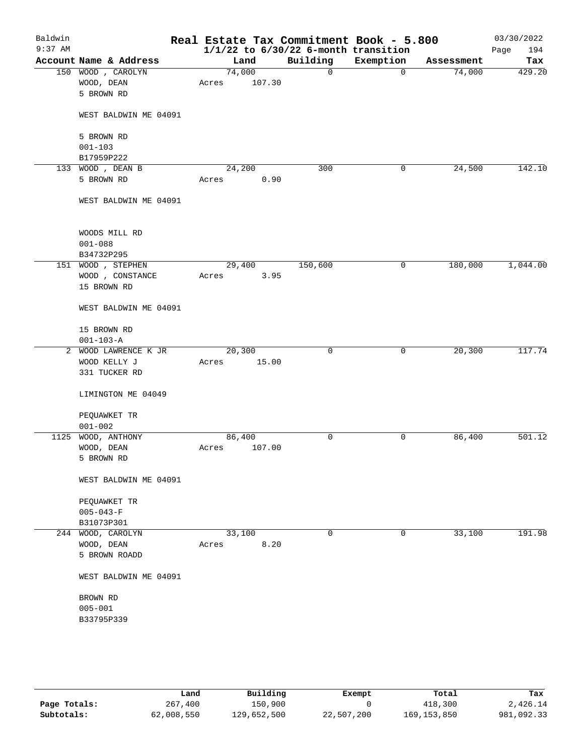Baldwin 9:37 AM

# Real Estate Tax Commitment Book - 5.800

## 1/1/22 to 6/30/22 6-month transition

03/30/2022

| Account | Name & Address | Land | Building | Exemption | Assessment | Tax |
|---|---|---|---|---|---|---|
| 150 | WOOD , CAROLYN<br>WOOD, DEAN<br>5 BROWN RD<br><br>WEST BALDWIN ME 04091<br><br>5 BROWN RD<br>001-103<br>B17959P222 | 74,000<br>Acres 107.30 | 0 | 0 | 74,000 | 429.20 |
| 133 | WOOD , DEAN B<br>5 BROWN RD<br><br>WEST BALDWIN ME 04091<br><br>WOODS MILL RD<br>001-088<br>B34732P295 | 24,200<br>Acres 0.90 | 300 | 0 | 24,500 | 142.10 |
| 151 | WOOD , STEPHEN<br>WOOD , CONSTANCE<br>15 BROWN RD<br><br>WEST BALDWIN ME 04091<br><br>15 BROWN RD<br>001-103-A | 29,400<br>Acres 3.95 | 150,600 | 0 | 180,000 | 1,044.00 |
| 2 | WOOD LAWRENCE K JR<br>WOOD KELLY J<br>331 TUCKER RD<br><br>LIMINGTON ME 04049<br><br>PEQUAWKET TR<br>001-002 | 20,300<br>Acres 15.00 | 0 | 0 | 20,300 | 117.74 |
| 1125 | WOOD, ANTHONY<br>WOOD, DEAN<br>5 BROWN RD<br><br>WEST BALDWIN ME 04091<br><br>PEQUAWKET TR<br>005-043-F<br>B31073P301 | 86,400<br>Acres 107.00 | 0 | 0 | 86,400 | 501.12 |
| 244 | WOOD, CAROLYN<br>WOOD, DEAN<br>5 BROWN ROADD<br><br>WEST BALDWIN ME 04091<br><br>BROWN RD<br>005-001<br>B33795P339 | 33,100<br>Acres 8.20 | 0 | 0 | 33,100 | 191.98 |

| | Land | Building | Exempt | Total | Tax |
|---|---|---|---|---|---|
| Page Totals: | 267,400 | 150,900 | 0 | 418,300 | 2,426.14 |
| Subtotals: | 62,008,550 | 129,652,500 | 22,507,200 | 169,153,850 | 981,092.33 |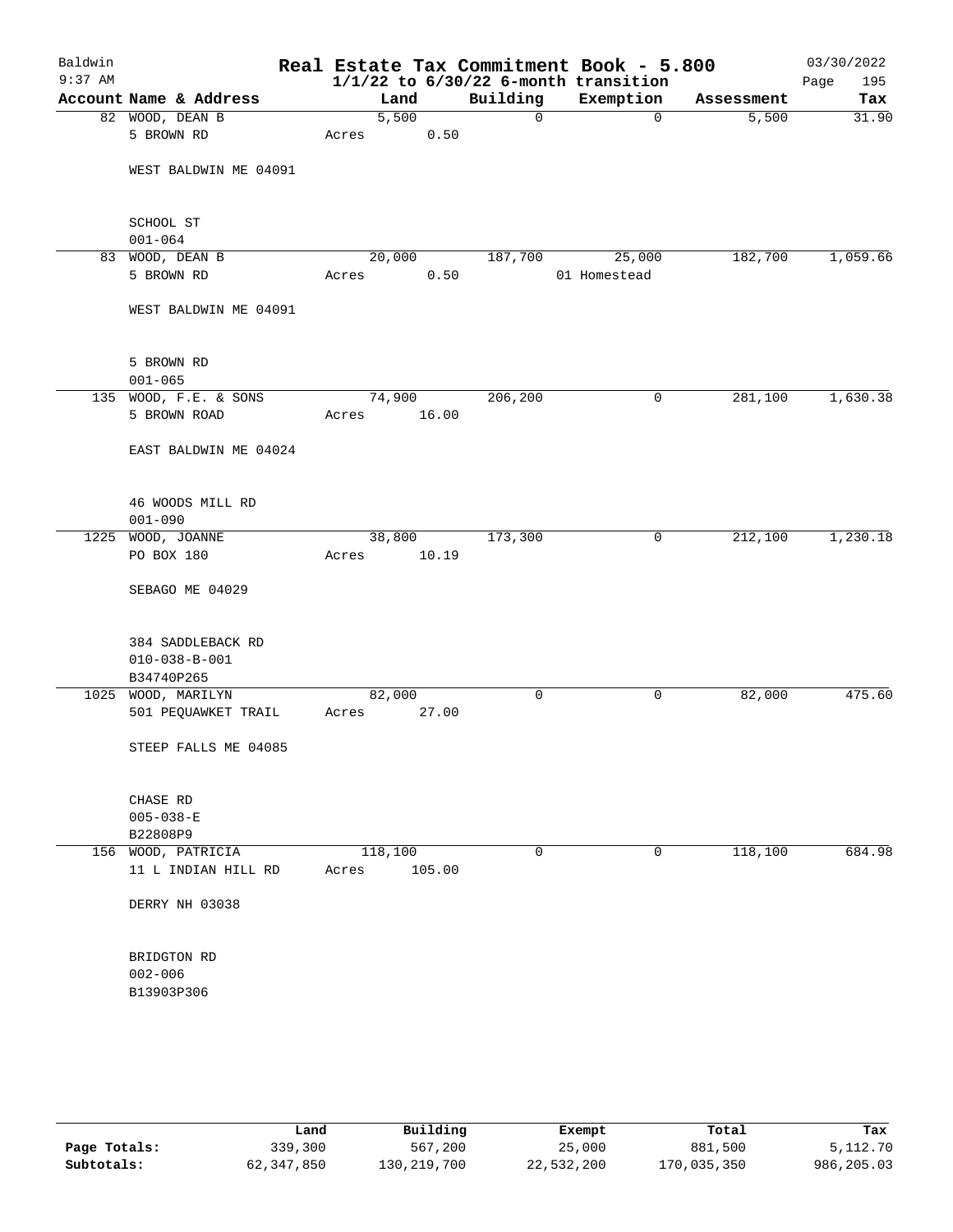# Real Estate Tax Commitment Book - 5.800

Baldwin 9:37 AM

$1/1/22$ to $6/30/22$ 6-month transition

03/30/2022

| Account | Name & Address | Land | | Building | Exemption | Assessment | Tax |
|---|---|---|---|---|---|---|---|
| 82 | WOOD, DEAN B<br>5 BROWN RD<br><br>WEST BALDWIN ME 04091<br><br>SCHOOL ST<br>001-064 | 5,500<br>Acres 0.50 | | 0 | 0 | 5,500 | 31.90 |
| 83 | WOOD, DEAN B<br>5 BROWN RD<br><br>WEST BALDWIN ME 04091<br><br>5 BROWN RD<br>001-065 | 20,000<br>Acres 0.50 | | 187,700 | 25,000<br>01 Homestead | 182,700 | 1,059.66 |
| 135 | WOOD, F.E. & SONS<br>5 BROWN ROAD<br><br>EAST BALDWIN ME 04024<br><br>46 WOODS MILL RD<br>001-090 | 74,900<br>Acres 16.00 | | 206,200 | 0 | 281,100 | 1,630.38 |
| 1225 | WOOD, JOANNE<br>PO BOX 180<br><br>SEBAGO ME 04029<br><br>384 SADDLEBACK RD<br>010-038-B-001<br>B34740P265 | 38,800<br>Acres 10.19 | | 173,300 | 0 | 212,100 | 1,230.18 |
| 1025 | WOOD, MARILYN<br>501 PEQUAWKET TRAIL<br><br>STEEP FALLS ME 04085<br><br>CHASE RD<br>005-038-E<br>B22808P9 | 82,000<br>Acres 27.00 | | 0 | 0 | 82,000 | 475.60 |
| 156 | WOOD, PATRICIA<br>11 L INDIAN HILL RD<br><br>DERRY NH 03038<br><br>BRIDGTON RD<br>002-006<br>B13903P306 | 118,100<br>Acres 105.00 | | 0 | 0 | 118,100 | 684.98 |

| | Land | Building | Exempt | Total | Tax |
|---|---|---|---|---|---|
| Page Totals: | 339,300 | 567,200 | 25,000 | 881,500 | 5,112.70 |
| Subtotals: | 62,347,850 | 130,219,700 | 22,532,200 | 170,035,350 | 986,205.03 |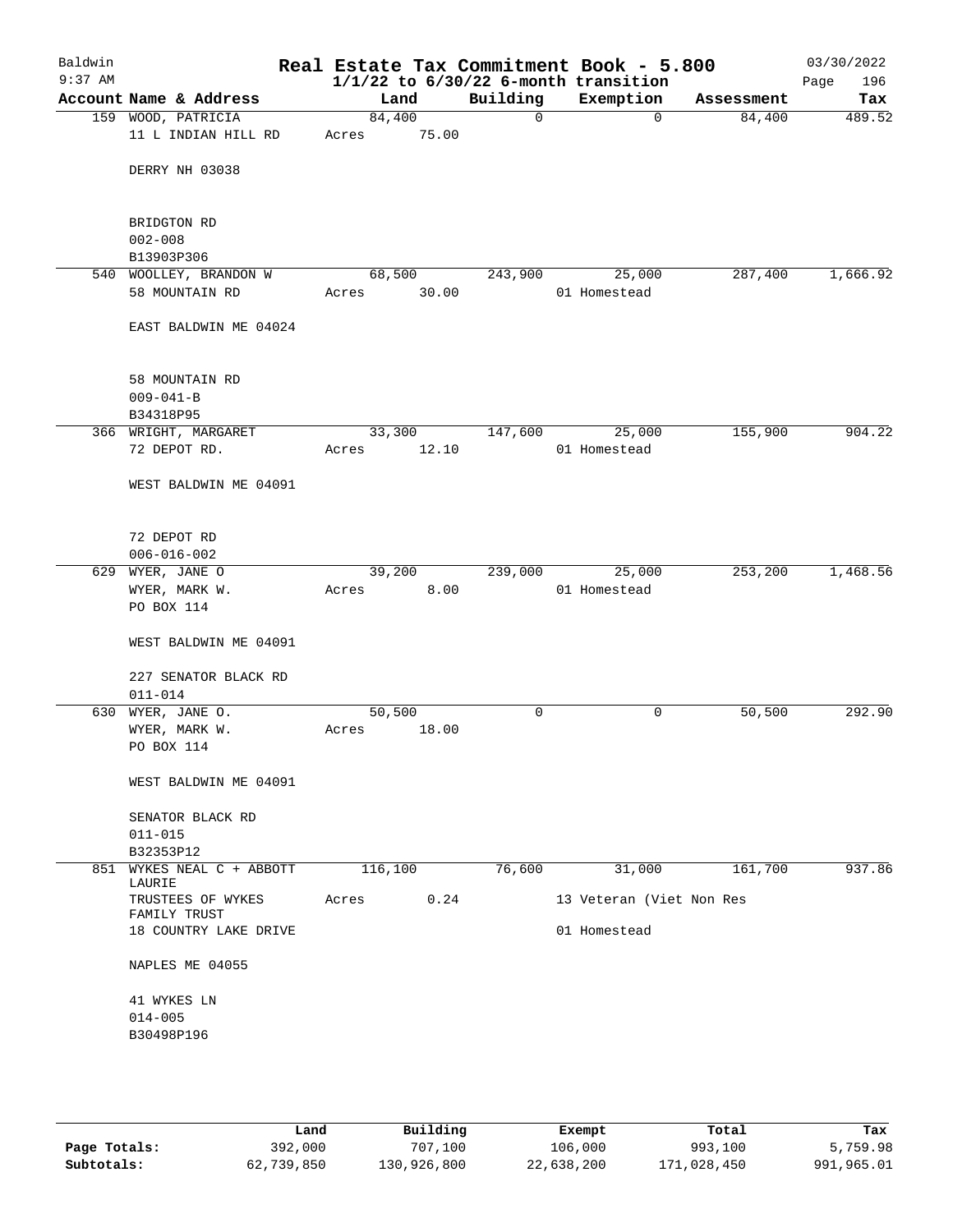Baldwin 9:37 AM

# Real Estate Tax Commitment Book - 5.800

## 1/1/22 to 6/30/22 6-month transition

03/30/2022 Page 196

| Account Name & Address | Land | Building | Exemption | Assessment | Tax |
|---|---|---|---|---|---|
| 159 WOOD, PATRICIA<br>11 L INDIAN HILL RD<br><br>DERRY NH 03038<br><br>BRIDGTON RD<br>002-008<br>B13903P306 | 84,400<br>Acres 75.00 | 0 | 0 | 84,400 | 489.52 |
| 540 WOOLLEY, BRANDON W<br>58 MOUNTAIN RD<br><br>EAST BALDWIN ME 04024<br><br>58 MOUNTAIN RD<br>009-041-B<br>B34318P95 | 68,500<br>Acres 30.00 | 243,900 | 25,000<br>01 Homestead | 287,400 | 1,666.92 |
| 366 WRIGHT, MARGARET<br>72 DEPOT RD.<br><br>WEST BALDWIN ME 04091<br><br>72 DEPOT RD<br>006-016-002 | 33,300<br>Acres 12.10 | 147,600 | 25,000<br>01 Homestead | 155,900 | 904.22 |
| 629 WYER, JANE O<br>WYER, MARK W.<br>PO BOX 114<br><br>WEST BALDWIN ME 04091<br><br>227 SENATOR BLACK RD<br>011-014 | 39,200<br>Acres 8.00 | 239,000 | 25,000<br>01 Homestead | 253,200 | 1,468.56 |
| 630 WYER, JANE O.<br>WYER, MARK W.<br>PO BOX 114<br><br>WEST BALDWIN ME 04091<br><br>SENATOR BLACK RD<br>011-015<br>B32353P12 | 50,500<br>Acres 18.00 | 0 | 0 | 50,500 | 292.90 |
| 851 WYKES NEAL C + ABBOTT LAURIE<br>TRUSTEES OF WYKES FAMILY TRUST<br>18 COUNTRY LAKE DRIVE<br><br>NAPLES ME 04055<br><br>41 WYKES LN<br>014-005<br>B30498P196 | 116,100<br>Acres 0.24 | 76,600 | 31,000<br>13 Veteran (Viet Non Res<br>01 Homestead | 161,700 | 937.86 |

| | Land | Building | Exempt | Total | Tax |
|---|---|---|---|---|---|
| Page Totals: | 392,000 | 707,100 | 106,000 | 993,100 | 5,759.98 |
| Subtotals: | 62,739,850 | 130,926,800 | 22,638,200 | 171,028,450 | 991,965.01 |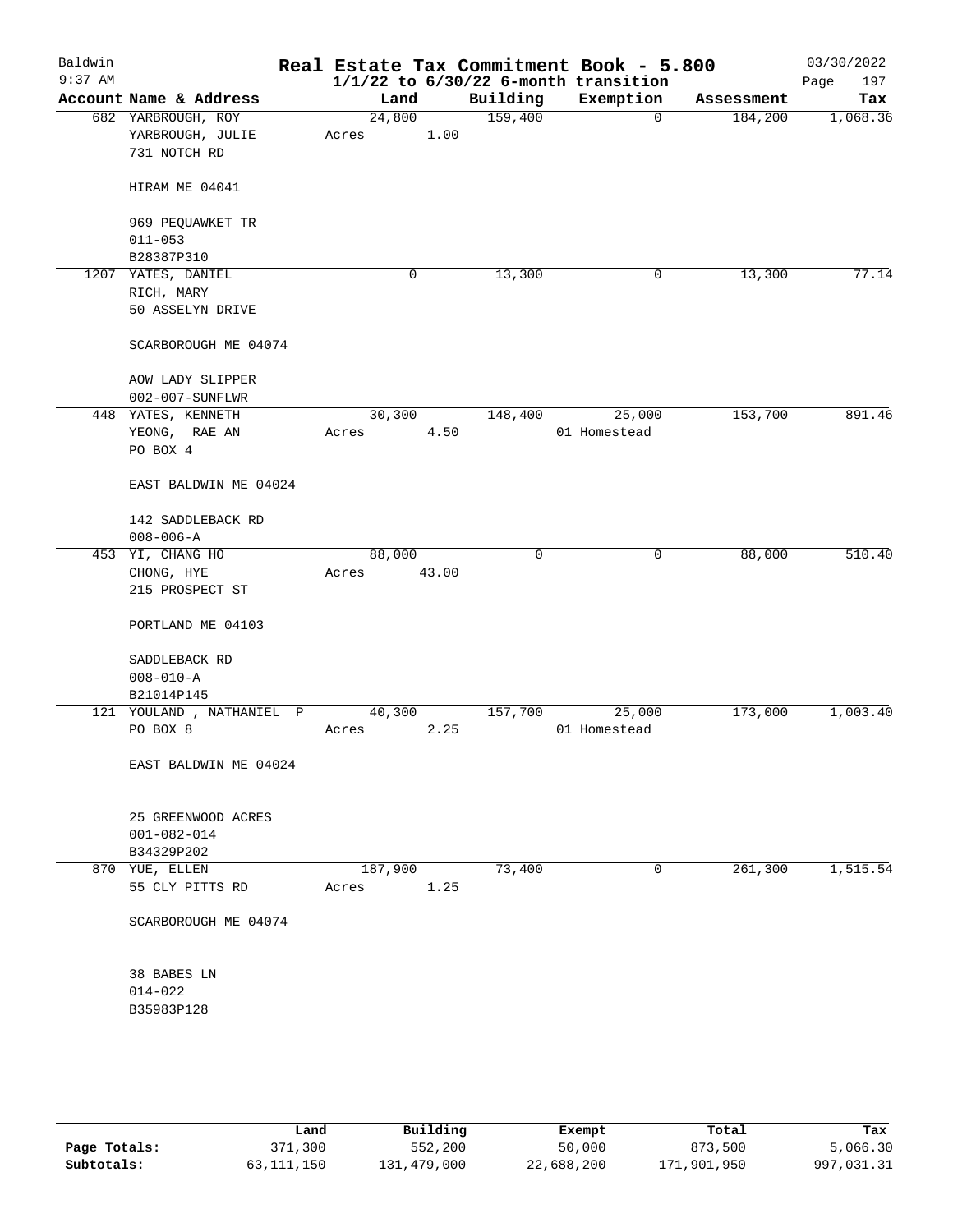# Real Estate Tax Commitment Book - 5.800

Baldwin
9:37 AM

$1/1/22$ to $6/30/22$ 6-month transition

03/30/2022

| Account Name & Address | Land | Building | Exemption | Assessment | Tax |
|---|---|---|---|---|---|
| 682 YARBROUGH, ROY<br>YARBROUGH, JULIE<br>731 NOTCH RD<br><br>HIRAM ME 04041<br><br>969 PEQUAWKET TR<br>011-053<br>B28387P310 | 24,800<br>Acres 1.00 | 159,400 | 0 | 184,200 | 1,068.36 |
| 1207 YATES, DANIEL<br>RICH, MARY<br>50 ASSELYN DRIVE<br><br>SCARBOROUGH ME 04074<br><br>AOW LADY SLIPPER<br>002-007-SUNFLWR | 0 | 13,300 | 0 | 13,300 | 77.14 |
| 448 YATES, KENNETH<br>YEONG, RAE AN<br>PO BOX 4<br><br>EAST BALDWIN ME 04024<br><br>142 SADDLEBACK RD<br>008-006-A | 30,300<br>Acres 4.50 | 148,400 | 25,000<br>01 Homestead | 153,700 | 891.46 |
| 453 YI, CHANG HO<br>CHONG, HYE<br>215 PROSPECT ST<br><br>PORTLAND ME 04103<br><br>SADDLEBACK RD<br>008-010-A<br>B21014P145 | 88,000<br>Acres 43.00 | 0 | 0 | 88,000 | 510.40 |
| 121 YOULAND , NATHANIEL P<br>PO BOX 8<br><br>EAST BALDWIN ME 04024<br><br>25 GREENWOOD ACRES<br>001-082-014<br>B34329P202 | 40,300<br>Acres 2.25 | 157,700 | 25,000<br>01 Homestead | 173,000 | 1,003.40 |
| 870 YUE, ELLEN<br>55 CLY PITTS RD<br><br>SCARBOROUGH ME 04074<br><br>38 BABES LN<br>014-022<br>B35983P128 | 187,900<br>Acres 1.25 | 73,400 | 0 | 261,300 | 1,515.54 |

| | Land | Building | Exempt | Total | Tax |
|---|---|---|---|---|---|
| **Page Totals:** | 371,300 | 552,200 | 50,000 | 873,500 | 5,066.30 |
| **Subtotals:** | 63,111,150 | 131,479,000 | 22,688,200 | 171,901,950 | 997,031.31 |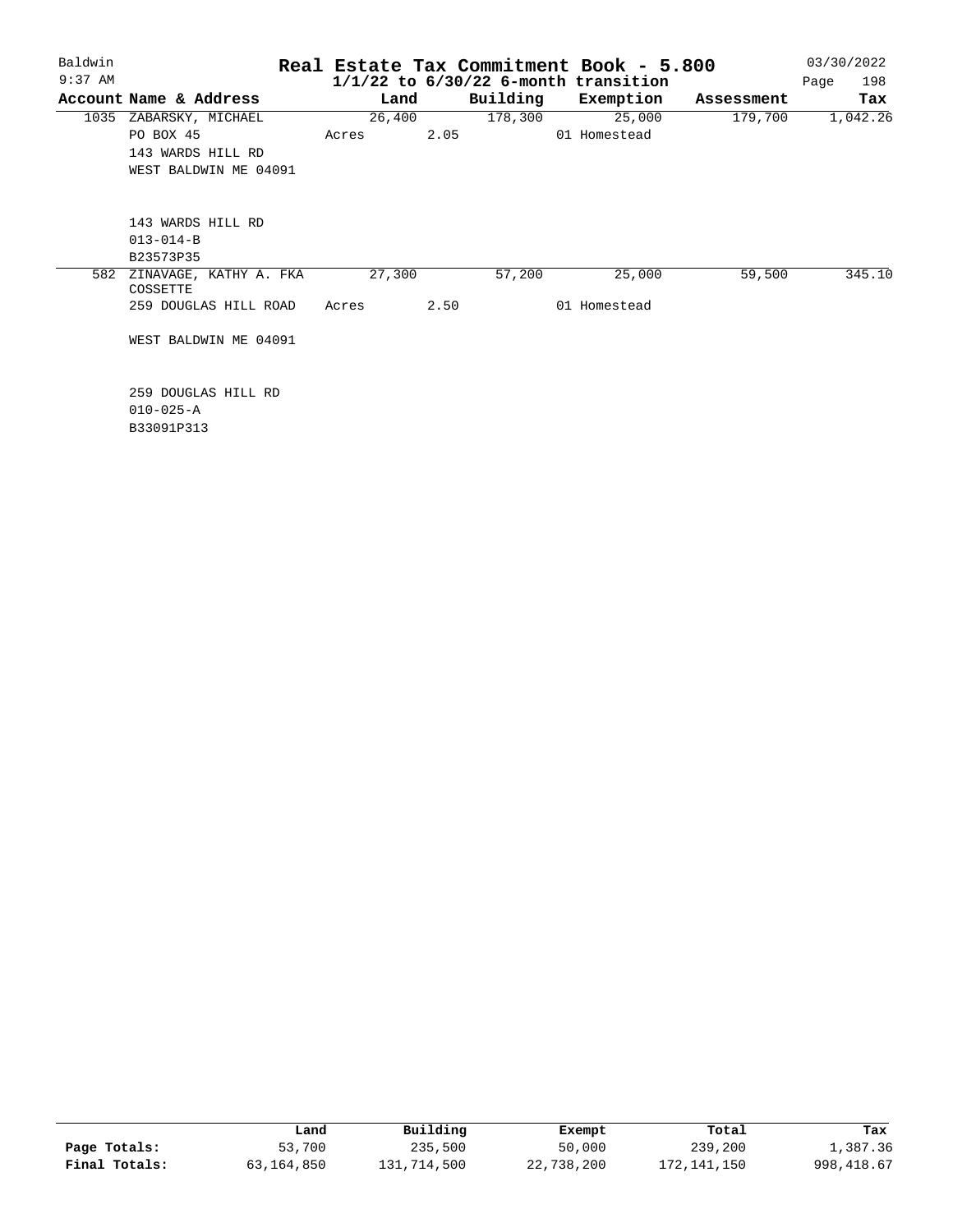# Real Estate Tax Commitment Book - 5.800

**1/1/22 to 6/30/22 6-month transition**

Baldwin 03/30/2022
9:37 AM

| Account Name & Address | Land | Building | Exemption | Assessment | Tax |
|---|---|---|---|---|---|
| 1035 ZABARSKY, MICHAEL | 26,400 | 178,300 | 25,000 | 179,700 | 1,042.26 |
| PO BOX 45 | Acres 2.05 | | 01 Homestead | | |
| 143 WARDS HILL RD | | | | | |
| WEST BALDWIN ME 04091 | | | | | |
| 143 WARDS HILL RD | | | | | |
| 013-014-B | | | | | |
| B23573P35 | | | | | |
| 582 ZINAVAGE, KATHY A. FKA COSSETTE | 27,300 | 57,200 | 25,000 | 59,500 | 345.10 |
| 259 DOUGLAS HILL ROAD | Acres 2.50 | | 01 Homestead | | |
| WEST BALDWIN ME 04091 | | | | | |
| 259 DOUGLAS HILL RD | | | | | |
| 010-025-A | | | | | |
| B33091P313 | | | | | |

| | Land | Building | Exempt | Total | Tax |
|---|---|---|---|---|---|
| **Page Totals:** | 53,700 | 235,500 | 50,000 | 239,200 | 1,387.36 |
| **Final Totals:** | 63,164,850 | 131,714,500 | 22,738,200 | 172,141,150 | 998,418.67 |